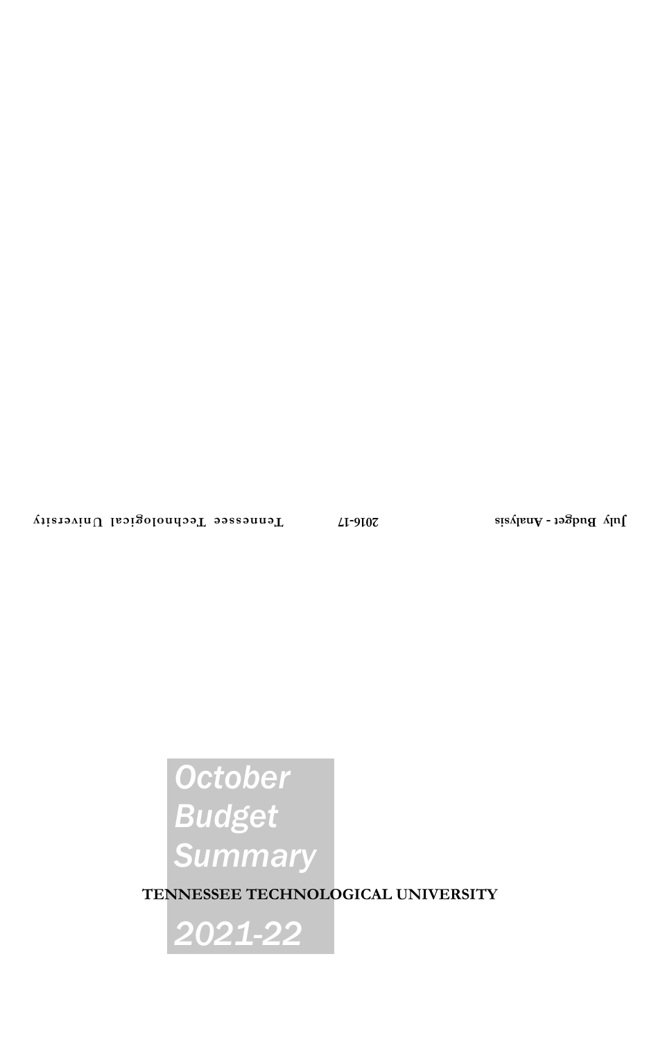July Budget - Analysis 2016-17 Tennessee Technological University

# October Budget Summary

**TENNESSEE TECHNOLOGICAL UNIVERSITY**

# 2021-22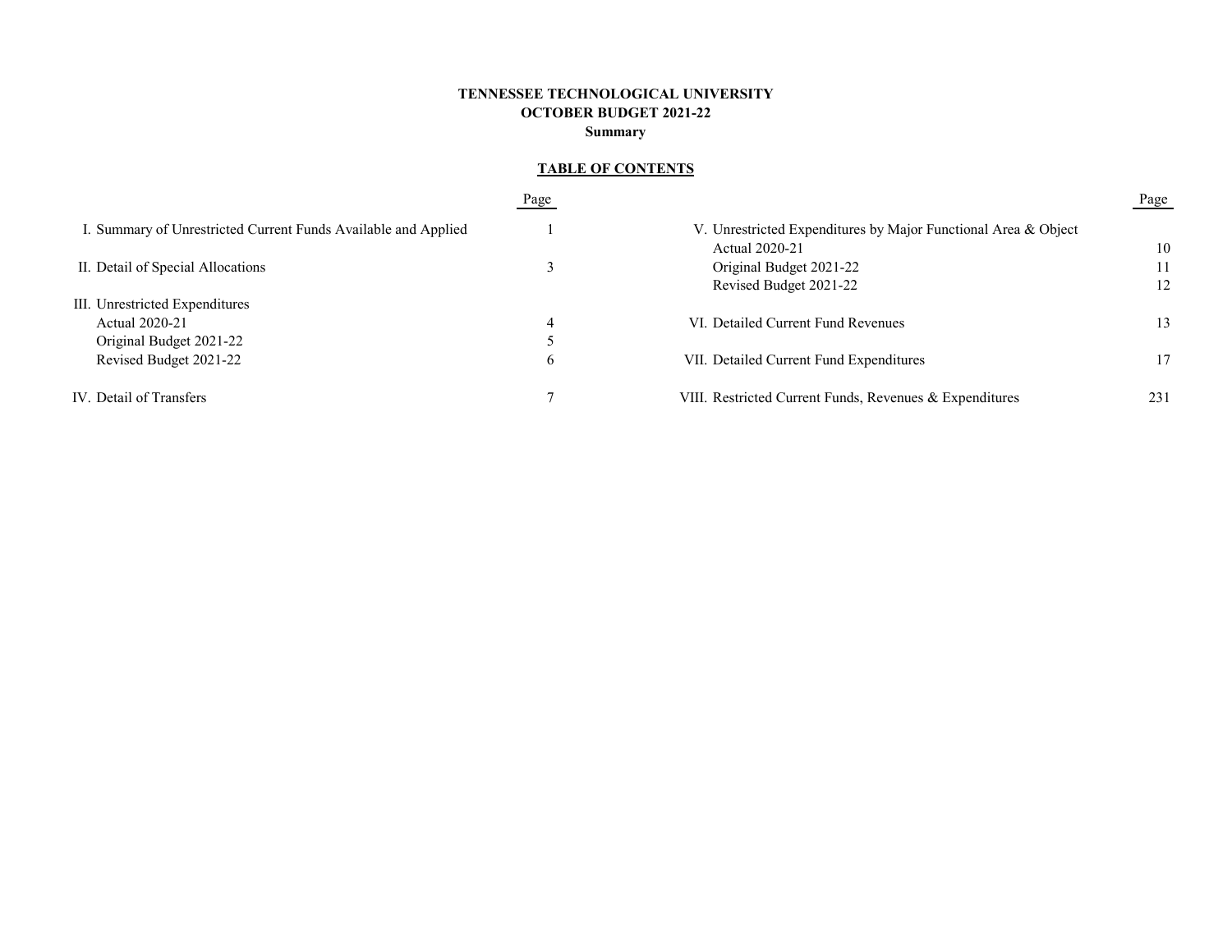**TENNESSEE TECHNOLOGICAL UNIVERSITY**
**OCTOBER BUDGET 2021-22**
**Summary**

**TABLE OF CONTENTS**

| | Page |
|---|---|
| I. Summary of Unrestricted Current Funds Available and Applied | 1 |
| II. Detail of Special Allocations | 3 |
| III. Unrestricted Expenditures | |
| Actual 2020-21 | 4 |
| Original Budget 2021-22 | 5 |
| Revised Budget 2021-22 | 6 |
| IV. Detail of Transfers | 7 |
| V. Unrestricted Expenditures by Major Functional Area & Object | |
| Actual 2020-21 | 10 |
| Original Budget 2021-22 | 11 |
| Revised Budget 2021-22 | 12 |
| VI. Detailed Current Fund Revenues | 13 |
| VII. Detailed Current Fund Expenditures | 17 |
| VIII. Restricted Current Funds, Revenues & Expenditures | 231 |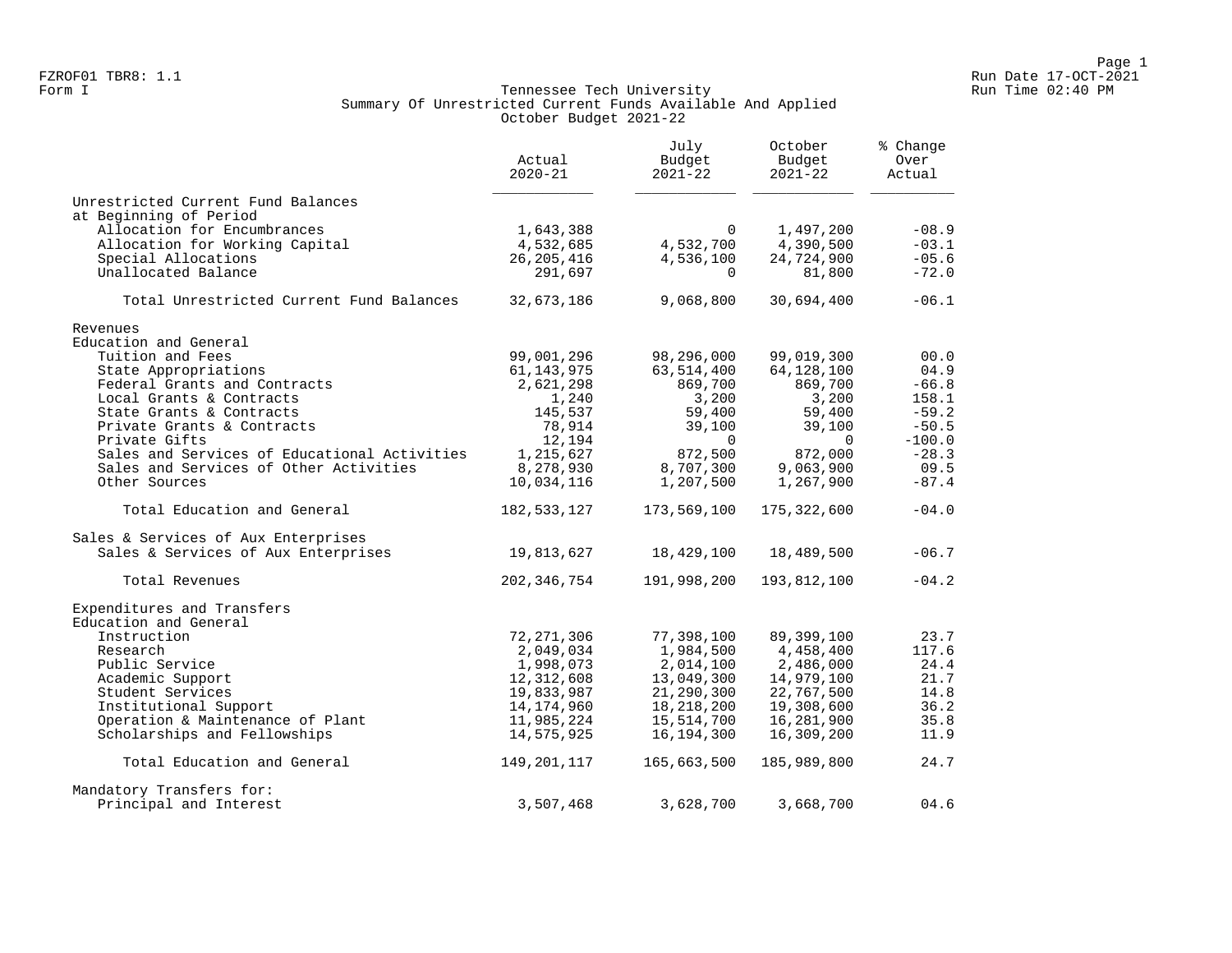FZROF01 TBR8: 1.1
Form I

# Tennessee Tech University
## Summary Of Unrestricted Current Funds Available And Applied
### October Budget 2021-22

Run Date 17-OCT-2021
Run Time 02:40 PM

| | Actual 2020-21 | July Budget 2021-22 | October Budget 2021-22 | % Change Over Actual |
|---|---|---|---|---|
| Unrestricted Current Fund Balances at Beginning of Period | | | | |
| Allocation for Encumbrances | 1,643,388 | 0 | 1,497,200 | -08.9 |
| Allocation for Working Capital | 4,532,685 | 4,532,700 | 4,390,500 | -03.1 |
| Special Allocations | 26,205,416 | 4,536,100 | 24,724,900 | -05.6 |
| Unallocated Balance | 291,697 | 0 | 81,800 | -72.0 |
| Total Unrestricted Current Fund Balances | 32,673,186 | 9,068,800 | 30,694,400 | -06.1 |
| Revenues | | | | |
| Education and General | | | | |
| Tuition and Fees | 99,001,296 | 98,296,000 | 99,019,300 | 00.0 |
| State Appropriations | 61,143,975 | 63,514,400 | 64,128,100 | 04.9 |
| Federal Grants and Contracts | 2,621,298 | 869,700 | 869,700 | -66.8 |
| Local Grants & Contracts | 1,240 | 3,200 | 3,200 | 158.1 |
| State Grants & Contracts | 145,537 | 59,400 | 59,400 | -59.2 |
| Private Grants & Contracts | 78,914 | 39,100 | 39,100 | -50.5 |
| Private Gifts | 12,194 | 0 | 0 | -100.0 |
| Sales and Services of Educational Activities | 1,215,627 | 872,500 | 872,000 | -28.3 |
| Sales and Services of Other Activities | 8,278,930 | 8,707,300 | 9,063,900 | 09.5 |
| Other Sources | 10,034,116 | 1,207,500 | 1,267,900 | -87.4 |
| Total Education and General | 182,533,127 | 173,569,100 | 175,322,600 | -04.0 |
| Sales & Services of Aux Enterprises | | | | |
| Sales & Services of Aux Enterprises | 19,813,627 | 18,429,100 | 18,489,500 | -06.7 |
| Total Revenues | 202,346,754 | 191,998,200 | 193,812,100 | -04.2 |
| Expenditures and Transfers | | | | |
| Education and General | | | | |
| Instruction | 72,271,306 | 77,398,100 | 89,399,100 | 23.7 |
| Research | 2,049,034 | 1,984,500 | 4,458,400 | 117.6 |
| Public Service | 1,998,073 | 2,014,100 | 2,486,000 | 24.4 |
| Academic Support | 12,312,608 | 13,049,300 | 14,979,100 | 21.7 |
| Student Services | 19,833,987 | 21,290,300 | 22,767,500 | 14.8 |
| Institutional Support | 14,174,960 | 18,218,200 | 19,308,600 | 36.2 |
| Operation & Maintenance of Plant | 11,985,224 | 15,514,700 | 16,281,900 | 35.8 |
| Scholarships and Fellowships | 14,575,925 | 16,194,300 | 16,309,200 | 11.9 |
| Total Education and General | 149,201,117 | 165,663,500 | 185,989,800 | 24.7 |
| Mandatory Transfers for: | | | | |
| Principal and Interest | 3,507,468 | 3,628,700 | 3,668,700 | 04.6 |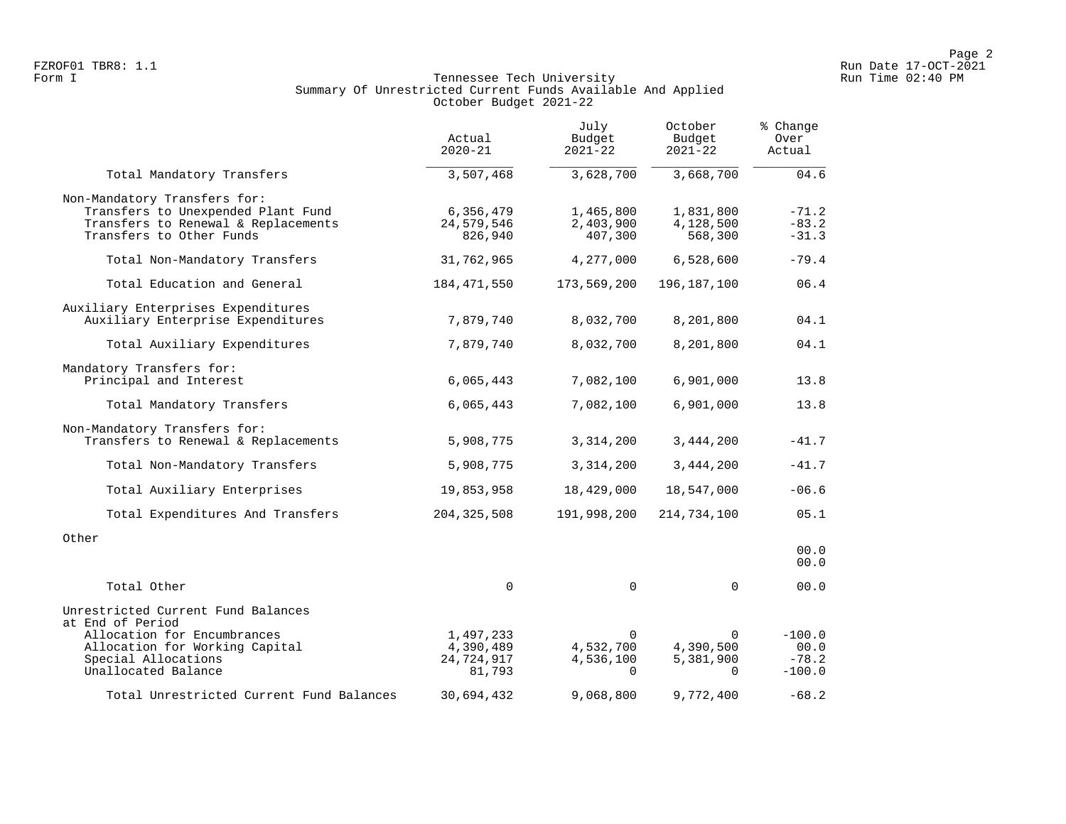FZROF01 TBR8: 1.1
Form I

# Tennessee Tech University
## Summary Of Unrestricted Current Funds Available And Applied
### October Budget 2021-22

| | Actual 2020-21 | July Budget 2021-22 | October Budget 2021-22 | % Change Over Actual |
|---|---|---|---|---|
| Total Mandatory Transfers | 3,507,468 | 3,628,700 | 3,668,700 | 04.6 |
| Non-Mandatory Transfers for: | | | | |
| Transfers to Unexpended Plant Fund | 6,356,479 | 1,465,800 | 1,831,800 | -71.2 |
| Transfers to Renewal & Replacements | 24,579,546 | 2,403,900 | 4,128,500 | -83.2 |
| Transfers to Other Funds | 826,940 | 407,300 | 568,300 | -31.3 |
| Total Non-Mandatory Transfers | 31,762,965 | 4,277,000 | 6,528,600 | -79.4 |
| Total Education and General | 184,471,550 | 173,569,200 | 196,187,100 | 06.4 |
| Auxiliary Enterprises Expenditures | | | | |
| Auxiliary Enterprise Expenditures | 7,879,740 | 8,032,700 | 8,201,800 | 04.1 |
| Total Auxiliary Expenditures | 7,879,740 | 8,032,700 | 8,201,800 | 04.1 |
| Mandatory Transfers for: | | | | |
| Principal and Interest | 6,065,443 | 7,082,100 | 6,901,000 | 13.8 |
| Total Mandatory Transfers | 6,065,443 | 7,082,100 | 6,901,000 | 13.8 |
| Non-Mandatory Transfers for: | | | | |
| Transfers to Renewal & Replacements | 5,908,775 | 3,314,200 | 3,444,200 | -41.7 |
| Total Non-Mandatory Transfers | 5,908,775 | 3,314,200 | 3,444,200 | -41.7 |
| Total Auxiliary Enterprises | 19,853,958 | 18,429,000 | 18,547,000 | -06.6 |
| Total Expenditures And Transfers | 204,325,508 | 191,998,200 | 214,734,100 | 05.1 |
| Other | | | | |
| | | | | 00.0 |
| | | | | 00.0 |
| Total Other | 0 | 0 | 0 | 00.0 |
| Unrestricted Current Fund Balances at End of Period | | | | |
| Allocation for Encumbrances | 1,497,233 | 0 | 0 | -100.0 |
| Allocation for Working Capital | 4,390,489 | 4,532,700 | 4,390,500 | 00.0 |
| Special Allocations | 24,724,917 | 4,536,100 | 5,381,900 | -78.2 |
| Unallocated Balance | 81,793 | 0 | 0 | -100.0 |
| Total Unrestricted Current Fund Balances | 30,694,432 | 9,068,800 | 9,772,400 | -68.2 |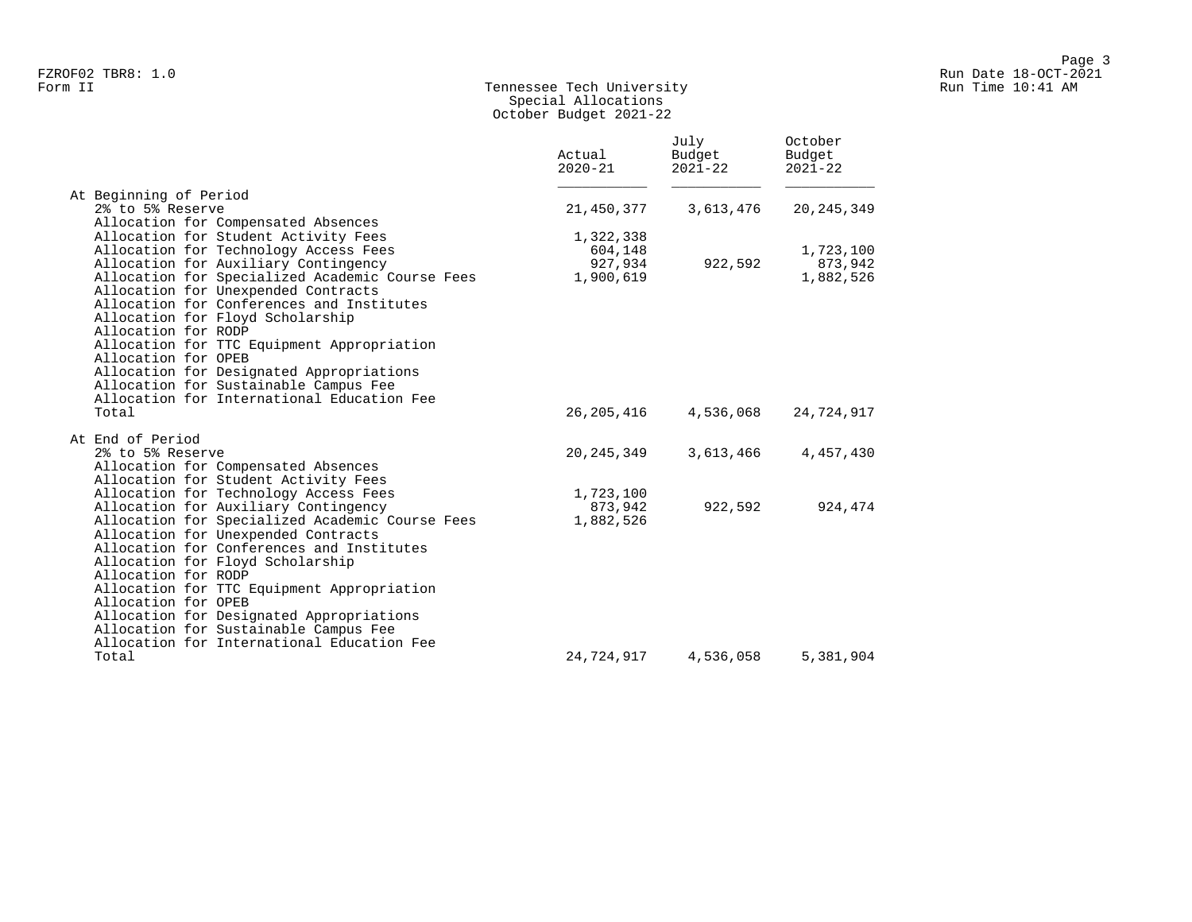# Tennessee Tech University
## Special Allocations
### October Budget 2021-22

Form II

| | Actual 2020-21 | July Budget 2021-22 | October Budget 2021-22 |
|---|---|---|---|
| **At Beginning of Period** | | | |
| 2% to 5% Reserve | 21,450,377 | 3,613,476 | 20,245,349 |
| Allocation for Compensated Absences | | | |
| Allocation for Student Activity Fees | 1,322,338 | | |
| Allocation for Technology Access Fees | 604,148 | | 1,723,100 |
| Allocation for Auxiliary Contingency | 927,934 | 922,592 | 873,942 |
| Allocation for Specialized Academic Course Fees | 1,900,619 | | 1,882,526 |
| Allocation for Unexpended Contracts | | | |
| Allocation for Conferences and Institutes | | | |
| Allocation for Floyd Scholarship | | | |
| Allocation for RODP | | | |
| Allocation for TTC Equipment Appropriation | | | |
| Allocation for OPEB | | | |
| Allocation for Designated Appropriations | | | |
| Allocation for Sustainable Campus Fee | | | |
| Allocation for International Education Fee | | | |
| Total | 26,205,416 | 4,536,068 | 24,724,917 |
| **At End of Period** | | | |
| 2% to 5% Reserve | 20,245,349 | 3,613,466 | 4,457,430 |
| Allocation for Compensated Absences | | | |
| Allocation for Student Activity Fees | | | |
| Allocation for Technology Access Fees | 1,723,100 | | |
| Allocation for Auxiliary Contingency | 873,942 | 922,592 | 924,474 |
| Allocation for Specialized Academic Course Fees | 1,882,526 | | |
| Allocation for Unexpended Contracts | | | |
| Allocation for Conferences and Institutes | | | |
| Allocation for Floyd Scholarship | | | |
| Allocation for RODP | | | |
| Allocation for TTC Equipment Appropriation | | | |
| Allocation for OPEB | | | |
| Allocation for Designated Appropriations | | | |
| Allocation for Sustainable Campus Fee | | | |
| Allocation for International Education Fee | | | |
| Total | 24,724,917 | 4,536,058 | 5,381,904 |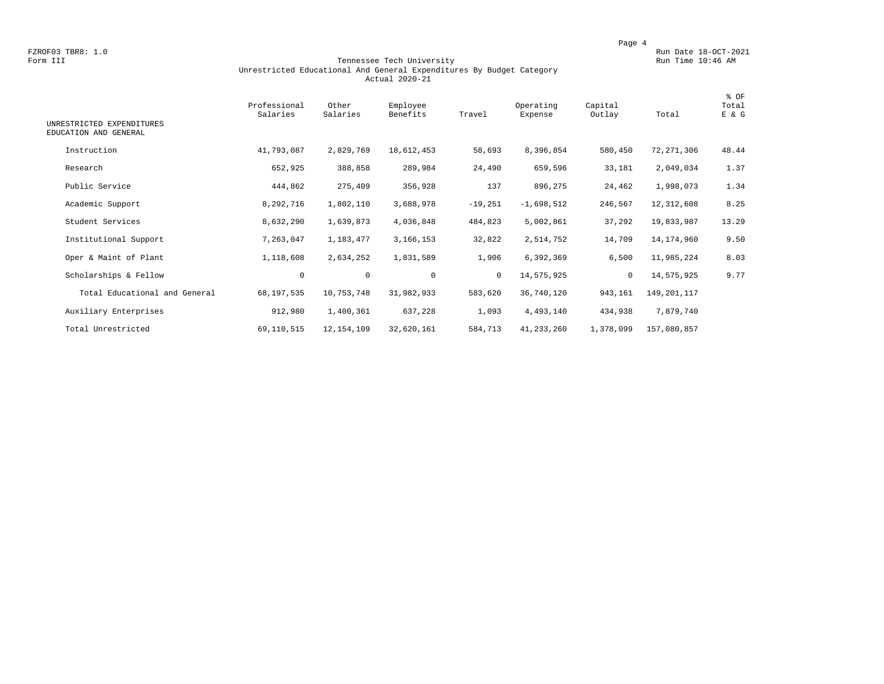FZROF03 TBR8: 1.0
Form III

Run Date 18-OCT-2021
Run Time 10:46 AM

# Tennessee Tech University
## Unrestricted Educational And General Expenditures By Budget Category
### Actual 2020-21

| UNRESTRICTED EXPENDITURES EDUCATION AND GENERAL | Professional Salaries | Other Salaries | Employee Benefits | Travel | Operating Expense | Capital Outlay | Total | % OF Total E & G |
|---|---|---|---|---|---|---|---|---|
| Instruction | 41,793,087 | 2,829,769 | 18,612,453 | 58,693 | 8,396,854 | 580,450 | 72,271,306 | 48.44 |
| Research | 652,925 | 388,858 | 289,984 | 24,490 | 659,596 | 33,181 | 2,049,034 | 1.37 |
| Public Service | 444,862 | 275,409 | 356,928 | 137 | 896,275 | 24,462 | 1,998,073 | 1.34 |
| Academic Support | 8,292,716 | 1,802,110 | 3,688,978 | -19,251 | -1,698,512 | 246,567 | 12,312,608 | 8.25 |
| Student Services | 8,632,290 | 1,639,873 | 4,036,848 | 484,823 | 5,002,861 | 37,292 | 19,833,987 | 13.29 |
| Institutional Support | 7,263,047 | 1,183,477 | 3,166,153 | 32,822 | 2,514,752 | 14,709 | 14,174,960 | 9.50 |
| Oper & Maint of Plant | 1,118,608 | 2,634,252 | 1,831,589 | 1,906 | 6,392,369 | 6,500 | 11,985,224 | 8.03 |
| Scholarships & Fellow | 0 | 0 | 0 | 0 | 14,575,925 | 0 | 14,575,925 | 9.77 |
| Total Educational and General | 68,197,535 | 10,753,748 | 31,982,933 | 583,620 | 36,740,120 | 943,161 | 149,201,117 | |
| Auxiliary Enterprises | 912,980 | 1,400,361 | 637,228 | 1,093 | 4,493,140 | 434,938 | 7,879,740 | |
| Total Unrestricted | 69,110,515 | 12,154,109 | 32,620,161 | 584,713 | 41,233,260 | 1,378,099 | 157,080,857 | |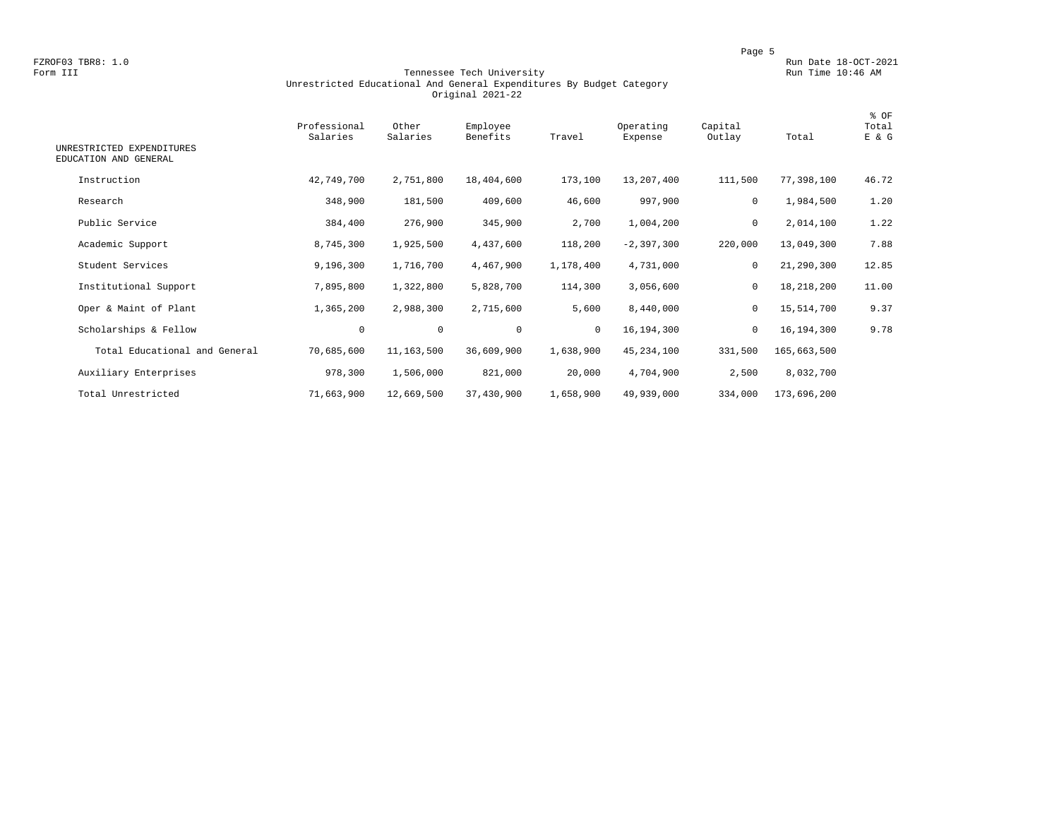FZROF03 TBR8: 1.0
Form III

Run Date 18-OCT-2021
Run Time 10:46 AM

# Tennessee Tech University
## Unrestricted Educational And General Expenditures By Budget Category
### Original 2021-22

| UNRESTRICTED EXPENDITURES EDUCATION AND GENERAL | Professional Salaries | Other Salaries | Employee Benefits | Travel | Operating Expense | Capital Outlay | Total | % OF Total E & G |
|---|---|---|---|---|---|---|---|---|
| Instruction | 42,749,700 | 2,751,800 | 18,404,600 | 173,100 | 13,207,400 | 111,500 | 77,398,100 | 46.72 |
| Research | 348,900 | 181,500 | 409,600 | 46,600 | 997,900 | 0 | 1,984,500 | 1.20 |
| Public Service | 384,400 | 276,900 | 345,900 | 2,700 | 1,004,200 | 0 | 2,014,100 | 1.22 |
| Academic Support | 8,745,300 | 1,925,500 | 4,437,600 | 118,200 | -2,397,300 | 220,000 | 13,049,300 | 7.88 |
| Student Services | 9,196,300 | 1,716,700 | 4,467,900 | 1,178,400 | 4,731,000 | 0 | 21,290,300 | 12.85 |
| Institutional Support | 7,895,800 | 1,322,800 | 5,828,700 | 114,300 | 3,056,600 | 0 | 18,218,200 | 11.00 |
| Oper & Maint of Plant | 1,365,200 | 2,988,300 | 2,715,600 | 5,600 | 8,440,000 | 0 | 15,514,700 | 9.37 |
| Scholarships & Fellow | 0 | 0 | 0 | 0 | 16,194,300 | 0 | 16,194,300 | 9.78 |
| Total Educational and General | 70,685,600 | 11,163,500 | 36,609,900 | 1,638,900 | 45,234,100 | 331,500 | 165,663,500 | |
| Auxiliary Enterprises | 978,300 | 1,506,000 | 821,000 | 20,000 | 4,704,900 | 2,500 | 8,032,700 | |
| Total Unrestricted | 71,663,900 | 12,669,500 | 37,430,900 | 1,658,900 | 49,939,000 | 334,000 | 173,696,200 | |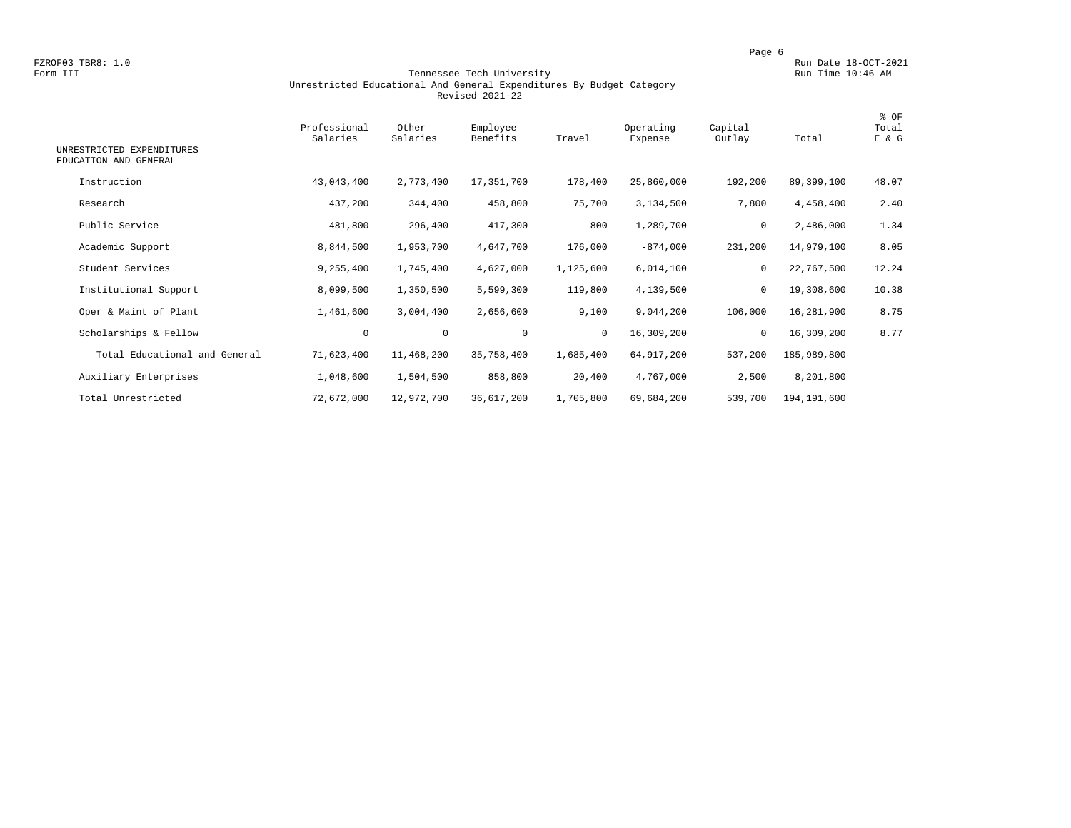FZROF03 TBR8: 1.0
Form III

Run Date 18-OCT-2021
Run Time 10:46 AM

# Tennessee Tech University
## Unrestricted Educational And General Expenditures By Budget Category
### Revised 2021-22

| UNRESTRICTED EXPENDITURES EDUCATION AND GENERAL | Professional Salaries | Other Salaries | Employee Benefits | Travel | Operating Expense | Capital Outlay | Total | % OF Total E & G |
|---|---|---|---|---|---|---|---|---|
| Instruction | 43,043,400 | 2,773,400 | 17,351,700 | 178,400 | 25,860,000 | 192,200 | 89,399,100 | 48.07 |
| Research | 437,200 | 344,400 | 458,800 | 75,700 | 3,134,500 | 7,800 | 4,458,400 | 2.40 |
| Public Service | 481,800 | 296,400 | 417,300 | 800 | 1,289,700 | 0 | 2,486,000 | 1.34 |
| Academic Support | 8,844,500 | 1,953,700 | 4,647,700 | 176,000 | -874,000 | 231,200 | 14,979,100 | 8.05 |
| Student Services | 9,255,400 | 1,745,400 | 4,627,000 | 1,125,600 | 6,014,100 | 0 | 22,767,500 | 12.24 |
| Institutional Support | 8,099,500 | 1,350,500 | 5,599,300 | 119,800 | 4,139,500 | 0 | 19,308,600 | 10.38 |
| Oper & Maint of Plant | 1,461,600 | 3,004,400 | 2,656,600 | 9,100 | 9,044,200 | 106,000 | 16,281,900 | 8.75 |
| Scholarships & Fellow | 0 | 0 | 0 | 0 | 16,309,200 | 0 | 16,309,200 | 8.77 |
| Total Educational and General | 71,623,400 | 11,468,200 | 35,758,400 | 1,685,400 | 64,917,200 | 537,200 | 185,989,800 | |
| Auxiliary Enterprises | 1,048,600 | 1,504,500 | 858,800 | 20,400 | 4,767,000 | 2,500 | 8,201,800 | |
| Total Unrestricted | 72,672,000 | 12,972,700 | 36,617,200 | 1,705,800 | 69,684,200 | 539,700 | 194,191,600 | |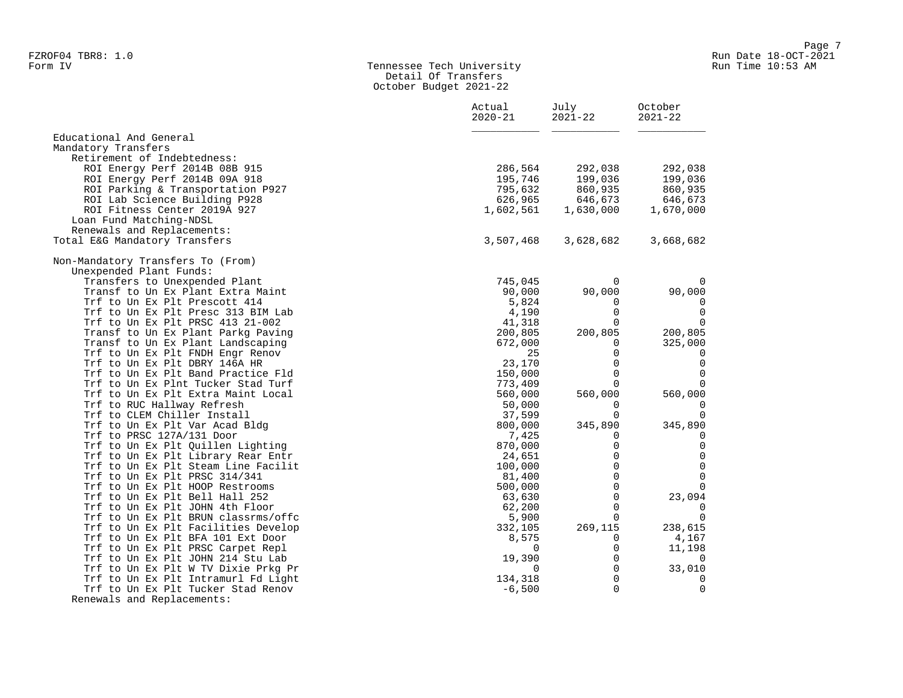FZROF04 TBR8: 1.0
Form IV

# Tennessee Tech University
## Detail Of Transfers
### October Budget 2021-22

Run Date 18-OCT-2021
Run Time 10:53 AM

| | Actual 2020-21 | July 2021-22 | October 2021-22 |
|---|---|---|---|
| Educational And General | | | |
| Mandatory Transfers | | | |
| Retirement of Indebtedness: | | | |
| ROI Energy Perf 2014B 08B 915 | 286,564 | 292,038 | 292,038 |
| ROI Energy Perf 2014B 09A 918 | 195,746 | 199,036 | 199,036 |
| ROI Parking & Transportation P927 | 795,632 | 860,935 | 860,935 |
| ROI Lab Science Building P928 | 626,965 | 646,673 | 646,673 |
| ROI Fitness Center 2019A 927 | 1,602,561 | 1,630,000 | 1,670,000 |
| Loan Fund Matching-NDSL | | | |
| Renewals and Replacements: | | | |
| Total E&G Mandatory Transfers | 3,507,468 | 3,628,682 | 3,668,682 |
| | | | |
| Non-Mandatory Transfers To (From) | | | |
| Unexpended Plant Funds: | | | |
| Transfers to Unexpended Plant | 745,045 | 0 | 0 |
| Transf to Un Ex Plant Extra Maint | 90,000 | 90,000 | 90,000 |
| Trf to Un Ex Plt Prescott 414 | 5,824 | 0 | 0 |
| Trf to Un Ex Plt Presc 313 BIM Lab | 4,190 | 0 | 0 |
| Trf to Un Ex Plt PRSC 413 21-002 | 41,318 | 0 | 0 |
| Transf to Un Ex Plant Parkg Paving | 200,805 | 200,805 | 200,805 |
| Transf to Un Ex Plant Landscaping | 672,000 | 0 | 325,000 |
| Trf to Un Ex Plt FNDH Engr Renov | 25 | 0 | 0 |
| Trf to Un Ex Plt DBRY 146A HR | 23,170 | 0 | 0 |
| Trf to Un Ex Plt Band Practice Fld | 150,000 | 0 | 0 |
| Trf to Un Ex Plnt Tucker Stad Turf | 773,409 | 0 | 0 |
| Trf to Un Ex Plt Extra Maint Local | 560,000 | 560,000 | 560,000 |
| Trf to RUC Hallway Refresh | 50,000 | 0 | 0 |
| Trf to CLEM Chiller Install | 37,599 | 0 | 0 |
| Trf to Un Ex Plt Var Acad Bldg | 800,000 | 345,890 | 345,890 |
| Trf to PRSC 127A/131 Door | 7,425 | 0 | 0 |
| Trf to Un Ex Plt Quillen Lighting | 870,000 | 0 | 0 |
| Trf to Un Ex Plt Library Rear Entr | 24,651 | 0 | 0 |
| Trf to Un Ex Plt Steam Line Facilit | 100,000 | 0 | 0 |
| Trf to Un Ex Plt PRSC 314/341 | 81,400 | 0 | 0 |
| Trf to Un Ex Plt HOOP Restrooms | 500,000 | 0 | 0 |
| Trf to Un Ex Plt Bell Hall 252 | 63,630 | 0 | 23,094 |
| Trf to Un Ex Plt JOHN 4th Floor | 62,200 | 0 | 0 |
| Trf to Un Ex Plt BRUN classrms/offc | 5,900 | 0 | 0 |
| Trf to Un Ex Plt Facilities Develop | 332,105 | 269,115 | 238,615 |
| Trf to Un Ex Plt BFA 101 Ext Door | 8,575 | 0 | 4,167 |
| Trf to Un Ex Plt PRSC Carpet Repl | 0 | 0 | 11,198 |
| Trf to Un Ex Plt JOHN 214 Stu Lab | 19,390 | 0 | 0 |
| Trf to Un Ex Plt W TV Dixie Prkg Pr | 0 | 0 | 33,010 |
| Trf to Un Ex Plt Intramurl Fd Light | 134,318 | 0 | 0 |
| Trf to Un Ex Plt Tucker Stad Renov | -6,500 | 0 | 0 |
| Renewals and Replacements: | | | |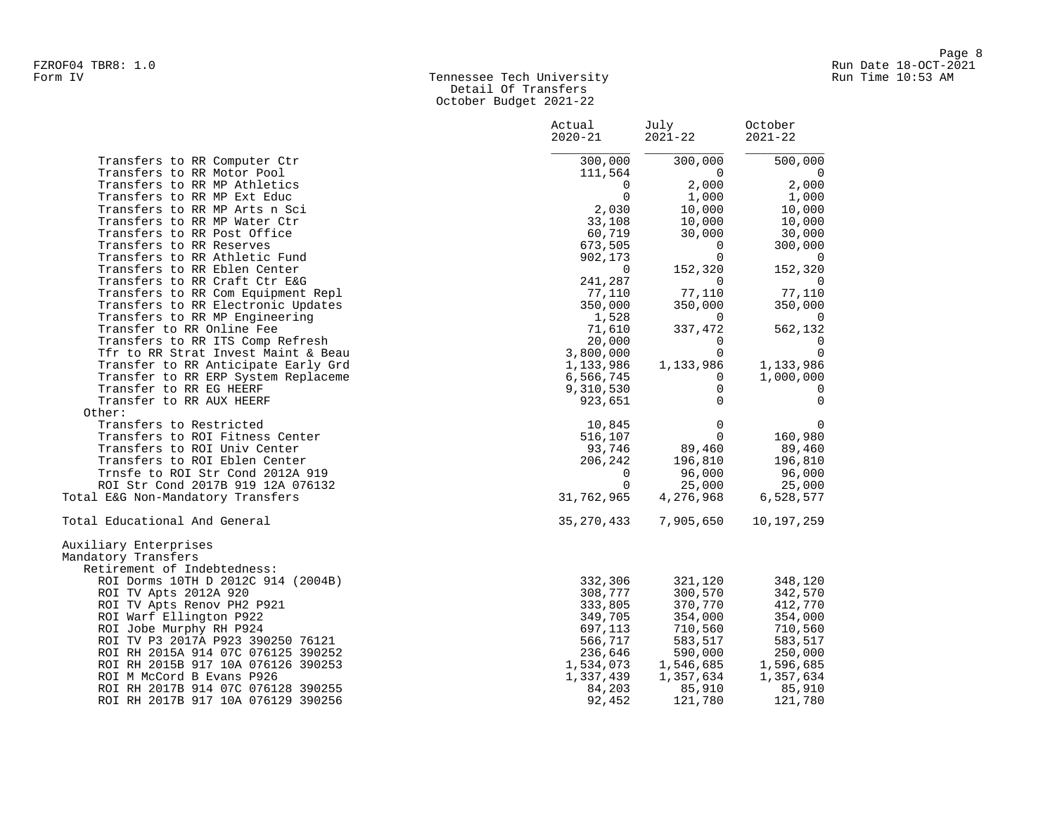FZROF04 TBR8: 1.0
Form IV

# Tennessee Tech University
## Detail Of Transfers
### October Budget 2021-22

| | Actual 2020-21 | July 2021-22 | October 2021-22 |
|---|---|---|---|
| Transfers to RR Computer Ctr | 300,000 | 300,000 | 500,000 |
| Transfers to RR Motor Pool | 111,564 | 0 | 0 |
| Transfers to RR MP Athletics | 0 | 2,000 | 2,000 |
| Transfers to RR MP Ext Educ | 0 | 1,000 | 1,000 |
| Transfers to RR MP Arts n Sci | 2,030 | 10,000 | 10,000 |
| Transfers to RR MP Water Ctr | 33,108 | 10,000 | 10,000 |
| Transfers to RR Post Office | 60,719 | 30,000 | 30,000 |
| Transfers to RR Reserves | 673,505 | 0 | 300,000 |
| Transfers to RR Athletic Fund | 902,173 | 0 | 0 |
| Transfers to RR Eblen Center | 0 | 152,320 | 152,320 |
| Transfers to RR Craft Ctr E&G | 241,287 | 0 | 0 |
| Transfers to RR Com Equipment Repl | 77,110 | 77,110 | 77,110 |
| Transfers to RR Electronic Updates | 350,000 | 350,000 | 350,000 |
| Transfers to RR MP Engineering | 1,528 | 0 | 0 |
| Transfer to RR Online Fee | 71,610 | 337,472 | 562,132 |
| Transfers to RR ITS Comp Refresh | 20,000 | 0 | 0 |
| Tfr to RR Strat Invest Maint & Beau | 3,800,000 | 0 | 0 |
| Transfer to RR Anticipate Early Grd | 1,133,986 | 1,133,986 | 1,133,986 |
| Transfer to RR ERP System Replaceme | 6,566,745 | 0 | 1,000,000 |
| Transfer to RR EG HEERF | 9,310,530 | 0 | 0 |
| Transfer to RR AUX HEERF | 923,651 | 0 | 0 |
| Other: | | | |
| Transfers to Restricted | 10,845 | 0 | 0 |
| Transfers to ROI Fitness Center | 516,107 | 0 | 160,980 |
| Transfers to ROI Univ Center | 93,746 | 89,460 | 89,460 |
| Transfers to ROI Eblen Center | 206,242 | 196,810 | 196,810 |
| Trnsfe to ROI Str Cond 2012A 919 | 0 | 96,000 | 96,000 |
| ROI Str Cond 2017B 919 12A 076132 | 0 | 25,000 | 25,000 |
| Total E&G Non-Mandatory Transfers | 31,762,965 | 4,276,968 | 6,528,577 |
| | | | |
| Total Educational And General | 35,270,433 | 7,905,650 | 10,197,259 |
| | | | |
| Auxiliary Enterprises | | | |
| Mandatory Transfers | | | |
| Retirement of Indebtedness: | | | |
| ROI Dorms 10TH D 2012C 914 (2004B) | 332,306 | 321,120 | 348,120 |
| ROI TV Apts 2012A 920 | 308,777 | 300,570 | 342,570 |
| ROI TV Apts Renov PH2 P921 | 333,805 | 370,770 | 412,770 |
| ROI Warf Ellington P922 | 349,705 | 354,000 | 354,000 |
| ROI Jobe Murphy RH P924 | 697,113 | 710,560 | 710,560 |
| ROI TV P3 2017A P923 390250 76121 | 566,717 | 583,517 | 583,517 |
| ROI RH 2015A 914 07C 076125 390252 | 236,646 | 590,000 | 250,000 |
| ROI RH 2015B 917 10A 076126 390253 | 1,534,073 | 1,546,685 | 1,596,685 |
| ROI M McCord B Evans P926 | 1,337,439 | 1,357,634 | 1,357,634 |
| ROI RH 2017B 914 07C 076128 390255 | 84,203 | 85,910 | 85,910 |
| ROI RH 2017B 917 10A 076129 390256 | 92,452 | 121,780 | 121,780 |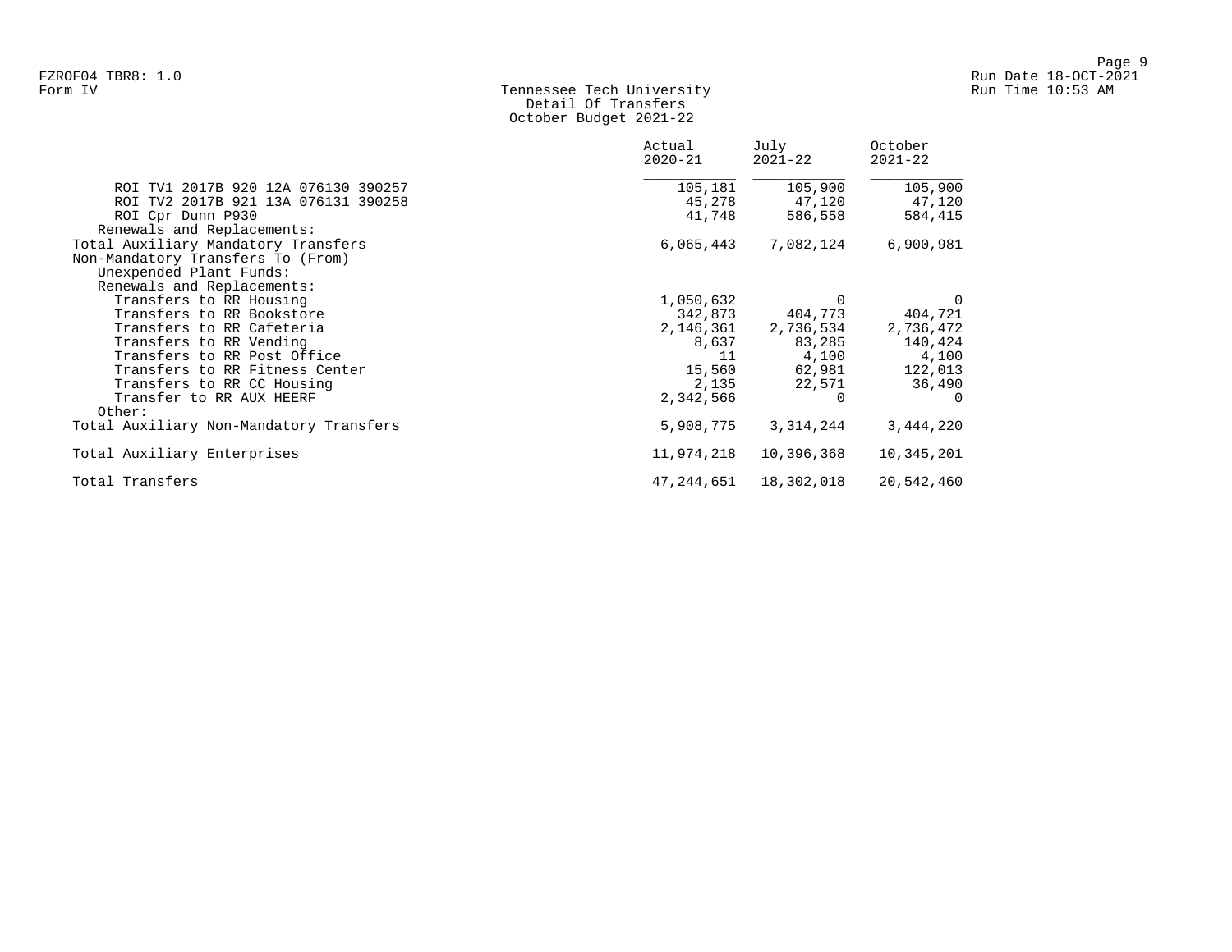Tennessee Tech University
Detail Of Transfers
October Budget 2021-22

| | Actual 2020-21 | July 2021-22 | October 2021-22 |
|---|---|---|---|
| ROI TV1 2017B 920 12A 076130 390257 | 105,181 | 105,900 | 105,900 |
| ROI TV2 2017B 921 13A 076131 390258 | 45,278 | 47,120 | 47,120 |
| ROI Cpr Dunn P930 | 41,748 | 586,558 | 584,415 |
| Renewals and Replacements: | | | |
| Total Auxiliary Mandatory Transfers | 6,065,443 | 7,082,124 | 6,900,981 |
| Non-Mandatory Transfers To (From) | | | |
| Unexpended Plant Funds: | | | |
| Renewals and Replacements: | | | |
| Transfers to RR Housing | 1,050,632 | 0 | 0 |
| Transfers to RR Bookstore | 342,873 | 404,773 | 404,721 |
| Transfers to RR Cafeteria | 2,146,361 | 2,736,534 | 2,736,472 |
| Transfers to RR Vending | 8,637 | 83,285 | 140,424 |
| Transfers to RR Post Office | 11 | 4,100 | 4,100 |
| Transfers to RR Fitness Center | 15,560 | 62,981 | 122,013 |
| Transfers to RR CC Housing | 2,135 | 22,571 | 36,490 |
| Transfer to RR AUX HEERF | 2,342,566 | 0 | 0 |
| Other: | | | |
| Total Auxiliary Non-Mandatory Transfers | 5,908,775 | 3,314,244 | 3,444,220 |
| Total Auxiliary Enterprises | 11,974,218 | 10,396,368 | 10,345,201 |
| Total Transfers | 47,244,651 | 18,302,018 | 20,542,460 |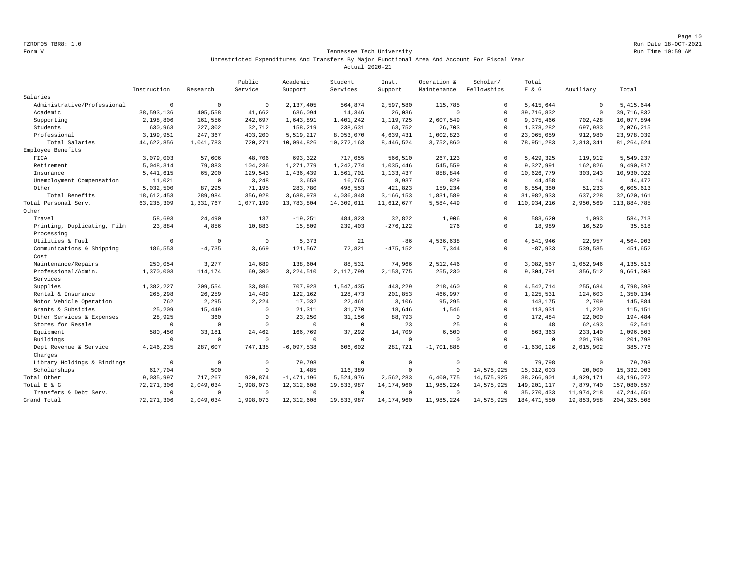Form V

## Tennessee Tech University

Unrestricted Expenditures And Transfers By Major Functional Area And Account For Fiscal Year

Actual 2020-21

| | Instruction | Research | Public Service | Academic Support | Student Services | Inst. Support | Operation & Maintenance | Scholar/ Fellowships | Total E & G | Auxiliary | Total |
|---|---|---|---|---|---|---|---|---|---|---|---|
| Salaries | | | | | | | | | | | |
| Administrative/Professional | 0 | 0 | 0 | 2,137,405 | 564,874 | 2,597,580 | 115,785 | 0 | 5,415,644 | 0 | 5,415,644 |
| Academic | 38,593,136 | 405,558 | 41,662 | 636,094 | 14,346 | 26,036 | 0 | 0 | 39,716,832 | 0 | 39,716,832 |
| Supporting | 2,198,806 | 161,556 | 242,697 | 1,643,891 | 1,401,242 | 1,119,725 | 2,607,549 | 0 | 9,375,466 | 702,428 | 10,077,894 |
| Students | 630,963 | 227,302 | 32,712 | 158,219 | 238,631 | 63,752 | 26,703 | 0 | 1,378,282 | 697,933 | 2,076,215 |
| Professional | 3,199,951 | 247,367 | 403,200 | 5,519,217 | 8,053,070 | 4,639,431 | 1,002,823 | 0 | 23,065,059 | 912,980 | 23,978,039 |
| Total Salaries | 44,622,856 | 1,041,783 | 720,271 | 10,094,826 | 10,272,163 | 8,446,524 | 3,752,860 | 0 | 78,951,283 | 2,313,341 | 81,264,624 |
| Employee Benefits | | | | | | | | | | | |
| FICA | 3,079,003 | 57,606 | 48,706 | 693,322 | 717,055 | 566,510 | 267,123 | 0 | 5,429,325 | 119,912 | 5,549,237 |
| Retirement | 5,048,314 | 79,883 | 104,236 | 1,271,779 | 1,242,774 | 1,035,446 | 545,559 | 0 | 9,327,991 | 162,826 | 9,490,817 |
| Insurance | 5,441,615 | 65,200 | 129,543 | 1,436,439 | 1,561,701 | 1,133,437 | 858,844 | 0 | 10,626,779 | 303,243 | 10,930,022 |
| Unemployment Compensation | 11,021 | 0 | 3,248 | 3,658 | 16,765 | 8,937 | 829 | 0 | 44,458 | 14 | 44,472 |
| Other | 5,032,500 | 87,295 | 71,195 | 283,780 | 498,553 | 421,823 | 159,234 | 0 | 6,554,380 | 51,233 | 6,605,613 |
| Total Benefits | 18,612,453 | 289,984 | 356,928 | 3,688,978 | 4,036,848 | 3,166,153 | 1,831,589 | 0 | 31,982,933 | 637,228 | 32,620,161 |
| Total Personal Serv. | 63,235,309 | 1,331,767 | 1,077,199 | 13,783,804 | 14,309,011 | 11,612,677 | 5,584,449 | 0 | 110,934,216 | 2,950,569 | 113,884,785 |
| Other | | | | | | | | | | | |
| Travel | 58,693 | 24,490 | 137 | -19,251 | 484,823 | 32,822 | 1,906 | 0 | 583,620 | 1,093 | 584,713 |
| Printing, Duplicating, Film Processing | 23,884 | 4,856 | 10,883 | 15,809 | 239,403 | -276,122 | 276 | 0 | 18,989 | 16,529 | 35,518 |
| Utilities & Fuel | 0 | 0 | 0 | 5,373 | 21 | -86 | 4,536,638 | 0 | 4,541,946 | 22,957 | 4,564,903 |
| Communications & Shipping Cost | 186,553 | -4,735 | 3,669 | 121,567 | 72,821 | -475,152 | 7,344 | 0 | -87,933 | 539,585 | 451,652 |
| Maintenance/Repairs | 250,054 | 3,277 | 14,689 | 138,604 | 88,531 | 74,966 | 2,512,446 | 0 | 3,082,567 | 1,052,946 | 4,135,513 |
| Professional/Admin. Services | 1,370,003 | 114,174 | 69,300 | 3,224,510 | 2,117,799 | 2,153,775 | 255,230 | 0 | 9,304,791 | 356,512 | 9,661,303 |
| Supplies | 1,382,227 | 209,554 | 33,886 | 707,923 | 1,547,435 | 443,229 | 218,460 | 0 | 4,542,714 | 255,684 | 4,798,398 |
| Rental & Insurance | 265,298 | 26,259 | 14,489 | 122,162 | 128,473 | 201,853 | 466,997 | 0 | 1,225,531 | 124,603 | 1,350,134 |
| Motor Vehicle Operation | 762 | 2,295 | 2,224 | 17,032 | 22,461 | 3,106 | 95,295 | 0 | 143,175 | 2,709 | 145,884 |
| Grants & Subsidies | 25,209 | 15,449 | 0 | 21,311 | 31,770 | 18,646 | 1,546 | 0 | 113,931 | 1,220 | 115,151 |
| Other Services & Expenses | 28,925 | 360 | 0 | 23,250 | 31,156 | 88,793 | 0 | 0 | 172,484 | 22,000 | 194,484 |
| Stores for Resale | 0 | 0 | 0 | 0 | 0 | 23 | 25 | 0 | 48 | 62,493 | 62,541 |
| Equipment | 580,450 | 33,181 | 24,462 | 166,769 | 37,292 | 14,709 | 6,500 | 0 | 863,363 | 233,140 | 1,096,503 |
| Buildings | 0 | 0 | 0 | 0 | 0 | 0 | 0 | 0 | 0 | 201,798 | 201,798 |
| Dept Revenue & Service Charges | 4,246,235 | 287,607 | 747,135 | -6,097,538 | 606,602 | 281,721 | -1,701,888 | 0 | -1,630,126 | 2,015,902 | 385,776 |
| Library Holdings & Bindings | 0 | 0 | 0 | 79,798 | 0 | 0 | 0 | 0 | 79,798 | 0 | 79,798 |
| Scholarships | 617,704 | 500 | 0 | 1,485 | 116,389 | 0 | 0 | 14,575,925 | 15,312,003 | 20,000 | 15,332,003 |
| Total Other | 9,035,997 | 717,267 | 920,874 | -1,471,196 | 5,524,976 | 2,562,283 | 6,400,775 | 14,575,925 | 38,266,901 | 4,929,171 | 43,196,072 |
| Total E & G | 72,271,306 | 2,049,034 | 1,998,073 | 12,312,608 | 19,833,987 | 14,174,960 | 11,985,224 | 14,575,925 | 149,201,117 | 7,879,740 | 157,080,857 |
| Transfers & Debt Serv. | 0 | 0 | 0 | 0 | 0 | 0 | 0 | 0 | 35,270,433 | 11,974,218 | 47,244,651 |
| Grand Total | 72,271,306 | 2,049,034 | 1,998,073 | 12,312,608 | 19,833,987 | 14,174,960 | 11,985,224 | 14,575,925 | 184,471,550 | 19,853,958 | 204,325,508 |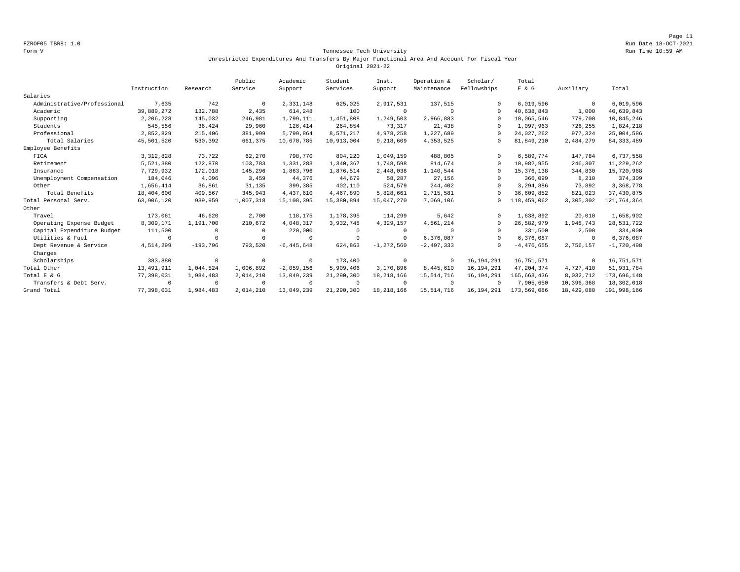FZROF05 TBR8: 1.0
Form V

Run Date 18-OCT-2021
Run Time 10:59 AM

Tennessee Tech University
Unrestricted Expenditures And Transfers By Major Functional Area And Account For Fiscal Year
Original 2021-22

| | Instruction | Research | Public Service | Academic Support | Student Services | Inst. Support | Operation & Maintenance | Scholar/ Fellowships | Total E & G | Auxiliary | Total |
|---|---|---|---|---|---|---|---|---|---|---|---|
| Salaries | | | | | | | | | | | |
| Administrative/Professional | 7,635 | 742 | 0 | 2,331,148 | 625,025 | 2,917,531 | 137,515 | 0 | 6,019,596 | 0 | 6,019,596 |
| Academic | 39,889,272 | 132,788 | 2,435 | 614,248 | 100 | 0 | 0 | 0 | 40,638,843 | 1,000 | 40,639,843 |
| Supporting | 2,206,228 | 145,032 | 246,981 | 1,799,111 | 1,451,808 | 1,249,503 | 2,966,883 | 0 | 10,065,546 | 779,700 | 10,845,246 |
| Students | 545,556 | 36,424 | 29,960 | 126,414 | 264,854 | 73,317 | 21,438 | 0 | 1,097,963 | 726,255 | 1,824,218 |
| Professional | 2,852,829 | 215,406 | 381,999 | 5,799,864 | 8,571,217 | 4,978,258 | 1,227,689 | 0 | 24,027,262 | 977,324 | 25,004,586 |
| Total Salaries | 45,501,520 | 530,392 | 661,375 | 10,670,785 | 10,913,004 | 9,218,609 | 4,353,525 | 0 | 81,849,210 | 2,484,279 | 84,333,489 |
| Employee Benefits | | | | | | | | | | | |
| FICA | 3,312,828 | 73,722 | 62,270 | 798,770 | 804,220 | 1,049,159 | 488,805 | 0 | 6,589,774 | 147,784 | 6,737,558 |
| Retirement | 5,521,380 | 122,870 | 103,783 | 1,331,283 | 1,340,367 | 1,748,598 | 814,674 | 0 | 10,982,955 | 246,307 | 11,229,262 |
| Insurance | 7,729,932 | 172,018 | 145,296 | 1,863,796 | 1,876,514 | 2,448,038 | 1,140,544 | 0 | 15,376,138 | 344,830 | 15,720,968 |
| Unemployment Compensation | 184,046 | 4,096 | 3,459 | 44,376 | 44,679 | 58,287 | 27,156 | 0 | 366,099 | 8,210 | 374,309 |
| Other | 1,656,414 | 36,861 | 31,135 | 399,385 | 402,110 | 524,579 | 244,402 | 0 | 3,294,886 | 73,892 | 3,368,778 |
| Total Benefits | 18,404,600 | 409,567 | 345,943 | 4,437,610 | 4,467,890 | 5,828,661 | 2,715,581 | 0 | 36,609,852 | 821,023 | 37,430,875 |
| Total Personal Serv. | 63,906,120 | 939,959 | 1,007,318 | 15,108,395 | 15,380,894 | 15,047,270 | 7,069,106 | 0 | 118,459,062 | 3,305,302 | 121,764,364 |
| Other | | | | | | | | | | | |
| Travel | 173,061 | 46,620 | 2,700 | 118,175 | 1,178,395 | 114,299 | 5,642 | 0 | 1,638,892 | 20,010 | 1,658,902 |
| Operating Expense Budget | 8,309,171 | 1,191,700 | 210,672 | 4,048,317 | 3,932,748 | 4,329,157 | 4,561,214 | 0 | 26,582,979 | 1,948,743 | 28,531,722 |
| Capital Expenditure Budget | 111,500 | 0 | 0 | 220,000 | 0 | 0 | 0 | 0 | 331,500 | 2,500 | 334,000 |
| Utilities & Fuel | 0 | 0 | 0 | 0 | 0 | 0 | 6,376,087 | 0 | 6,376,087 | 0 | 6,376,087 |
| Dept Revenue & Service Charges | 4,514,299 | -193,796 | 793,520 | -6,445,648 | 624,863 | -1,272,560 | -2,497,333 | 0 | -4,476,655 | 2,756,157 | -1,720,498 |
| Scholarships | 383,880 | 0 | 0 | 0 | 173,400 | 0 | 0 | 16,194,291 | 16,751,571 | 0 | 16,751,571 |
| Total Other | 13,491,911 | 1,044,524 | 1,006,892 | -2,059,156 | 5,909,406 | 3,170,896 | 8,445,610 | 16,194,291 | 47,204,374 | 4,727,410 | 51,931,784 |
| Total E & G | 77,398,031 | 1,984,483 | 2,014,210 | 13,049,239 | 21,290,300 | 18,218,166 | 15,514,716 | 16,194,291 | 165,663,436 | 8,032,712 | 173,696,148 |
| Transfers & Debt Serv. | 0 | 0 | 0 | 0 | 0 | 0 | 0 | 0 | 7,905,650 | 10,396,368 | 18,302,018 |
| Grand Total | 77,398,031 | 1,984,483 | 2,014,210 | 13,049,239 | 21,290,300 | 18,218,166 | 15,514,716 | 16,194,291 | 173,569,086 | 18,429,080 | 191,998,166 |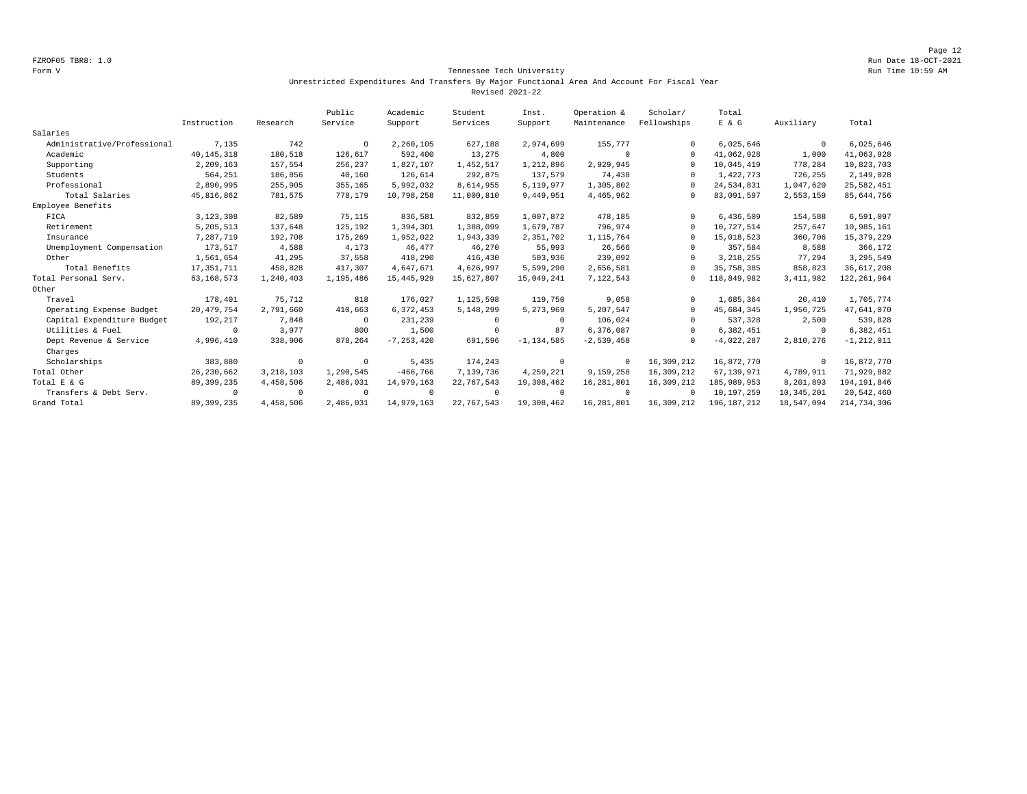FZROF05 TBR8: 1.0
Run Date 18-OCT-2021
Form V
Run Time 10:59 AM

# Tennessee Tech University

## Unrestricted Expenditures And Transfers By Major Functional Area And Account For Fiscal Year

### Revised 2021-22

| | Instruction | Research | Public Service | Academic Support | Student Services | Inst. Support | Operation & Maintenance | Scholar/ Fellowships | Total E & G | Auxiliary | Total |
|---|---|---|---|---|---|---|---|---|---|---|---|
| Salaries | | | | | | | | | | | |
| Administrative/Professional | 7,135 | 742 | 0 | 2,260,105 | 627,188 | 2,974,699 | 155,777 | 0 | 6,025,646 | 0 | 6,025,646 |
| Academic | 40,145,318 | 180,518 | 126,617 | 592,400 | 13,275 | 4,800 | 0 | 0 | 41,062,928 | 1,000 | 41,063,928 |
| Supporting | 2,209,163 | 157,554 | 256,237 | 1,827,107 | 1,452,517 | 1,212,896 | 2,929,945 | 0 | 10,045,419 | 778,284 | 10,823,703 |
| Students | 564,251 | 186,856 | 40,160 | 126,614 | 292,875 | 137,579 | 74,438 | 0 | 1,422,773 | 726,255 | 2,149,028 |
| Professional | 2,890,995 | 255,905 | 355,165 | 5,992,032 | 8,614,955 | 5,119,977 | 1,305,802 | 0 | 24,534,831 | 1,047,620 | 25,582,451 |
| Total Salaries | 45,816,862 | 781,575 | 778,179 | 10,798,258 | 11,000,810 | 9,449,951 | 4,465,962 | 0 | 83,091,597 | 2,553,159 | 85,644,756 |
| Employee Benefits | | | | | | | | | | | |
| FICA | 3,123,308 | 82,589 | 75,115 | 836,581 | 832,859 | 1,007,872 | 478,185 | 0 | 6,436,509 | 154,588 | 6,591,097 |
| Retirement | 5,205,513 | 137,648 | 125,192 | 1,394,301 | 1,388,099 | 1,679,787 | 796,974 | 0 | 10,727,514 | 257,647 | 10,985,161 |
| Insurance | 7,287,719 | 192,708 | 175,269 | 1,952,022 | 1,943,339 | 2,351,702 | 1,115,764 | 0 | 15,018,523 | 360,706 | 15,379,229 |
| Unemployment Compensation | 173,517 | 4,588 | 4,173 | 46,477 | 46,270 | 55,993 | 26,566 | 0 | 357,584 | 8,588 | 366,172 |
| Other | 1,561,654 | 41,295 | 37,558 | 418,290 | 416,430 | 503,936 | 239,092 | 0 | 3,218,255 | 77,294 | 3,295,549 |
| Total Benefits | 17,351,711 | 458,828 | 417,307 | 4,647,671 | 4,626,997 | 5,599,290 | 2,656,581 | 0 | 35,758,385 | 858,823 | 36,617,208 |
| Total Personal Serv. | 63,168,573 | 1,240,403 | 1,195,486 | 15,445,929 | 15,627,807 | 15,049,241 | 7,122,543 | 0 | 118,849,982 | 3,411,982 | 122,261,964 |
| Other | | | | | | | | | | | |
| Travel | 178,401 | 75,712 | 818 | 176,027 | 1,125,598 | 119,750 | 9,058 | 0 | 1,685,364 | 20,410 | 1,705,774 |
| Operating Expense Budget | 20,479,754 | 2,791,660 | 410,663 | 6,372,453 | 5,148,299 | 5,273,969 | 5,207,547 | 0 | 45,684,345 | 1,956,725 | 47,641,070 |
| Capital Expenditure Budget | 192,217 | 7,848 | 0 | 231,239 | 0 | 0 | 106,024 | 0 | 537,328 | 2,500 | 539,828 |
| Utilities & Fuel | 0 | 3,977 | 800 | 1,500 | 0 | 87 | 6,376,087 | 0 | 6,382,451 | 0 | 6,382,451 |
| Dept Revenue & Service Charges | 4,996,410 | 338,906 | 878,264 | -7,253,420 | 691,596 | -1,134,585 | -2,539,458 | 0 | -4,022,287 | 2,810,276 | -1,212,011 |
| Scholarships | 383,880 | 0 | 0 | 5,435 | 174,243 | 0 | 0 | 16,309,212 | 16,872,770 | 0 | 16,872,770 |
| Total Other | 26,230,662 | 3,218,103 | 1,290,545 | -466,766 | 7,139,736 | 4,259,221 | 9,159,258 | 16,309,212 | 67,139,971 | 4,789,911 | 71,929,882 |
| Total E & G | 89,399,235 | 4,458,506 | 2,486,031 | 14,979,163 | 22,767,543 | 19,308,462 | 16,281,801 | 16,309,212 | 185,989,953 | 8,201,893 | 194,191,846 |
| Transfers & Debt Serv. | 0 | 0 | 0 | 0 | 0 | 0 | 0 | 0 | 10,197,259 | 10,345,201 | 20,542,460 |
| Grand Total | 89,399,235 | 4,458,506 | 2,486,031 | 14,979,163 | 22,767,543 | 19,308,462 | 16,281,801 | 16,309,212 | 196,187,212 | 18,547,094 | 214,734,306 |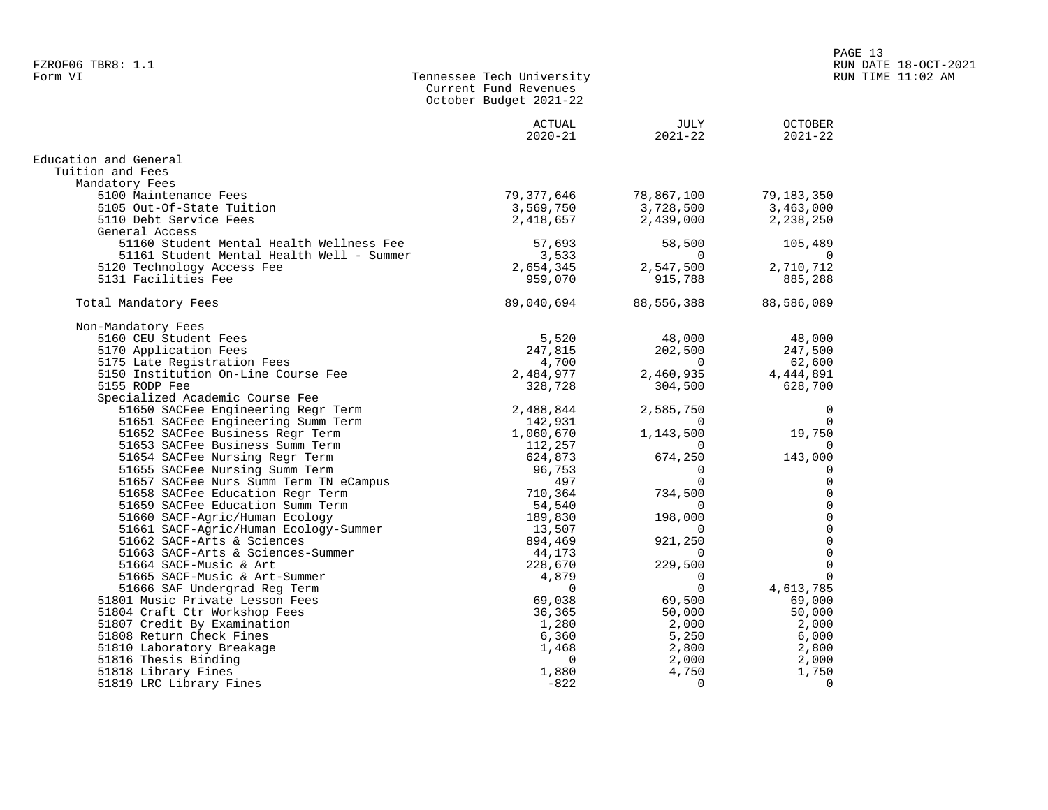FZROF06 TBR8: 1.1
Form VI

**Tennessee Tech University**
**Current Fund Revenues**
**October Budget 2021-22**

| | ACTUAL 2020-21 | JULY 2021-22 | OCTOBER 2021-22 |
|---|---|---|---|
| **Education and General** | | | |
| Tuition and Fees | | | |
| Mandatory Fees | | | |
| 5100 Maintenance Fees | 79,377,646 | 78,867,100 | 79,183,350 |
| 5105 Out-Of-State Tuition | 3,569,750 | 3,728,500 | 3,463,000 |
| 5110 Debt Service Fees | 2,418,657 | 2,439,000 | 2,238,250 |
| General Access | | | |
| 51160 Student Mental Health Wellness Fee | 57,693 | 58,500 | 105,489 |
| 51161 Student Mental Health Well - Summer | 3,533 | 0 | 0 |
| 5120 Technology Access Fee | 2,654,345 | 2,547,500 | 2,710,712 |
| 5131 Facilities Fee | 959,070 | 915,788 | 885,288 |
| Total Mandatory Fees | 89,040,694 | 88,556,388 | 88,586,089 |
| Non-Mandatory Fees | | | |
| 5160 CEU Student Fees | 5,520 | 48,000 | 48,000 |
| 5170 Application Fees | 247,815 | 202,500 | 247,500 |
| 5175 Late Registration Fees | 4,700 | 0 | 62,600 |
| 5150 Institution On-Line Course Fee | 2,484,977 | 2,460,935 | 4,444,891 |
| 5155 RODP Fee | 328,728 | 304,500 | 628,700 |
| Specialized Academic Course Fee | | | |
| 51650 SACFee Engineering Regr Term | 2,488,844 | 2,585,750 | 0 |
| 51651 SACFee Engineering Summ Term | 142,931 | 0 | 0 |
| 51652 SACFee Business Regr Term | 1,060,670 | 1,143,500 | 19,750 |
| 51653 SACFee Business Summ Term | 112,257 | 0 | 0 |
| 51654 SACFee Nursing Regr Term | 624,873 | 674,250 | 143,000 |
| 51655 SACFee Nursing Summ Term | 96,753 | 0 | 0 |
| 51657 SACFee Nurs Summ Term TN eCampus | 497 | 0 | 0 |
| 51658 SACFee Education Regr Term | 710,364 | 734,500 | 0 |
| 51659 SACFee Education Summ Term | 54,540 | 0 | 0 |
| 51660 SACF-Agric/Human Ecology | 189,830 | 198,000 | 0 |
| 51661 SACF-Agric/Human Ecology-Summer | 13,507 | 0 | 0 |
| 51662 SACF-Arts & Sciences | 894,469 | 921,250 | 0 |
| 51663 SACF-Arts & Sciences-Summer | 44,173 | 0 | 0 |
| 51664 SACF-Music & Art | 228,670 | 229,500 | 0 |
| 51665 SACF-Music & Art-Summer | 4,879 | 0 | 0 |
| 51666 SAF Undergrad Reg Term | 0 | 0 | 4,613,785 |
| 51801 Music Private Lesson Fees | 69,038 | 69,500 | 69,000 |
| 51804 Craft Ctr Workshop Fees | 36,365 | 50,000 | 50,000 |
| 51807 Credit By Examination | 1,280 | 2,000 | 2,000 |
| 51808 Return Check Fines | 6,360 | 5,250 | 6,000 |
| 51810 Laboratory Breakage | 1,468 | 2,800 | 2,800 |
| 51816 Thesis Binding | 0 | 2,000 | 2,000 |
| 51818 Library Fines | 1,880 | 4,750 | 1,750 |
| 51819 LRC Library Fines | -822 | 0 | 0 |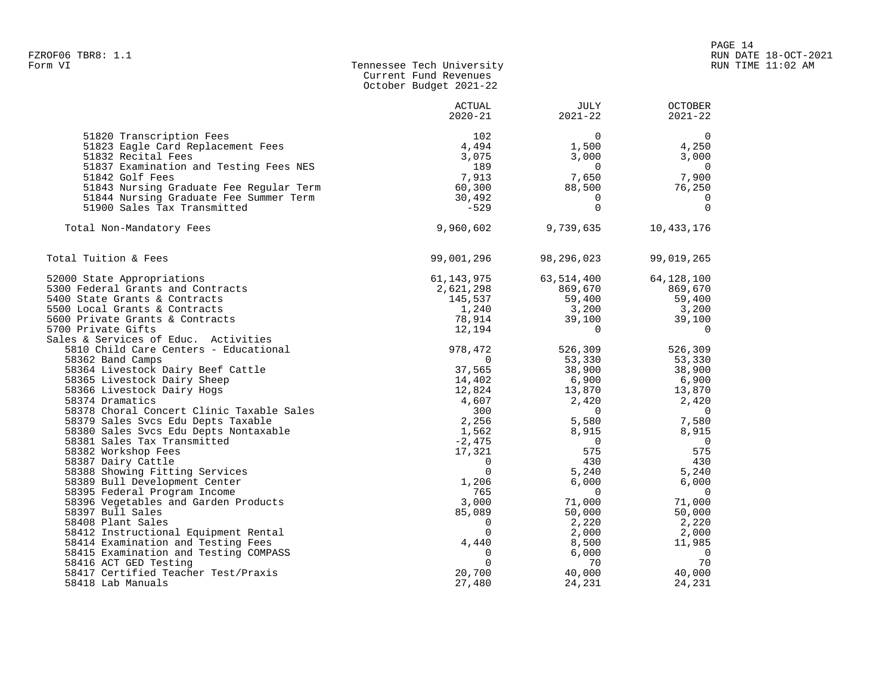Tennessee Tech University
Current Fund Revenues
October Budget 2021-22

| | ACTUAL 2020-21 | JULY 2021-22 | OCTOBER 2021-22 |
|---|---|---|---|
| 51820 Transcription Fees | 102 | 0 | 0 |
| 51823 Eagle Card Replacement Fees | 4,494 | 1,500 | 4,250 |
| 51832 Recital Fees | 3,075 | 3,000 | 3,000 |
| 51837 Examination and Testing Fees NES | 189 | 0 | 0 |
| 51842 Golf Fees | 7,913 | 7,650 | 7,900 |
| 51843 Nursing Graduate Fee Regular Term | 60,300 | 88,500 | 76,250 |
| 51844 Nursing Graduate Fee Summer Term | 30,492 | 0 | 0 |
| 51900 Sales Tax Transmitted | -529 | 0 | 0 |
| Total Non-Mandatory Fees | 9,960,602 | 9,739,635 | 10,433,176 |
| Total Tuition & Fees | 99,001,296 | 98,296,023 | 99,019,265 |
| 52000 State Appropriations | 61,143,975 | 63,514,400 | 64,128,100 |
| 5300 Federal Grants and Contracts | 2,621,298 | 869,670 | 869,670 |
| 5400 State Grants & Contracts | 145,537 | 59,400 | 59,400 |
| 5500 Local Grants & Contracts | 1,240 | 3,200 | 3,200 |
| 5600 Private Grants & Contracts | 78,914 | 39,100 | 39,100 |
| 5700 Private Gifts | 12,194 | 0 | 0 |
| Sales & Services of Educ. Activities | | | |
| 5810 Child Care Centers - Educational | 978,472 | 526,309 | 526,309 |
| 58362 Band Camps | 0 | 53,330 | 53,330 |
| 58364 Livestock Dairy Beef Cattle | 37,565 | 38,900 | 38,900 |
| 58365 Livestock Dairy Sheep | 14,402 | 6,900 | 6,900 |
| 58366 Livestock Dairy Hogs | 12,824 | 13,870 | 13,870 |
| 58374 Dramatics | 4,607 | 2,420 | 2,420 |
| 58378 Choral Concert Clinic Taxable Sales | 300 | 0 | 0 |
| 58379 Sales Svcs Edu Depts Taxable | 2,256 | 5,580 | 7,580 |
| 58380 Sales Svcs Edu Depts Nontaxable | 1,562 | 8,915 | 8,915 |
| 58381 Sales Tax Transmitted | -2,475 | 0 | 0 |
| 58382 Workshop Fees | 17,321 | 575 | 575 |
| 58387 Dairy Cattle | 0 | 430 | 430 |
| 58388 Showing Fitting Services | 0 | 5,240 | 5,240 |
| 58389 Bull Development Center | 1,206 | 6,000 | 6,000 |
| 58395 Federal Program Income | 765 | 0 | 0 |
| 58396 Vegetables and Garden Products | 3,000 | 71,000 | 71,000 |
| 58397 Bull Sales | 85,089 | 50,000 | 50,000 |
| 58408 Plant Sales | 0 | 2,220 | 2,220 |
| 58412 Instructional Equipment Rental | 0 | 2,000 | 2,000 |
| 58414 Examination and Testing Fees | 4,440 | 8,500 | 11,985 |
| 58415 Examination and Testing COMPASS | 0 | 6,000 | 0 |
| 58416 ACT GED Testing | 0 | 70 | 70 |
| 58417 Certified Teacher Test/Praxis | 20,700 | 40,000 | 40,000 |
| 58418 Lab Manuals | 27,480 | 24,231 | 24,231 |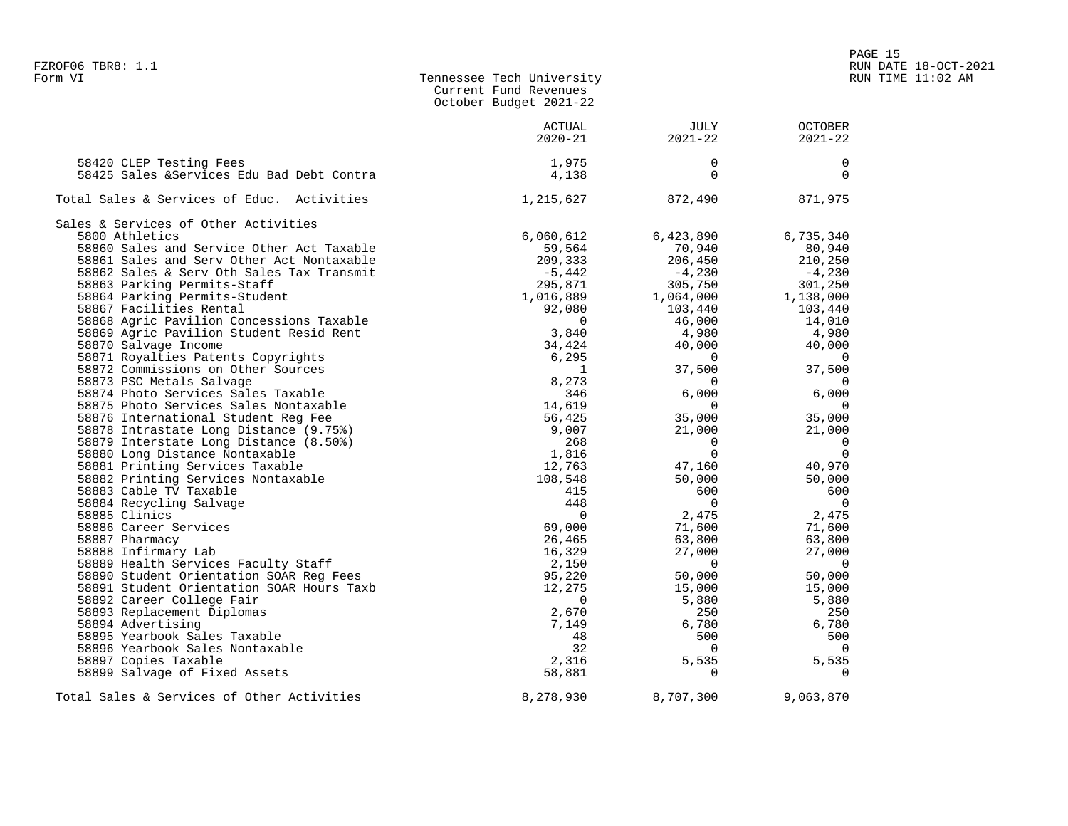Tennessee Tech University
Current Fund Revenues
October Budget 2021-22

| | ACTUAL 2020-21 | JULY 2021-22 | OCTOBER 2021-22 |
|---|---|---|---|
| 58420 CLEP Testing Fees | 1,975 | 0 | 0 |
| 58425 Sales &Services Edu Bad Debt Contra | 4,138 | 0 | 0 |
| Total Sales & Services of Educ. Activities | 1,215,627 | 872,490 | 871,975 |
| Sales & Services of Other Activities | | | |
| 5800 Athletics | 6,060,612 | 6,423,890 | 6,735,340 |
| 58860 Sales and Service Other Act Taxable | 59,564 | 70,940 | 80,940 |
| 58861 Sales and Serv Other Act Nontaxable | 209,333 | 206,450 | 210,250 |
| 58862 Sales & Serv Oth Sales Tax Transmit | -5,442 | -4,230 | -4,230 |
| 58863 Parking Permits-Staff | 295,871 | 305,750 | 301,250 |
| 58864 Parking Permits-Student | 1,016,889 | 1,064,000 | 1,138,000 |
| 58867 Facilities Rental | 92,080 | 103,440 | 103,440 |
| 58868 Agric Pavilion Concessions Taxable | 0 | 46,000 | 14,010 |
| 58869 Agric Pavilion Student Resid Rent | 3,840 | 4,980 | 4,980 |
| 58870 Salvage Income | 34,424 | 40,000 | 40,000 |
| 58871 Royalties Patents Copyrights | 6,295 | 0 | 0 |
| 58872 Commissions on Other Sources | 1 | 37,500 | 37,500 |
| 58873 PSC Metals Salvage | 8,273 | 0 | 0 |
| 58874 Photo Services Sales Taxable | 346 | 6,000 | 6,000 |
| 58875 Photo Services Sales Nontaxable | 14,619 | 0 | 0 |
| 58876 International Student Reg Fee | 56,425 | 35,000 | 35,000 |
| 58878 Intrastate Long Distance (9.75%) | 9,007 | 21,000 | 21,000 |
| 58879 Interstate Long Distance (8.50%) | 268 | 0 | 0 |
| 58880 Long Distance Nontaxable | 1,816 | 0 | 0 |
| 58881 Printing Services Taxable | 12,763 | 47,160 | 40,970 |
| 58882 Printing Services Nontaxable | 108,548 | 50,000 | 50,000 |
| 58883 Cable TV Taxable | 415 | 600 | 600 |
| 58884 Recycling Salvage | 448 | 0 | 0 |
| 58885 Clinics | 0 | 2,475 | 2,475 |
| 58886 Career Services | 69,000 | 71,600 | 71,600 |
| 58887 Pharmacy | 26,465 | 63,800 | 63,800 |
| 58888 Infirmary Lab | 16,329 | 27,000 | 27,000 |
| 58889 Health Services Faculty Staff | 2,150 | 0 | 0 |
| 58890 Student Orientation SOAR Reg Fees | 95,220 | 50,000 | 50,000 |
| 58891 Student Orientation SOAR Hours Taxb | 12,275 | 15,000 | 15,000 |
| 58892 Career College Fair | 0 | 5,880 | 5,880 |
| 58893 Replacement Diplomas | 2,670 | 250 | 250 |
| 58894 Advertising | 7,149 | 6,780 | 6,780 |
| 58895 Yearbook Sales Taxable | 48 | 500 | 500 |
| 58896 Yearbook Sales Nontaxable | 32 | 0 | 0 |
| 58897 Copies Taxable | 2,316 | 5,535 | 5,535 |
| 58899 Salvage of Fixed Assets | 58,881 | 0 | 0 |
| Total Sales & Services of Other Activities | 8,278,930 | 8,707,300 | 9,063,870 |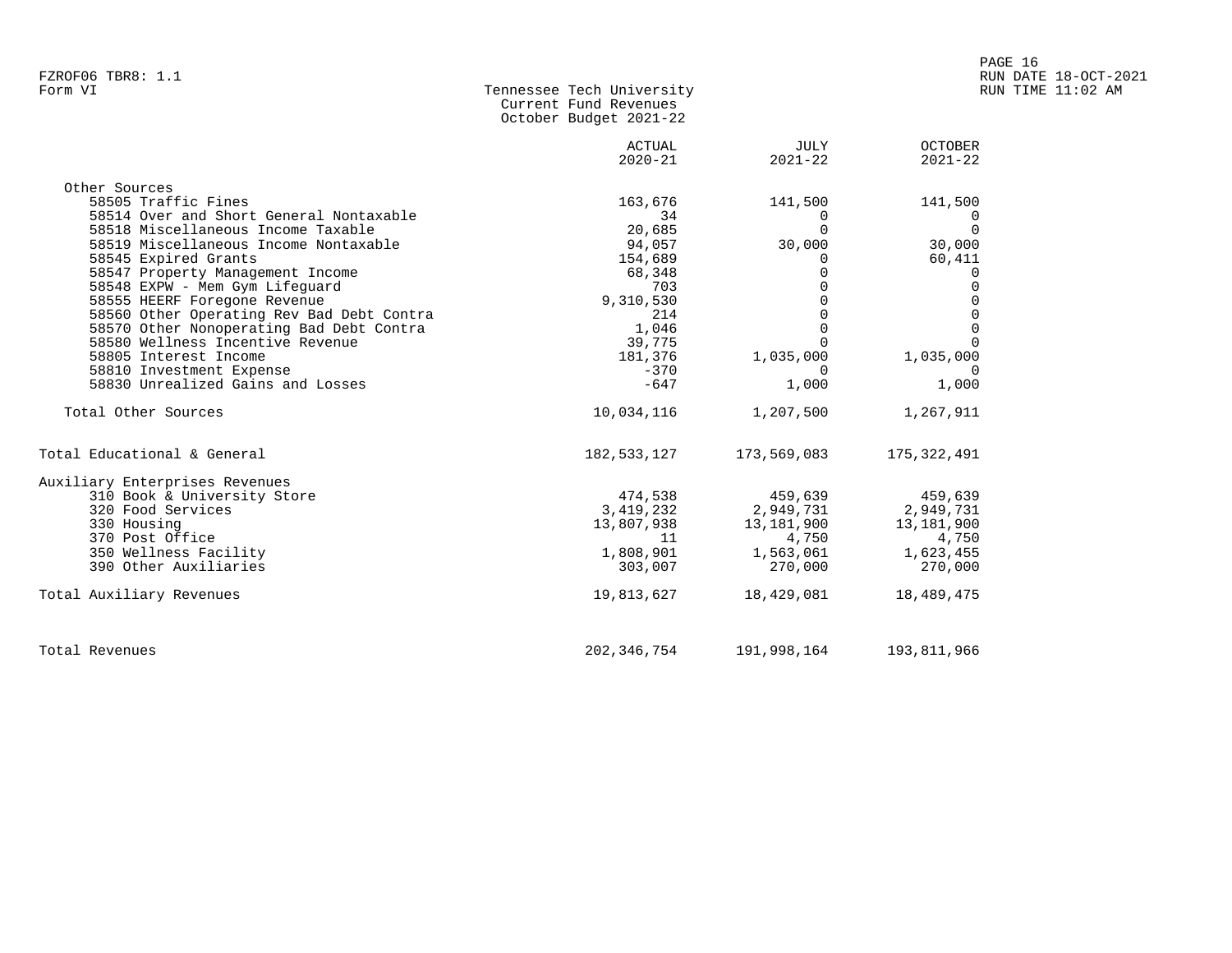Tennessee Tech University
Current Fund Revenues
October Budget 2021-22

Form VI

| | ACTUAL 2020-21 | JULY 2021-22 | OCTOBER 2021-22 |
|---|---|---|---|
| Other Sources | | | |
| 58505 Traffic Fines | 163,676 | 141,500 | 141,500 |
| 58514 Over and Short General Nontaxable | 34 | 0 | 0 |
| 58518 Miscellaneous Income Taxable | 20,685 | 0 | 0 |
| 58519 Miscellaneous Income Nontaxable | 94,057 | 30,000 | 30,000 |
| 58545 Expired Grants | 154,689 | 0 | 60,411 |
| 58547 Property Management Income | 68,348 | 0 | 0 |
| 58548 EXPW - Mem Gym Lifeguard | 703 | 0 | 0 |
| 58555 HEERF Foregone Revenue | 9,310,530 | 0 | 0 |
| 58560 Other Operating Rev Bad Debt Contra | 214 | 0 | 0 |
| 58570 Other Nonoperating Bad Debt Contra | 1,046 | 0 | 0 |
| 58580 Wellness Incentive Revenue | 39,775 | 0 | 0 |
| 58805 Interest Income | 181,376 | 1,035,000 | 1,035,000 |
| 58810 Investment Expense | -370 | 0 | 0 |
| 58830 Unrealized Gains and Losses | -647 | 1,000 | 1,000 |
| Total Other Sources | 10,034,116 | 1,207,500 | 1,267,911 |
| Total Educational & General | 182,533,127 | 173,569,083 | 175,322,491 |
| Auxiliary Enterprises Revenues | | | |
| 310 Book & University Store | 474,538 | 459,639 | 459,639 |
| 320 Food Services | 3,419,232 | 2,949,731 | 2,949,731 |
| 330 Housing | 13,807,938 | 13,181,900 | 13,181,900 |
| 370 Post Office | 11 | 4,750 | 4,750 |
| 350 Wellness Facility | 1,808,901 | 1,563,061 | 1,623,455 |
| 390 Other Auxiliaries | 303,007 | 270,000 | 270,000 |
| Total Auxiliary Revenues | 19,813,627 | 18,429,081 | 18,489,475 |
| Total Revenues | 202,346,754 | 191,998,164 | 193,811,966 |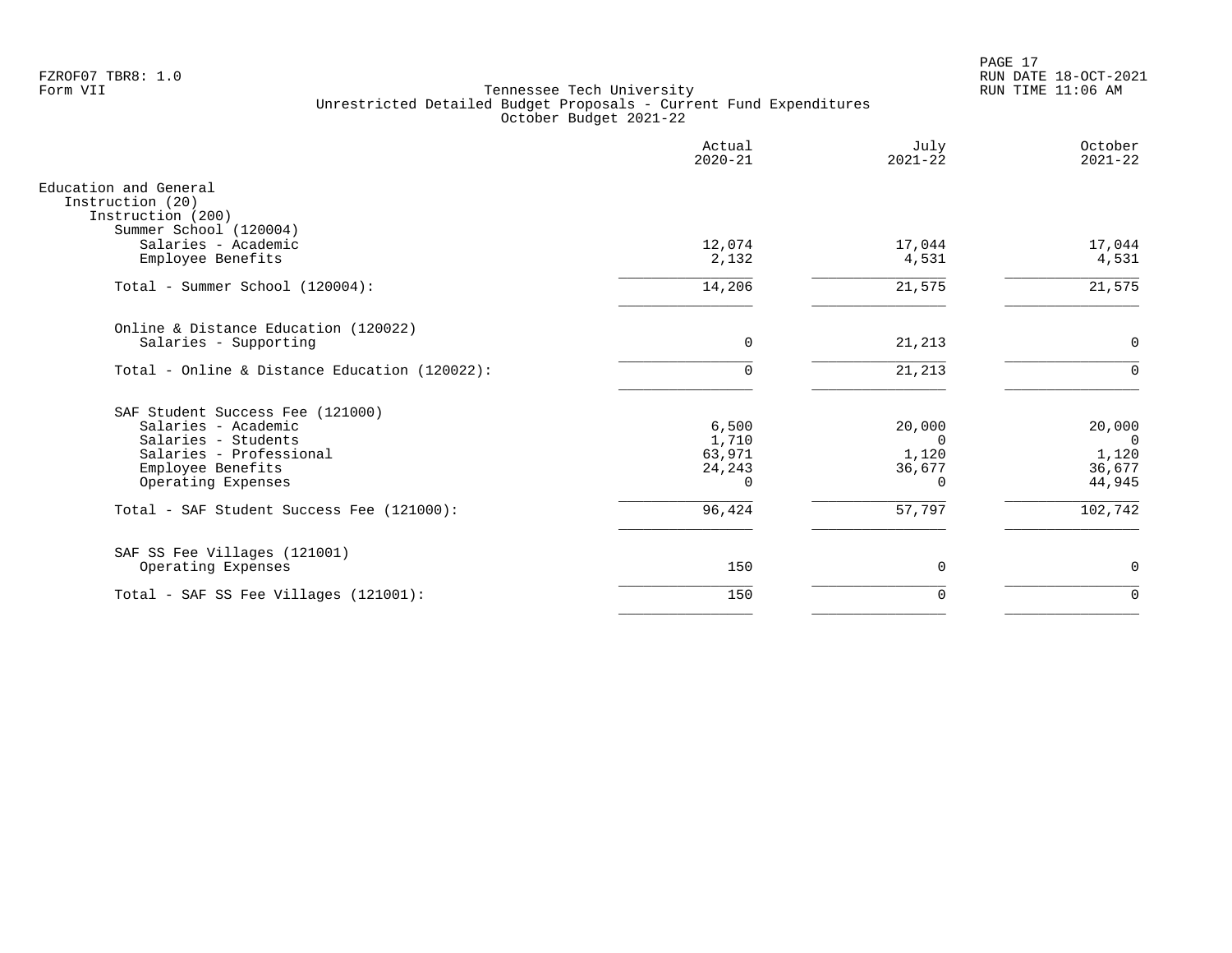FZROF07 TBR8: 1.0
Form VII

Tennessee Tech University
Unrestricted Detailed Budget Proposals - Current Fund Expenditures
October Budget 2021-22

RUN DATE 18-OCT-2021
RUN TIME 11:06 AM

| | Actual 2020-21 | July 2021-22 | October 2021-22 |
|---|---|---|---|
| Education and General | | | |
| Instruction (20) | | | |
| Instruction (200) | | | |
| Summer School (120004) | | | |
| Salaries - Academic | 12,074 | 17,044 | 17,044 |
| Employee Benefits | 2,132 | 4,531 | 4,531 |
| Total - Summer School (120004): | 14,206 | 21,575 | 21,575 |
| Online & Distance Education (120022) | | | |
| Salaries - Supporting | 0 | 21,213 | 0 |
| Total - Online & Distance Education (120022): | 0 | 21,213 | 0 |
| SAF Student Success Fee (121000) | | | |
| Salaries - Academic | 6,500 | 20,000 | 20,000 |
| Salaries - Students | 1,710 | 0 | 0 |
| Salaries - Professional | 63,971 | 1,120 | 1,120 |
| Employee Benefits | 24,243 | 36,677 | 36,677 |
| Operating Expenses | 0 | 0 | 44,945 |
| Total - SAF Student Success Fee (121000): | 96,424 | 57,797 | 102,742 |
| SAF SS Fee Villages (121001) | | | |
| Operating Expenses | 150 | 0 | 0 |
| Total - SAF SS Fee Villages (121001): | 150 | 0 | 0 |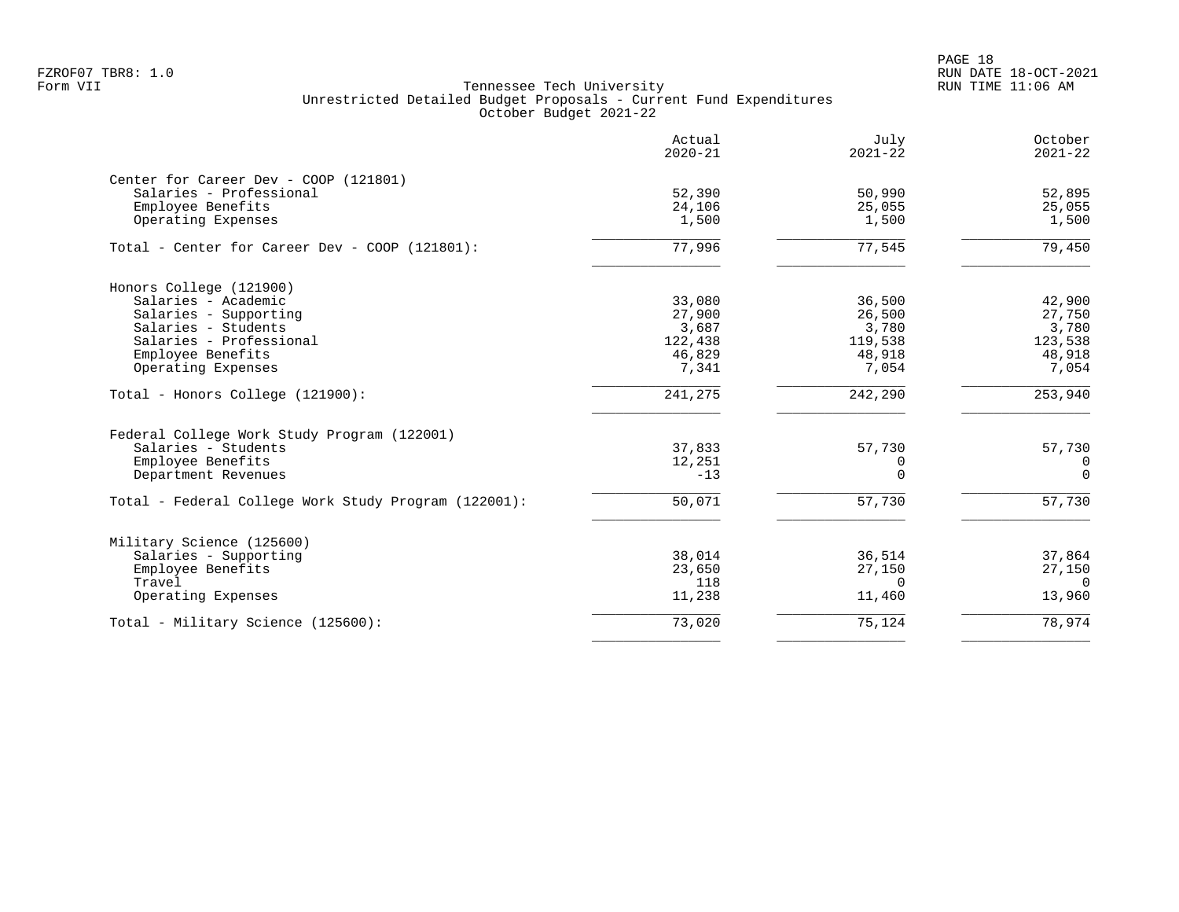FZROF07 TBR8: 1.0
Form VII

# Tennessee Tech University
## Unrestricted Detailed Budget Proposals - Current Fund Expenditures
### October Budget 2021-22

RUN DATE 18-OCT-2021
RUN TIME 11:06 AM

| | Actual 2020-21 | July 2021-22 | October 2021-22 |
|---|---:|---:|---:|
| **Center for Career Dev - COOP (121801)** | | | |
| Salaries - Professional | 52,390 | 50,990 | 52,895 |
| Employee Benefits | 24,106 | 25,055 | 25,055 |
| Operating Expenses | 1,500 | 1,500 | 1,500 |
| Total - Center for Career Dev - COOP (121801): | 77,996 | 77,545 | 79,450 |
| **Honors College (121900)** | | | |
| Salaries - Academic | 33,080 | 36,500 | 42,900 |
| Salaries - Supporting | 27,900 | 26,500 | 27,750 |
| Salaries - Students | 3,687 | 3,780 | 3,780 |
| Salaries - Professional | 122,438 | 119,538 | 123,538 |
| Employee Benefits | 46,829 | 48,918 | 48,918 |
| Operating Expenses | 7,341 | 7,054 | 7,054 |
| Total - Honors College (121900): | 241,275 | 242,290 | 253,940 |
| **Federal College Work Study Program (122001)** | | | |
| Salaries - Students | 37,833 | 57,730 | 57,730 |
| Employee Benefits | 12,251 | 0 | 0 |
| Department Revenues | -13 | 0 | 0 |
| Total - Federal College Work Study Program (122001): | 50,071 | 57,730 | 57,730 |
| **Military Science (125600)** | | | |
| Salaries - Supporting | 38,014 | 36,514 | 37,864 |
| Employee Benefits | 23,650 | 27,150 | 27,150 |
| Travel | 118 | 0 | 0 |
| Operating Expenses | 11,238 | 11,460 | 13,960 |
| Total - Military Science (125600): | 73,020 | 75,124 | 78,974 |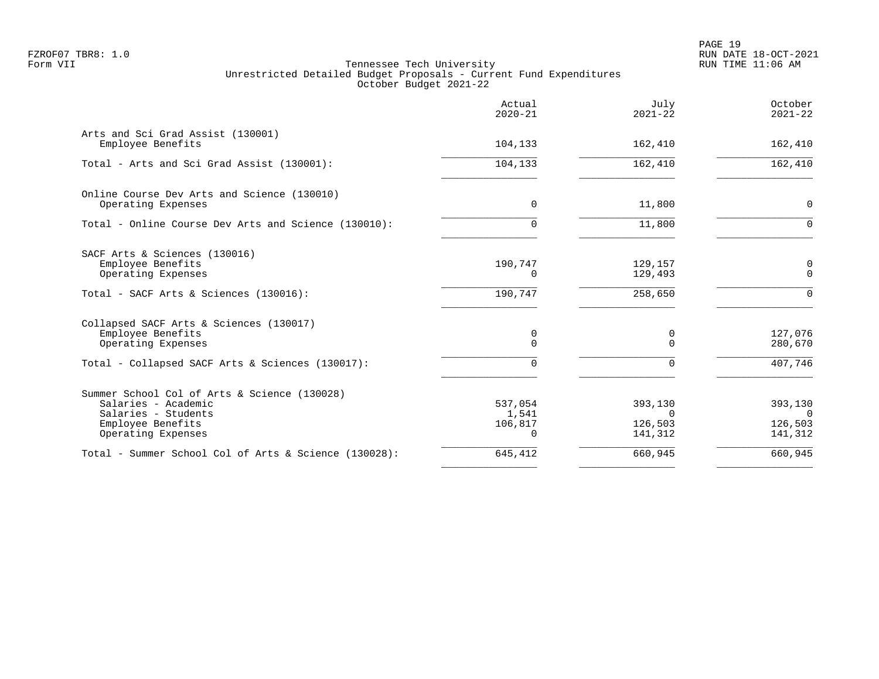FZROF07 TBR8: 1.0
Form VII

RUN DATE 18-OCT-2021
RUN TIME 11:06 AM

# Tennessee Tech University
## Unrestricted Detailed Budget Proposals - Current Fund Expenditures
### October Budget 2021-22

| | Actual 2020-21 | July 2021-22 | October 2021-22 |
|---|---:|---:|---:|
| **Arts and Sci Grad Assist (130001)** | | | |
| Employee Benefits | 104,133 | 162,410 | 162,410 |
| Total - Arts and Sci Grad Assist (130001): | 104,133 | 162,410 | 162,410 |
| **Online Course Dev Arts and Science (130010)** | | | |
| Operating Expenses | 0 | 11,800 | 0 |
| Total - Online Course Dev Arts and Science (130010): | 0 | 11,800 | 0 |
| **SACF Arts & Sciences (130016)** | | | |
| Employee Benefits | 190,747 | 129,157 | 0 |
| Operating Expenses | 0 | 129,493 | 0 |
| Total - SACF Arts & Sciences (130016): | 190,747 | 258,650 | 0 |
| **Collapsed SACF Arts & Sciences (130017)** | | | |
| Employee Benefits | 0 | 0 | 127,076 |
| Operating Expenses | 0 | 0 | 280,670 |
| Total - Collapsed SACF Arts & Sciences (130017): | 0 | 0 | 407,746 |
| **Summer School Col of Arts & Science (130028)** | | | |
| Salaries - Academic | 537,054 | 393,130 | 393,130 |
| Salaries - Students | 1,541 | 0 | 0 |
| Employee Benefits | 106,817 | 126,503 | 126,503 |
| Operating Expenses | 0 | 141,312 | 141,312 |
| Total - Summer School Col of Arts & Science (130028): | 645,412 | 660,945 | 660,945 |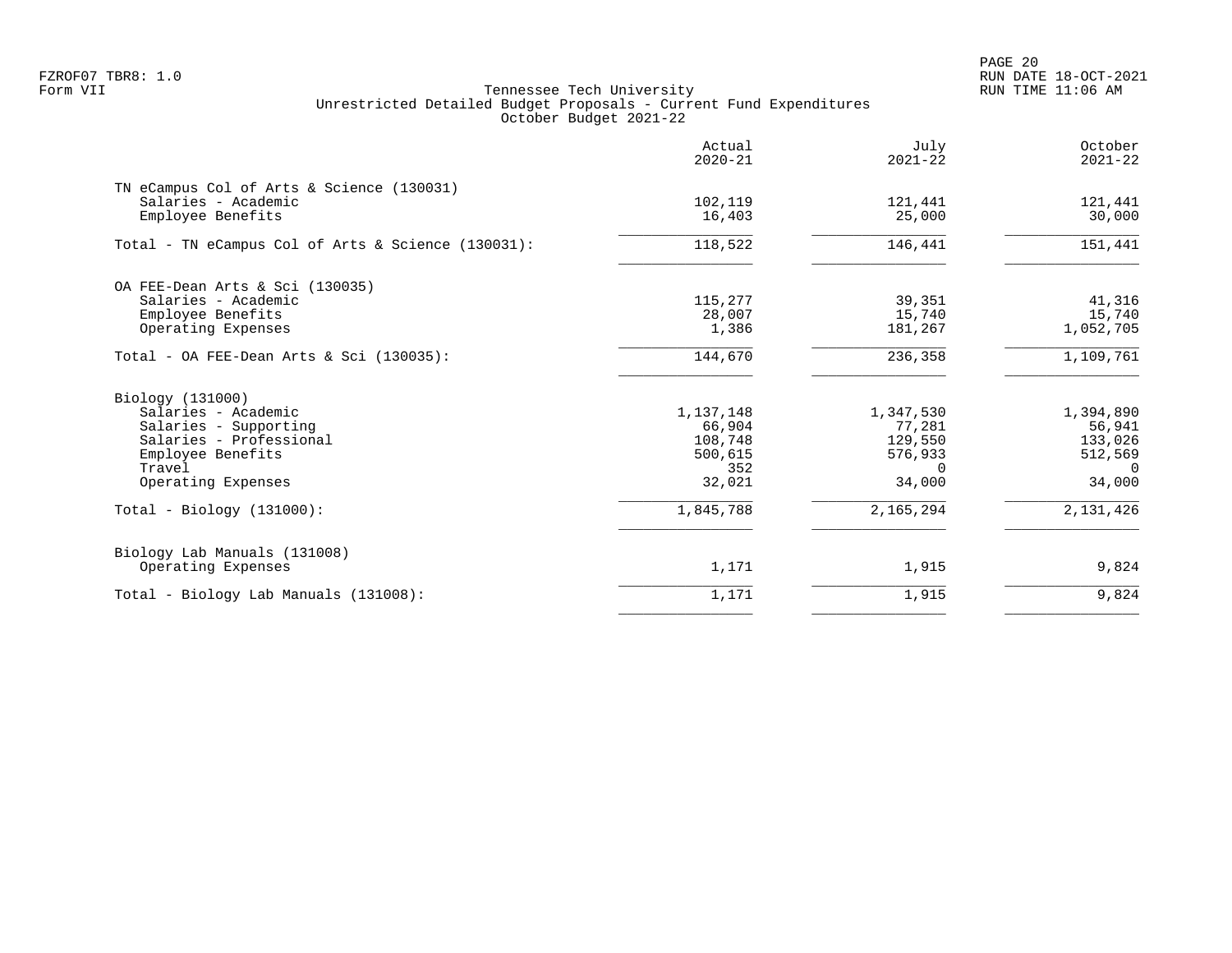Tennessee Tech University
Unrestricted Detailed Budget Proposals - Current Fund Expenditures
October Budget 2021-22

| | Actual 2020-21 | July 2021-22 | October 2021-22 |
|---|---|---|---|
| **TN eCampus Col of Arts & Science (130031)** | | | |
| Salaries - Academic | 102,119 | 121,441 | 121,441 |
| Employee Benefits | 16,403 | 25,000 | 30,000 |
| Total - TN eCampus Col of Arts & Science (130031): | 118,522 | 146,441 | 151,441 |
| **OA FEE-Dean Arts & Sci (130035)** | | | |
| Salaries - Academic | 115,277 | 39,351 | 41,316 |
| Employee Benefits | 28,007 | 15,740 | 15,740 |
| Operating Expenses | 1,386 | 181,267 | 1,052,705 |
| Total - OA FEE-Dean Arts & Sci (130035): | 144,670 | 236,358 | 1,109,761 |
| **Biology (131000)** | | | |
| Salaries - Academic | 1,137,148 | 1,347,530 | 1,394,890 |
| Salaries - Supporting | 66,904 | 77,281 | 56,941 |
| Salaries - Professional | 108,748 | 129,550 | 133,026 |
| Employee Benefits | 500,615 | 576,933 | 512,569 |
| Travel | 352 | 0 | 0 |
| Operating Expenses | 32,021 | 34,000 | 34,000 |
| Total - Biology (131000): | 1,845,788 | 2,165,294 | 2,131,426 |
| **Biology Lab Manuals (131008)** | | | |
| Operating Expenses | 1,171 | 1,915 | 9,824 |
| Total - Biology Lab Manuals (131008): | 1,171 | 1,915 | 9,824 |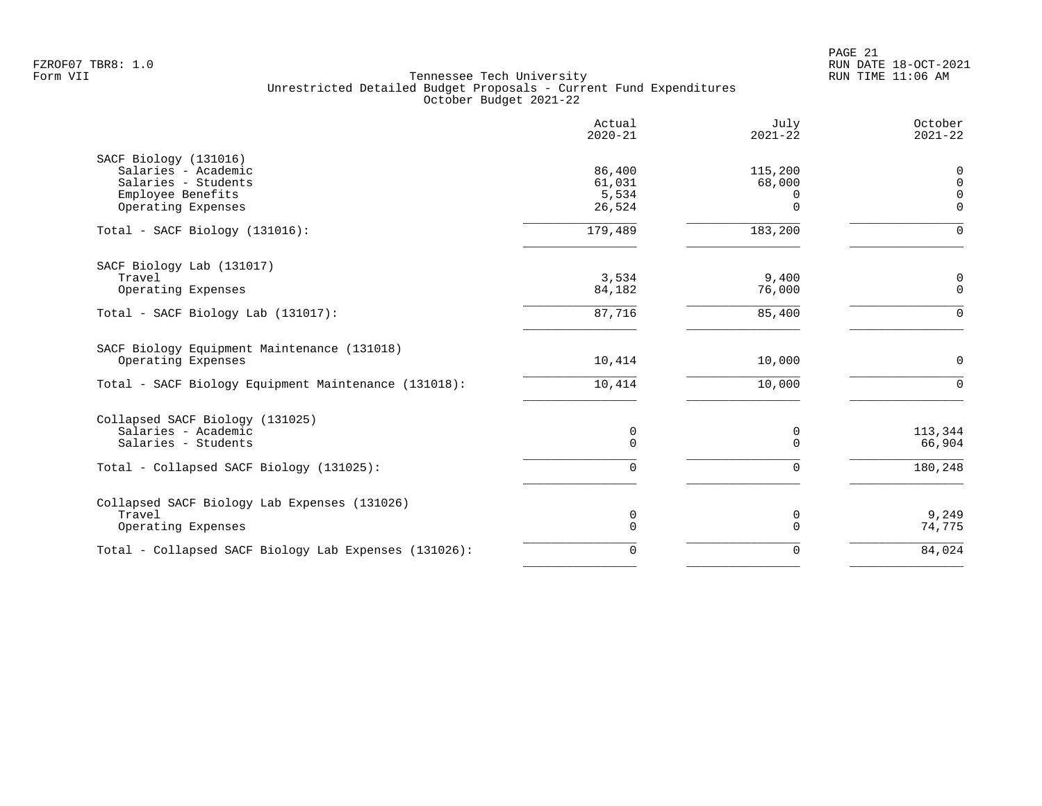FZROF07 TBR8: 1.0
Form VII

Tennessee Tech University
Unrestricted Detailed Budget Proposals - Current Fund Expenditures
October Budget 2021-22

RUN DATE 18-OCT-2021
RUN TIME 11:06 AM

| | Actual 2020-21 | July 2021-22 | October 2021-22 |
|---|---:|---:|---:|
| **SACF Biology (131016)** | | | |
| Salaries - Academic | 86,400 | 115,200 | 0 |
| Salaries - Students | 61,031 | 68,000 | 0 |
| Employee Benefits | 5,534 | 0 | 0 |
| Operating Expenses | 26,524 | 0 | 0 |
| Total - SACF Biology (131016): | 179,489 | 183,200 | 0 |
| **SACF Biology Lab (131017)** | | | |
| Travel | 3,534 | 9,400 | 0 |
| Operating Expenses | 84,182 | 76,000 | 0 |
| Total - SACF Biology Lab (131017): | 87,716 | 85,400 | 0 |
| **SACF Biology Equipment Maintenance (131018)** | | | |
| Operating Expenses | 10,414 | 10,000 | 0 |
| Total - SACF Biology Equipment Maintenance (131018): | 10,414 | 10,000 | 0 |
| **Collapsed SACF Biology (131025)** | | | |
| Salaries - Academic | 0 | 0 | 113,344 |
| Salaries - Students | 0 | 0 | 66,904 |
| Total - Collapsed SACF Biology (131025): | 0 | 0 | 180,248 |
| **Collapsed SACF Biology Lab Expenses (131026)** | | | |
| Travel | 0 | 0 | 9,249 |
| Operating Expenses | 0 | 0 | 74,775 |
| Total - Collapsed SACF Biology Lab Expenses (131026): | 0 | 0 | 84,024 |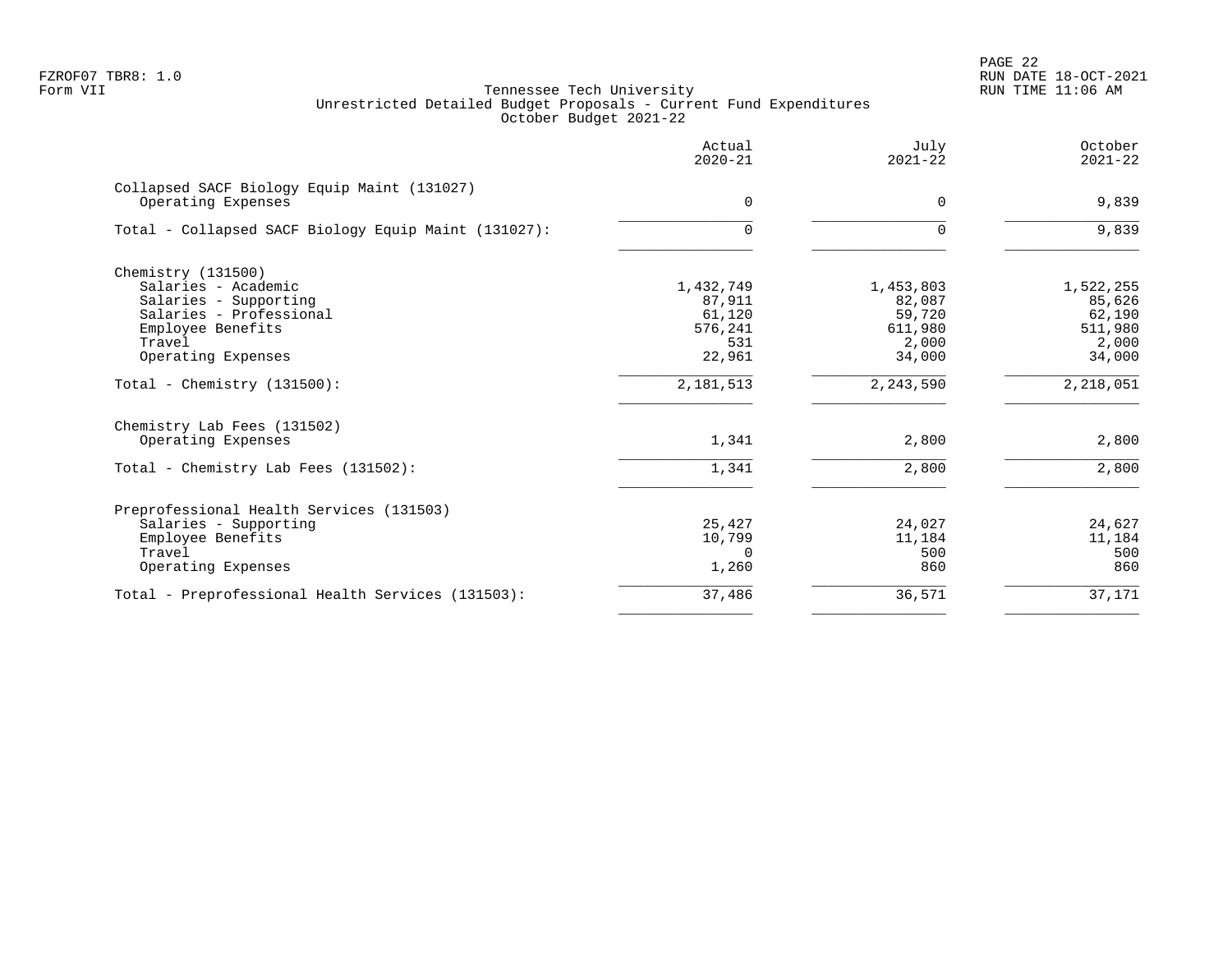Tennessee Tech University
Unrestricted Detailed Budget Proposals - Current Fund Expenditures
October Budget 2021-22

| | Actual 2020-21 | July 2021-22 | October 2021-22 |
|---|---:|---:|---:|
| **Collapsed SACF Biology Equip Maint (131027)** | | | |
| Operating Expenses | 0 | 0 | 9,839 |
| Total - Collapsed SACF Biology Equip Maint (131027): | 0 | 0 | 9,839 |
| **Chemistry (131500)** | | | |
| Salaries - Academic | 1,432,749 | 1,453,803 | 1,522,255 |
| Salaries - Supporting | 87,911 | 82,087 | 85,626 |
| Salaries - Professional | 61,120 | 59,720 | 62,190 |
| Employee Benefits | 576,241 | 611,980 | 511,980 |
| Travel | 531 | 2,000 | 2,000 |
| Operating Expenses | 22,961 | 34,000 | 34,000 |
| Total - Chemistry (131500): | 2,181,513 | 2,243,590 | 2,218,051 |
| **Chemistry Lab Fees (131502)** | | | |
| Operating Expenses | 1,341 | 2,800 | 2,800 |
| Total - Chemistry Lab Fees (131502): | 1,341 | 2,800 | 2,800 |
| **Preprofessional Health Services (131503)** | | | |
| Salaries - Supporting | 25,427 | 24,027 | 24,627 |
| Employee Benefits | 10,799 | 11,184 | 11,184 |
| Travel | 0 | 500 | 500 |
| Operating Expenses | 1,260 | 860 | 860 |
| Total - Preprofessional Health Services (131503): | 37,486 | 36,571 | 37,171 |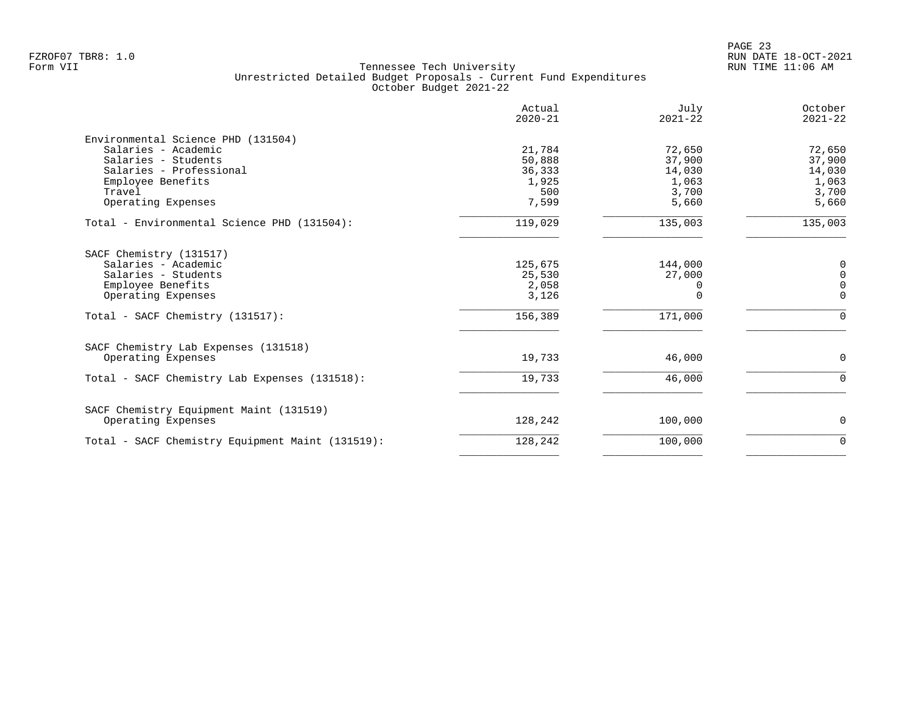FZROF07 TBR8: 1.0
Form VII

# Tennessee Tech University
## Unrestricted Detailed Budget Proposals - Current Fund Expenditures
### October Budget 2021-22

| | Actual 2020-21 | July 2021-22 | October 2021-22 |
|---|---|---|---|
| **Environmental Science PHD (131504)** | | | |
| Salaries - Academic | 21,784 | 72,650 | 72,650 |
| Salaries - Students | 50,888 | 37,900 | 37,900 |
| Salaries - Professional | 36,333 | 14,030 | 14,030 |
| Employee Benefits | 1,925 | 1,063 | 1,063 |
| Travel | 500 | 3,700 | 3,700 |
| Operating Expenses | 7,599 | 5,660 | 5,660 |
| Total - Environmental Science PHD (131504): | 119,029 | 135,003 | 135,003 |
| **SACF Chemistry (131517)** | | | |
| Salaries - Academic | 125,675 | 144,000 | 0 |
| Salaries - Students | 25,530 | 27,000 | 0 |
| Employee Benefits | 2,058 | 0 | 0 |
| Operating Expenses | 3,126 | 0 | 0 |
| Total - SACF Chemistry (131517): | 156,389 | 171,000 | 0 |
| **SACF Chemistry Lab Expenses (131518)** | | | |
| Operating Expenses | 19,733 | 46,000 | 0 |
| Total - SACF Chemistry Lab Expenses (131518): | 19,733 | 46,000 | 0 |
| **SACF Chemistry Equipment Maint (131519)** | | | |
| Operating Expenses | 128,242 | 100,000 | 0 |
| Total - SACF Chemistry Equipment Maint (131519): | 128,242 | 100,000 | 0 |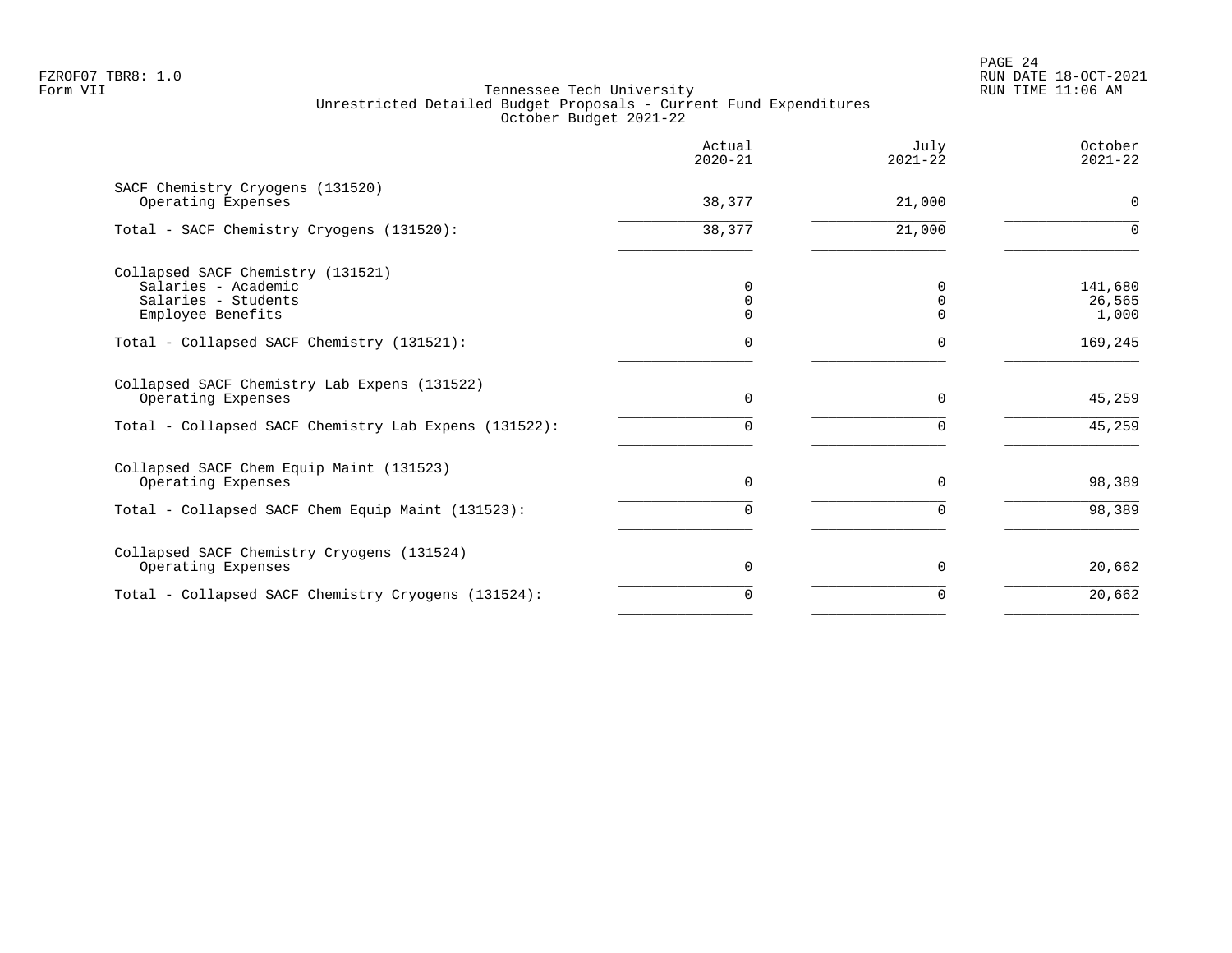FZROF07 TBR8: 1.0
Form VII

Tennessee Tech University
Unrestricted Detailed Budget Proposals - Current Fund Expenditures
October Budget 2021-22

RUN DATE 18-OCT-2021
RUN TIME 11:06 AM

| | Actual 2020-21 | July 2021-22 | October 2021-22 |
|---|---|---|---|
| SACF Chemistry Cryogens (131520) | | | |
| Operating Expenses | 38,377 | 21,000 | 0 |
| Total - SACF Chemistry Cryogens (131520): | 38,377 | 21,000 | 0 |
| Collapsed SACF Chemistry (131521) | | | |
| Salaries - Academic | 0 | 0 | 141,680 |
| Salaries - Students | 0 | 0 | 26,565 |
| Employee Benefits | 0 | 0 | 1,000 |
| Total - Collapsed SACF Chemistry (131521): | 0 | 0 | 169,245 |
| Collapsed SACF Chemistry Lab Expens (131522) | | | |
| Operating Expenses | 0 | 0 | 45,259 |
| Total - Collapsed SACF Chemistry Lab Expens (131522): | 0 | 0 | 45,259 |
| Collapsed SACF Chem Equip Maint (131523) | | | |
| Operating Expenses | 0 | 0 | 98,389 |
| Total - Collapsed SACF Chem Equip Maint (131523): | 0 | 0 | 98,389 |
| Collapsed SACF Chemistry Cryogens (131524) | | | |
| Operating Expenses | 0 | 0 | 20,662 |
| Total - Collapsed SACF Chemistry Cryogens (131524): | 0 | 0 | 20,662 |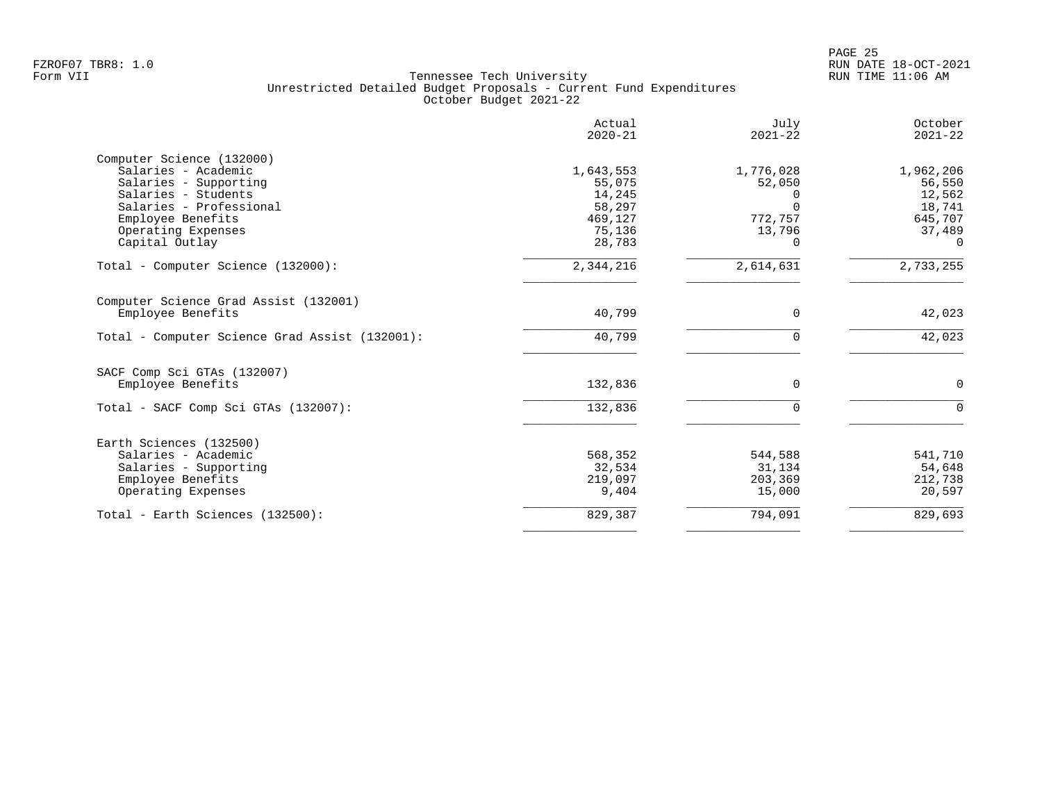FZROF07 TBR8: 1.0
Form VII

Tennessee Tech University
Unrestricted Detailed Budget Proposals - Current Fund Expenditures
October Budget 2021-22

RUN DATE 18-OCT-2021
RUN TIME 11:06 AM

| | Actual 2020-21 | July 2021-22 | October 2021-22 |
|---|---|---|---|
| **Computer Science (132000)** | | | |
| Salaries - Academic | 1,643,553 | 1,776,028 | 1,962,206 |
| Salaries - Supporting | 55,075 | 52,050 | 56,550 |
| Salaries - Students | 14,245 | 0 | 12,562 |
| Salaries - Professional | 58,297 | 0 | 18,741 |
| Employee Benefits | 469,127 | 772,757 | 645,707 |
| Operating Expenses | 75,136 | 13,796 | 37,489 |
| Capital Outlay | 28,783 | 0 | 0 |
| Total - Computer Science (132000): | 2,344,216 | 2,614,631 | 2,733,255 |
| **Computer Science Grad Assist (132001)** | | | |
| Employee Benefits | 40,799 | 0 | 42,023 |
| Total - Computer Science Grad Assist (132001): | 40,799 | 0 | 42,023 |
| **SACF Comp Sci GTAs (132007)** | | | |
| Employee Benefits | 132,836 | 0 | 0 |
| Total - SACF Comp Sci GTAs (132007): | 132,836 | 0 | 0 |
| **Earth Sciences (132500)** | | | |
| Salaries - Academic | 568,352 | 544,588 | 541,710 |
| Salaries - Supporting | 32,534 | 31,134 | 54,648 |
| Employee Benefits | 219,097 | 203,369 | 212,738 |
| Operating Expenses | 9,404 | 15,000 | 20,597 |
| Total - Earth Sciences (132500): | 829,387 | 794,091 | 829,693 |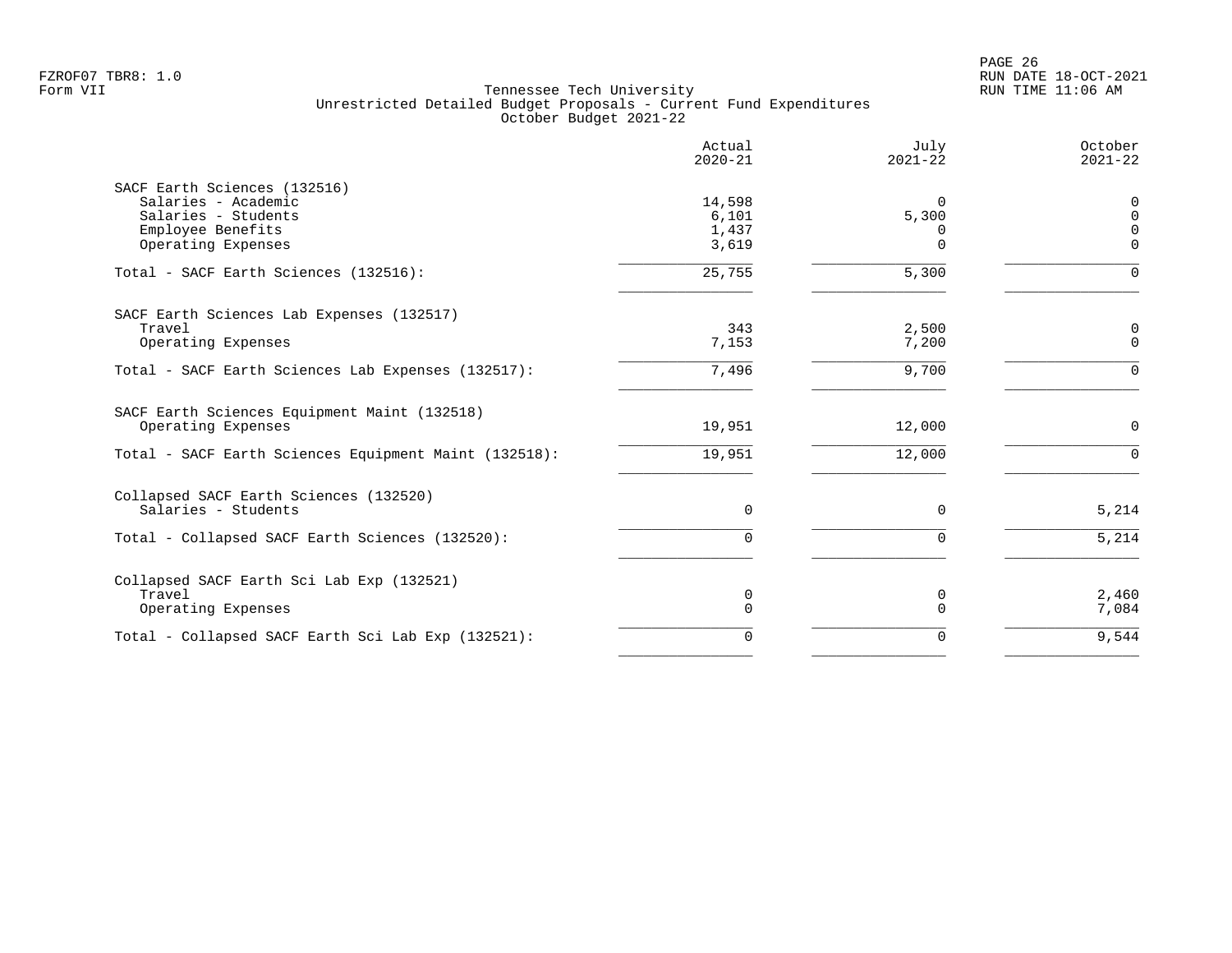FZROF07 TBR8: 1.0
Form VII

Tennessee Tech University
Unrestricted Detailed Budget Proposals - Current Fund Expenditures
October Budget 2021-22

RUN DATE 18-OCT-2021
RUN TIME 11:06 AM

| | Actual 2020-21 | July 2021-22 | October 2021-22 |
|---|---|---|---|
| **SACF Earth Sciences (132516)** | | | |
| Salaries - Academic | 14,598 | 0 | 0 |
| Salaries - Students | 6,101 | 5,300 | 0 |
| Employee Benefits | 1,437 | 0 | 0 |
| Operating Expenses | 3,619 | 0 | 0 |
| Total - SACF Earth Sciences (132516): | 25,755 | 5,300 | 0 |
| **SACF Earth Sciences Lab Expenses (132517)** | | | |
| Travel | 343 | 2,500 | 0 |
| Operating Expenses | 7,153 | 7,200 | 0 |
| Total - SACF Earth Sciences Lab Expenses (132517): | 7,496 | 9,700 | 0 |
| **SACF Earth Sciences Equipment Maint (132518)** | | | |
| Operating Expenses | 19,951 | 12,000 | 0 |
| Total - SACF Earth Sciences Equipment Maint (132518): | 19,951 | 12,000 | 0 |
| **Collapsed SACF Earth Sciences (132520)** | | | |
| Salaries - Students | 0 | 0 | 5,214 |
| Total - Collapsed SACF Earth Sciences (132520): | 0 | 0 | 5,214 |
| **Collapsed SACF Earth Sci Lab Exp (132521)** | | | |
| Travel | 0 | 0 | 2,460 |
| Operating Expenses | 0 | 0 | 7,084 |
| Total - Collapsed SACF Earth Sci Lab Exp (132521): | 0 | 0 | 9,544 |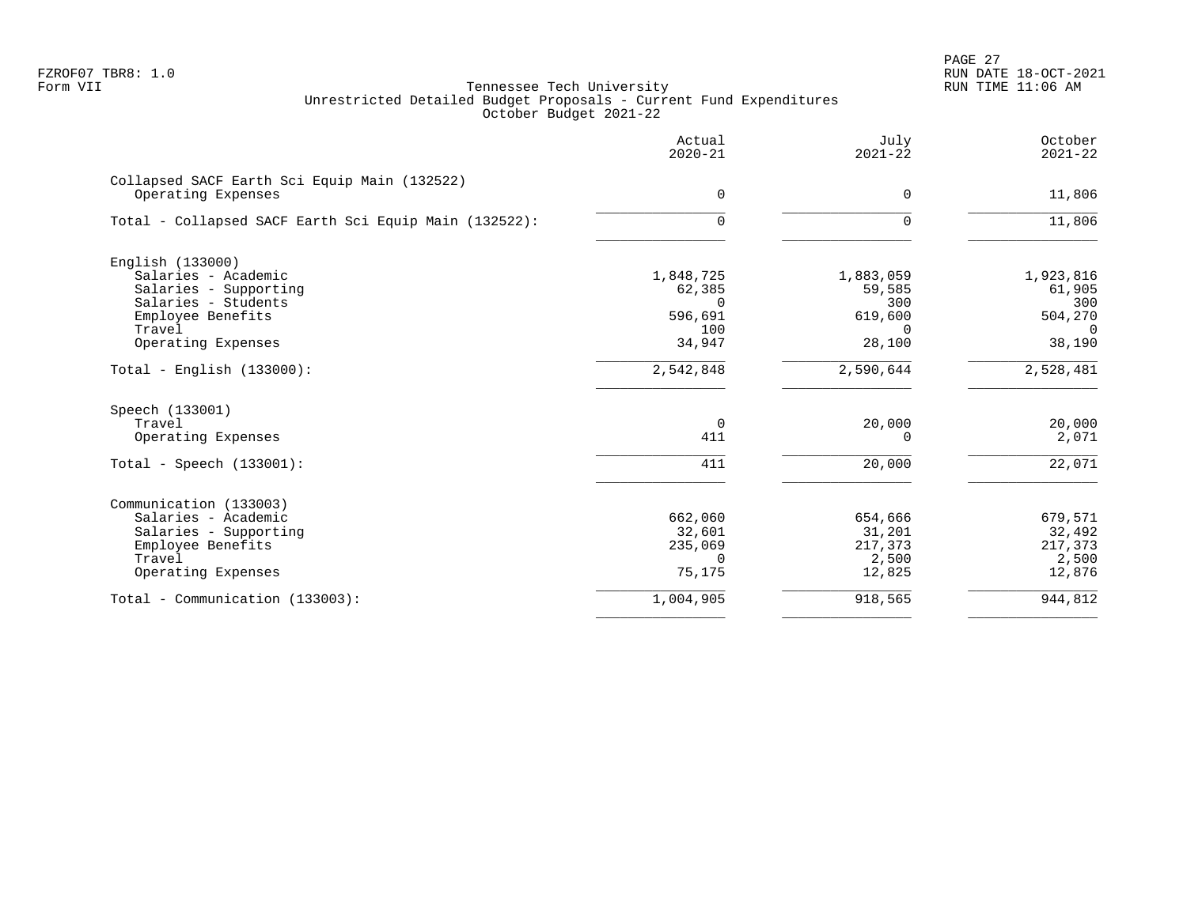FZROF07 TBR8: 1.0
Form VII

Tennessee Tech University
Unrestricted Detailed Budget Proposals - Current Fund Expenditures
October Budget 2021-22

RUN DATE 18-OCT-2021
RUN TIME 11:06 AM

| | Actual 2020-21 | July 2021-22 | October 2021-22 |
|---|---|---|---|
| Collapsed SACF Earth Sci Equip Main (132522) | | | |
| Operating Expenses | 0 | 0 | 11,806 |
| Total - Collapsed SACF Earth Sci Equip Main (132522): | 0 | 0 | 11,806 |
| English (133000) | | | |
| Salaries - Academic | 1,848,725 | 1,883,059 | 1,923,816 |
| Salaries - Supporting | 62,385 | 59,585 | 61,905 |
| Salaries - Students | 0 | 300 | 300 |
| Employee Benefits | 596,691 | 619,600 | 504,270 |
| Travel | 100 | 0 | 0 |
| Operating Expenses | 34,947 | 28,100 | 38,190 |
| Total - English (133000): | 2,542,848 | 2,590,644 | 2,528,481 |
| Speech (133001) | | | |
| Travel | 0 | 20,000 | 20,000 |
| Operating Expenses | 411 | 0 | 2,071 |
| Total - Speech (133001): | 411 | 20,000 | 22,071 |
| Communication (133003) | | | |
| Salaries - Academic | 662,060 | 654,666 | 679,571 |
| Salaries - Supporting | 32,601 | 31,201 | 32,492 |
| Employee Benefits | 235,069 | 217,373 | 217,373 |
| Travel | 0 | 2,500 | 2,500 |
| Operating Expenses | 75,175 | 12,825 | 12,876 |
| Total - Communication (133003): | 1,004,905 | 918,565 | 944,812 |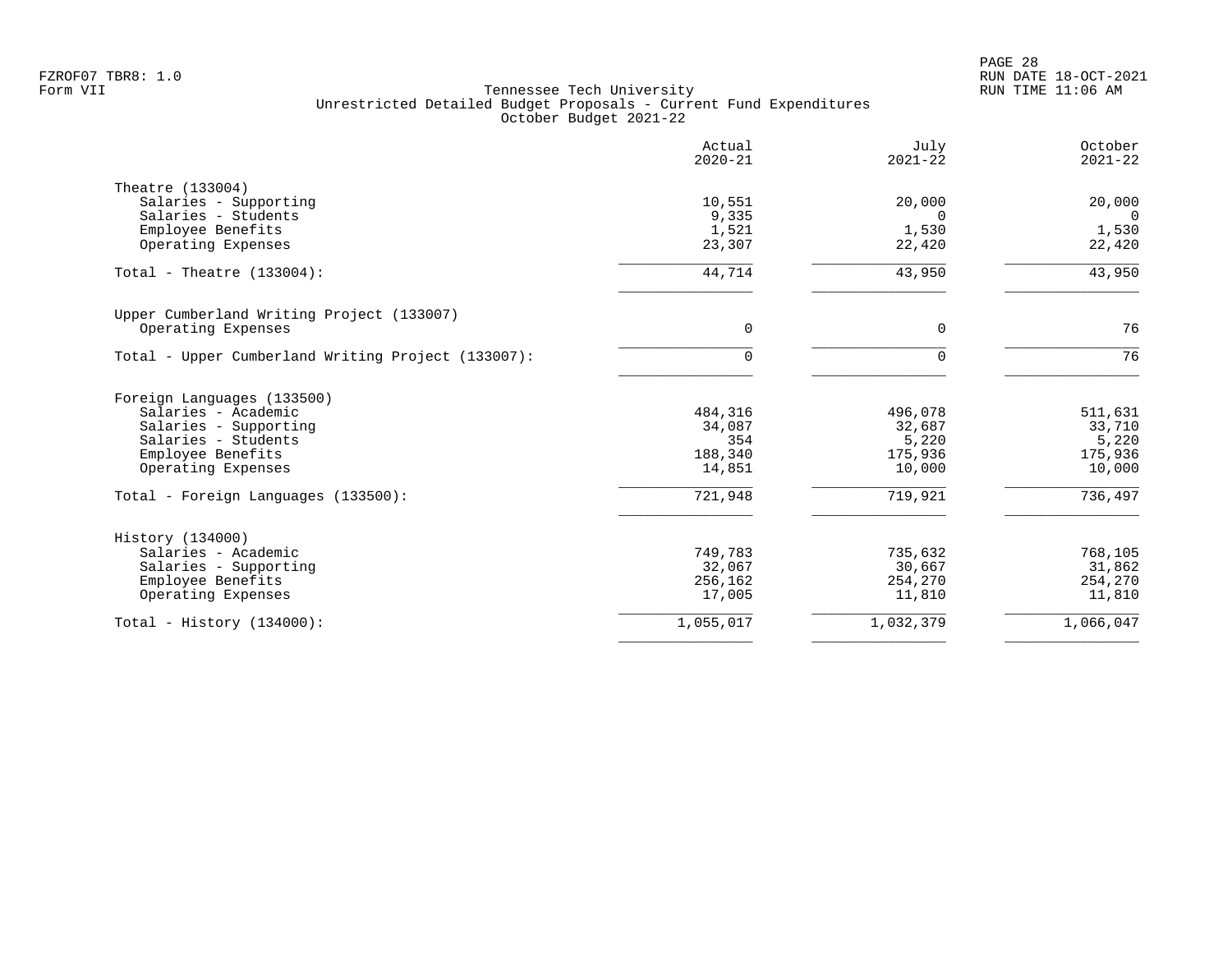FZROF07 TBR8: 1.0
Form VII

RUN DATE 18-OCT-2021
RUN TIME 11:06 AM

# Tennessee Tech University
## Unrestricted Detailed Budget Proposals - Current Fund Expenditures
### October Budget 2021-22

| | Actual 2020-21 | July 2021-22 | October 2021-22 |
|---|---|---|---|
| **Theatre (133004)** | | | |
| Salaries - Supporting | 10,551 | 20,000 | 20,000 |
| Salaries - Students | 9,335 | 0 | 0 |
| Employee Benefits | 1,521 | 1,530 | 1,530 |
| Operating Expenses | 23,307 | 22,420 | 22,420 |
| Total - Theatre (133004): | 44,714 | 43,950 | 43,950 |
| **Upper Cumberland Writing Project (133007)** | | | |
| Operating Expenses | 0 | 0 | 76 |
| Total - Upper Cumberland Writing Project (133007): | 0 | 0 | 76 |
| **Foreign Languages (133500)** | | | |
| Salaries - Academic | 484,316 | 496,078 | 511,631 |
| Salaries - Supporting | 34,087 | 32,687 | 33,710 |
| Salaries - Students | 354 | 5,220 | 5,220 |
| Employee Benefits | 188,340 | 175,936 | 175,936 |
| Operating Expenses | 14,851 | 10,000 | 10,000 |
| Total - Foreign Languages (133500): | 721,948 | 719,921 | 736,497 |
| **History (134000)** | | | |
| Salaries - Academic | 749,783 | 735,632 | 768,105 |
| Salaries - Supporting | 32,067 | 30,667 | 31,862 |
| Employee Benefits | 256,162 | 254,270 | 254,270 |
| Operating Expenses | 17,005 | 11,810 | 11,810 |
| Total - History (134000): | 1,055,017 | 1,032,379 | 1,066,047 |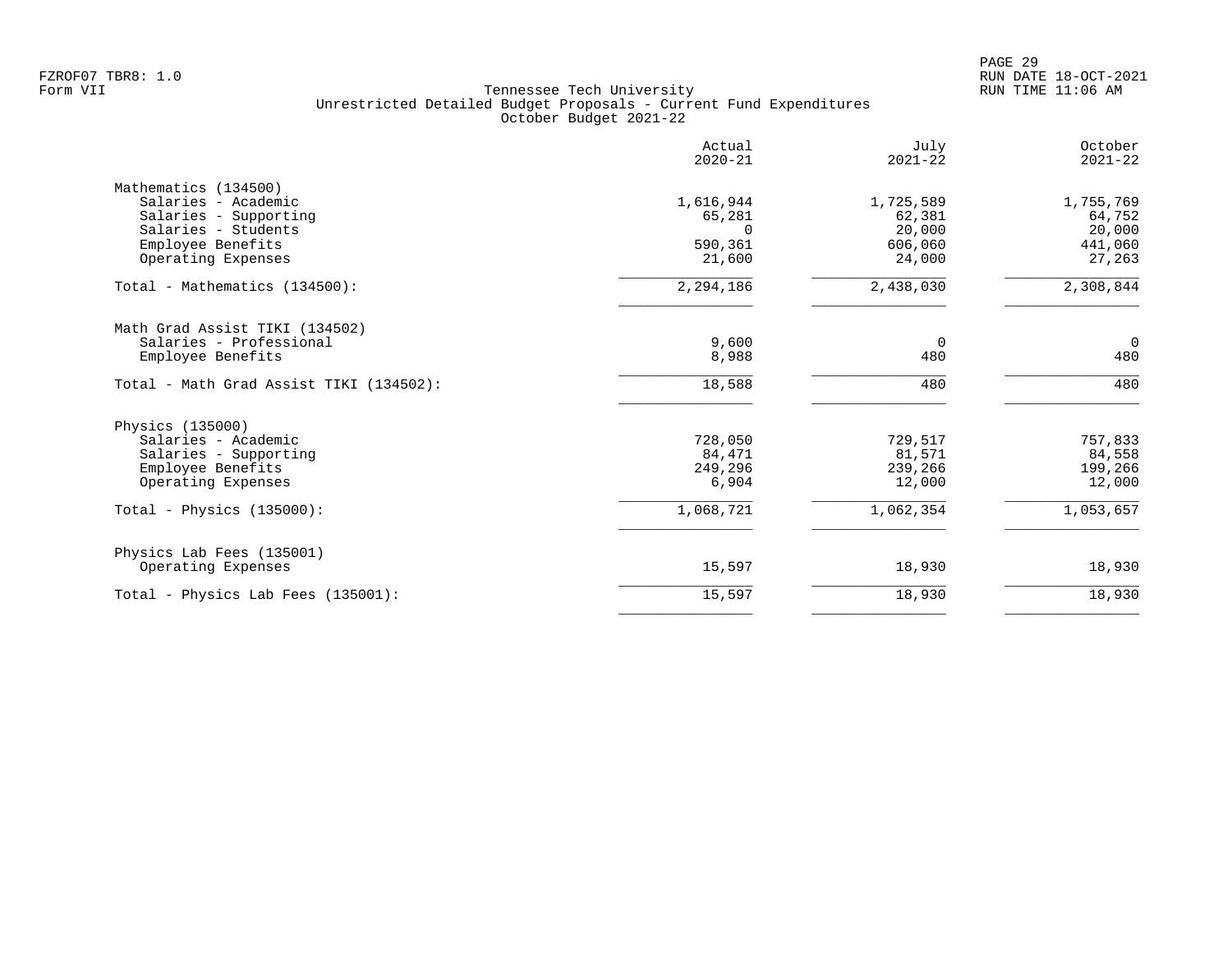Tennessee Tech University
Unrestricted Detailed Budget Proposals - Current Fund Expenditures
October Budget 2021-22

| | Actual 2020-21 | July 2021-22 | October 2021-22 |
|---|---|---|---|
| **Mathematics (134500)** | | | |
| Salaries - Academic | 1,616,944 | 1,725,589 | 1,755,769 |
| Salaries - Supporting | 65,281 | 62,381 | 64,752 |
| Salaries - Students | 0 | 20,000 | 20,000 |
| Employee Benefits | 590,361 | 606,060 | 441,060 |
| Operating Expenses | 21,600 | 24,000 | 27,263 |
| Total - Mathematics (134500): | 2,294,186 | 2,438,030 | 2,308,844 |
| **Math Grad Assist TIKI (134502)** | | | |
| Salaries - Professional | 9,600 | 0 | 0 |
| Employee Benefits | 8,988 | 480 | 480 |
| Total - Math Grad Assist TIKI (134502): | 18,588 | 480 | 480 |
| **Physics (135000)** | | | |
| Salaries - Academic | 728,050 | 729,517 | 757,833 |
| Salaries - Supporting | 84,471 | 81,571 | 84,558 |
| Employee Benefits | 249,296 | 239,266 | 199,266 |
| Operating Expenses | 6,904 | 12,000 | 12,000 |
| Total - Physics (135000): | 1,068,721 | 1,062,354 | 1,053,657 |
| **Physics Lab Fees (135001)** | | | |
| Operating Expenses | 15,597 | 18,930 | 18,930 |
| Total - Physics Lab Fees (135001): | 15,597 | 18,930 | 18,930 |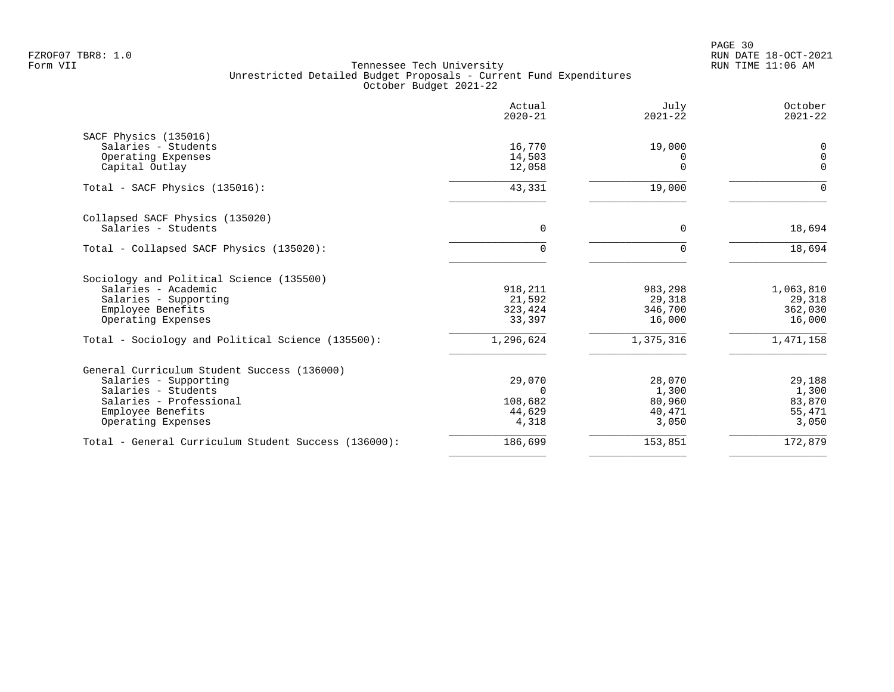FZROF07 TBR8: 1.0
Form VII

Tennessee Tech University
Unrestricted Detailed Budget Proposals - Current Fund Expenditures
October Budget 2021-22

RUN DATE 18-OCT-2021
RUN TIME 11:06 AM

| | Actual 2020-21 | July 2021-22 | October 2021-22 |
|---|---|---|---|
| **SACF Physics (135016)** | | | |
| Salaries - Students | 16,770 | 19,000 | 0 |
| Operating Expenses | 14,503 | 0 | 0 |
| Capital Outlay | 12,058 | 0 | 0 |
| Total - SACF Physics (135016): | 43,331 | 19,000 | 0 |
| **Collapsed SACF Physics (135020)** | | | |
| Salaries - Students | 0 | 0 | 18,694 |
| Total - Collapsed SACF Physics (135020): | 0 | 0 | 18,694 |
| **Sociology and Political Science (135500)** | | | |
| Salaries - Academic | 918,211 | 983,298 | 1,063,810 |
| Salaries - Supporting | 21,592 | 29,318 | 29,318 |
| Employee Benefits | 323,424 | 346,700 | 362,030 |
| Operating Expenses | 33,397 | 16,000 | 16,000 |
| Total - Sociology and Political Science (135500): | 1,296,624 | 1,375,316 | 1,471,158 |
| **General Curriculum Student Success (136000)** | | | |
| Salaries - Supporting | 29,070 | 28,070 | 29,188 |
| Salaries - Students | 0 | 1,300 | 1,300 |
| Salaries - Professional | 108,682 | 80,960 | 83,870 |
| Employee Benefits | 44,629 | 40,471 | 55,471 |
| Operating Expenses | 4,318 | 3,050 | 3,050 |
| Total - General Curriculum Student Success (136000): | 186,699 | 153,851 | 172,879 |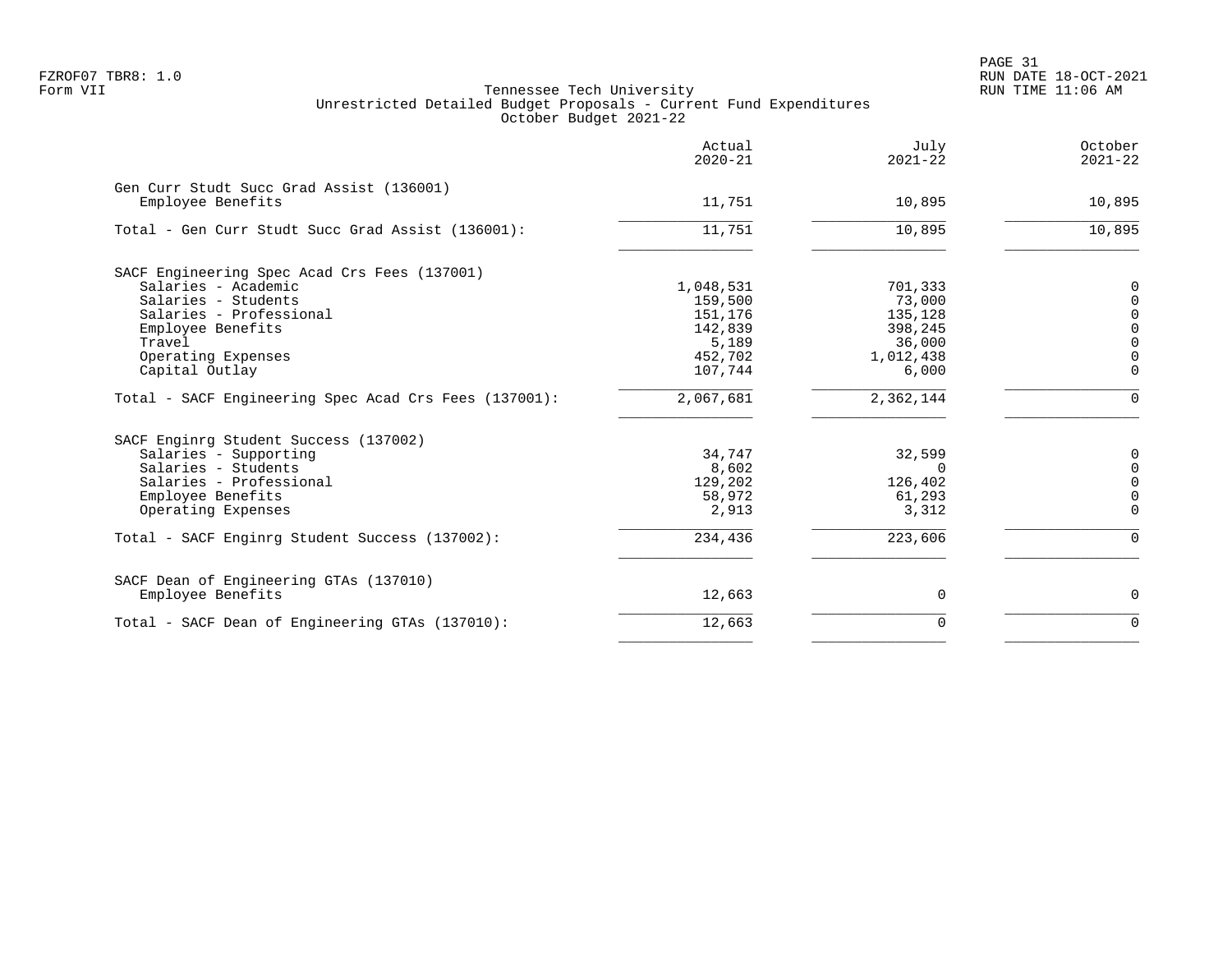FZROF07 TBR8: 1.0
Form VII

Tennessee Tech University
Unrestricted Detailed Budget Proposals - Current Fund Expenditures
October Budget 2021-22

RUN DATE 18-OCT-2021
RUN TIME 11:06 AM

| | Actual 2020-21 | July 2021-22 | October 2021-22 |
|---|---|---|---|
| **Gen Curr Studt Succ Grad Assist (136001)** | | | |
| Employee Benefits | 11,751 | 10,895 | 10,895 |
| Total - Gen Curr Studt Succ Grad Assist (136001): | 11,751 | 10,895 | 10,895 |
| **SACF Engineering Spec Acad Crs Fees (137001)** | | | |
| Salaries - Academic | 1,048,531 | 701,333 | 0 |
| Salaries - Students | 159,500 | 73,000 | 0 |
| Salaries - Professional | 151,176 | 135,128 | 0 |
| Employee Benefits | 142,839 | 398,245 | 0 |
| Travel | 5,189 | 36,000 | 0 |
| Operating Expenses | 452,702 | 1,012,438 | 0 |
| Capital Outlay | 107,744 | 6,000 | 0 |
| Total - SACF Engineering Spec Acad Crs Fees (137001): | 2,067,681 | 2,362,144 | 0 |
| **SACF Enginrg Student Success (137002)** | | | |
| Salaries - Supporting | 34,747 | 32,599 | 0 |
| Salaries - Students | 8,602 | 0 | 0 |
| Salaries - Professional | 129,202 | 126,402 | 0 |
| Employee Benefits | 58,972 | 61,293 | 0 |
| Operating Expenses | 2,913 | 3,312 | 0 |
| Total - SACF Enginrg Student Success (137002): | 234,436 | 223,606 | 0 |
| **SACF Dean of Engineering GTAs (137010)** | | | |
| Employee Benefits | 12,663 | 0 | 0 |
| Total - SACF Dean of Engineering GTAs (137010): | 12,663 | 0 | 0 |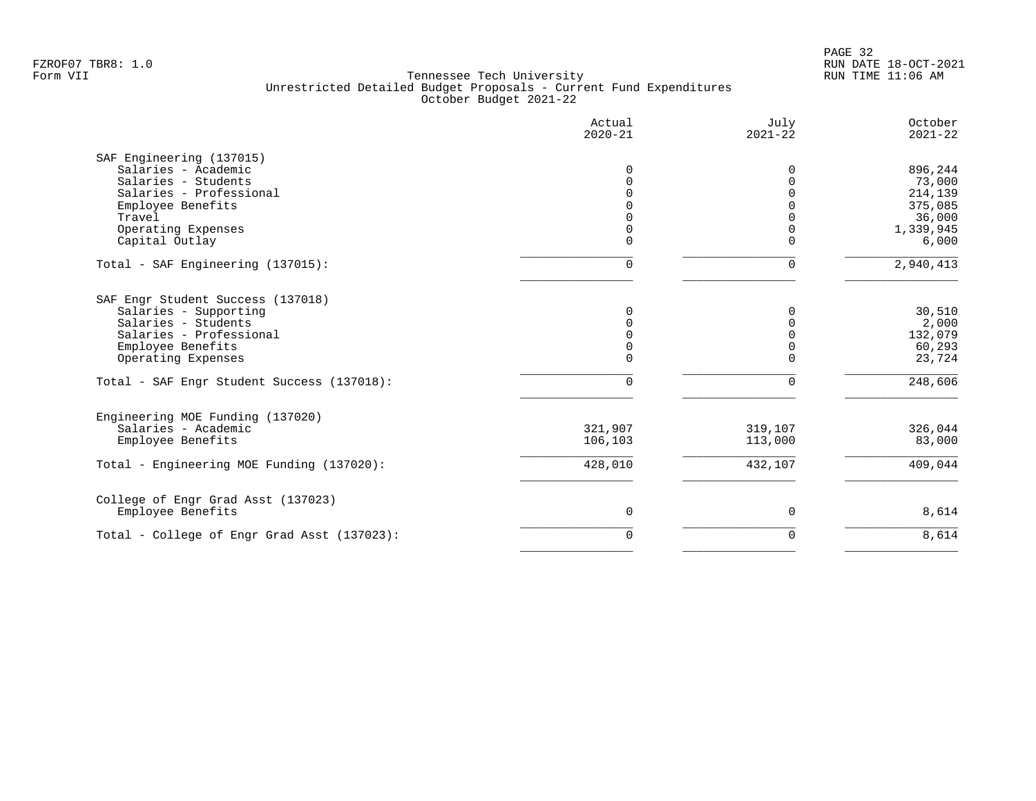FZROF07 TBR8: 1.0
Form VII

Tennessee Tech University
Unrestricted Detailed Budget Proposals - Current Fund Expenditures
October Budget 2021-22

RUN DATE 18-OCT-2021
RUN TIME 11:06 AM

| | Actual 2020-21 | July 2021-22 | October 2021-22 |
|---|---|---|---|
| **SAF Engineering (137015)** | | | |
| Salaries - Academic | 0 | 0 | 896,244 |
| Salaries - Students | 0 | 0 | 73,000 |
| Salaries - Professional | 0 | 0 | 214,139 |
| Employee Benefits | 0 | 0 | 375,085 |
| Travel | 0 | 0 | 36,000 |
| Operating Expenses | 0 | 0 | 1,339,945 |
| Capital Outlay | 0 | 0 | 6,000 |
| Total - SAF Engineering (137015): | 0 | 0 | 2,940,413 |
| **SAF Engr Student Success (137018)** | | | |
| Salaries - Supporting | 0 | 0 | 30,510 |
| Salaries - Students | 0 | 0 | 2,000 |
| Salaries - Professional | 0 | 0 | 132,079 |
| Employee Benefits | 0 | 0 | 60,293 |
| Operating Expenses | 0 | 0 | 23,724 |
| Total - SAF Engr Student Success (137018): | 0 | 0 | 248,606 |
| **Engineering MOE Funding (137020)** | | | |
| Salaries - Academic | 321,907 | 319,107 | 326,044 |
| Employee Benefits | 106,103 | 113,000 | 83,000 |
| Total - Engineering MOE Funding (137020): | 428,010 | 432,107 | 409,044 |
| **College of Engr Grad Asst (137023)** | | | |
| Employee Benefits | 0 | 0 | 8,614 |
| Total - College of Engr Grad Asst (137023): | 0 | 0 | 8,614 |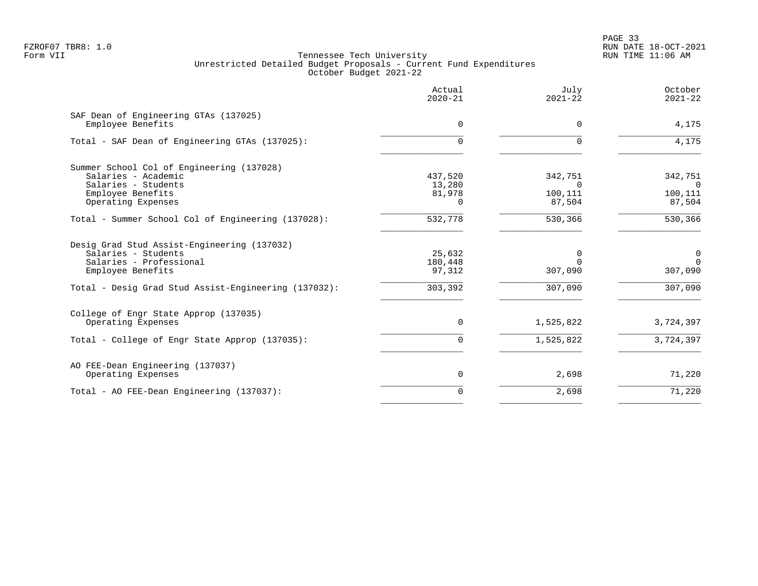Tennessee Tech University
Unrestricted Detailed Budget Proposals - Current Fund Expenditures
October Budget 2021-22

FZROF07 TBR8: 1.0
Form VII

RUN DATE 18-OCT-2021
RUN TIME 11:06 AM

| | Actual 2020-21 | July 2021-22 | October 2021-22 |
|---|---|---|---|
| **SAF Dean of Engineering GTAs (137025)** | | | |
| Employee Benefits | 0 | 0 | 4,175 |
| Total - SAF Dean of Engineering GTAs (137025): | 0 | 0 | 4,175 |
| **Summer School Col of Engineering (137028)** | | | |
| Salaries - Academic | 437,520 | 342,751 | 342,751 |
| Salaries - Students | 13,280 | 0 | 0 |
| Employee Benefits | 81,978 | 100,111 | 100,111 |
| Operating Expenses | 0 | 87,504 | 87,504 |
| Total - Summer School Col of Engineering (137028): | 532,778 | 530,366 | 530,366 |
| **Desig Grad Stud Assist-Engineering (137032)** | | | |
| Salaries - Students | 25,632 | 0 | 0 |
| Salaries - Professional | 180,448 | 0 | 0 |
| Employee Benefits | 97,312 | 307,090 | 307,090 |
| Total - Desig Grad Stud Assist-Engineering (137032): | 303,392 | 307,090 | 307,090 |
| **College of Engr State Approp (137035)** | | | |
| Operating Expenses | 0 | 1,525,822 | 3,724,397 |
| Total - College of Engr State Approp (137035): | 0 | 1,525,822 | 3,724,397 |
| **AO FEE-Dean Engineering (137037)** | | | |
| Operating Expenses | 0 | 2,698 | 71,220 |
| Total - AO FEE-Dean Engineering (137037): | 0 | 2,698 | 71,220 |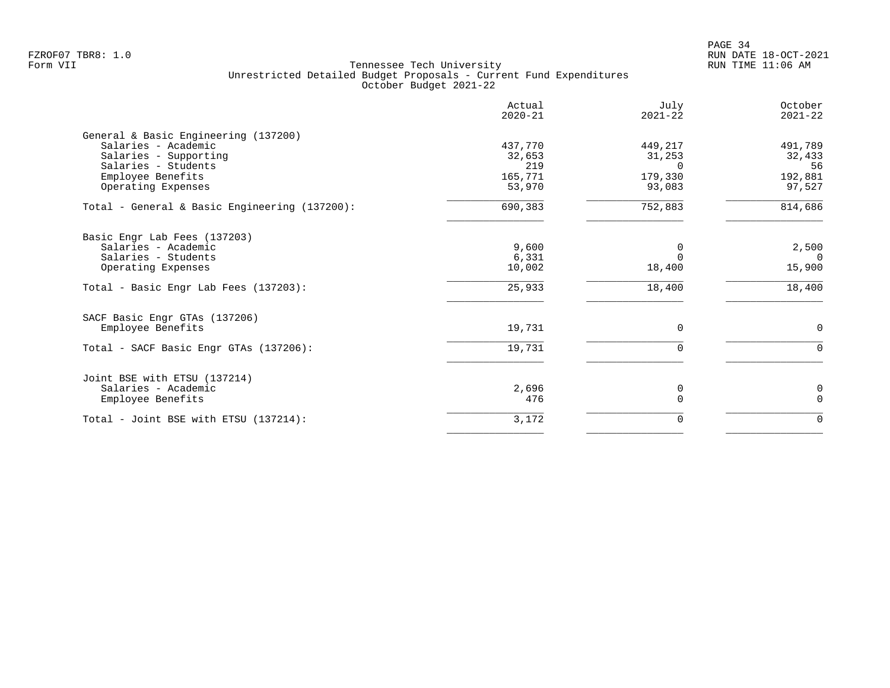Tennessee Tech University
Unrestricted Detailed Budget Proposals - Current Fund Expenditures
October Budget 2021-22

| | Actual 2020-21 | July 2021-22 | October 2021-22 |
|---|---|---|---|
| **General & Basic Engineering (137200)** | | | |
| Salaries - Academic | 437,770 | 449,217 | 491,789 |
| Salaries - Supporting | 32,653 | 31,253 | 32,433 |
| Salaries - Students | 219 | 0 | 56 |
| Employee Benefits | 165,771 | 179,330 | 192,881 |
| Operating Expenses | 53,970 | 93,083 | 97,527 |
| Total - General & Basic Engineering (137200): | 690,383 | 752,883 | 814,686 |
| **Basic Engr Lab Fees (137203)** | | | |
| Salaries - Academic | 9,600 | 0 | 2,500 |
| Salaries - Students | 6,331 | 0 | 0 |
| Operating Expenses | 10,002 | 18,400 | 15,900 |
| Total - Basic Engr Lab Fees (137203): | 25,933 | 18,400 | 18,400 |
| **SACF Basic Engr GTAs (137206)** | | | |
| Employee Benefits | 19,731 | 0 | 0 |
| Total - SACF Basic Engr GTAs (137206): | 19,731 | 0 | 0 |
| **Joint BSE with ETSU (137214)** | | | |
| Salaries - Academic | 2,696 | 0 | 0 |
| Employee Benefits | 476 | 0 | 0 |
| Total - Joint BSE with ETSU (137214): | 3,172 | 0 | 0 |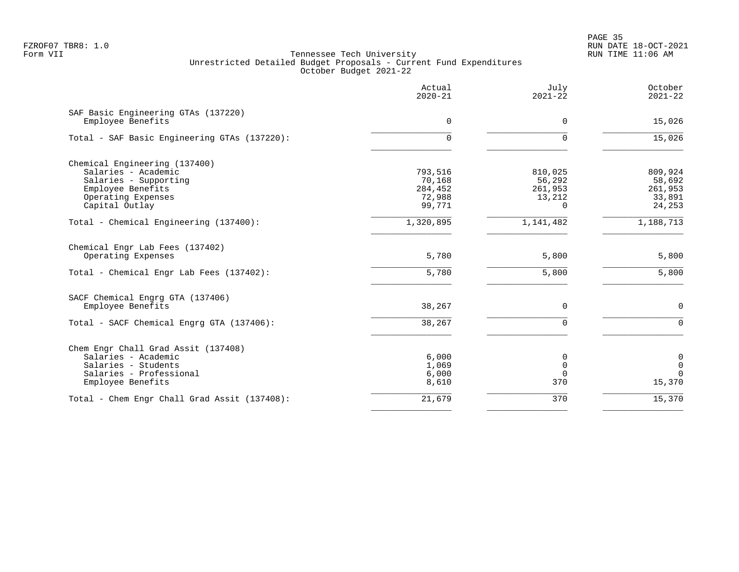Tennessee Tech University
Unrestricted Detailed Budget Proposals - Current Fund Expenditures
October Budget 2021-22

| | Actual 2020-21 | July 2021-22 | October 2021-22 |
|---|---|---|---|
| **SAF Basic Engineering GTAs (137220)** | | | |
| Employee Benefits | 0 | 0 | 15,026 |
| Total - SAF Basic Engineering GTAs (137220): | 0 | 0 | 15,026 |
| **Chemical Engineering (137400)** | | | |
| Salaries - Academic | 793,516 | 810,025 | 809,924 |
| Salaries - Supporting | 70,168 | 56,292 | 58,692 |
| Employee Benefits | 284,452 | 261,953 | 261,953 |
| Operating Expenses | 72,988 | 13,212 | 33,891 |
| Capital Outlay | 99,771 | 0 | 24,253 |
| Total - Chemical Engineering (137400): | 1,320,895 | 1,141,482 | 1,188,713 |
| **Chemical Engr Lab Fees (137402)** | | | |
| Operating Expenses | 5,780 | 5,800 | 5,800 |
| Total - Chemical Engr Lab Fees (137402): | 5,780 | 5,800 | 5,800 |
| **SACF Chemical Engrg GTA (137406)** | | | |
| Employee Benefits | 38,267 | 0 | 0 |
| Total - SACF Chemical Engrg GTA (137406): | 38,267 | 0 | 0 |
| **Chem Engr Chall Grad Assit (137408)** | | | |
| Salaries - Academic | 6,000 | 0 | 0 |
| Salaries - Students | 1,069 | 0 | 0 |
| Salaries - Professional | 6,000 | 0 | 0 |
| Employee Benefits | 8,610 | 370 | 15,370 |
| Total - Chem Engr Chall Grad Assit (137408): | 21,679 | 370 | 15,370 |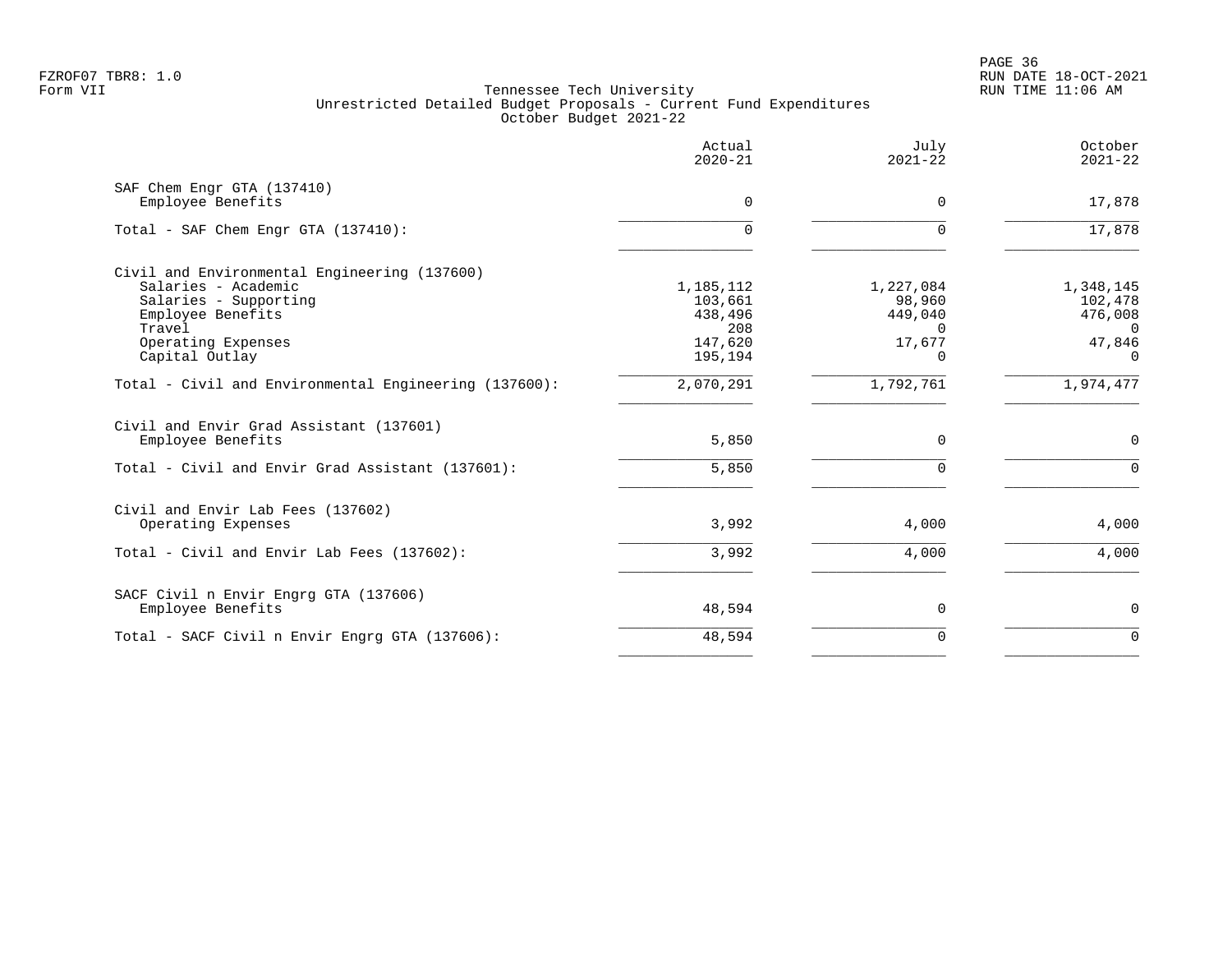FZROF07 TBR8: 1.0
Form VII

Tennessee Tech University
Unrestricted Detailed Budget Proposals - Current Fund Expenditures
October Budget 2021-22

RUN DATE 18-OCT-2021
RUN TIME 11:06 AM

| | Actual 2020-21 | July 2021-22 | October 2021-22 |
|---|---|---|---|
| **SAF Chem Engr GTA (137410)** | | | |
| Employee Benefits | 0 | 0 | 17,878 |
| Total - SAF Chem Engr GTA (137410): | 0 | 0 | 17,878 |
| **Civil and Environmental Engineering (137600)** | | | |
| Salaries - Academic | 1,185,112 | 1,227,084 | 1,348,145 |
| Salaries - Supporting | 103,661 | 98,960 | 102,478 |
| Employee Benefits | 438,496 | 449,040 | 476,008 |
| Travel | 208 | 0 | 0 |
| Operating Expenses | 147,620 | 17,677 | 47,846 |
| Capital Outlay | 195,194 | 0 | 0 |
| Total - Civil and Environmental Engineering (137600): | 2,070,291 | 1,792,761 | 1,974,477 |
| **Civil and Envir Grad Assistant (137601)** | | | |
| Employee Benefits | 5,850 | 0 | 0 |
| Total - Civil and Envir Grad Assistant (137601): | 5,850 | 0 | 0 |
| **Civil and Envir Lab Fees (137602)** | | | |
| Operating Expenses | 3,992 | 4,000 | 4,000 |
| Total - Civil and Envir Lab Fees (137602): | 3,992 | 4,000 | 4,000 |
| **SACF Civil n Envir Engrg GTA (137606)** | | | |
| Employee Benefits | 48,594 | 0 | 0 |
| Total - SACF Civil n Envir Engrg GTA (137606): | 48,594 | 0 | 0 |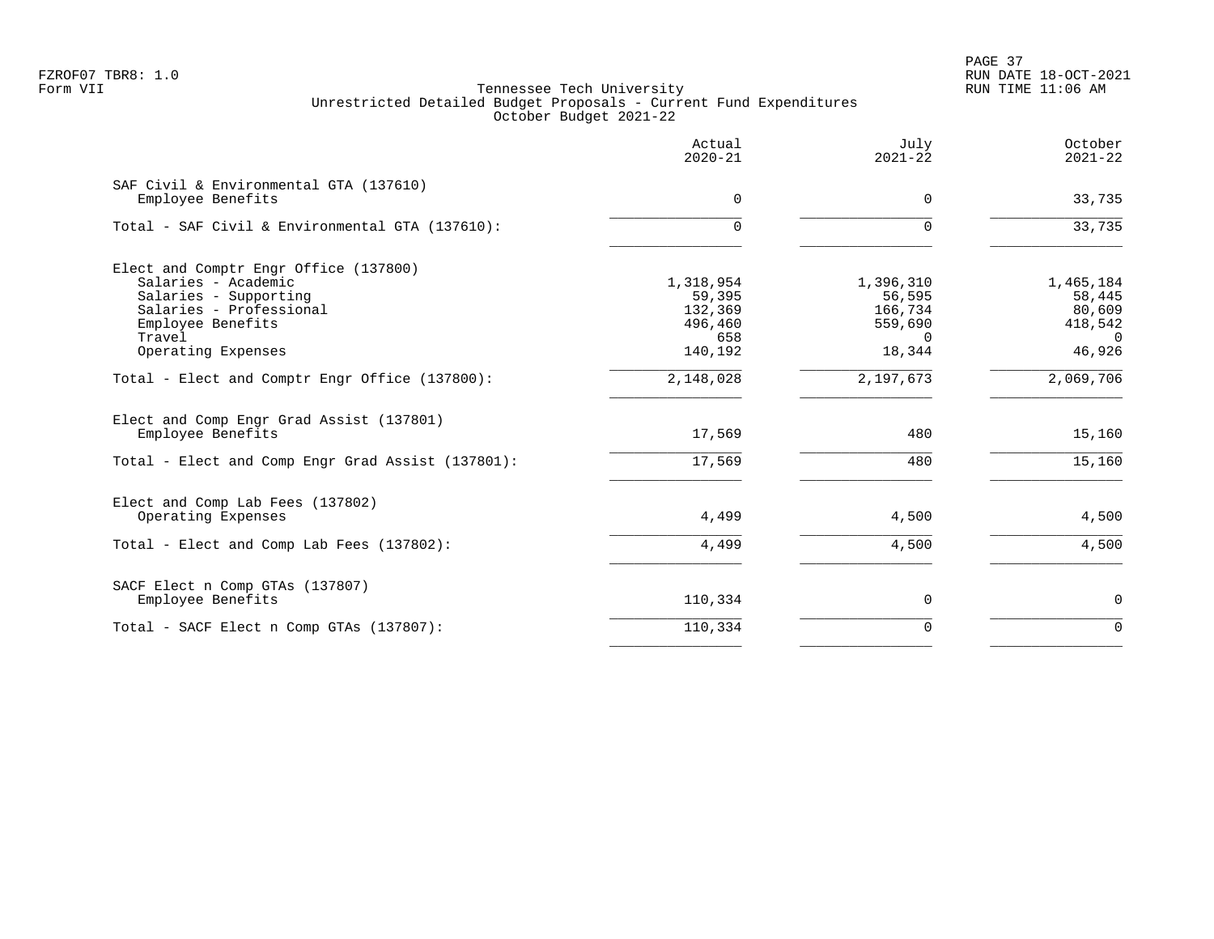Tennessee Tech University
Unrestricted Detailed Budget Proposals - Current Fund Expenditures
October Budget 2021-22

| | Actual 2020-21 | July 2021-22 | October 2021-22 |
|---|---|---|---|
| SAF Civil & Environmental GTA (137610) | | | |
| Employee Benefits | 0 | 0 | 33,735 |
| Total - SAF Civil & Environmental GTA (137610): | 0 | 0 | 33,735 |
| Elect and Comptr Engr Office (137800) | | | |
| Salaries - Academic | 1,318,954 | 1,396,310 | 1,465,184 |
| Salaries - Supporting | 59,395 | 56,595 | 58,445 |
| Salaries - Professional | 132,369 | 166,734 | 80,609 |
| Employee Benefits | 496,460 | 559,690 | 418,542 |
| Travel | 658 | 0 | 0 |
| Operating Expenses | 140,192 | 18,344 | 46,926 |
| Total - Elect and Comptr Engr Office (137800): | 2,148,028 | 2,197,673 | 2,069,706 |
| Elect and Comp Engr Grad Assist (137801) | | | |
| Employee Benefits | 17,569 | 480 | 15,160 |
| Total - Elect and Comp Engr Grad Assist (137801): | 17,569 | 480 | 15,160 |
| Elect and Comp Lab Fees (137802) | | | |
| Operating Expenses | 4,499 | 4,500 | 4,500 |
| Total - Elect and Comp Lab Fees (137802): | 4,499 | 4,500 | 4,500 |
| SACF Elect n Comp GTAs (137807) | | | |
| Employee Benefits | 110,334 | 0 | 0 |
| Total - SACF Elect n Comp GTAs (137807): | 110,334 | 0 | 0 |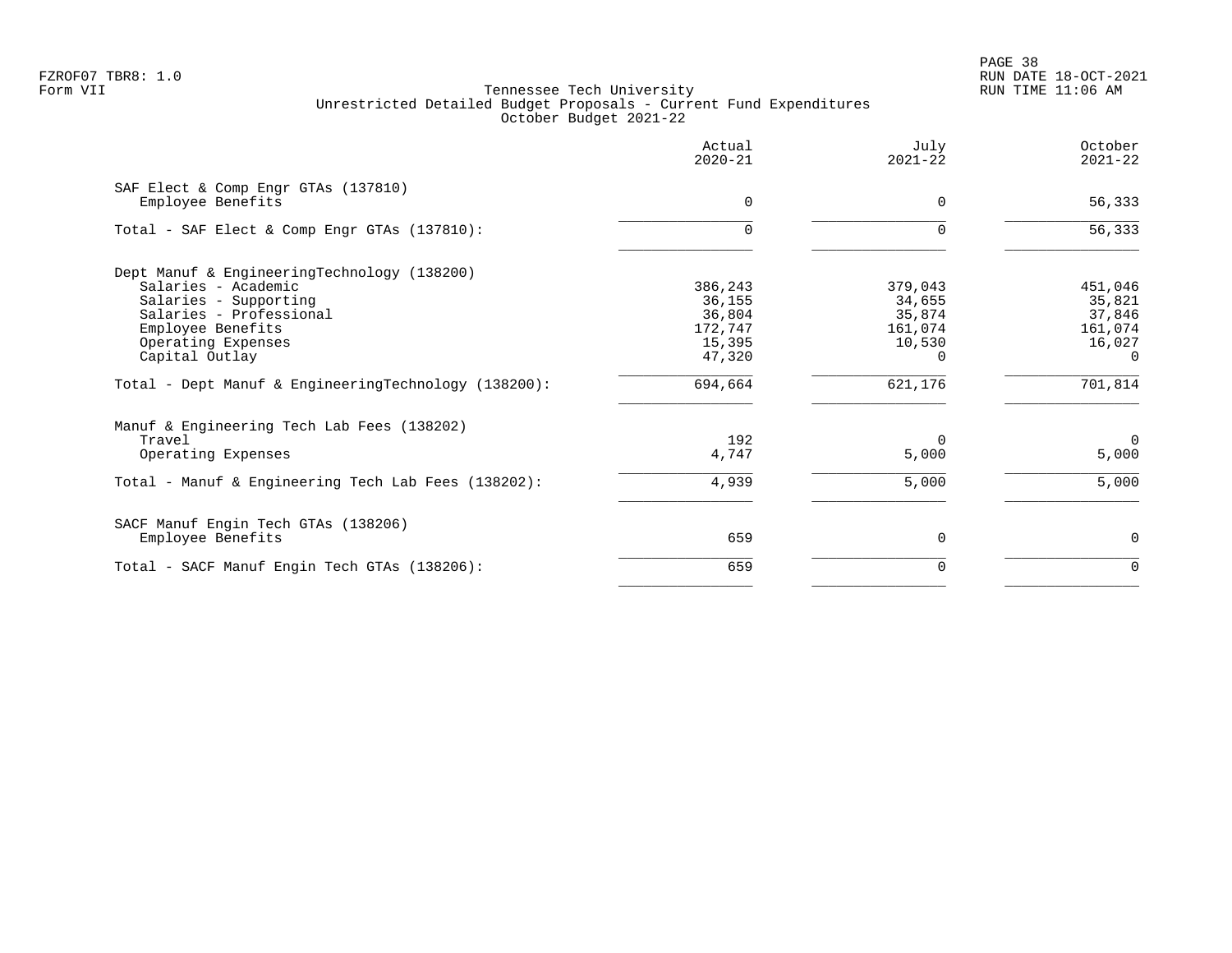Tennessee Tech University
Unrestricted Detailed Budget Proposals - Current Fund Expenditures
October Budget 2021-22

| | Actual 2020-21 | July 2021-22 | October 2021-22 |
|---|---|---|---|
| **SAF Elect & Comp Engr GTAs (137810)** | | | |
| Employee Benefits | 0 | 0 | 56,333 |
| Total - SAF Elect & Comp Engr GTAs (137810): | 0 | 0 | 56,333 |
| **Dept Manuf & EngineeringTechnology (138200)** | | | |
| Salaries - Academic | 386,243 | 379,043 | 451,046 |
| Salaries - Supporting | 36,155 | 34,655 | 35,821 |
| Salaries - Professional | 36,804 | 35,874 | 37,846 |
| Employee Benefits | 172,747 | 161,074 | 161,074 |
| Operating Expenses | 15,395 | 10,530 | 16,027 |
| Capital Outlay | 47,320 | 0 | 0 |
| Total - Dept Manuf & EngineeringTechnology (138200): | 694,664 | 621,176 | 701,814 |
| **Manuf & Engineering Tech Lab Fees (138202)** | | | |
| Travel | 192 | 0 | 0 |
| Operating Expenses | 4,747 | 5,000 | 5,000 |
| Total - Manuf & Engineering Tech Lab Fees (138202): | 4,939 | 5,000 | 5,000 |
| **SACF Manuf Engin Tech GTAs (138206)** | | | |
| Employee Benefits | 659 | 0 | 0 |
| Total - SACF Manuf Engin Tech GTAs (138206): | 659 | 0 | 0 |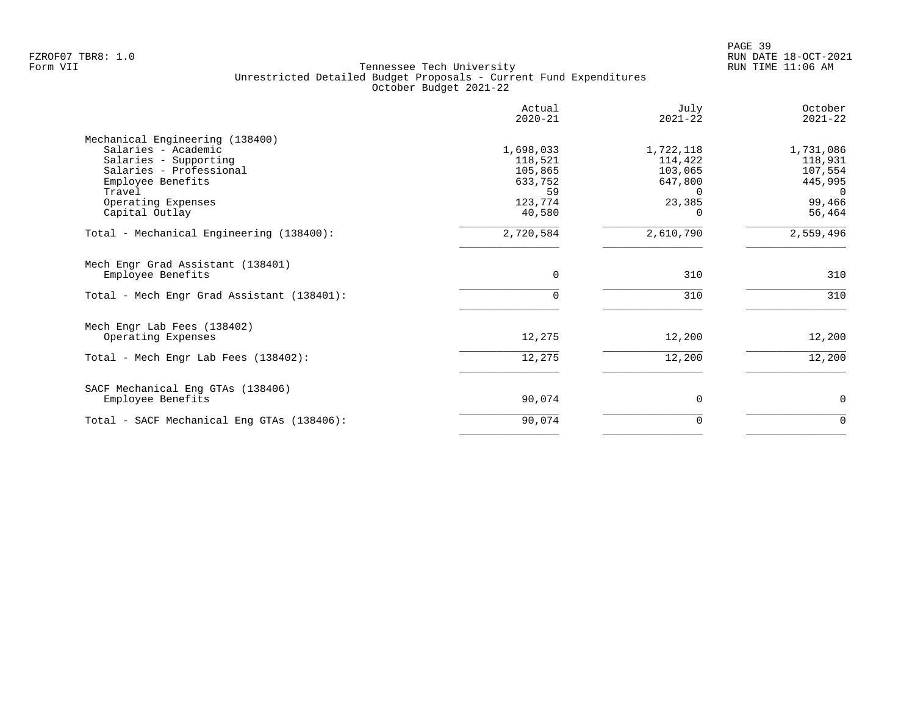Tennessee Tech University
Unrestricted Detailed Budget Proposals - Current Fund Expenditures
October Budget 2021-22

| | Actual 2020-21 | July 2021-22 | October 2021-22 |
|---|---|---|---|
| **Mechanical Engineering (138400)** | | | |
| Salaries - Academic | 1,698,033 | 1,722,118 | 1,731,086 |
| Salaries - Supporting | 118,521 | 114,422 | 118,931 |
| Salaries - Professional | 105,865 | 103,065 | 107,554 |
| Employee Benefits | 633,752 | 647,800 | 445,995 |
| Travel | 59 | 0 | 0 |
| Operating Expenses | 123,774 | 23,385 | 99,466 |
| Capital Outlay | 40,580 | 0 | 56,464 |
| Total - Mechanical Engineering (138400): | 2,720,584 | 2,610,790 | 2,559,496 |
| **Mech Engr Grad Assistant (138401)** | | | |
| Employee Benefits | 0 | 310 | 310 |
| Total - Mech Engr Grad Assistant (138401): | 0 | 310 | 310 |
| **Mech Engr Lab Fees (138402)** | | | |
| Operating Expenses | 12,275 | 12,200 | 12,200 |
| Total - Mech Engr Lab Fees (138402): | 12,275 | 12,200 | 12,200 |
| **SACF Mechanical Eng GTAs (138406)** | | | |
| Employee Benefits | 90,074 | 0 | 0 |
| Total - SACF Mechanical Eng GTAs (138406): | 90,074 | 0 | 0 |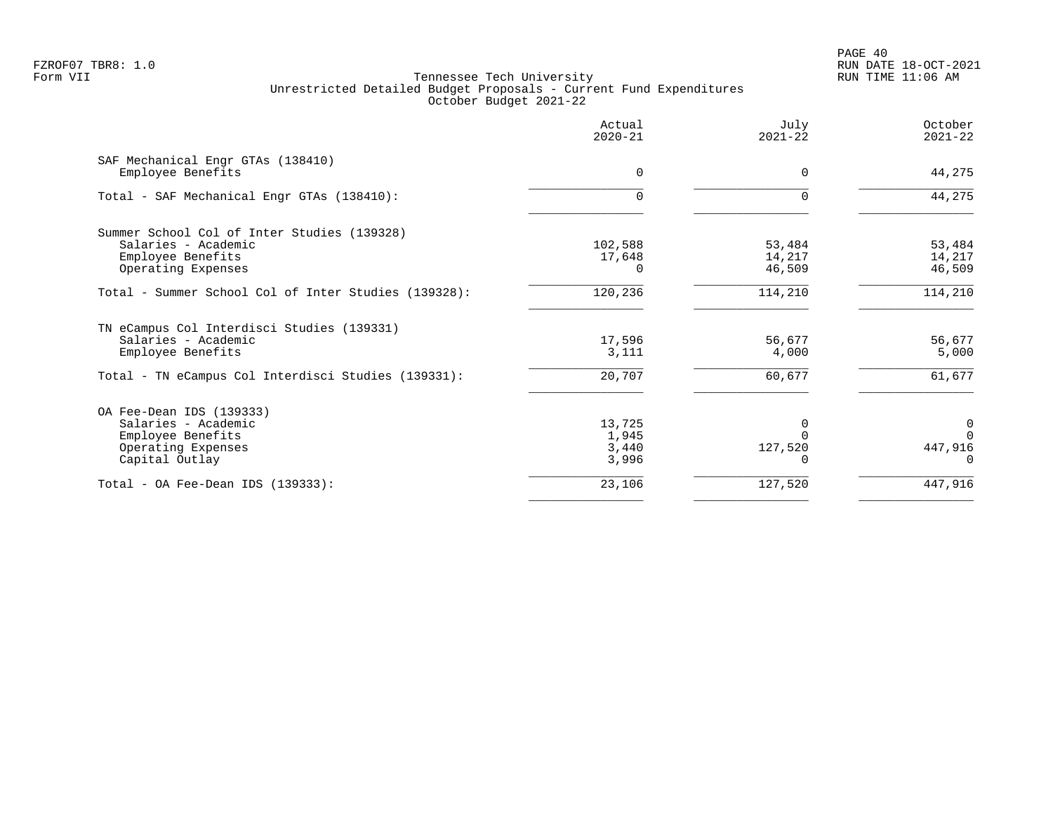Tennessee Tech University
Unrestricted Detailed Budget Proposals - Current Fund Expenditures
October Budget 2021-22

| | Actual 2020-21 | July 2021-22 | October 2021-22 |
|---|---|---|---|
| SAF Mechanical Engr GTAs (138410) | | | |
| Employee Benefits | 0 | 0 | 44,275 |
| Total - SAF Mechanical Engr GTAs (138410): | 0 | 0 | 44,275 |
| Summer School Col of Inter Studies (139328) | | | |
| Salaries - Academic | 102,588 | 53,484 | 53,484 |
| Employee Benefits | 17,648 | 14,217 | 14,217 |
| Operating Expenses | 0 | 46,509 | 46,509 |
| Total - Summer School Col of Inter Studies (139328): | 120,236 | 114,210 | 114,210 |
| TN eCampus Col Interdisci Studies (139331) | | | |
| Salaries - Academic | 17,596 | 56,677 | 56,677 |
| Employee Benefits | 3,111 | 4,000 | 5,000 |
| Total - TN eCampus Col Interdisci Studies (139331): | 20,707 | 60,677 | 61,677 |
| OA Fee-Dean IDS (139333) | | | |
| Salaries - Academic | 13,725 | 0 | 0 |
| Employee Benefits | 1,945 | 0 | 0 |
| Operating Expenses | 3,440 | 127,520 | 447,916 |
| Capital Outlay | 3,996 | 0 | 0 |
| Total - OA Fee-Dean IDS (139333): | 23,106 | 127,520 | 447,916 |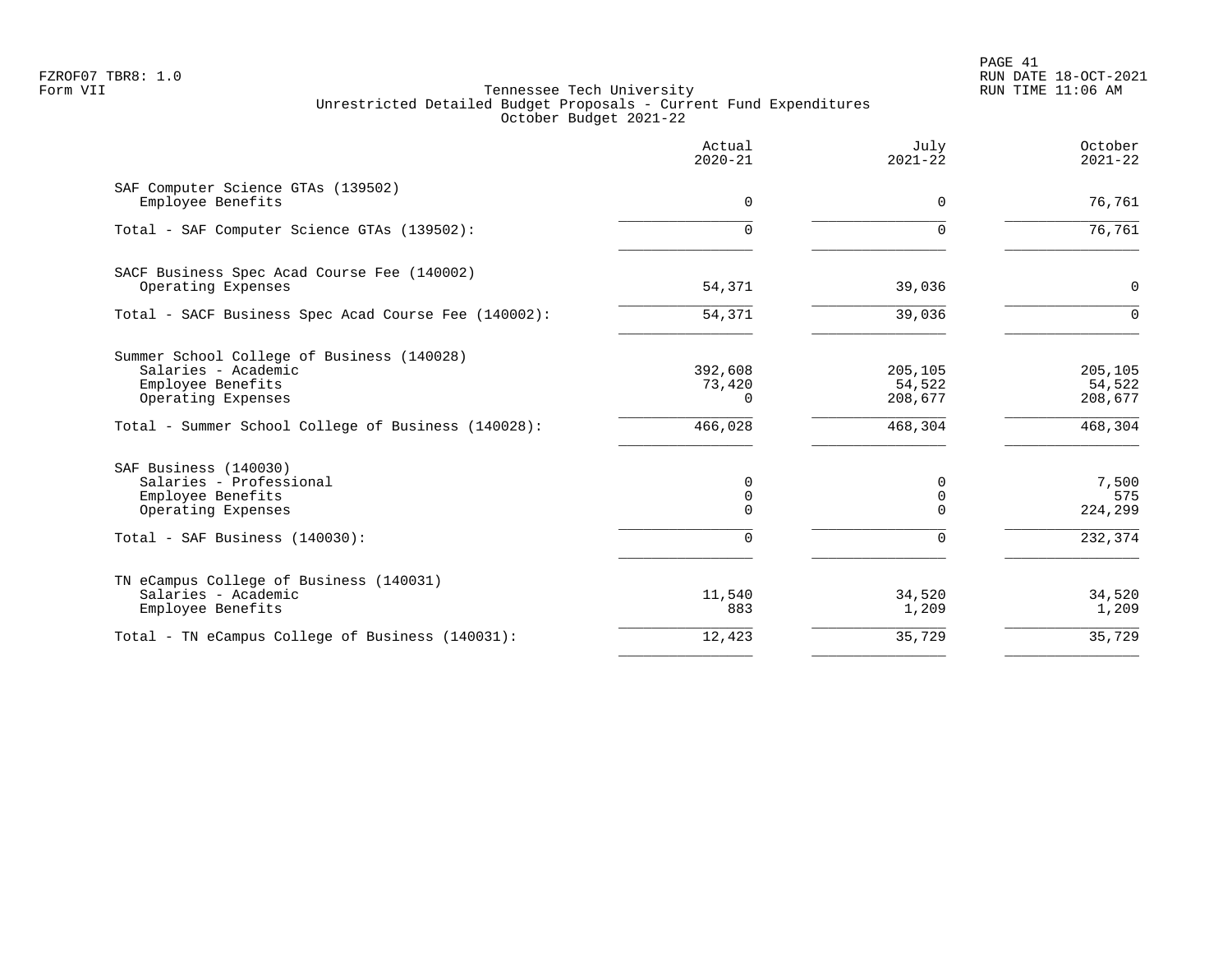Tennessee Tech University
Unrestricted Detailed Budget Proposals - Current Fund Expenditures
October Budget 2021-22

Form VII

| | Actual 2020-21 | July 2021-22 | October 2021-22 |
|---|---|---|---|
| SAF Computer Science GTAs (139502) | | | |
| Employee Benefits | 0 | 0 | 76,761 |
| Total - SAF Computer Science GTAs (139502): | 0 | 0 | 76,761 |
| SACF Business Spec Acad Course Fee (140002) | | | |
| Operating Expenses | 54,371 | 39,036 | 0 |
| Total - SACF Business Spec Acad Course Fee (140002): | 54,371 | 39,036 | 0 |
| Summer School College of Business (140028) | | | |
| Salaries - Academic | 392,608 | 205,105 | 205,105 |
| Employee Benefits | 73,420 | 54,522 | 54,522 |
| Operating Expenses | 0 | 208,677 | 208,677 |
| Total - Summer School College of Business (140028): | 466,028 | 468,304 | 468,304 |
| SAF Business (140030) | | | |
| Salaries - Professional | 0 | 0 | 7,500 |
| Employee Benefits | 0 | 0 | 575 |
| Operating Expenses | 0 | 0 | 224,299 |
| Total - SAF Business (140030): | 0 | 0 | 232,374 |
| TN eCampus College of Business (140031) | | | |
| Salaries - Academic | 11,540 | 34,520 | 34,520 |
| Employee Benefits | 883 | 1,209 | 1,209 |
| Total - TN eCampus College of Business (140031): | 12,423 | 35,729 | 35,729 |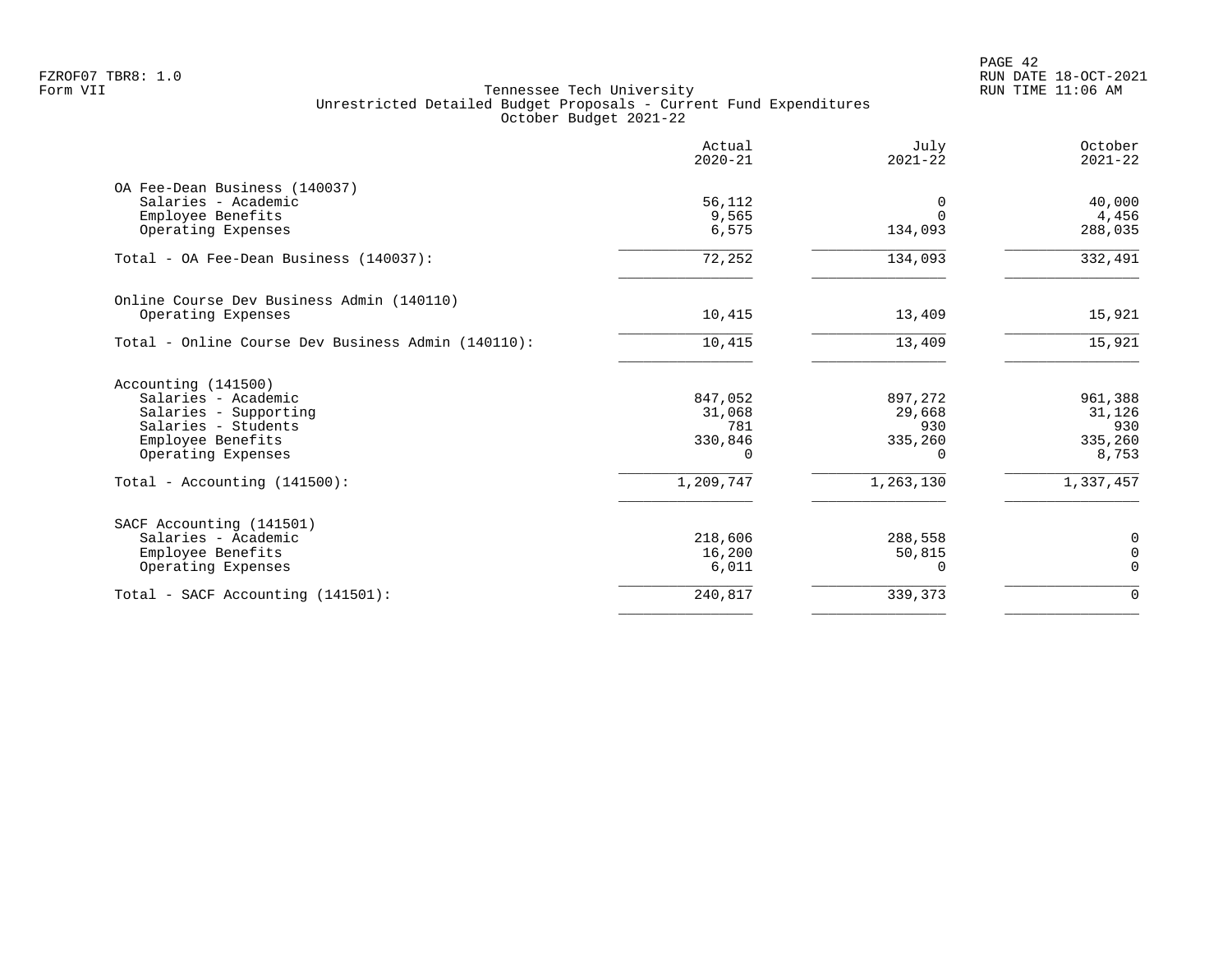FZROF07 TBR8: 1.0
Form VII

Tennessee Tech University
Unrestricted Detailed Budget Proposals - Current Fund Expenditures
October Budget 2021-22

RUN DATE 18-OCT-2021
RUN TIME 11:06 AM

| | Actual 2020-21 | July 2021-22 | October 2021-22 |
|---|---|---|---|
| **OA Fee-Dean Business (140037)** | | | |
| Salaries - Academic | 56,112 | 0 | 40,000 |
| Employee Benefits | 9,565 | 0 | 4,456 |
| Operating Expenses | 6,575 | 134,093 | 288,035 |
| Total - OA Fee-Dean Business (140037): | 72,252 | 134,093 | 332,491 |
| **Online Course Dev Business Admin (140110)** | | | |
| Operating Expenses | 10,415 | 13,409 | 15,921 |
| Total - Online Course Dev Business Admin (140110): | 10,415 | 13,409 | 15,921 |
| **Accounting (141500)** | | | |
| Salaries - Academic | 847,052 | 897,272 | 961,388 |
| Salaries - Supporting | 31,068 | 29,668 | 31,126 |
| Salaries - Students | 781 | 930 | 930 |
| Employee Benefits | 330,846 | 335,260 | 335,260 |
| Operating Expenses | 0 | 0 | 8,753 |
| Total - Accounting (141500): | 1,209,747 | 1,263,130 | 1,337,457 |
| **SACF Accounting (141501)** | | | |
| Salaries - Academic | 218,606 | 288,558 | 0 |
| Employee Benefits | 16,200 | 50,815 | 0 |
| Operating Expenses | 6,011 | 0 | 0 |
| Total - SACF Accounting (141501): | 240,817 | 339,373 | 0 |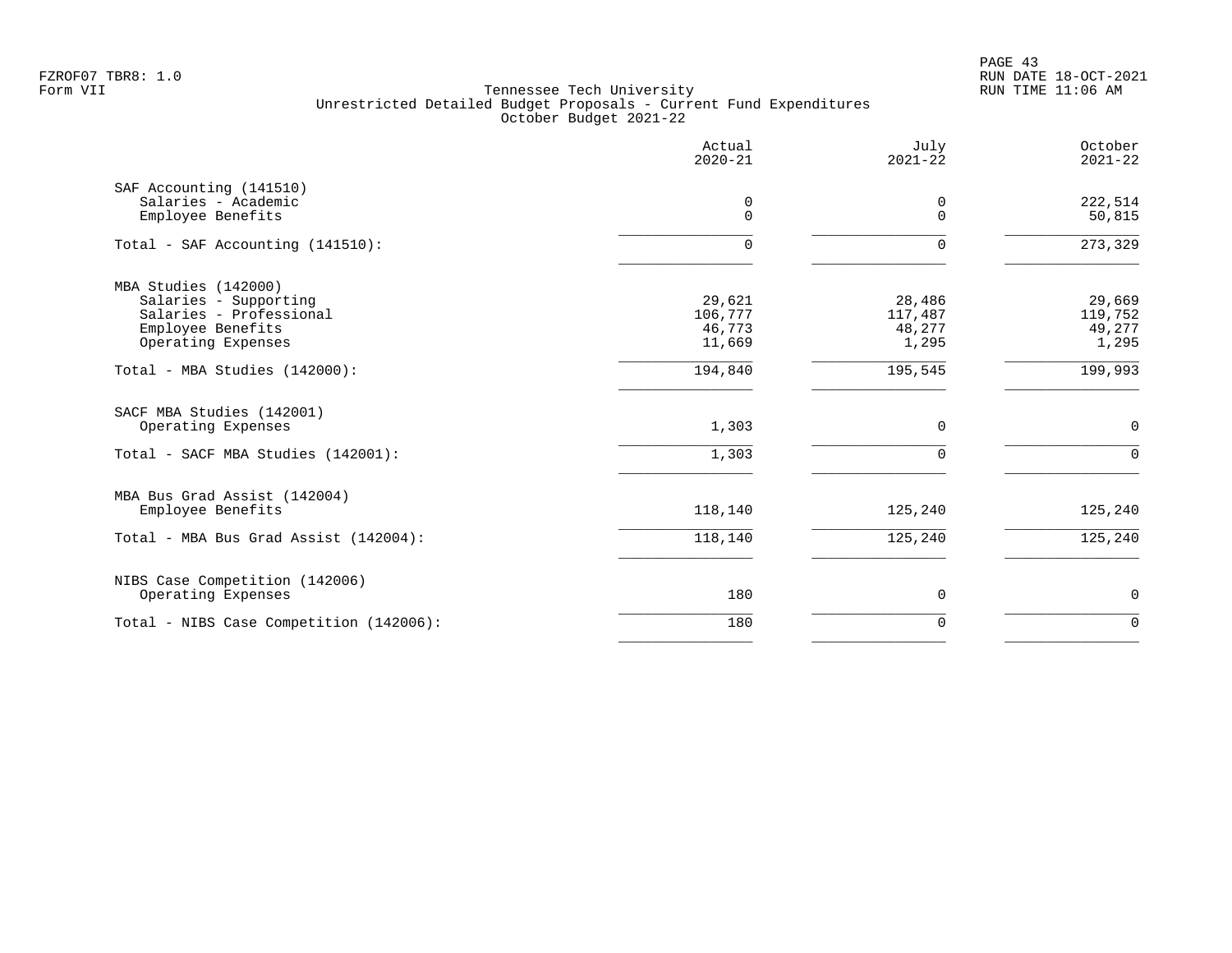Tennessee Tech University
Unrestricted Detailed Budget Proposals - Current Fund Expenditures
October Budget 2021-22

| | Actual 2020-21 | July 2021-22 | October 2021-22 |
|---|---|---|---|
| SAF Accounting (141510) | | | |
| Salaries - Academic | 0 | 0 | 222,514 |
| Employee Benefits | 0 | 0 | 50,815 |
| Total - SAF Accounting (141510): | 0 | 0 | 273,329 |
| MBA Studies (142000) | | | |
| Salaries - Supporting | 29,621 | 28,486 | 29,669 |
| Salaries - Professional | 106,777 | 117,487 | 119,752 |
| Employee Benefits | 46,773 | 48,277 | 49,277 |
| Operating Expenses | 11,669 | 1,295 | 1,295 |
| Total - MBA Studies (142000): | 194,840 | 195,545 | 199,993 |
| SACF MBA Studies (142001) | | | |
| Operating Expenses | 1,303 | 0 | 0 |
| Total - SACF MBA Studies (142001): | 1,303 | 0 | 0 |
| MBA Bus Grad Assist (142004) | | | |
| Employee Benefits | 118,140 | 125,240 | 125,240 |
| Total - MBA Bus Grad Assist (142004): | 118,140 | 125,240 | 125,240 |
| NIBS Case Competition (142006) | | | |
| Operating Expenses | 180 | 0 | 0 |
| Total - NIBS Case Competition (142006): | 180 | 0 | 0 |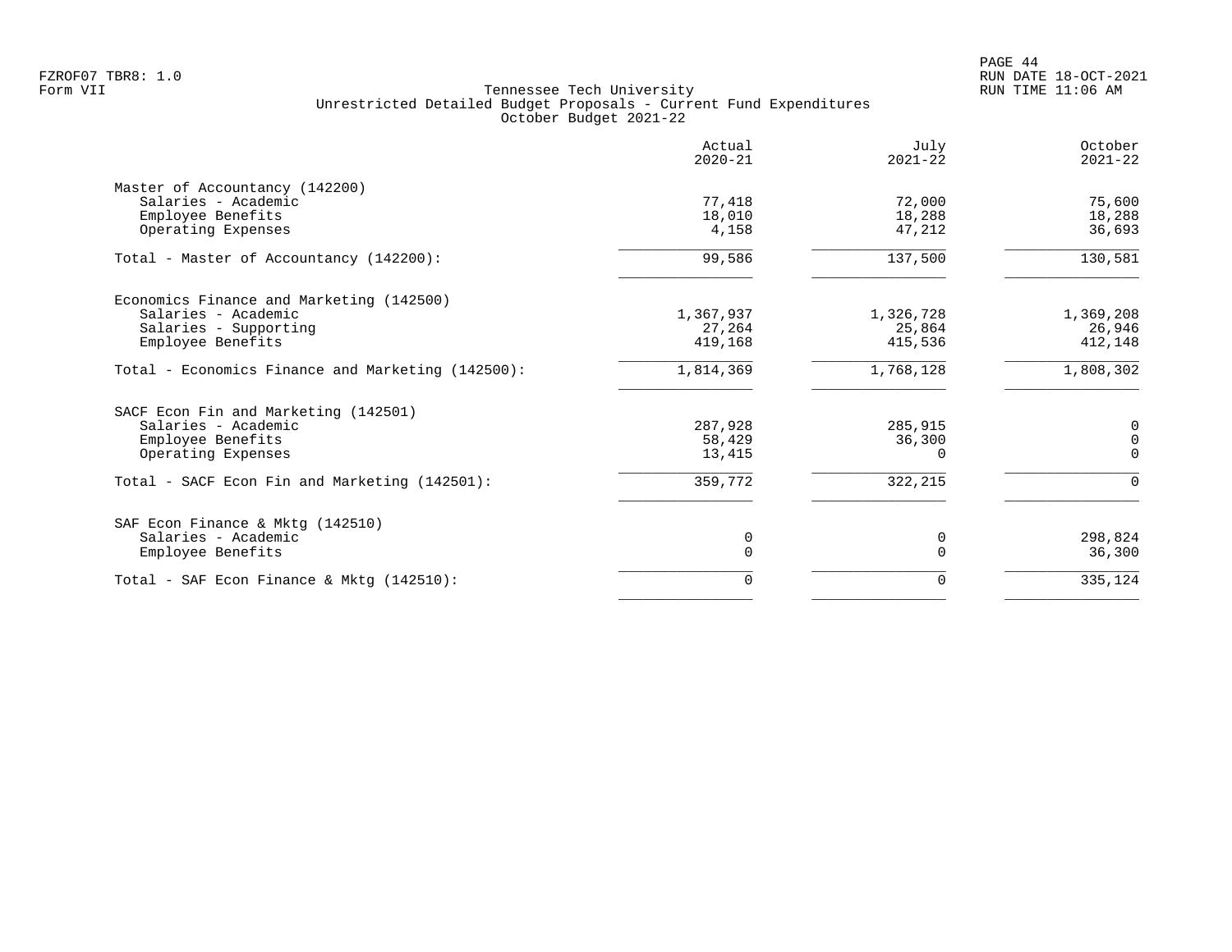FZROF07 TBR8: 1.0
Form VII

RUN DATE 18-OCT-2021
RUN TIME 11:06 AM

Tennessee Tech University
Unrestricted Detailed Budget Proposals - Current Fund Expenditures
October Budget 2021-22

| | Actual 2020-21 | July 2021-22 | October 2021-22 |
|---|---|---|---|
| Master of Accountancy (142200) | | | |
| Salaries - Academic | 77,418 | 72,000 | 75,600 |
| Employee Benefits | 18,010 | 18,288 | 18,288 |
| Operating Expenses | 4,158 | 47,212 | 36,693 |
| Total - Master of Accountancy (142200): | 99,586 | 137,500 | 130,581 |
| Economics Finance and Marketing (142500) | | | |
| Salaries - Academic | 1,367,937 | 1,326,728 | 1,369,208 |
| Salaries - Supporting | 27,264 | 25,864 | 26,946 |
| Employee Benefits | 419,168 | 415,536 | 412,148 |
| Total - Economics Finance and Marketing (142500): | 1,814,369 | 1,768,128 | 1,808,302 |
| SACF Econ Fin and Marketing (142501) | | | |
| Salaries - Academic | 287,928 | 285,915 | 0 |
| Employee Benefits | 58,429 | 36,300 | 0 |
| Operating Expenses | 13,415 | 0 | 0 |
| Total - SACF Econ Fin and Marketing (142501): | 359,772 | 322,215 | 0 |
| SAF Econ Finance & Mktg (142510) | | | |
| Salaries - Academic | 0 | 0 | 298,824 |
| Employee Benefits | 0 | 0 | 36,300 |
| Total - SAF Econ Finance & Mktg (142510): | 0 | 0 | 335,124 |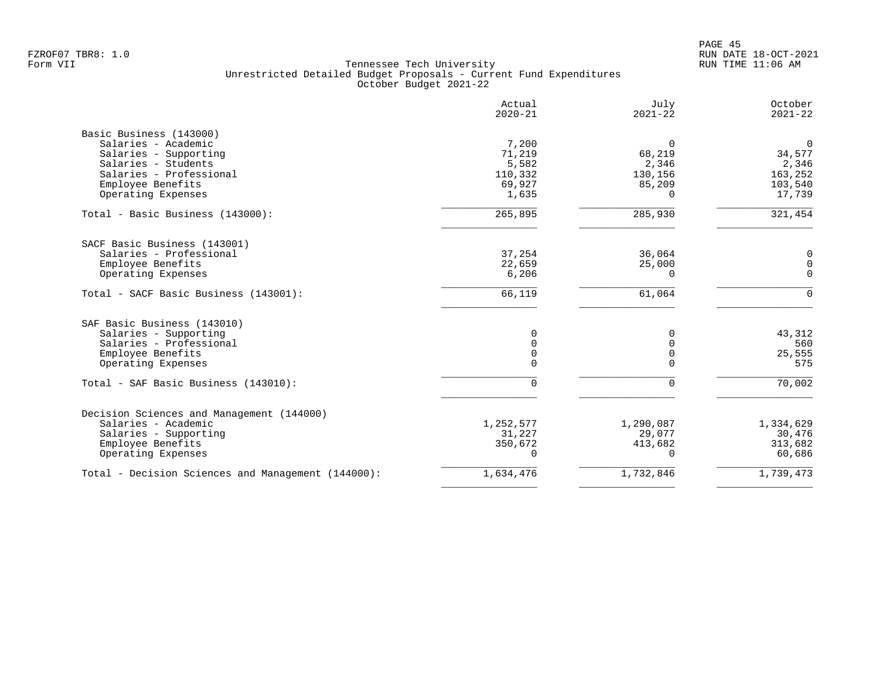FZROF07 TBR8: 1.0
Form VII

Tennessee Tech University
Unrestricted Detailed Budget Proposals - Current Fund Expenditures
October Budget 2021-22

RUN DATE 18-OCT-2021
RUN TIME 11:06 AM

| | Actual 2020-21 | July 2021-22 | October 2021-22 |
|---|---:|---:|---:|
| **Basic Business (143000)** | | | |
| Salaries - Academic | 7,200 | 0 | 0 |
| Salaries - Supporting | 71,219 | 68,219 | 34,577 |
| Salaries - Students | 5,582 | 2,346 | 2,346 |
| Salaries - Professional | 110,332 | 130,156 | 163,252 |
| Employee Benefits | 69,927 | 85,209 | 103,540 |
| Operating Expenses | 1,635 | 0 | 17,739 |
| Total - Basic Business (143000): | 265,895 | 285,930 | 321,454 |
| **SACF Basic Business (143001)** | | | |
| Salaries - Professional | 37,254 | 36,064 | 0 |
| Employee Benefits | 22,659 | 25,000 | 0 |
| Operating Expenses | 6,206 | 0 | 0 |
| Total - SACF Basic Business (143001): | 66,119 | 61,064 | 0 |
| **SAF Basic Business (143010)** | | | |
| Salaries - Supporting | 0 | 0 | 43,312 |
| Salaries - Professional | 0 | 0 | 560 |
| Employee Benefits | 0 | 0 | 25,555 |
| Operating Expenses | 0 | 0 | 575 |
| Total - SAF Basic Business (143010): | 0 | 0 | 70,002 |
| **Decision Sciences and Management (144000)** | | | |
| Salaries - Academic | 1,252,577 | 1,290,087 | 1,334,629 |
| Salaries - Supporting | 31,227 | 29,077 | 30,476 |
| Employee Benefits | 350,672 | 413,682 | 313,682 |
| Operating Expenses | 0 | 0 | 60,686 |
| Total - Decision Sciences and Management (144000): | 1,634,476 | 1,732,846 | 1,739,473 |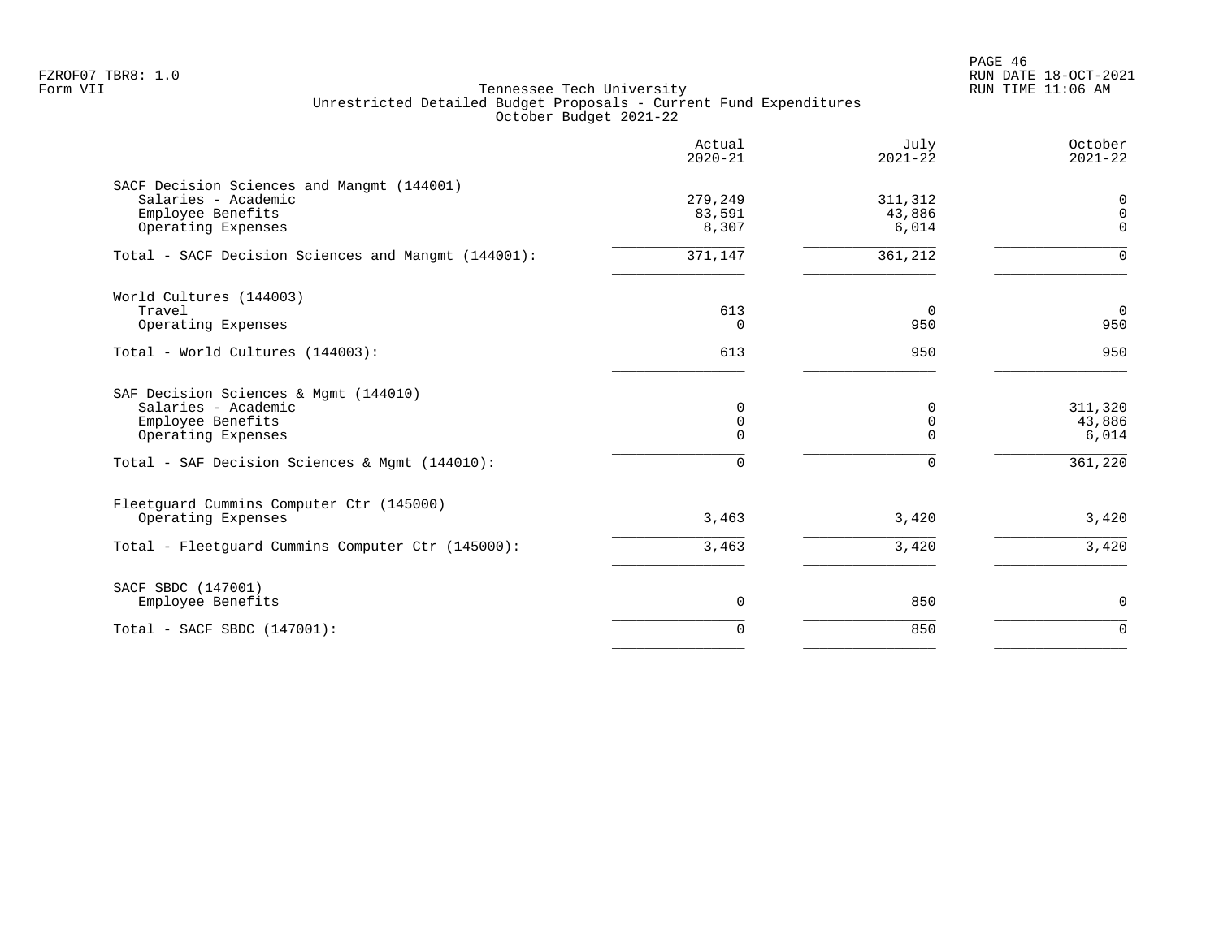Tennessee Tech University
Unrestricted Detailed Budget Proposals - Current Fund Expenditures
October Budget 2021-22

| | Actual 2020-21 | July 2021-22 | October 2021-22 |
|---|---:|---:|---:|
| **SACF Decision Sciences and Mangmt (144001)** | | | |
| Salaries - Academic | 279,249 | 311,312 | 0 |
| Employee Benefits | 83,591 | 43,886 | 0 |
| Operating Expenses | 8,307 | 6,014 | 0 |
| Total - SACF Decision Sciences and Mangmt (144001): | 371,147 | 361,212 | 0 |
| **World Cultures (144003)** | | | |
| Travel | 613 | 0 | 0 |
| Operating Expenses | 0 | 950 | 950 |
| Total - World Cultures (144003): | 613 | 950 | 950 |
| **SAF Decision Sciences & Mgmt (144010)** | | | |
| Salaries - Academic | 0 | 0 | 311,320 |
| Employee Benefits | 0 | 0 | 43,886 |
| Operating Expenses | 0 | 0 | 6,014 |
| Total - SAF Decision Sciences & Mgmt (144010): | 0 | 0 | 361,220 |
| **Fleetguard Cummins Computer Ctr (145000)** | | | |
| Operating Expenses | 3,463 | 3,420 | 3,420 |
| Total - Fleetguard Cummins Computer Ctr (145000): | 3,463 | 3,420 | 3,420 |
| **SACF SBDC (147001)** | | | |
| Employee Benefits | 0 | 850 | 0 |
| Total - SACF SBDC (147001): | 0 | 850 | 0 |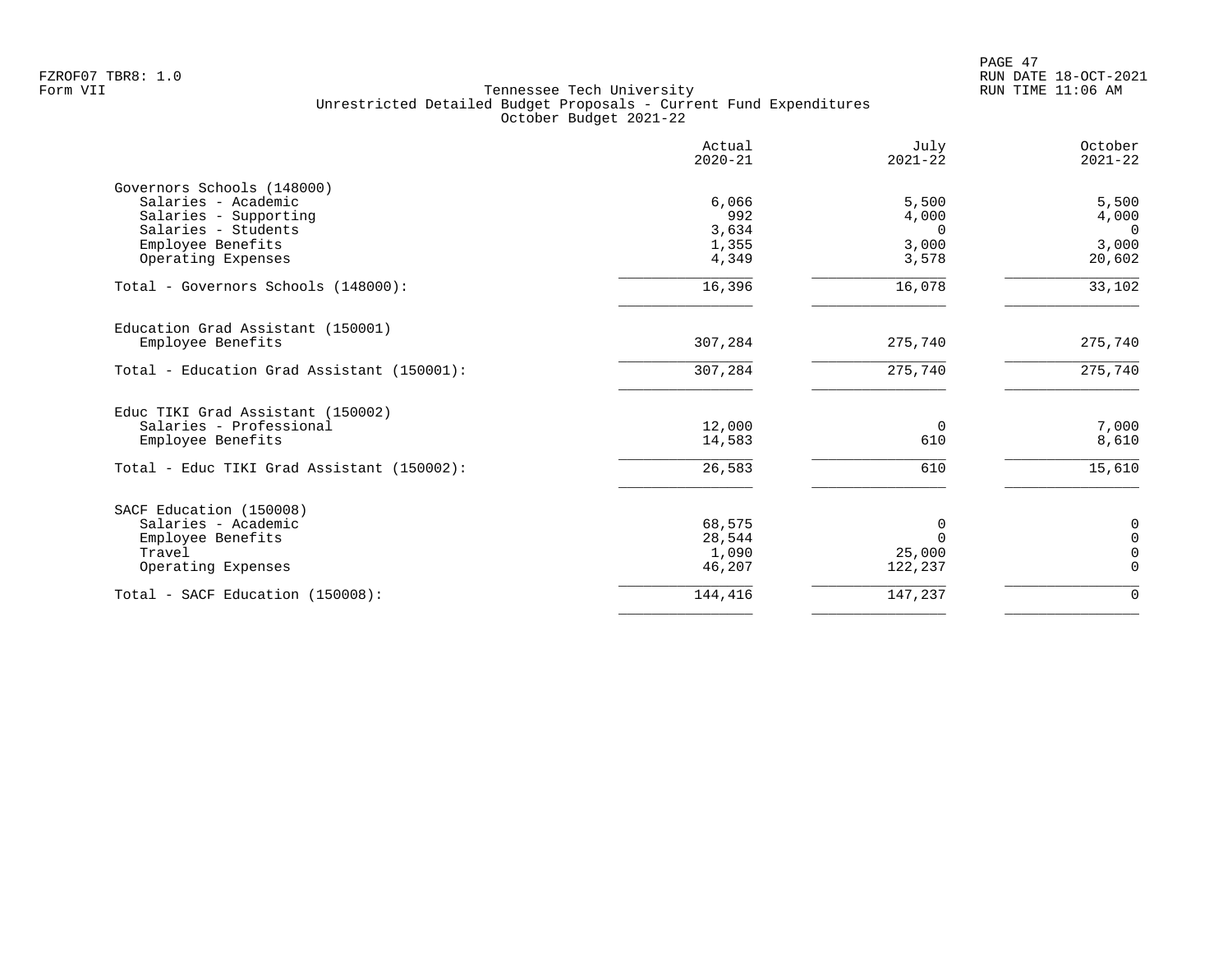Tennessee Tech University
Unrestricted Detailed Budget Proposals - Current Fund Expenditures
October Budget 2021-22

Form VII

| | Actual 2020-21 | July 2021-22 | October 2021-22 |
|---|---|---|---|
| **Governors Schools (148000)** | | | |
| Salaries - Academic | 6,066 | 5,500 | 5,500 |
| Salaries - Supporting | 992 | 4,000 | 4,000 |
| Salaries - Students | 3,634 | 0 | 0 |
| Employee Benefits | 1,355 | 3,000 | 3,000 |
| Operating Expenses | 4,349 | 3,578 | 20,602 |
| Total - Governors Schools (148000): | 16,396 | 16,078 | 33,102 |
| **Education Grad Assistant (150001)** | | | |
| Employee Benefits | 307,284 | 275,740 | 275,740 |
| Total - Education Grad Assistant (150001): | 307,284 | 275,740 | 275,740 |
| **Educ TIKI Grad Assistant (150002)** | | | |
| Salaries - Professional | 12,000 | 0 | 7,000 |
| Employee Benefits | 14,583 | 610 | 8,610 |
| Total - Educ TIKI Grad Assistant (150002): | 26,583 | 610 | 15,610 |
| **SACF Education (150008)** | | | |
| Salaries - Academic | 68,575 | 0 | 0 |
| Employee Benefits | 28,544 | 0 | 0 |
| Travel | 1,090 | 25,000 | 0 |
| Operating Expenses | 46,207 | 122,237 | 0 |
| Total - SACF Education (150008): | 144,416 | 147,237 | 0 |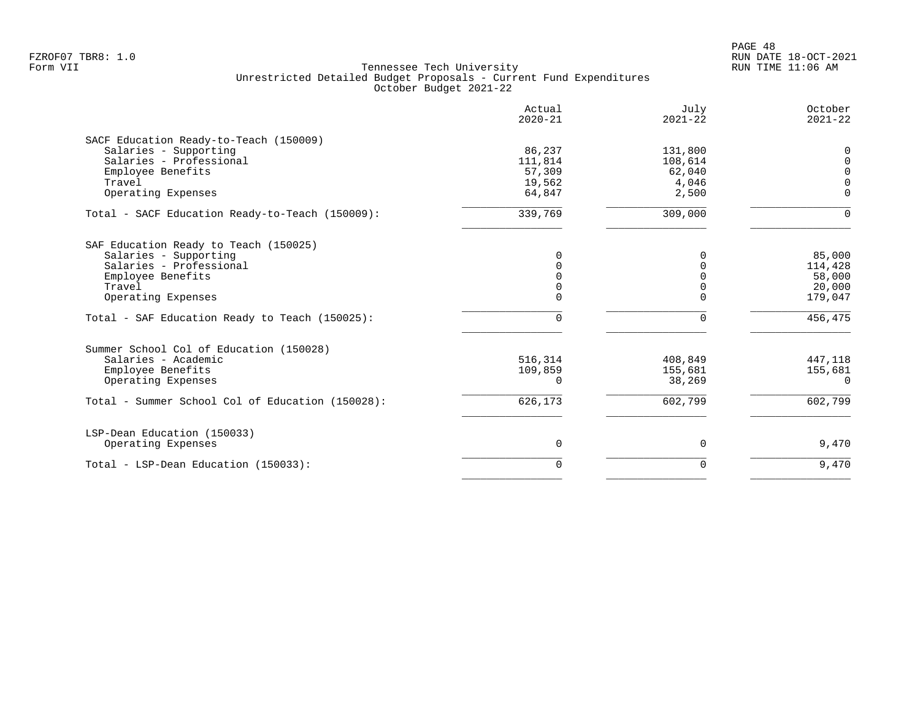FZROF07 TBR8: 1.0
Form VII

Tennessee Tech University
Unrestricted Detailed Budget Proposals - Current Fund Expenditures
October Budget 2021-22

RUN DATE 18-OCT-2021
RUN TIME 11:06 AM

| | Actual 2020-21 | July 2021-22 | October 2021-22 |
|---|---|---|---|
| **SACF Education Ready-to-Teach (150009)** | | | |
| Salaries - Supporting | 86,237 | 131,800 | 0 |
| Salaries - Professional | 111,814 | 108,614 | 0 |
| Employee Benefits | 57,309 | 62,040 | 0 |
| Travel | 19,562 | 4,046 | 0 |
| Operating Expenses | 64,847 | 2,500 | 0 |
| Total - SACF Education Ready-to-Teach (150009): | 339,769 | 309,000 | 0 |
| **SAF Education Ready to Teach (150025)** | | | |
| Salaries - Supporting | 0 | 0 | 85,000 |
| Salaries - Professional | 0 | 0 | 114,428 |
| Employee Benefits | 0 | 0 | 58,000 |
| Travel | 0 | 0 | 20,000 |
| Operating Expenses | 0 | 0 | 179,047 |
| Total - SAF Education Ready to Teach (150025): | 0 | 0 | 456,475 |
| **Summer School Col of Education (150028)** | | | |
| Salaries - Academic | 516,314 | 408,849 | 447,118 |
| Employee Benefits | 109,859 | 155,681 | 155,681 |
| Operating Expenses | 0 | 38,269 | 0 |
| Total - Summer School Col of Education (150028): | 626,173 | 602,799 | 602,799 |
| **LSP-Dean Education (150033)** | | | |
| Operating Expenses | 0 | 0 | 9,470 |
| Total - LSP-Dean Education (150033): | 0 | 0 | 9,470 |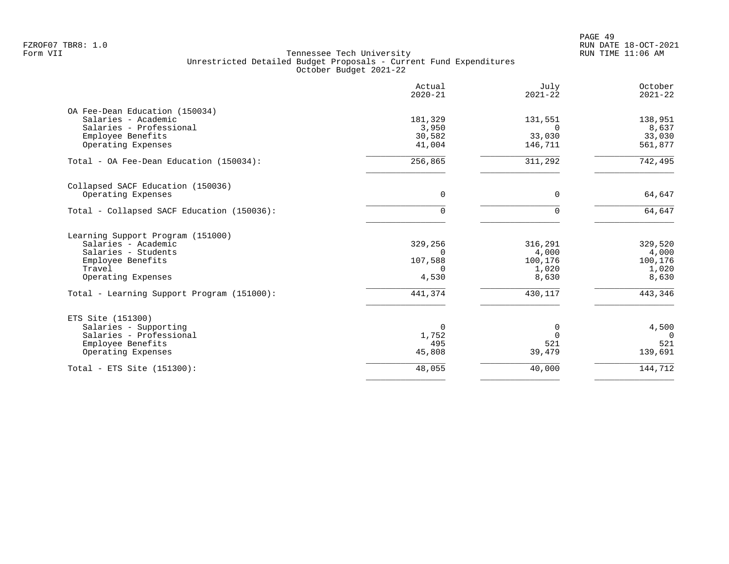Tennessee Tech University
Unrestricted Detailed Budget Proposals - Current Fund Expenditures
October Budget 2021-22

| | Actual 2020-21 | July 2021-22 | October 2021-22 |
|---|---|---|---|
| **OA Fee-Dean Education (150034)** | | | |
| Salaries - Academic | 181,329 | 131,551 | 138,951 |
| Salaries - Professional | 3,950 | 0 | 8,637 |
| Employee Benefits | 30,582 | 33,030 | 33,030 |
| Operating Expenses | 41,004 | 146,711 | 561,877 |
| Total - OA Fee-Dean Education (150034): | 256,865 | 311,292 | 742,495 |
| **Collapsed SACF Education (150036)** | | | |
| Operating Expenses | 0 | 0 | 64,647 |
| Total - Collapsed SACF Education (150036): | 0 | 0 | 64,647 |
| **Learning Support Program (151000)** | | | |
| Salaries - Academic | 329,256 | 316,291 | 329,520 |
| Salaries - Students | 0 | 4,000 | 4,000 |
| Employee Benefits | 107,588 | 100,176 | 100,176 |
| Travel | 0 | 1,020 | 1,020 |
| Operating Expenses | 4,530 | 8,630 | 8,630 |
| Total - Learning Support Program (151000): | 441,374 | 430,117 | 443,346 |
| **ETS Site (151300)** | | | |
| Salaries - Supporting | 0 | 0 | 4,500 |
| Salaries - Professional | 1,752 | 0 | 0 |
| Employee Benefits | 495 | 521 | 521 |
| Operating Expenses | 45,808 | 39,479 | 139,691 |
| Total - ETS Site (151300): | 48,055 | 40,000 | 144,712 |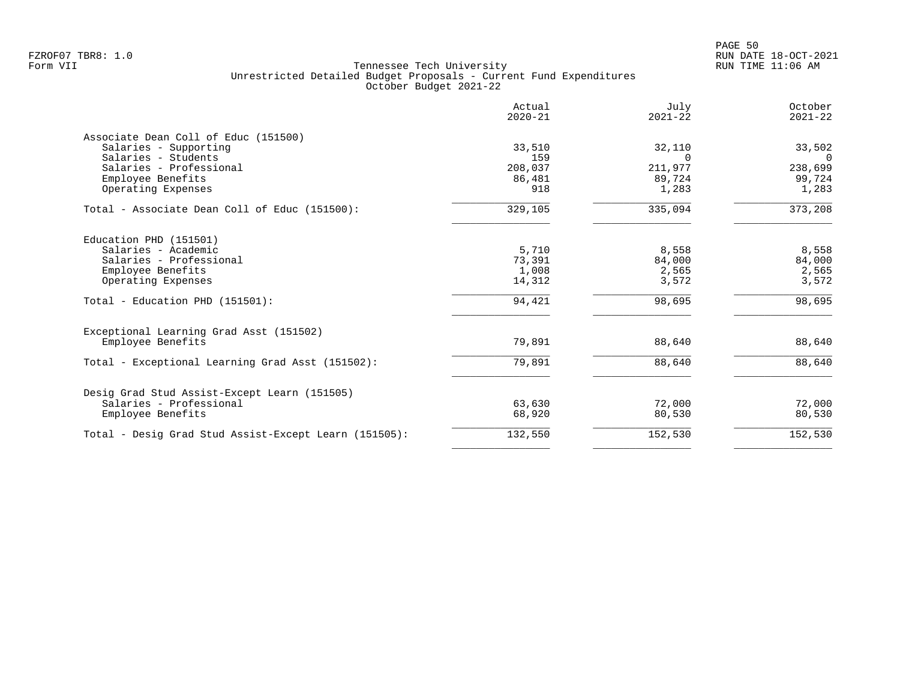# Tennessee Tech University

## Unrestricted Detailed Budget Proposals - Current Fund Expenditures
October Budget 2021-22

| | Actual 2020-21 | July 2021-22 | October 2021-22 |
|---|---|---|---|
| **Associate Dean Coll of Educ (151500)** | | | |
| Salaries - Supporting | 33,510 | 32,110 | 33,502 |
| Salaries - Students | 159 | 0 | 0 |
| Salaries - Professional | 208,037 | 211,977 | 238,699 |
| Employee Benefits | 86,481 | 89,724 | 99,724 |
| Operating Expenses | 918 | 1,283 | 1,283 |
| Total - Associate Dean Coll of Educ (151500): | 329,105 | 335,094 | 373,208 |
| **Education PHD (151501)** | | | |
| Salaries - Academic | 5,710 | 8,558 | 8,558 |
| Salaries - Professional | 73,391 | 84,000 | 84,000 |
| Employee Benefits | 1,008 | 2,565 | 2,565 |
| Operating Expenses | 14,312 | 3,572 | 3,572 |
| Total - Education PHD (151501): | 94,421 | 98,695 | 98,695 |
| **Exceptional Learning Grad Asst (151502)** | | | |
| Employee Benefits | 79,891 | 88,640 | 88,640 |
| Total - Exceptional Learning Grad Asst (151502): | 79,891 | 88,640 | 88,640 |
| **Desig Grad Stud Assist-Except Learn (151505)** | | | |
| Salaries - Professional | 63,630 | 72,000 | 72,000 |
| Employee Benefits | 68,920 | 80,530 | 80,530 |
| Total - Desig Grad Stud Assist-Except Learn (151505): | 132,550 | 152,530 | 152,530 |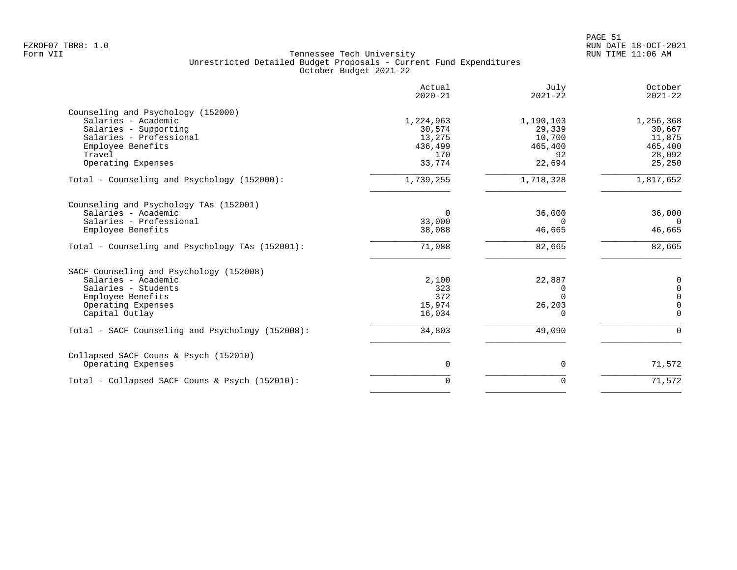FZROF07 TBR8: 1.0
Form VII

Tennessee Tech University
Unrestricted Detailed Budget Proposals - Current Fund Expenditures
October Budget 2021-22

RUN DATE 18-OCT-2021
RUN TIME 11:06 AM

| | Actual 2020-21 | July 2021-22 | October 2021-22 |
|---|---|---|---|
| **Counseling and Psychology (152000)** | | | |
| Salaries - Academic | 1,224,963 | 1,190,103 | 1,256,368 |
| Salaries - Supporting | 30,574 | 29,339 | 30,667 |
| Salaries - Professional | 13,275 | 10,700 | 11,875 |
| Employee Benefits | 436,499 | 465,400 | 465,400 |
| Travel | 170 | 92 | 28,092 |
| Operating Expenses | 33,774 | 22,694 | 25,250 |
| Total - Counseling and Psychology (152000): | 1,739,255 | 1,718,328 | 1,817,652 |
| **Counseling and Psychology TAs (152001)** | | | |
| Salaries - Academic | 0 | 36,000 | 36,000 |
| Salaries - Professional | 33,000 | 0 | 0 |
| Employee Benefits | 38,088 | 46,665 | 46,665 |
| Total - Counseling and Psychology TAs (152001): | 71,088 | 82,665 | 82,665 |
| **SACF Counseling and Psychology (152008)** | | | |
| Salaries - Academic | 2,100 | 22,887 | 0 |
| Salaries - Students | 323 | 0 | 0 |
| Employee Benefits | 372 | 0 | 0 |
| Operating Expenses | 15,974 | 26,203 | 0 |
| Capital Outlay | 16,034 | 0 | 0 |
| Total - SACF Counseling and Psychology (152008): | 34,803 | 49,090 | 0 |
| **Collapsed SACF Couns & Psych (152010)** | | | |
| Operating Expenses | 0 | 0 | 71,572 |
| Total - Collapsed SACF Couns & Psych (152010): | 0 | 0 | 71,572 |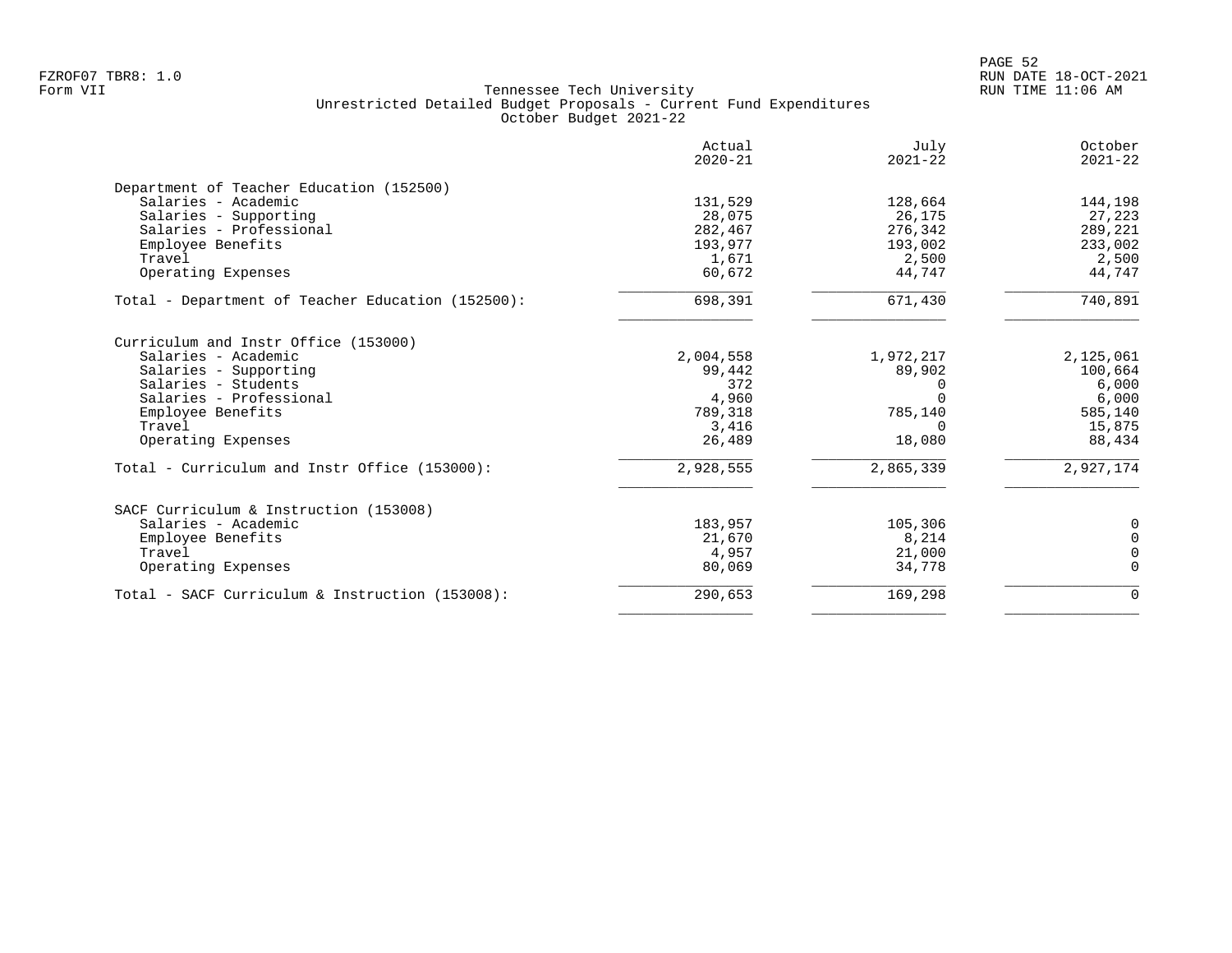Tennessee Tech University
Unrestricted Detailed Budget Proposals - Current Fund Expenditures
October Budget 2021-22

Form VII

| | Actual 2020-21 | July 2021-22 | October 2021-22 |
|---|---|---|---|
| **Department of Teacher Education (152500)** | | | |
| Salaries - Academic | 131,529 | 128,664 | 144,198 |
| Salaries - Supporting | 28,075 | 26,175 | 27,223 |
| Salaries - Professional | 282,467 | 276,342 | 289,221 |
| Employee Benefits | 193,977 | 193,002 | 233,002 |
| Travel | 1,671 | 2,500 | 2,500 |
| Operating Expenses | 60,672 | 44,747 | 44,747 |
| Total - Department of Teacher Education (152500): | 698,391 | 671,430 | 740,891 |
| **Curriculum and Instr Office (153000)** | | | |
| Salaries - Academic | 2,004,558 | 1,972,217 | 2,125,061 |
| Salaries - Supporting | 99,442 | 89,902 | 100,664 |
| Salaries - Students | 372 | 0 | 6,000 |
| Salaries - Professional | 4,960 | 0 | 6,000 |
| Employee Benefits | 789,318 | 785,140 | 585,140 |
| Travel | 3,416 | 0 | 15,875 |
| Operating Expenses | 26,489 | 18,080 | 88,434 |
| Total - Curriculum and Instr Office (153000): | 2,928,555 | 2,865,339 | 2,927,174 |
| **SACF Curriculum & Instruction (153008)** | | | |
| Salaries - Academic | 183,957 | 105,306 | 0 |
| Employee Benefits | 21,670 | 8,214 | 0 |
| Travel | 4,957 | 21,000 | 0 |
| Operating Expenses | 80,069 | 34,778 | 0 |
| Total - SACF Curriculum & Instruction (153008): | 290,653 | 169,298 | 0 |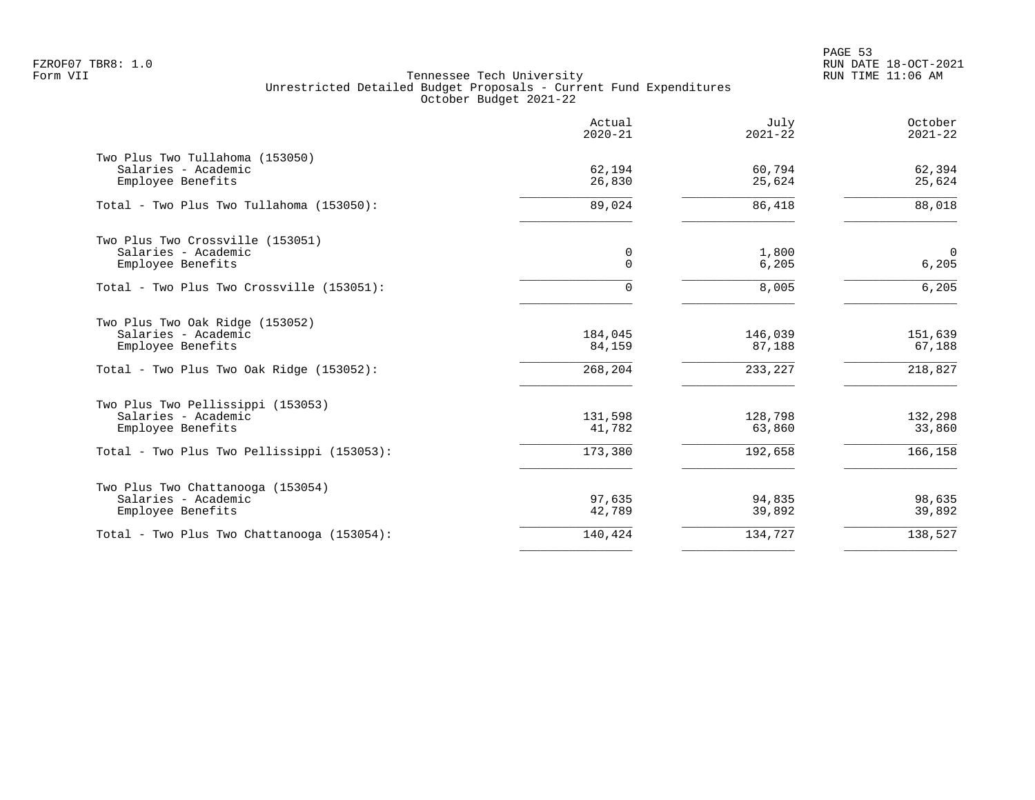FZROF07 TBR8: 1.0
Form VII

Tennessee Tech University
Unrestricted Detailed Budget Proposals - Current Fund Expenditures
October Budget 2021-22

RUN DATE 18-OCT-2021
RUN TIME 11:06 AM

| | Actual 2020-21 | July 2021-22 | October 2021-22 |
|---|---|---|---|
| **Two Plus Two Tullahoma (153050)** | | | |
| Salaries - Academic | 62,194 | 60,794 | 62,394 |
| Employee Benefits | 26,830 | 25,624 | 25,624 |
| Total - Two Plus Two Tullahoma (153050): | 89,024 | 86,418 | 88,018 |
| **Two Plus Two Crossville (153051)** | | | |
| Salaries - Academic | 0 | 1,800 | 0 |
| Employee Benefits | 0 | 6,205 | 6,205 |
| Total - Two Plus Two Crossville (153051): | 0 | 8,005 | 6,205 |
| **Two Plus Two Oak Ridge (153052)** | | | |
| Salaries - Academic | 184,045 | 146,039 | 151,639 |
| Employee Benefits | 84,159 | 87,188 | 67,188 |
| Total - Two Plus Two Oak Ridge (153052): | 268,204 | 233,227 | 218,827 |
| **Two Plus Two Pellissippi (153053)** | | | |
| Salaries - Academic | 131,598 | 128,798 | 132,298 |
| Employee Benefits | 41,782 | 63,860 | 33,860 |
| Total - Two Plus Two Pellissippi (153053): | 173,380 | 192,658 | 166,158 |
| **Two Plus Two Chattanooga (153054)** | | | |
| Salaries - Academic | 97,635 | 94,835 | 98,635 |
| Employee Benefits | 42,789 | 39,892 | 39,892 |
| Total - Two Plus Two Chattanooga (153054): | 140,424 | 134,727 | 138,527 |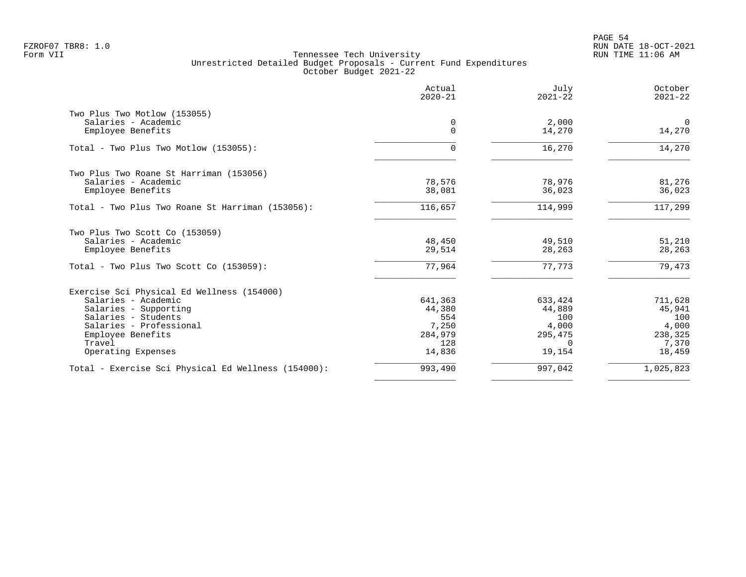Tennessee Tech University
Unrestricted Detailed Budget Proposals - Current Fund Expenditures
October Budget 2021-22

| | Actual 2020-21 | July 2021-22 | October 2021-22 |
|---|---|---|---|
| **Two Plus Two Motlow (153055)** | | | |
| Salaries - Academic | 0 | 2,000 | 0 |
| Employee Benefits | 0 | 14,270 | 14,270 |
| Total - Two Plus Two Motlow (153055): | 0 | 16,270 | 14,270 |
| **Two Plus Two Roane St Harriman (153056)** | | | |
| Salaries - Academic | 78,576 | 78,976 | 81,276 |
| Employee Benefits | 38,081 | 36,023 | 36,023 |
| Total - Two Plus Two Roane St Harriman (153056): | 116,657 | 114,999 | 117,299 |
| **Two Plus Two Scott Co (153059)** | | | |
| Salaries - Academic | 48,450 | 49,510 | 51,210 |
| Employee Benefits | 29,514 | 28,263 | 28,263 |
| Total - Two Plus Two Scott Co (153059): | 77,964 | 77,773 | 79,473 |
| **Exercise Sci Physical Ed Wellness (154000)** | | | |
| Salaries - Academic | 641,363 | 633,424 | 711,628 |
| Salaries - Supporting | 44,380 | 44,889 | 45,941 |
| Salaries - Students | 554 | 100 | 100 |
| Salaries - Professional | 7,250 | 4,000 | 4,000 |
| Employee Benefits | 284,979 | 295,475 | 238,325 |
| Travel | 128 | 0 | 7,370 |
| Operating Expenses | 14,836 | 19,154 | 18,459 |
| Total - Exercise Sci Physical Ed Wellness (154000): | 993,490 | 997,042 | 1,025,823 |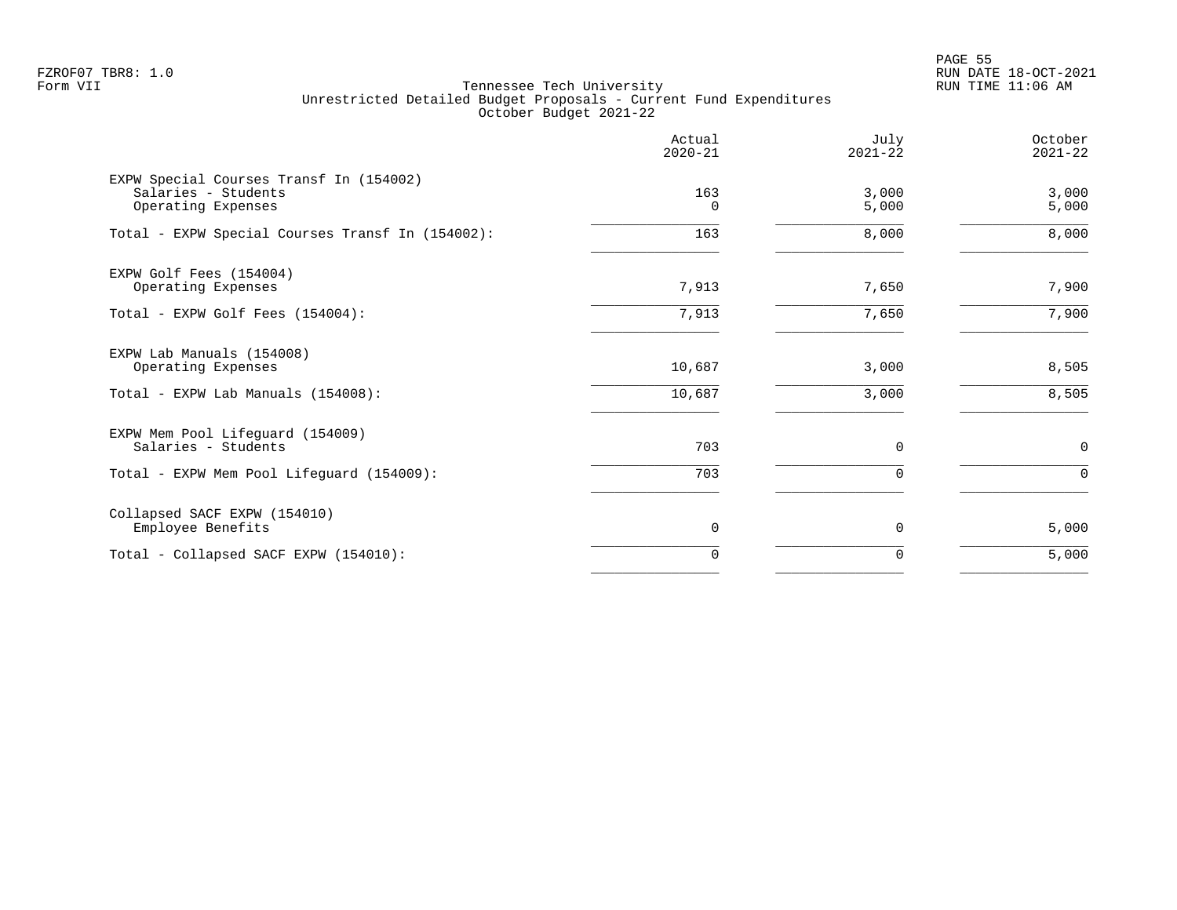Tennessee Tech University
Unrestricted Detailed Budget Proposals - Current Fund Expenditures
October Budget 2021-22

| | Actual 2020-21 | July 2021-22 | October 2021-22 |
|---|---|---|---|
| EXPW Special Courses Transf In (154002) | | | |
| Salaries - Students | 163 | 3,000 | 3,000 |
| Operating Expenses | 0 | 5,000 | 5,000 |
| Total - EXPW Special Courses Transf In (154002): | 163 | 8,000 | 8,000 |
| EXPW Golf Fees (154004) | | | |
| Operating Expenses | 7,913 | 7,650 | 7,900 |
| Total - EXPW Golf Fees (154004): | 7,913 | 7,650 | 7,900 |
| EXPW Lab Manuals (154008) | | | |
| Operating Expenses | 10,687 | 3,000 | 8,505 |
| Total - EXPW Lab Manuals (154008): | 10,687 | 3,000 | 8,505 |
| EXPW Mem Pool Lifeguard (154009) | | | |
| Salaries - Students | 703 | 0 | 0 |
| Total - EXPW Mem Pool Lifeguard (154009): | 703 | 0 | 0 |
| Collapsed SACF EXPW (154010) | | | |
| Employee Benefits | 0 | 0 | 5,000 |
| Total - Collapsed SACF EXPW (154010): | 0 | 0 | 5,000 |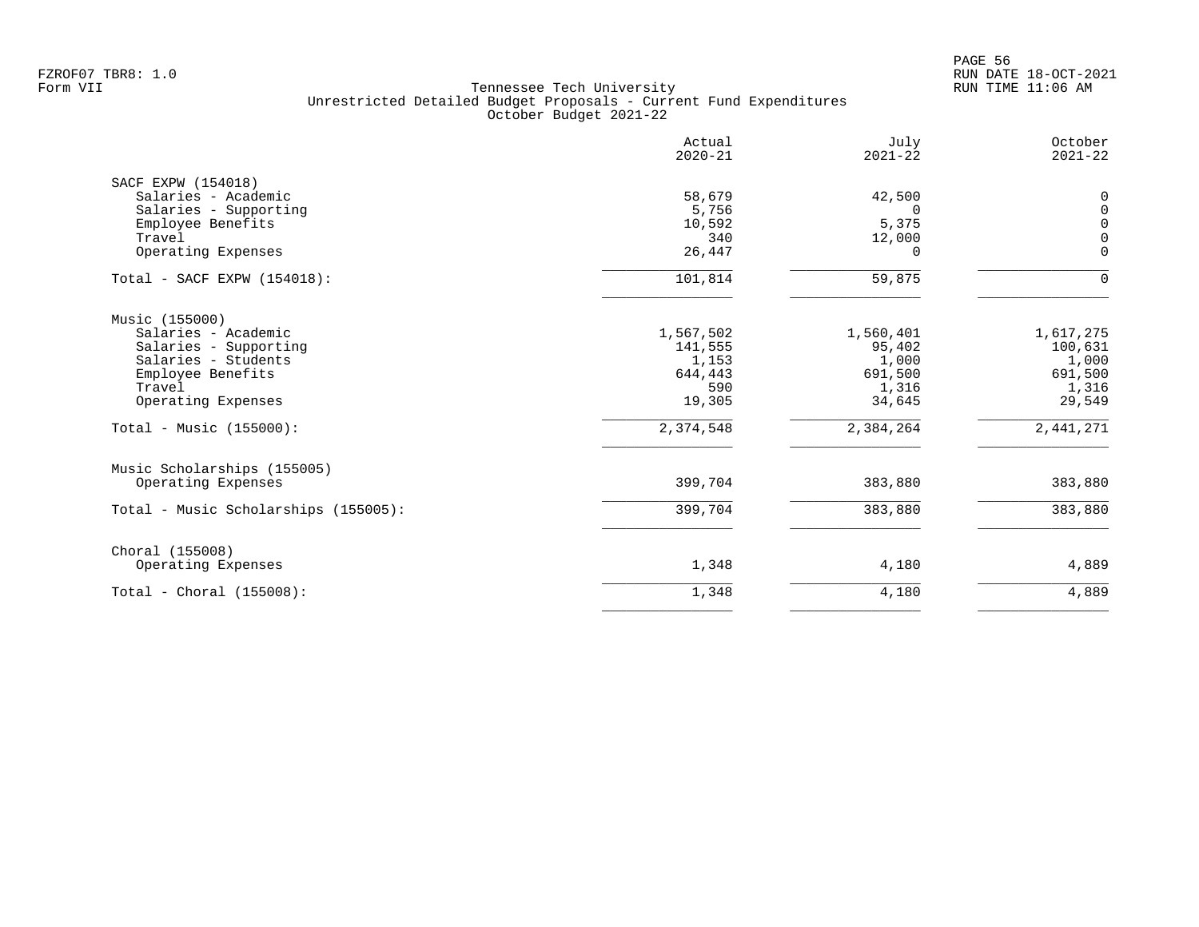FZROF07 TBR8: 1.0
Form VII

Tennessee Tech University
Unrestricted Detailed Budget Proposals - Current Fund Expenditures
October Budget 2021-22

RUN DATE 18-OCT-2021
RUN TIME 11:06 AM

| | Actual 2020-21 | July 2021-22 | October 2021-22 |
|---|---|---|---|
| **SACF EXPW (154018)** | | | |
| Salaries - Academic | 58,679 | 42,500 | 0 |
| Salaries - Supporting | 5,756 | 0 | 0 |
| Employee Benefits | 10,592 | 5,375 | 0 |
| Travel | 340 | 12,000 | 0 |
| Operating Expenses | 26,447 | 0 | 0 |
| Total - SACF EXPW (154018): | 101,814 | 59,875 | 0 |
| **Music (155000)** | | | |
| Salaries - Academic | 1,567,502 | 1,560,401 | 1,617,275 |
| Salaries - Supporting | 141,555 | 95,402 | 100,631 |
| Salaries - Students | 1,153 | 1,000 | 1,000 |
| Employee Benefits | 644,443 | 691,500 | 691,500 |
| Travel | 590 | 1,316 | 1,316 |
| Operating Expenses | 19,305 | 34,645 | 29,549 |
| Total - Music (155000): | 2,374,548 | 2,384,264 | 2,441,271 |
| **Music Scholarships (155005)** | | | |
| Operating Expenses | 399,704 | 383,880 | 383,880 |
| Total - Music Scholarships (155005): | 399,704 | 383,880 | 383,880 |
| **Choral (155008)** | | | |
| Operating Expenses | 1,348 | 4,180 | 4,889 |
| Total - Choral (155008): | 1,348 | 4,180 | 4,889 |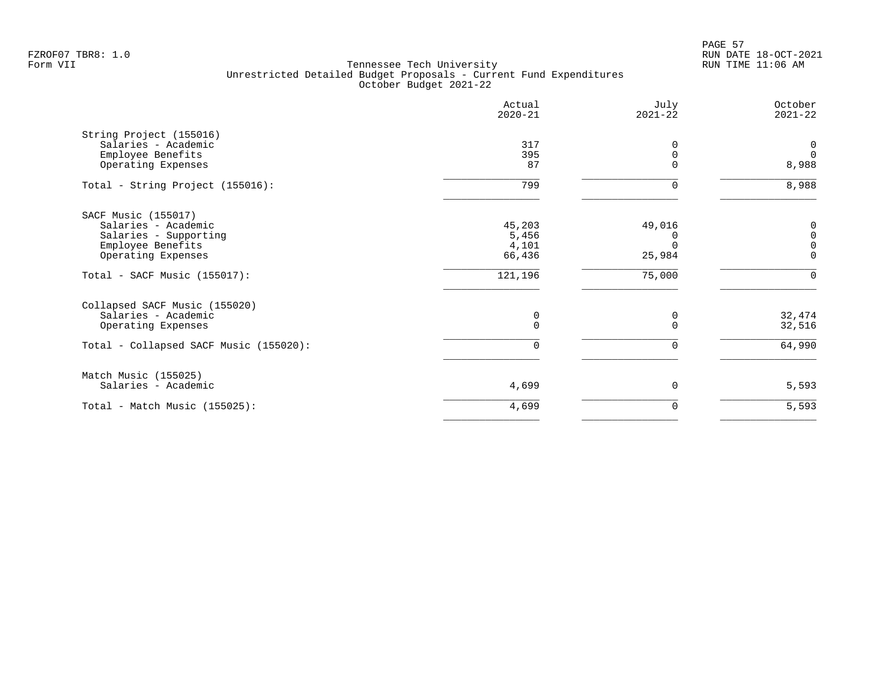Tennessee Tech University
Unrestricted Detailed Budget Proposals - Current Fund Expenditures
October Budget 2021-22

| | Actual 2020-21 | July 2021-22 | October 2021-22 |
|---|---|---|---|
| String Project (155016) | | | |
| Salaries - Academic | 317 | 0 | 0 |
| Employee Benefits | 395 | 0 | 0 |
| Operating Expenses | 87 | 0 | 8,988 |
| Total - String Project (155016): | 799 | 0 | 8,988 |
| SACF Music (155017) | | | |
| Salaries - Academic | 45,203 | 49,016 | 0 |
| Salaries - Supporting | 5,456 | 0 | 0 |
| Employee Benefits | 4,101 | 0 | 0 |
| Operating Expenses | 66,436 | 25,984 | 0 |
| Total - SACF Music (155017): | 121,196 | 75,000 | 0 |
| Collapsed SACF Music (155020) | | | |
| Salaries - Academic | 0 | 0 | 32,474 |
| Operating Expenses | 0 | 0 | 32,516 |
| Total - Collapsed SACF Music (155020): | 0 | 0 | 64,990 |
| Match Music (155025) | | | |
| Salaries - Academic | 4,699 | 0 | 5,593 |
| Total - Match Music (155025): | 4,699 | 0 | 5,593 |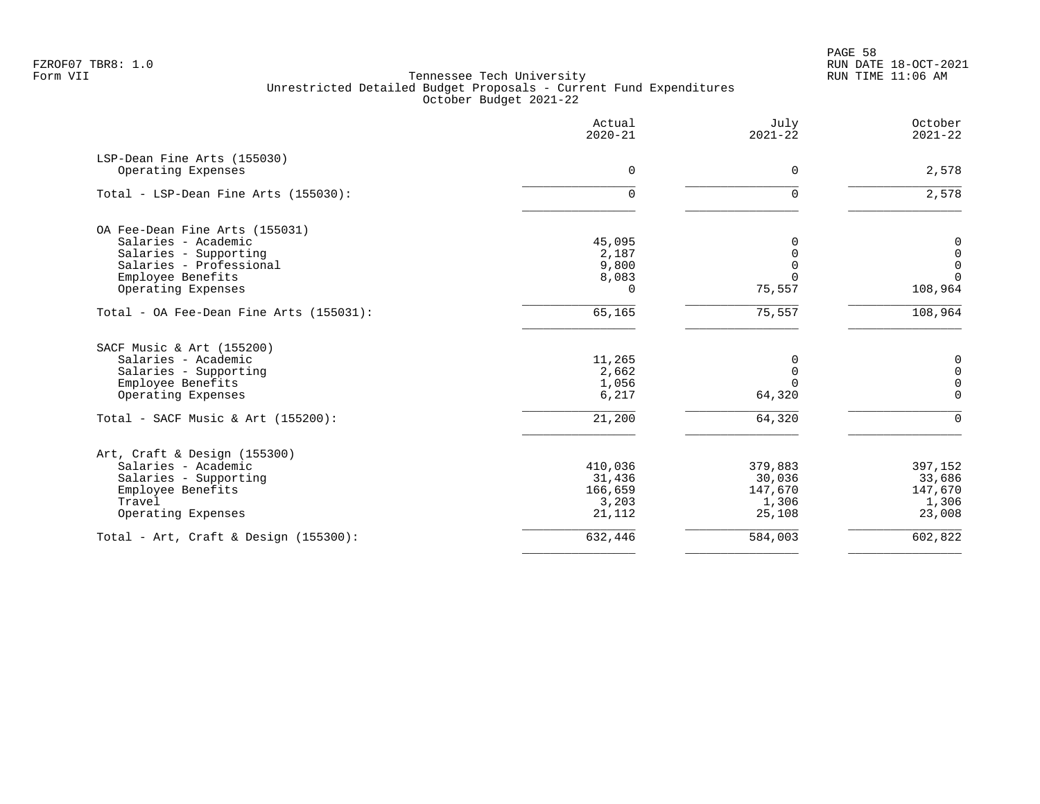Tennessee Tech University
Unrestricted Detailed Budget Proposals - Current Fund Expenditures
October Budget 2021-22

| | Actual 2020-21 | July 2021-22 | October 2021-22 |
|---|---|---|---|
| LSP-Dean Fine Arts (155030) | | | |
| Operating Expenses | 0 | 0 | 2,578 |
| Total - LSP-Dean Fine Arts (155030): | 0 | 0 | 2,578 |
| OA Fee-Dean Fine Arts (155031) | | | |
| Salaries - Academic | 45,095 | 0 | 0 |
| Salaries - Supporting | 2,187 | 0 | 0 |
| Salaries - Professional | 9,800 | 0 | 0 |
| Employee Benefits | 8,083 | 0 | 0 |
| Operating Expenses | 0 | 75,557 | 108,964 |
| Total - OA Fee-Dean Fine Arts (155031): | 65,165 | 75,557 | 108,964 |
| SACF Music & Art (155200) | | | |
| Salaries - Academic | 11,265 | 0 | 0 |
| Salaries - Supporting | 2,662 | 0 | 0 |
| Employee Benefits | 1,056 | 0 | 0 |
| Operating Expenses | 6,217 | 64,320 | 0 |
| Total - SACF Music & Art (155200): | 21,200 | 64,320 | 0 |
| Art, Craft & Design (155300) | | | |
| Salaries - Academic | 410,036 | 379,883 | 397,152 |
| Salaries - Supporting | 31,436 | 30,036 | 33,686 |
| Employee Benefits | 166,659 | 147,670 | 147,670 |
| Travel | 3,203 | 1,306 | 1,306 |
| Operating Expenses | 21,112 | 25,108 | 23,008 |
| Total - Art, Craft & Design (155300): | 632,446 | 584,003 | 602,822 |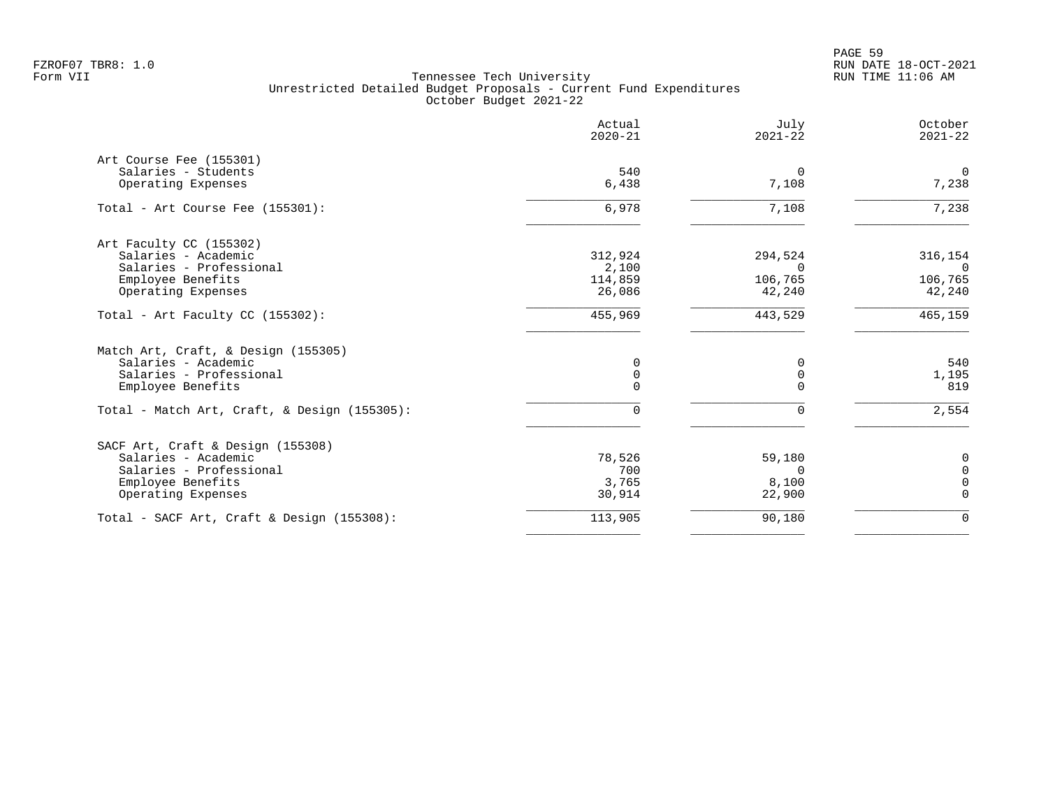Tennessee Tech University
Unrestricted Detailed Budget Proposals - Current Fund Expenditures
October Budget 2021-22

Form VII

| | Actual 2020-21 | July 2021-22 | October 2021-22 |
|---|---|---|---|
| **Art Course Fee (155301)** | | | |
| Salaries - Students | 540 | 0 | 0 |
| Operating Expenses | 6,438 | 7,108 | 7,238 |
| Total - Art Course Fee (155301): | 6,978 | 7,108 | 7,238 |
| **Art Faculty CC (155302)** | | | |
| Salaries - Academic | 312,924 | 294,524 | 316,154 |
| Salaries - Professional | 2,100 | 0 | 0 |
| Employee Benefits | 114,859 | 106,765 | 106,765 |
| Operating Expenses | 26,086 | 42,240 | 42,240 |
| Total - Art Faculty CC (155302): | 455,969 | 443,529 | 465,159 |
| **Match Art, Craft, & Design (155305)** | | | |
| Salaries - Academic | 0 | 0 | 540 |
| Salaries - Professional | 0 | 0 | 1,195 |
| Employee Benefits | 0 | 0 | 819 |
| Total - Match Art, Craft, & Design (155305): | 0 | 0 | 2,554 |
| **SACF Art, Craft & Design (155308)** | | | |
| Salaries - Academic | 78,526 | 59,180 | 0 |
| Salaries - Professional | 700 | 0 | 0 |
| Employee Benefits | 3,765 | 8,100 | 0 |
| Operating Expenses | 30,914 | 22,900 | 0 |
| Total - SACF Art, Craft & Design (155308): | 113,905 | 90,180 | 0 |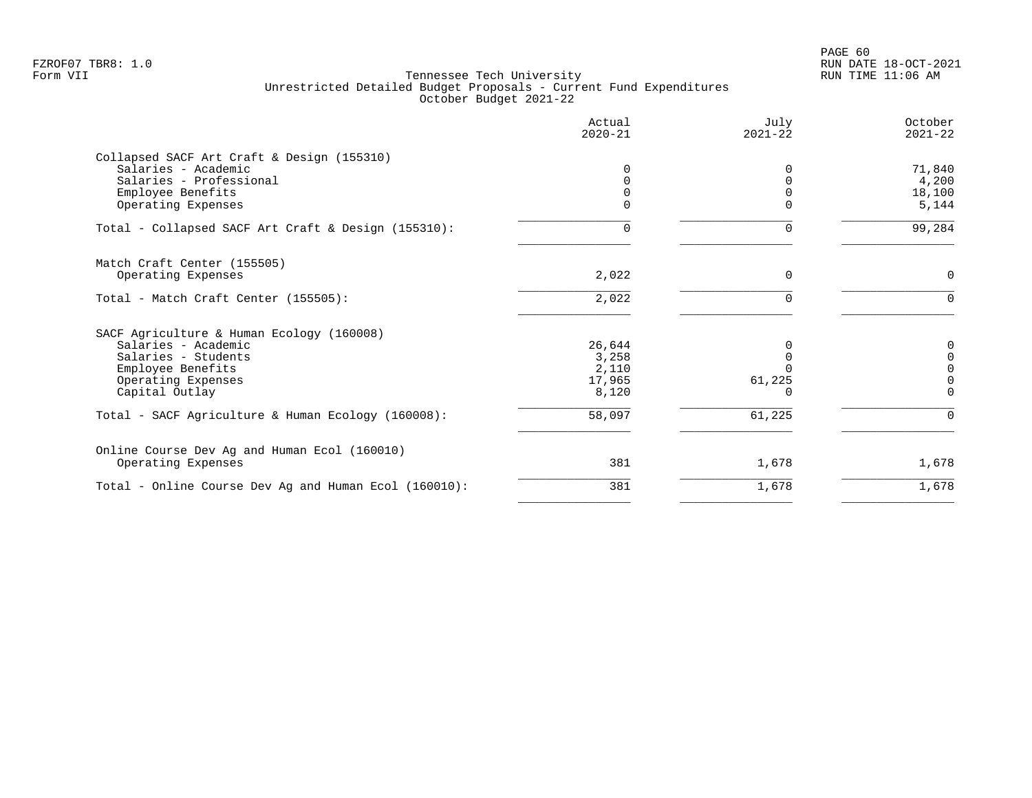Tennessee Tech University
Unrestricted Detailed Budget Proposals - Current Fund Expenditures
October Budget 2021-22

| | Actual 2020-21 | July 2021-22 | October 2021-22 |
|---|---|---|---|
| **Collapsed SACF Art Craft & Design (155310)** | | | |
| Salaries - Academic | 0 | 0 | 71,840 |
| Salaries - Professional | 0 | 0 | 4,200 |
| Employee Benefits | 0 | 0 | 18,100 |
| Operating Expenses | 0 | 0 | 5,144 |
| Total - Collapsed SACF Art Craft & Design (155310): | 0 | 0 | 99,284 |
| **Match Craft Center (155505)** | | | |
| Operating Expenses | 2,022 | 0 | 0 |
| Total - Match Craft Center (155505): | 2,022 | 0 | 0 |
| **SACF Agriculture & Human Ecology (160008)** | | | |
| Salaries - Academic | 26,644 | 0 | 0 |
| Salaries - Students | 3,258 | 0 | 0 |
| Employee Benefits | 2,110 | 0 | 0 |
| Operating Expenses | 17,965 | 61,225 | 0 |
| Capital Outlay | 8,120 | 0 | 0 |
| Total - SACF Agriculture & Human Ecology (160008): | 58,097 | 61,225 | 0 |
| **Online Course Dev Ag and Human Ecol (160010)** | | | |
| Operating Expenses | 381 | 1,678 | 1,678 |
| Total - Online Course Dev Ag and Human Ecol (160010): | 381 | 1,678 | 1,678 |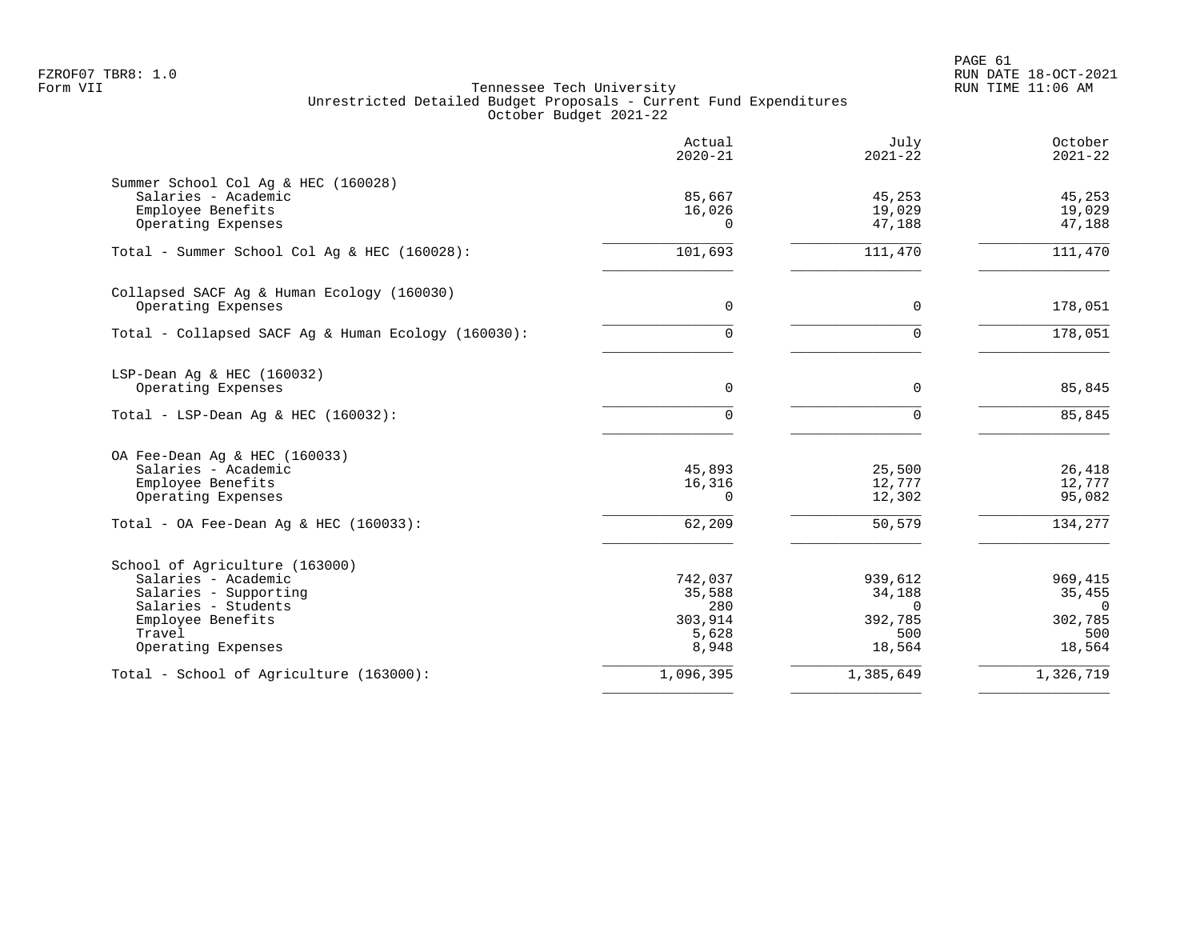FZROF07 TBR8: 1.0
Form VII

Tennessee Tech University
Unrestricted Detailed Budget Proposals - Current Fund Expenditures
October Budget 2021-22

RUN DATE 18-OCT-2021
RUN TIME 11:06 AM

| | Actual 2020-21 | July 2021-22 | October 2021-22 |
|---|---|---|---|
| **Summer School Col Ag & HEC (160028)** | | | |
| Salaries - Academic | 85,667 | 45,253 | 45,253 |
| Employee Benefits | 16,026 | 19,029 | 19,029 |
| Operating Expenses | 0 | 47,188 | 47,188 |
| Total - Summer School Col Ag & HEC (160028): | 101,693 | 111,470 | 111,470 |
| **Collapsed SACF Ag & Human Ecology (160030)** | | | |
| Operating Expenses | 0 | 0 | 178,051 |
| Total - Collapsed SACF Ag & Human Ecology (160030): | 0 | 0 | 178,051 |
| **LSP-Dean Ag & HEC (160032)** | | | |
| Operating Expenses | 0 | 0 | 85,845 |
| Total - LSP-Dean Ag & HEC (160032): | 0 | 0 | 85,845 |
| **OA Fee-Dean Ag & HEC (160033)** | | | |
| Salaries - Academic | 45,893 | 25,500 | 26,418 |
| Employee Benefits | 16,316 | 12,777 | 12,777 |
| Operating Expenses | 0 | 12,302 | 95,082 |
| Total - OA Fee-Dean Ag & HEC (160033): | 62,209 | 50,579 | 134,277 |
| **School of Agriculture (163000)** | | | |
| Salaries - Academic | 742,037 | 939,612 | 969,415 |
| Salaries - Supporting | 35,588 | 34,188 | 35,455 |
| Salaries - Students | 280 | 0 | 0 |
| Employee Benefits | 303,914 | 392,785 | 302,785 |
| Travel | 5,628 | 500 | 500 |
| Operating Expenses | 8,948 | 18,564 | 18,564 |
| Total - School of Agriculture (163000): | 1,096,395 | 1,385,649 | 1,326,719 |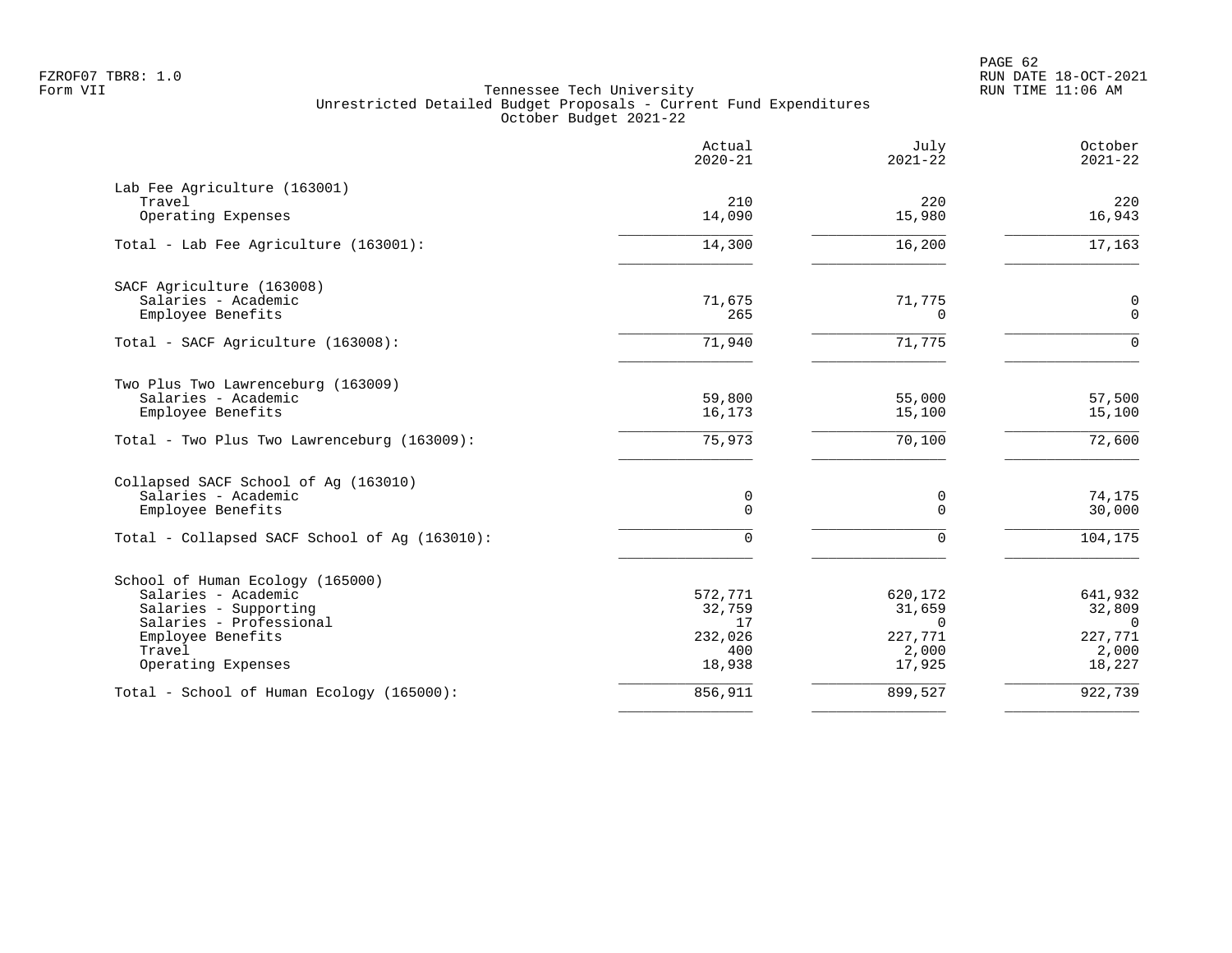FZROF07 TBR8: 1.0
Form VII

Tennessee Tech University
Unrestricted Detailed Budget Proposals - Current Fund Expenditures
October Budget 2021-22

RUN DATE 18-OCT-2021
RUN TIME 11:06 AM

| | Actual 2020-21 | July 2021-22 | October 2021-22 |
|---|---:|---:|---:|
| **Lab Fee Agriculture (163001)** | | | |
| Travel | 210 | 220 | 220 |
| Operating Expenses | 14,090 | 15,980 | 16,943 |
| Total - Lab Fee Agriculture (163001): | 14,300 | 16,200 | 17,163 |
| **SACF Agriculture (163008)** | | | |
| Salaries - Academic | 71,675 | 71,775 | 0 |
| Employee Benefits | 265 | 0 | 0 |
| Total - SACF Agriculture (163008): | 71,940 | 71,775 | 0 |
| **Two Plus Two Lawrenceburg (163009)** | | | |
| Salaries - Academic | 59,800 | 55,000 | 57,500 |
| Employee Benefits | 16,173 | 15,100 | 15,100 |
| Total - Two Plus Two Lawrenceburg (163009): | 75,973 | 70,100 | 72,600 |
| **Collapsed SACF School of Ag (163010)** | | | |
| Salaries - Academic | 0 | 0 | 74,175 |
| Employee Benefits | 0 | 0 | 30,000 |
| Total - Collapsed SACF School of Ag (163010): | 0 | 0 | 104,175 |
| **School of Human Ecology (165000)** | | | |
| Salaries - Academic | 572,771 | 620,172 | 641,932 |
| Salaries - Supporting | 32,759 | 31,659 | 32,809 |
| Salaries - Professional | 17 | 0 | 0 |
| Employee Benefits | 232,026 | 227,771 | 227,771 |
| Travel | 400 | 2,000 | 2,000 |
| Operating Expenses | 18,938 | 17,925 | 18,227 |
| Total - School of Human Ecology (165000): | 856,911 | 899,527 | 922,739 |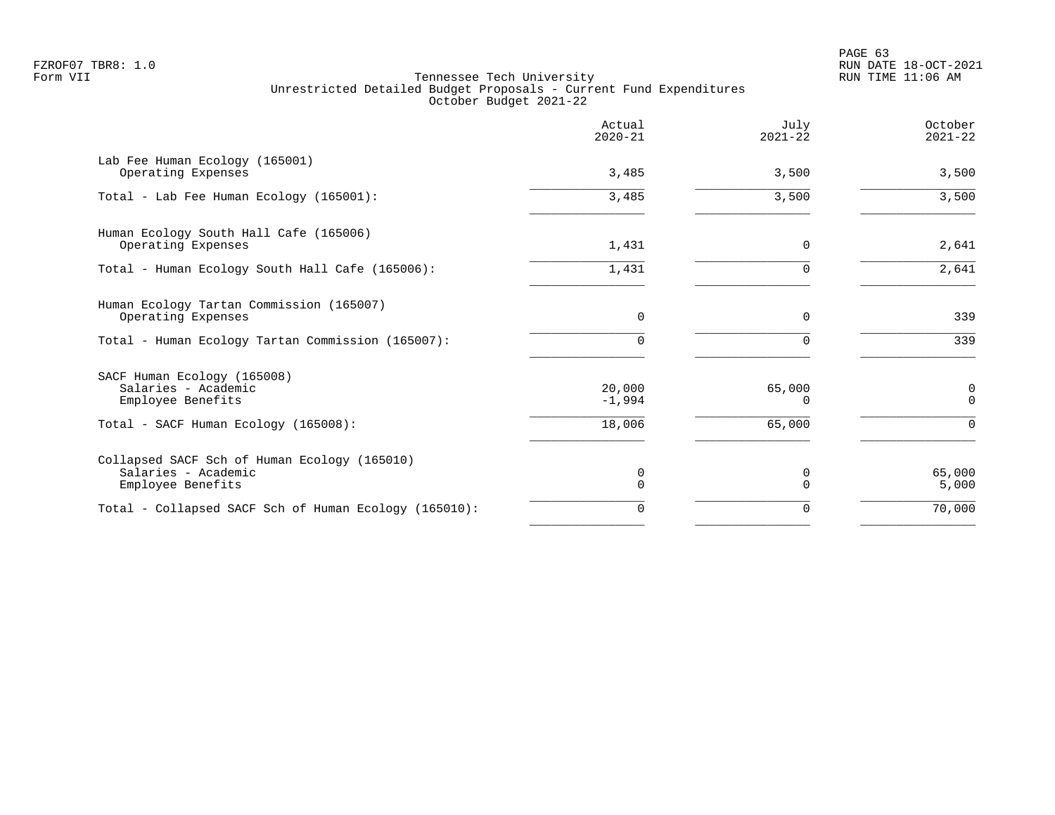FZROF07 TBR8: 1.0
Form VII

Tennessee Tech University
Unrestricted Detailed Budget Proposals - Current Fund Expenditures
October Budget 2021-22

RUN DATE 18-OCT-2021
RUN TIME 11:06 AM

| | Actual 2020-21 | July 2021-22 | October 2021-22 |
|---|---|---|---|
| **Lab Fee Human Ecology (165001)** | | | |
| Operating Expenses | 3,485 | 3,500 | 3,500 |
| Total - Lab Fee Human Ecology (165001): | 3,485 | 3,500 | 3,500 |
| **Human Ecology South Hall Cafe (165006)** | | | |
| Operating Expenses | 1,431 | 0 | 2,641 |
| Total - Human Ecology South Hall Cafe (165006): | 1,431 | 0 | 2,641 |
| **Human Ecology Tartan Commission (165007)** | | | |
| Operating Expenses | 0 | 0 | 339 |
| Total - Human Ecology Tartan Commission (165007): | 0 | 0 | 339 |
| **SACF Human Ecology (165008)** | | | |
| Salaries - Academic | 20,000 | 65,000 | 0 |
| Employee Benefits | -1,994 | 0 | 0 |
| Total - SACF Human Ecology (165008): | 18,006 | 65,000 | 0 |
| **Collapsed SACF Sch of Human Ecology (165010)** | | | |
| Salaries - Academic | 0 | 0 | 65,000 |
| Employee Benefits | 0 | 0 | 5,000 |
| Total - Collapsed SACF Sch of Human Ecology (165010): | 0 | 0 | 70,000 |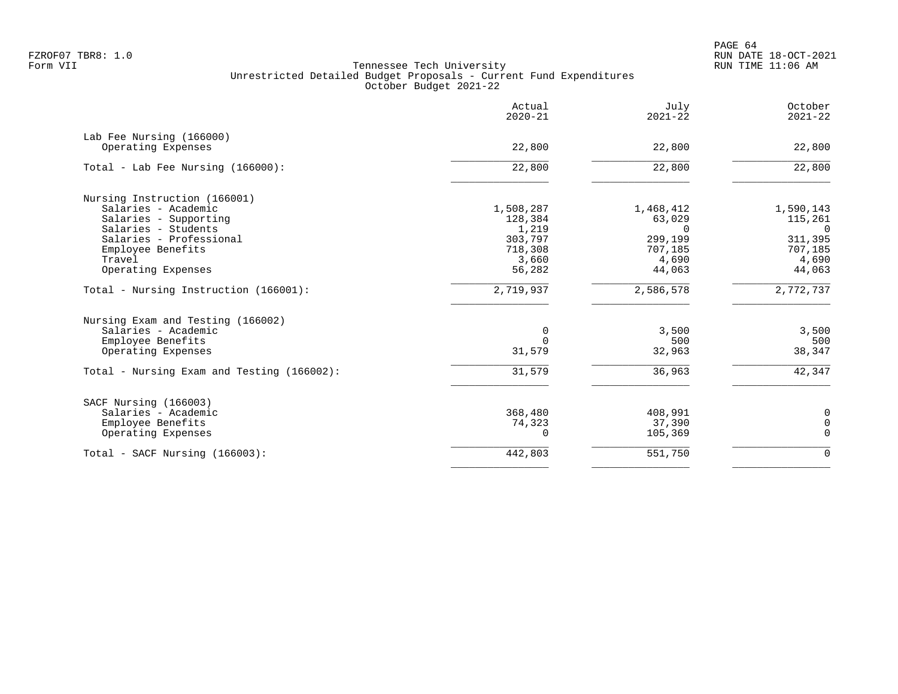FZROF07 TBR8: 1.0
Form VII

Tennessee Tech University
Unrestricted Detailed Budget Proposals - Current Fund Expenditures
October Budget 2021-22

RUN DATE 18-OCT-2021
RUN TIME 11:06 AM

| | Actual 2020-21 | July 2021-22 | October 2021-22 |
|---|---:|---:|---:|
| **Lab Fee Nursing (166000)** | | | |
| Operating Expenses | 22,800 | 22,800 | 22,800 |
| Total - Lab Fee Nursing (166000): | 22,800 | 22,800 | 22,800 |
| **Nursing Instruction (166001)** | | | |
| Salaries - Academic | 1,508,287 | 1,468,412 | 1,590,143 |
| Salaries - Supporting | 128,384 | 63,029 | 115,261 |
| Salaries - Students | 1,219 | 0 | 0 |
| Salaries - Professional | 303,797 | 299,199 | 311,395 |
| Employee Benefits | 718,308 | 707,185 | 707,185 |
| Travel | 3,660 | 4,690 | 4,690 |
| Operating Expenses | 56,282 | 44,063 | 44,063 |
| Total - Nursing Instruction (166001): | 2,719,937 | 2,586,578 | 2,772,737 |
| **Nursing Exam and Testing (166002)** | | | |
| Salaries - Academic | 0 | 3,500 | 3,500 |
| Employee Benefits | 0 | 500 | 500 |
| Operating Expenses | 31,579 | 32,963 | 38,347 |
| Total - Nursing Exam and Testing (166002): | 31,579 | 36,963 | 42,347 |
| **SACF Nursing (166003)** | | | |
| Salaries - Academic | 368,480 | 408,991 | 0 |
| Employee Benefits | 74,323 | 37,390 | 0 |
| Operating Expenses | 0 | 105,369 | 0 |
| Total - SACF Nursing (166003): | 442,803 | 551,750 | 0 |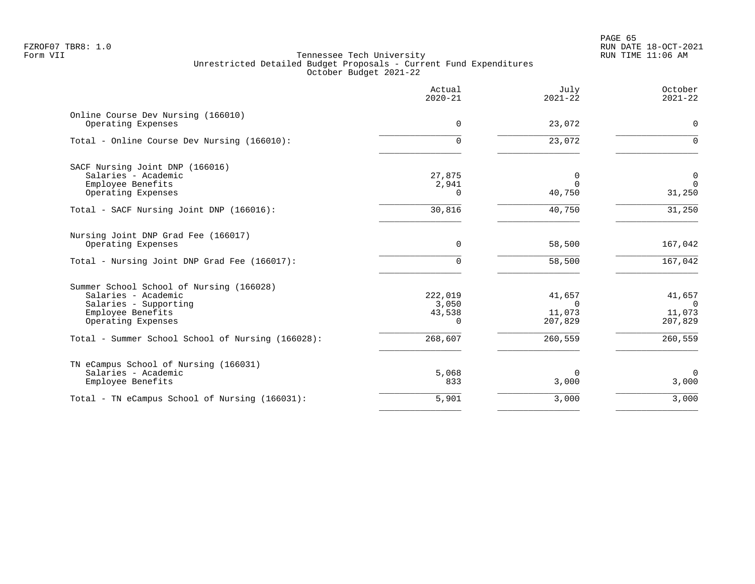FZROF07 TBR8: 1.0
Form VII

Tennessee Tech University
Unrestricted Detailed Budget Proposals - Current Fund Expenditures
October Budget 2021-22

RUN DATE 18-OCT-2021
RUN TIME 11:06 AM

| | Actual 2020-21 | July 2021-22 | October 2021-22 |
|---|---:|---:|---:|
| **Online Course Dev Nursing (166010)** | | | |
| Operating Expenses | 0 | 23,072 | 0 |
| Total - Online Course Dev Nursing (166010): | 0 | 23,072 | 0 |
| **SACF Nursing Joint DNP (166016)** | | | |
| Salaries - Academic | 27,875 | 0 | 0 |
| Employee Benefits | 2,941 | 0 | 0 |
| Operating Expenses | 0 | 40,750 | 31,250 |
| Total - SACF Nursing Joint DNP (166016): | 30,816 | 40,750 | 31,250 |
| **Nursing Joint DNP Grad Fee (166017)** | | | |
| Operating Expenses | 0 | 58,500 | 167,042 |
| Total - Nursing Joint DNP Grad Fee (166017): | 0 | 58,500 | 167,042 |
| **Summer School School of Nursing (166028)** | | | |
| Salaries - Academic | 222,019 | 41,657 | 41,657 |
| Salaries - Supporting | 3,050 | 0 | 0 |
| Employee Benefits | 43,538 | 11,073 | 11,073 |
| Operating Expenses | 0 | 207,829 | 207,829 |
| Total - Summer School School of Nursing (166028): | 268,607 | 260,559 | 260,559 |
| **TN eCampus School of Nursing (166031)** | | | |
| Salaries - Academic | 5,068 | 0 | 0 |
| Employee Benefits | 833 | 3,000 | 3,000 |
| Total - TN eCampus School of Nursing (166031): | 5,901 | 3,000 | 3,000 |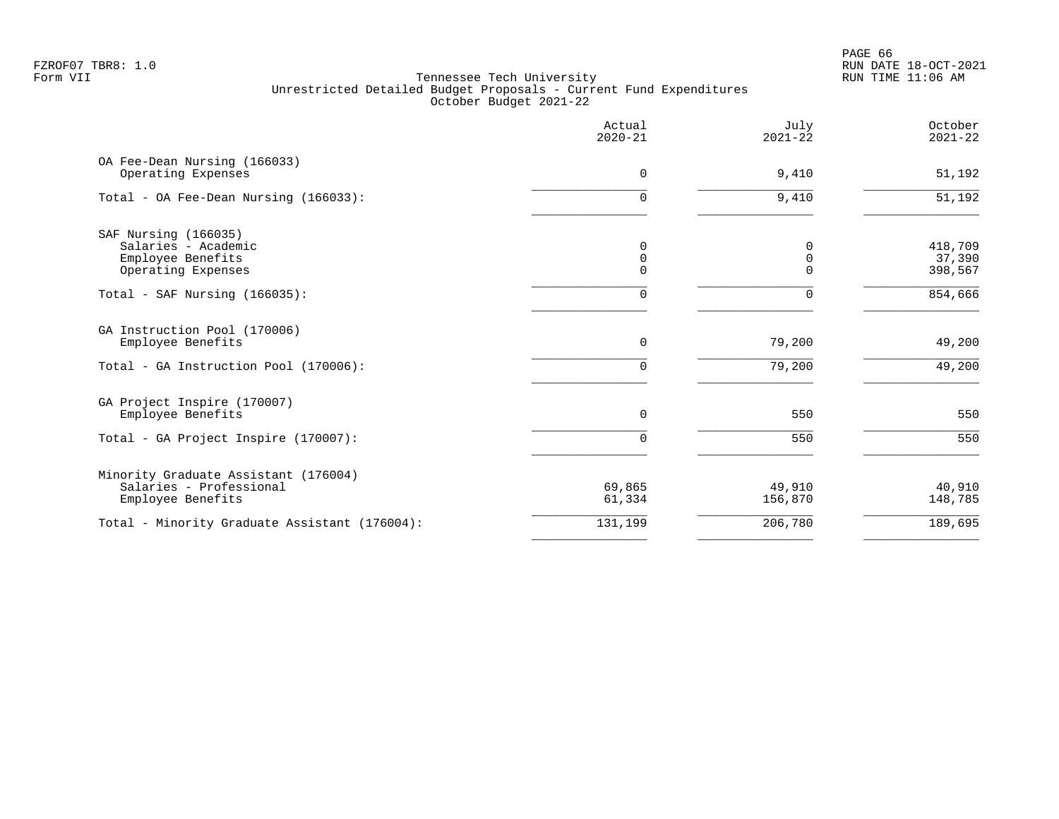Tennessee Tech University
Unrestricted Detailed Budget Proposals - Current Fund Expenditures
October Budget 2021-22

| | Actual 2020-21 | July 2021-22 | October 2021-22 |
|---|---|---|---|
| OA Fee-Dean Nursing (166033) | | | |
| Operating Expenses | 0 | 9,410 | 51,192 |
| Total - OA Fee-Dean Nursing (166033): | 0 | 9,410 | 51,192 |
| SAF Nursing (166035) | | | |
| Salaries - Academic | 0 | 0 | 418,709 |
| Employee Benefits | 0 | 0 | 37,390 |
| Operating Expenses | 0 | 0 | 398,567 |
| Total - SAF Nursing (166035): | 0 | 0 | 854,666 |
| GA Instruction Pool (170006) | | | |
| Employee Benefits | 0 | 79,200 | 49,200 |
| Total - GA Instruction Pool (170006): | 0 | 79,200 | 49,200 |
| GA Project Inspire (170007) | | | |
| Employee Benefits | 0 | 550 | 550 |
| Total - GA Project Inspire (170007): | 0 | 550 | 550 |
| Minority Graduate Assistant (176004) | | | |
| Salaries - Professional | 69,865 | 49,910 | 40,910 |
| Employee Benefits | 61,334 | 156,870 | 148,785 |
| Total - Minority Graduate Assistant (176004): | 131,199 | 206,780 | 189,695 |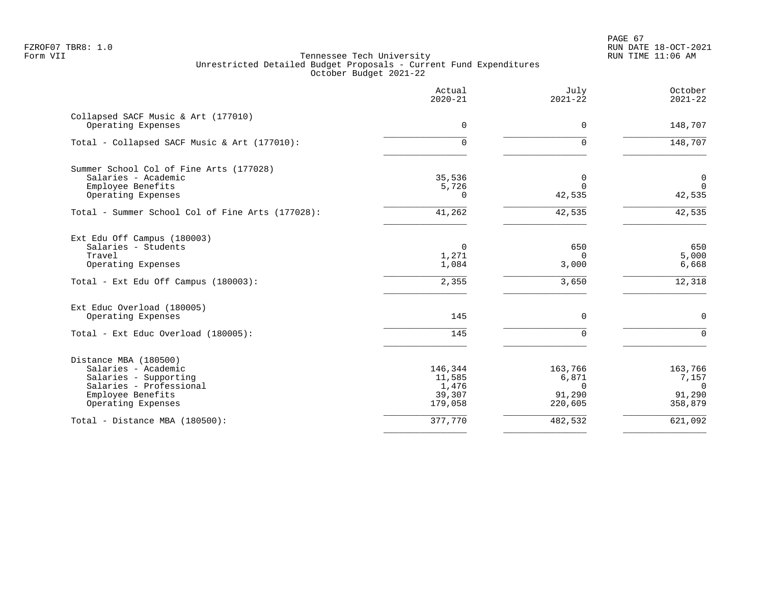Tennessee Tech University
Unrestricted Detailed Budget Proposals - Current Fund Expenditures
October Budget 2021-22

FZROF07 TBR8: 1.0
Form VII

RUN DATE 18-OCT-2021
RUN TIME 11:06 AM

| | Actual 2020-21 | July 2021-22 | October 2021-22 |
|---|---|---|---|
| **Collapsed SACF Music & Art (177010)** | | | |
| Operating Expenses | 0 | 0 | 148,707 |
| Total - Collapsed SACF Music & Art (177010): | 0 | 0 | 148,707 |
| **Summer School Col of Fine Arts (177028)** | | | |
| Salaries - Academic | 35,536 | 0 | 0 |
| Employee Benefits | 5,726 | 0 | 0 |
| Operating Expenses | 0 | 42,535 | 42,535 |
| Total - Summer School Col of Fine Arts (177028): | 41,262 | 42,535 | 42,535 |
| **Ext Edu Off Campus (180003)** | | | |
| Salaries - Students | 0 | 650 | 650 |
| Travel | 1,271 | 0 | 5,000 |
| Operating Expenses | 1,084 | 3,000 | 6,668 |
| Total - Ext Edu Off Campus (180003): | 2,355 | 3,650 | 12,318 |
| **Ext Educ Overload (180005)** | | | |
| Operating Expenses | 145 | 0 | 0 |
| Total - Ext Educ Overload (180005): | 145 | 0 | 0 |
| **Distance MBA (180500)** | | | |
| Salaries - Academic | 146,344 | 163,766 | 163,766 |
| Salaries - Supporting | 11,585 | 6,871 | 7,157 |
| Salaries - Professional | 1,476 | 0 | 0 |
| Employee Benefits | 39,307 | 91,290 | 91,290 |
| Operating Expenses | 179,058 | 220,605 | 358,879 |
| Total - Distance MBA (180500): | 377,770 | 482,532 | 621,092 |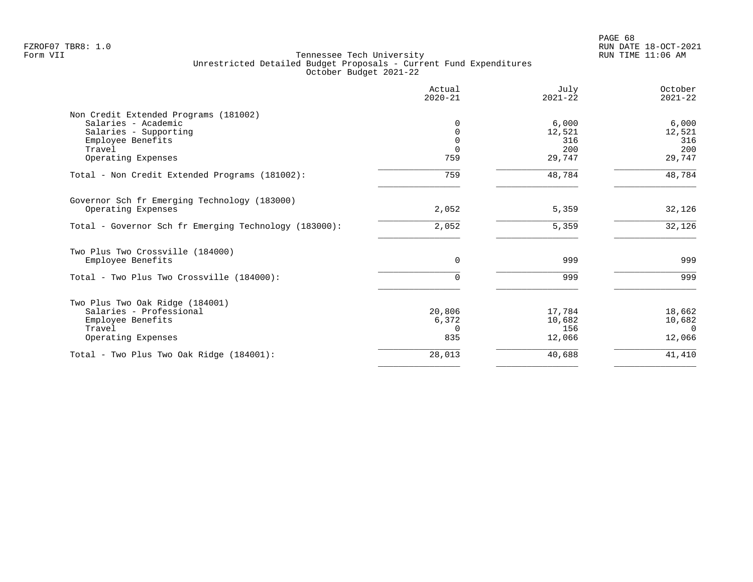FZROF07 TBR8: 1.0
Form VII

Tennessee Tech University
Unrestricted Detailed Budget Proposals - Current Fund Expenditures
October Budget 2021-22

RUN DATE 18-OCT-2021
RUN TIME 11:06 AM

| | Actual 2020-21 | July 2021-22 | October 2021-22 |
|---|---|---|---|
| **Non Credit Extended Programs (181002)** | | | |
| Salaries - Academic | 0 | 6,000 | 6,000 |
| Salaries - Supporting | 0 | 12,521 | 12,521 |
| Employee Benefits | 0 | 316 | 316 |
| Travel | 0 | 200 | 200 |
| Operating Expenses | 759 | 29,747 | 29,747 |
| Total - Non Credit Extended Programs (181002): | 759 | 48,784 | 48,784 |
| **Governor Sch fr Emerging Technology (183000)** | | | |
| Operating Expenses | 2,052 | 5,359 | 32,126 |
| Total - Governor Sch fr Emerging Technology (183000): | 2,052 | 5,359 | 32,126 |
| **Two Plus Two Crossville (184000)** | | | |
| Employee Benefits | 0 | 999 | 999 |
| Total - Two Plus Two Crossville (184000): | 0 | 999 | 999 |
| **Two Plus Two Oak Ridge (184001)** | | | |
| Salaries - Professional | 20,806 | 17,784 | 18,662 |
| Employee Benefits | 6,372 | 10,682 | 10,682 |
| Travel | 0 | 156 | 0 |
| Operating Expenses | 835 | 12,066 | 12,066 |
| Total - Two Plus Two Oak Ridge (184001): | 28,013 | 40,688 | 41,410 |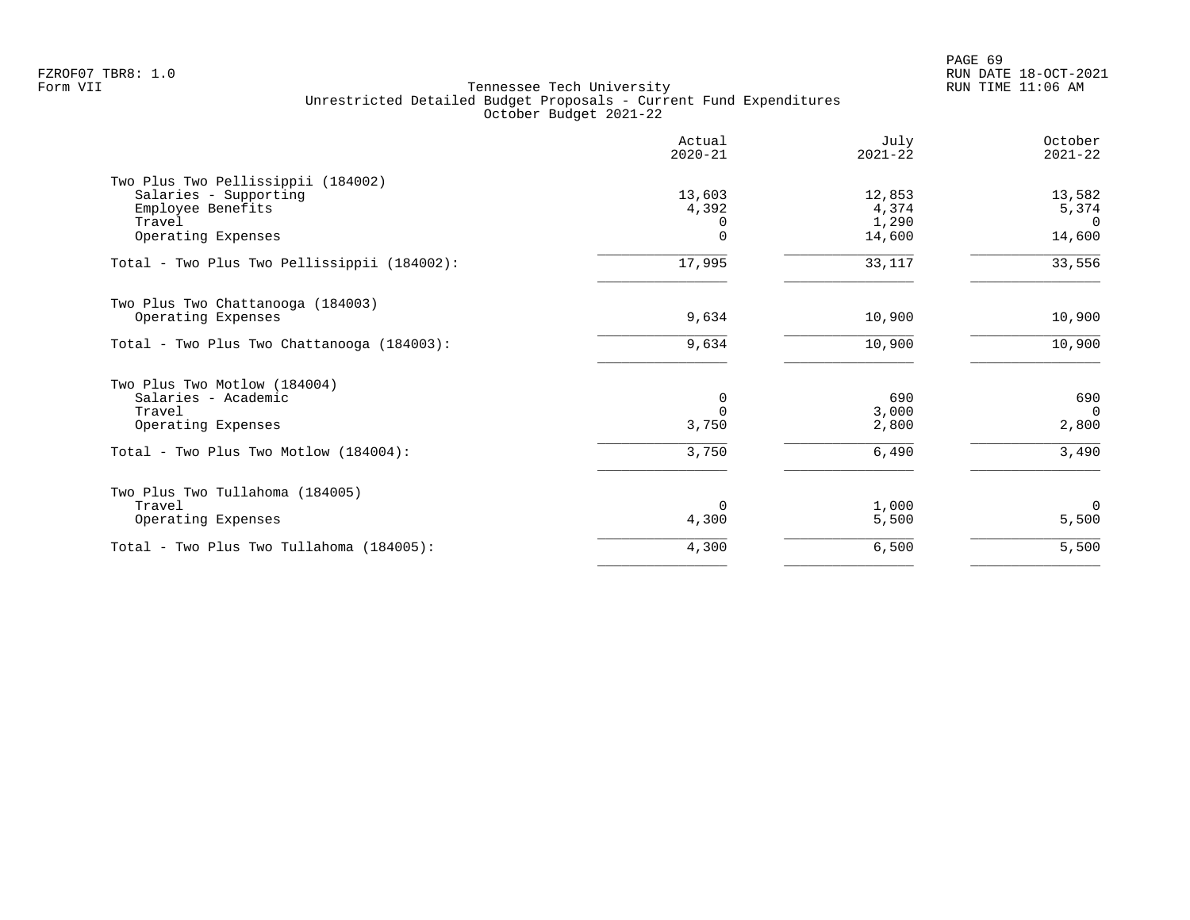Tennessee Tech University
Unrestricted Detailed Budget Proposals - Current Fund Expenditures
October Budget 2021-22

|  | Actual 2020-21 | July 2021-22 | October 2021-22 |
|---|---:|---:|---:|
| **Two Plus Two Pellissippii (184002)** | | | |
| Salaries - Supporting | 13,603 | 12,853 | 13,582 |
| Employee Benefits | 4,392 | 4,374 | 5,374 |
| Travel | 0 | 1,290 | 0 |
| Operating Expenses | 0 | 14,600 | 14,600 |
| Total - Two Plus Two Pellissippii (184002): | 17,995 | 33,117 | 33,556 |
| **Two Plus Two Chattanooga (184003)** | | | |
| Operating Expenses | 9,634 | 10,900 | 10,900 |
| Total - Two Plus Two Chattanooga (184003): | 9,634 | 10,900 | 10,900 |
| **Two Plus Two Motlow (184004)** | | | |
| Salaries - Academic | 0 | 690 | 690 |
| Travel | 0 | 3,000 | 0 |
| Operating Expenses | 3,750 | 2,800 | 2,800 |
| Total - Two Plus Two Motlow (184004): | 3,750 | 6,490 | 3,490 |
| **Two Plus Two Tullahoma (184005)** | | | |
| Travel | 0 | 1,000 | 0 |
| Operating Expenses | 4,300 | 5,500 | 5,500 |
| Total - Two Plus Two Tullahoma (184005): | 4,300 | 6,500 | 5,500 |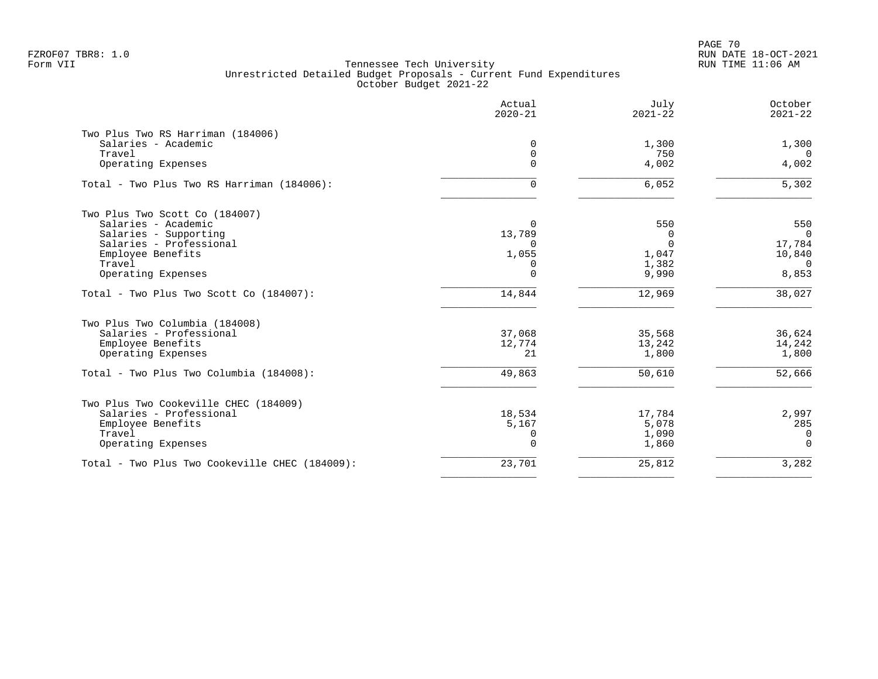Tennessee Tech University
Unrestricted Detailed Budget Proposals - Current Fund Expenditures
October Budget 2021-22

| | Actual 2020-21 | July 2021-22 | October 2021-22 |
|---|---|---|---|
| **Two Plus Two RS Harriman (184006)** | | | |
| Salaries - Academic | 0 | 1,300 | 1,300 |
| Travel | 0 | 750 | 0 |
| Operating Expenses | 0 | 4,002 | 4,002 |
| Total - Two Plus Two RS Harriman (184006): | 0 | 6,052 | 5,302 |
| **Two Plus Two Scott Co (184007)** | | | |
| Salaries - Academic | 0 | 550 | 550 |
| Salaries - Supporting | 13,789 | 0 | 0 |
| Salaries - Professional | 0 | 0 | 17,784 |
| Employee Benefits | 1,055 | 1,047 | 10,840 |
| Travel | 0 | 1,382 | 0 |
| Operating Expenses | 0 | 9,990 | 8,853 |
| Total - Two Plus Two Scott Co (184007): | 14,844 | 12,969 | 38,027 |
| **Two Plus Two Columbia (184008)** | | | |
| Salaries - Professional | 37,068 | 35,568 | 36,624 |
| Employee Benefits | 12,774 | 13,242 | 14,242 |
| Operating Expenses | 21 | 1,800 | 1,800 |
| Total - Two Plus Two Columbia (184008): | 49,863 | 50,610 | 52,666 |
| **Two Plus Two Cookeville CHEC (184009)** | | | |
| Salaries - Professional | 18,534 | 17,784 | 2,997 |
| Employee Benefits | 5,167 | 5,078 | 285 |
| Travel | 0 | 1,090 | 0 |
| Operating Expenses | 0 | 1,860 | 0 |
| Total - Two Plus Two Cookeville CHEC (184009): | 23,701 | 25,812 | 3,282 |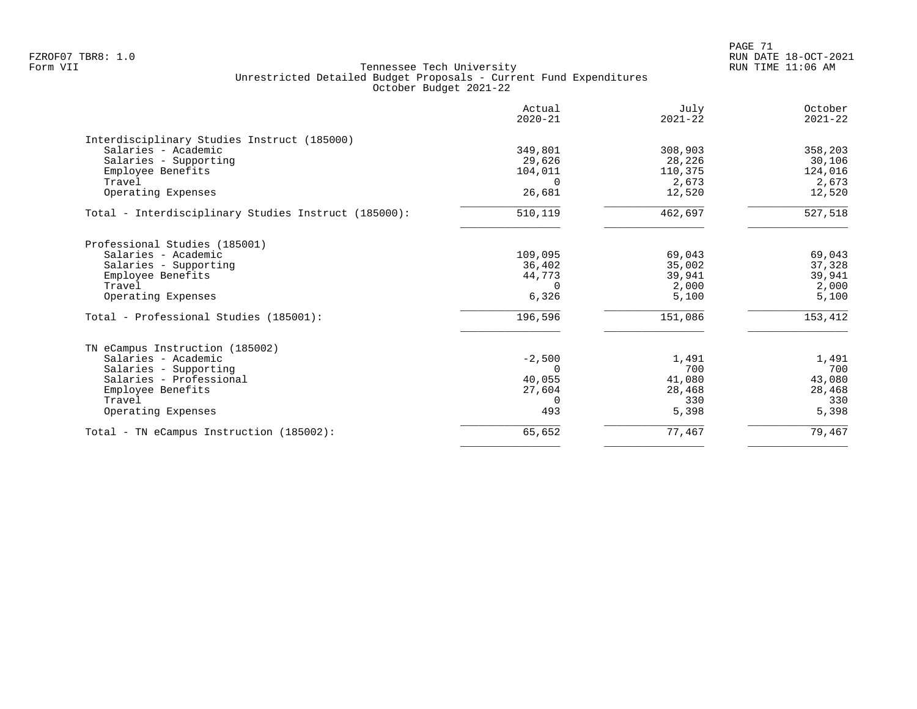Tennessee Tech University
Unrestricted Detailed Budget Proposals - Current Fund Expenditures
October Budget 2021-22

| | Actual 2020-21 | July 2021-22 | October 2021-22 |
|---|---|---|---|
| **Interdisciplinary Studies Instruct (185000)** | | | |
| Salaries - Academic | 349,801 | 308,903 | 358,203 |
| Salaries - Supporting | 29,626 | 28,226 | 30,106 |
| Employee Benefits | 104,011 | 110,375 | 124,016 |
| Travel | 0 | 2,673 | 2,673 |
| Operating Expenses | 26,681 | 12,520 | 12,520 |
| Total - Interdisciplinary Studies Instruct (185000): | 510,119 | 462,697 | 527,518 |
| **Professional Studies (185001)** | | | |
| Salaries - Academic | 109,095 | 69,043 | 69,043 |
| Salaries - Supporting | 36,402 | 35,002 | 37,328 |
| Employee Benefits | 44,773 | 39,941 | 39,941 |
| Travel | 0 | 2,000 | 2,000 |
| Operating Expenses | 6,326 | 5,100 | 5,100 |
| Total - Professional Studies (185001): | 196,596 | 151,086 | 153,412 |
| **TN eCampus Instruction (185002)** | | | |
| Salaries - Academic | -2,500 | 1,491 | 1,491 |
| Salaries - Supporting | 0 | 700 | 700 |
| Salaries - Professional | 40,055 | 41,080 | 43,080 |
| Employee Benefits | 27,604 | 28,468 | 28,468 |
| Travel | 0 | 330 | 330 |
| Operating Expenses | 493 | 5,398 | 5,398 |
| Total - TN eCampus Instruction (185002): | 65,652 | 77,467 | 79,467 |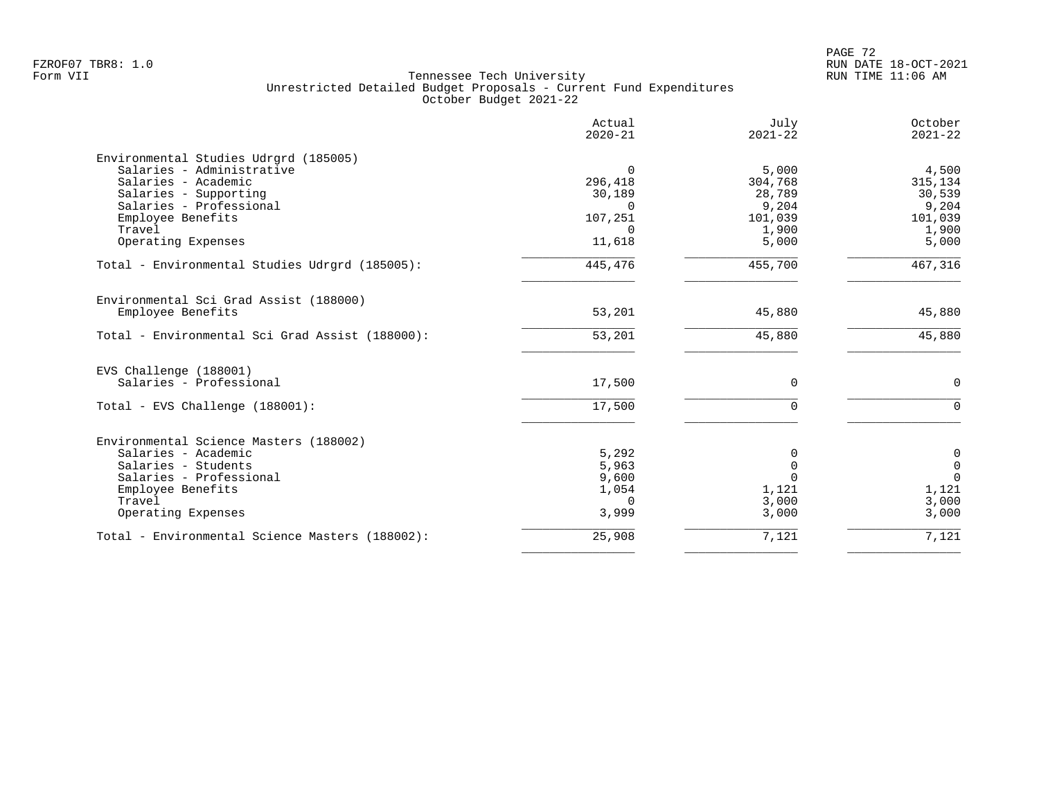FZROF07 TBR8: 1.0
Form VII

Tennessee Tech University
Unrestricted Detailed Budget Proposals - Current Fund Expenditures
October Budget 2021-22

RUN DATE 18-OCT-2021
RUN TIME 11:06 AM

| | Actual 2020-21 | July 2021-22 | October 2021-22 |
|---|---|---|---|
| **Environmental Studies Udrgrd (185005)** | | | |
| Salaries - Administrative | 0 | 5,000 | 4,500 |
| Salaries - Academic | 296,418 | 304,768 | 315,134 |
| Salaries - Supporting | 30,189 | 28,789 | 30,539 |
| Salaries - Professional | 0 | 9,204 | 9,204 |
| Employee Benefits | 107,251 | 101,039 | 101,039 |
| Travel | 0 | 1,900 | 1,900 |
| Operating Expenses | 11,618 | 5,000 | 5,000 |
| Total - Environmental Studies Udrgrd (185005): | 445,476 | 455,700 | 467,316 |
| **Environmental Sci Grad Assist (188000)** | | | |
| Employee Benefits | 53,201 | 45,880 | 45,880 |
| Total - Environmental Sci Grad Assist (188000): | 53,201 | 45,880 | 45,880 |
| **EVS Challenge (188001)** | | | |
| Salaries - Professional | 17,500 | 0 | 0 |
| Total - EVS Challenge (188001): | 17,500 | 0 | 0 |
| **Environmental Science Masters (188002)** | | | |
| Salaries - Academic | 5,292 | 0 | 0 |
| Salaries - Students | 5,963 | 0 | 0 |
| Salaries - Professional | 9,600 | 0 | 0 |
| Employee Benefits | 1,054 | 1,121 | 1,121 |
| Travel | 0 | 3,000 | 3,000 |
| Operating Expenses | 3,999 | 3,000 | 3,000 |
| Total - Environmental Science Masters (188002): | 25,908 | 7,121 | 7,121 |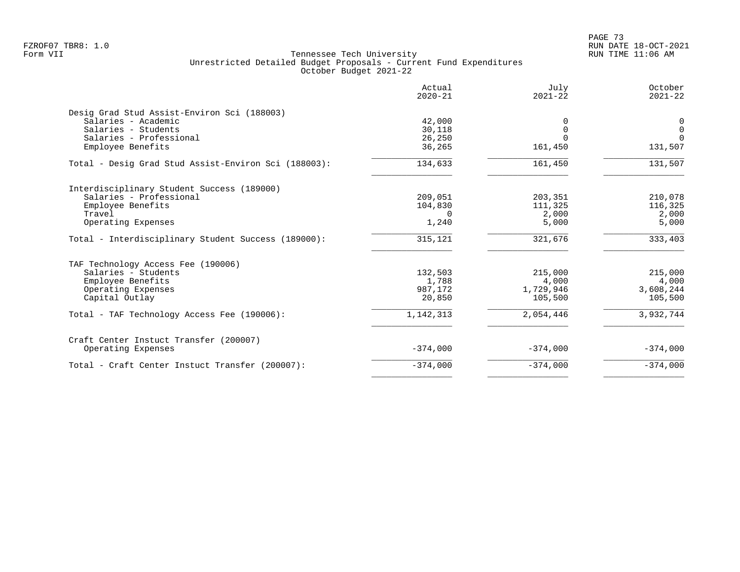Tennessee Tech University
Unrestricted Detailed Budget Proposals - Current Fund Expenditures
October Budget 2021-22

| | Actual 2020-21 | July 2021-22 | October 2021-22 |
|---|---|---|---|
| **Desig Grad Stud Assist-Environ Sci (188003)** | | | |
| Salaries - Academic | 42,000 | 0 | 0 |
| Salaries - Students | 30,118 | 0 | 0 |
| Salaries - Professional | 26,250 | 0 | 0 |
| Employee Benefits | 36,265 | 161,450 | 131,507 |
| Total - Desig Grad Stud Assist-Environ Sci (188003): | 134,633 | 161,450 | 131,507 |
| **Interdisciplinary Student Success (189000)** | | | |
| Salaries - Professional | 209,051 | 203,351 | 210,078 |
| Employee Benefits | 104,830 | 111,325 | 116,325 |
| Travel | 0 | 2,000 | 2,000 |
| Operating Expenses | 1,240 | 5,000 | 5,000 |
| Total - Interdisciplinary Student Success (189000): | 315,121 | 321,676 | 333,403 |
| **TAF Technology Access Fee (190006)** | | | |
| Salaries - Students | 132,503 | 215,000 | 215,000 |
| Employee Benefits | 1,788 | 4,000 | 4,000 |
| Operating Expenses | 987,172 | 1,729,946 | 3,608,244 |
| Capital Outlay | 20,850 | 105,500 | 105,500 |
| Total - TAF Technology Access Fee (190006): | 1,142,313 | 2,054,446 | 3,932,744 |
| **Craft Center Instuct Transfer (200007)** | | | |
| Operating Expenses | -374,000 | -374,000 | -374,000 |
| Total - Craft Center Instuct Transfer (200007): | -374,000 | -374,000 | -374,000 |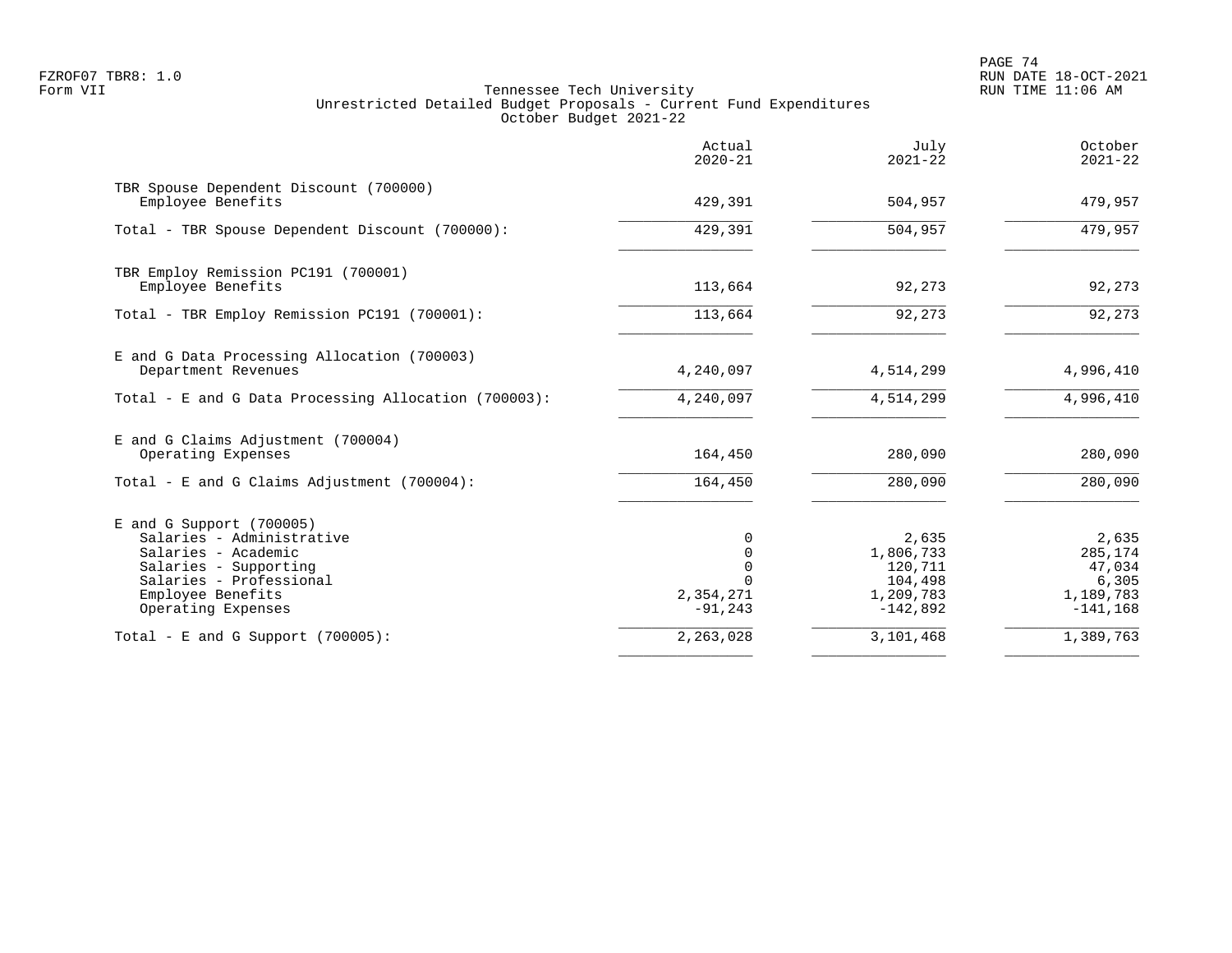FZROF07 TBR8: 1.0
Form VII

Tennessee Tech University
Unrestricted Detailed Budget Proposals - Current Fund Expenditures
October Budget 2021-22

RUN DATE 18-OCT-2021
RUN TIME 11:06 AM

| | Actual 2020-21 | July 2021-22 | October 2021-22 |
|---|---|---|---|
| **TBR Spouse Dependent Discount (700000)** | | | |
| Employee Benefits | 429,391 | 504,957 | 479,957 |
| Total - TBR Spouse Dependent Discount (700000): | 429,391 | 504,957 | 479,957 |
| **TBR Employ Remission PC191 (700001)** | | | |
| Employee Benefits | 113,664 | 92,273 | 92,273 |
| Total - TBR Employ Remission PC191 (700001): | 113,664 | 92,273 | 92,273 |
| **E and G Data Processing Allocation (700003)** | | | |
| Department Revenues | 4,240,097 | 4,514,299 | 4,996,410 |
| Total - E and G Data Processing Allocation (700003): | 4,240,097 | 4,514,299 | 4,996,410 |
| **E and G Claims Adjustment (700004)** | | | |
| Operating Expenses | 164,450 | 280,090 | 280,090 |
| Total - E and G Claims Adjustment (700004): | 164,450 | 280,090 | 280,090 |
| **E and G Support (700005)** | | | |
| Salaries - Administrative | 0 | 2,635 | 2,635 |
| Salaries - Academic | 0 | 1,806,733 | 285,174 |
| Salaries - Supporting | 0 | 120,711 | 47,034 |
| Salaries - Professional | 0 | 104,498 | 6,305 |
| Employee Benefits | 2,354,271 | 1,209,783 | 1,189,783 |
| Operating Expenses | -91,243 | -142,892 | -141,168 |
| Total - E and G Support (700005): | 2,263,028 | 3,101,468 | 1,389,763 |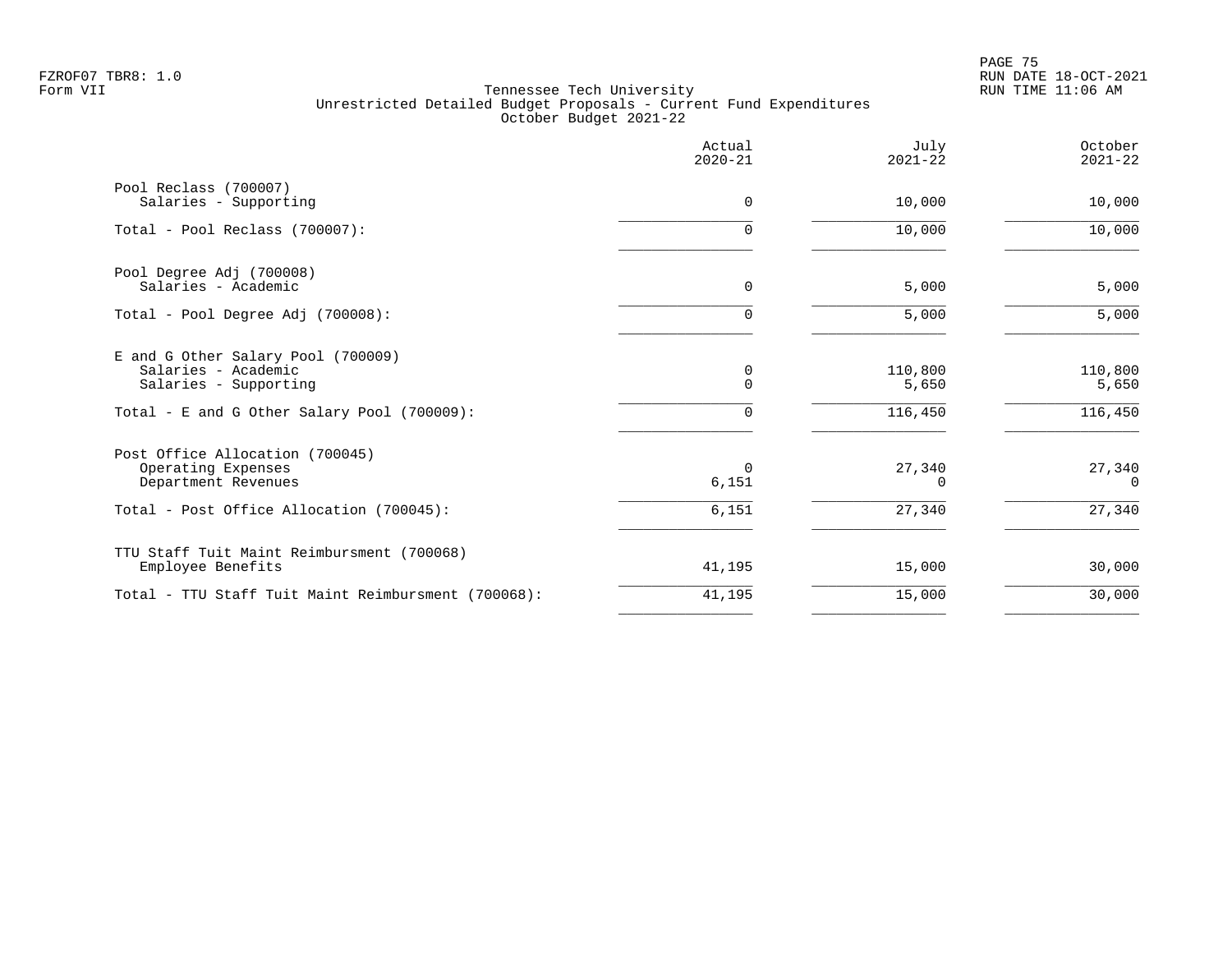Tennessee Tech University
Unrestricted Detailed Budget Proposals - Current Fund Expenditures
October Budget 2021-22

| | Actual 2020-21 | July 2021-22 | October 2021-22 |
|---|---|---|---|
| Pool Reclass (700007) | | | |
| Salaries - Supporting | 0 | 10,000 | 10,000 |
| Total - Pool Reclass (700007): | 0 | 10,000 | 10,000 |
| Pool Degree Adj (700008) | | | |
| Salaries - Academic | 0 | 5,000 | 5,000 |
| Total - Pool Degree Adj (700008): | 0 | 5,000 | 5,000 |
| E and G Other Salary Pool (700009) | | | |
| Salaries - Academic | 0 | 110,800 | 110,800 |
| Salaries - Supporting | 0 | 5,650 | 5,650 |
| Total - E and G Other Salary Pool (700009): | 0 | 116,450 | 116,450 |
| Post Office Allocation (700045) | | | |
| Operating Expenses | 0 | 27,340 | 27,340 |
| Department Revenues | 6,151 | 0 | 0 |
| Total - Post Office Allocation (700045): | 6,151 | 27,340 | 27,340 |
| TTU Staff Tuit Maint Reimbursment (700068) | | | |
| Employee Benefits | 41,195 | 15,000 | 30,000 |
| Total - TTU Staff Tuit Maint Reimbursment (700068): | 41,195 | 15,000 | 30,000 |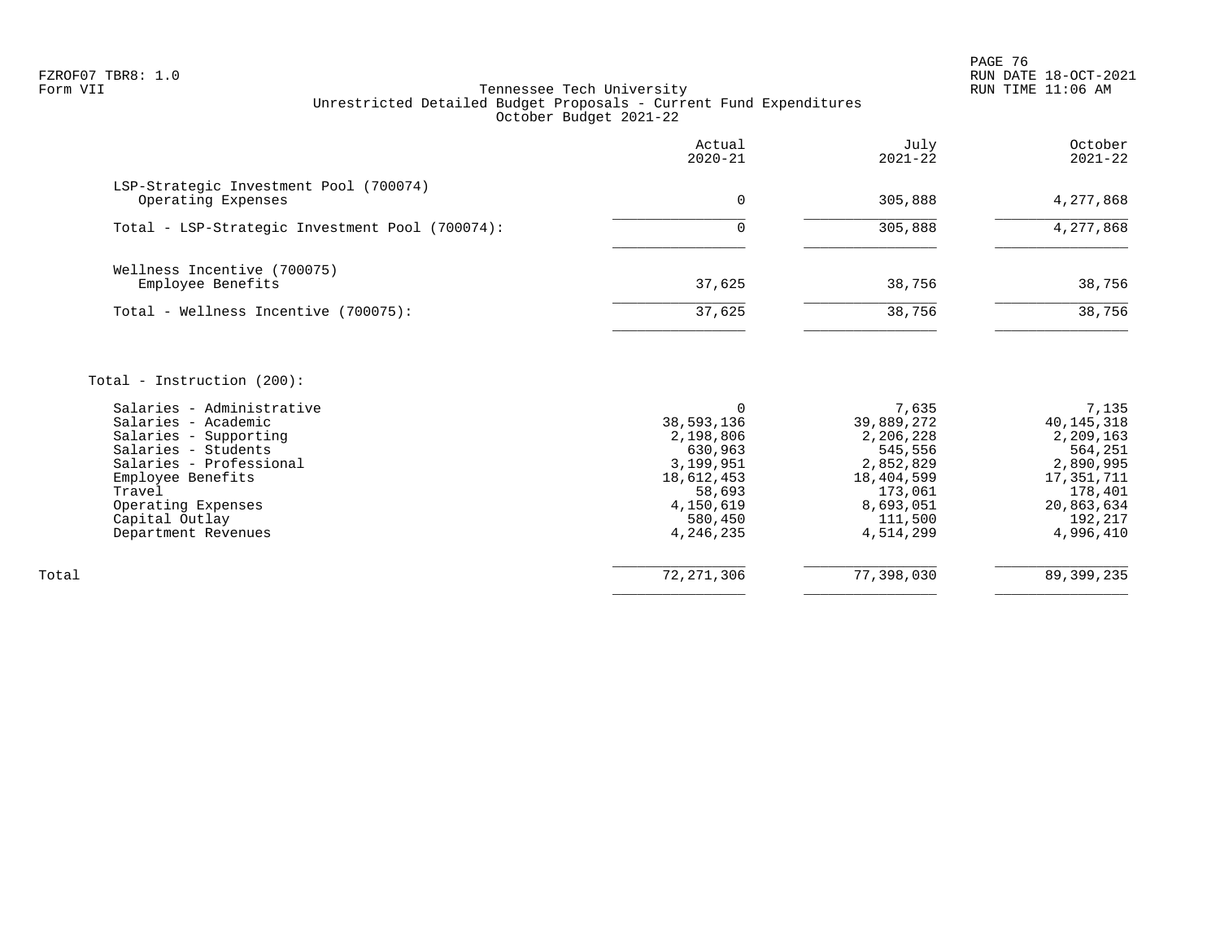Tennessee Tech University
Unrestricted Detailed Budget Proposals - Current Fund Expenditures
October Budget 2021-22

| | Actual 2020-21 | July 2021-22 | October 2021-22 |
|---|---|---|---|
| LSP-Strategic Investment Pool (700074) | | | |
| Operating Expenses | 0 | 305,888 | 4,277,868 |
| Total - LSP-Strategic Investment Pool (700074): | 0 | 305,888 | 4,277,868 |
| Wellness Incentive (700075) | | | |
| Employee Benefits | 37,625 | 38,756 | 38,756 |
| Total - Wellness Incentive (700075): | 37,625 | 38,756 | 38,756 |
| Total - Instruction (200): | | | |
| Salaries - Administrative | 0 | 7,635 | 7,135 |
| Salaries - Academic | 38,593,136 | 39,889,272 | 40,145,318 |
| Salaries - Supporting | 2,198,806 | 2,206,228 | 2,209,163 |
| Salaries - Students | 630,963 | 545,556 | 564,251 |
| Salaries - Professional | 3,199,951 | 2,852,829 | 2,890,995 |
| Employee Benefits | 18,612,453 | 18,404,599 | 17,351,711 |
| Travel | 58,693 | 173,061 | 178,401 |
| Operating Expenses | 4,150,619 | 8,693,051 | 20,863,634 |
| Capital Outlay | 580,450 | 111,500 | 192,217 |
| Department Revenues | 4,246,235 | 4,514,299 | 4,996,410 |
| Total | 72,271,306 | 77,398,030 | 89,399,235 |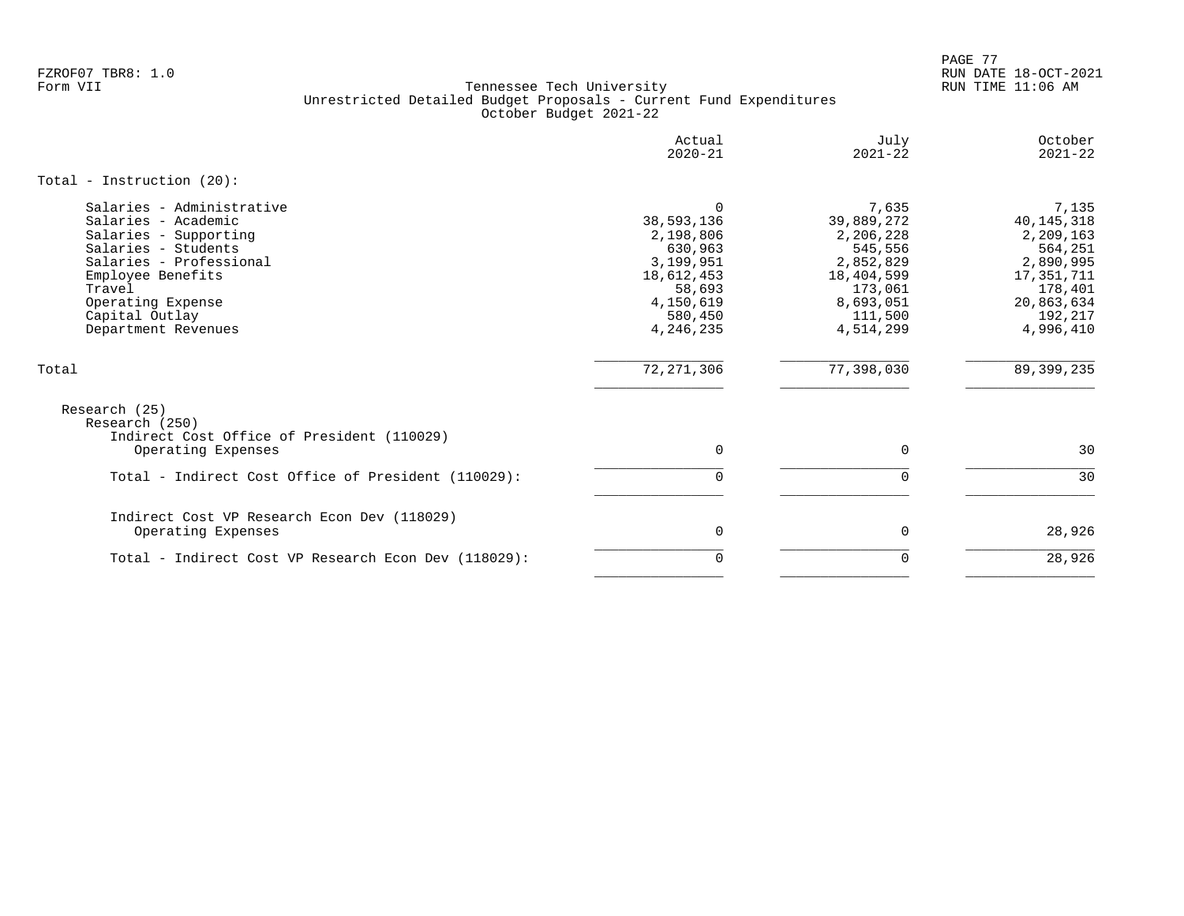Tennessee Tech University
Unrestricted Detailed Budget Proposals - Current Fund Expenditures
October Budget 2021-22

| | Actual 2020-21 | July 2021-22 | October 2021-22 |
|---|---|---|---|
| **Total - Instruction (20):** | | | |
| Salaries - Administrative | 0 | 7,635 | 7,135 |
| Salaries - Academic | 38,593,136 | 39,889,272 | 40,145,318 |
| Salaries - Supporting | 2,198,806 | 2,206,228 | 2,209,163 |
| Salaries - Students | 630,963 | 545,556 | 564,251 |
| Salaries - Professional | 3,199,951 | 2,852,829 | 2,890,995 |
| Employee Benefits | 18,612,453 | 18,404,599 | 17,351,711 |
| Travel | 58,693 | 173,061 | 178,401 |
| Operating Expense | 4,150,619 | 8,693,051 | 20,863,634 |
| Capital Outlay | 580,450 | 111,500 | 192,217 |
| Department Revenues | 4,246,235 | 4,514,299 | 4,996,410 |
| **Total** | 72,271,306 | 77,398,030 | 89,399,235 |
| Research (25) | | | |
| Research (250) | | | |
| Indirect Cost Office of President (110029) | | | |
| Operating Expenses | 0 | 0 | 30 |
| Total - Indirect Cost Office of President (110029): | 0 | 0 | 30 |
| Indirect Cost VP Research Econ Dev (118029) | | | |
| Operating Expenses | 0 | 0 | 28,926 |
| Total - Indirect Cost VP Research Econ Dev (118029): | 0 | 0 | 28,926 |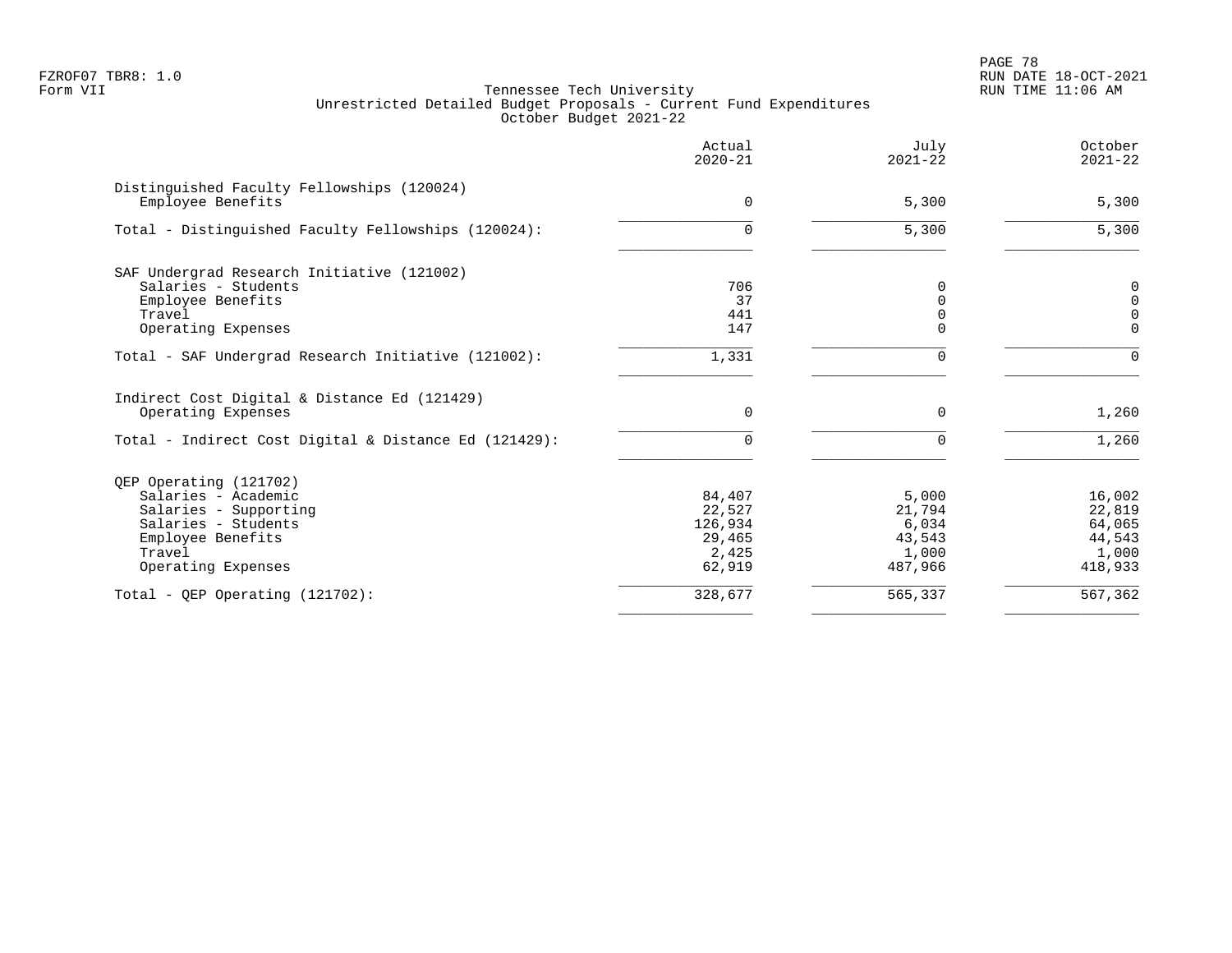Tennessee Tech University
Unrestricted Detailed Budget Proposals - Current Fund Expenditures
October Budget 2021-22

| | Actual 2020-21 | July 2021-22 | October 2021-22 |
|---|---|---|---|
| **Distinguished Faculty Fellowships (120024)** | | | |
| Employee Benefits | 0 | 5,300 | 5,300 |
| Total - Distinguished Faculty Fellowships (120024): | 0 | 5,300 | 5,300 |
| **SAF Undergrad Research Initiative (121002)** | | | |
| Salaries - Students | 706 | 0 | 0 |
| Employee Benefits | 37 | 0 | 0 |
| Travel | 441 | 0 | 0 |
| Operating Expenses | 147 | 0 | 0 |
| Total - SAF Undergrad Research Initiative (121002): | 1,331 | 0 | 0 |
| **Indirect Cost Digital & Distance Ed (121429)** | | | |
| Operating Expenses | 0 | 0 | 1,260 |
| Total - Indirect Cost Digital & Distance Ed (121429): | 0 | 0 | 1,260 |
| **QEP Operating (121702)** | | | |
| Salaries - Academic | 84,407 | 5,000 | 16,002 |
| Salaries - Supporting | 22,527 | 21,794 | 22,819 |
| Salaries - Students | 126,934 | 6,034 | 64,065 |
| Employee Benefits | 29,465 | 43,543 | 44,543 |
| Travel | 2,425 | 1,000 | 1,000 |
| Operating Expenses | 62,919 | 487,966 | 418,933 |
| Total - QEP Operating (121702): | 328,677 | 565,337 | 567,362 |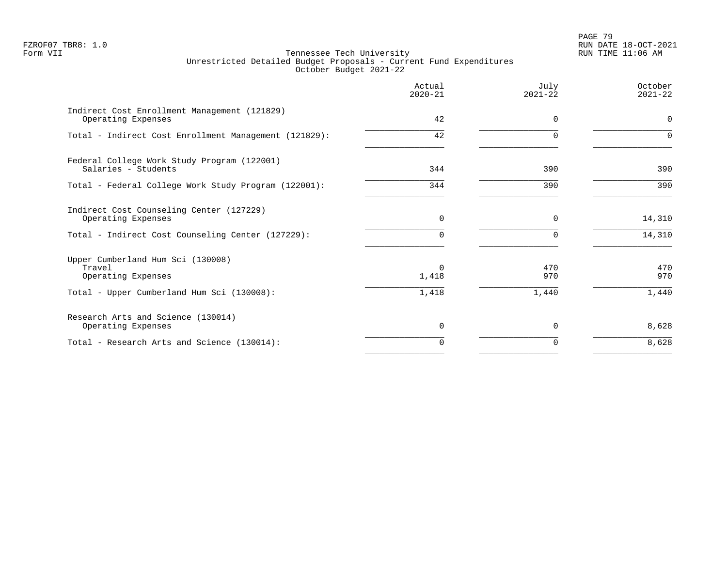FZROF07 TBR8: 1.0
Form VII

Tennessee Tech University
Unrestricted Detailed Budget Proposals - Current Fund Expenditures
October Budget 2021-22

RUN DATE 18-OCT-2021
RUN TIME 11:06 AM

| | Actual 2020-21 | July 2021-22 | October 2021-22 |
|---|---|---|---|
| Indirect Cost Enrollment Management (121829) | | | |
| Operating Expenses | 42 | 0 | 0 |
| Total - Indirect Cost Enrollment Management (121829): | 42 | 0 | 0 |
| Federal College Work Study Program (122001) | | | |
| Salaries - Students | 344 | 390 | 390 |
| Total - Federal College Work Study Program (122001): | 344 | 390 | 390 |
| Indirect Cost Counseling Center (127229) | | | |
| Operating Expenses | 0 | 0 | 14,310 |
| Total - Indirect Cost Counseling Center (127229): | 0 | 0 | 14,310 |
| Upper Cumberland Hum Sci (130008) | | | |
| Travel | 0 | 470 | 470 |
| Operating Expenses | 1,418 | 970 | 970 |
| Total - Upper Cumberland Hum Sci (130008): | 1,418 | 1,440 | 1,440 |
| Research Arts and Science (130014) | | | |
| Operating Expenses | 0 | 0 | 8,628 |
| Total - Research Arts and Science (130014): | 0 | 0 | 8,628 |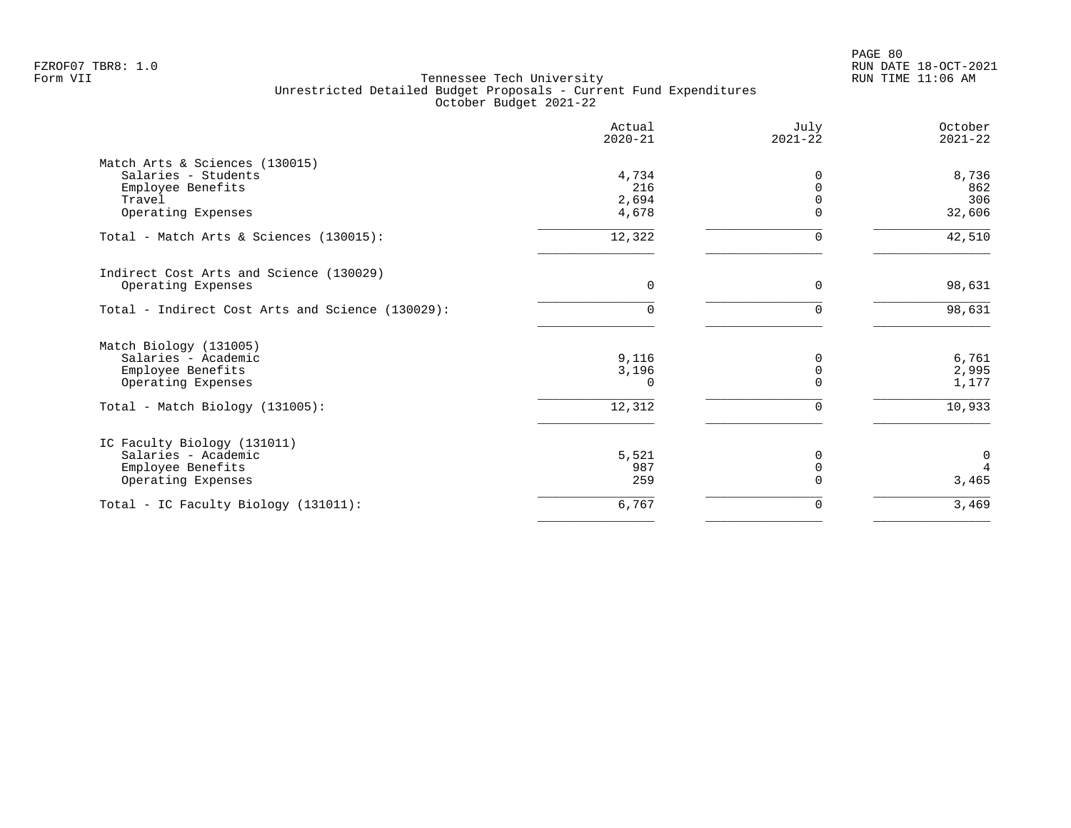FZROF07 TBR8: 1.0
Form VII

# Tennessee Tech University
## Unrestricted Detailed Budget Proposals - Current Fund Expenditures
### October Budget 2021-22

RUN DATE 18-OCT-2021
RUN TIME 11:06 AM

| | Actual 2020-21 | July 2021-22 | October 2021-22 |
|---|---|---|---|
| **Match Arts & Sciences (130015)** | | | |
| Salaries - Students | 4,734 | 0 | 8,736 |
| Employee Benefits | 216 | 0 | 862 |
| Travel | 2,694 | 0 | 306 |
| Operating Expenses | 4,678 | 0 | 32,606 |
| Total - Match Arts & Sciences (130015): | 12,322 | 0 | 42,510 |
| **Indirect Cost Arts and Science (130029)** | | | |
| Operating Expenses | 0 | 0 | 98,631 |
| Total - Indirect Cost Arts and Science (130029): | 0 | 0 | 98,631 |
| **Match Biology (131005)** | | | |
| Salaries - Academic | 9,116 | 0 | 6,761 |
| Employee Benefits | 3,196 | 0 | 2,995 |
| Operating Expenses | 0 | 0 | 1,177 |
| Total - Match Biology (131005): | 12,312 | 0 | 10,933 |
| **IC Faculty Biology (131011)** | | | |
| Salaries - Academic | 5,521 | 0 | 0 |
| Employee Benefits | 987 | 0 | 4 |
| Operating Expenses | 259 | 0 | 3,465 |
| Total - IC Faculty Biology (131011): | 6,767 | 0 | 3,469 |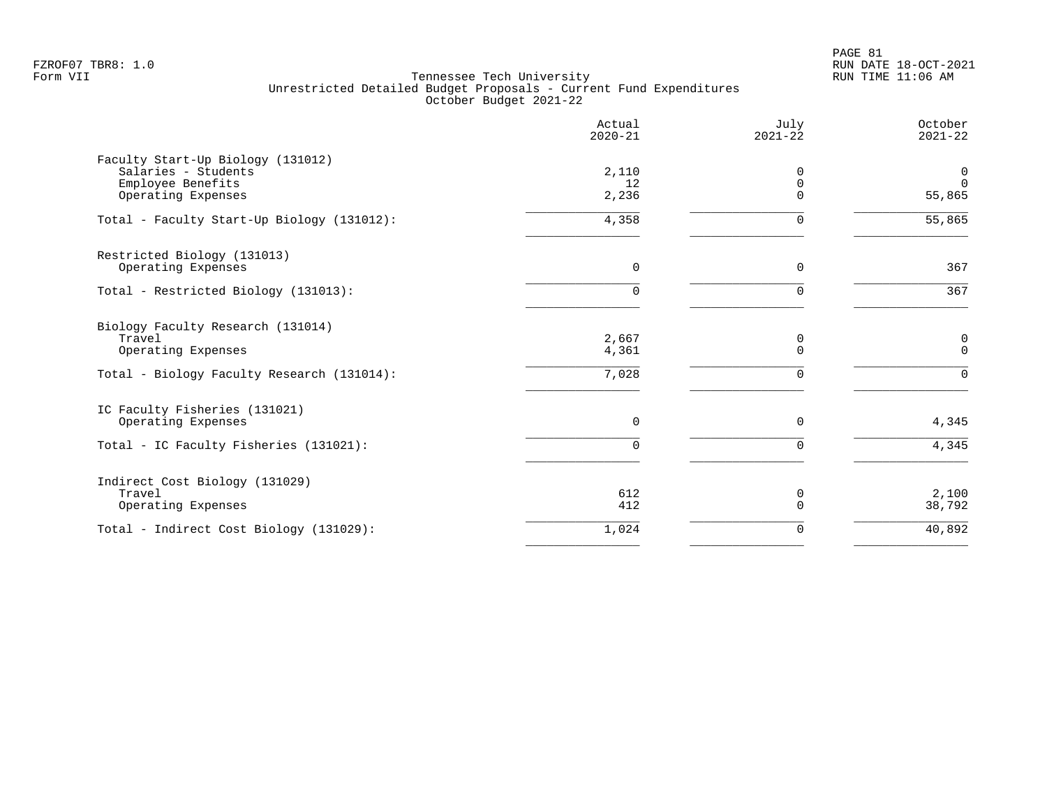FZROF07 TBR8: 1.0
Form VII

Tennessee Tech University
Unrestricted Detailed Budget Proposals - Current Fund Expenditures
October Budget 2021-22

RUN DATE 18-OCT-2021
RUN TIME 11:06 AM

| | Actual 2020-21 | July 2021-22 | October 2021-22 |
|---|---|---|---|
| **Faculty Start-Up Biology (131012)** | | | |
| Salaries - Students | 2,110 | 0 | 0 |
| Employee Benefits | 12 | 0 | 0 |
| Operating Expenses | 2,236 | 0 | 55,865 |
| Total - Faculty Start-Up Biology (131012): | 4,358 | 0 | 55,865 |
| **Restricted Biology (131013)** | | | |
| Operating Expenses | 0 | 0 | 367 |
| Total - Restricted Biology (131013): | 0 | 0 | 367 |
| **Biology Faculty Research (131014)** | | | |
| Travel | 2,667 | 0 | 0 |
| Operating Expenses | 4,361 | 0 | 0 |
| Total - Biology Faculty Research (131014): | 7,028 | 0 | 0 |
| **IC Faculty Fisheries (131021)** | | | |
| Operating Expenses | 0 | 0 | 4,345 |
| Total - IC Faculty Fisheries (131021): | 0 | 0 | 4,345 |
| **Indirect Cost Biology (131029)** | | | |
| Travel | 612 | 0 | 2,100 |
| Operating Expenses | 412 | 0 | 38,792 |
| Total - Indirect Cost Biology (131029): | 1,024 | 0 | 40,892 |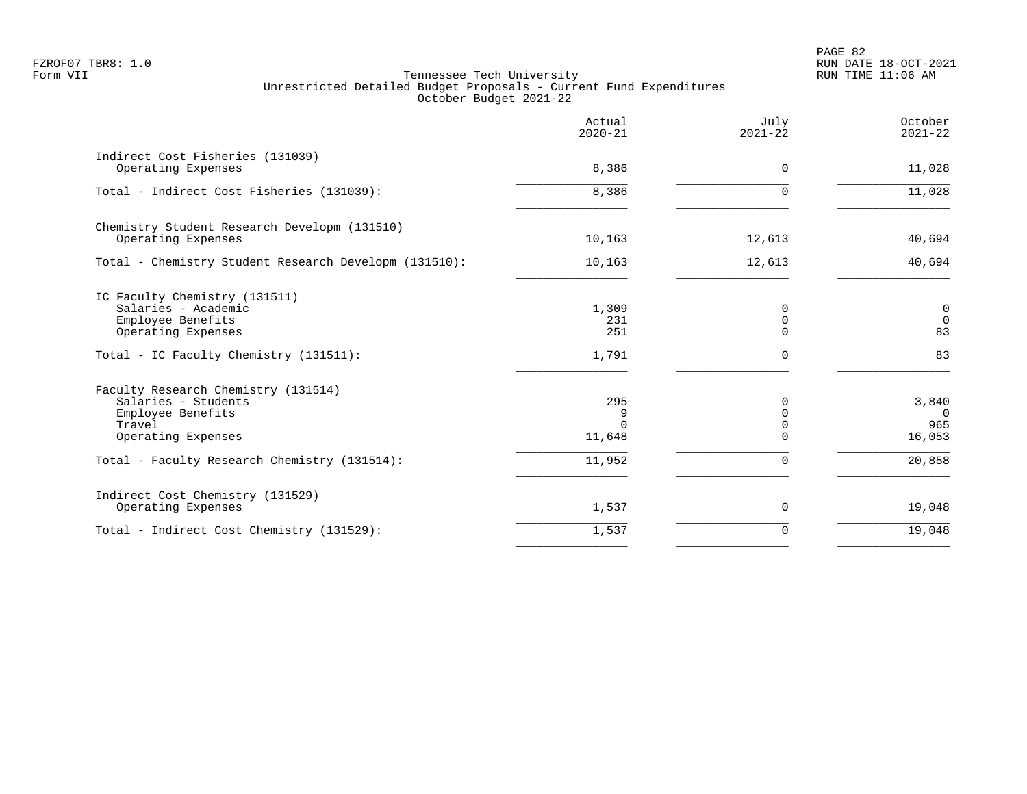Tennessee Tech University
Unrestricted Detailed Budget Proposals - Current Fund Expenditures
October Budget 2021-22

| | Actual 2020-21 | July 2021-22 | October 2021-22 |
|---|---|---|---|
| **Indirect Cost Fisheries (131039)** | | | |
| Operating Expenses | 8,386 | 0 | 11,028 |
| Total - Indirect Cost Fisheries (131039): | 8,386 | 0 | 11,028 |
| **Chemistry Student Research Developm (131510)** | | | |
| Operating Expenses | 10,163 | 12,613 | 40,694 |
| Total - Chemistry Student Research Developm (131510): | 10,163 | 12,613 | 40,694 |
| **IC Faculty Chemistry (131511)** | | | |
| Salaries - Academic | 1,309 | 0 | 0 |
| Employee Benefits | 231 | 0 | 0 |
| Operating Expenses | 251 | 0 | 83 |
| Total - IC Faculty Chemistry (131511): | 1,791 | 0 | 83 |
| **Faculty Research Chemistry (131514)** | | | |
| Salaries - Students | 295 | 0 | 3,840 |
| Employee Benefits | 9 | 0 | 0 |
| Travel | 0 | 0 | 965 |
| Operating Expenses | 11,648 | 0 | 16,053 |
| Total - Faculty Research Chemistry (131514): | 11,952 | 0 | 20,858 |
| **Indirect Cost Chemistry (131529)** | | | |
| Operating Expenses | 1,537 | 0 | 19,048 |
| Total - Indirect Cost Chemistry (131529): | 1,537 | 0 | 19,048 |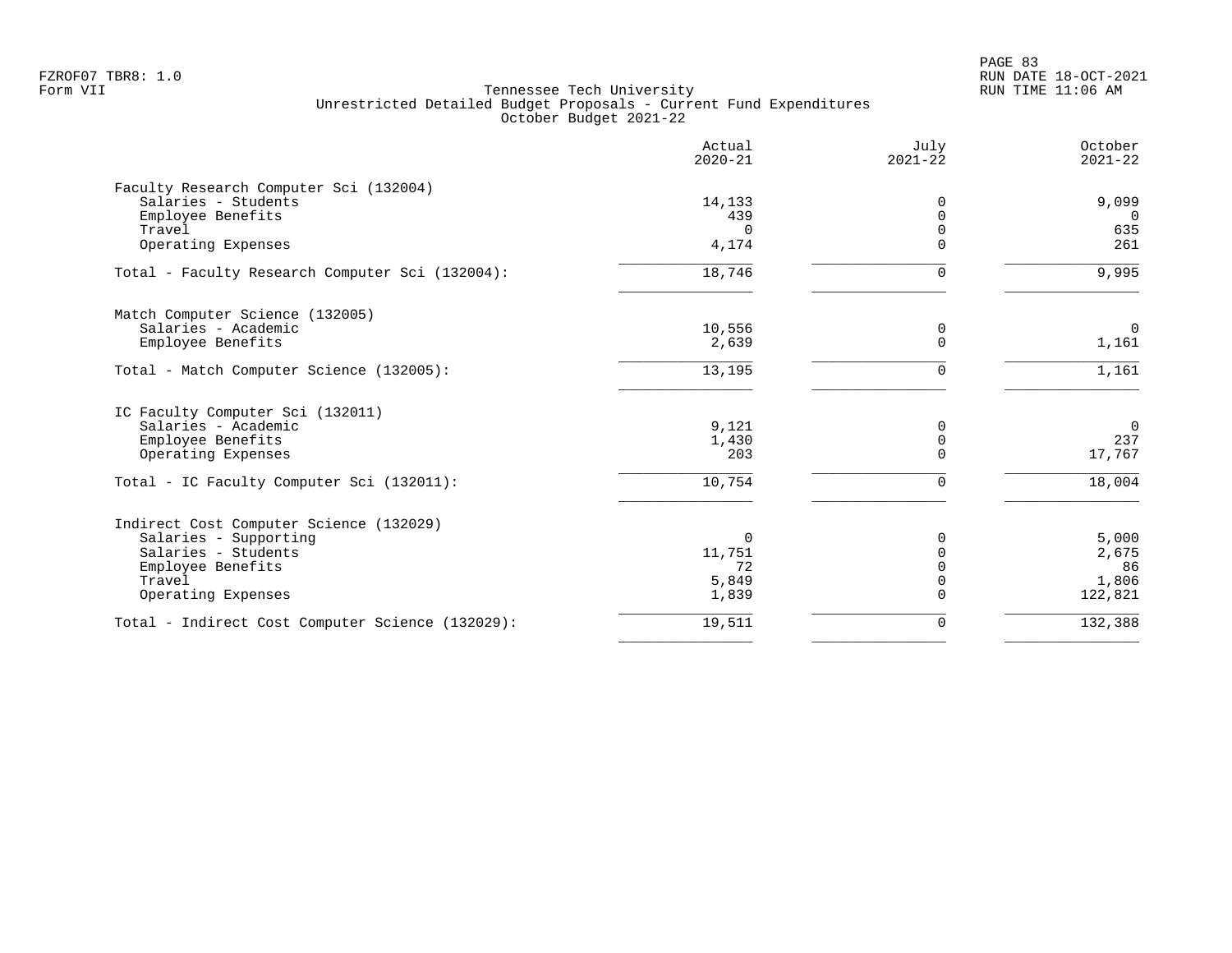Tennessee Tech University
Unrestricted Detailed Budget Proposals - Current Fund Expenditures
October Budget 2021-22

FZROF07 TBR8: 1.0
Form VII

RUN DATE 18-OCT-2021
RUN TIME 11:06 AM

| | Actual 2020-21 | July 2021-22 | October 2021-22 |
|---|---|---|---|
| **Faculty Research Computer Sci (132004)** | | | |
| Salaries - Students | 14,133 | 0 | 9,099 |
| Employee Benefits | 439 | 0 | 0 |
| Travel | 0 | 0 | 635 |
| Operating Expenses | 4,174 | 0 | 261 |
| Total - Faculty Research Computer Sci (132004): | 18,746 | 0 | 9,995 |
| **Match Computer Science (132005)** | | | |
| Salaries - Academic | 10,556 | 0 | 0 |
| Employee Benefits | 2,639 | 0 | 1,161 |
| Total - Match Computer Science (132005): | 13,195 | 0 | 1,161 |
| **IC Faculty Computer Sci (132011)** | | | |
| Salaries - Academic | 9,121 | 0 | 0 |
| Employee Benefits | 1,430 | 0 | 237 |
| Operating Expenses | 203 | 0 | 17,767 |
| Total - IC Faculty Computer Sci (132011): | 10,754 | 0 | 18,004 |
| **Indirect Cost Computer Science (132029)** | | | |
| Salaries - Supporting | 0 | 0 | 5,000 |
| Salaries - Students | 11,751 | 0 | 2,675 |
| Employee Benefits | 72 | 0 | 86 |
| Travel | 5,849 | 0 | 1,806 |
| Operating Expenses | 1,839 | 0 | 122,821 |
| Total - Indirect Cost Computer Science (132029): | 19,511 | 0 | 132,388 |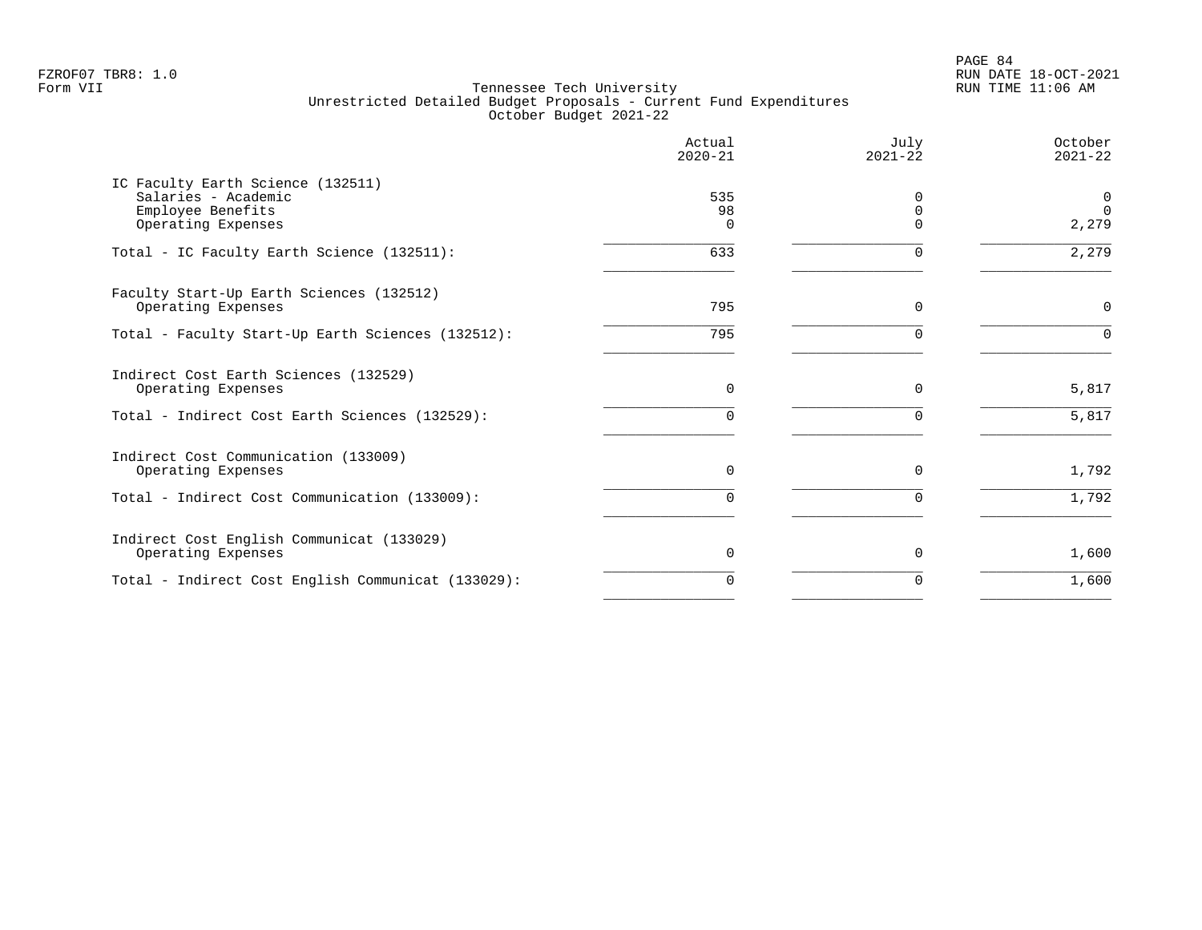FZROF07 TBR8: 1.0
Form VII

Tennessee Tech University
Unrestricted Detailed Budget Proposals - Current Fund Expenditures
October Budget 2021-22

RUN DATE 18-OCT-2021
RUN TIME 11:06 AM

| | Actual 2020-21 | July 2021-22 | October 2021-22 |
|---|---|---|---|
| **IC Faculty Earth Science (132511)** | | | |
| Salaries - Academic | 535 | 0 | 0 |
| Employee Benefits | 98 | 0 | 0 |
| Operating Expenses | 0 | 0 | 2,279 |
| Total - IC Faculty Earth Science (132511): | 633 | 0 | 2,279 |
| **Faculty Start-Up Earth Sciences (132512)** | | | |
| Operating Expenses | 795 | 0 | 0 |
| Total - Faculty Start-Up Earth Sciences (132512): | 795 | 0 | 0 |
| **Indirect Cost Earth Sciences (132529)** | | | |
| Operating Expenses | 0 | 0 | 5,817 |
| Total - Indirect Cost Earth Sciences (132529): | 0 | 0 | 5,817 |
| **Indirect Cost Communication (133009)** | | | |
| Operating Expenses | 0 | 0 | 1,792 |
| Total - Indirect Cost Communication (133009): | 0 | 0 | 1,792 |
| **Indirect Cost English Communicat (133029)** | | | |
| Operating Expenses | 0 | 0 | 1,600 |
| Total - Indirect Cost English Communicat (133029): | 0 | 0 | 1,600 |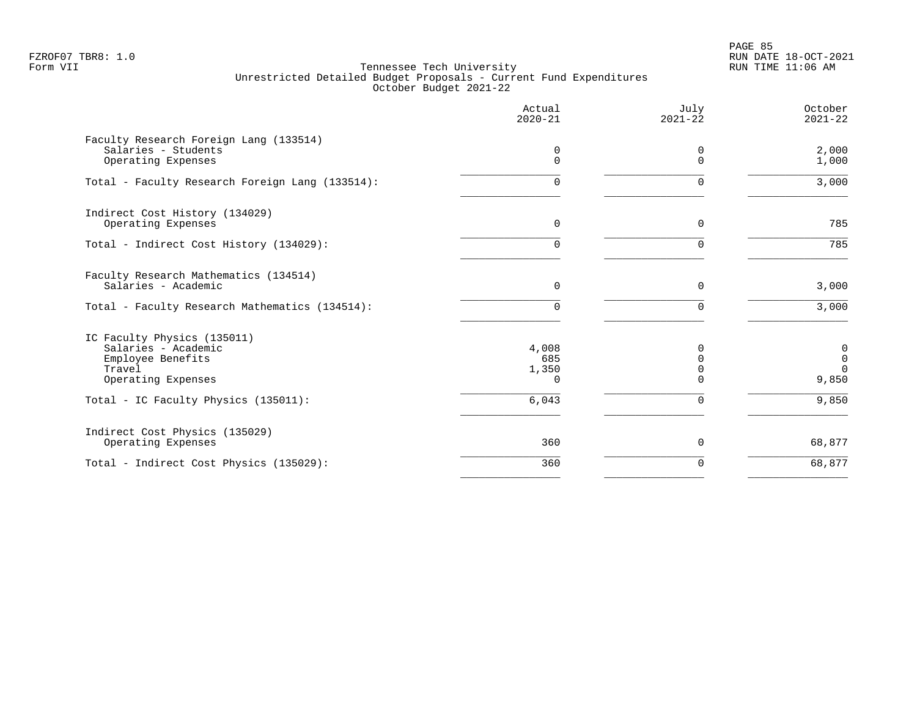Tennessee Tech University
Unrestricted Detailed Budget Proposals - Current Fund Expenditures
October Budget 2021-22

| | Actual 2020-21 | July 2021-22 | October 2021-22 |
|---|---|---|---|
| Faculty Research Foreign Lang (133514) | | | |
| Salaries - Students | 0 | 0 | 2,000 |
| Operating Expenses | 0 | 0 | 1,000 |
| Total - Faculty Research Foreign Lang (133514): | 0 | 0 | 3,000 |
| Indirect Cost History (134029) | | | |
| Operating Expenses | 0 | 0 | 785 |
| Total - Indirect Cost History (134029): | 0 | 0 | 785 |
| Faculty Research Mathematics (134514) | | | |
| Salaries - Academic | 0 | 0 | 3,000 |
| Total - Faculty Research Mathematics (134514): | 0 | 0 | 3,000 |
| IC Faculty Physics (135011) | | | |
| Salaries - Academic | 4,008 | 0 | 0 |
| Employee Benefits | 685 | 0 | 0 |
| Travel | 1,350 | 0 | 0 |
| Operating Expenses | 0 | 0 | 9,850 |
| Total - IC Faculty Physics (135011): | 6,043 | 0 | 9,850 |
| Indirect Cost Physics (135029) | | | |
| Operating Expenses | 360 | 0 | 68,877 |
| Total - Indirect Cost Physics (135029): | 360 | 0 | 68,877 |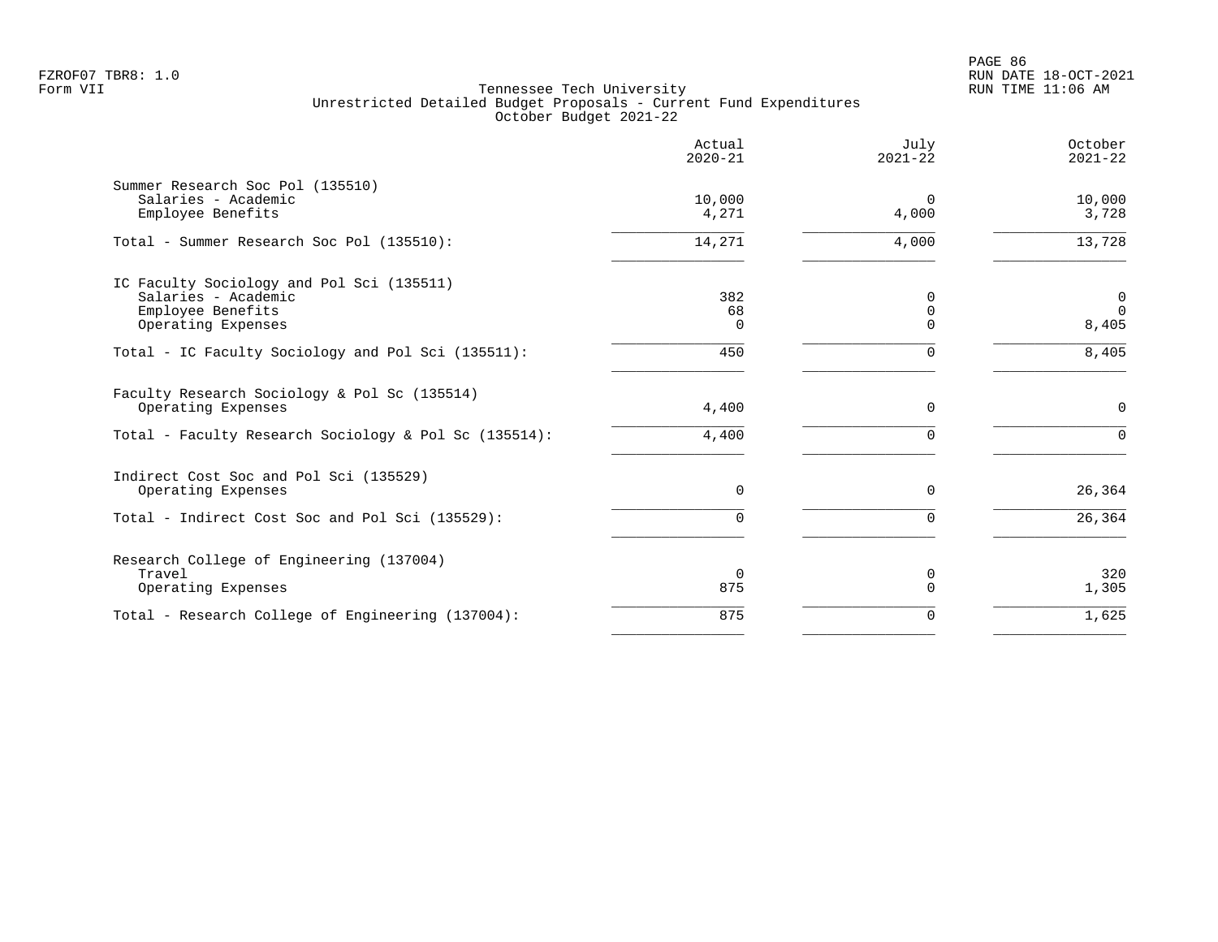FZROF07 TBR8: 1.0
Form VII

Tennessee Tech University
Unrestricted Detailed Budget Proposals - Current Fund Expenditures
October Budget 2021-22

RUN DATE 18-OCT-2021
RUN TIME 11:06 AM

| | Actual 2020-21 | July 2021-22 | October 2021-22 |
|---|---|---|---|
| **Summer Research Soc Pol (135510)** | | | |
| Salaries - Academic | 10,000 | 0 | 10,000 |
| Employee Benefits | 4,271 | 4,000 | 3,728 |
| Total - Summer Research Soc Pol (135510): | 14,271 | 4,000 | 13,728 |
| **IC Faculty Sociology and Pol Sci (135511)** | | | |
| Salaries - Academic | 382 | 0 | 0 |
| Employee Benefits | 68 | 0 | 0 |
| Operating Expenses | 0 | 0 | 8,405 |
| Total - IC Faculty Sociology and Pol Sci (135511): | 450 | 0 | 8,405 |
| **Faculty Research Sociology & Pol Sc (135514)** | | | |
| Operating Expenses | 4,400 | 0 | 0 |
| Total - Faculty Research Sociology & Pol Sc (135514): | 4,400 | 0 | 0 |
| **Indirect Cost Soc and Pol Sci (135529)** | | | |
| Operating Expenses | 0 | 0 | 26,364 |
| Total - Indirect Cost Soc and Pol Sci (135529): | 0 | 0 | 26,364 |
| **Research College of Engineering (137004)** | | | |
| Travel | 0 | 0 | 320 |
| Operating Expenses | 875 | 0 | 1,305 |
| Total - Research College of Engineering (137004): | 875 | 0 | 1,625 |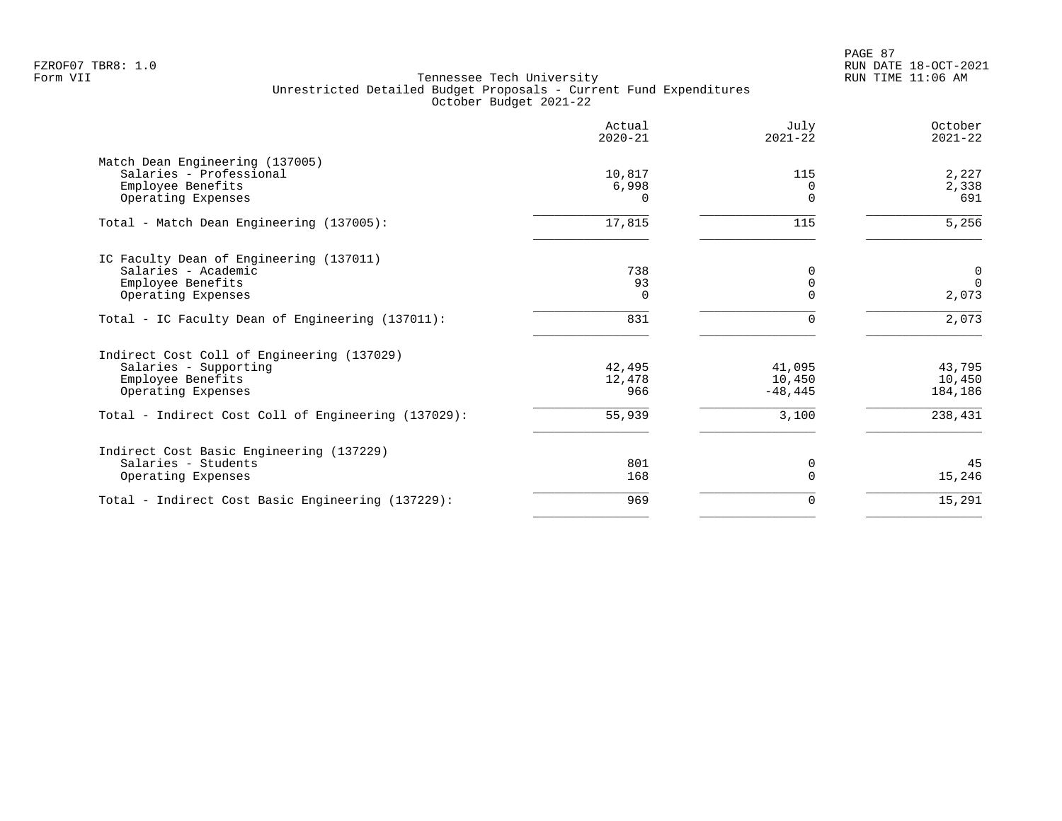FZROF07 TBR8: 1.0
Form VII

Tennessee Tech University
Unrestricted Detailed Budget Proposals - Current Fund Expenditures
October Budget 2021-22

RUN DATE 18-OCT-2021
RUN TIME 11:06 AM

| | Actual 2020-21 | July 2021-22 | October 2021-22 |
|---|---|---|---|
| **Match Dean Engineering (137005)** | | | |
| Salaries - Professional | 10,817 | 115 | 2,227 |
| Employee Benefits | 6,998 | 0 | 2,338 |
| Operating Expenses | 0 | 0 | 691 |
| Total - Match Dean Engineering (137005): | 17,815 | 115 | 5,256 |
| **IC Faculty Dean of Engineering (137011)** | | | |
| Salaries - Academic | 738 | 0 | 0 |
| Employee Benefits | 93 | 0 | 0 |
| Operating Expenses | 0 | 0 | 2,073 |
| Total - IC Faculty Dean of Engineering (137011): | 831 | 0 | 2,073 |
| **Indirect Cost Coll of Engineering (137029)** | | | |
| Salaries - Supporting | 42,495 | 41,095 | 43,795 |
| Employee Benefits | 12,478 | 10,450 | 10,450 |
| Operating Expenses | 966 | -48,445 | 184,186 |
| Total - Indirect Cost Coll of Engineering (137029): | 55,939 | 3,100 | 238,431 |
| **Indirect Cost Basic Engineering (137229)** | | | |
| Salaries - Students | 801 | 0 | 45 |
| Operating Expenses | 168 | 0 | 15,246 |
| Total - Indirect Cost Basic Engineering (137229): | 969 | 0 | 15,291 |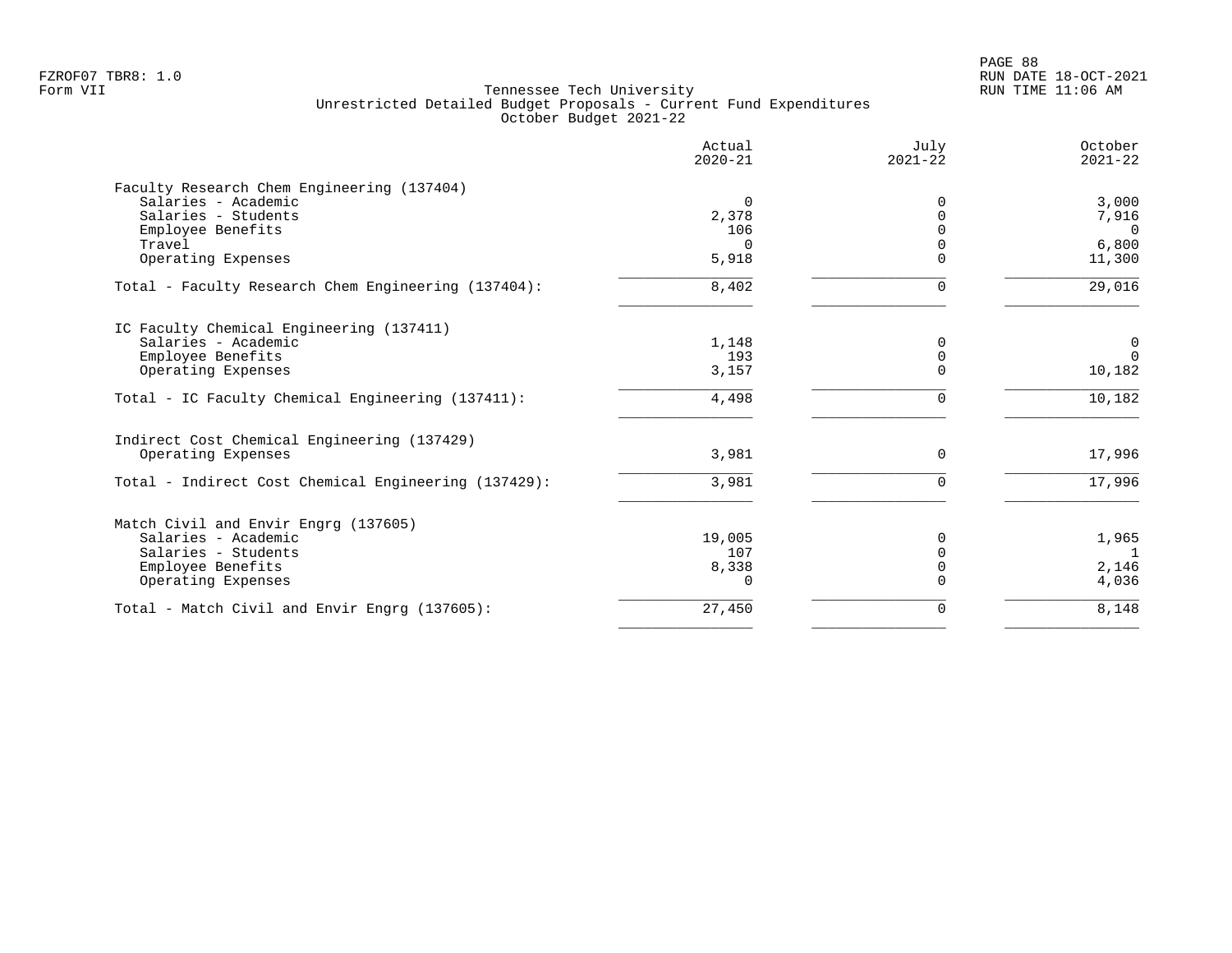FZROF07 TBR8: 1.0
Form VII

Tennessee Tech University
Unrestricted Detailed Budget Proposals - Current Fund Expenditures
October Budget 2021-22

RUN DATE 18-OCT-2021
RUN TIME 11:06 AM

| | Actual 2020-21 | July 2021-22 | October 2021-22 |
|---|---|---|---|
| **Faculty Research Chem Engineering (137404)** | | | |
| Salaries - Academic | 0 | 0 | 3,000 |
| Salaries - Students | 2,378 | 0 | 7,916 |
| Employee Benefits | 106 | 0 | 0 |
| Travel | 0 | 0 | 6,800 |
| Operating Expenses | 5,918 | 0 | 11,300 |
| Total - Faculty Research Chem Engineering (137404): | 8,402 | 0 | 29,016 |
| **IC Faculty Chemical Engineering (137411)** | | | |
| Salaries - Academic | 1,148 | 0 | 0 |
| Employee Benefits | 193 | 0 | 0 |
| Operating Expenses | 3,157 | 0 | 10,182 |
| Total - IC Faculty Chemical Engineering (137411): | 4,498 | 0 | 10,182 |
| **Indirect Cost Chemical Engineering (137429)** | | | |
| Operating Expenses | 3,981 | 0 | 17,996 |
| Total - Indirect Cost Chemical Engineering (137429): | 3,981 | 0 | 17,996 |
| **Match Civil and Envir Engrg (137605)** | | | |
| Salaries - Academic | 19,005 | 0 | 1,965 |
| Salaries - Students | 107 | 0 | 1 |
| Employee Benefits | 8,338 | 0 | 2,146 |
| Operating Expenses | 0 | 0 | 4,036 |
| Total - Match Civil and Envir Engrg (137605): | 27,450 | 0 | 8,148 |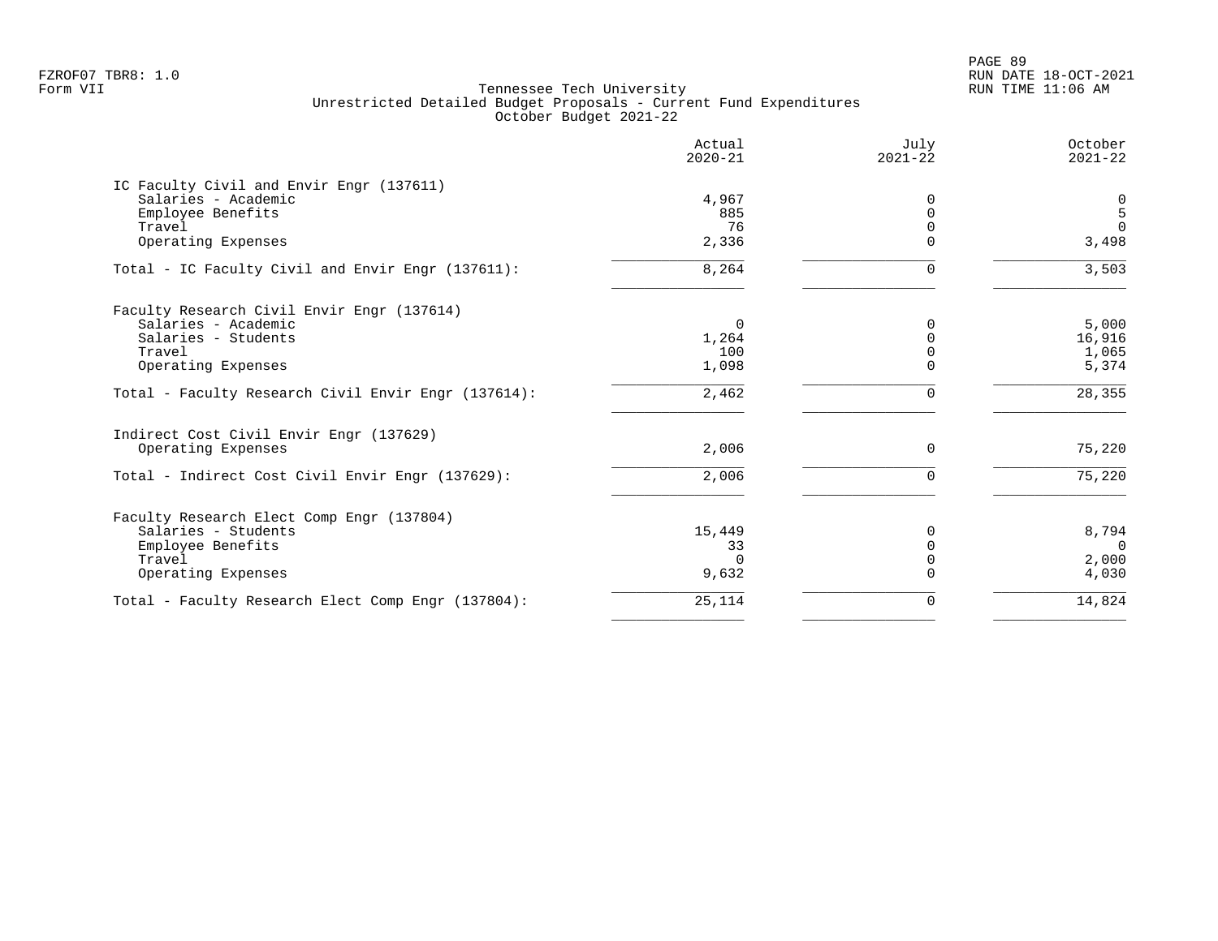Tennessee Tech University
Unrestricted Detailed Budget Proposals - Current Fund Expenditures
October Budget 2021-22

Form VII

| | Actual 2020-21 | July 2021-22 | October 2021-22 |
|---|---|---|---|
| **IC Faculty Civil and Envir Engr (137611)** | | | |
| Salaries - Academic | 4,967 | 0 | 0 |
| Employee Benefits | 885 | 0 | 5 |
| Travel | 76 | 0 | 0 |
| Operating Expenses | 2,336 | 0 | 3,498 |
| Total - IC Faculty Civil and Envir Engr (137611): | 8,264 | 0 | 3,503 |
| **Faculty Research Civil Envir Engr (137614)** | | | |
| Salaries - Academic | 0 | 0 | 5,000 |
| Salaries - Students | 1,264 | 0 | 16,916 |
| Travel | 100 | 0 | 1,065 |
| Operating Expenses | 1,098 | 0 | 5,374 |
| Total - Faculty Research Civil Envir Engr (137614): | 2,462 | 0 | 28,355 |
| **Indirect Cost Civil Envir Engr (137629)** | | | |
| Operating Expenses | 2,006 | 0 | 75,220 |
| Total - Indirect Cost Civil Envir Engr (137629): | 2,006 | 0 | 75,220 |
| **Faculty Research Elect Comp Engr (137804)** | | | |
| Salaries - Students | 15,449 | 0 | 8,794 |
| Employee Benefits | 33 | 0 | 0 |
| Travel | 0 | 0 | 2,000 |
| Operating Expenses | 9,632 | 0 | 4,030 |
| Total - Faculty Research Elect Comp Engr (137804): | 25,114 | 0 | 14,824 |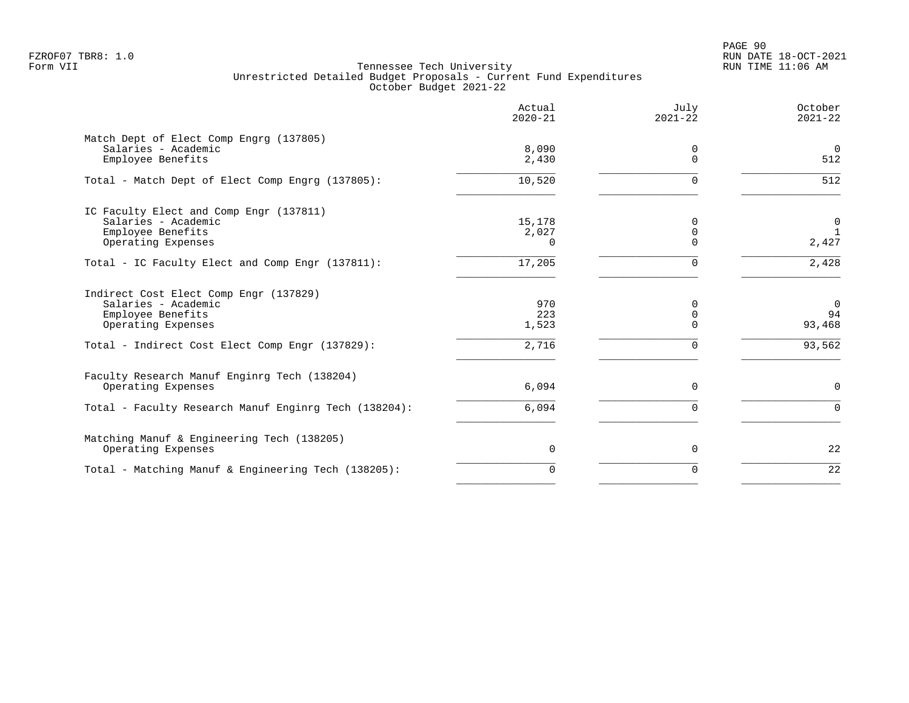FZROF07 TBR8: 1.0
Form VII

Tennessee Tech University
Unrestricted Detailed Budget Proposals - Current Fund Expenditures
October Budget 2021-22

RUN DATE 18-OCT-2021
RUN TIME 11:06 AM

| | Actual 2020-21 | July 2021-22 | October 2021-22 |
|---|---|---|---|
| **Match Dept of Elect Comp Engrg (137805)** | | | |
| Salaries - Academic | 8,090 | 0 | 0 |
| Employee Benefits | 2,430 | 0 | 512 |
| Total - Match Dept of Elect Comp Engrg (137805): | 10,520 | 0 | 512 |
| **IC Faculty Elect and Comp Engr (137811)** | | | |
| Salaries - Academic | 15,178 | 0 | 0 |
| Employee Benefits | 2,027 | 0 | 1 |
| Operating Expenses | 0 | 0 | 2,427 |
| Total - IC Faculty Elect and Comp Engr (137811): | 17,205 | 0 | 2,428 |
| **Indirect Cost Elect Comp Engr (137829)** | | | |
| Salaries - Academic | 970 | 0 | 0 |
| Employee Benefits | 223 | 0 | 94 |
| Operating Expenses | 1,523 | 0 | 93,468 |
| Total - Indirect Cost Elect Comp Engr (137829): | 2,716 | 0 | 93,562 |
| **Faculty Research Manuf Enginrg Tech (138204)** | | | |
| Operating Expenses | 6,094 | 0 | 0 |
| Total - Faculty Research Manuf Enginrg Tech (138204): | 6,094 | 0 | 0 |
| **Matching Manuf & Engineering Tech (138205)** | | | |
| Operating Expenses | 0 | 0 | 22 |
| Total - Matching Manuf & Engineering Tech (138205): | 0 | 0 | 22 |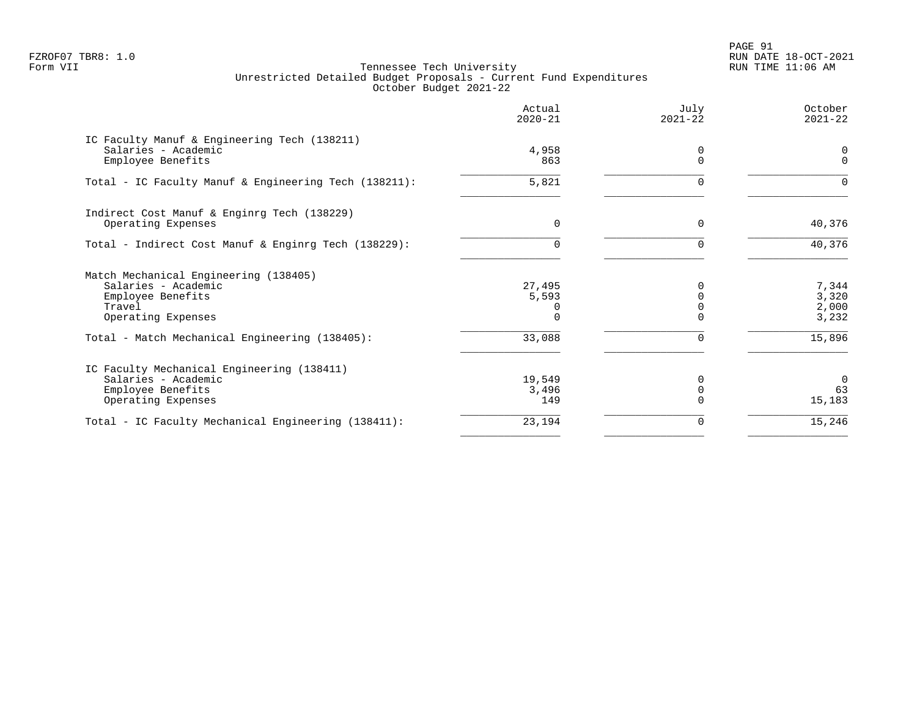FZROF07 TBR8: 1.0
Form VII

Tennessee Tech University
Unrestricted Detailed Budget Proposals - Current Fund Expenditures
October Budget 2021-22

RUN DATE 18-OCT-2021
RUN TIME 11:06 AM

| | Actual 2020-21 | July 2021-22 | October 2021-22 |
|---|---|---|---|
| IC Faculty Manuf & Engineering Tech (138211) | | | |
| Salaries - Academic | 4,958 | 0 | 0 |
| Employee Benefits | 863 | 0 | 0 |
| Total - IC Faculty Manuf & Engineering Tech (138211): | 5,821 | 0 | 0 |
| Indirect Cost Manuf & Enginrg Tech (138229) | | | |
| Operating Expenses | 0 | 0 | 40,376 |
| Total - Indirect Cost Manuf & Enginrg Tech (138229): | 0 | 0 | 40,376 |
| Match Mechanical Engineering (138405) | | | |
| Salaries - Academic | 27,495 | 0 | 7,344 |
| Employee Benefits | 5,593 | 0 | 3,320 |
| Travel | 0 | 0 | 2,000 |
| Operating Expenses | 0 | 0 | 3,232 |
| Total - Match Mechanical Engineering (138405): | 33,088 | 0 | 15,896 |
| IC Faculty Mechanical Engineering (138411) | | | |
| Salaries - Academic | 19,549 | 0 | 0 |
| Employee Benefits | 3,496 | 0 | 63 |
| Operating Expenses | 149 | 0 | 15,183 |
| Total - IC Faculty Mechanical Engineering (138411): | 23,194 | 0 | 15,246 |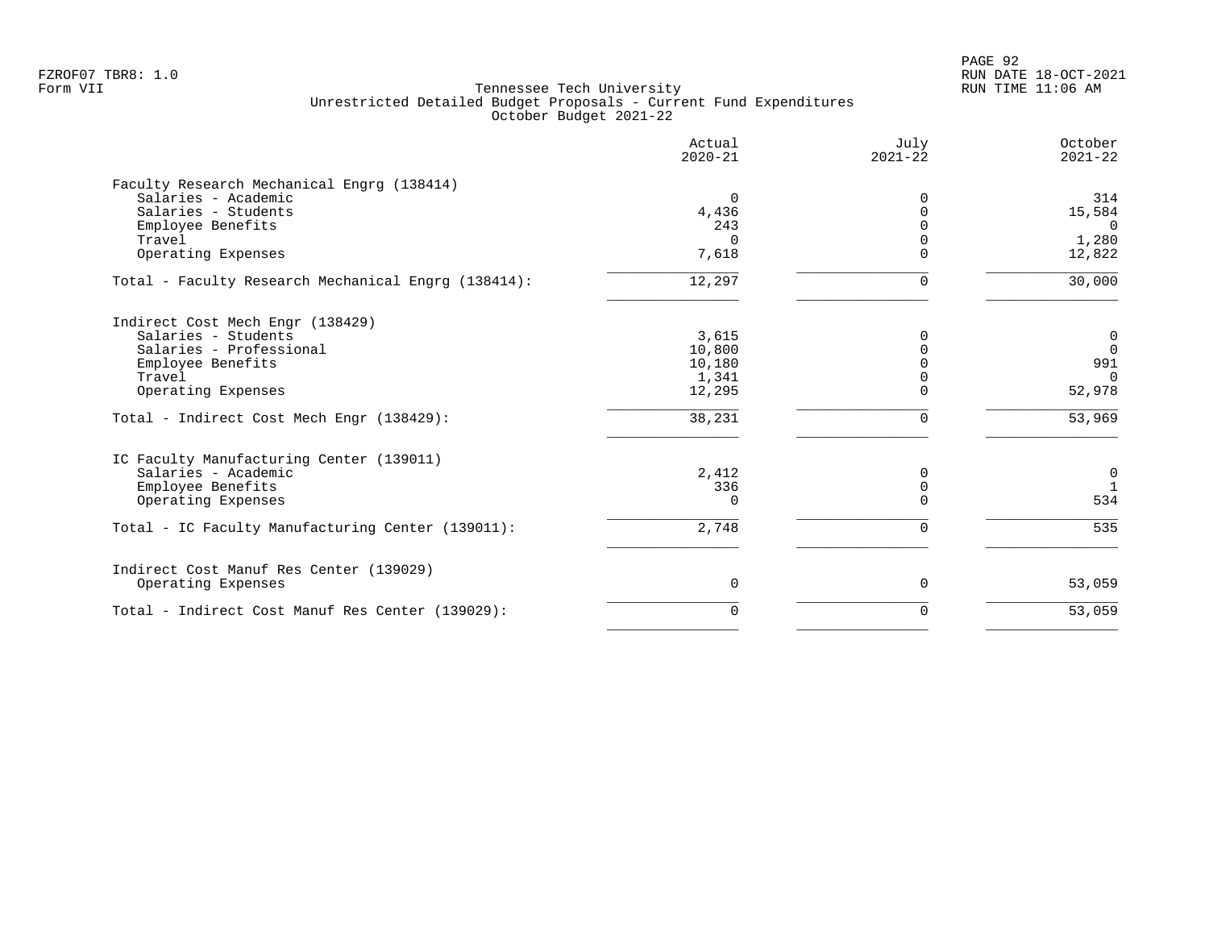Tennessee Tech University
Unrestricted Detailed Budget Proposals - Current Fund Expenditures
October Budget 2021-22

| | Actual 2020-21 | July 2021-22 | October 2021-22 |
|---|---|---|---|
| Faculty Research Mechanical Engrg (138414) | | | |
| Salaries - Academic | 0 | 0 | 314 |
| Salaries - Students | 4,436 | 0 | 15,584 |
| Employee Benefits | 243 | 0 | 0 |
| Travel | 0 | 0 | 1,280 |
| Operating Expenses | 7,618 | 0 | 12,822 |
| Total - Faculty Research Mechanical Engrg (138414): | 12,297 | 0 | 30,000 |
| Indirect Cost Mech Engr (138429) | | | |
| Salaries - Students | 3,615 | 0 | 0 |
| Salaries - Professional | 10,800 | 0 | 0 |
| Employee Benefits | 10,180 | 0 | 991 |
| Travel | 1,341 | 0 | 0 |
| Operating Expenses | 12,295 | 0 | 52,978 |
| Total - Indirect Cost Mech Engr (138429): | 38,231 | 0 | 53,969 |
| IC Faculty Manufacturing Center (139011) | | | |
| Salaries - Academic | 2,412 | 0 | 0 |
| Employee Benefits | 336 | 0 | 1 |
| Operating Expenses | 0 | 0 | 534 |
| Total - IC Faculty Manufacturing Center (139011): | 2,748 | 0 | 535 |
| Indirect Cost Manuf Res Center (139029) | | | |
| Operating Expenses | 0 | 0 | 53,059 |
| Total - Indirect Cost Manuf Res Center (139029): | 0 | 0 | 53,059 |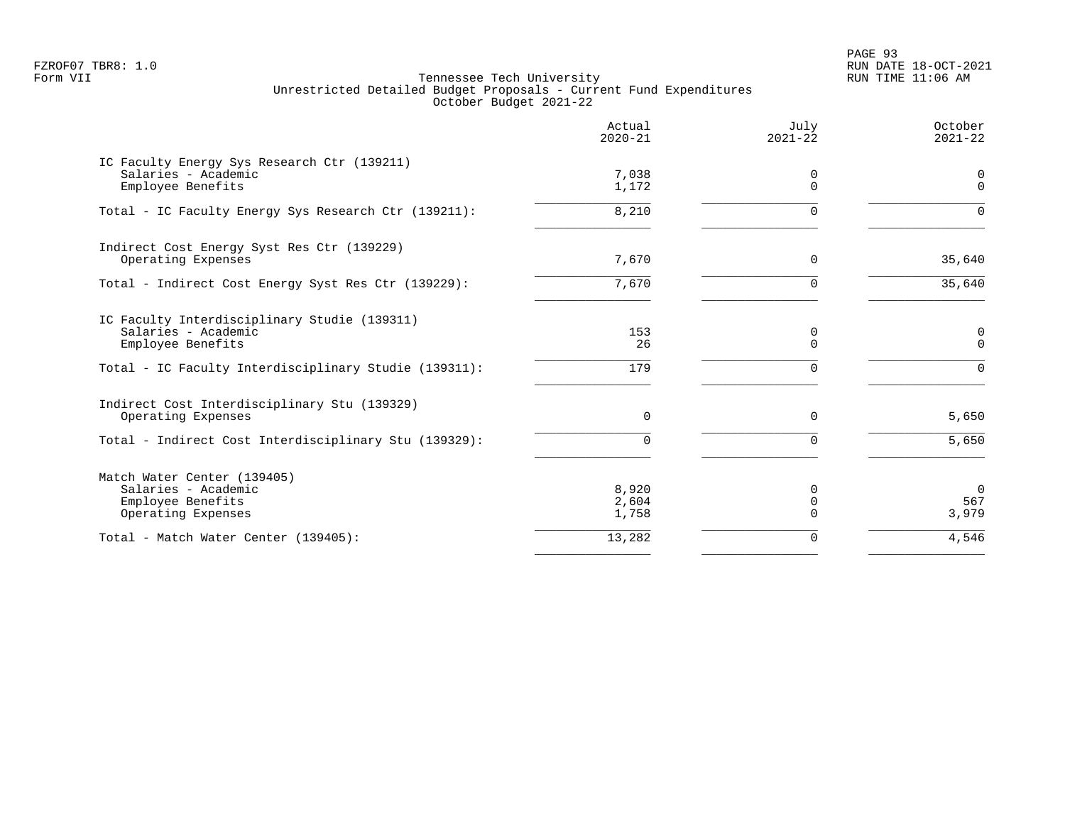Tennessee Tech University
Unrestricted Detailed Budget Proposals - Current Fund Expenditures
October Budget 2021-22

| | Actual 2020-21 | July 2021-22 | October 2021-22 |
|---|---|---|---|
| **IC Faculty Energy Sys Research Ctr (139211)** | | | |
| Salaries - Academic | 7,038 | 0 | 0 |
| Employee Benefits | 1,172 | 0 | 0 |
| Total - IC Faculty Energy Sys Research Ctr (139211): | 8,210 | 0 | 0 |
| **Indirect Cost Energy Syst Res Ctr (139229)** | | | |
| Operating Expenses | 7,670 | 0 | 35,640 |
| Total - Indirect Cost Energy Syst Res Ctr (139229): | 7,670 | 0 | 35,640 |
| **IC Faculty Interdisciplinary Studie (139311)** | | | |
| Salaries - Academic | 153 | 0 | 0 |
| Employee Benefits | 26 | 0 | 0 |
| Total - IC Faculty Interdisciplinary Studie (139311): | 179 | 0 | 0 |
| **Indirect Cost Interdisciplinary Stu (139329)** | | | |
| Operating Expenses | 0 | 0 | 5,650 |
| Total - Indirect Cost Interdisciplinary Stu (139329): | 0 | 0 | 5,650 |
| **Match Water Center (139405)** | | | |
| Salaries - Academic | 8,920 | 0 | 0 |
| Employee Benefits | 2,604 | 0 | 567 |
| Operating Expenses | 1,758 | 0 | 3,979 |
| Total - Match Water Center (139405): | 13,282 | 0 | 4,546 |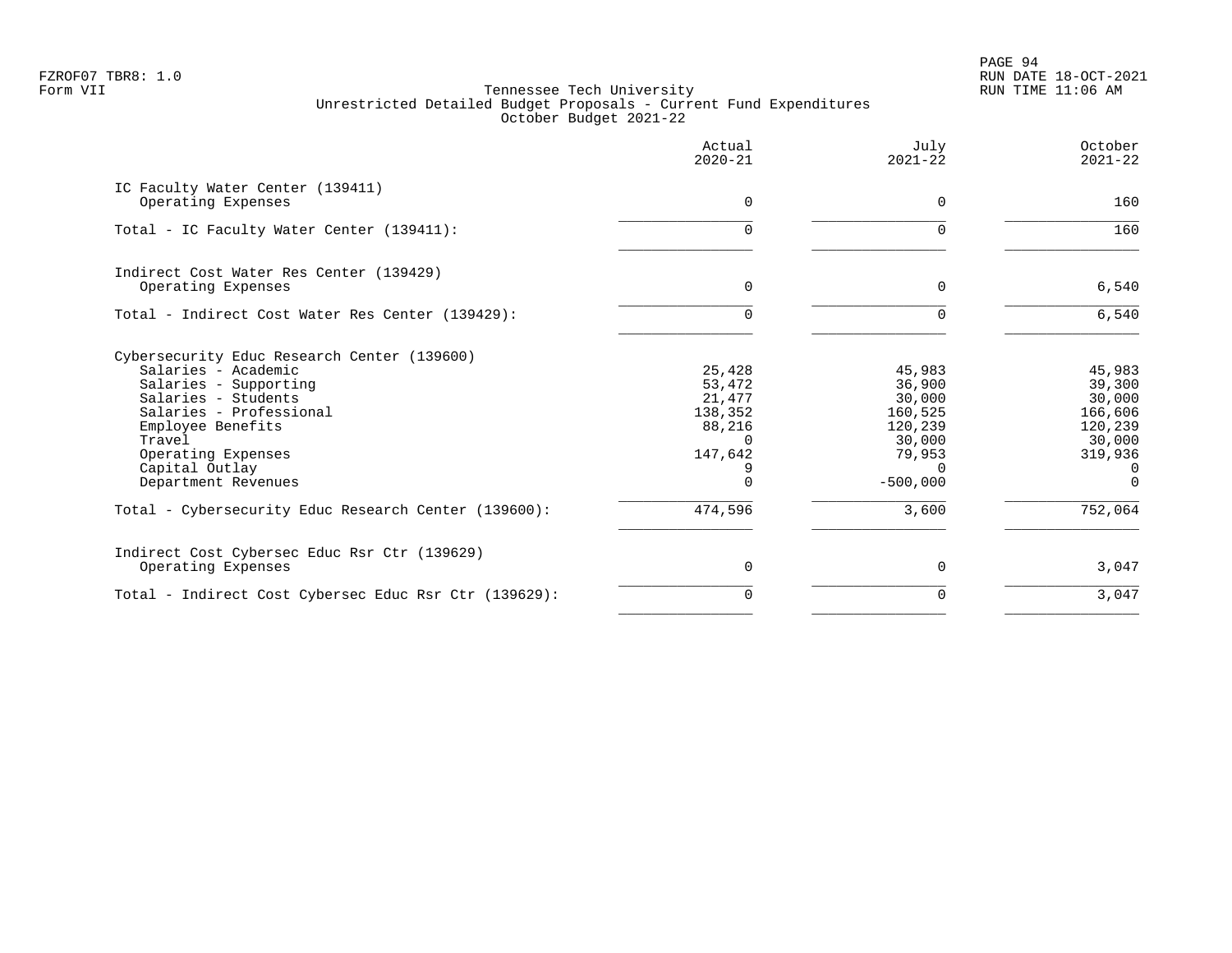FZROF07 TBR8: 1.0
Form VII

Tennessee Tech University
Unrestricted Detailed Budget Proposals - Current Fund Expenditures
October Budget 2021-22

RUN DATE 18-OCT-2021
RUN TIME 11:06 AM

| | Actual 2020-21 | July 2021-22 | October 2021-22 |
|---|---:|---:|---:|
| **IC Faculty Water Center (139411)** | | | |
| Operating Expenses | 0 | 0 | 160 |
| Total - IC Faculty Water Center (139411): | 0 | 0 | 160 |
| **Indirect Cost Water Res Center (139429)** | | | |
| Operating Expenses | 0 | 0 | 6,540 |
| Total - Indirect Cost Water Res Center (139429): | 0 | 0 | 6,540 |
| **Cybersecurity Educ Research Center (139600)** | | | |
| Salaries - Academic | 25,428 | 45,983 | 45,983 |
| Salaries - Supporting | 53,472 | 36,900 | 39,300 |
| Salaries - Students | 21,477 | 30,000 | 30,000 |
| Salaries - Professional | 138,352 | 160,525 | 166,606 |
| Employee Benefits | 88,216 | 120,239 | 120,239 |
| Travel | 0 | 30,000 | 30,000 |
| Operating Expenses | 147,642 | 79,953 | 319,936 |
| Capital Outlay | 9 | 0 | 0 |
| Department Revenues | 0 | -500,000 | 0 |
| Total - Cybersecurity Educ Research Center (139600): | 474,596 | 3,600 | 752,064 |
| **Indirect Cost Cybersec Educ Rsr Ctr (139629)** | | | |
| Operating Expenses | 0 | 0 | 3,047 |
| Total - Indirect Cost Cybersec Educ Rsr Ctr (139629): | 0 | 0 | 3,047 |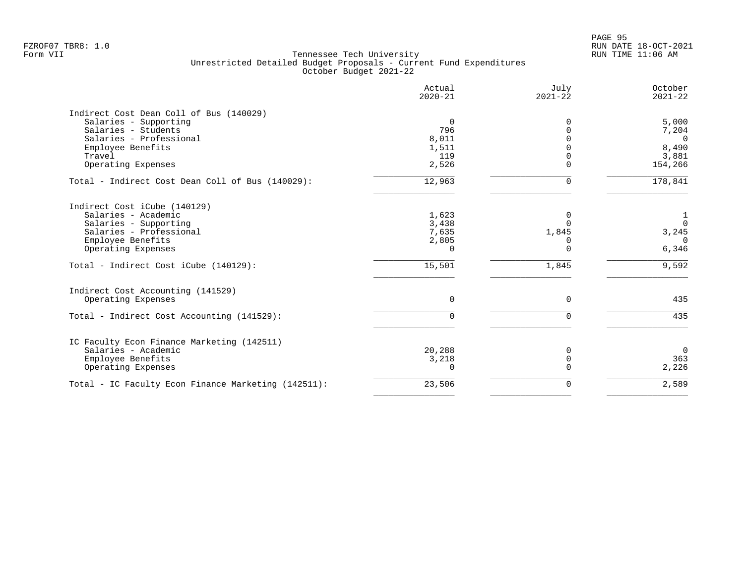FZROF07 TBR8: 1.0
Form VII

Tennessee Tech University
Unrestricted Detailed Budget Proposals - Current Fund Expenditures
October Budget 2021-22

RUN DATE 18-OCT-2021
RUN TIME 11:06 AM

| | Actual 2020-21 | July 2021-22 | October 2021-22 |
|---|---|---|---|
| Indirect Cost Dean Coll of Bus (140029) | | | |
| Salaries - Supporting | 0 | 0 | 5,000 |
| Salaries - Students | 796 | 0 | 7,204 |
| Salaries - Professional | 8,011 | 0 | 0 |
| Employee Benefits | 1,511 | 0 | 8,490 |
| Travel | 119 | 0 | 3,881 |
| Operating Expenses | 2,526 | 0 | 154,266 |
| Total - Indirect Cost Dean Coll of Bus (140029): | 12,963 | 0 | 178,841 |
| Indirect Cost iCube (140129) | | | |
| Salaries - Academic | 1,623 | 0 | 1 |
| Salaries - Supporting | 3,438 | 0 | 0 |
| Salaries - Professional | 7,635 | 1,845 | 3,245 |
| Employee Benefits | 2,805 | 0 | 0 |
| Operating Expenses | 0 | 0 | 6,346 |
| Total - Indirect Cost iCube (140129): | 15,501 | 1,845 | 9,592 |
| Indirect Cost Accounting (141529) | | | |
| Operating Expenses | 0 | 0 | 435 |
| Total - Indirect Cost Accounting (141529): | 0 | 0 | 435 |
| IC Faculty Econ Finance Marketing (142511) | | | |
| Salaries - Academic | 20,288 | 0 | 0 |
| Employee Benefits | 3,218 | 0 | 363 |
| Operating Expenses | 0 | 0 | 2,226 |
| Total - IC Faculty Econ Finance Marketing (142511): | 23,506 | 0 | 2,589 |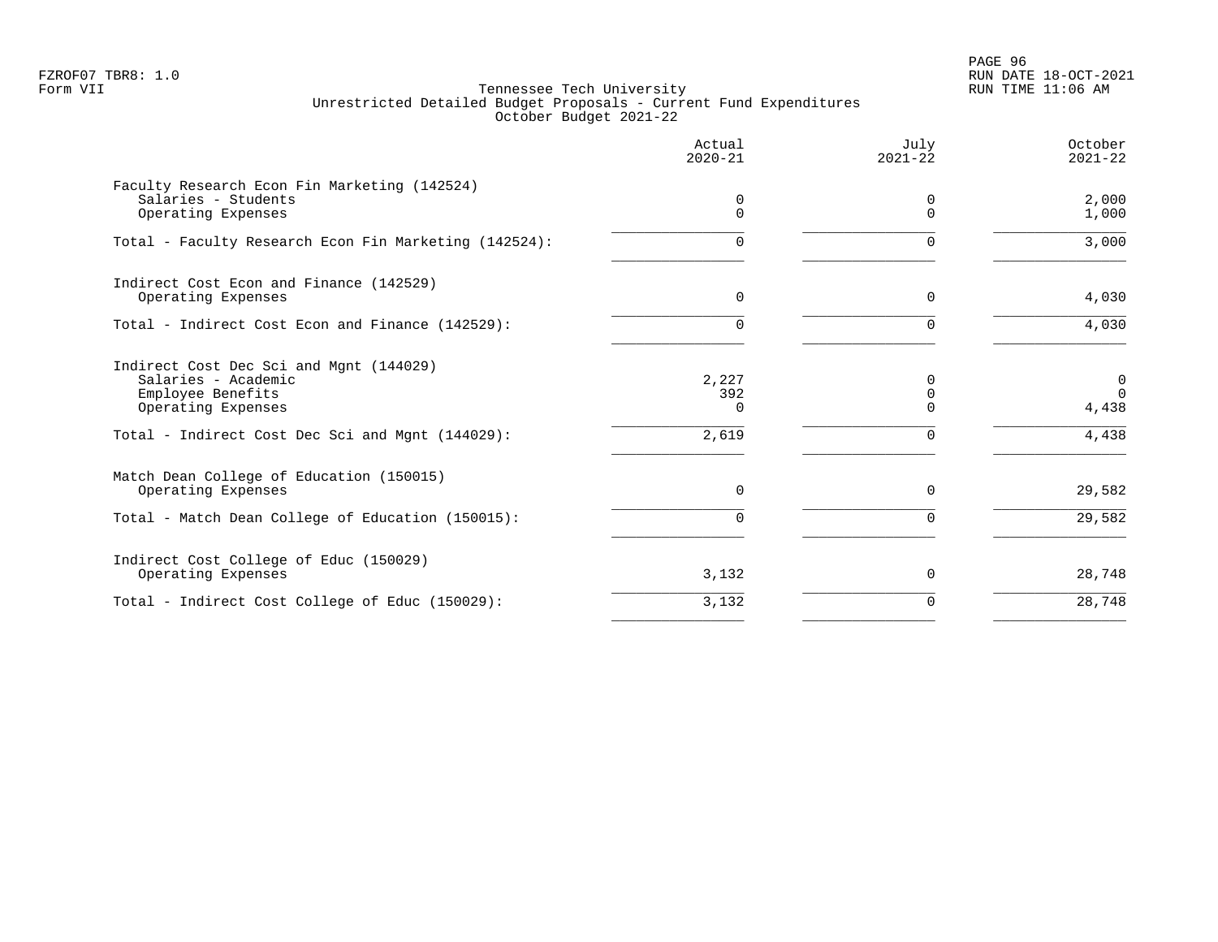FZROF07 TBR8: 1.0
Form VII

# Tennessee Tech University
## Unrestricted Detailed Budget Proposals - Current Fund Expenditures
### October Budget 2021-22

| | Actual 2020-21 | July 2021-22 | October 2021-22 |
|---|---|---|---|
| **Faculty Research Econ Fin Marketing (142524)** | | | |
| Salaries - Students | 0 | 0 | 2,000 |
| Operating Expenses | 0 | 0 | 1,000 |
| Total - Faculty Research Econ Fin Marketing (142524): | 0 | 0 | 3,000 |
| **Indirect Cost Econ and Finance (142529)** | | | |
| Operating Expenses | 0 | 0 | 4,030 |
| Total - Indirect Cost Econ and Finance (142529): | 0 | 0 | 4,030 |
| **Indirect Cost Dec Sci and Mgnt (144029)** | | | |
| Salaries - Academic | 2,227 | 0 | 0 |
| Employee Benefits | 392 | 0 | 0 |
| Operating Expenses | 0 | 0 | 4,438 |
| Total - Indirect Cost Dec Sci and Mgnt (144029): | 2,619 | 0 | 4,438 |
| **Match Dean College of Education (150015)** | | | |
| Operating Expenses | 0 | 0 | 29,582 |
| Total - Match Dean College of Education (150015): | 0 | 0 | 29,582 |
| **Indirect Cost College of Educ (150029)** | | | |
| Operating Expenses | 3,132 | 0 | 28,748 |
| Total - Indirect Cost College of Educ (150029): | 3,132 | 0 | 28,748 |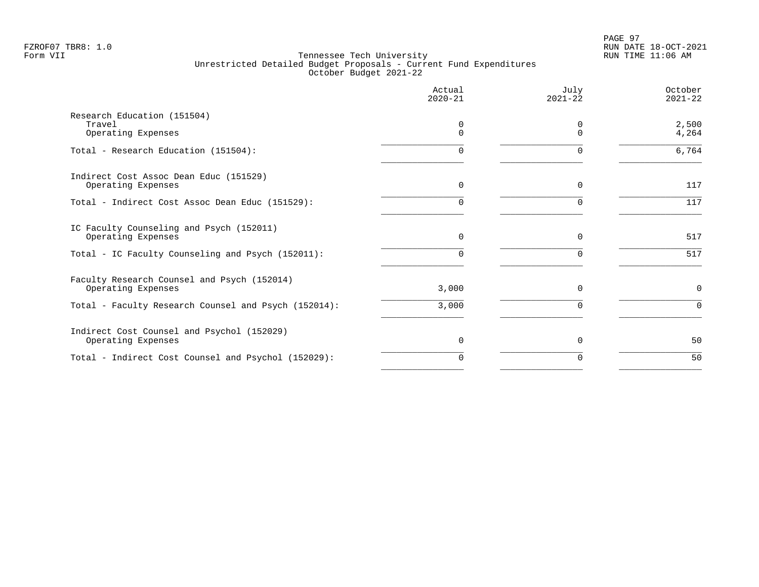Tennessee Tech University
Unrestricted Detailed Budget Proposals - Current Fund Expenditures
October Budget 2021-22

| | Actual 2020-21 | July 2021-22 | October 2021-22 |
|---|---|---|---|
| Research Education (151504) | | | |
| Travel | 0 | 0 | 2,500 |
| Operating Expenses | 0 | 0 | 4,264 |
| Total - Research Education (151504): | 0 | 0 | 6,764 |
| Indirect Cost Assoc Dean Educ (151529) | | | |
| Operating Expenses | 0 | 0 | 117 |
| Total - Indirect Cost Assoc Dean Educ (151529): | 0 | 0 | 117 |
| IC Faculty Counseling and Psych (152011) | | | |
| Operating Expenses | 0 | 0 | 517 |
| Total - IC Faculty Counseling and Psych (152011): | 0 | 0 | 517 |
| Faculty Research Counsel and Psych (152014) | | | |
| Operating Expenses | 3,000 | 0 | 0 |
| Total - Faculty Research Counsel and Psych (152014): | 3,000 | 0 | 0 |
| Indirect Cost Counsel and Psychol (152029) | | | |
| Operating Expenses | 0 | 0 | 50 |
| Total - Indirect Cost Counsel and Psychol (152029): | 0 | 0 | 50 |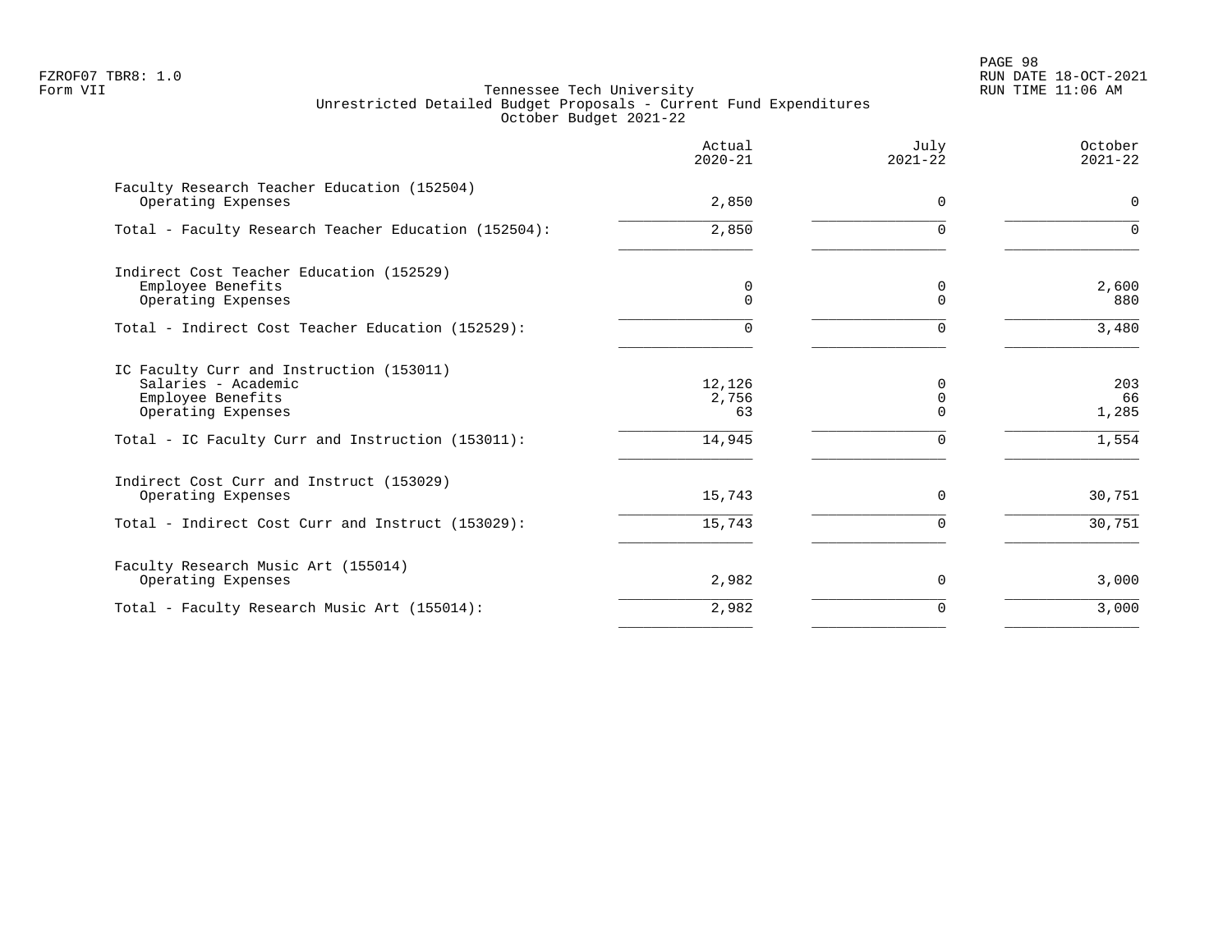Tennessee Tech University
Unrestricted Detailed Budget Proposals - Current Fund Expenditures
October Budget 2021-22

| | Actual 2020-21 | July 2021-22 | October 2021-22 |
|---|---|---|---|
| Faculty Research Teacher Education (152504) | | | |
| Operating Expenses | 2,850 | 0 | 0 |
| Total - Faculty Research Teacher Education (152504): | 2,850 | 0 | 0 |
| Indirect Cost Teacher Education (152529) | | | |
| Employee Benefits | 0 | 0 | 2,600 |
| Operating Expenses | 0 | 0 | 880 |
| Total - Indirect Cost Teacher Education (152529): | 0 | 0 | 3,480 |
| IC Faculty Curr and Instruction (153011) | | | |
| Salaries - Academic | 12,126 | 0 | 203 |
| Employee Benefits | 2,756 | 0 | 66 |
| Operating Expenses | 63 | 0 | 1,285 |
| Total - IC Faculty Curr and Instruction (153011): | 14,945 | 0 | 1,554 |
| Indirect Cost Curr and Instruct (153029) | | | |
| Operating Expenses | 15,743 | 0 | 30,751 |
| Total - Indirect Cost Curr and Instruct (153029): | 15,743 | 0 | 30,751 |
| Faculty Research Music Art (155014) | | | |
| Operating Expenses | 2,982 | 0 | 3,000 |
| Total - Faculty Research Music Art (155014): | 2,982 | 0 | 3,000 |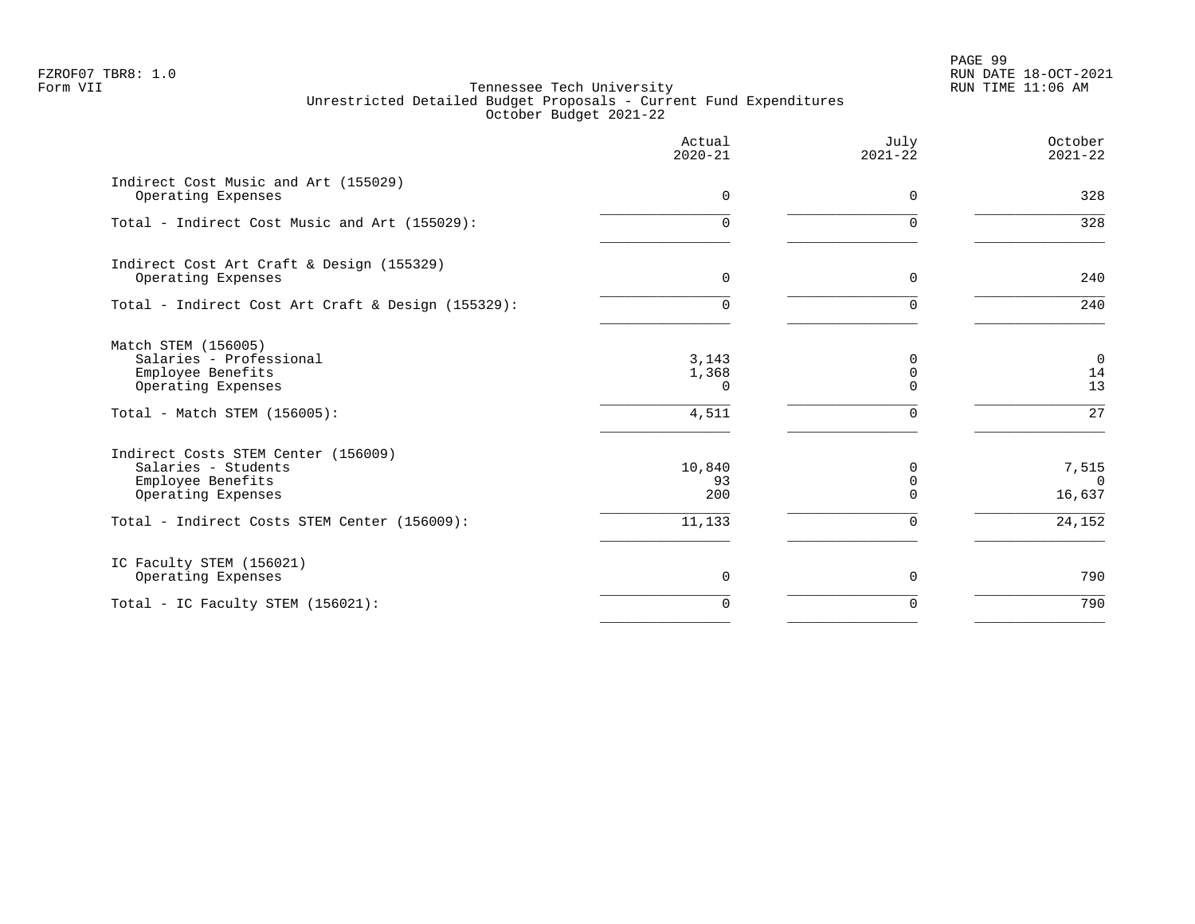Tennessee Tech University
Unrestricted Detailed Budget Proposals - Current Fund Expenditures
October Budget 2021-22

| | Actual 2020-21 | July 2021-22 | October 2021-22 |
|---|---:|---:|---:|
| **Indirect Cost Music and Art (155029)** | | | |
| Operating Expenses | 0 | 0 | 328 |
| Total - Indirect Cost Music and Art (155029): | 0 | 0 | 328 |
| **Indirect Cost Art Craft & Design (155329)** | | | |
| Operating Expenses | 0 | 0 | 240 |
| Total - Indirect Cost Art Craft & Design (155329): | 0 | 0 | 240 |
| **Match STEM (156005)** | | | |
| Salaries - Professional | 3,143 | 0 | 0 |
| Employee Benefits | 1,368 | 0 | 14 |
| Operating Expenses | 0 | 0 | 13 |
| Total - Match STEM (156005): | 4,511 | 0 | 27 |
| **Indirect Costs STEM Center (156009)** | | | |
| Salaries - Students | 10,840 | 0 | 7,515 |
| Employee Benefits | 93 | 0 | 0 |
| Operating Expenses | 200 | 0 | 16,637 |
| Total - Indirect Costs STEM Center (156009): | 11,133 | 0 | 24,152 |
| **IC Faculty STEM (156021)** | | | |
| Operating Expenses | 0 | 0 | 790 |
| Total - IC Faculty STEM (156021): | 0 | 0 | 790 |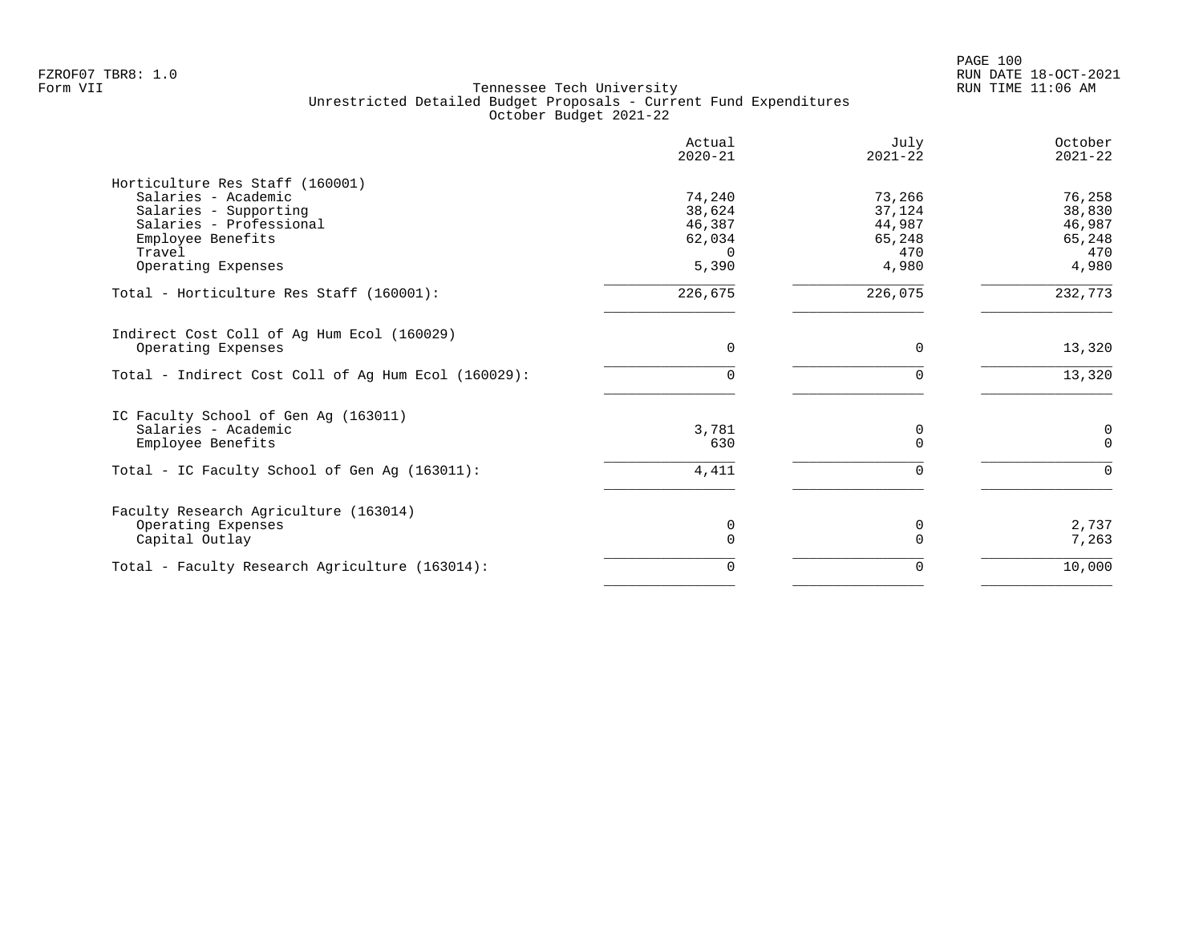Tennessee Tech University
Unrestricted Detailed Budget Proposals - Current Fund Expenditures
October Budget 2021-22

| | Actual 2020-21 | July 2021-22 | October 2021-22 |
|---|---|---|---|
| **Horticulture Res Staff (160001)** | | | |
| Salaries - Academic | 74,240 | 73,266 | 76,258 |
| Salaries - Supporting | 38,624 | 37,124 | 38,830 |
| Salaries - Professional | 46,387 | 44,987 | 46,987 |
| Employee Benefits | 62,034 | 65,248 | 65,248 |
| Travel | 0 | 470 | 470 |
| Operating Expenses | 5,390 | 4,980 | 4,980 |
| Total - Horticulture Res Staff (160001): | 226,675 | 226,075 | 232,773 |
| **Indirect Cost Coll of Ag Hum Ecol (160029)** | | | |
| Operating Expenses | 0 | 0 | 13,320 |
| Total - Indirect Cost Coll of Ag Hum Ecol (160029): | 0 | 0 | 13,320 |
| **IC Faculty School of Gen Ag (163011)** | | | |
| Salaries - Academic | 3,781 | 0 | 0 |
| Employee Benefits | 630 | 0 | 0 |
| Total - IC Faculty School of Gen Ag (163011): | 4,411 | 0 | 0 |
| **Faculty Research Agriculture (163014)** | | | |
| Operating Expenses | 0 | 0 | 2,737 |
| Capital Outlay | 0 | 0 | 7,263 |
| Total - Faculty Research Agriculture (163014): | 0 | 0 | 10,000 |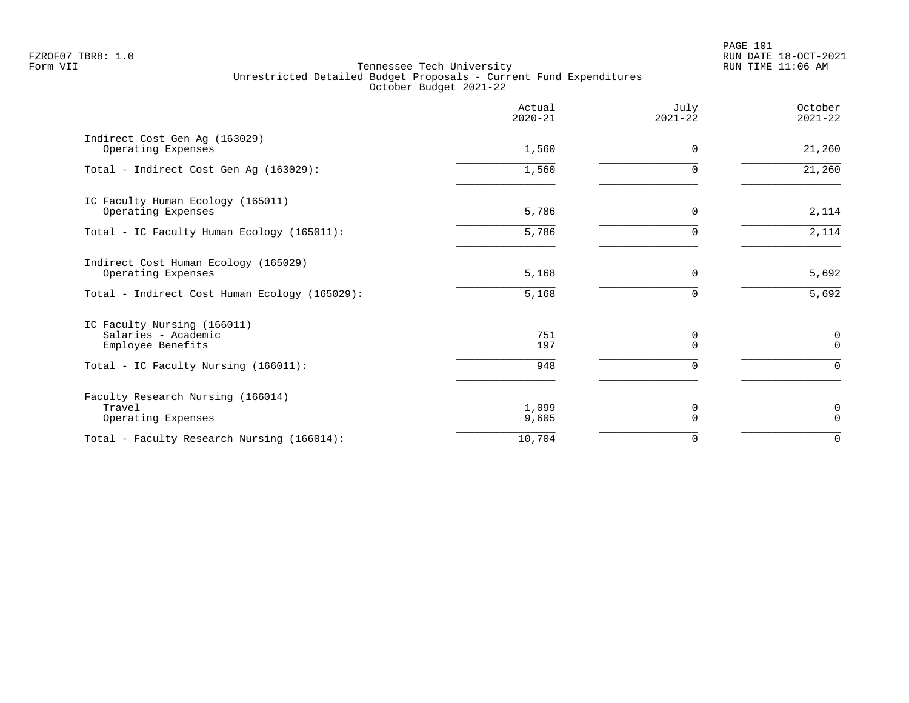Tennessee Tech University
Unrestricted Detailed Budget Proposals - Current Fund Expenditures
October Budget 2021-22

| | Actual 2020-21 | July 2021-22 | October 2021-22 |
|---|---|---|---|
| **Indirect Cost Gen Ag (163029)** | | | |
| Operating Expenses | 1,560 | 0 | 21,260 |
| Total - Indirect Cost Gen Ag (163029): | 1,560 | 0 | 21,260 |
| **IC Faculty Human Ecology (165011)** | | | |
| Operating Expenses | 5,786 | 0 | 2,114 |
| Total - IC Faculty Human Ecology (165011): | 5,786 | 0 | 2,114 |
| **Indirect Cost Human Ecology (165029)** | | | |
| Operating Expenses | 5,168 | 0 | 5,692 |
| Total - Indirect Cost Human Ecology (165029): | 5,168 | 0 | 5,692 |
| **IC Faculty Nursing (166011)** | | | |
| Salaries - Academic | 751 | 0 | 0 |
| Employee Benefits | 197 | 0 | 0 |
| Total - IC Faculty Nursing (166011): | 948 | 0 | 0 |
| **Faculty Research Nursing (166014)** | | | |
| Travel | 1,099 | 0 | 0 |
| Operating Expenses | 9,605 | 0 | 0 |
| Total - Faculty Research Nursing (166014): | 10,704 | 0 | 0 |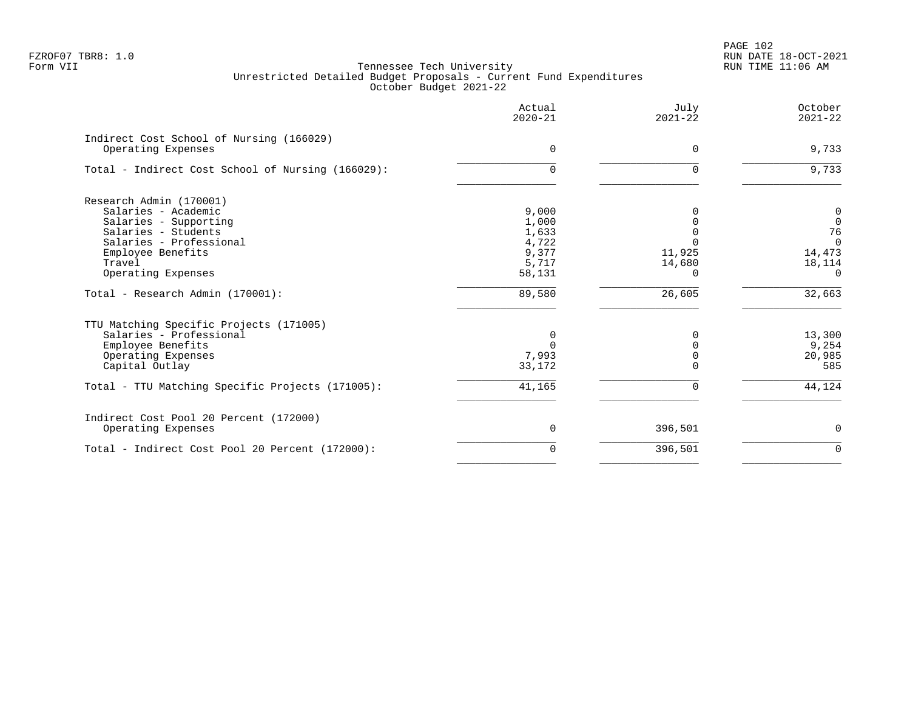FZROF07 TBR8: 1.0
Form VII

Tennessee Tech University
Unrestricted Detailed Budget Proposals - Current Fund Expenditures
October Budget 2021-22

RUN DATE 18-OCT-2021
RUN TIME 11:06 AM

| | Actual 2020-21 | July 2021-22 | October 2021-22 |
|---|---|---|---|
| **Indirect Cost School of Nursing (166029)** | | | |
| Operating Expenses | 0 | 0 | 9,733 |
| Total - Indirect Cost School of Nursing (166029): | 0 | 0 | 9,733 |
| **Research Admin (170001)** | | | |
| Salaries - Academic | 9,000 | 0 | 0 |
| Salaries - Supporting | 1,000 | 0 | 0 |
| Salaries - Students | 1,633 | 0 | 76 |
| Salaries - Professional | 4,722 | 0 | 0 |
| Employee Benefits | 9,377 | 11,925 | 14,473 |
| Travel | 5,717 | 14,680 | 18,114 |
| Operating Expenses | 58,131 | 0 | 0 |
| Total - Research Admin (170001): | 89,580 | 26,605 | 32,663 |
| **TTU Matching Specific Projects (171005)** | | | |
| Salaries - Professional | 0 | 0 | 13,300 |
| Employee Benefits | 0 | 0 | 9,254 |
| Operating Expenses | 7,993 | 0 | 20,985 |
| Capital Outlay | 33,172 | 0 | 585 |
| Total - TTU Matching Specific Projects (171005): | 41,165 | 0 | 44,124 |
| **Indirect Cost Pool 20 Percent (172000)** | | | |
| Operating Expenses | 0 | 396,501 | 0 |
| Total - Indirect Cost Pool 20 Percent (172000): | 0 | 396,501 | 0 |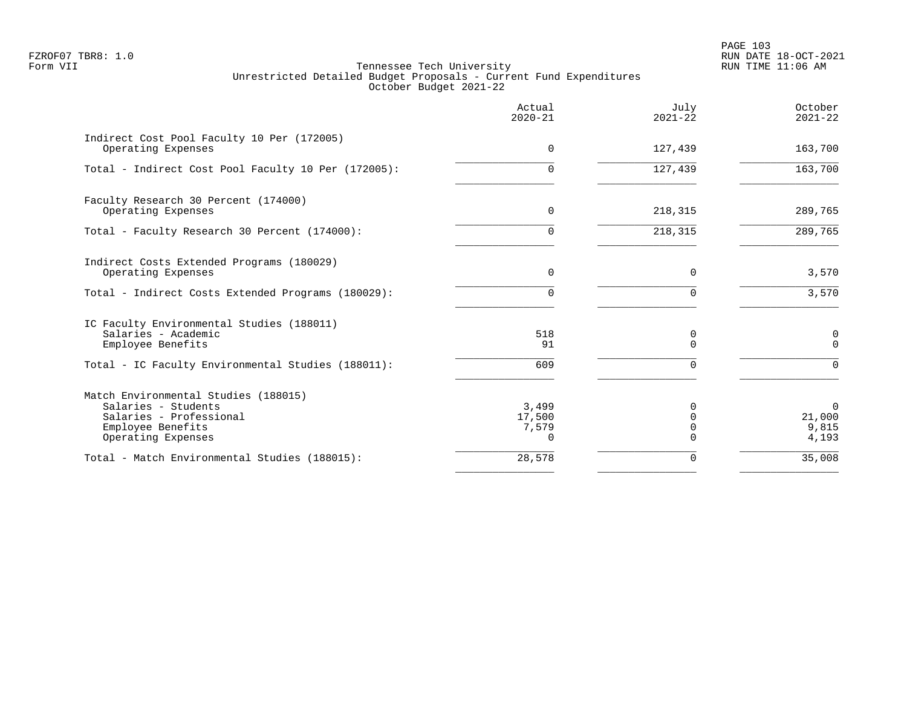Tennessee Tech University
Unrestricted Detailed Budget Proposals - Current Fund Expenditures
October Budget 2021-22

| | Actual 2020-21 | July 2021-22 | October 2021-22 |
|---|---|---|---|
| **Indirect Cost Pool Faculty 10 Per (172005)** | | | |
| Operating Expenses | 0 | 127,439 | 163,700 |
| Total - Indirect Cost Pool Faculty 10 Per (172005): | 0 | 127,439 | 163,700 |
| **Faculty Research 30 Percent (174000)** | | | |
| Operating Expenses | 0 | 218,315 | 289,765 |
| Total - Faculty Research 30 Percent (174000): | 0 | 218,315 | 289,765 |
| **Indirect Costs Extended Programs (180029)** | | | |
| Operating Expenses | 0 | 0 | 3,570 |
| Total - Indirect Costs Extended Programs (180029): | 0 | 0 | 3,570 |
| **IC Faculty Environmental Studies (188011)** | | | |
| Salaries - Academic | 518 | 0 | 0 |
| Employee Benefits | 91 | 0 | 0 |
| Total - IC Faculty Environmental Studies (188011): | 609 | 0 | 0 |
| **Match Environmental Studies (188015)** | | | |
| Salaries - Students | 3,499 | 0 | 0 |
| Salaries - Professional | 17,500 | 0 | 21,000 |
| Employee Benefits | 7,579 | 0 | 9,815 |
| Operating Expenses | 0 | 0 | 4,193 |
| Total - Match Environmental Studies (188015): | 28,578 | 0 | 35,008 |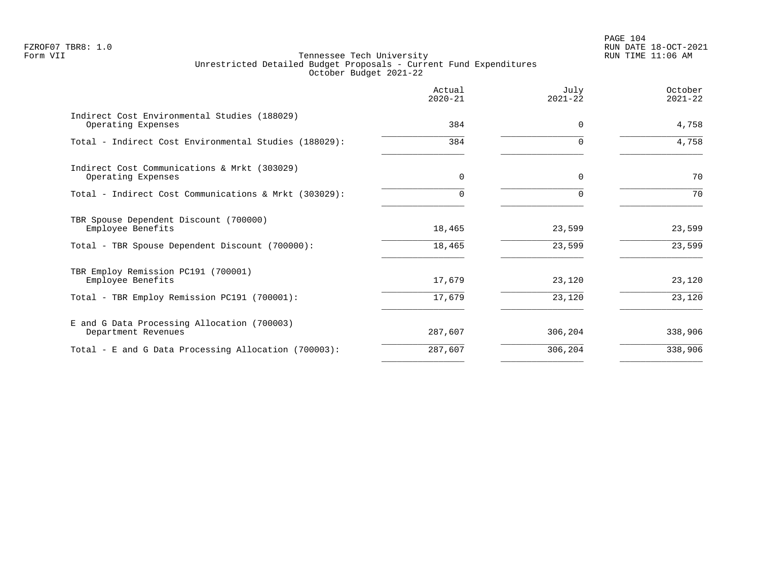FZROF07 TBR8: 1.0
Form VII

Tennessee Tech University
Unrestricted Detailed Budget Proposals - Current Fund Expenditures
October Budget 2021-22

PAGE 104
RUN DATE 18-OCT-2021
RUN TIME 11:06 AM

| | Actual 2020-21 | July 2021-22 | October 2021-22 |
|---|---|---|---|
| Indirect Cost Environmental Studies (188029) | | | |
| Operating Expenses | 384 | 0 | 4,758 |
| Total - Indirect Cost Environmental Studies (188029): | 384 | 0 | 4,758 |
| Indirect Cost Communications & Mrkt (303029) | | | |
| Operating Expenses | 0 | 0 | 70 |
| Total - Indirect Cost Communications & Mrkt (303029): | 0 | 0 | 70 |
| TBR Spouse Dependent Discount (700000) | | | |
| Employee Benefits | 18,465 | 23,599 | 23,599 |
| Total - TBR Spouse Dependent Discount (700000): | 18,465 | 23,599 | 23,599 |
| TBR Employ Remission PC191 (700001) | | | |
| Employee Benefits | 17,679 | 23,120 | 23,120 |
| Total - TBR Employ Remission PC191 (700001): | 17,679 | 23,120 | 23,120 |
| E and G Data Processing Allocation (700003) | | | |
| Department Revenues | 287,607 | 306,204 | 338,906 |
| Total - E and G Data Processing Allocation (700003): | 287,607 | 306,204 | 338,906 |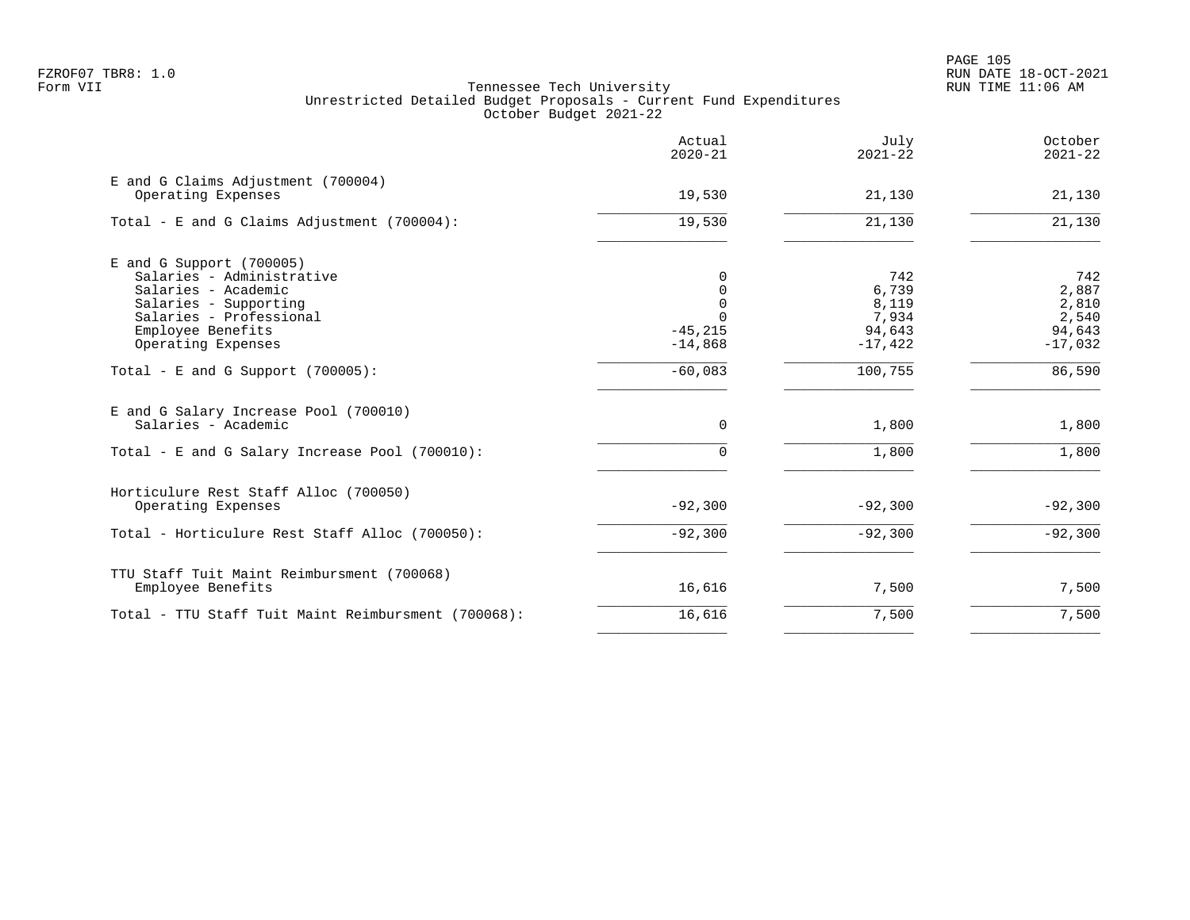Tennessee Tech University
Unrestricted Detailed Budget Proposals - Current Fund Expenditures
October Budget 2021-22

| | Actual 2020-21 | July 2021-22 | October 2021-22 |
|---|---:|---:|---:|
| E and G Claims Adjustment (700004) | | | |
| Operating Expenses | 19,530 | 21,130 | 21,130 |
| Total - E and G Claims Adjustment (700004): | 19,530 | 21,130 | 21,130 |
| E and G Support (700005) | | | |
| Salaries - Administrative | 0 | 742 | 742 |
| Salaries - Academic | 0 | 6,739 | 2,887 |
| Salaries - Supporting | 0 | 8,119 | 2,810 |
| Salaries - Professional | 0 | 7,934 | 2,540 |
| Employee Benefits | -45,215 | 94,643 | 94,643 |
| Operating Expenses | -14,868 | -17,422 | -17,032 |
| Total - E and G Support (700005): | -60,083 | 100,755 | 86,590 |
| E and G Salary Increase Pool (700010) | | | |
| Salaries - Academic | 0 | 1,800 | 1,800 |
| Total - E and G Salary Increase Pool (700010): | 0 | 1,800 | 1,800 |
| Horticulure Rest Staff Alloc (700050) | | | |
| Operating Expenses | -92,300 | -92,300 | -92,300 |
| Total - Horticulure Rest Staff Alloc (700050): | -92,300 | -92,300 | -92,300 |
| TTU Staff Tuit Maint Reimbursment (700068) | | | |
| Employee Benefits | 16,616 | 7,500 | 7,500 |
| Total - TTU Staff Tuit Maint Reimbursment (700068): | 16,616 | 7,500 | 7,500 |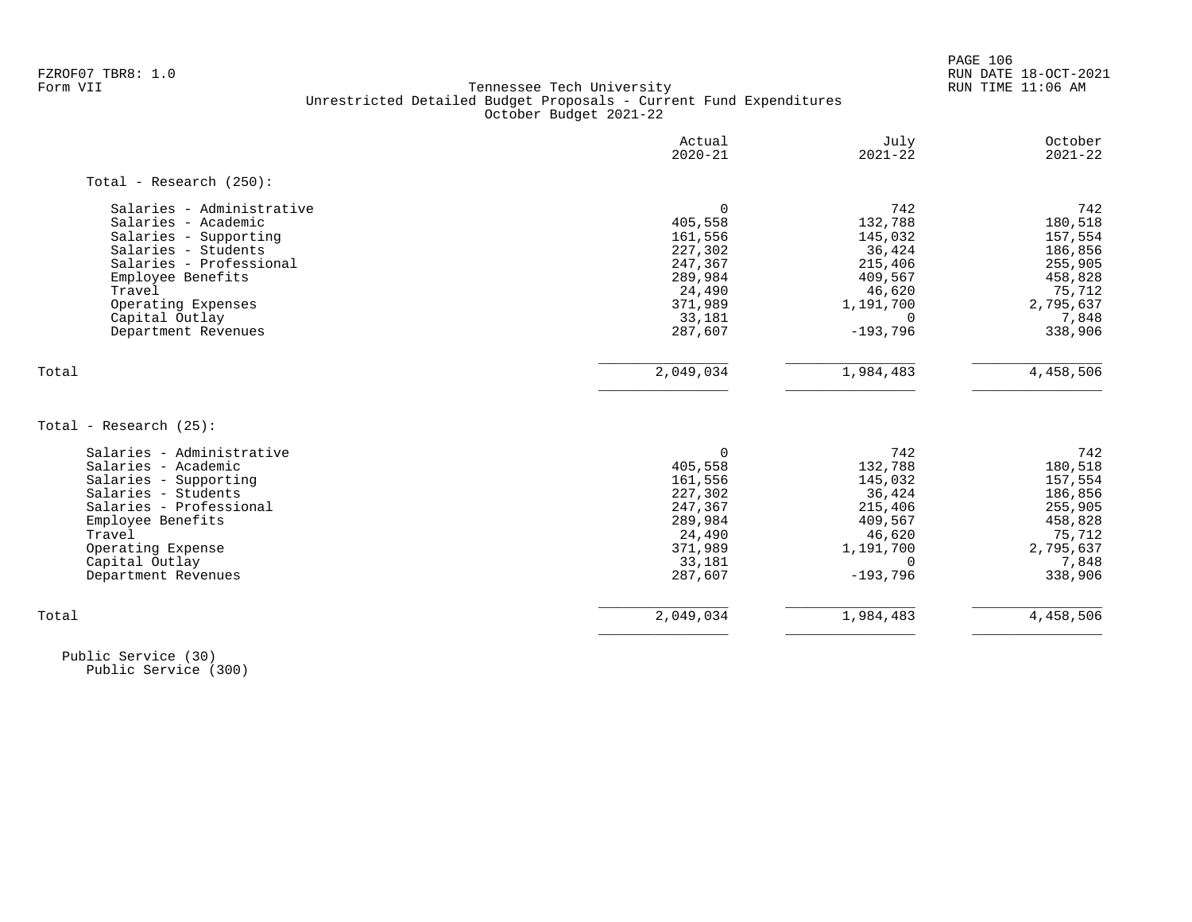FZROF07 TBR8: 1.0
Form VII

Tennessee Tech University
Unrestricted Detailed Budget Proposals - Current Fund Expenditures
October Budget 2021-22

RUN DATE 18-OCT-2021
RUN TIME 11:06 AM

| | Actual 2020-21 | July 2021-22 | October 2021-22 |
|---|---|---|---|
| **Total - Research (250):** | | | |
| Salaries - Administrative | 0 | 742 | 742 |
| Salaries - Academic | 405,558 | 132,788 | 180,518 |
| Salaries - Supporting | 161,556 | 145,032 | 157,554 |
| Salaries - Students | 227,302 | 36,424 | 186,856 |
| Salaries - Professional | 247,367 | 215,406 | 255,905 |
| Employee Benefits | 289,984 | 409,567 | 458,828 |
| Travel | 24,490 | 46,620 | 75,712 |
| Operating Expenses | 371,989 | 1,191,700 | 2,795,637 |
| Capital Outlay | 33,181 | 0 | 7,848 |
| Department Revenues | 287,607 | -193,796 | 338,906 |
| Total | 2,049,034 | 1,984,483 | 4,458,506 |

| | Actual 2020-21 | July 2021-22 | October 2021-22 |
|---|---|---|---|
| **Total - Research (25):** | | | |
| Salaries - Administrative | 0 | 742 | 742 |
| Salaries - Academic | 405,558 | 132,788 | 180,518 |
| Salaries - Supporting | 161,556 | 145,032 | 157,554 |
| Salaries - Students | 227,302 | 36,424 | 186,856 |
| Salaries - Professional | 247,367 | 215,406 | 255,905 |
| Employee Benefits | 289,984 | 409,567 | 458,828 |
| Travel | 24,490 | 46,620 | 75,712 |
| Operating Expense | 371,989 | 1,191,700 | 2,795,637 |
| Capital Outlay | 33,181 | 0 | 7,848 |
| Department Revenues | 287,607 | -193,796 | 338,906 |
| Total | 2,049,034 | 1,984,483 | 4,458,506 |

Public Service (30)
Public Service (300)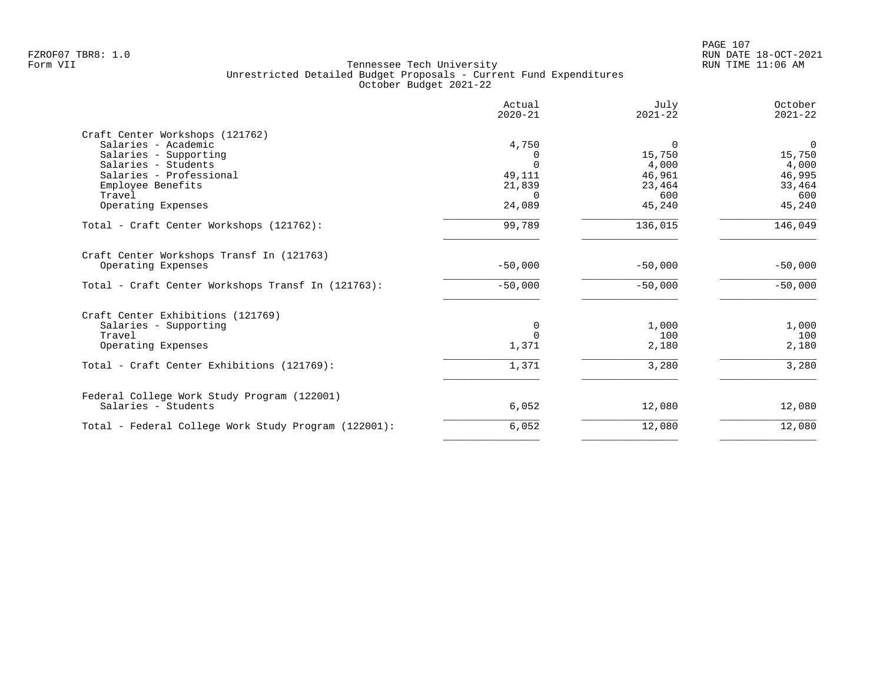Tennessee Tech University
Unrestricted Detailed Budget Proposals - Current Fund Expenditures
October Budget 2021-22

| | Actual 2020-21 | July 2021-22 | October 2021-22 |
|---|---|---|---|
| **Craft Center Workshops (121762)** | | | |
| Salaries - Academic | 4,750 | 0 | 0 |
| Salaries - Supporting | 0 | 15,750 | 15,750 |
| Salaries - Students | 0 | 4,000 | 4,000 |
| Salaries - Professional | 49,111 | 46,961 | 46,995 |
| Employee Benefits | 21,839 | 23,464 | 33,464 |
| Travel | 0 | 600 | 600 |
| Operating Expenses | 24,089 | 45,240 | 45,240 |
| Total - Craft Center Workshops (121762): | 99,789 | 136,015 | 146,049 |
| **Craft Center Workshops Transf In (121763)** | | | |
| Operating Expenses | -50,000 | -50,000 | -50,000 |
| Total - Craft Center Workshops Transf In (121763): | -50,000 | -50,000 | -50,000 |
| **Craft Center Exhibitions (121769)** | | | |
| Salaries - Supporting | 0 | 1,000 | 1,000 |
| Travel | 0 | 100 | 100 |
| Operating Expenses | 1,371 | 2,180 | 2,180 |
| Total - Craft Center Exhibitions (121769): | 1,371 | 3,280 | 3,280 |
| **Federal College Work Study Program (122001)** | | | |
| Salaries - Students | 6,052 | 12,080 | 12,080 |
| Total - Federal College Work Study Program (122001): | 6,052 | 12,080 | 12,080 |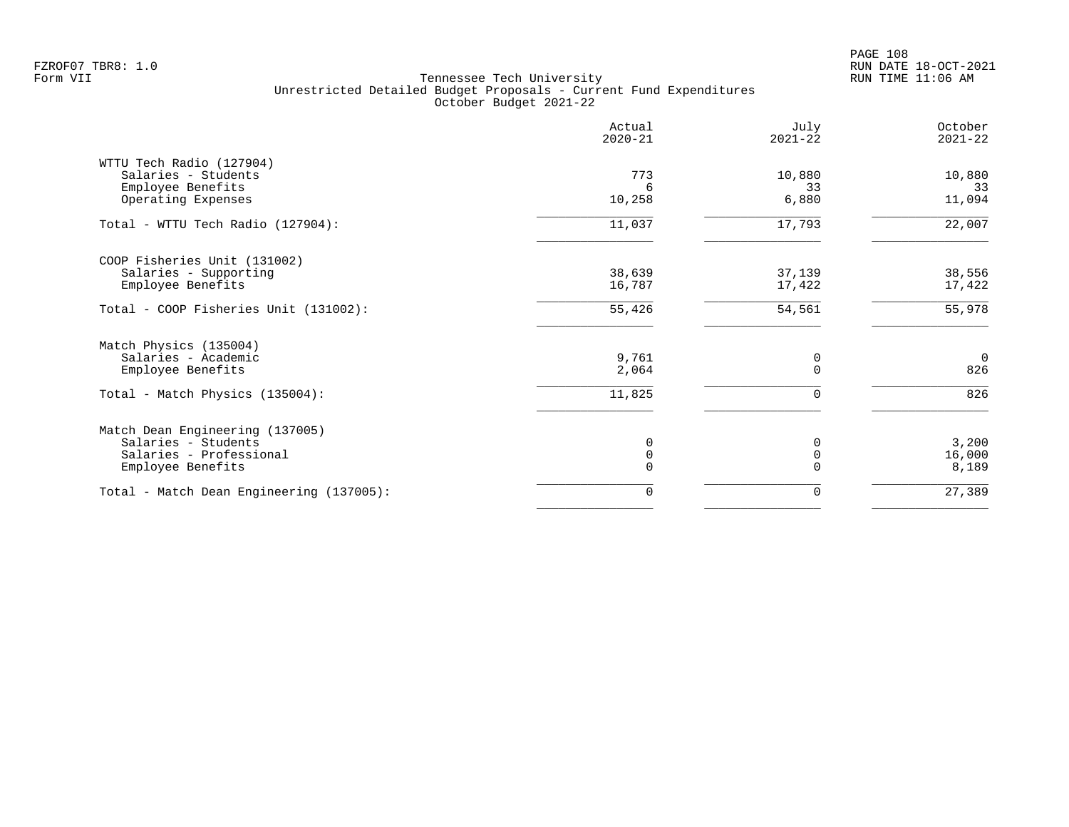FZROF07 TBR8: 1.0
Form VII

RUN DATE 18-OCT-2021
RUN TIME 11:06 AM

# Tennessee Tech University
## Unrestricted Detailed Budget Proposals - Current Fund Expenditures
### October Budget 2021-22

| | Actual 2020-21 | July 2021-22 | October 2021-22 |
|---|---|---|---|
| **WTTU Tech Radio (127904)** | | | |
| Salaries - Students | 773 | 10,880 | 10,880 |
| Employee Benefits | 6 | 33 | 33 |
| Operating Expenses | 10,258 | 6,880 | 11,094 |
| Total - WTTU Tech Radio (127904): | 11,037 | 17,793 | 22,007 |
| **COOP Fisheries Unit (131002)** | | | |
| Salaries - Supporting | 38,639 | 37,139 | 38,556 |
| Employee Benefits | 16,787 | 17,422 | 17,422 |
| Total - COOP Fisheries Unit (131002): | 55,426 | 54,561 | 55,978 |
| **Match Physics (135004)** | | | |
| Salaries - Academic | 9,761 | 0 | 0 |
| Employee Benefits | 2,064 | 0 | 826 |
| Total - Match Physics (135004): | 11,825 | 0 | 826 |
| **Match Dean Engineering (137005)** | | | |
| Salaries - Students | 0 | 0 | 3,200 |
| Salaries - Professional | 0 | 0 | 16,000 |
| Employee Benefits | 0 | 0 | 8,189 |
| Total - Match Dean Engineering (137005): | 0 | 0 | 27,389 |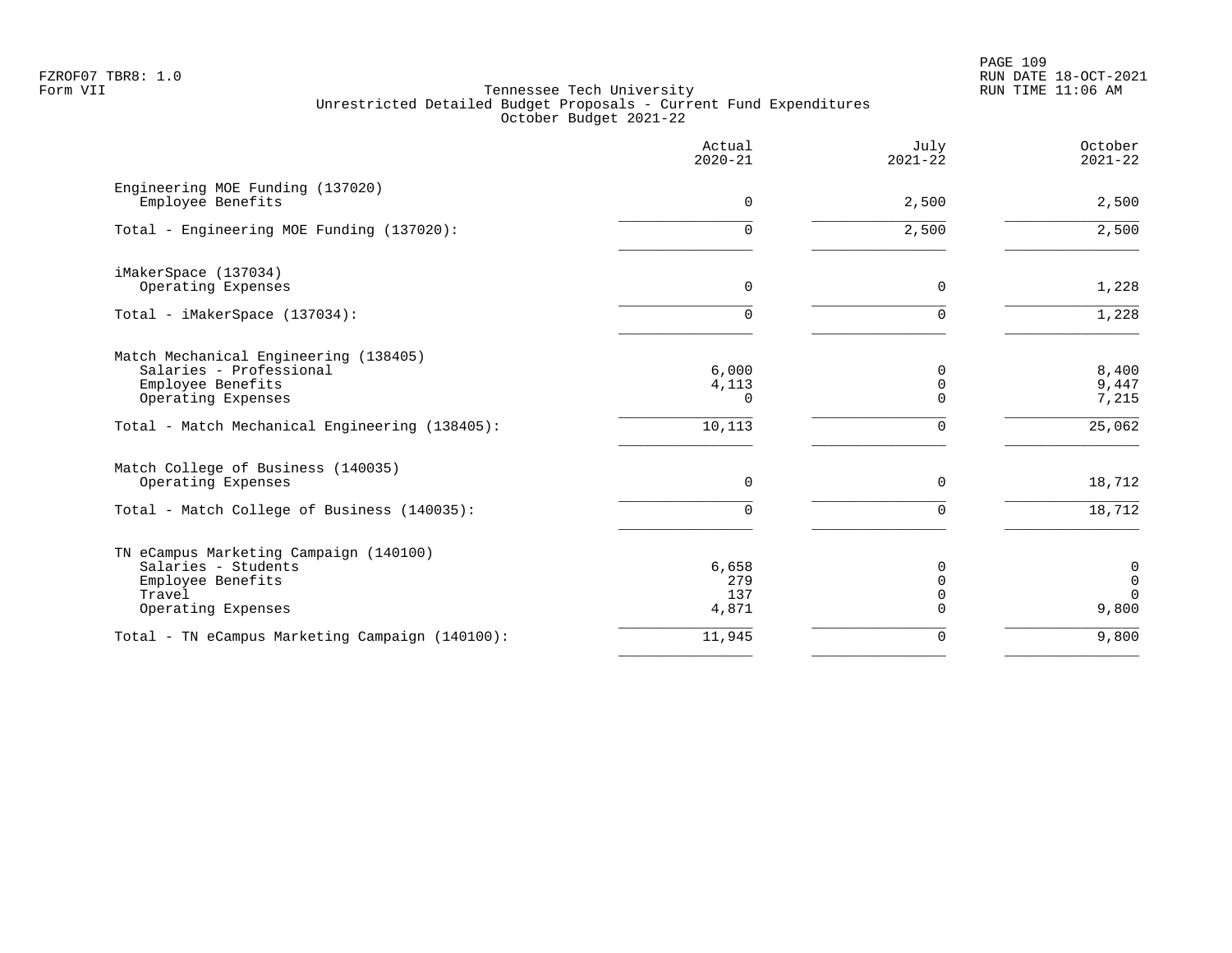FZROF07 TBR8: 1.0
Form VII

# Tennessee Tech University
## Unrestricted Detailed Budget Proposals - Current Fund Expenditures
### October Budget 2021-22

RUN DATE 18-OCT-2021
RUN TIME 11:06 AM

| | Actual 2020-21 | July 2021-22 | October 2021-22 |
|---|---|---|---|
| **Engineering MOE Funding (137020)** | | | |
| Employee Benefits | 0 | 2,500 | 2,500 |
| Total - Engineering MOE Funding (137020): | 0 | 2,500 | 2,500 |
| **iMakerSpace (137034)** | | | |
| Operating Expenses | 0 | 0 | 1,228 |
| Total - iMakerSpace (137034): | 0 | 0 | 1,228 |
| **Match Mechanical Engineering (138405)** | | | |
| Salaries - Professional | 6,000 | 0 | 8,400 |
| Employee Benefits | 4,113 | 0 | 9,447 |
| Operating Expenses | 0 | 0 | 7,215 |
| Total - Match Mechanical Engineering (138405): | 10,113 | 0 | 25,062 |
| **Match College of Business (140035)** | | | |
| Operating Expenses | 0 | 0 | 18,712 |
| Total - Match College of Business (140035): | 0 | 0 | 18,712 |
| **TN eCampus Marketing Campaign (140100)** | | | |
| Salaries - Students | 6,658 | 0 | 0 |
| Employee Benefits | 279 | 0 | 0 |
| Travel | 137 | 0 | 0 |
| Operating Expenses | 4,871 | 0 | 9,800 |
| Total - TN eCampus Marketing Campaign (140100): | 11,945 | 0 | 9,800 |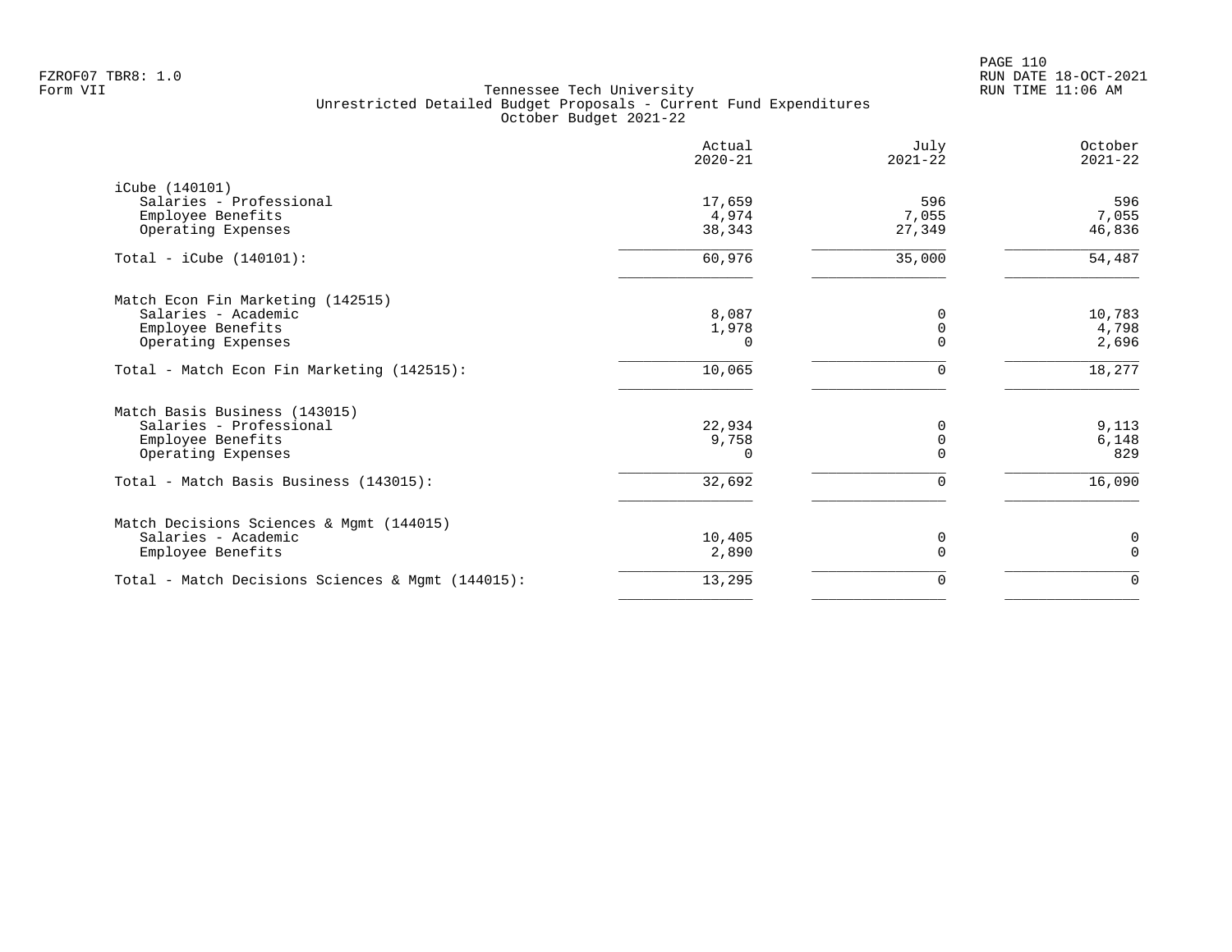FZROF07 TBR8: 1.0
Form VII

Tennessee Tech University
Unrestricted Detailed Budget Proposals - Current Fund Expenditures
October Budget 2021-22

RUN DATE 18-OCT-2021
RUN TIME 11:06 AM

| | Actual 2020-21 | July 2021-22 | October 2021-22 |
|---|---|---|---|
| **iCube (140101)** | | | |
| Salaries - Professional | 17,659 | 596 | 596 |
| Employee Benefits | 4,974 | 7,055 | 7,055 |
| Operating Expenses | 38,343 | 27,349 | 46,836 |
| Total - iCube (140101): | 60,976 | 35,000 | 54,487 |
| **Match Econ Fin Marketing (142515)** | | | |
| Salaries - Academic | 8,087 | 0 | 10,783 |
| Employee Benefits | 1,978 | 0 | 4,798 |
| Operating Expenses | 0 | 0 | 2,696 |
| Total - Match Econ Fin Marketing (142515): | 10,065 | 0 | 18,277 |
| **Match Basis Business (143015)** | | | |
| Salaries - Professional | 22,934 | 0 | 9,113 |
| Employee Benefits | 9,758 | 0 | 6,148 |
| Operating Expenses | 0 | 0 | 829 |
| Total - Match Basis Business (143015): | 32,692 | 0 | 16,090 |
| **Match Decisions Sciences & Mgmt (144015)** | | | |
| Salaries - Academic | 10,405 | 0 | 0 |
| Employee Benefits | 2,890 | 0 | 0 |
| Total - Match Decisions Sciences & Mgmt (144015): | 13,295 | 0 | 0 |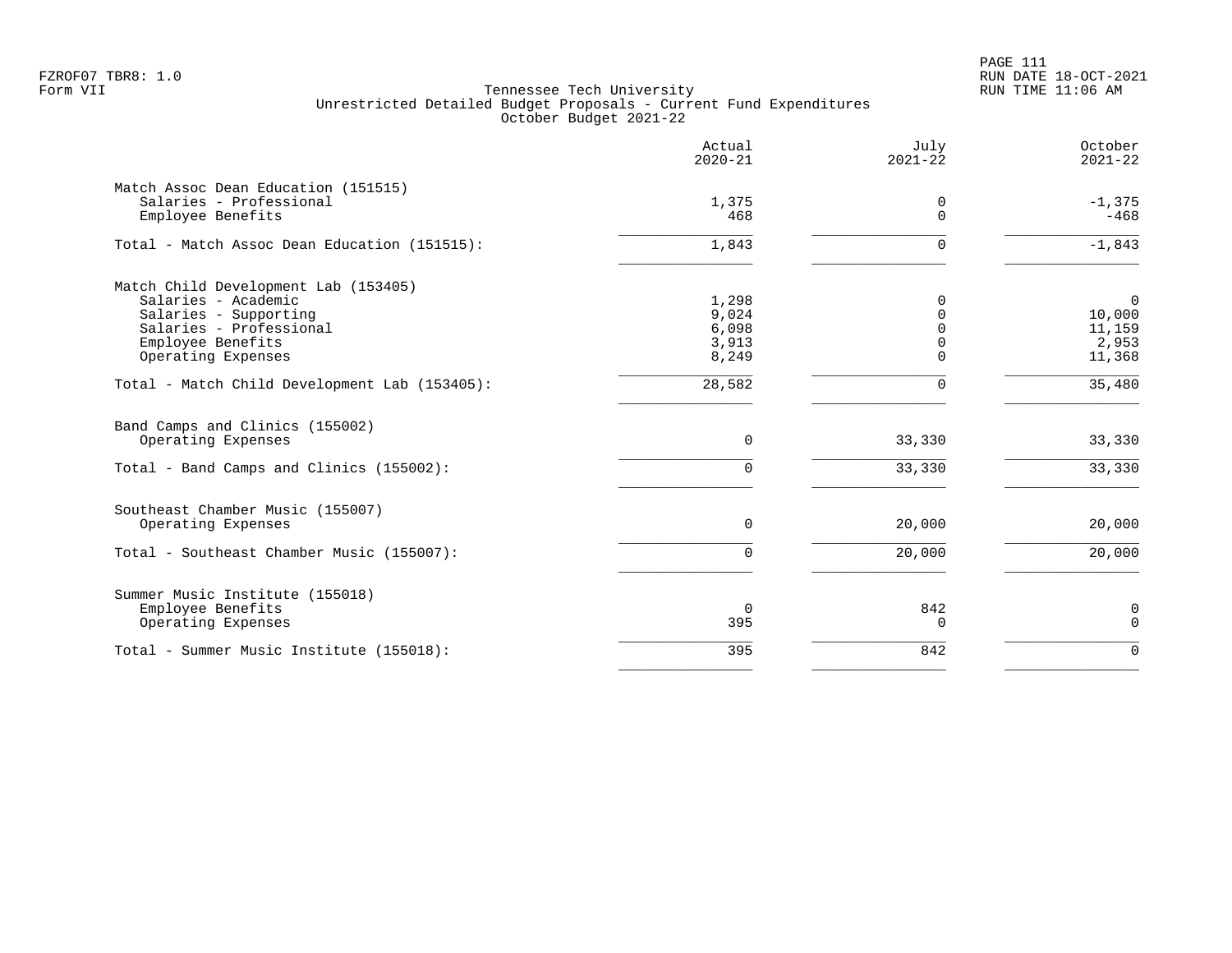FZROF07 TBR8: 1.0
Form VII

Tennessee Tech University
Unrestricted Detailed Budget Proposals - Current Fund Expenditures
October Budget 2021-22

RUN DATE 18-OCT-2021
RUN TIME 11:06 AM

| | Actual 2020-21 | July 2021-22 | October 2021-22 |
|---|---|---|---|
| **Match Assoc Dean Education (151515)** | | | |
| Salaries - Professional | 1,375 | 0 | -1,375 |
| Employee Benefits | 468 | 0 | -468 |
| Total - Match Assoc Dean Education (151515): | 1,843 | 0 | -1,843 |
| **Match Child Development Lab (153405)** | | | |
| Salaries - Academic | 1,298 | 0 | 0 |
| Salaries - Supporting | 9,024 | 0 | 10,000 |
| Salaries - Professional | 6,098 | 0 | 11,159 |
| Employee Benefits | 3,913 | 0 | 2,953 |
| Operating Expenses | 8,249 | 0 | 11,368 |
| Total - Match Child Development Lab (153405): | 28,582 | 0 | 35,480 |
| **Band Camps and Clinics (155002)** | | | |
| Operating Expenses | 0 | 33,330 | 33,330 |
| Total - Band Camps and Clinics (155002): | 0 | 33,330 | 33,330 |
| **Southeast Chamber Music (155007)** | | | |
| Operating Expenses | 0 | 20,000 | 20,000 |
| Total - Southeast Chamber Music (155007): | 0 | 20,000 | 20,000 |
| **Summer Music Institute (155018)** | | | |
| Employee Benefits | 0 | 842 | 0 |
| Operating Expenses | 395 | 0 | 0 |
| Total - Summer Music Institute (155018): | 395 | 842 | 0 |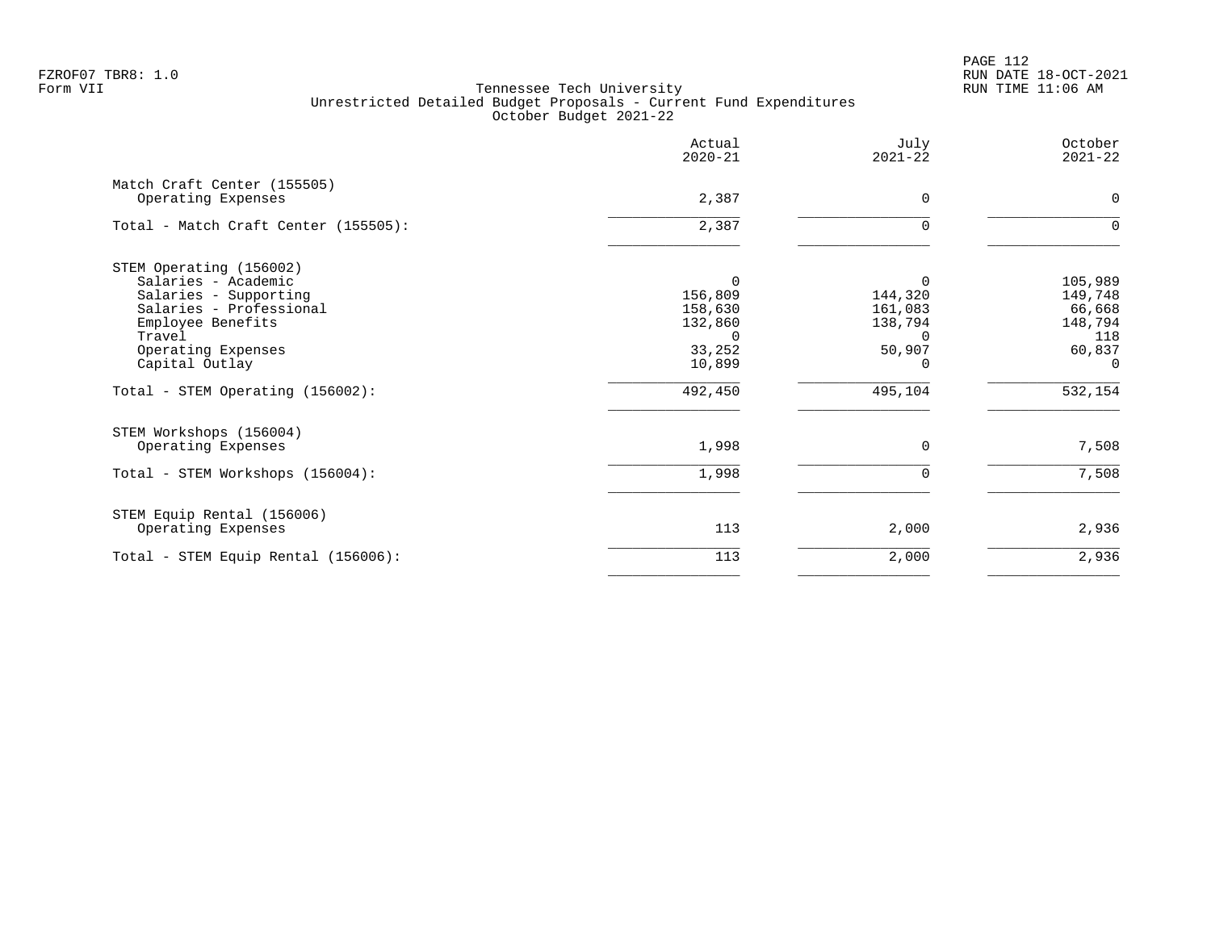FZROF07 TBR8: 1.0
Form VII

Tennessee Tech University
Unrestricted Detailed Budget Proposals - Current Fund Expenditures
October Budget 2021-22

RUN DATE 18-OCT-2021
RUN TIME 11:06 AM

| | Actual 2020-21 | July 2021-22 | October 2021-22 |
|---|---|---|---|
| Match Craft Center (155505) | | | |
| Operating Expenses | 2,387 | 0 | 0 |
| Total - Match Craft Center (155505): | 2,387 | 0 | 0 |
| STEM Operating (156002) | | | |
| Salaries - Academic | 0 | 0 | 105,989 |
| Salaries - Supporting | 156,809 | 144,320 | 149,748 |
| Salaries - Professional | 158,630 | 161,083 | 66,668 |
| Employee Benefits | 132,860 | 138,794 | 148,794 |
| Travel | 0 | 0 | 118 |
| Operating Expenses | 33,252 | 50,907 | 60,837 |
| Capital Outlay | 10,899 | 0 | 0 |
| Total - STEM Operating (156002): | 492,450 | 495,104 | 532,154 |
| STEM Workshops (156004) | | | |
| Operating Expenses | 1,998 | 0 | 7,508 |
| Total - STEM Workshops (156004): | 1,998 | 0 | 7,508 |
| STEM Equip Rental (156006) | | | |
| Operating Expenses | 113 | 2,000 | 2,936 |
| Total - STEM Equip Rental (156006): | 113 | 2,000 | 2,936 |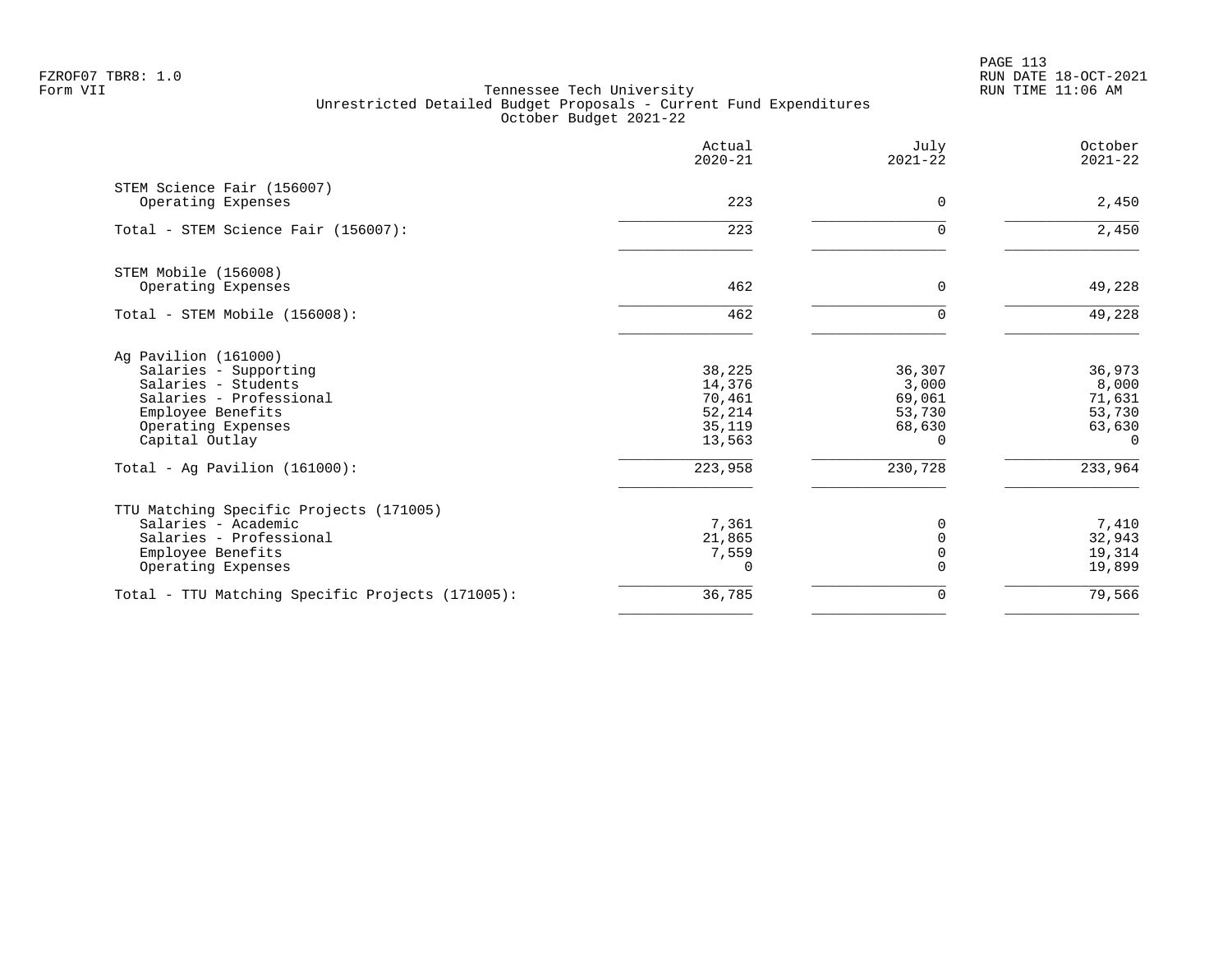FZROF07 TBR8: 1.0
Form VII

Tennessee Tech University
Unrestricted Detailed Budget Proposals - Current Fund Expenditures
October Budget 2021-22

RUN DATE 18-OCT-2021
RUN TIME 11:06 AM

| | Actual 2020-21 | July 2021-22 | October 2021-22 |
|---|---|---|---|
| **STEM Science Fair (156007)** | | | |
| Operating Expenses | 223 | 0 | 2,450 |
| Total - STEM Science Fair (156007): | 223 | 0 | 2,450 |
| **STEM Mobile (156008)** | | | |
| Operating Expenses | 462 | 0 | 49,228 |
| Total - STEM Mobile (156008): | 462 | 0 | 49,228 |
| **Ag Pavilion (161000)** | | | |
| Salaries - Supporting | 38,225 | 36,307 | 36,973 |
| Salaries - Students | 14,376 | 3,000 | 8,000 |
| Salaries - Professional | 70,461 | 69,061 | 71,631 |
| Employee Benefits | 52,214 | 53,730 | 53,730 |
| Operating Expenses | 35,119 | 68,630 | 63,630 |
| Capital Outlay | 13,563 | 0 | 0 |
| Total - Ag Pavilion (161000): | 223,958 | 230,728 | 233,964 |
| **TTU Matching Specific Projects (171005)** | | | |
| Salaries - Academic | 7,361 | 0 | 7,410 |
| Salaries - Professional | 21,865 | 0 | 32,943 |
| Employee Benefits | 7,559 | 0 | 19,314 |
| Operating Expenses | 0 | 0 | 19,899 |
| Total - TTU Matching Specific Projects (171005): | 36,785 | 0 | 79,566 |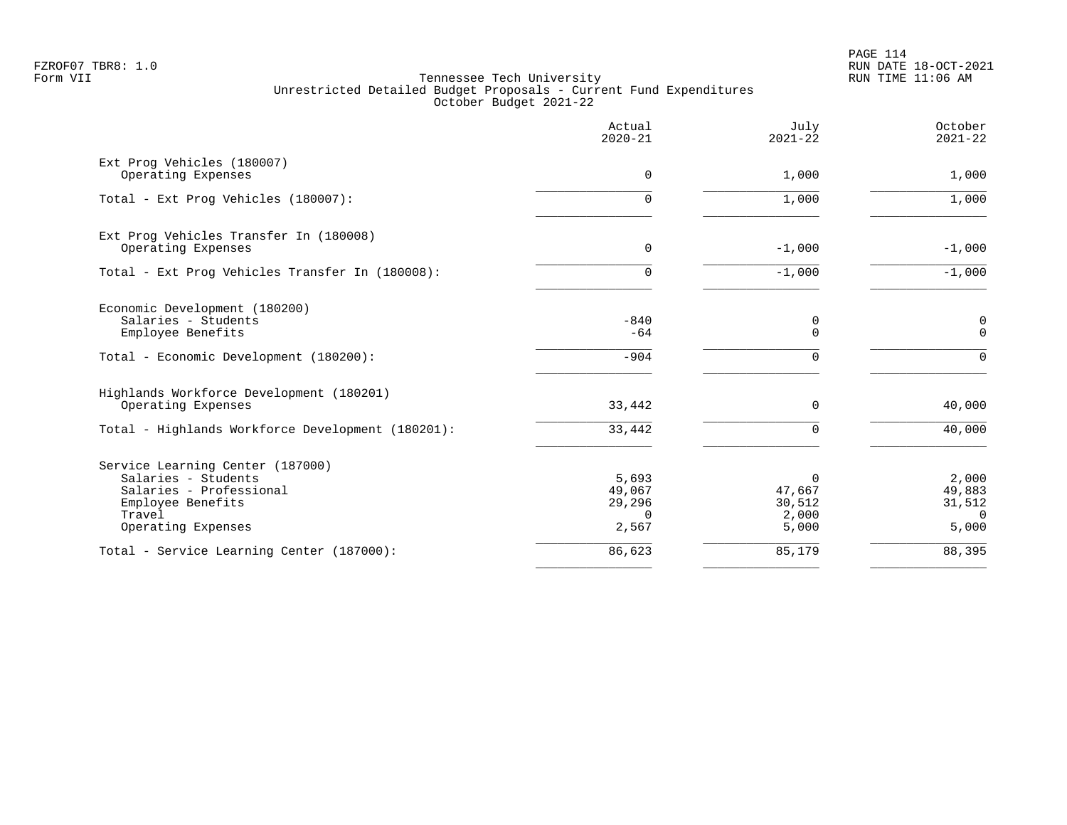FZROF07 TBR8: 1.0
Form VII

RUN DATE 18-OCT-2021
RUN TIME 11:06 AM

# Tennessee Tech University
## Unrestricted Detailed Budget Proposals - Current Fund Expenditures
### October Budget 2021-22

| | Actual 2020-21 | July 2021-22 | October 2021-22 |
|---|---|---|---|
| **Ext Prog Vehicles (180007)** | | | |
| Operating Expenses | 0 | 1,000 | 1,000 |
| Total - Ext Prog Vehicles (180007): | 0 | 1,000 | 1,000 |
| **Ext Prog Vehicles Transfer In (180008)** | | | |
| Operating Expenses | 0 | -1,000 | -1,000 |
| Total - Ext Prog Vehicles Transfer In (180008): | 0 | -1,000 | -1,000 |
| **Economic Development (180200)** | | | |
| Salaries - Students | -840 | 0 | 0 |
| Employee Benefits | -64 | 0 | 0 |
| Total - Economic Development (180200): | -904 | 0 | 0 |
| **Highlands Workforce Development (180201)** | | | |
| Operating Expenses | 33,442 | 0 | 40,000 |
| Total - Highlands Workforce Development (180201): | 33,442 | 0 | 40,000 |
| **Service Learning Center (187000)** | | | |
| Salaries - Students | 5,693 | 0 | 2,000 |
| Salaries - Professional | 49,067 | 47,667 | 49,883 |
| Employee Benefits | 29,296 | 30,512 | 31,512 |
| Travel | 0 | 2,000 | 0 |
| Operating Expenses | 2,567 | 5,000 | 5,000 |
| Total - Service Learning Center (187000): | 86,623 | 85,179 | 88,395 |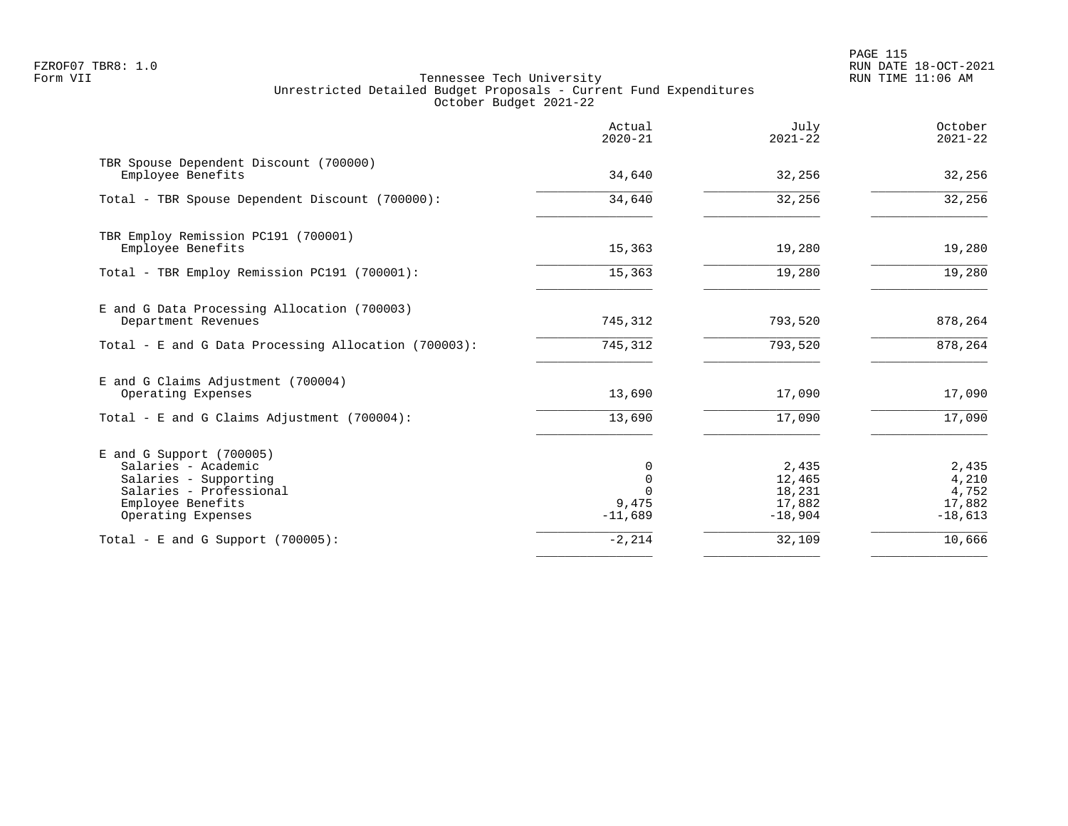Tennessee Tech University
Unrestricted Detailed Budget Proposals - Current Fund Expenditures
October Budget 2021-22

| | Actual 2020-21 | July 2021-22 | October 2021-22 |
|---|---:|---:|---:|
| TBR Spouse Dependent Discount (700000) | | | |
| Employee Benefits | 34,640 | 32,256 | 32,256 |
| Total - TBR Spouse Dependent Discount (700000): | 34,640 | 32,256 | 32,256 |
| TBR Employ Remission PC191 (700001) | | | |
| Employee Benefits | 15,363 | 19,280 | 19,280 |
| Total - TBR Employ Remission PC191 (700001): | 15,363 | 19,280 | 19,280 |
| E and G Data Processing Allocation (700003) | | | |
| Department Revenues | 745,312 | 793,520 | 878,264 |
| Total - E and G Data Processing Allocation (700003): | 745,312 | 793,520 | 878,264 |
| E and G Claims Adjustment (700004) | | | |
| Operating Expenses | 13,690 | 17,090 | 17,090 |
| Total - E and G Claims Adjustment (700004): | 13,690 | 17,090 | 17,090 |
| E and G Support (700005) | | | |
| Salaries - Academic | 0 | 2,435 | 2,435 |
| Salaries - Supporting | 0 | 12,465 | 4,210 |
| Salaries - Professional | 0 | 18,231 | 4,752 |
| Employee Benefits | 9,475 | 17,882 | 17,882 |
| Operating Expenses | -11,689 | -18,904 | -18,613 |
| Total - E and G Support (700005): | -2,214 | 32,109 | 10,666 |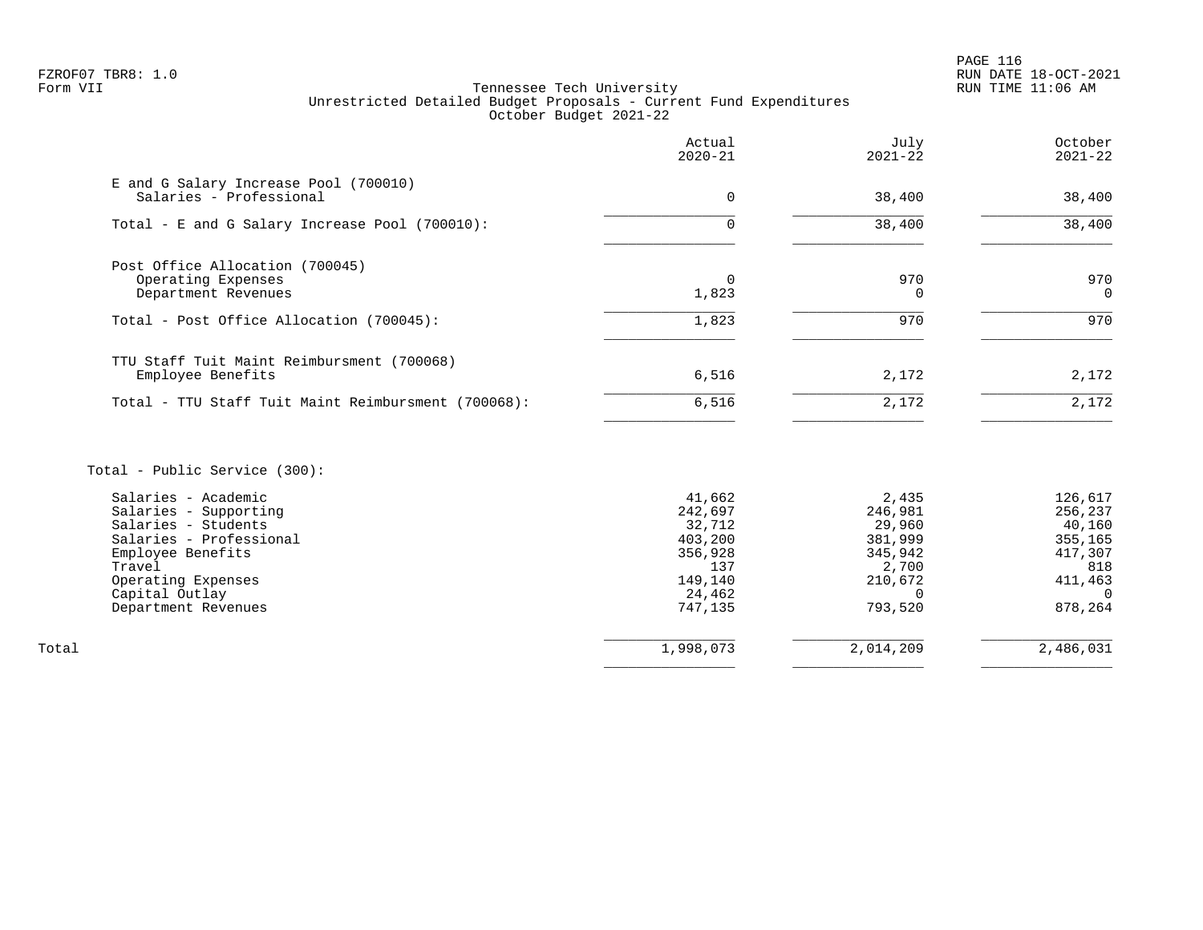FZROF07 TBR8: 1.0
Form VII

Tennessee Tech University
Unrestricted Detailed Budget Proposals - Current Fund Expenditures
October Budget 2021-22

RUN DATE 18-OCT-2021
RUN TIME 11:06 AM

| | Actual 2020-21 | July 2021-22 | October 2021-22 |
|---|---|---|---|
| **E and G Salary Increase Pool (700010)** | | | |
| Salaries - Professional | 0 | 38,400 | 38,400 |
| Total - E and G Salary Increase Pool (700010): | 0 | 38,400 | 38,400 |
| **Post Office Allocation (700045)** | | | |
| Operating Expenses | 0 | 970 | 970 |
| Department Revenues | 1,823 | 0 | 0 |
| Total - Post Office Allocation (700045): | 1,823 | 970 | 970 |
| **TTU Staff Tuit Maint Reimbursment (700068)** | | | |
| Employee Benefits | 6,516 | 2,172 | 2,172 |
| Total - TTU Staff Tuit Maint Reimbursment (700068): | 6,516 | 2,172 | 2,172 |
| **Total - Public Service (300):** | | | |
| Salaries - Academic | 41,662 | 2,435 | 126,617 |
| Salaries - Supporting | 242,697 | 246,981 | 256,237 |
| Salaries - Students | 32,712 | 29,960 | 40,160 |
| Salaries - Professional | 403,200 | 381,999 | 355,165 |
| Employee Benefits | 356,928 | 345,942 | 417,307 |
| Travel | 137 | 2,700 | 818 |
| Operating Expenses | 149,140 | 210,672 | 411,463 |
| Capital Outlay | 24,462 | 0 | 0 |
| Department Revenues | 747,135 | 793,520 | 878,264 |
| Total | 1,998,073 | 2,014,209 | 2,486,031 |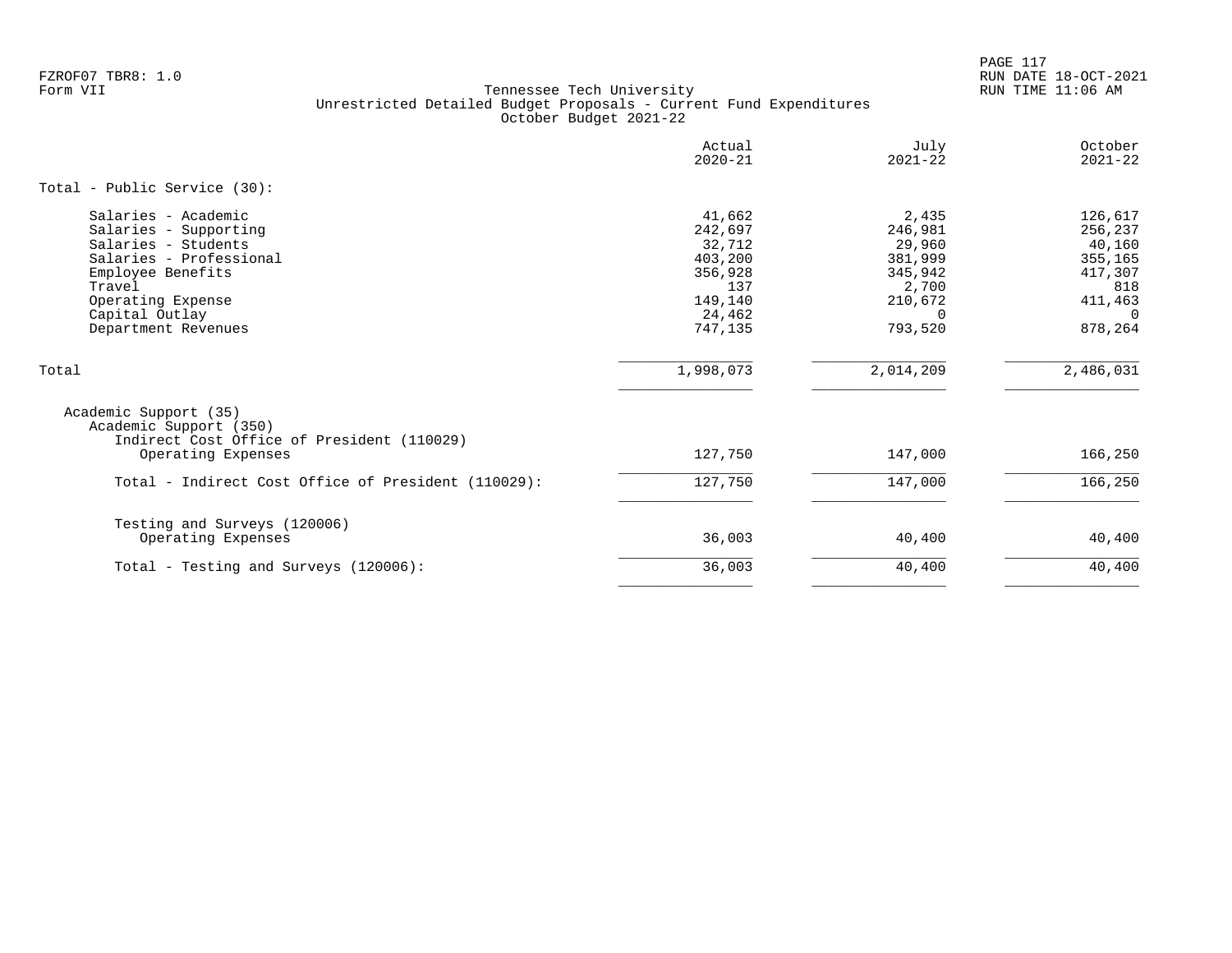Tennessee Tech University
Unrestricted Detailed Budget Proposals - Current Fund Expenditures
October Budget 2021-22

| | Actual 2020-21 | July 2021-22 | October 2021-22 |
|---|---|---|---|
| **Total - Public Service (30):** | | | |
| Salaries - Academic | 41,662 | 2,435 | 126,617 |
| Salaries - Supporting | 242,697 | 246,981 | 256,237 |
| Salaries - Students | 32,712 | 29,960 | 40,160 |
| Salaries - Professional | 403,200 | 381,999 | 355,165 |
| Employee Benefits | 356,928 | 345,942 | 417,307 |
| Travel | 137 | 2,700 | 818 |
| Operating Expense | 149,140 | 210,672 | 411,463 |
| Capital Outlay | 24,462 | 0 | 0 |
| Department Revenues | 747,135 | 793,520 | 878,264 |
| Total | 1,998,073 | 2,014,209 | 2,486,031 |
| Academic Support (35) | | | |
| Academic Support (350) | | | |
| Indirect Cost Office of President (110029) | | | |
| Operating Expenses | 127,750 | 147,000 | 166,250 |
| Total - Indirect Cost Office of President (110029): | 127,750 | 147,000 | 166,250 |
| Testing and Surveys (120006) | | | |
| Operating Expenses | 36,003 | 40,400 | 40,400 |
| Total - Testing and Surveys (120006): | 36,003 | 40,400 | 40,400 |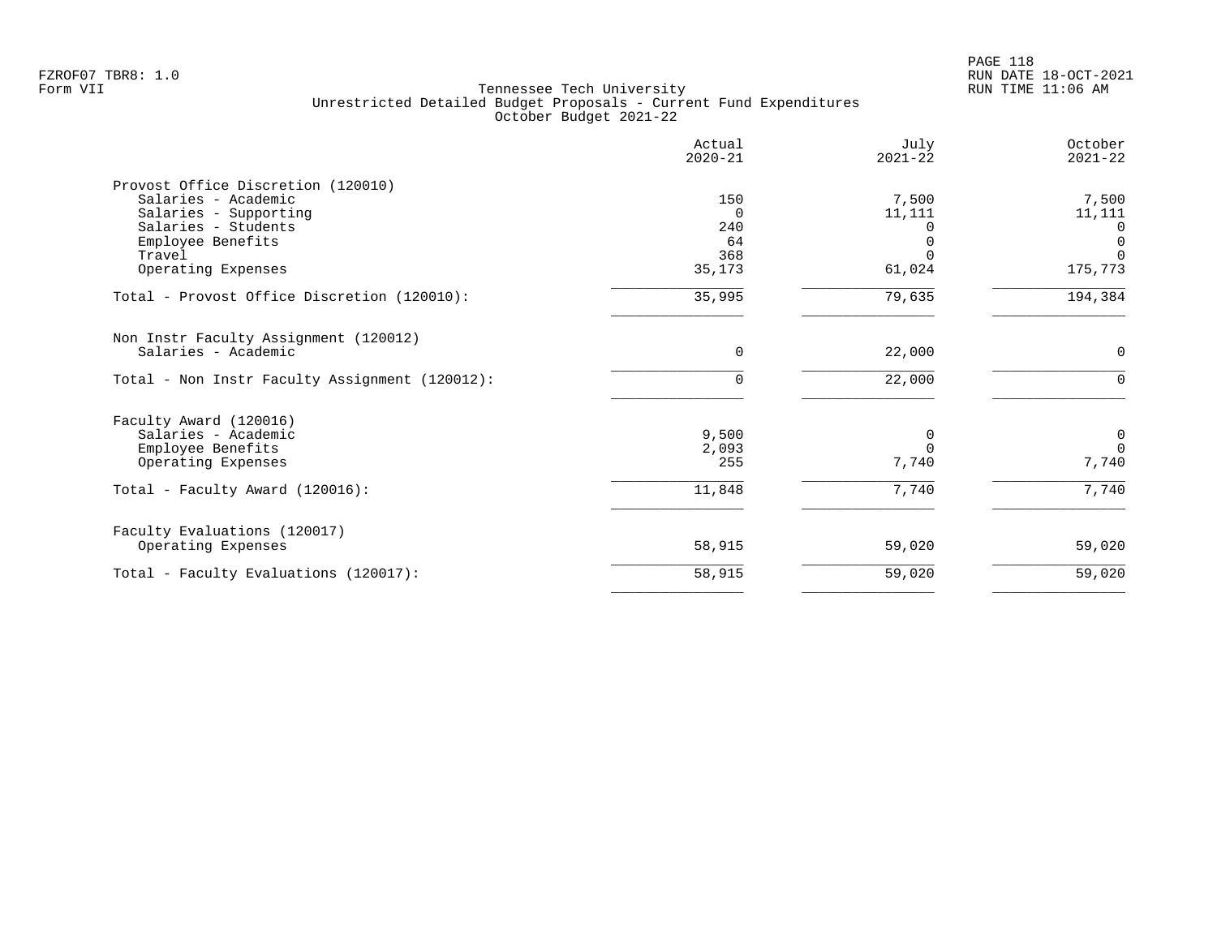FZROF07 TBR8: 1.0
Form VII

Tennessee Tech University
Unrestricted Detailed Budget Proposals - Current Fund Expenditures
October Budget 2021-22

RUN DATE 18-OCT-2021
RUN TIME 11:06 AM

| | Actual 2020-21 | July 2021-22 | October 2021-22 |
|---|---|---|---|
| **Provost Office Discretion (120010)** | | | |
| Salaries - Academic | 150 | 7,500 | 7,500 |
| Salaries - Supporting | 0 | 11,111 | 11,111 |
| Salaries - Students | 240 | 0 | 0 |
| Employee Benefits | 64 | 0 | 0 |
| Travel | 368 | 0 | 0 |
| Operating Expenses | 35,173 | 61,024 | 175,773 |
| Total - Provost Office Discretion (120010): | 35,995 | 79,635 | 194,384 |
| **Non Instr Faculty Assignment (120012)** | | | |
| Salaries - Academic | 0 | 22,000 | 0 |
| Total - Non Instr Faculty Assignment (120012): | 0 | 22,000 | 0 |
| **Faculty Award (120016)** | | | |
| Salaries - Academic | 9,500 | 0 | 0 |
| Employee Benefits | 2,093 | 0 | 0 |
| Operating Expenses | 255 | 7,740 | 7,740 |
| Total - Faculty Award (120016): | 11,848 | 7,740 | 7,740 |
| **Faculty Evaluations (120017)** | | | |
| Operating Expenses | 58,915 | 59,020 | 59,020 |
| Total - Faculty Evaluations (120017): | 58,915 | 59,020 | 59,020 |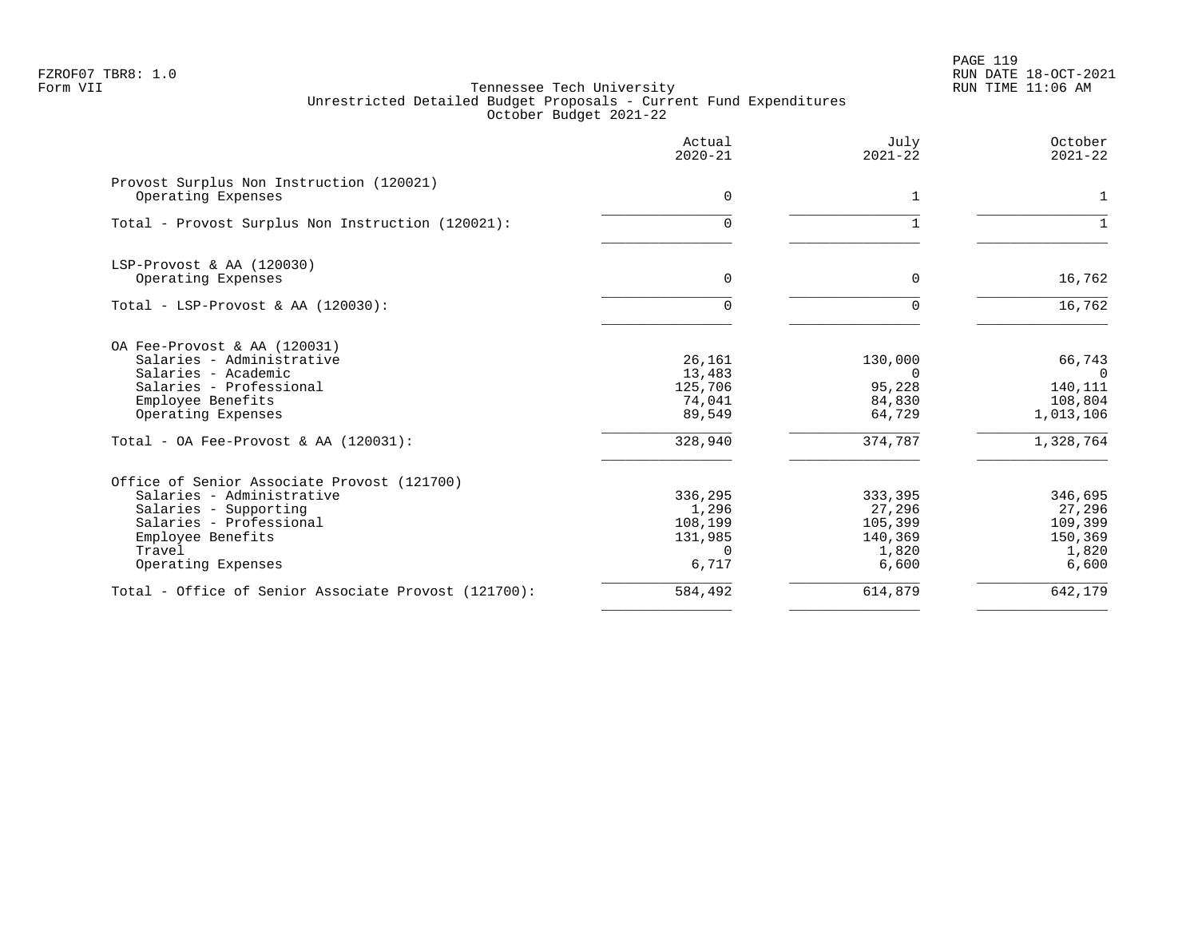Tennessee Tech University
Unrestricted Detailed Budget Proposals - Current Fund Expenditures
October Budget 2021-22

| | Actual 2020-21 | July 2021-22 | October 2021-22 |
|---|---|---|---|
| **Provost Surplus Non Instruction (120021)** | | | |
| Operating Expenses | 0 | 1 | 1 |
| Total - Provost Surplus Non Instruction (120021): | 0 | 1 | 1 |
| **LSP-Provost & AA (120030)** | | | |
| Operating Expenses | 0 | 0 | 16,762 |
| Total - LSP-Provost & AA (120030): | 0 | 0 | 16,762 |
| **OA Fee-Provost & AA (120031)** | | | |
| Salaries - Administrative | 26,161 | 130,000 | 66,743 |
| Salaries - Academic | 13,483 | 0 | 0 |
| Salaries - Professional | 125,706 | 95,228 | 140,111 |
| Employee Benefits | 74,041 | 84,830 | 108,804 |
| Operating Expenses | 89,549 | 64,729 | 1,013,106 |
| Total - OA Fee-Provost & AA (120031): | 328,940 | 374,787 | 1,328,764 |
| **Office of Senior Associate Provost (121700)** | | | |
| Salaries - Administrative | 336,295 | 333,395 | 346,695 |
| Salaries - Supporting | 1,296 | 27,296 | 27,296 |
| Salaries - Professional | 108,199 | 105,399 | 109,399 |
| Employee Benefits | 131,985 | 140,369 | 150,369 |
| Travel | 0 | 1,820 | 1,820 |
| Operating Expenses | 6,717 | 6,600 | 6,600 |
| Total - Office of Senior Associate Provost (121700): | 584,492 | 614,879 | 642,179 |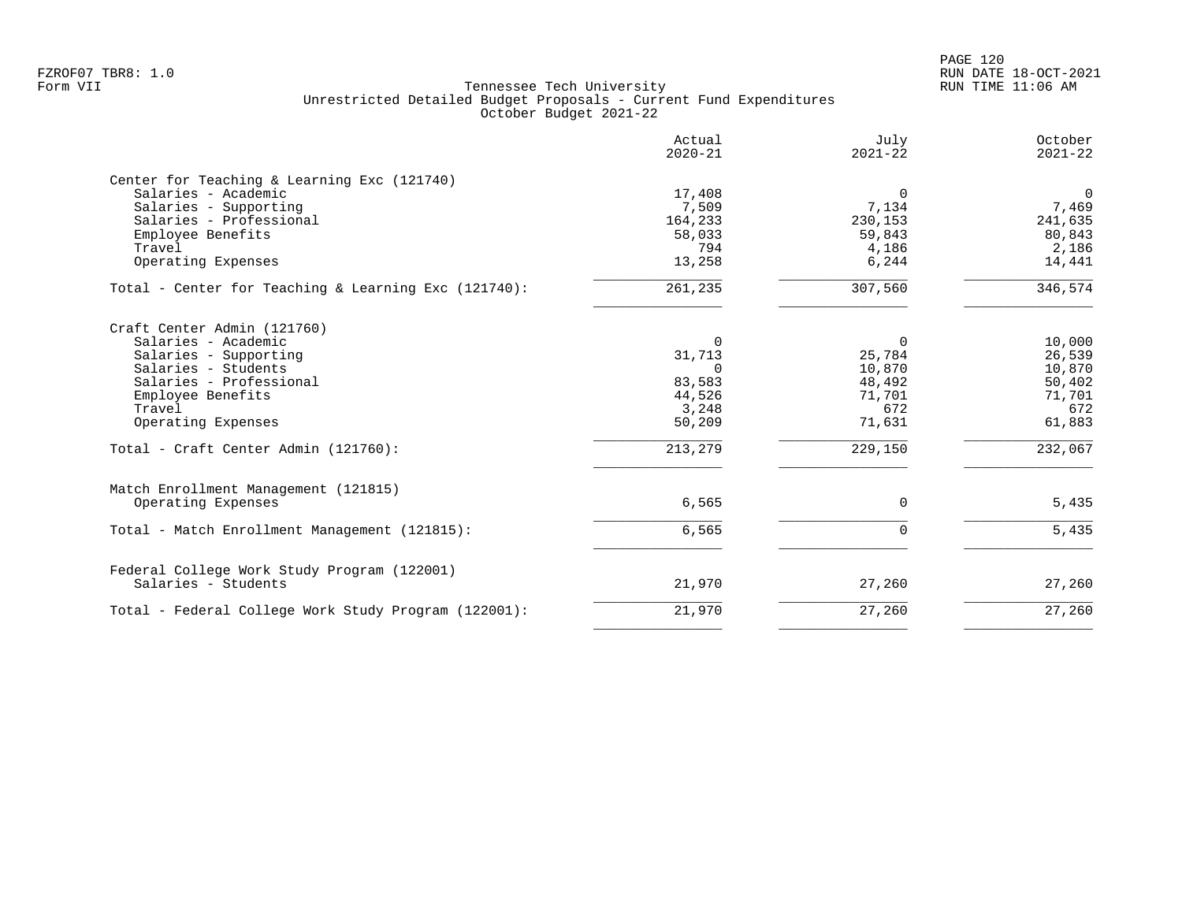Tennessee Tech University
Unrestricted Detailed Budget Proposals - Current Fund Expenditures
October Budget 2021-22

| | Actual 2020-21 | July 2021-22 | October 2021-22 |
|---|---:|---:|---:|
| **Center for Teaching & Learning Exc (121740)** | | | |
| Salaries - Academic | 17,408 | 0 | 0 |
| Salaries - Supporting | 7,509 | 7,134 | 7,469 |
| Salaries - Professional | 164,233 | 230,153 | 241,635 |
| Employee Benefits | 58,033 | 59,843 | 80,843 |
| Travel | 794 | 4,186 | 2,186 |
| Operating Expenses | 13,258 | 6,244 | 14,441 |
| Total - Center for Teaching & Learning Exc (121740): | 261,235 | 307,560 | 346,574 |
| **Craft Center Admin (121760)** | | | |
| Salaries - Academic | 0 | 0 | 10,000 |
| Salaries - Supporting | 31,713 | 25,784 | 26,539 |
| Salaries - Students | 0 | 10,870 | 10,870 |
| Salaries - Professional | 83,583 | 48,492 | 50,402 |
| Employee Benefits | 44,526 | 71,701 | 71,701 |
| Travel | 3,248 | 672 | 672 |
| Operating Expenses | 50,209 | 71,631 | 61,883 |
| Total - Craft Center Admin (121760): | 213,279 | 229,150 | 232,067 |
| **Match Enrollment Management (121815)** | | | |
| Operating Expenses | 6,565 | 0 | 5,435 |
| Total - Match Enrollment Management (121815): | 6,565 | 0 | 5,435 |
| **Federal College Work Study Program (122001)** | | | |
| Salaries - Students | 21,970 | 27,260 | 27,260 |
| Total - Federal College Work Study Program (122001): | 21,970 | 27,260 | 27,260 |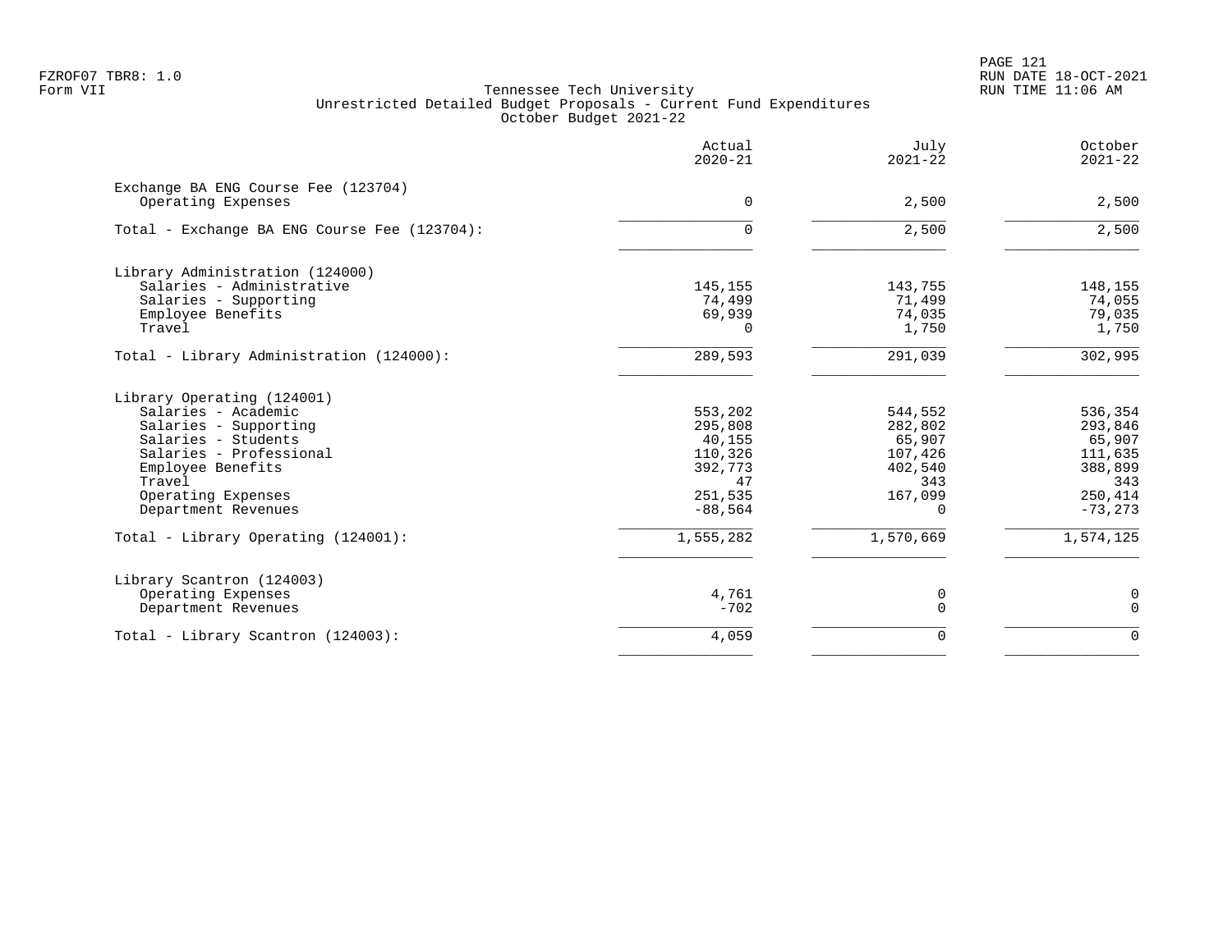Tennessee Tech University
Unrestricted Detailed Budget Proposals - Current Fund Expenditures
October Budget 2021-22

| | Actual 2020-21 | July 2021-22 | October 2021-22 |
|---|---|---|---|
| Exchange BA ENG Course Fee (123704) | | | |
| Operating Expenses | 0 | 2,500 | 2,500 |
| Total - Exchange BA ENG Course Fee (123704): | 0 | 2,500 | 2,500 |
| Library Administration (124000) | | | |
| Salaries - Administrative | 145,155 | 143,755 | 148,155 |
| Salaries - Supporting | 74,499 | 71,499 | 74,055 |
| Employee Benefits | 69,939 | 74,035 | 79,035 |
| Travel | 0 | 1,750 | 1,750 |
| Total - Library Administration (124000): | 289,593 | 291,039 | 302,995 |
| Library Operating (124001) | | | |
| Salaries - Academic | 553,202 | 544,552 | 536,354 |
| Salaries - Supporting | 295,808 | 282,802 | 293,846 |
| Salaries - Students | 40,155 | 65,907 | 65,907 |
| Salaries - Professional | 110,326 | 107,426 | 111,635 |
| Employee Benefits | 392,773 | 402,540 | 388,899 |
| Travel | 47 | 343 | 343 |
| Operating Expenses | 251,535 | 167,099 | 250,414 |
| Department Revenues | -88,564 | 0 | -73,273 |
| Total - Library Operating (124001): | 1,555,282 | 1,570,669 | 1,574,125 |
| Library Scantron (124003) | | | |
| Operating Expenses | 4,761 | 0 | 0 |
| Department Revenues | -702 | 0 | 0 |
| Total - Library Scantron (124003): | 4,059 | 0 | 0 |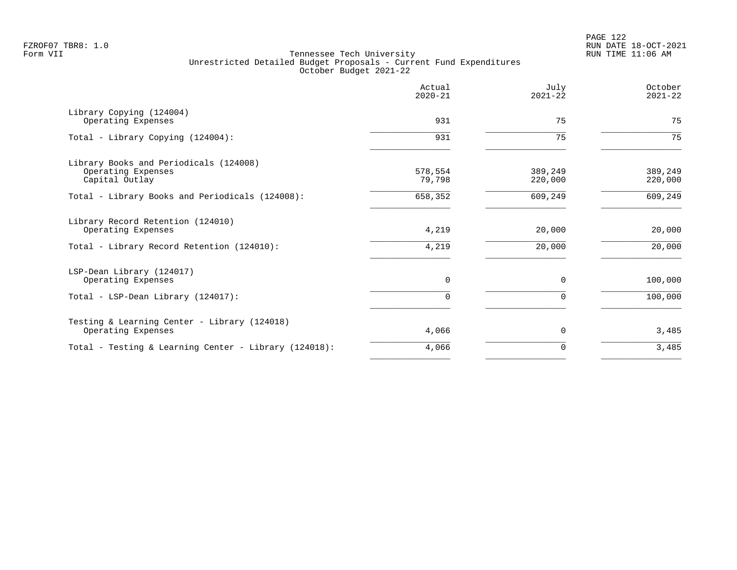FZROF07 TBR8: 1.0
Form VII

Tennessee Tech University
Unrestricted Detailed Budget Proposals - Current Fund Expenditures
October Budget 2021-22

RUN DATE 18-OCT-2021
RUN TIME 11:06 AM

| | Actual 2020-21 | July 2021-22 | October 2021-22 |
|---|---|---|---|
| Library Copying (124004) | | | |
| Operating Expenses | 931 | 75 | 75 |
| Total - Library Copying (124004): | 931 | 75 | 75 |
| Library Books and Periodicals (124008) | | | |
| Operating Expenses | 578,554 | 389,249 | 389,249 |
| Capital Outlay | 79,798 | 220,000 | 220,000 |
| Total - Library Books and Periodicals (124008): | 658,352 | 609,249 | 609,249 |
| Library Record Retention (124010) | | | |
| Operating Expenses | 4,219 | 20,000 | 20,000 |
| Total - Library Record Retention (124010): | 4,219 | 20,000 | 20,000 |
| LSP-Dean Library (124017) | | | |
| Operating Expenses | 0 | 0 | 100,000 |
| Total - LSP-Dean Library (124017): | 0 | 0 | 100,000 |
| Testing & Learning Center - Library (124018) | | | |
| Operating Expenses | 4,066 | 0 | 3,485 |
| Total - Testing & Learning Center - Library (124018): | 4,066 | 0 | 3,485 |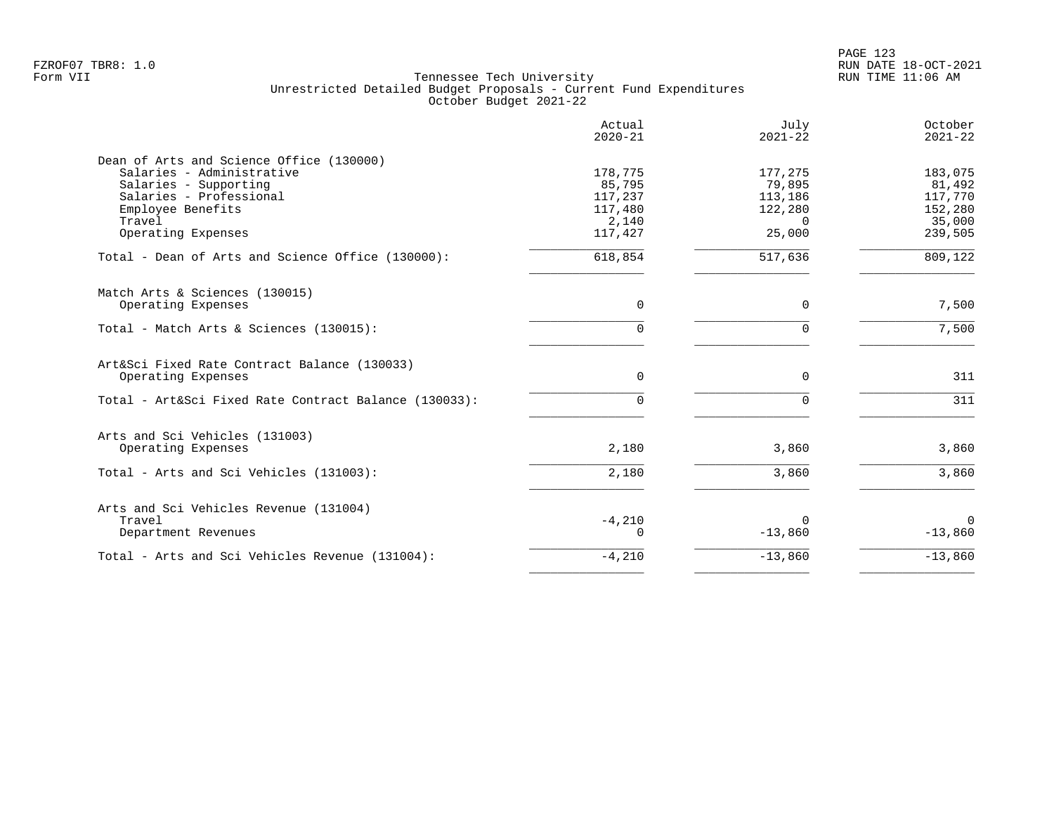Tennessee Tech University
Unrestricted Detailed Budget Proposals - Current Fund Expenditures
October Budget 2021-22

| | Actual 2020-21 | July 2021-22 | October 2021-22 |
|---|---|---|---|
| **Dean of Arts and Science Office (130000)** | | | |
| Salaries - Administrative | 178,775 | 177,275 | 183,075 |
| Salaries - Supporting | 85,795 | 79,895 | 81,492 |
| Salaries - Professional | 117,237 | 113,186 | 117,770 |
| Employee Benefits | 117,480 | 122,280 | 152,280 |
| Travel | 2,140 | 0 | 35,000 |
| Operating Expenses | 117,427 | 25,000 | 239,505 |
| Total - Dean of Arts and Science Office (130000): | 618,854 | 517,636 | 809,122 |
| **Match Arts & Sciences (130015)** | | | |
| Operating Expenses | 0 | 0 | 7,500 |
| Total - Match Arts & Sciences (130015): | 0 | 0 | 7,500 |
| **Art&Sci Fixed Rate Contract Balance (130033)** | | | |
| Operating Expenses | 0 | 0 | 311 |
| Total - Art&Sci Fixed Rate Contract Balance (130033): | 0 | 0 | 311 |
| **Arts and Sci Vehicles (131003)** | | | |
| Operating Expenses | 2,180 | 3,860 | 3,860 |
| Total - Arts and Sci Vehicles (131003): | 2,180 | 3,860 | 3,860 |
| **Arts and Sci Vehicles Revenue (131004)** | | | |
| Travel | -4,210 | 0 | 0 |
| Department Revenues | 0 | -13,860 | -13,860 |
| Total - Arts and Sci Vehicles Revenue (131004): | -4,210 | -13,860 | -13,860 |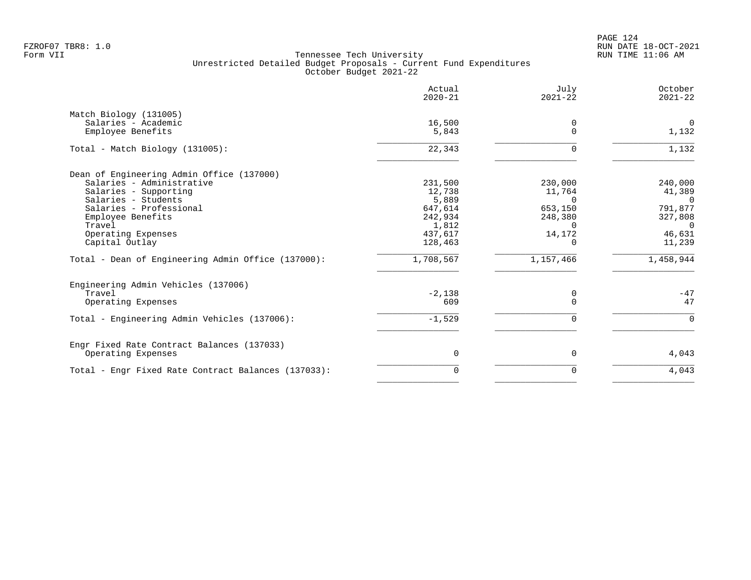Tennessee Tech University
Unrestricted Detailed Budget Proposals - Current Fund Expenditures
October Budget 2021-22

| | Actual 2020-21 | July 2021-22 | October 2021-22 |
|---|---|---|---|
| **Match Biology (131005)** | | | |
| Salaries - Academic | 16,500 | 0 | 0 |
| Employee Benefits | 5,843 | 0 | 1,132 |
| Total - Match Biology (131005): | 22,343 | 0 | 1,132 |
| **Dean of Engineering Admin Office (137000)** | | | |
| Salaries - Administrative | 231,500 | 230,000 | 240,000 |
| Salaries - Supporting | 12,738 | 11,764 | 41,389 |
| Salaries - Students | 5,889 | 0 | 0 |
| Salaries - Professional | 647,614 | 653,150 | 791,877 |
| Employee Benefits | 242,934 | 248,380 | 327,808 |
| Travel | 1,812 | 0 | 0 |
| Operating Expenses | 437,617 | 14,172 | 46,631 |
| Capital Outlay | 128,463 | 0 | 11,239 |
| Total - Dean of Engineering Admin Office (137000): | 1,708,567 | 1,157,466 | 1,458,944 |
| **Engineering Admin Vehicles (137006)** | | | |
| Travel | -2,138 | 0 | -47 |
| Operating Expenses | 609 | 0 | 47 |
| Total - Engineering Admin Vehicles (137006): | -1,529 | 0 | 0 |
| **Engr Fixed Rate Contract Balances (137033)** | | | |
| Operating Expenses | 0 | 0 | 4,043 |
| Total - Engr Fixed Rate Contract Balances (137033): | 0 | 0 | 4,043 |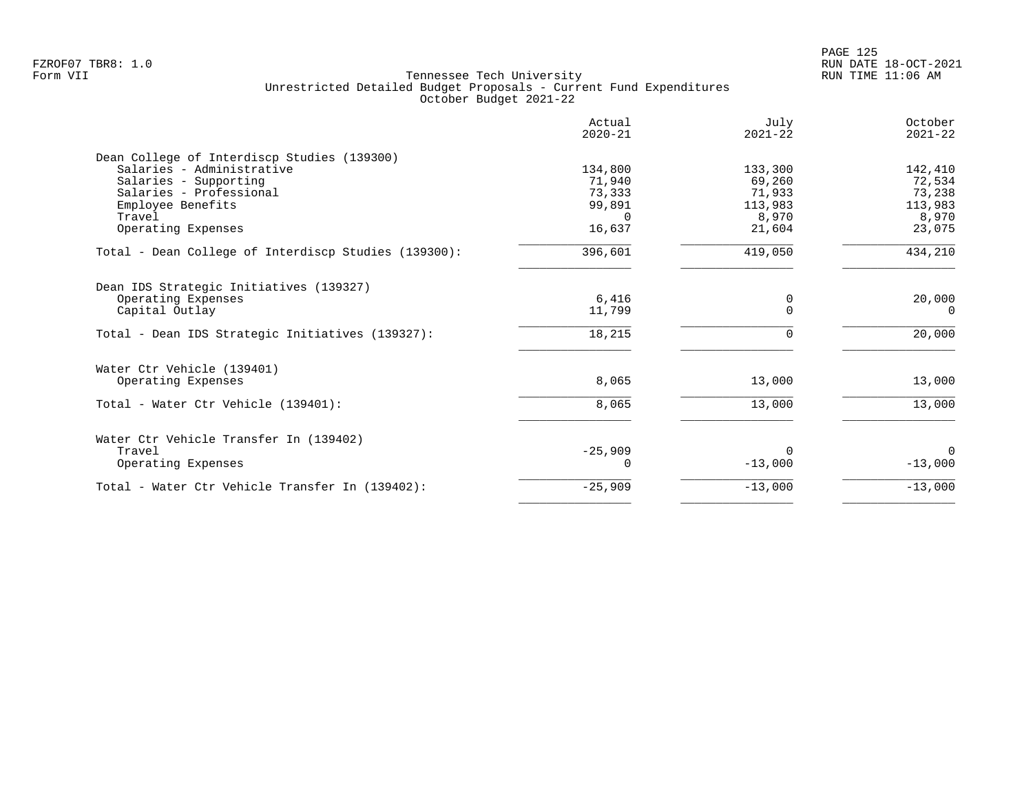Tennessee Tech University
Unrestricted Detailed Budget Proposals - Current Fund Expenditures
October Budget 2021-22

| | Actual 2020-21 | July 2021-22 | October 2021-22 |
|---|---:|---:|---:|
| **Dean College of Interdiscp Studies (139300)** | | | |
| Salaries - Administrative | 134,800 | 133,300 | 142,410 |
| Salaries - Supporting | 71,940 | 69,260 | 72,534 |
| Salaries - Professional | 73,333 | 71,933 | 73,238 |
| Employee Benefits | 99,891 | 113,983 | 113,983 |
| Travel | 0 | 8,970 | 8,970 |
| Operating Expenses | 16,637 | 21,604 | 23,075 |
| Total - Dean College of Interdiscp Studies (139300): | 396,601 | 419,050 | 434,210 |
| **Dean IDS Strategic Initiatives (139327)** | | | |
| Operating Expenses | 6,416 | 0 | 20,000 |
| Capital Outlay | 11,799 | 0 | 0 |
| Total - Dean IDS Strategic Initiatives (139327): | 18,215 | 0 | 20,000 |
| **Water Ctr Vehicle (139401)** | | | |
| Operating Expenses | 8,065 | 13,000 | 13,000 |
| Total - Water Ctr Vehicle (139401): | 8,065 | 13,000 | 13,000 |
| **Water Ctr Vehicle Transfer In (139402)** | | | |
| Travel | -25,909 | 0 | 0 |
| Operating Expenses | 0 | -13,000 | -13,000 |
| Total - Water Ctr Vehicle Transfer In (139402): | -25,909 | -13,000 | -13,000 |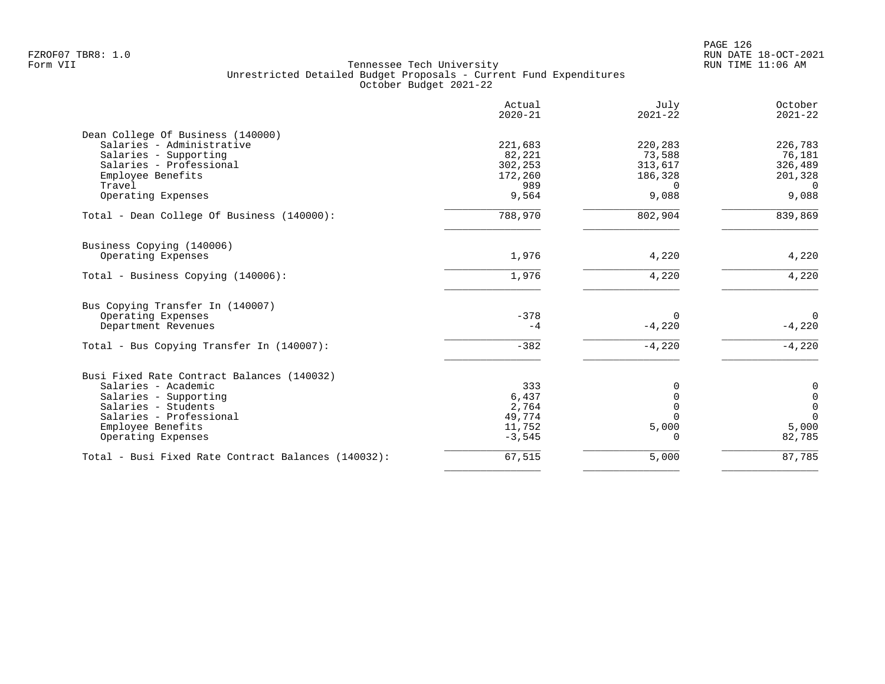FZROF07 TBR8: 1.0
Form VII

# Tennessee Tech University
## Unrestricted Detailed Budget Proposals - Current Fund Expenditures
### October Budget 2021-22

RUN DATE 18-OCT-2021
RUN TIME 11:06 AM

| | Actual 2020-21 | July 2021-22 | October 2021-22 |
|---|---|---|---|
| **Dean College Of Business (140000)** | | | |
| Salaries - Administrative | 221,683 | 220,283 | 226,783 |
| Salaries - Supporting | 82,221 | 73,588 | 76,181 |
| Salaries - Professional | 302,253 | 313,617 | 326,489 |
| Employee Benefits | 172,260 | 186,328 | 201,328 |
| Travel | 989 | 0 | 0 |
| Operating Expenses | 9,564 | 9,088 | 9,088 |
| Total - Dean College Of Business (140000): | 788,970 | 802,904 | 839,869 |
| **Business Copying (140006)** | | | |
| Operating Expenses | 1,976 | 4,220 | 4,220 |
| Total - Business Copying (140006): | 1,976 | 4,220 | 4,220 |
| **Bus Copying Transfer In (140007)** | | | |
| Operating Expenses | -378 | 0 | 0 |
| Department Revenues | -4 | -4,220 | -4,220 |
| Total - Bus Copying Transfer In (140007): | -382 | -4,220 | -4,220 |
| **Busi Fixed Rate Contract Balances (140032)** | | | |
| Salaries - Academic | 333 | 0 | 0 |
| Salaries - Supporting | 6,437 | 0 | 0 |
| Salaries - Students | 2,764 | 0 | 0 |
| Salaries - Professional | 49,774 | 0 | 0 |
| Employee Benefits | 11,752 | 5,000 | 5,000 |
| Operating Expenses | -3,545 | 0 | 82,785 |
| Total - Busi Fixed Rate Contract Balances (140032): | 67,515 | 5,000 | 87,785 |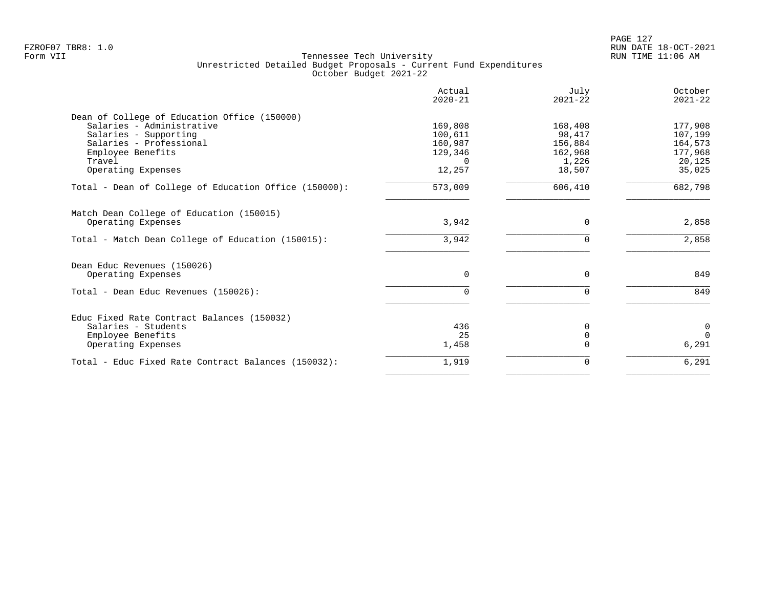Tennessee Tech University
Unrestricted Detailed Budget Proposals - Current Fund Expenditures
October Budget 2021-22

| | Actual 2020-21 | July 2021-22 | October 2021-22 |
|---|---|---|---|
| **Dean of College of Education Office (150000)** | | | |
| Salaries - Administrative | 169,808 | 168,408 | 177,908 |
| Salaries - Supporting | 100,611 | 98,417 | 107,199 |
| Salaries - Professional | 160,987 | 156,884 | 164,573 |
| Employee Benefits | 129,346 | 162,968 | 177,968 |
| Travel | 0 | 1,226 | 20,125 |
| Operating Expenses | 12,257 | 18,507 | 35,025 |
| Total - Dean of College of Education Office (150000): | 573,009 | 606,410 | 682,798 |
| **Match Dean College of Education (150015)** | | | |
| Operating Expenses | 3,942 | 0 | 2,858 |
| Total - Match Dean College of Education (150015): | 3,942 | 0 | 2,858 |
| **Dean Educ Revenues (150026)** | | | |
| Operating Expenses | 0 | 0 | 849 |
| Total - Dean Educ Revenues (150026): | 0 | 0 | 849 |
| **Educ Fixed Rate Contract Balances (150032)** | | | |
| Salaries - Students | 436 | 0 | 0 |
| Employee Benefits | 25 | 0 | 0 |
| Operating Expenses | 1,458 | 0 | 6,291 |
| Total - Educ Fixed Rate Contract Balances (150032): | 1,919 | 0 | 6,291 |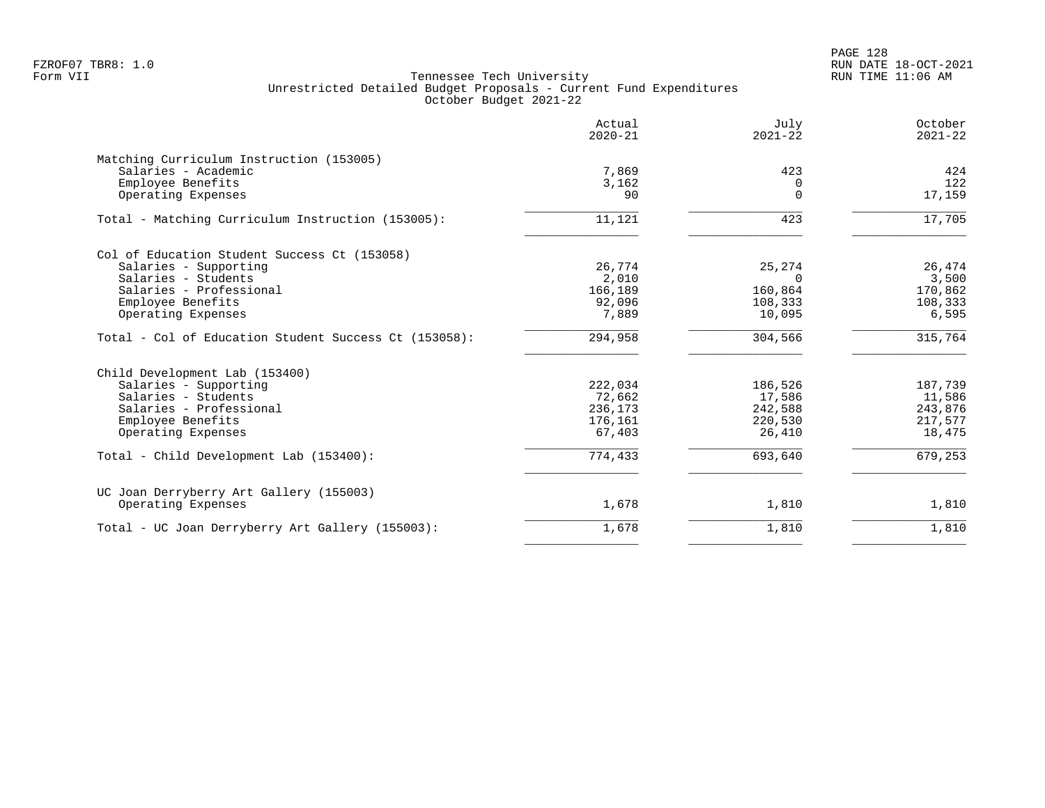FZROF07 TBR8: 1.0
Form VII

Tennessee Tech University
Unrestricted Detailed Budget Proposals - Current Fund Expenditures
October Budget 2021-22

RUN DATE 18-OCT-2021
RUN TIME 11:06 AM

| | Actual 2020-21 | July 2021-22 | October 2021-22 |
|---|---:|---:|---:|
| **Matching Curriculum Instruction (153005)** | | | |
| Salaries - Academic | 7,869 | 423 | 424 |
| Employee Benefits | 3,162 | 0 | 122 |
| Operating Expenses | 90 | 0 | 17,159 |
| Total - Matching Curriculum Instruction (153005): | 11,121 | 423 | 17,705 |
| **Col of Education Student Success Ct (153058)** | | | |
| Salaries - Supporting | 26,774 | 25,274 | 26,474 |
| Salaries - Students | 2,010 | 0 | 3,500 |
| Salaries - Professional | 166,189 | 160,864 | 170,862 |
| Employee Benefits | 92,096 | 108,333 | 108,333 |
| Operating Expenses | 7,889 | 10,095 | 6,595 |
| Total - Col of Education Student Success Ct (153058): | 294,958 | 304,566 | 315,764 |
| **Child Development Lab (153400)** | | | |
| Salaries - Supporting | 222,034 | 186,526 | 187,739 |
| Salaries - Students | 72,662 | 17,586 | 11,586 |
| Salaries - Professional | 236,173 | 242,588 | 243,876 |
| Employee Benefits | 176,161 | 220,530 | 217,577 |
| Operating Expenses | 67,403 | 26,410 | 18,475 |
| Total - Child Development Lab (153400): | 774,433 | 693,640 | 679,253 |
| **UC Joan Derryberry Art Gallery (155003)** | | | |
| Operating Expenses | 1,678 | 1,810 | 1,810 |
| Total - UC Joan Derryberry Art Gallery (155003): | 1,678 | 1,810 | 1,810 |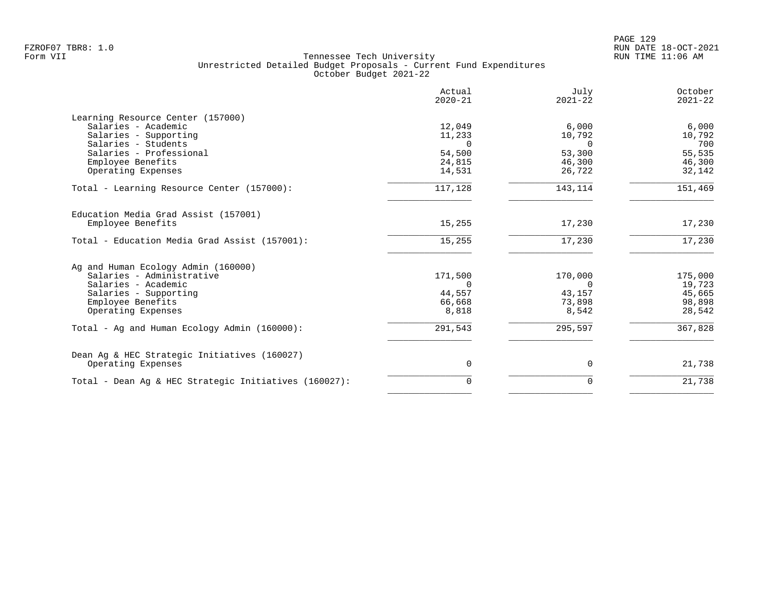FZROF07 TBR8: 1.0
Form VII

Tennessee Tech University
Unrestricted Detailed Budget Proposals - Current Fund Expenditures
October Budget 2021-22

RUN DATE 18-OCT-2021
RUN TIME 11:06 AM

| | Actual 2020-21 | July 2021-22 | October 2021-22 |
|---|---|---|---|
| **Learning Resource Center (157000)** | | | |
| Salaries - Academic | 12,049 | 6,000 | 6,000 |
| Salaries - Supporting | 11,233 | 10,792 | 10,792 |
| Salaries - Students | 0 | 0 | 700 |
| Salaries - Professional | 54,500 | 53,300 | 55,535 |
| Employee Benefits | 24,815 | 46,300 | 46,300 |
| Operating Expenses | 14,531 | 26,722 | 32,142 |
| Total - Learning Resource Center (157000): | 117,128 | 143,114 | 151,469 |
| **Education Media Grad Assist (157001)** | | | |
| Employee Benefits | 15,255 | 17,230 | 17,230 |
| Total - Education Media Grad Assist (157001): | 15,255 | 17,230 | 17,230 |
| **Ag and Human Ecology Admin (160000)** | | | |
| Salaries - Administrative | 171,500 | 170,000 | 175,000 |
| Salaries - Academic | 0 | 0 | 19,723 |
| Salaries - Supporting | 44,557 | 43,157 | 45,665 |
| Employee Benefits | 66,668 | 73,898 | 98,898 |
| Operating Expenses | 8,818 | 8,542 | 28,542 |
| Total - Ag and Human Ecology Admin (160000): | 291,543 | 295,597 | 367,828 |
| **Dean Ag & HEC Strategic Initiatives (160027)** | | | |
| Operating Expenses | 0 | 0 | 21,738 |
| Total - Dean Ag & HEC Strategic Initiatives (160027): | 0 | 0 | 21,738 |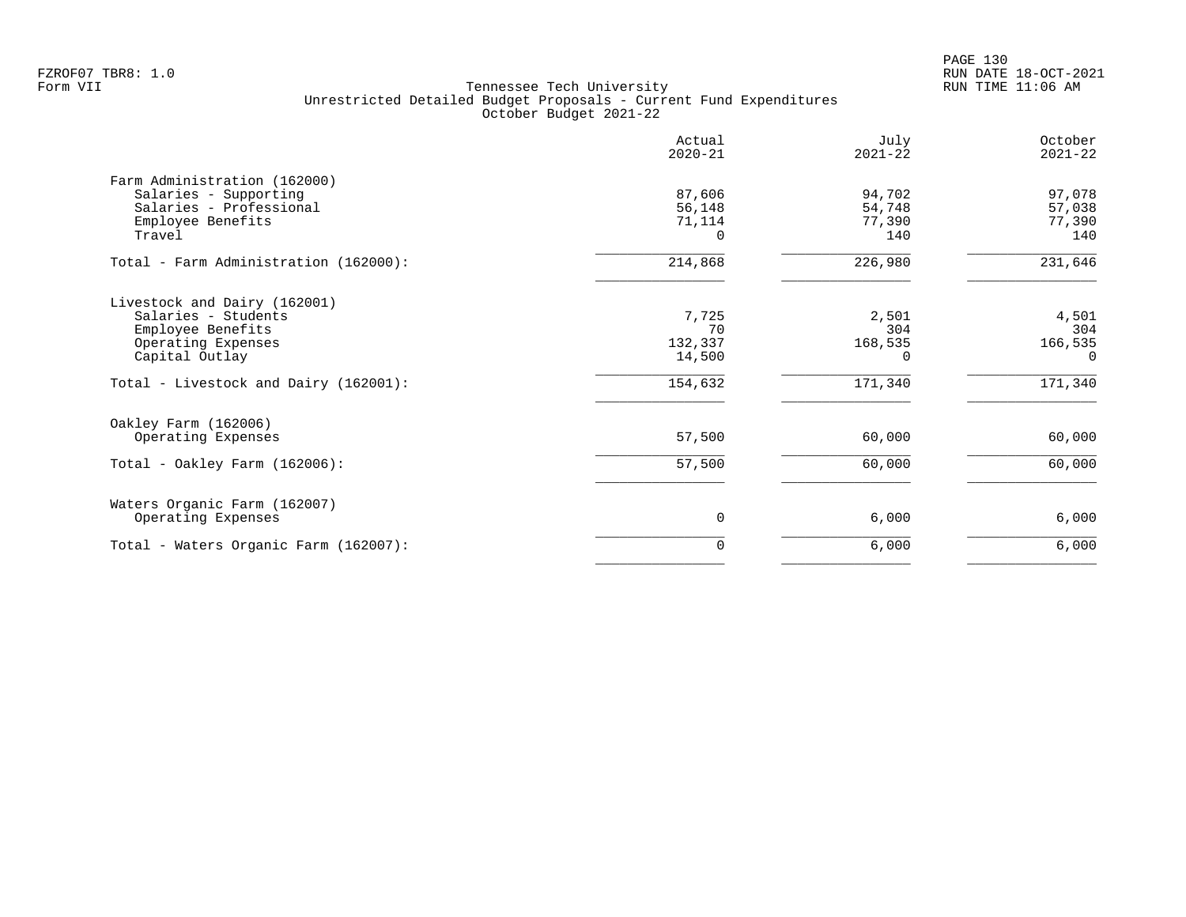Tennessee Tech University
Unrestricted Detailed Budget Proposals - Current Fund Expenditures
October Budget 2021-22

| | Actual 2020-21 | July 2021-22 | October 2021-22 |
|---|---:|---:|---:|
| **Farm Administration (162000)** | | | |
| Salaries - Supporting | 87,606 | 94,702 | 97,078 |
| Salaries - Professional | 56,148 | 54,748 | 57,038 |
| Employee Benefits | 71,114 | 77,390 | 77,390 |
| Travel | 0 | 140 | 140 |
| Total - Farm Administration (162000): | 214,868 | 226,980 | 231,646 |
| **Livestock and Dairy (162001)** | | | |
| Salaries - Students | 7,725 | 2,501 | 4,501 |
| Employee Benefits | 70 | 304 | 304 |
| Operating Expenses | 132,337 | 168,535 | 166,535 |
| Capital Outlay | 14,500 | 0 | 0 |
| Total - Livestock and Dairy (162001): | 154,632 | 171,340 | 171,340 |
| **Oakley Farm (162006)** | | | |
| Operating Expenses | 57,500 | 60,000 | 60,000 |
| Total - Oakley Farm (162006): | 57,500 | 60,000 | 60,000 |
| **Waters Organic Farm (162007)** | | | |
| Operating Expenses | 0 | 6,000 | 6,000 |
| Total - Waters Organic Farm (162007): | 0 | 6,000 | 6,000 |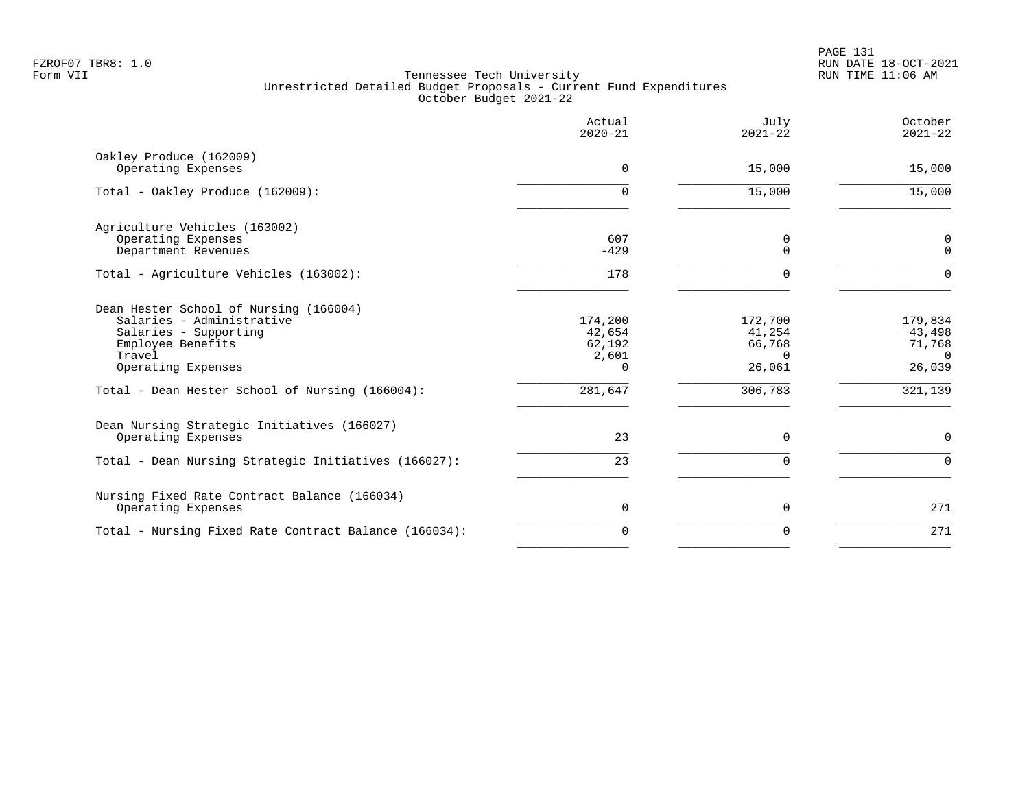Tennessee Tech University
Unrestricted Detailed Budget Proposals - Current Fund Expenditures
October Budget 2021-22

| | Actual 2020-21 | July 2021-22 | October 2021-22 |
|---|---|---|---|
| **Oakley Produce (162009)** | | | |
| Operating Expenses | 0 | 15,000 | 15,000 |
| Total - Oakley Produce (162009): | 0 | 15,000 | 15,000 |
| **Agriculture Vehicles (163002)** | | | |
| Operating Expenses | 607 | 0 | 0 |
| Department Revenues | -429 | 0 | 0 |
| Total - Agriculture Vehicles (163002): | 178 | 0 | 0 |
| **Dean Hester School of Nursing (166004)** | | | |
| Salaries - Administrative | 174,200 | 172,700 | 179,834 |
| Salaries - Supporting | 42,654 | 41,254 | 43,498 |
| Employee Benefits | 62,192 | 66,768 | 71,768 |
| Travel | 2,601 | 0 | 0 |
| Operating Expenses | 0 | 26,061 | 26,039 |
| Total - Dean Hester School of Nursing (166004): | 281,647 | 306,783 | 321,139 |
| **Dean Nursing Strategic Initiatives (166027)** | | | |
| Operating Expenses | 23 | 0 | 0 |
| Total - Dean Nursing Strategic Initiatives (166027): | 23 | 0 | 0 |
| **Nursing Fixed Rate Contract Balance (166034)** | | | |
| Operating Expenses | 0 | 0 | 271 |
| Total - Nursing Fixed Rate Contract Balance (166034): | 0 | 0 | 271 |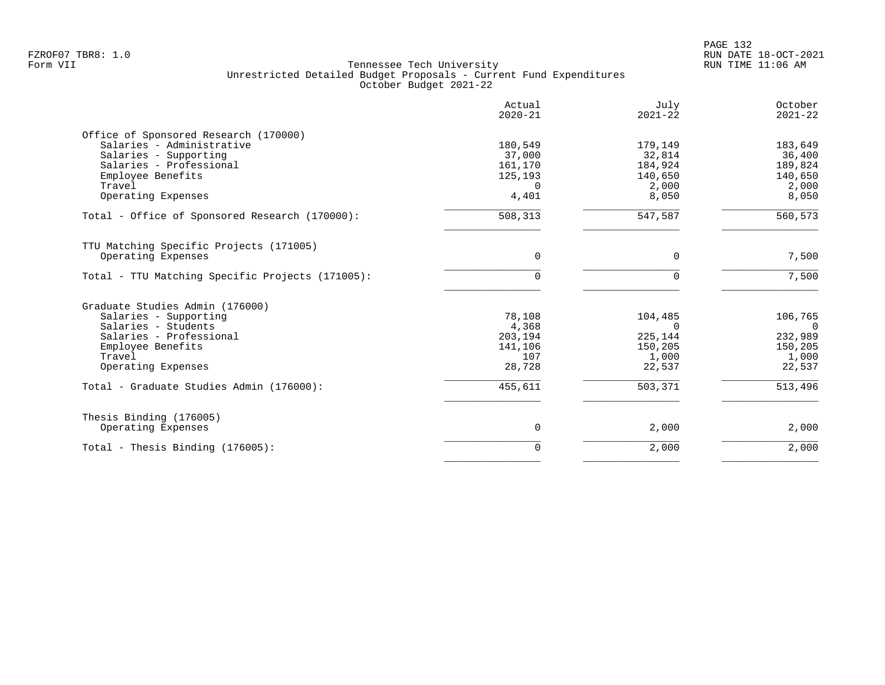FZROF07 TBR8: 1.0
Form VII

Tennessee Tech University
Unrestricted Detailed Budget Proposals - Current Fund Expenditures
October Budget 2021-22

RUN DATE 18-OCT-2021
RUN TIME 11:06 AM

| | Actual 2020-21 | July 2021-22 | October 2021-22 |
|---|---:|---:|---:|
| **Office of Sponsored Research (170000)** | | | |
| Salaries - Administrative | 180,549 | 179,149 | 183,649 |
| Salaries - Supporting | 37,000 | 32,814 | 36,400 |
| Salaries - Professional | 161,170 | 184,924 | 189,824 |
| Employee Benefits | 125,193 | 140,650 | 140,650 |
| Travel | 0 | 2,000 | 2,000 |
| Operating Expenses | 4,401 | 8,050 | 8,050 |
| Total - Office of Sponsored Research (170000): | 508,313 | 547,587 | 560,573 |
| **TTU Matching Specific Projects (171005)** | | | |
| Operating Expenses | 0 | 0 | 7,500 |
| Total - TTU Matching Specific Projects (171005): | 0 | 0 | 7,500 |
| **Graduate Studies Admin (176000)** | | | |
| Salaries - Supporting | 78,108 | 104,485 | 106,765 |
| Salaries - Students | 4,368 | 0 | 0 |
| Salaries - Professional | 203,194 | 225,144 | 232,989 |
| Employee Benefits | 141,106 | 150,205 | 150,205 |
| Travel | 107 | 1,000 | 1,000 |
| Operating Expenses | 28,728 | 22,537 | 22,537 |
| Total - Graduate Studies Admin (176000): | 455,611 | 503,371 | 513,496 |
| **Thesis Binding (176005)** | | | |
| Operating Expenses | 0 | 2,000 | 2,000 |
| Total - Thesis Binding (176005): | 0 | 2,000 | 2,000 |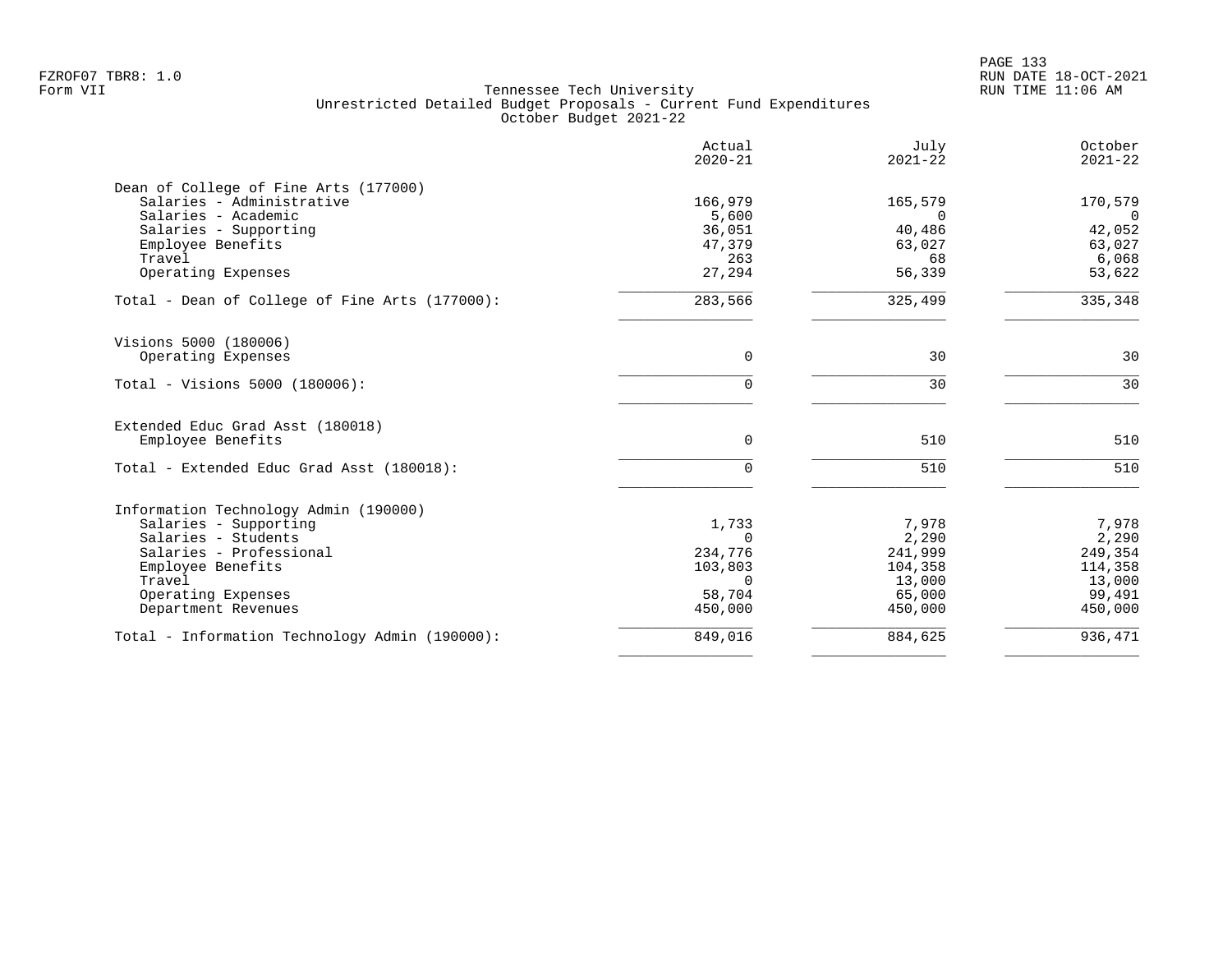Tennessee Tech University
Unrestricted Detailed Budget Proposals - Current Fund Expenditures
October Budget 2021-22

Form VII

| | Actual 2020-21 | July 2021-22 | October 2021-22 |
|---|---|---|---|
| **Dean of College of Fine Arts (177000)** | | | |
| Salaries - Administrative | 166,979 | 165,579 | 170,579 |
| Salaries - Academic | 5,600 | 0 | 0 |
| Salaries - Supporting | 36,051 | 40,486 | 42,052 |
| Employee Benefits | 47,379 | 63,027 | 63,027 |
| Travel | 263 | 68 | 6,068 |
| Operating Expenses | 27,294 | 56,339 | 53,622 |
| Total - Dean of College of Fine Arts (177000): | 283,566 | 325,499 | 335,348 |
| **Visions 5000 (180006)** | | | |
| Operating Expenses | 0 | 30 | 30 |
| Total - Visions 5000 (180006): | 0 | 30 | 30 |
| **Extended Educ Grad Asst (180018)** | | | |
| Employee Benefits | 0 | 510 | 510 |
| Total - Extended Educ Grad Asst (180018): | 0 | 510 | 510 |
| **Information Technology Admin (190000)** | | | |
| Salaries - Supporting | 1,733 | 7,978 | 7,978 |
| Salaries - Students | 0 | 2,290 | 2,290 |
| Salaries - Professional | 234,776 | 241,999 | 249,354 |
| Employee Benefits | 103,803 | 104,358 | 114,358 |
| Travel | 0 | 13,000 | 13,000 |
| Operating Expenses | 58,704 | 65,000 | 99,491 |
| Department Revenues | 450,000 | 450,000 | 450,000 |
| Total - Information Technology Admin (190000): | 849,016 | 884,625 | 936,471 |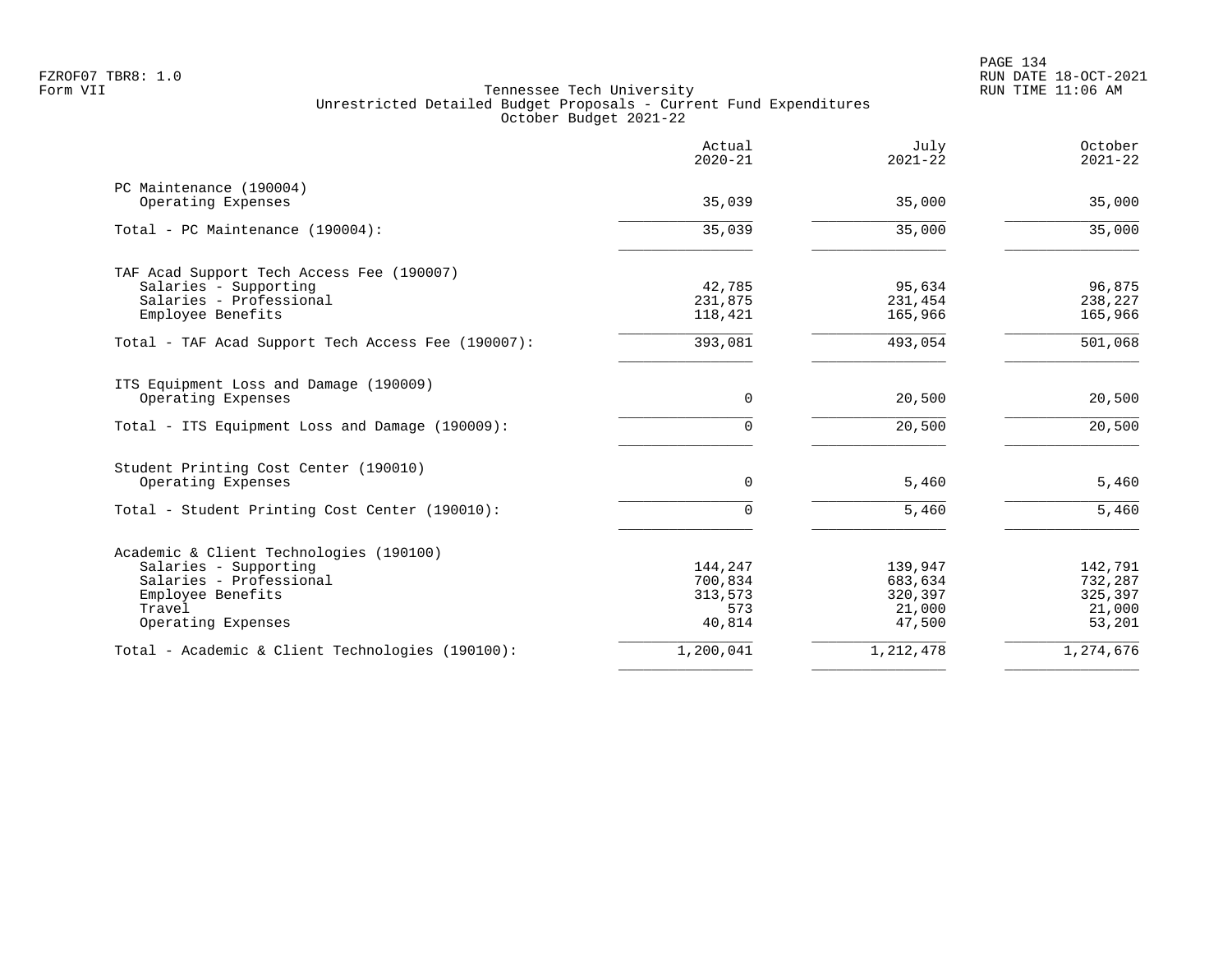Tennessee Tech University
Unrestricted Detailed Budget Proposals - Current Fund Expenditures
October Budget 2021-22

| | Actual 2020-21 | July 2021-22 | October 2021-22 |
|---|---|---|---|
| **PC Maintenance (190004)** | | | |
| Operating Expenses | 35,039 | 35,000 | 35,000 |
| Total - PC Maintenance (190004): | 35,039 | 35,000 | 35,000 |
| **TAF Acad Support Tech Access Fee (190007)** | | | |
| Salaries - Supporting | 42,785 | 95,634 | 96,875 |
| Salaries - Professional | 231,875 | 231,454 | 238,227 |
| Employee Benefits | 118,421 | 165,966 | 165,966 |
| Total - TAF Acad Support Tech Access Fee (190007): | 393,081 | 493,054 | 501,068 |
| **ITS Equipment Loss and Damage (190009)** | | | |
| Operating Expenses | 0 | 20,500 | 20,500 |
| Total - ITS Equipment Loss and Damage (190009): | 0 | 20,500 | 20,500 |
| **Student Printing Cost Center (190010)** | | | |
| Operating Expenses | 0 | 5,460 | 5,460 |
| Total - Student Printing Cost Center (190010): | 0 | 5,460 | 5,460 |
| **Academic & Client Technologies (190100)** | | | |
| Salaries - Supporting | 144,247 | 139,947 | 142,791 |
| Salaries - Professional | 700,834 | 683,634 | 732,287 |
| Employee Benefits | 313,573 | 320,397 | 325,397 |
| Travel | 573 | 21,000 | 21,000 |
| Operating Expenses | 40,814 | 47,500 | 53,201 |
| Total - Academic & Client Technologies (190100): | 1,200,041 | 1,212,478 | 1,274,676 |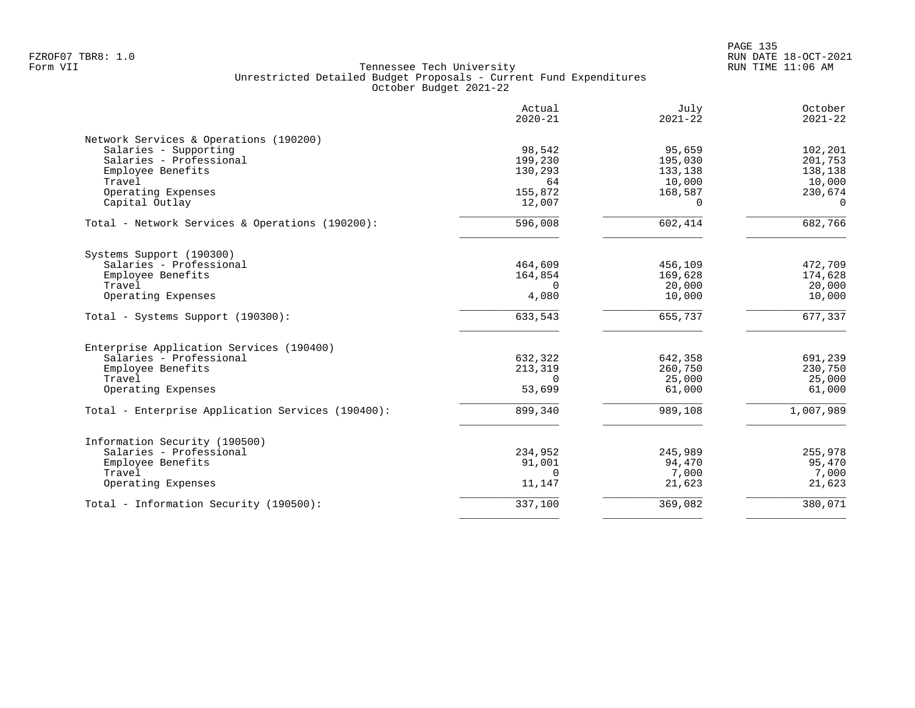FZROF07 TBR8: 1.0
Form VII

Tennessee Tech University
Unrestricted Detailed Budget Proposals - Current Fund Expenditures
October Budget 2021-22

RUN DATE 18-OCT-2021
RUN TIME 11:06 AM

| | Actual 2020-21 | July 2021-22 | October 2021-22 |
|---|---|---|---|
| **Network Services & Operations (190200)** | | | |
| Salaries - Supporting | 98,542 | 95,659 | 102,201 |
| Salaries - Professional | 199,230 | 195,030 | 201,753 |
| Employee Benefits | 130,293 | 133,138 | 138,138 |
| Travel | 64 | 10,000 | 10,000 |
| Operating Expenses | 155,872 | 168,587 | 230,674 |
| Capital Outlay | 12,007 | 0 | 0 |
| Total - Network Services & Operations (190200): | 596,008 | 602,414 | 682,766 |
| **Systems Support (190300)** | | | |
| Salaries - Professional | 464,609 | 456,109 | 472,709 |
| Employee Benefits | 164,854 | 169,628 | 174,628 |
| Travel | 0 | 20,000 | 20,000 |
| Operating Expenses | 4,080 | 10,000 | 10,000 |
| Total - Systems Support (190300): | 633,543 | 655,737 | 677,337 |
| **Enterprise Application Services (190400)** | | | |
| Salaries - Professional | 632,322 | 642,358 | 691,239 |
| Employee Benefits | 213,319 | 260,750 | 230,750 |
| Travel | 0 | 25,000 | 25,000 |
| Operating Expenses | 53,699 | 61,000 | 61,000 |
| Total - Enterprise Application Services (190400): | 899,340 | 989,108 | 1,007,989 |
| **Information Security (190500)** | | | |
| Salaries - Professional | 234,952 | 245,989 | 255,978 |
| Employee Benefits | 91,001 | 94,470 | 95,470 |
| Travel | 0 | 7,000 | 7,000 |
| Operating Expenses | 11,147 | 21,623 | 21,623 |
| Total - Information Security (190500): | 337,100 | 369,082 | 380,071 |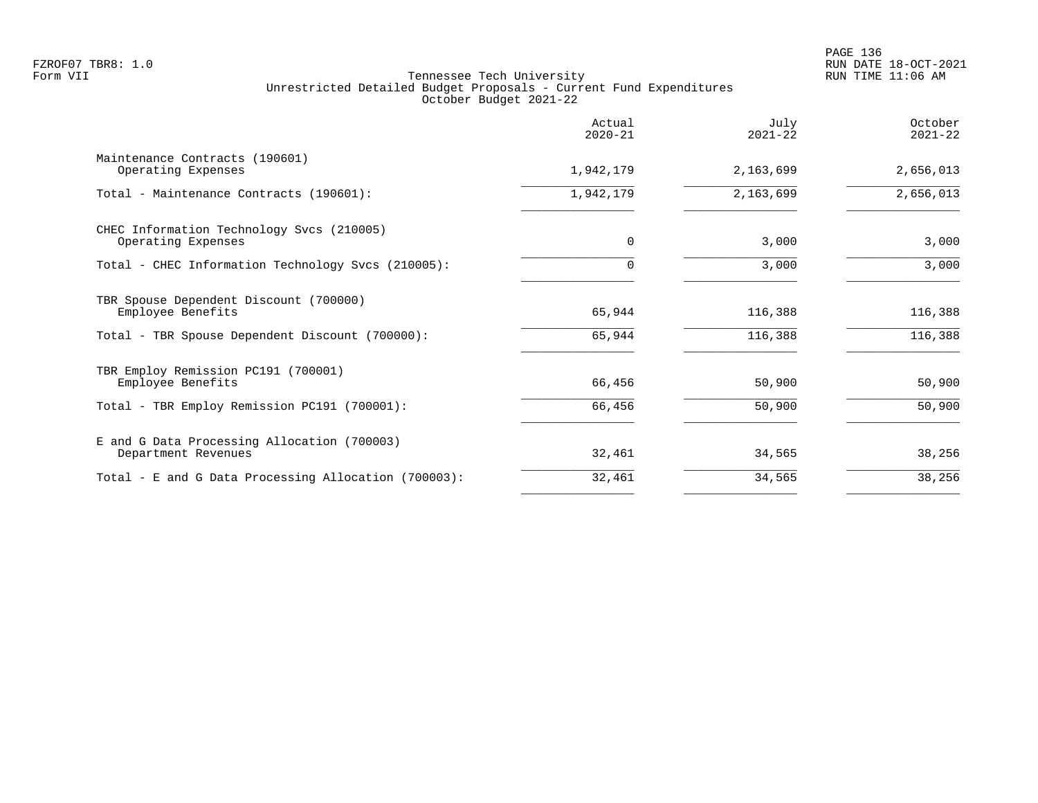Tennessee Tech University
Unrestricted Detailed Budget Proposals - Current Fund Expenditures
October Budget 2021-22

| | Actual 2020-21 | July 2021-22 | October 2021-22 |
|---|---|---|---|
| Maintenance Contracts (190601) | | | |
| Operating Expenses | 1,942,179 | 2,163,699 | 2,656,013 |
| Total - Maintenance Contracts (190601): | 1,942,179 | 2,163,699 | 2,656,013 |
| CHEC Information Technology Svcs (210005) | | | |
| Operating Expenses | 0 | 3,000 | 3,000 |
| Total - CHEC Information Technology Svcs (210005): | 0 | 3,000 | 3,000 |
| TBR Spouse Dependent Discount (700000) | | | |
| Employee Benefits | 65,944 | 116,388 | 116,388 |
| Total - TBR Spouse Dependent Discount (700000): | 65,944 | 116,388 | 116,388 |
| TBR Employ Remission PC191 (700001) | | | |
| Employee Benefits | 66,456 | 50,900 | 50,900 |
| Total - TBR Employ Remission PC191 (700001): | 66,456 | 50,900 | 50,900 |
| E and G Data Processing Allocation (700003) | | | |
| Department Revenues | 32,461 | 34,565 | 38,256 |
| Total - E and G Data Processing Allocation (700003): | 32,461 | 34,565 | 38,256 |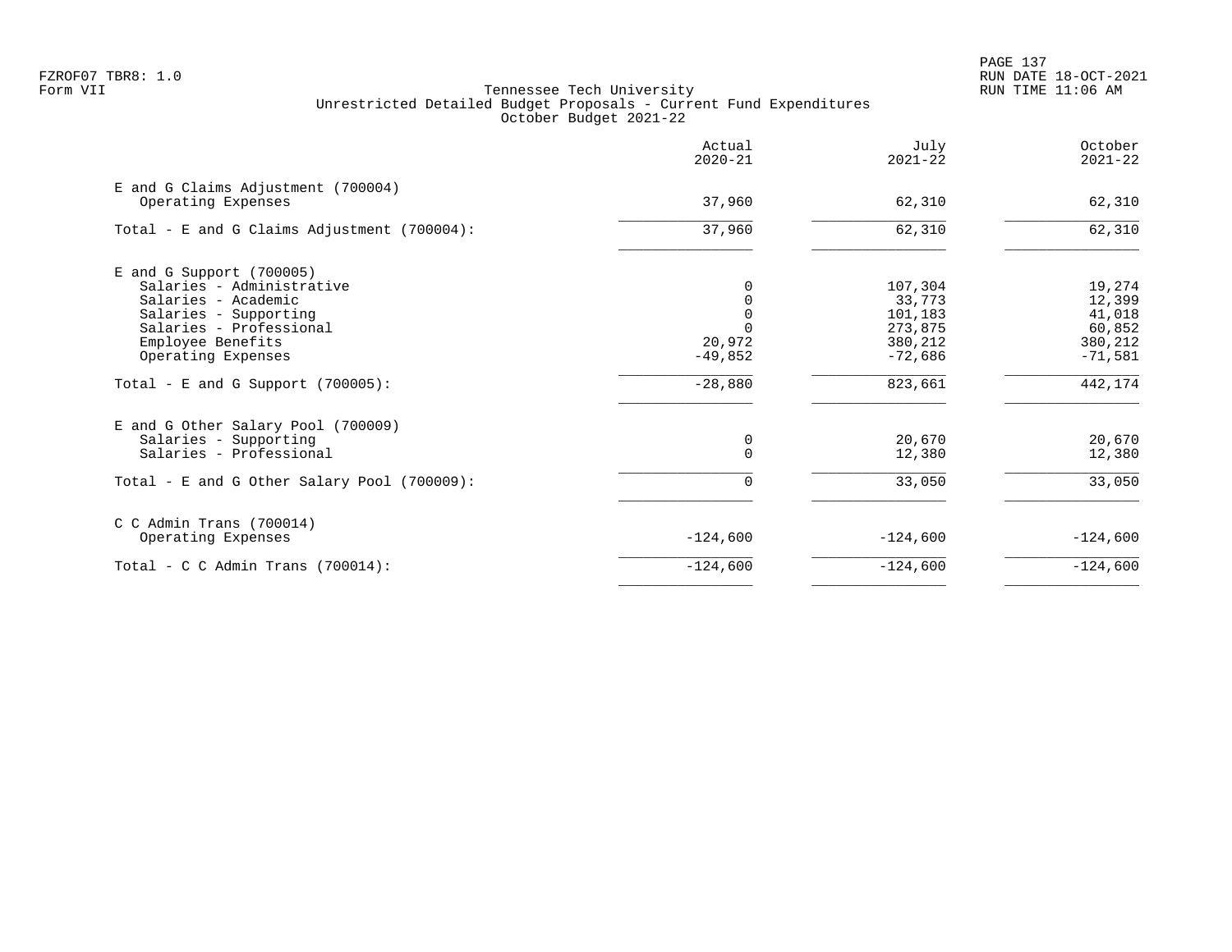FZROF07 TBR8: 1.0
Form VII

Tennessee Tech University
Unrestricted Detailed Budget Proposals - Current Fund Expenditures
October Budget 2021-22

RUN DATE 18-OCT-2021
RUN TIME 11:06 AM

| | Actual 2020-21 | July 2021-22 | October 2021-22 |
|---|---|---|---|
| **E and G Claims Adjustment (700004)** | | | |
| Operating Expenses | 37,960 | 62,310 | 62,310 |
| Total - E and G Claims Adjustment (700004): | 37,960 | 62,310 | 62,310 |
| **E and G Support (700005)** | | | |
| Salaries - Administrative | 0 | 107,304 | 19,274 |
| Salaries - Academic | 0 | 33,773 | 12,399 |
| Salaries - Supporting | 0 | 101,183 | 41,018 |
| Salaries - Professional | 0 | 273,875 | 60,852 |
| Employee Benefits | 20,972 | 380,212 | 380,212 |
| Operating Expenses | -49,852 | -72,686 | -71,581 |
| Total - E and G Support (700005): | -28,880 | 823,661 | 442,174 |
| **E and G Other Salary Pool (700009)** | | | |
| Salaries - Supporting | 0 | 20,670 | 20,670 |
| Salaries - Professional | 0 | 12,380 | 12,380 |
| Total - E and G Other Salary Pool (700009): | 0 | 33,050 | 33,050 |
| **C C Admin Trans (700014)** | | | |
| Operating Expenses | -124,600 | -124,600 | -124,600 |
| Total - C C Admin Trans (700014): | -124,600 | -124,600 | -124,600 |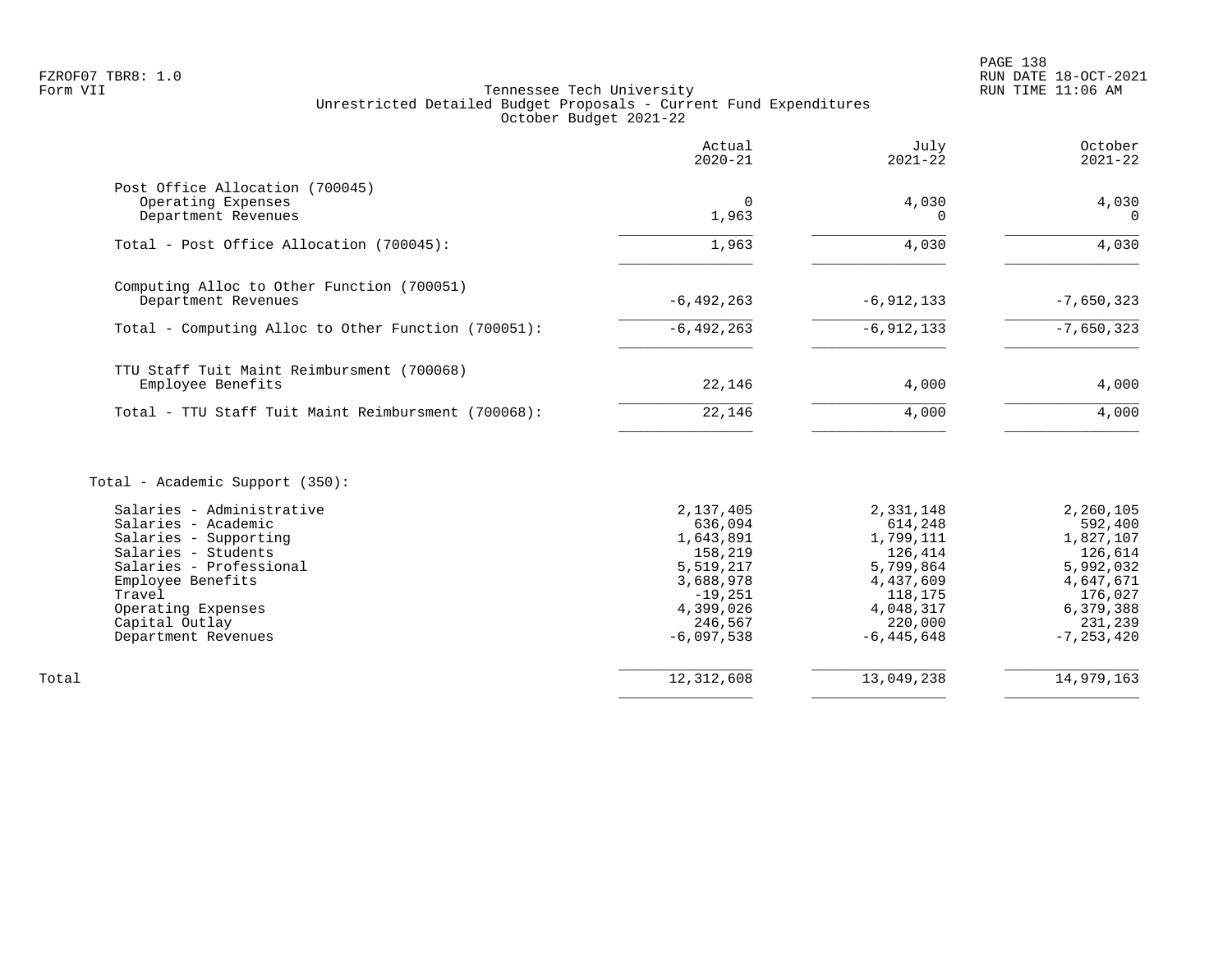FZROF07 TBR8: 1.0
Form VII

Tennessee Tech University
Unrestricted Detailed Budget Proposals - Current Fund Expenditures
October Budget 2021-22

RUN DATE 18-OCT-2021
RUN TIME 11:06 AM

| | Actual 2020-21 | July 2021-22 | October 2021-22 |
|---|---|---|---|
| **Post Office Allocation (700045)** | | | |
| Operating Expenses | 0 | 4,030 | 4,030 |
| Department Revenues | 1,963 | 0 | 0 |
| Total - Post Office Allocation (700045): | 1,963 | 4,030 | 4,030 |
| **Computing Alloc to Other Function (700051)** | | | |
| Department Revenues | -6,492,263 | -6,912,133 | -7,650,323 |
| Total - Computing Alloc to Other Function (700051): | -6,492,263 | -6,912,133 | -7,650,323 |
| **TTU Staff Tuit Maint Reimbursment (700068)** | | | |
| Employee Benefits | 22,146 | 4,000 | 4,000 |
| Total - TTU Staff Tuit Maint Reimbursment (700068): | 22,146 | 4,000 | 4,000 |
| **Total - Academic Support (350):** | | | |
| Salaries - Administrative | 2,137,405 | 2,331,148 | 2,260,105 |
| Salaries - Academic | 636,094 | 614,248 | 592,400 |
| Salaries - Supporting | 1,643,891 | 1,799,111 | 1,827,107 |
| Salaries - Students | 158,219 | 126,414 | 126,614 |
| Salaries - Professional | 5,519,217 | 5,799,864 | 5,992,032 |
| Employee Benefits | 3,688,978 | 4,437,609 | 4,647,671 |
| Travel | -19,251 | 118,175 | 176,027 |
| Operating Expenses | 4,399,026 | 4,048,317 | 6,379,388 |
| Capital Outlay | 246,567 | 220,000 | 231,239 |
| Department Revenues | -6,097,538 | -6,445,648 | -7,253,420 |
| Total | 12,312,608 | 13,049,238 | 14,979,163 |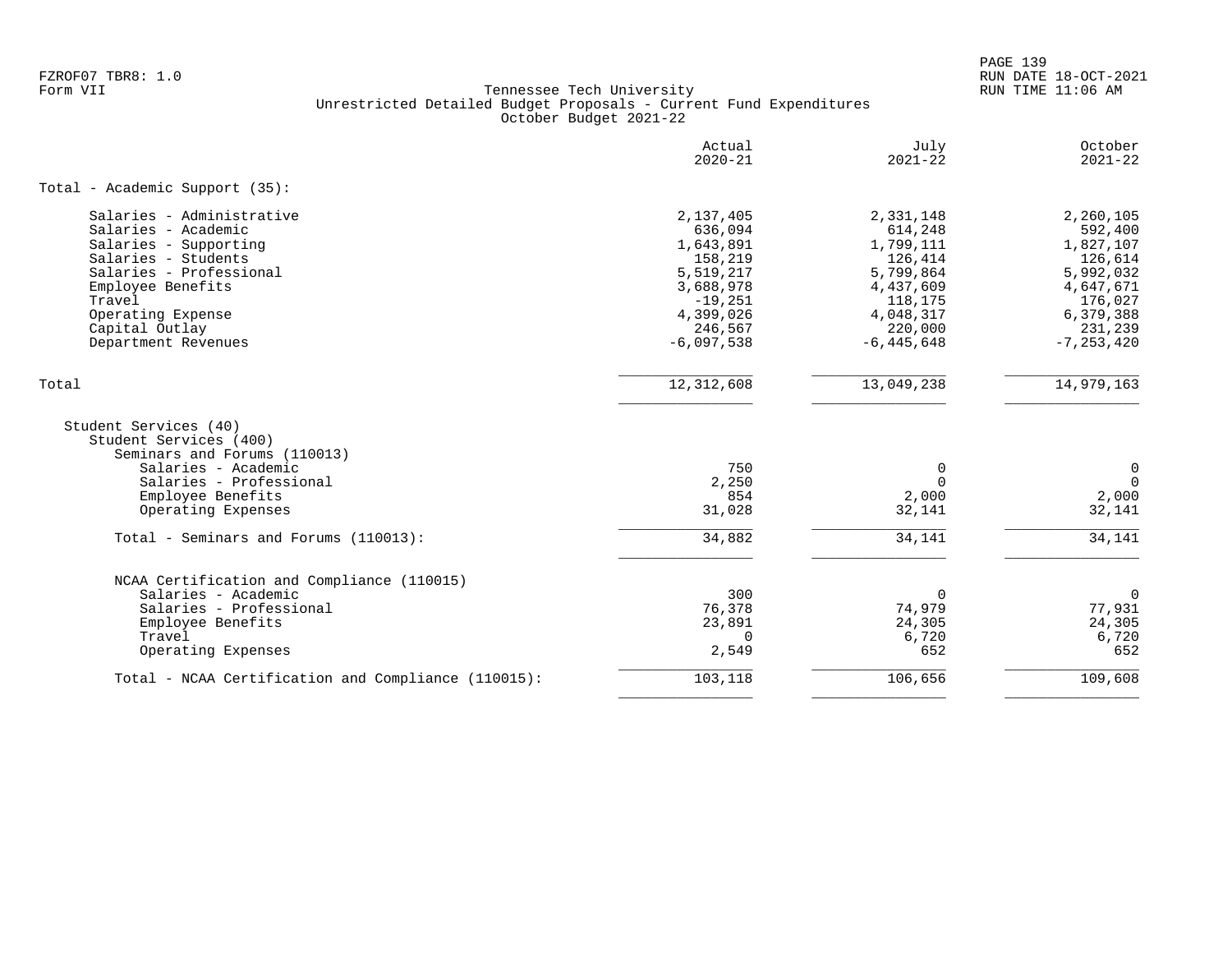Tennessee Tech University
Unrestricted Detailed Budget Proposals - Current Fund Expenditures
October Budget 2021-22

Form VII

| | Actual 2020-21 | July 2021-22 | October 2021-22 |
|---|---|---|---|
| **Total - Academic Support (35):** | | | |
| Salaries - Administrative | 2,137,405 | 2,331,148 | 2,260,105 |
| Salaries - Academic | 636,094 | 614,248 | 592,400 |
| Salaries - Supporting | 1,643,891 | 1,799,111 | 1,827,107 |
| Salaries - Students | 158,219 | 126,414 | 126,614 |
| Salaries - Professional | 5,519,217 | 5,799,864 | 5,992,032 |
| Employee Benefits | 3,688,978 | 4,437,609 | 4,647,671 |
| Travel | -19,251 | 118,175 | 176,027 |
| Operating Expense | 4,399,026 | 4,048,317 | 6,379,388 |
| Capital Outlay | 246,567 | 220,000 | 231,239 |
| Department Revenues | -6,097,538 | -6,445,648 | -7,253,420 |
| **Total** | 12,312,608 | 13,049,238 | 14,979,163 |
| Student Services (40) | | | |
| Student Services (400) | | | |
| Seminars and Forums (110013) | | | |
| Salaries - Academic | 750 | 0 | 0 |
| Salaries - Professional | 2,250 | 0 | 0 |
| Employee Benefits | 854 | 2,000 | 2,000 |
| Operating Expenses | 31,028 | 32,141 | 32,141 |
| Total - Seminars and Forums (110013): | 34,882 | 34,141 | 34,141 |
| NCAA Certification and Compliance (110015) | | | |
| Salaries - Academic | 300 | 0 | 0 |
| Salaries - Professional | 76,378 | 74,979 | 77,931 |
| Employee Benefits | 23,891 | 24,305 | 24,305 |
| Travel | 0 | 6,720 | 6,720 |
| Operating Expenses | 2,549 | 652 | 652 |
| Total - NCAA Certification and Compliance (110015): | 103,118 | 106,656 | 109,608 |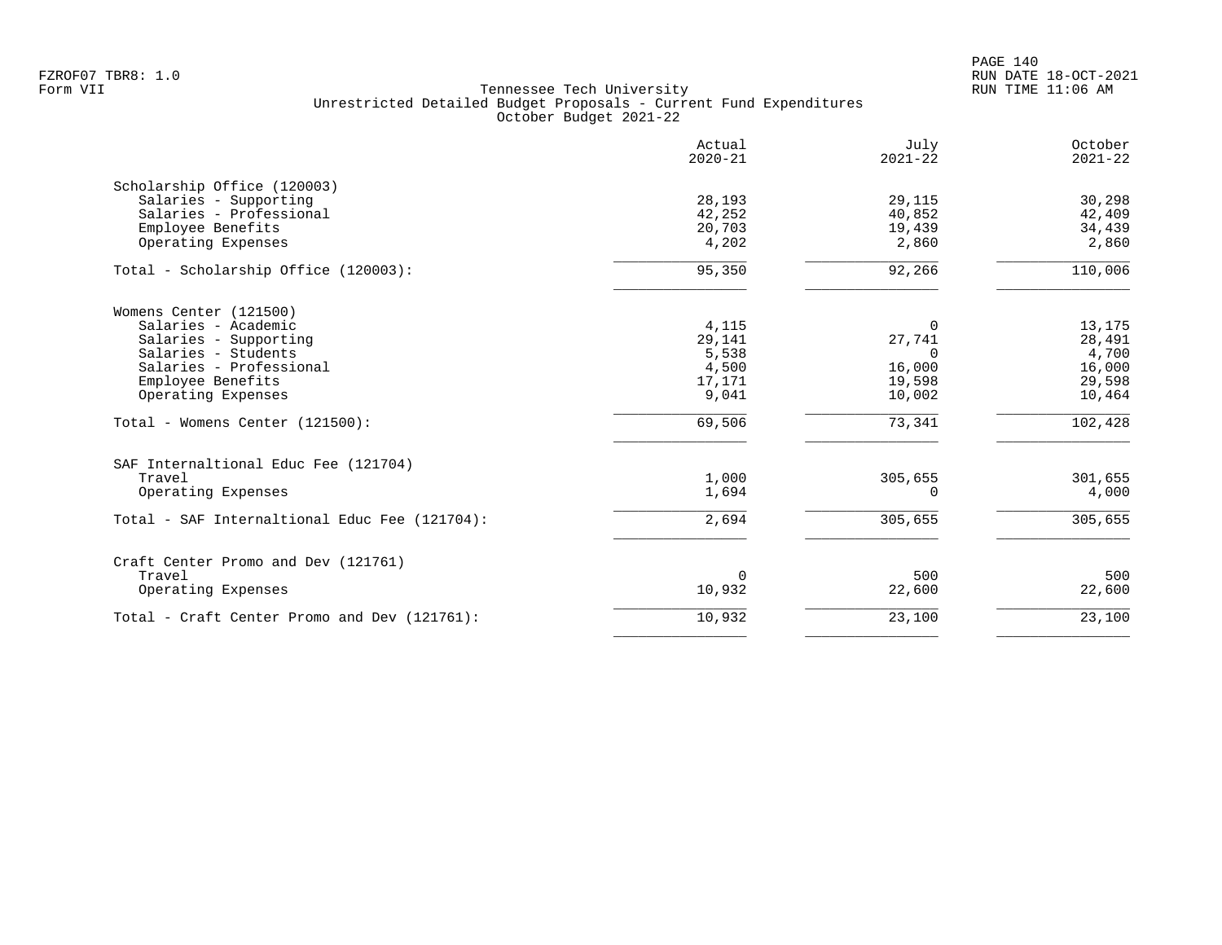FZROF07 TBR8: 1.0
Form VII

Tennessee Tech University
Unrestricted Detailed Budget Proposals - Current Fund Expenditures
October Budget 2021-22

RUN DATE 18-OCT-2021
RUN TIME 11:06 AM

| | Actual 2020-21 | July 2021-22 | October 2021-22 |
|---|---:|---:|---:|
| **Scholarship Office (120003)** | | | |
| Salaries - Supporting | 28,193 | 29,115 | 30,298 |
| Salaries - Professional | 42,252 | 40,852 | 42,409 |
| Employee Benefits | 20,703 | 19,439 | 34,439 |
| Operating Expenses | 4,202 | 2,860 | 2,860 |
| Total - Scholarship Office (120003): | 95,350 | 92,266 | 110,006 |
| **Womens Center (121500)** | | | |
| Salaries - Academic | 4,115 | 0 | 13,175 |
| Salaries - Supporting | 29,141 | 27,741 | 28,491 |
| Salaries - Students | 5,538 | 0 | 4,700 |
| Salaries - Professional | 4,500 | 16,000 | 16,000 |
| Employee Benefits | 17,171 | 19,598 | 29,598 |
| Operating Expenses | 9,041 | 10,002 | 10,464 |
| Total - Womens Center (121500): | 69,506 | 73,341 | 102,428 |
| **SAF Internaltional Educ Fee (121704)** | | | |
| Travel | 1,000 | 305,655 | 301,655 |
| Operating Expenses | 1,694 | 0 | 4,000 |
| Total - SAF Internaltional Educ Fee (121704): | 2,694 | 305,655 | 305,655 |
| **Craft Center Promo and Dev (121761)** | | | |
| Travel | 0 | 500 | 500 |
| Operating Expenses | 10,932 | 22,600 | 22,600 |
| Total - Craft Center Promo and Dev (121761): | 10,932 | 23,100 | 23,100 |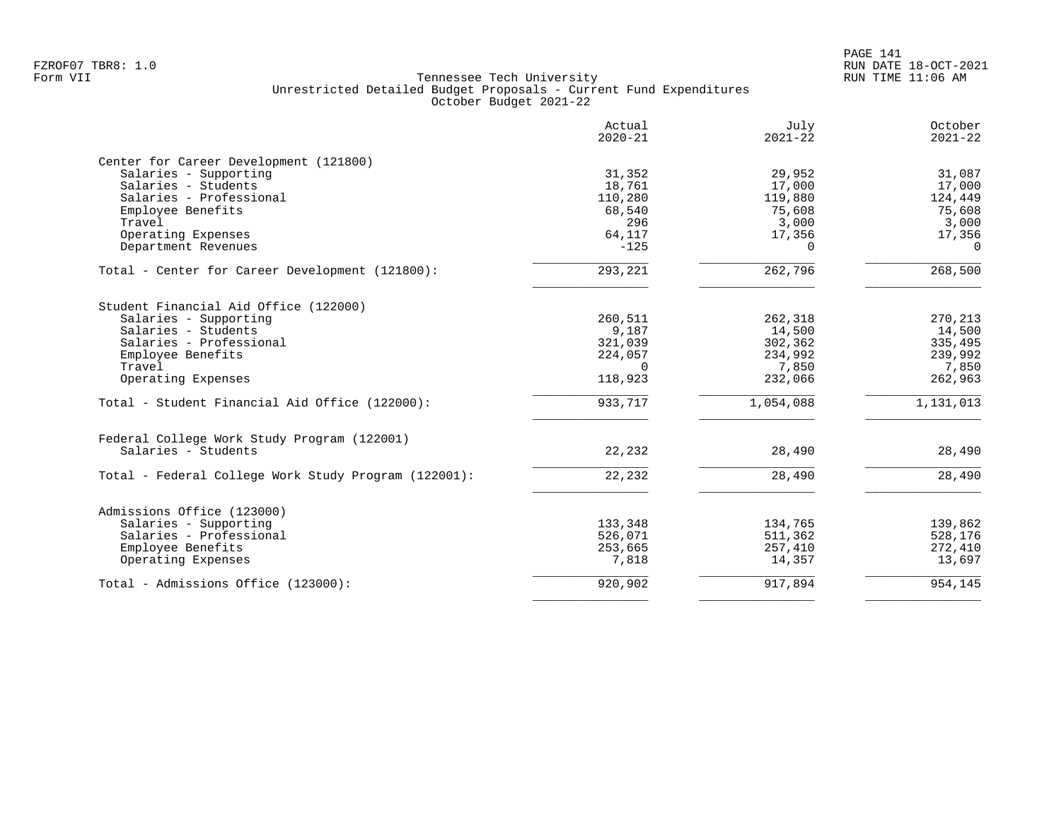FZROF07 TBR8: 1.0
Form VII

Tennessee Tech University
Unrestricted Detailed Budget Proposals - Current Fund Expenditures
October Budget 2021-22

RUN DATE 18-OCT-2021
RUN TIME 11:06 AM

| | Actual 2020-21 | July 2021-22 | October 2021-22 |
|---|---|---|---|
| **Center for Career Development (121800)** | | | |
| Salaries - Supporting | 31,352 | 29,952 | 31,087 |
| Salaries - Students | 18,761 | 17,000 | 17,000 |
| Salaries - Professional | 110,280 | 119,880 | 124,449 |
| Employee Benefits | 68,540 | 75,608 | 75,608 |
| Travel | 296 | 3,000 | 3,000 |
| Operating Expenses | 64,117 | 17,356 | 17,356 |
| Department Revenues | -125 | 0 | 0 |
| Total - Center for Career Development (121800): | 293,221 | 262,796 | 268,500 |
| **Student Financial Aid Office (122000)** | | | |
| Salaries - Supporting | 260,511 | 262,318 | 270,213 |
| Salaries - Students | 9,187 | 14,500 | 14,500 |
| Salaries - Professional | 321,039 | 302,362 | 335,495 |
| Employee Benefits | 224,057 | 234,992 | 239,992 |
| Travel | 0 | 7,850 | 7,850 |
| Operating Expenses | 118,923 | 232,066 | 262,963 |
| Total - Student Financial Aid Office (122000): | 933,717 | 1,054,088 | 1,131,013 |
| **Federal College Work Study Program (122001)** | | | |
| Salaries - Students | 22,232 | 28,490 | 28,490 |
| Total - Federal College Work Study Program (122001): | 22,232 | 28,490 | 28,490 |
| **Admissions Office (123000)** | | | |
| Salaries - Supporting | 133,348 | 134,765 | 139,862 |
| Salaries - Professional | 526,071 | 511,362 | 528,176 |
| Employee Benefits | 253,665 | 257,410 | 272,410 |
| Operating Expenses | 7,818 | 14,357 | 13,697 |
| Total - Admissions Office (123000): | 920,902 | 917,894 | 954,145 |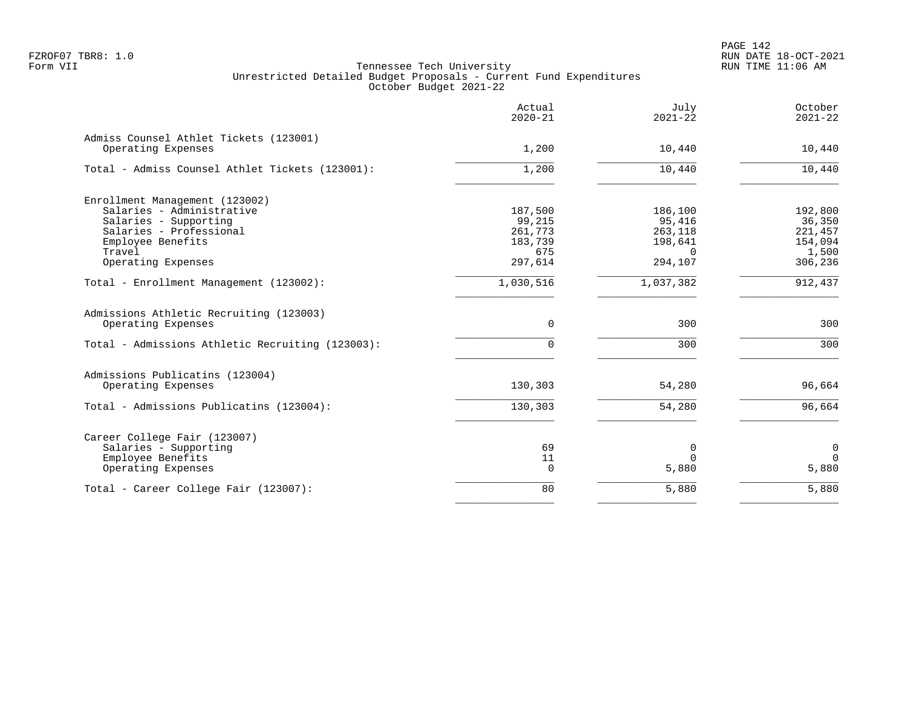Tennessee Tech University
Unrestricted Detailed Budget Proposals - Current Fund Expenditures
October Budget 2021-22

| | Actual 2020-21 | July 2021-22 | October 2021-22 |
|---|---|---|---|
| **Admiss Counsel Athlet Tickets (123001)** | | | |
| Operating Expenses | 1,200 | 10,440 | 10,440 |
| Total - Admiss Counsel Athlet Tickets (123001): | 1,200 | 10,440 | 10,440 |
| **Enrollment Management (123002)** | | | |
| Salaries - Administrative | 187,500 | 186,100 | 192,800 |
| Salaries - Supporting | 99,215 | 95,416 | 36,350 |
| Salaries - Professional | 261,773 | 263,118 | 221,457 |
| Employee Benefits | 183,739 | 198,641 | 154,094 |
| Travel | 675 | 0 | 1,500 |
| Operating Expenses | 297,614 | 294,107 | 306,236 |
| Total - Enrollment Management (123002): | 1,030,516 | 1,037,382 | 912,437 |
| **Admissions Athletic Recruiting (123003)** | | | |
| Operating Expenses | 0 | 300 | 300 |
| Total - Admissions Athletic Recruiting (123003): | 0 | 300 | 300 |
| **Admissions Publicatins (123004)** | | | |
| Operating Expenses | 130,303 | 54,280 | 96,664 |
| Total - Admissions Publicatins (123004): | 130,303 | 54,280 | 96,664 |
| **Career College Fair (123007)** | | | |
| Salaries - Supporting | 69 | 0 | 0 |
| Employee Benefits | 11 | 0 | 0 |
| Operating Expenses | 0 | 5,880 | 5,880 |
| Total - Career College Fair (123007): | 80 | 5,880 | 5,880 |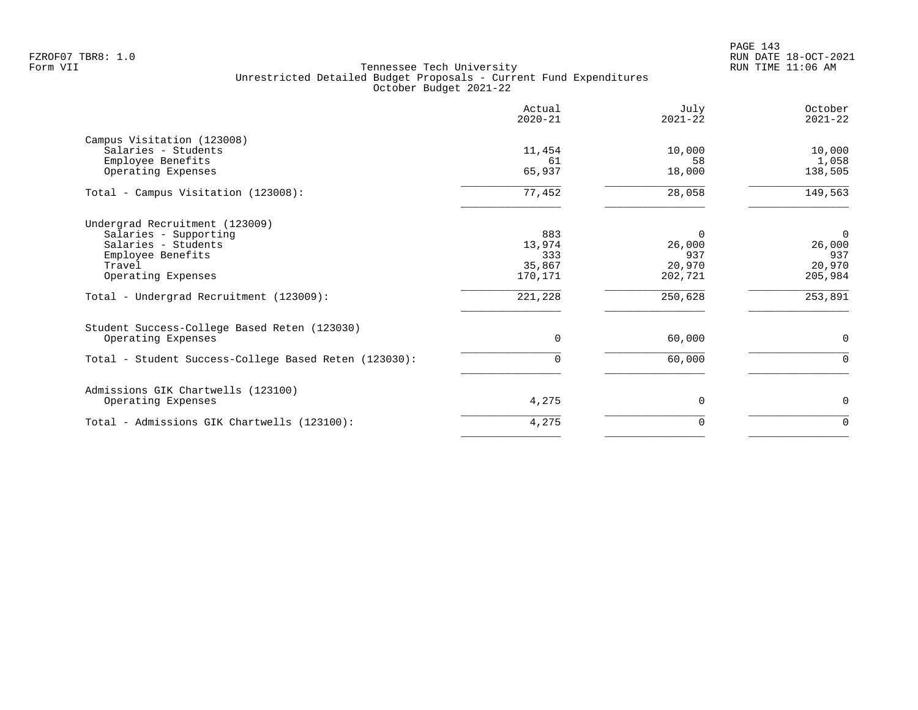Tennessee Tech University
Unrestricted Detailed Budget Proposals - Current Fund Expenditures
October Budget 2021-22

| | Actual 2020-21 | July 2021-22 | October 2021-22 |
|---|---|---|---|
| **Campus Visitation (123008)** | | | |
| Salaries - Students | 11,454 | 10,000 | 10,000 |
| Employee Benefits | 61 | 58 | 1,058 |
| Operating Expenses | 65,937 | 18,000 | 138,505 |
| Total - Campus Visitation (123008): | 77,452 | 28,058 | 149,563 |
| **Undergrad Recruitment (123009)** | | | |
| Salaries - Supporting | 883 | 0 | 0 |
| Salaries - Students | 13,974 | 26,000 | 26,000 |
| Employee Benefits | 333 | 937 | 937 |
| Travel | 35,867 | 20,970 | 20,970 |
| Operating Expenses | 170,171 | 202,721 | 205,984 |
| Total - Undergrad Recruitment (123009): | 221,228 | 250,628 | 253,891 |
| **Student Success-College Based Reten (123030)** | | | |
| Operating Expenses | 0 | 60,000 | 0 |
| Total - Student Success-College Based Reten (123030): | 0 | 60,000 | 0 |
| **Admissions GIK Chartwells (123100)** | | | |
| Operating Expenses | 4,275 | 0 | 0 |
| Total - Admissions GIK Chartwells (123100): | 4,275 | 0 | 0 |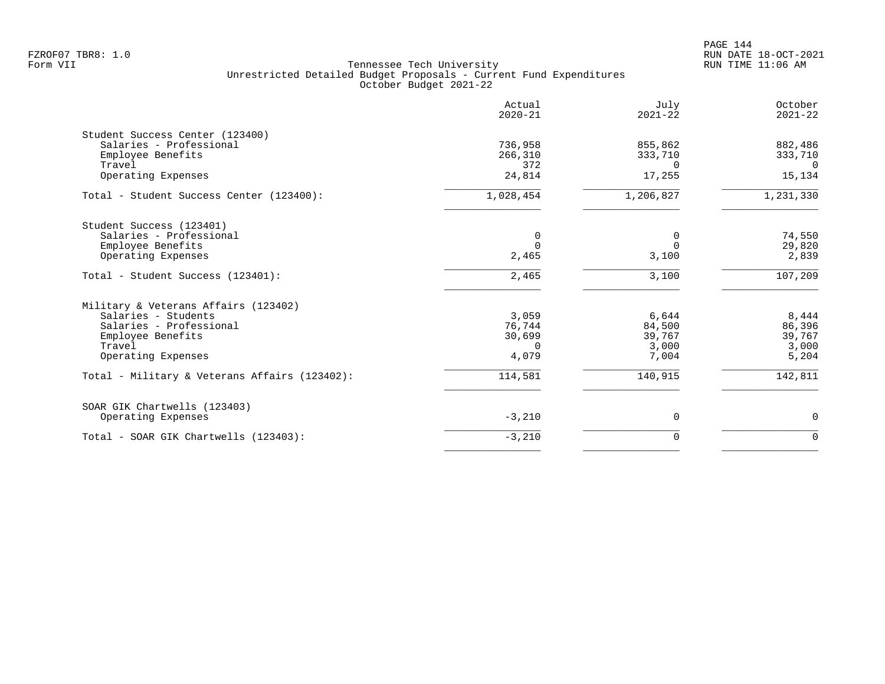Tennessee Tech University
Unrestricted Detailed Budget Proposals - Current Fund Expenditures
October Budget 2021-22

| | Actual 2020-21 | July 2021-22 | October 2021-22 |
|---|---:|---:|---:|
| **Student Success Center (123400)** | | | |
| Salaries - Professional | 736,958 | 855,862 | 882,486 |
| Employee Benefits | 266,310 | 333,710 | 333,710 |
| Travel | 372 | 0 | 0 |
| Operating Expenses | 24,814 | 17,255 | 15,134 |
| Total - Student Success Center (123400): | 1,028,454 | 1,206,827 | 1,231,330 |
| **Student Success (123401)** | | | |
| Salaries - Professional | 0 | 0 | 74,550 |
| Employee Benefits | 0 | 0 | 29,820 |
| Operating Expenses | 2,465 | 3,100 | 2,839 |
| Total - Student Success (123401): | 2,465 | 3,100 | 107,209 |
| **Military & Veterans Affairs (123402)** | | | |
| Salaries - Students | 3,059 | 6,644 | 8,444 |
| Salaries - Professional | 76,744 | 84,500 | 86,396 |
| Employee Benefits | 30,699 | 39,767 | 39,767 |
| Travel | 0 | 3,000 | 3,000 |
| Operating Expenses | 4,079 | 7,004 | 5,204 |
| Total - Military & Veterans Affairs (123402): | 114,581 | 140,915 | 142,811 |
| **SOAR GIK Chartwells (123403)** | | | |
| Operating Expenses | -3,210 | 0 | 0 |
| Total - SOAR GIK Chartwells (123403): | -3,210 | 0 | 0 |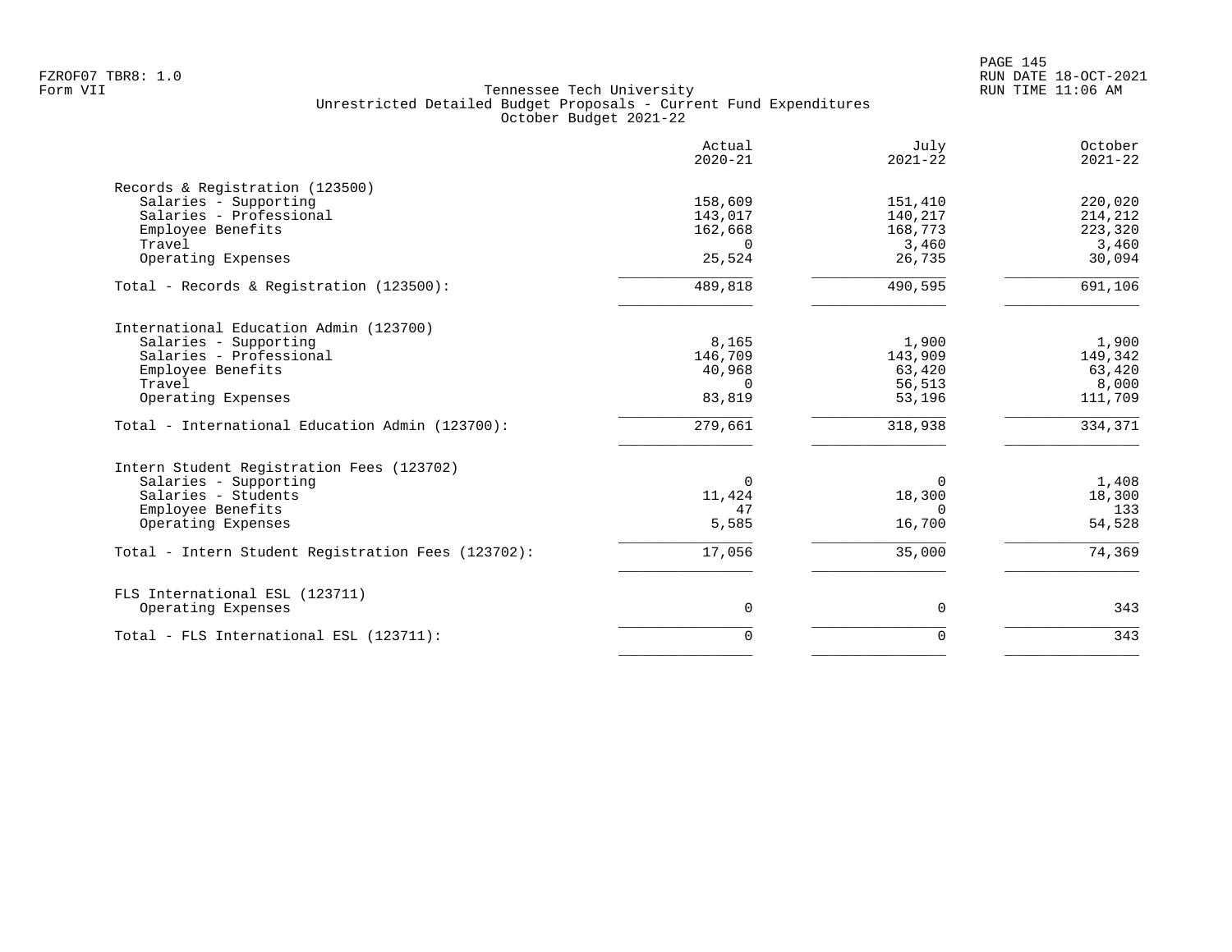FZROF07 TBR8: 1.0
Form VII

Tennessee Tech University
Unrestricted Detailed Budget Proposals - Current Fund Expenditures
October Budget 2021-22

RUN DATE 18-OCT-2021
RUN TIME 11:06 AM

| | Actual 2020-21 | July 2021-22 | October 2021-22 |
|---|---|---|---|
| **Records & Registration (123500)** | | | |
| Salaries - Supporting | 158,609 | 151,410 | 220,020 |
| Salaries - Professional | 143,017 | 140,217 | 214,212 |
| Employee Benefits | 162,668 | 168,773 | 223,320 |
| Travel | 0 | 3,460 | 3,460 |
| Operating Expenses | 25,524 | 26,735 | 30,094 |
| Total - Records & Registration (123500): | 489,818 | 490,595 | 691,106 |
| **International Education Admin (123700)** | | | |
| Salaries - Supporting | 8,165 | 1,900 | 1,900 |
| Salaries - Professional | 146,709 | 143,909 | 149,342 |
| Employee Benefits | 40,968 | 63,420 | 63,420 |
| Travel | 0 | 56,513 | 8,000 |
| Operating Expenses | 83,819 | 53,196 | 111,709 |
| Total - International Education Admin (123700): | 279,661 | 318,938 | 334,371 |
| **Intern Student Registration Fees (123702)** | | | |
| Salaries - Supporting | 0 | 0 | 1,408 |
| Salaries - Students | 11,424 | 18,300 | 18,300 |
| Employee Benefits | 47 | 0 | 133 |
| Operating Expenses | 5,585 | 16,700 | 54,528 |
| Total - Intern Student Registration Fees (123702): | 17,056 | 35,000 | 74,369 |
| **FLS International ESL (123711)** | | | |
| Operating Expenses | 0 | 0 | 343 |
| Total - FLS International ESL (123711): | 0 | 0 | 343 |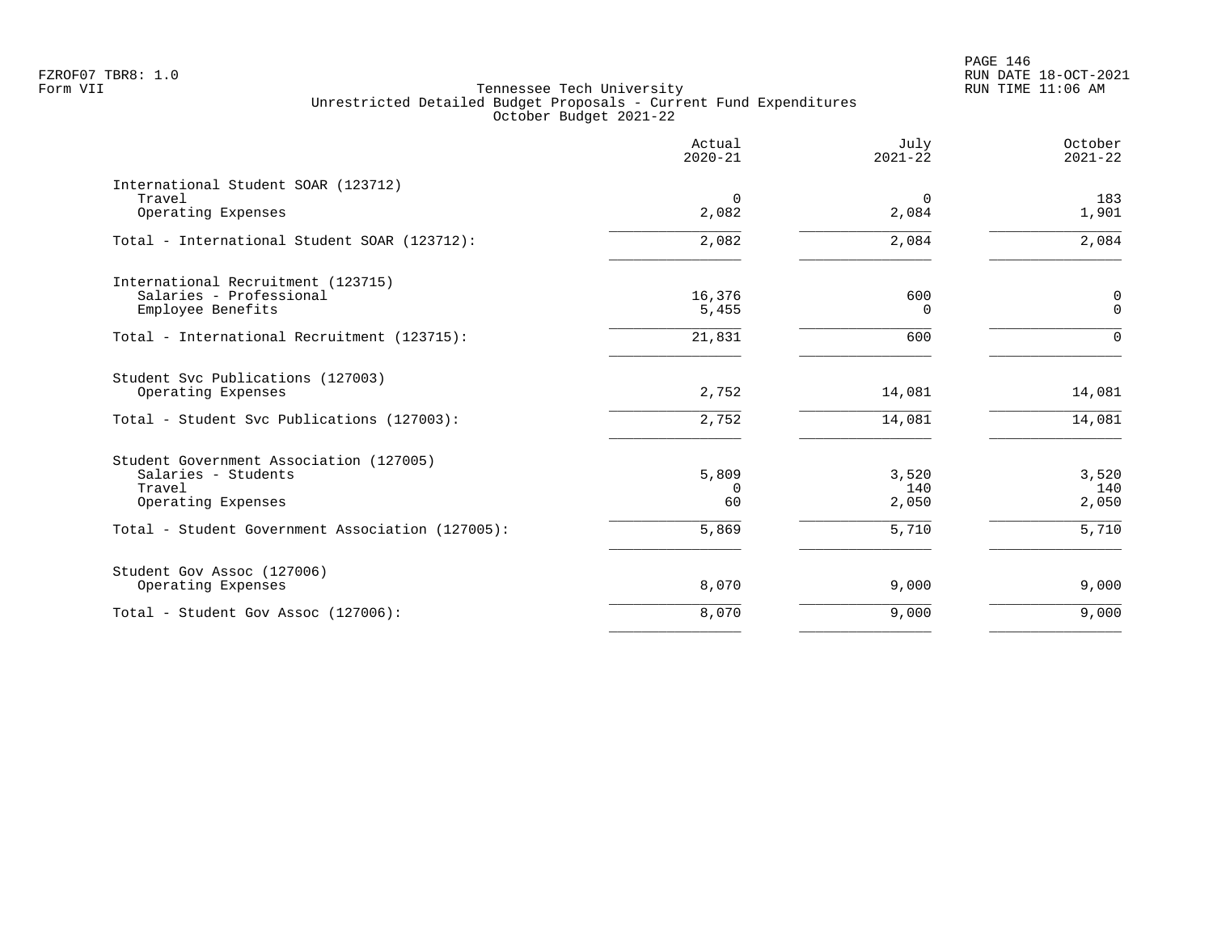FZROF07 TBR8: 1.0
Form VII

Tennessee Tech University
Unrestricted Detailed Budget Proposals - Current Fund Expenditures
October Budget 2021-22

RUN DATE 18-OCT-2021
RUN TIME 11:06 AM

| | Actual 2020-21 | July 2021-22 | October 2021-22 |
|---|---|---|---|
| **International Student SOAR (123712)** | | | |
| Travel | 0 | 0 | 183 |
| Operating Expenses | 2,082 | 2,084 | 1,901 |
| Total - International Student SOAR (123712): | 2,082 | 2,084 | 2,084 |
| **International Recruitment (123715)** | | | |
| Salaries - Professional | 16,376 | 600 | 0 |
| Employee Benefits | 5,455 | 0 | 0 |
| Total - International Recruitment (123715): | 21,831 | 600 | 0 |
| **Student Svc Publications (127003)** | | | |
| Operating Expenses | 2,752 | 14,081 | 14,081 |
| Total - Student Svc Publications (127003): | 2,752 | 14,081 | 14,081 |
| **Student Government Association (127005)** | | | |
| Salaries - Students | 5,809 | 3,520 | 3,520 |
| Travel | 0 | 140 | 140 |
| Operating Expenses | 60 | 2,050 | 2,050 |
| Total - Student Government Association (127005): | 5,869 | 5,710 | 5,710 |
| **Student Gov Assoc (127006)** | | | |
| Operating Expenses | 8,070 | 9,000 | 9,000 |
| Total - Student Gov Assoc (127006): | 8,070 | 9,000 | 9,000 |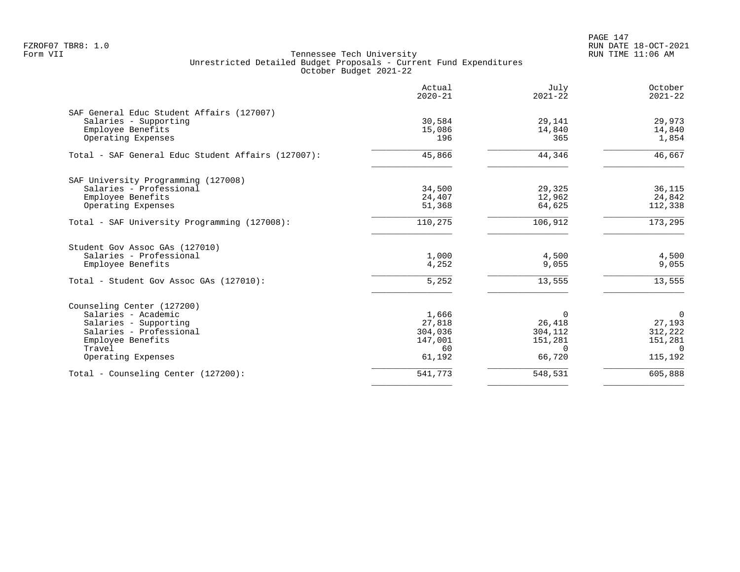FZROF07 TBR8: 1.0
Form VII

Tennessee Tech University
Unrestricted Detailed Budget Proposals - Current Fund Expenditures
October Budget 2021-22

RUN DATE 18-OCT-2021
RUN TIME 11:06 AM

| | Actual 2020-21 | July 2021-22 | October 2021-22 |
|---|---|---|---|
| **SAF General Educ Student Affairs (127007)** | | | |
| Salaries - Supporting | 30,584 | 29,141 | 29,973 |
| Employee Benefits | 15,086 | 14,840 | 14,840 |
| Operating Expenses | 196 | 365 | 1,854 |
| Total - SAF General Educ Student Affairs (127007): | 45,866 | 44,346 | 46,667 |
| **SAF University Programming (127008)** | | | |
| Salaries - Professional | 34,500 | 29,325 | 36,115 |
| Employee Benefits | 24,407 | 12,962 | 24,842 |
| Operating Expenses | 51,368 | 64,625 | 112,338 |
| Total - SAF University Programming (127008): | 110,275 | 106,912 | 173,295 |
| **Student Gov Assoc GAs (127010)** | | | |
| Salaries - Professional | 1,000 | 4,500 | 4,500 |
| Employee Benefits | 4,252 | 9,055 | 9,055 |
| Total - Student Gov Assoc GAs (127010): | 5,252 | 13,555 | 13,555 |
| **Counseling Center (127200)** | | | |
| Salaries - Academic | 1,666 | 0 | 0 |
| Salaries - Supporting | 27,818 | 26,418 | 27,193 |
| Salaries - Professional | 304,036 | 304,112 | 312,222 |
| Employee Benefits | 147,001 | 151,281 | 151,281 |
| Travel | 60 | 0 | 0 |
| Operating Expenses | 61,192 | 66,720 | 115,192 |
| Total - Counseling Center (127200): | 541,773 | 548,531 | 605,888 |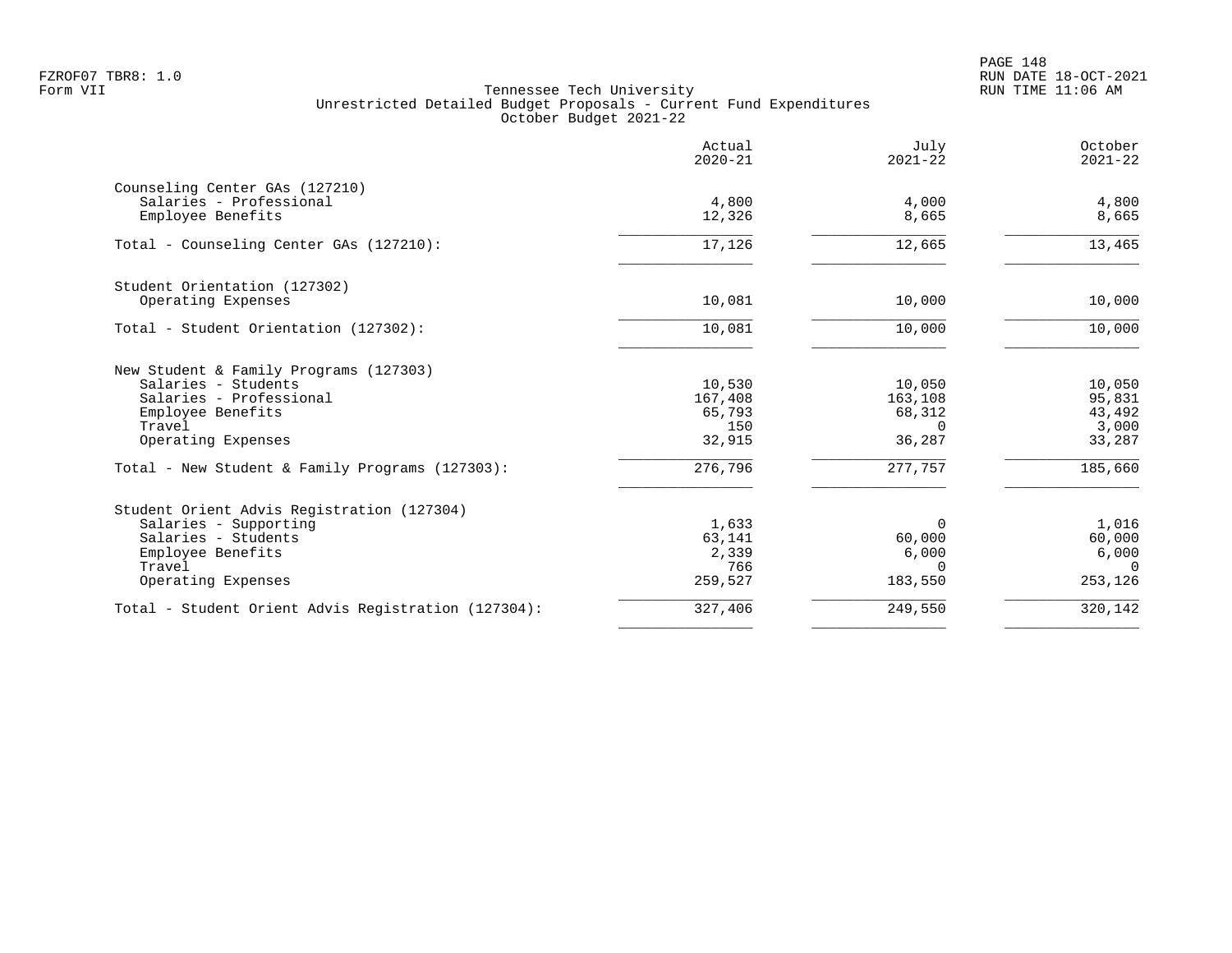Tennessee Tech University
Unrestricted Detailed Budget Proposals - Current Fund Expenditures
October Budget 2021-22

| | Actual 2020-21 | July 2021-22 | October 2021-22 |
|---|---:|---:|---:|
| **Counseling Center GAs (127210)** | | | |
| Salaries - Professional | 4,800 | 4,000 | 4,800 |
| Employee Benefits | 12,326 | 8,665 | 8,665 |
| Total - Counseling Center GAs (127210): | 17,126 | 12,665 | 13,465 |
| **Student Orientation (127302)** | | | |
| Operating Expenses | 10,081 | 10,000 | 10,000 |
| Total - Student Orientation (127302): | 10,081 | 10,000 | 10,000 |
| **New Student & Family Programs (127303)** | | | |
| Salaries - Students | 10,530 | 10,050 | 10,050 |
| Salaries - Professional | 167,408 | 163,108 | 95,831 |
| Employee Benefits | 65,793 | 68,312 | 43,492 |
| Travel | 150 | 0 | 3,000 |
| Operating Expenses | 32,915 | 36,287 | 33,287 |
| Total - New Student & Family Programs (127303): | 276,796 | 277,757 | 185,660 |
| **Student Orient Advis Registration (127304)** | | | |
| Salaries - Supporting | 1,633 | 0 | 1,016 |
| Salaries - Students | 63,141 | 60,000 | 60,000 |
| Employee Benefits | 2,339 | 6,000 | 6,000 |
| Travel | 766 | 0 | 0 |
| Operating Expenses | 259,527 | 183,550 | 253,126 |
| Total - Student Orient Advis Registration (127304): | 327,406 | 249,550 | 320,142 |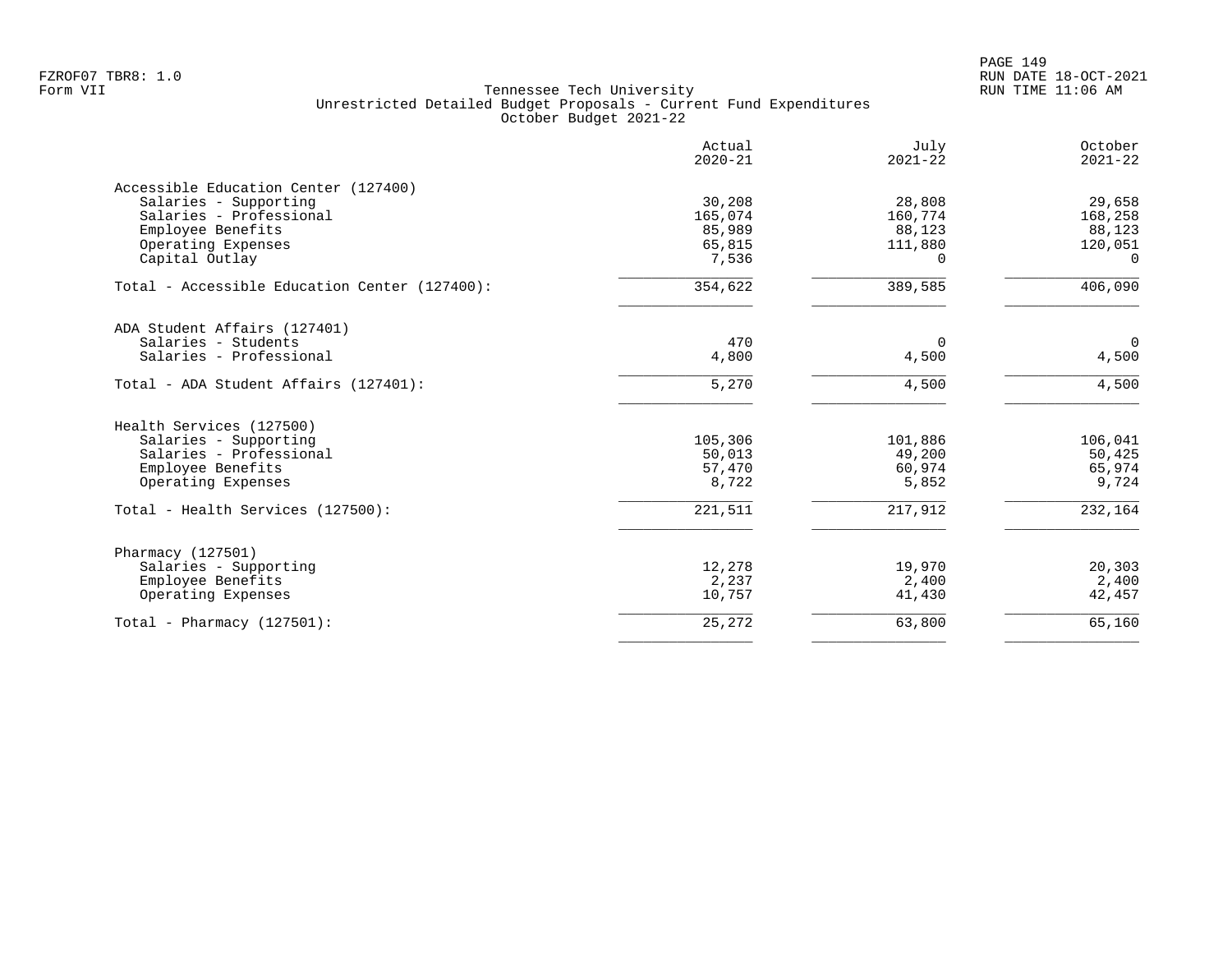Tennessee Tech University
Unrestricted Detailed Budget Proposals - Current Fund Expenditures
October Budget 2021-22

| | Actual 2020-21 | July 2021-22 | October 2021-22 |
|---|---:|---:|---:|
| **Accessible Education Center (127400)** | | | |
| Salaries - Supporting | 30,208 | 28,808 | 29,658 |
| Salaries - Professional | 165,074 | 160,774 | 168,258 |
| Employee Benefits | 85,989 | 88,123 | 88,123 |
| Operating Expenses | 65,815 | 111,880 | 120,051 |
| Capital Outlay | 7,536 | 0 | 0 |
| Total - Accessible Education Center (127400): | 354,622 | 389,585 | 406,090 |
| **ADA Student Affairs (127401)** | | | |
| Salaries - Students | 470 | 0 | 0 |
| Salaries - Professional | 4,800 | 4,500 | 4,500 |
| Total - ADA Student Affairs (127401): | 5,270 | 4,500 | 4,500 |
| **Health Services (127500)** | | | |
| Salaries - Supporting | 105,306 | 101,886 | 106,041 |
| Salaries - Professional | 50,013 | 49,200 | 50,425 |
| Employee Benefits | 57,470 | 60,974 | 65,974 |
| Operating Expenses | 8,722 | 5,852 | 9,724 |
| Total - Health Services (127500): | 221,511 | 217,912 | 232,164 |
| **Pharmacy (127501)** | | | |
| Salaries - Supporting | 12,278 | 19,970 | 20,303 |
| Employee Benefits | 2,237 | 2,400 | 2,400 |
| Operating Expenses | 10,757 | 41,430 | 42,457 |
| Total - Pharmacy (127501): | 25,272 | 63,800 | 65,160 |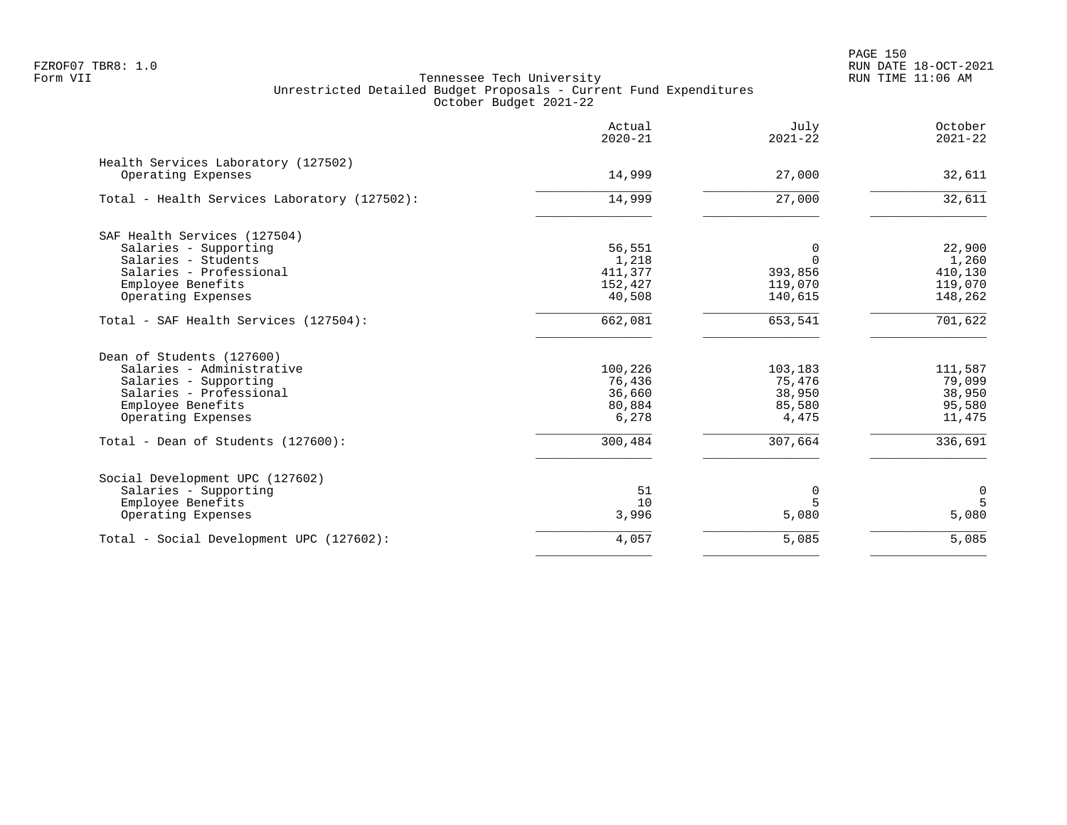FZROF07 TBR8: 1.0
Form VII

RUN DATE 18-OCT-2021
RUN TIME 11:06 AM

Tennessee Tech University
Unrestricted Detailed Budget Proposals - Current Fund Expenditures
October Budget 2021-22

| | Actual 2020-21 | July 2021-22 | October 2021-22 |
|---|---|---|---|
| **Health Services Laboratory (127502)** | | | |
| Operating Expenses | 14,999 | 27,000 | 32,611 |
| Total - Health Services Laboratory (127502): | 14,999 | 27,000 | 32,611 |
| **SAF Health Services (127504)** | | | |
| Salaries - Supporting | 56,551 | 0 | 22,900 |
| Salaries - Students | 1,218 | 0 | 1,260 |
| Salaries - Professional | 411,377 | 393,856 | 410,130 |
| Employee Benefits | 152,427 | 119,070 | 119,070 |
| Operating Expenses | 40,508 | 140,615 | 148,262 |
| Total - SAF Health Services (127504): | 662,081 | 653,541 | 701,622 |
| **Dean of Students (127600)** | | | |
| Salaries - Administrative | 100,226 | 103,183 | 111,587 |
| Salaries - Supporting | 76,436 | 75,476 | 79,099 |
| Salaries - Professional | 36,660 | 38,950 | 38,950 |
| Employee Benefits | 80,884 | 85,580 | 95,580 |
| Operating Expenses | 6,278 | 4,475 | 11,475 |
| Total - Dean of Students (127600): | 300,484 | 307,664 | 336,691 |
| **Social Development UPC (127602)** | | | |
| Salaries - Supporting | 51 | 0 | 0 |
| Employee Benefits | 10 | 5 | 5 |
| Operating Expenses | 3,996 | 5,080 | 5,080 |
| Total - Social Development UPC (127602): | 4,057 | 5,085 | 5,085 |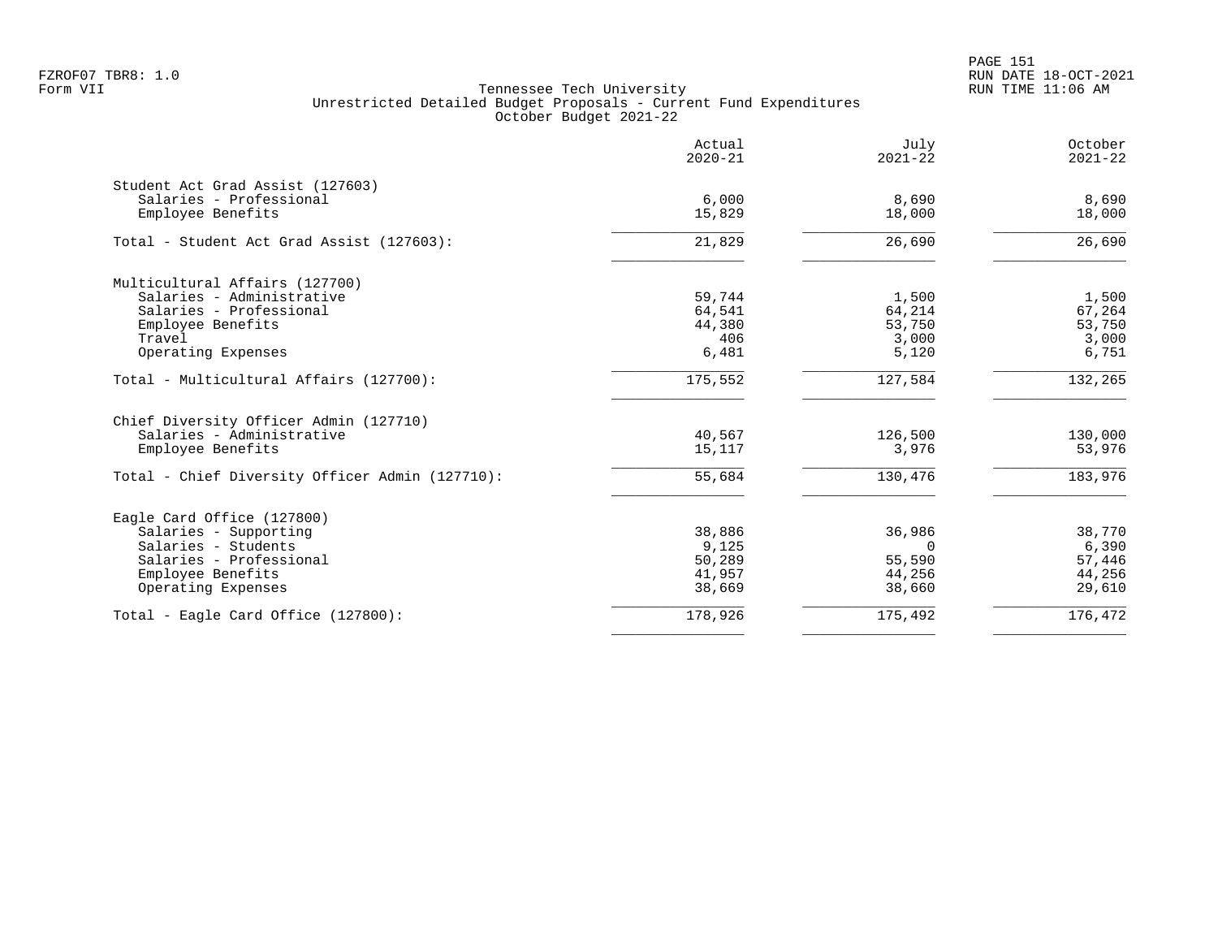Tennessee Tech University
Unrestricted Detailed Budget Proposals - Current Fund Expenditures
October Budget 2021-22

| | Actual 2020-21 | July 2021-22 | October 2021-22 |
|---|---|---|---|
| **Student Act Grad Assist (127603)** | | | |
| Salaries - Professional | 6,000 | 8,690 | 8,690 |
| Employee Benefits | 15,829 | 18,000 | 18,000 |
| Total - Student Act Grad Assist (127603): | 21,829 | 26,690 | 26,690 |
| **Multicultural Affairs (127700)** | | | |
| Salaries - Administrative | 59,744 | 1,500 | 1,500 |
| Salaries - Professional | 64,541 | 64,214 | 67,264 |
| Employee Benefits | 44,380 | 53,750 | 53,750 |
| Travel | 406 | 3,000 | 3,000 |
| Operating Expenses | 6,481 | 5,120 | 6,751 |
| Total - Multicultural Affairs (127700): | 175,552 | 127,584 | 132,265 |
| **Chief Diversity Officer Admin (127710)** | | | |
| Salaries - Administrative | 40,567 | 126,500 | 130,000 |
| Employee Benefits | 15,117 | 3,976 | 53,976 |
| Total - Chief Diversity Officer Admin (127710): | 55,684 | 130,476 | 183,976 |
| **Eagle Card Office (127800)** | | | |
| Salaries - Supporting | 38,886 | 36,986 | 38,770 |
| Salaries - Students | 9,125 | 0 | 6,390 |
| Salaries - Professional | 50,289 | 55,590 | 57,446 |
| Employee Benefits | 41,957 | 44,256 | 44,256 |
| Operating Expenses | 38,669 | 38,660 | 29,610 |
| Total - Eagle Card Office (127800): | 178,926 | 175,492 | 176,472 |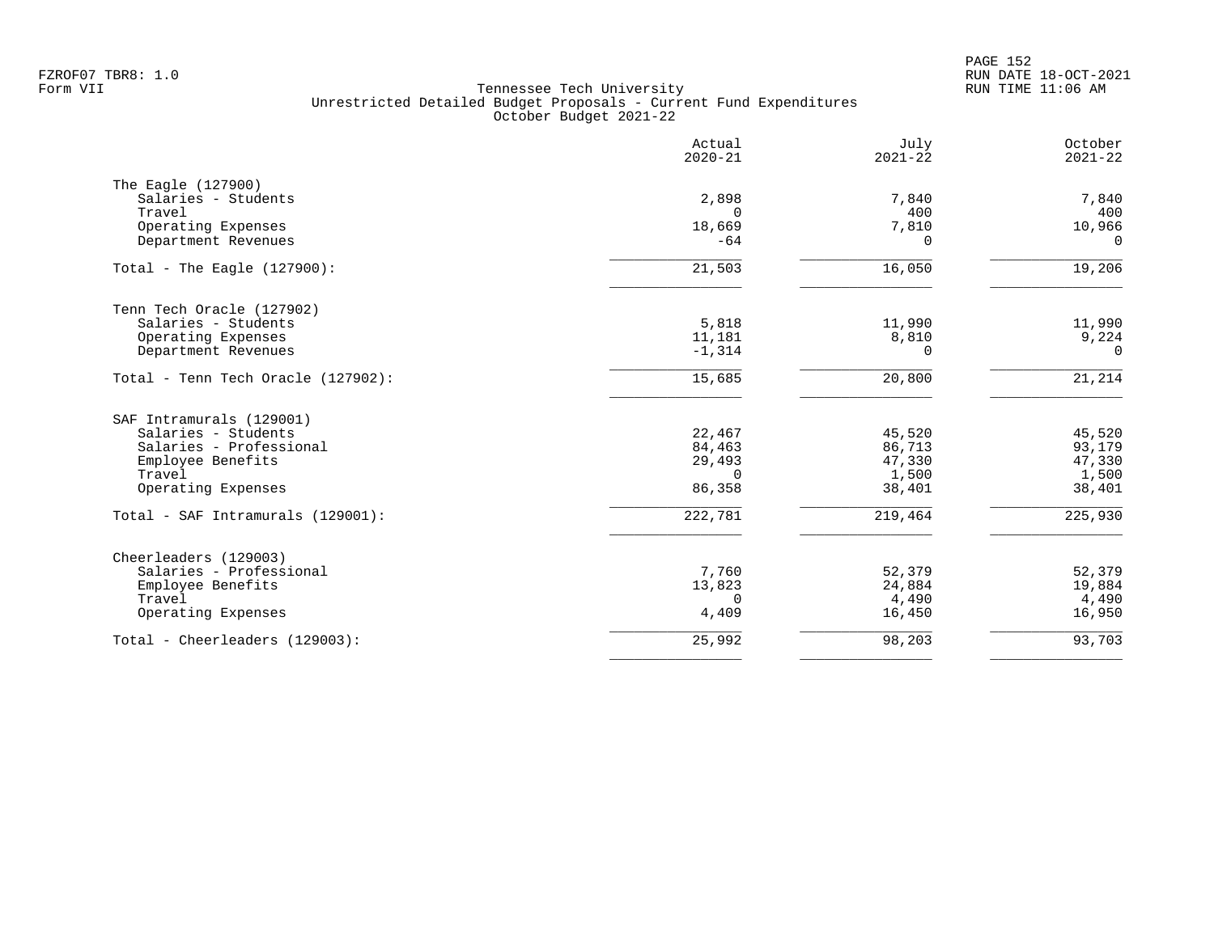Tennessee Tech University
Unrestricted Detailed Budget Proposals - Current Fund Expenditures
October Budget 2021-22

| | Actual 2020-21 | July 2021-22 | October 2021-22 |
|---|---|---|---|
| **The Eagle (127900)** | | | |
| Salaries - Students | 2,898 | 7,840 | 7,840 |
| Travel | 0 | 400 | 400 |
| Operating Expenses | 18,669 | 7,810 | 10,966 |
| Department Revenues | -64 | 0 | 0 |
| Total - The Eagle (127900): | 21,503 | 16,050 | 19,206 |
| **Tenn Tech Oracle (127902)** | | | |
| Salaries - Students | 5,818 | 11,990 | 11,990 |
| Operating Expenses | 11,181 | 8,810 | 9,224 |
| Department Revenues | -1,314 | 0 | 0 |
| Total - Tenn Tech Oracle (127902): | 15,685 | 20,800 | 21,214 |
| **SAF Intramurals (129001)** | | | |
| Salaries - Students | 22,467 | 45,520 | 45,520 |
| Salaries - Professional | 84,463 | 86,713 | 93,179 |
| Employee Benefits | 29,493 | 47,330 | 47,330 |
| Travel | 0 | 1,500 | 1,500 |
| Operating Expenses | 86,358 | 38,401 | 38,401 |
| Total - SAF Intramurals (129001): | 222,781 | 219,464 | 225,930 |
| **Cheerleaders (129003)** | | | |
| Salaries - Professional | 7,760 | 52,379 | 52,379 |
| Employee Benefits | 13,823 | 24,884 | 19,884 |
| Travel | 0 | 4,490 | 4,490 |
| Operating Expenses | 4,409 | 16,450 | 16,950 |
| Total - Cheerleaders (129003): | 25,992 | 98,203 | 93,703 |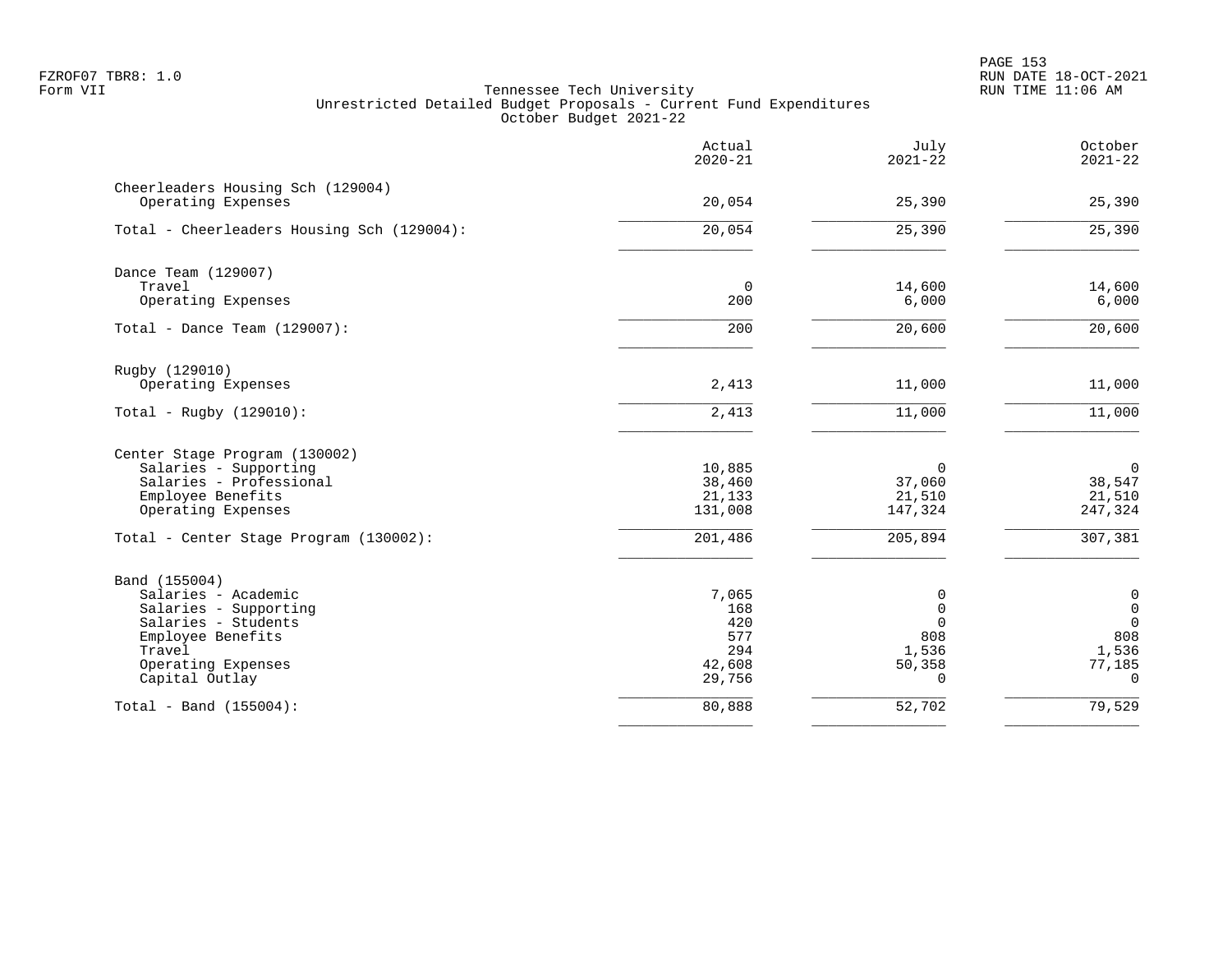Tennessee Tech University
Unrestricted Detailed Budget Proposals - Current Fund Expenditures
October Budget 2021-22

| | Actual 2020-21 | July 2021-22 | October 2021-22 |
|---|---:|---:|---:|
| **Cheerleaders Housing Sch (129004)** | | | |
| Operating Expenses | 20,054 | 25,390 | 25,390 |
| Total - Cheerleaders Housing Sch (129004): | 20,054 | 25,390 | 25,390 |
| **Dance Team (129007)** | | | |
| Travel | 0 | 14,600 | 14,600 |
| Operating Expenses | 200 | 6,000 | 6,000 |
| Total - Dance Team (129007): | 200 | 20,600 | 20,600 |
| **Rugby (129010)** | | | |
| Operating Expenses | 2,413 | 11,000 | 11,000 |
| Total - Rugby (129010): | 2,413 | 11,000 | 11,000 |
| **Center Stage Program (130002)** | | | |
| Salaries - Supporting | 10,885 | 0 | 0 |
| Salaries - Professional | 38,460 | 37,060 | 38,547 |
| Employee Benefits | 21,133 | 21,510 | 21,510 |
| Operating Expenses | 131,008 | 147,324 | 247,324 |
| Total - Center Stage Program (130002): | 201,486 | 205,894 | 307,381 |
| **Band (155004)** | | | |
| Salaries - Academic | 7,065 | 0 | 0 |
| Salaries - Supporting | 168 | 0 | 0 |
| Salaries - Students | 420 | 0 | 0 |
| Employee Benefits | 577 | 808 | 808 |
| Travel | 294 | 1,536 | 1,536 |
| Operating Expenses | 42,608 | 50,358 | 77,185 |
| Capital Outlay | 29,756 | 0 | 0 |
| Total - Band (155004): | 80,888 | 52,702 | 79,529 |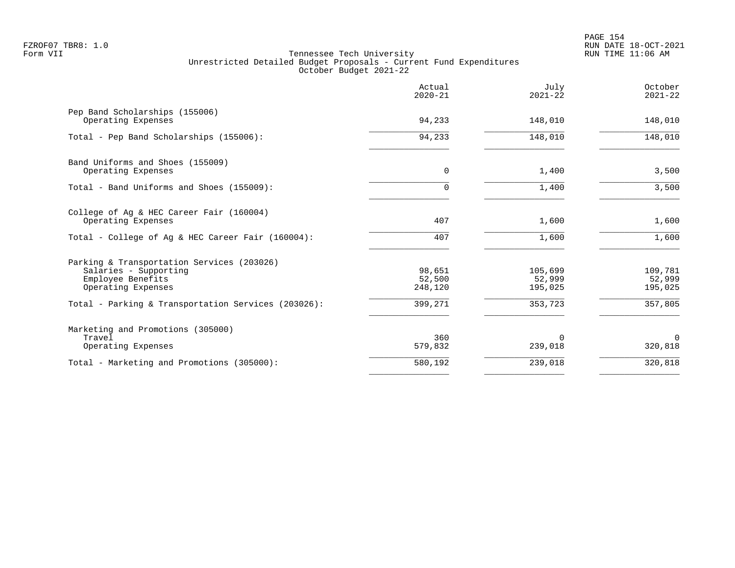Tennessee Tech University
Unrestricted Detailed Budget Proposals - Current Fund Expenditures
October Budget 2021-22

| | Actual 2020-21 | July 2021-22 | October 2021-22 |
|---|---|---|---|
| **Pep Band Scholarships (155006)** | | | |
| Operating Expenses | 94,233 | 148,010 | 148,010 |
| Total - Pep Band Scholarships (155006): | 94,233 | 148,010 | 148,010 |
| **Band Uniforms and Shoes (155009)** | | | |
| Operating Expenses | 0 | 1,400 | 3,500 |
| Total - Band Uniforms and Shoes (155009): | 0 | 1,400 | 3,500 |
| **College of Ag & HEC Career Fair (160004)** | | | |
| Operating Expenses | 407 | 1,600 | 1,600 |
| Total - College of Ag & HEC Career Fair (160004): | 407 | 1,600 | 1,600 |
| **Parking & Transportation Services (203026)** | | | |
| Salaries - Supporting | 98,651 | 105,699 | 109,781 |
| Employee Benefits | 52,500 | 52,999 | 52,999 |
| Operating Expenses | 248,120 | 195,025 | 195,025 |
| Total - Parking & Transportation Services (203026): | 399,271 | 353,723 | 357,805 |
| **Marketing and Promotions (305000)** | | | |
| Travel | 360 | 0 | 0 |
| Operating Expenses | 579,832 | 239,018 | 320,818 |
| Total - Marketing and Promotions (305000): | 580,192 | 239,018 | 320,818 |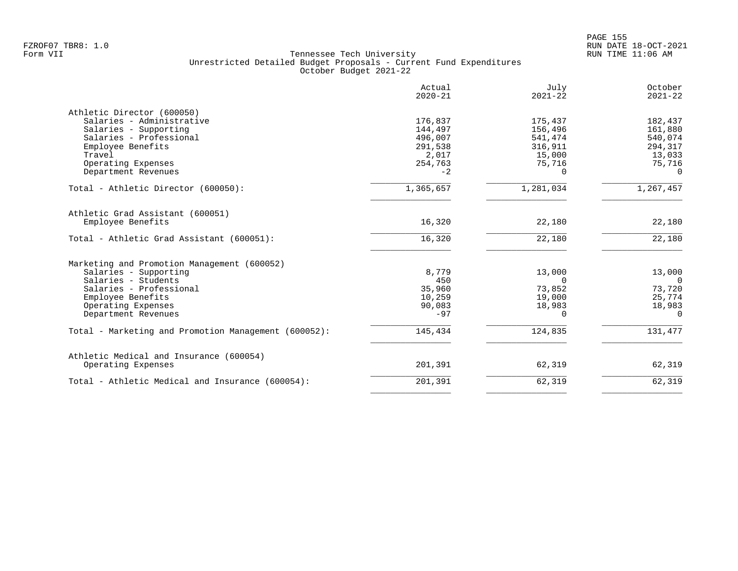Tennessee Tech University
Unrestricted Detailed Budget Proposals - Current Fund Expenditures
October Budget 2021-22

| | Actual 2020-21 | July 2021-22 | October 2021-22 |
|---|---|---|---|
| **Athletic Director (600050)** | | | |
| Salaries - Administrative | 176,837 | 175,437 | 182,437 |
| Salaries - Supporting | 144,497 | 156,496 | 161,880 |
| Salaries - Professional | 496,007 | 541,474 | 540,074 |
| Employee Benefits | 291,538 | 316,911 | 294,317 |
| Travel | 2,017 | 15,000 | 13,033 |
| Operating Expenses | 254,763 | 75,716 | 75,716 |
| Department Revenues | -2 | 0 | 0 |
| Total - Athletic Director (600050): | 1,365,657 | 1,281,034 | 1,267,457 |
| **Athletic Grad Assistant (600051)** | | | |
| Employee Benefits | 16,320 | 22,180 | 22,180 |
| Total - Athletic Grad Assistant (600051): | 16,320 | 22,180 | 22,180 |
| **Marketing and Promotion Management (600052)** | | | |
| Salaries - Supporting | 8,779 | 13,000 | 13,000 |
| Salaries - Students | 450 | 0 | 0 |
| Salaries - Professional | 35,960 | 73,852 | 73,720 |
| Employee Benefits | 10,259 | 19,000 | 25,774 |
| Operating Expenses | 90,083 | 18,983 | 18,983 |
| Department Revenues | -97 | 0 | 0 |
| Total - Marketing and Promotion Management (600052): | 145,434 | 124,835 | 131,477 |
| **Athletic Medical and Insurance (600054)** | | | |
| Operating Expenses | 201,391 | 62,319 | 62,319 |
| Total - Athletic Medical and Insurance (600054): | 201,391 | 62,319 | 62,319 |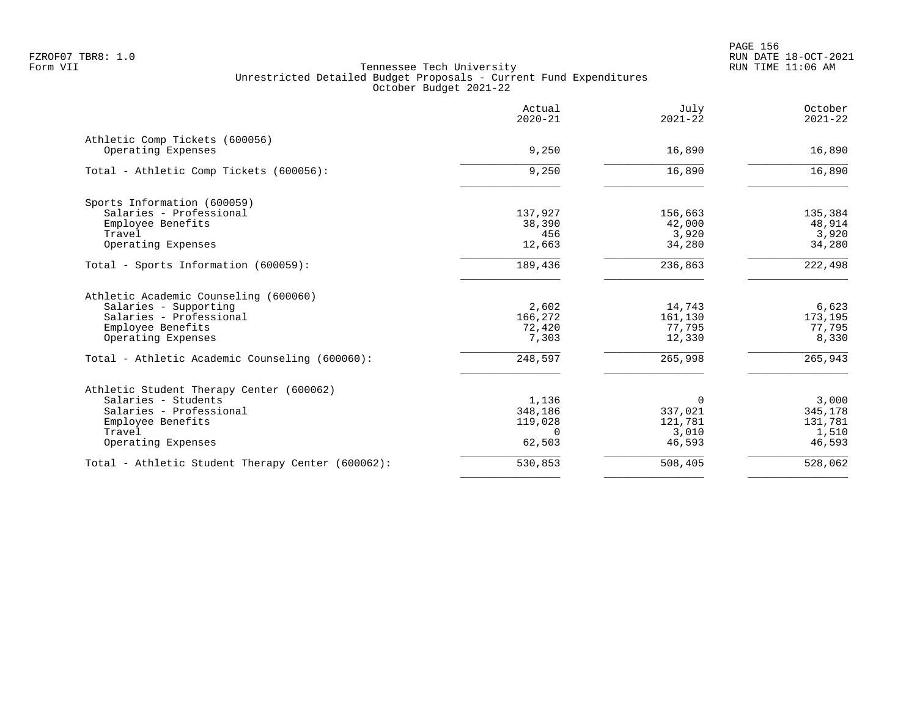Tennessee Tech University
Unrestricted Detailed Budget Proposals - Current Fund Expenditures
October Budget 2021-22

| | Actual 2020-21 | July 2021-22 | October 2021-22 |
|---|---:|---:|---:|
| **Athletic Comp Tickets (600056)** | | | |
| Operating Expenses | 9,250 | 16,890 | 16,890 |
| Total - Athletic Comp Tickets (600056): | 9,250 | 16,890 | 16,890 |
| **Sports Information (600059)** | | | |
| Salaries - Professional | 137,927 | 156,663 | 135,384 |
| Employee Benefits | 38,390 | 42,000 | 48,914 |
| Travel | 456 | 3,920 | 3,920 |
| Operating Expenses | 12,663 | 34,280 | 34,280 |
| Total - Sports Information (600059): | 189,436 | 236,863 | 222,498 |
| **Athletic Academic Counseling (600060)** | | | |
| Salaries - Supporting | 2,602 | 14,743 | 6,623 |
| Salaries - Professional | 166,272 | 161,130 | 173,195 |
| Employee Benefits | 72,420 | 77,795 | 77,795 |
| Operating Expenses | 7,303 | 12,330 | 8,330 |
| Total - Athletic Academic Counseling (600060): | 248,597 | 265,998 | 265,943 |
| **Athletic Student Therapy Center (600062)** | | | |
| Salaries - Students | 1,136 | 0 | 3,000 |
| Salaries - Professional | 348,186 | 337,021 | 345,178 |
| Employee Benefits | 119,028 | 121,781 | 131,781 |
| Travel | 0 | 3,010 | 1,510 |
| Operating Expenses | 62,503 | 46,593 | 46,593 |
| Total - Athletic Student Therapy Center (600062): | 530,853 | 508,405 | 528,062 |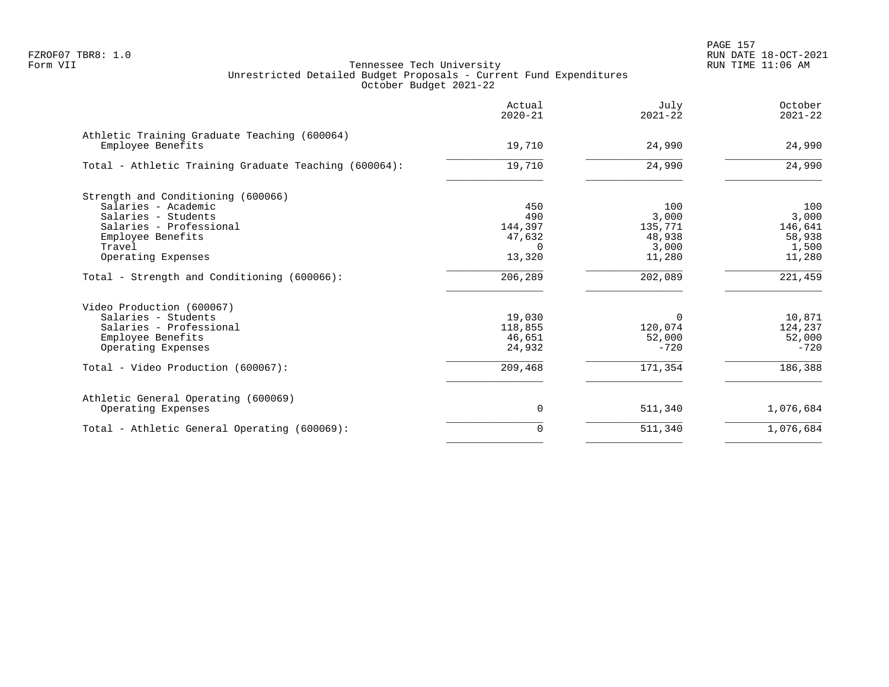Tennessee Tech University
Unrestricted Detailed Budget Proposals - Current Fund Expenditures
October Budget 2021-22

| | Actual 2020-21 | July 2021-22 | October 2021-22 |
|---|---|---|---|
| **Athletic Training Graduate Teaching (600064)** | | | |
| Employee Benefits | 19,710 | 24,990 | 24,990 |
| Total - Athletic Training Graduate Teaching (600064): | 19,710 | 24,990 | 24,990 |
| **Strength and Conditioning (600066)** | | | |
| Salaries - Academic | 450 | 100 | 100 |
| Salaries - Students | 490 | 3,000 | 3,000 |
| Salaries - Professional | 144,397 | 135,771 | 146,641 |
| Employee Benefits | 47,632 | 48,938 | 58,938 |
| Travel | 0 | 3,000 | 1,500 |
| Operating Expenses | 13,320 | 11,280 | 11,280 |
| Total - Strength and Conditioning (600066): | 206,289 | 202,089 | 221,459 |
| **Video Production (600067)** | | | |
| Salaries - Students | 19,030 | 0 | 10,871 |
| Salaries - Professional | 118,855 | 120,074 | 124,237 |
| Employee Benefits | 46,651 | 52,000 | 52,000 |
| Operating Expenses | 24,932 | -720 | -720 |
| Total - Video Production (600067): | 209,468 | 171,354 | 186,388 |
| **Athletic General Operating (600069)** | | | |
| Operating Expenses | 0 | 511,340 | 1,076,684 |
| Total - Athletic General Operating (600069): | 0 | 511,340 | 1,076,684 |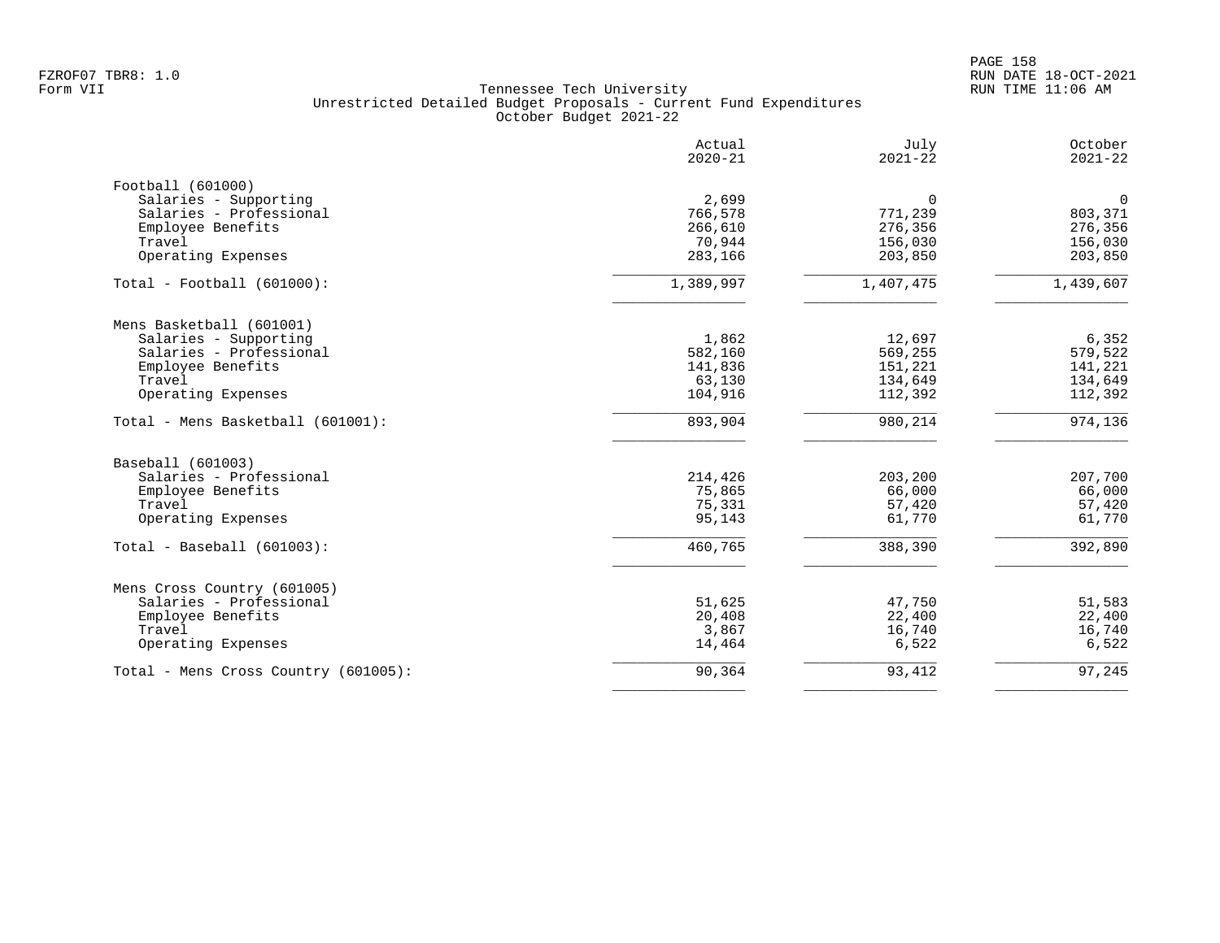Tennessee Tech University
Unrestricted Detailed Budget Proposals - Current Fund Expenditures
October Budget 2021-22

| | Actual 2020-21 | July 2021-22 | October 2021-22 |
|---|---|---|---|
| **Football (601000)** | | | |
| Salaries - Supporting | 2,699 | 0 | 0 |
| Salaries - Professional | 766,578 | 771,239 | 803,371 |
| Employee Benefits | 266,610 | 276,356 | 276,356 |
| Travel | 70,944 | 156,030 | 156,030 |
| Operating Expenses | 283,166 | 203,850 | 203,850 |
| Total - Football (601000): | 1,389,997 | 1,407,475 | 1,439,607 |
| **Mens Basketball (601001)** | | | |
| Salaries - Supporting | 1,862 | 12,697 | 6,352 |
| Salaries - Professional | 582,160 | 569,255 | 579,522 |
| Employee Benefits | 141,836 | 151,221 | 141,221 |
| Travel | 63,130 | 134,649 | 134,649 |
| Operating Expenses | 104,916 | 112,392 | 112,392 |
| Total - Mens Basketball (601001): | 893,904 | 980,214 | 974,136 |
| **Baseball (601003)** | | | |
| Salaries - Professional | 214,426 | 203,200 | 207,700 |
| Employee Benefits | 75,865 | 66,000 | 66,000 |
| Travel | 75,331 | 57,420 | 57,420 |
| Operating Expenses | 95,143 | 61,770 | 61,770 |
| Total - Baseball (601003): | 460,765 | 388,390 | 392,890 |
| **Mens Cross Country (601005)** | | | |
| Salaries - Professional | 51,625 | 47,750 | 51,583 |
| Employee Benefits | 20,408 | 22,400 | 22,400 |
| Travel | 3,867 | 16,740 | 16,740 |
| Operating Expenses | 14,464 | 6,522 | 6,522 |
| Total - Mens Cross Country (601005): | 90,364 | 93,412 | 97,245 |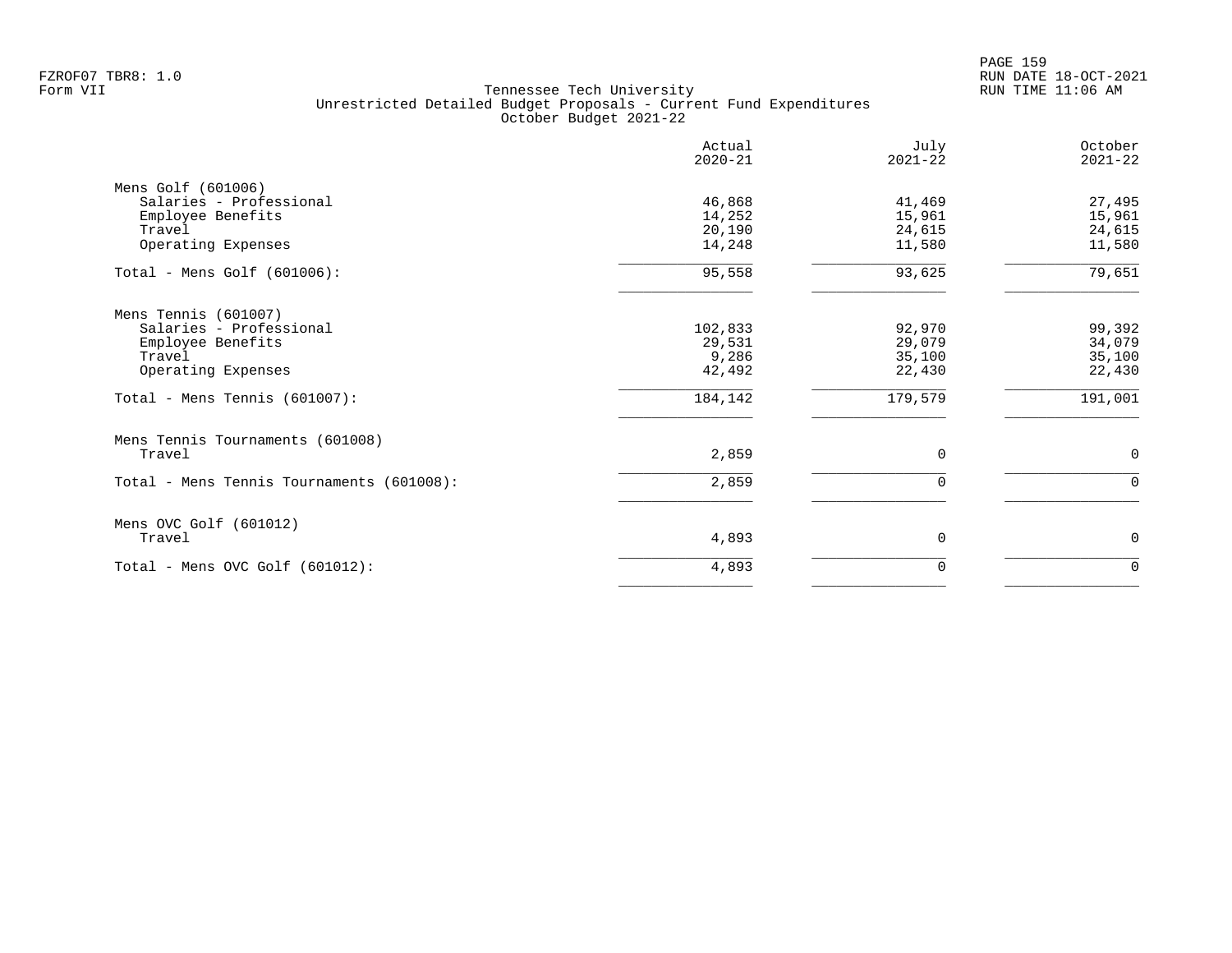Tennessee Tech University
Unrestricted Detailed Budget Proposals - Current Fund Expenditures
October Budget 2021-22

| | Actual 2020-21 | July 2021-22 | October 2021-22 |
|---|---|---|---|
| Mens Golf (601006) | | | |
| Salaries - Professional | 46,868 | 41,469 | 27,495 |
| Employee Benefits | 14,252 | 15,961 | 15,961 |
| Travel | 20,190 | 24,615 | 24,615 |
| Operating Expenses | 14,248 | 11,580 | 11,580 |
| Total - Mens Golf (601006): | 95,558 | 93,625 | 79,651 |
| Mens Tennis (601007) | | | |
| Salaries - Professional | 102,833 | 92,970 | 99,392 |
| Employee Benefits | 29,531 | 29,079 | 34,079 |
| Travel | 9,286 | 35,100 | 35,100 |
| Operating Expenses | 42,492 | 22,430 | 22,430 |
| Total - Mens Tennis (601007): | 184,142 | 179,579 | 191,001 |
| Mens Tennis Tournaments (601008) | | | |
| Travel | 2,859 | 0 | 0 |
| Total - Mens Tennis Tournaments (601008): | 2,859 | 0 | 0 |
| Mens OVC Golf (601012) | | | |
| Travel | 4,893 | 0 | 0 |
| Total - Mens OVC Golf (601012): | 4,893 | 0 | 0 |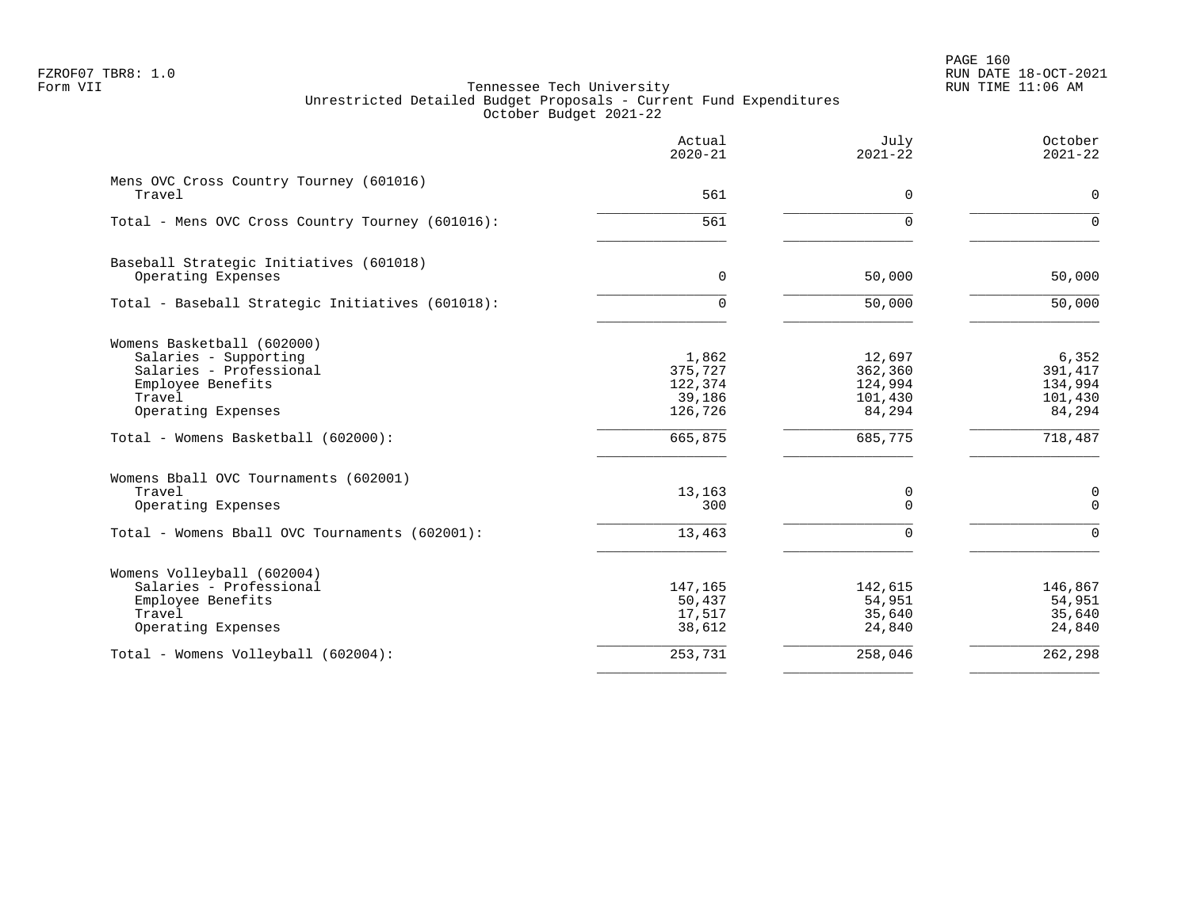FZROF07 TBR8: 1.0
Form VII

# Tennessee Tech University
## Unrestricted Detailed Budget Proposals - Current Fund Expenditures
### October Budget 2021-22

RUN DATE 18-OCT-2021
RUN TIME 11:06 AM

| | Actual 2020-21 | July 2021-22 | October 2021-22 |
|---|---:|---:|---:|
| **Mens OVC Cross Country Tourney (601016)** | | | |
| Travel | 561 | 0 | 0 |
| Total - Mens OVC Cross Country Tourney (601016): | 561 | 0 | 0 |
| **Baseball Strategic Initiatives (601018)** | | | |
| Operating Expenses | 0 | 50,000 | 50,000 |
| Total - Baseball Strategic Initiatives (601018): | 0 | 50,000 | 50,000 |
| **Womens Basketball (602000)** | | | |
| Salaries - Supporting | 1,862 | 12,697 | 6,352 |
| Salaries - Professional | 375,727 | 362,360 | 391,417 |
| Employee Benefits | 122,374 | 124,994 | 134,994 |
| Travel | 39,186 | 101,430 | 101,430 |
| Operating Expenses | 126,726 | 84,294 | 84,294 |
| Total - Womens Basketball (602000): | 665,875 | 685,775 | 718,487 |
| **Womens Bball OVC Tournaments (602001)** | | | |
| Travel | 13,163 | 0 | 0 |
| Operating Expenses | 300 | 0 | 0 |
| Total - Womens Bball OVC Tournaments (602001): | 13,463 | 0 | 0 |
| **Womens Volleyball (602004)** | | | |
| Salaries - Professional | 147,165 | 142,615 | 146,867 |
| Employee Benefits | 50,437 | 54,951 | 54,951 |
| Travel | 17,517 | 35,640 | 35,640 |
| Operating Expenses | 38,612 | 24,840 | 24,840 |
| Total - Womens Volleyball (602004): | 253,731 | 258,046 | 262,298 |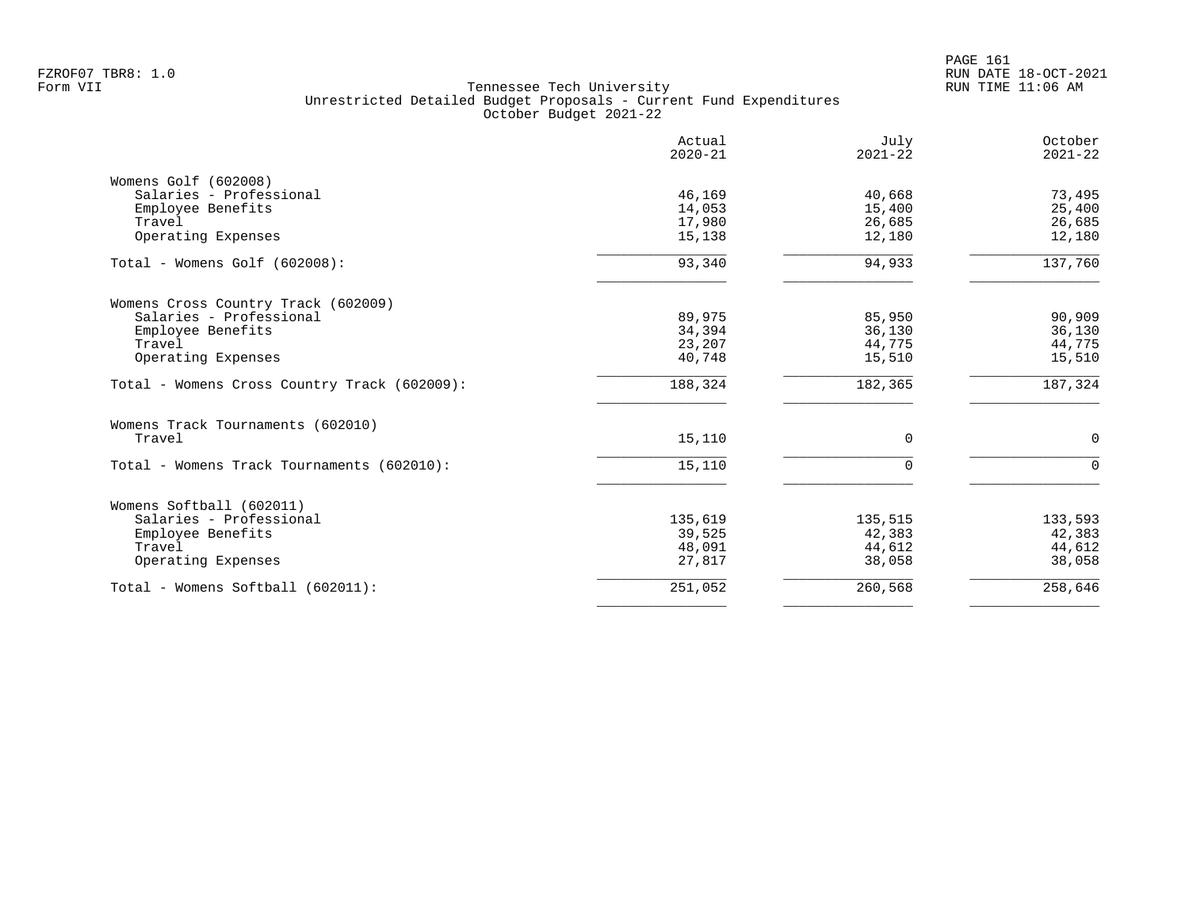Tennessee Tech University
Unrestricted Detailed Budget Proposals - Current Fund Expenditures
October Budget 2021-22

| | Actual 2020-21 | July 2021-22 | October 2021-22 |
|---|---:|---:|---:|
| **Womens Golf (602008)** | | | |
| Salaries - Professional | 46,169 | 40,668 | 73,495 |
| Employee Benefits | 14,053 | 15,400 | 25,400 |
| Travel | 17,980 | 26,685 | 26,685 |
| Operating Expenses | 15,138 | 12,180 | 12,180 |
| Total - Womens Golf (602008): | 93,340 | 94,933 | 137,760 |
| **Womens Cross Country Track (602009)** | | | |
| Salaries - Professional | 89,975 | 85,950 | 90,909 |
| Employee Benefits | 34,394 | 36,130 | 36,130 |
| Travel | 23,207 | 44,775 | 44,775 |
| Operating Expenses | 40,748 | 15,510 | 15,510 |
| Total - Womens Cross Country Track (602009): | 188,324 | 182,365 | 187,324 |
| **Womens Track Tournaments (602010)** | | | |
| Travel | 15,110 | 0 | 0 |
| Total - Womens Track Tournaments (602010): | 15,110 | 0 | 0 |
| **Womens Softball (602011)** | | | |
| Salaries - Professional | 135,619 | 135,515 | 133,593 |
| Employee Benefits | 39,525 | 42,383 | 42,383 |
| Travel | 48,091 | 44,612 | 44,612 |
| Operating Expenses | 27,817 | 38,058 | 38,058 |
| Total - Womens Softball (602011): | 251,052 | 260,568 | 258,646 |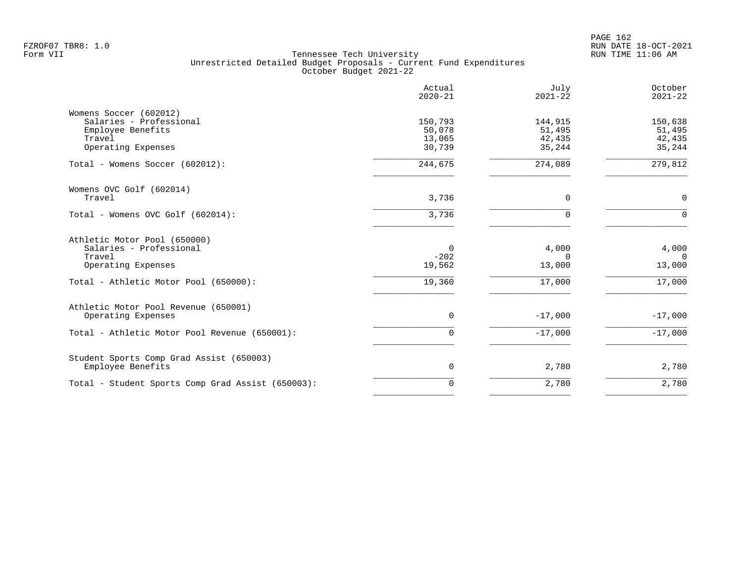FZROF07 TBR8: 1.0
Form VII

Tennessee Tech University
Unrestricted Detailed Budget Proposals - Current Fund Expenditures
October Budget 2021-22

RUN DATE 18-OCT-2021
RUN TIME 11:06 AM

| | Actual 2020-21 | July 2021-22 | October 2021-22 |
|---|---|---|---|
| **Womens Soccer (602012)** | | | |
| Salaries - Professional | 150,793 | 144,915 | 150,638 |
| Employee Benefits | 50,078 | 51,495 | 51,495 |
| Travel | 13,065 | 42,435 | 42,435 |
| Operating Expenses | 30,739 | 35,244 | 35,244 |
| Total - Womens Soccer (602012): | 244,675 | 274,089 | 279,812 |
| **Womens OVC Golf (602014)** | | | |
| Travel | 3,736 | 0 | 0 |
| Total - Womens OVC Golf (602014): | 3,736 | 0 | 0 |
| **Athletic Motor Pool (650000)** | | | |
| Salaries - Professional | 0 | 4,000 | 4,000 |
| Travel | -202 | 0 | 0 |
| Operating Expenses | 19,562 | 13,000 | 13,000 |
| Total - Athletic Motor Pool (650000): | 19,360 | 17,000 | 17,000 |
| **Athletic Motor Pool Revenue (650001)** | | | |
| Operating Expenses | 0 | -17,000 | -17,000 |
| Total - Athletic Motor Pool Revenue (650001): | 0 | -17,000 | -17,000 |
| **Student Sports Comp Grad Assist (650003)** | | | |
| Employee Benefits | 0 | 2,780 | 2,780 |
| Total - Student Sports Comp Grad Assist (650003): | 0 | 2,780 | 2,780 |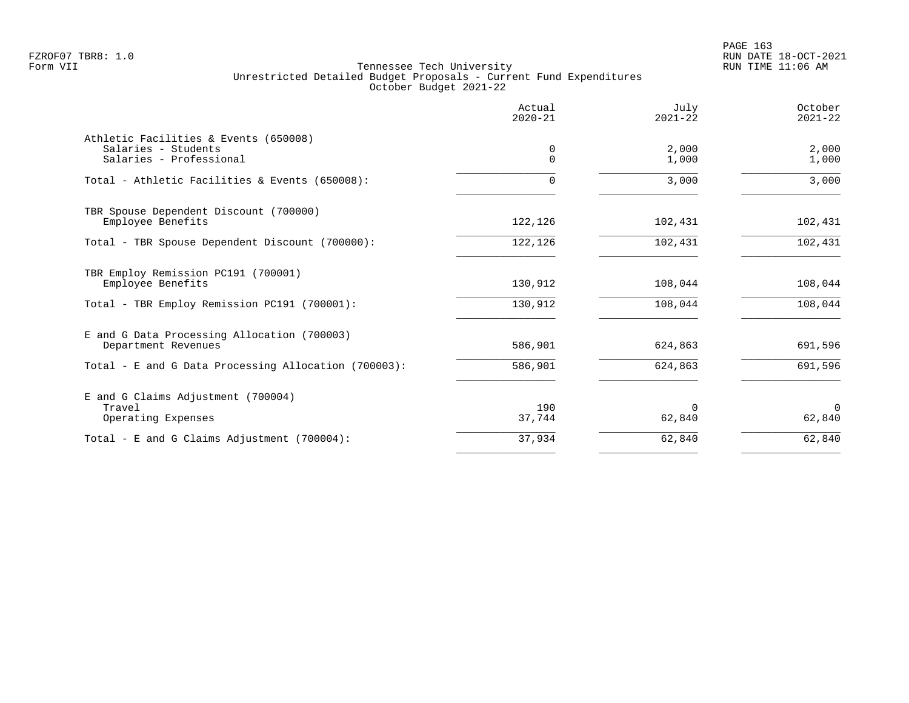Tennessee Tech University
Unrestricted Detailed Budget Proposals - Current Fund Expenditures
October Budget 2021-22

| | Actual 2020-21 | July 2021-22 | October 2021-22 |
|---|---|---|---|
| **Athletic Facilities & Events (650008)** | | | |
| Salaries - Students | 0 | 2,000 | 2,000 |
| Salaries - Professional | 0 | 1,000 | 1,000 |
| Total - Athletic Facilities & Events (650008): | 0 | 3,000 | 3,000 |
| **TBR Spouse Dependent Discount (700000)** | | | |
| Employee Benefits | 122,126 | 102,431 | 102,431 |
| Total - TBR Spouse Dependent Discount (700000): | 122,126 | 102,431 | 102,431 |
| **TBR Employ Remission PC191 (700001)** | | | |
| Employee Benefits | 130,912 | 108,044 | 108,044 |
| Total - TBR Employ Remission PC191 (700001): | 130,912 | 108,044 | 108,044 |
| **E and G Data Processing Allocation (700003)** | | | |
| Department Revenues | 586,901 | 624,863 | 691,596 |
| Total - E and G Data Processing Allocation (700003): | 586,901 | 624,863 | 691,596 |
| **E and G Claims Adjustment (700004)** | | | |
| Travel | 190 | 0 | 0 |
| Operating Expenses | 37,744 | 62,840 | 62,840 |
| Total - E and G Claims Adjustment (700004): | 37,934 | 62,840 | 62,840 |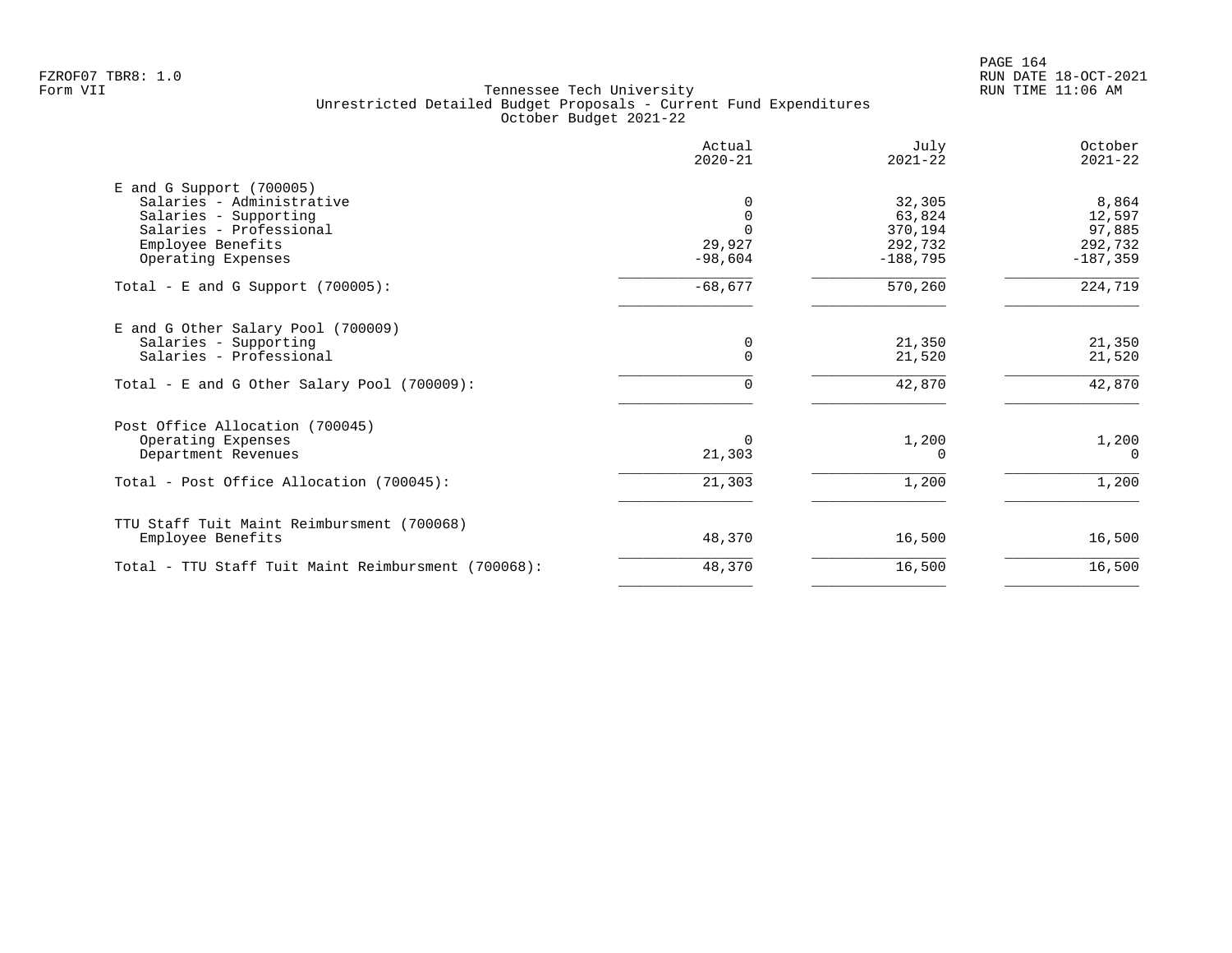Tennessee Tech University
Unrestricted Detailed Budget Proposals - Current Fund Expenditures
October Budget 2021-22

| | Actual 2020-21 | July 2021-22 | October 2021-22 |
|---|---:|---:|---:|
| **E and G Support (700005)** | | | |
| Salaries - Administrative | 0 | 32,305 | 8,864 |
| Salaries - Supporting | 0 | 63,824 | 12,597 |
| Salaries - Professional | 0 | 370,194 | 97,885 |
| Employee Benefits | 29,927 | 292,732 | 292,732 |
| Operating Expenses | -98,604 | -188,795 | -187,359 |
| Total - E and G Support (700005): | -68,677 | 570,260 | 224,719 |
| **E and G Other Salary Pool (700009)** | | | |
| Salaries - Supporting | 0 | 21,350 | 21,350 |
| Salaries - Professional | 0 | 21,520 | 21,520 |
| Total - E and G Other Salary Pool (700009): | 0 | 42,870 | 42,870 |
| **Post Office Allocation (700045)** | | | |
| Operating Expenses | 0 | 1,200 | 1,200 |
| Department Revenues | 21,303 | 0 | 0 |
| Total - Post Office Allocation (700045): | 21,303 | 1,200 | 1,200 |
| **TTU Staff Tuit Maint Reimbursment (700068)** | | | |
| Employee Benefits | 48,370 | 16,500 | 16,500 |
| Total - TTU Staff Tuit Maint Reimbursment (700068): | 48,370 | 16,500 | 16,500 |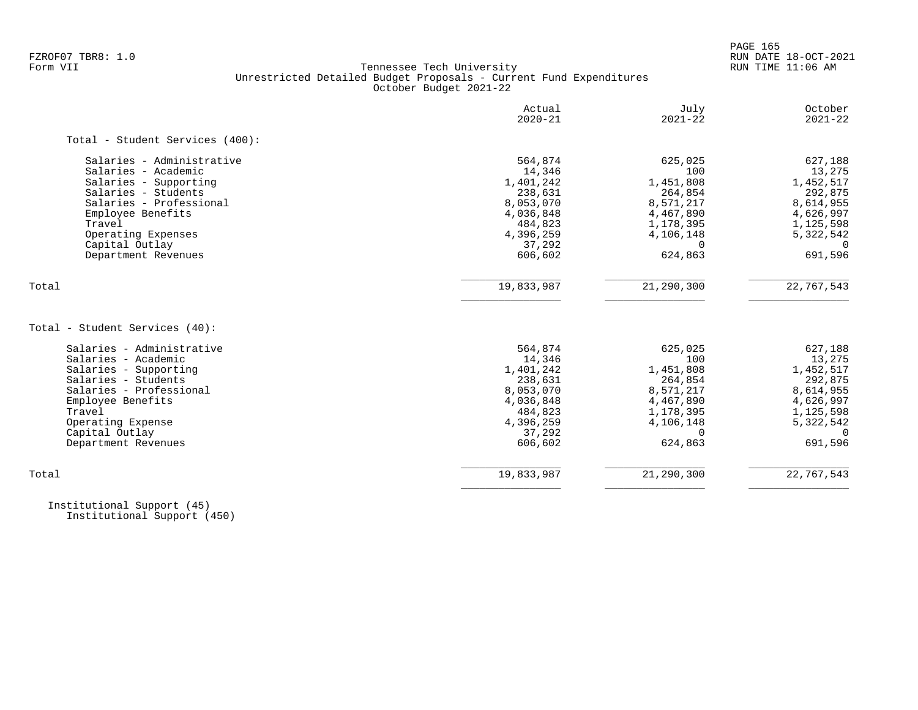Tennessee Tech University
Unrestricted Detailed Budget Proposals - Current Fund Expenditures
October Budget 2021-22

| | Actual 2020-21 | July 2021-22 | October 2021-22 |
|---|---|---|---|
| **Total - Student Services (400):** | | | |
| Salaries - Administrative | 564,874 | 625,025 | 627,188 |
| Salaries - Academic | 14,346 | 100 | 13,275 |
| Salaries - Supporting | 1,401,242 | 1,451,808 | 1,452,517 |
| Salaries - Students | 238,631 | 264,854 | 292,875 |
| Salaries - Professional | 8,053,070 | 8,571,217 | 8,614,955 |
| Employee Benefits | 4,036,848 | 4,467,890 | 4,626,997 |
| Travel | 484,823 | 1,178,395 | 1,125,598 |
| Operating Expenses | 4,396,259 | 4,106,148 | 5,322,542 |
| Capital Outlay | 37,292 | 0 | 0 |
| Department Revenues | 606,602 | 624,863 | 691,596 |
| Total | 19,833,987 | 21,290,300 | 22,767,543 |
| **Total - Student Services (40):** | | | |
| Salaries - Administrative | 564,874 | 625,025 | 627,188 |
| Salaries - Academic | 14,346 | 100 | 13,275 |
| Salaries - Supporting | 1,401,242 | 1,451,808 | 1,452,517 |
| Salaries - Students | 238,631 | 264,854 | 292,875 |
| Salaries - Professional | 8,053,070 | 8,571,217 | 8,614,955 |
| Employee Benefits | 4,036,848 | 4,467,890 | 4,626,997 |
| Travel | 484,823 | 1,178,395 | 1,125,598 |
| Operating Expense | 4,396,259 | 4,106,148 | 5,322,542 |
| Capital Outlay | 37,292 | 0 | 0 |
| Department Revenues | 606,602 | 624,863 | 691,596 |
| Total | 19,833,987 | 21,290,300 | 22,767,543 |

Institutional Support (45)
Institutional Support (450)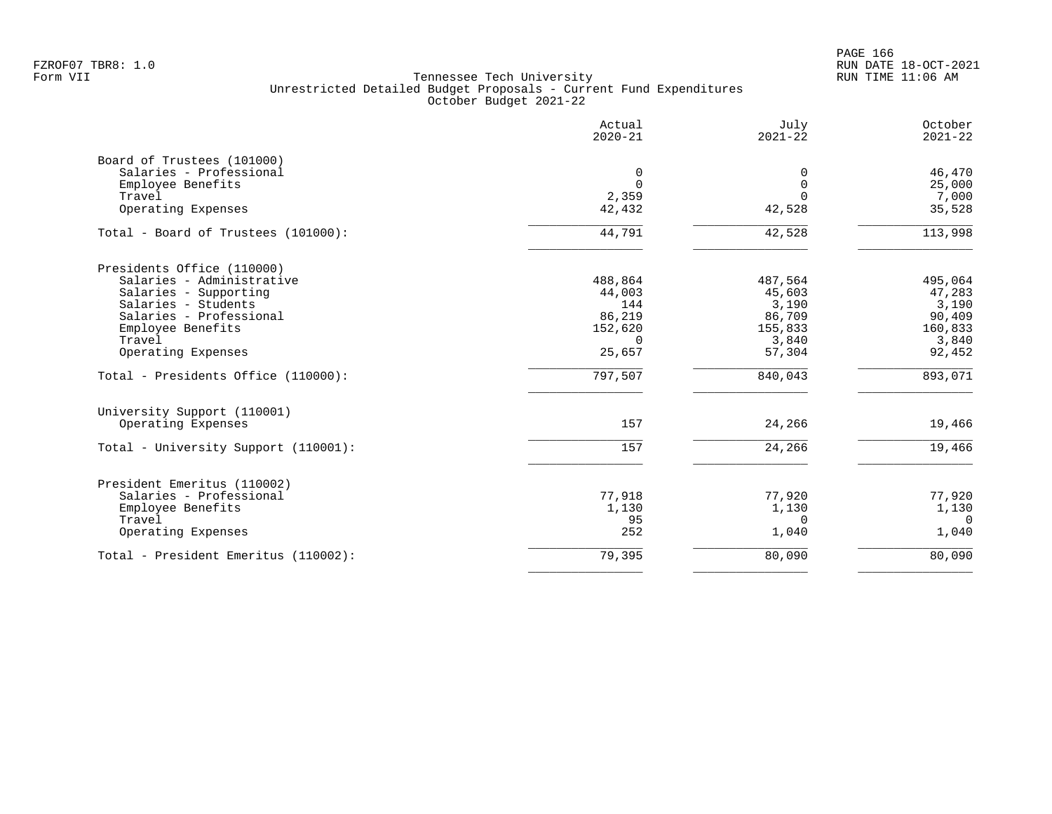FZROF07 TBR8: 1.0
Form VII

Tennessee Tech University
Unrestricted Detailed Budget Proposals - Current Fund Expenditures
October Budget 2021-22

RUN DATE 18-OCT-2021
RUN TIME 11:06 AM

| | Actual 2020-21 | July 2021-22 | October 2021-22 |
|---|---|---|---|
| **Board of Trustees (101000)** | | | |
| Salaries - Professional | 0 | 0 | 46,470 |
| Employee Benefits | 0 | 0 | 25,000 |
| Travel | 2,359 | 0 | 7,000 |
| Operating Expenses | 42,432 | 42,528 | 35,528 |
| Total - Board of Trustees (101000): | 44,791 | 42,528 | 113,998 |
| **Presidents Office (110000)** | | | |
| Salaries - Administrative | 488,864 | 487,564 | 495,064 |
| Salaries - Supporting | 44,003 | 45,603 | 47,283 |
| Salaries - Students | 144 | 3,190 | 3,190 |
| Salaries - Professional | 86,219 | 86,709 | 90,409 |
| Employee Benefits | 152,620 | 155,833 | 160,833 |
| Travel | 0 | 3,840 | 3,840 |
| Operating Expenses | 25,657 | 57,304 | 92,452 |
| Total - Presidents Office (110000): | 797,507 | 840,043 | 893,071 |
| **University Support (110001)** | | | |
| Operating Expenses | 157 | 24,266 | 19,466 |
| Total - University Support (110001): | 157 | 24,266 | 19,466 |
| **President Emeritus (110002)** | | | |
| Salaries - Professional | 77,918 | 77,920 | 77,920 |
| Employee Benefits | 1,130 | 1,130 | 1,130 |
| Travel | 95 | 0 | 0 |
| Operating Expenses | 252 | 1,040 | 1,040 |
| Total - President Emeritus (110002): | 79,395 | 80,090 | 80,090 |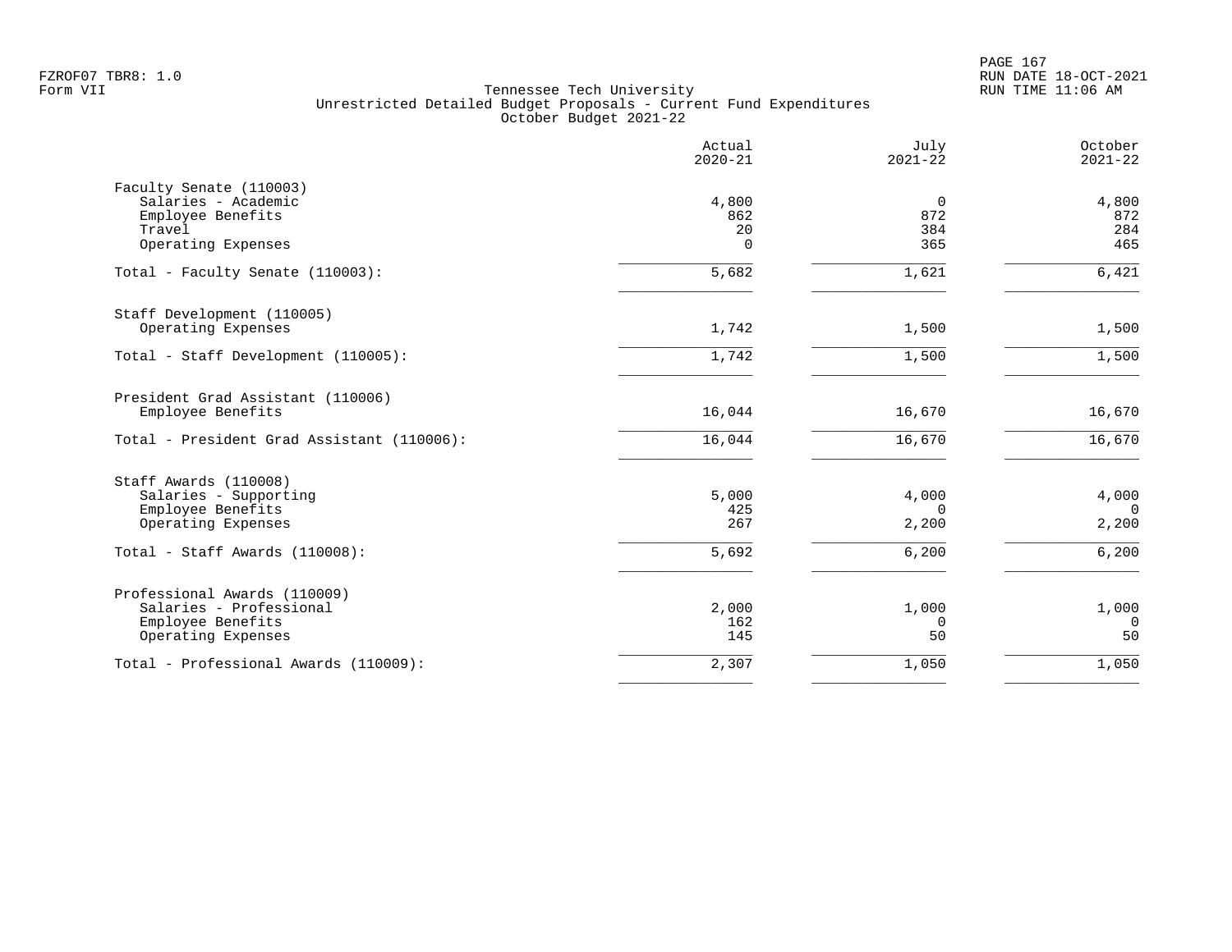Tennessee Tech University
Unrestricted Detailed Budget Proposals - Current Fund Expenditures
October Budget 2021-22

| | Actual 2020-21 | July 2021-22 | October 2021-22 |
|---|---:|---:|---:|
| **Faculty Senate (110003)** | | | |
| Salaries - Academic | 4,800 | 0 | 4,800 |
| Employee Benefits | 862 | 872 | 872 |
| Travel | 20 | 384 | 284 |
| Operating Expenses | 0 | 365 | 465 |
| Total - Faculty Senate (110003): | 5,682 | 1,621 | 6,421 |
| **Staff Development (110005)** | | | |
| Operating Expenses | 1,742 | 1,500 | 1,500 |
| Total - Staff Development (110005): | 1,742 | 1,500 | 1,500 |
| **President Grad Assistant (110006)** | | | |
| Employee Benefits | 16,044 | 16,670 | 16,670 |
| Total - President Grad Assistant (110006): | 16,044 | 16,670 | 16,670 |
| **Staff Awards (110008)** | | | |
| Salaries - Supporting | 5,000 | 4,000 | 4,000 |
| Employee Benefits | 425 | 0 | 0 |
| Operating Expenses | 267 | 2,200 | 2,200 |
| Total - Staff Awards (110008): | 5,692 | 6,200 | 6,200 |
| **Professional Awards (110009)** | | | |
| Salaries - Professional | 2,000 | 1,000 | 1,000 |
| Employee Benefits | 162 | 0 | 0 |
| Operating Expenses | 145 | 50 | 50 |
| Total - Professional Awards (110009): | 2,307 | 1,050 | 1,050 |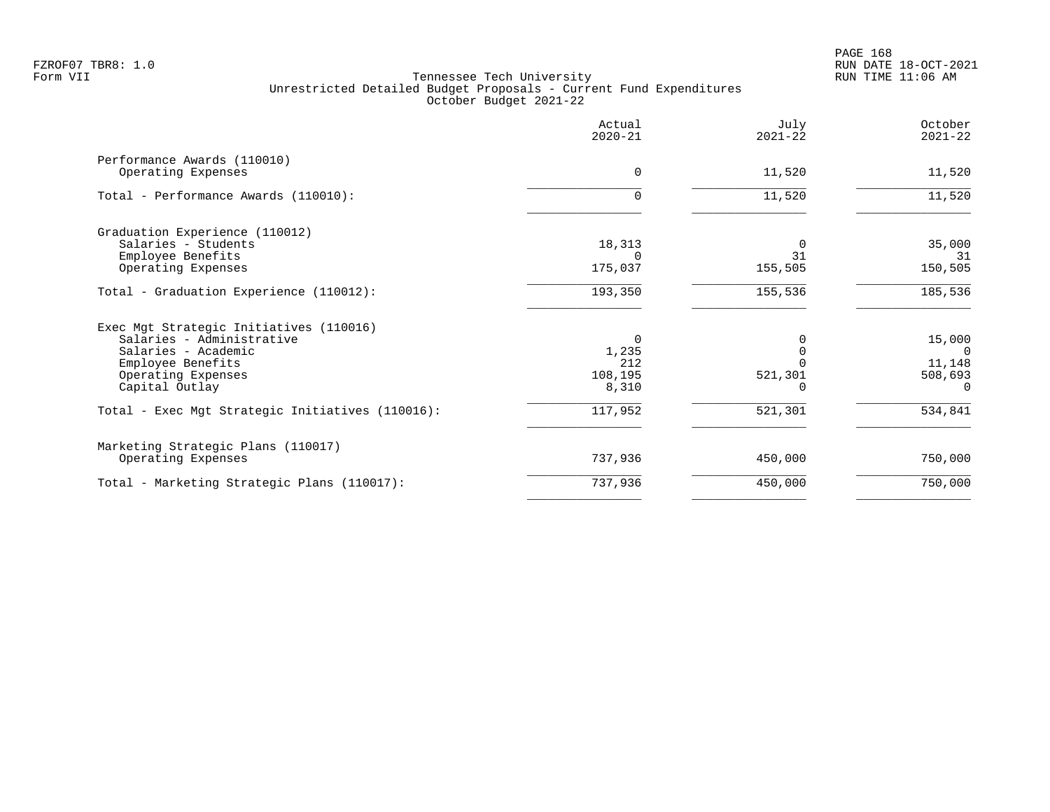FZROF07 TBR8: 1.0
Form VII

Tennessee Tech University
Unrestricted Detailed Budget Proposals - Current Fund Expenditures
October Budget 2021-22

RUN DATE 18-OCT-2021
RUN TIME 11:06 AM

| | Actual 2020-21 | July 2021-22 | October 2021-22 |
|---|---|---|---|
| **Performance Awards (110010)** | | | |
| Operating Expenses | 0 | 11,520 | 11,520 |
| Total - Performance Awards (110010): | 0 | 11,520 | 11,520 |
| **Graduation Experience (110012)** | | | |
| Salaries - Students | 18,313 | 0 | 35,000 |
| Employee Benefits | 0 | 31 | 31 |
| Operating Expenses | 175,037 | 155,505 | 150,505 |
| Total - Graduation Experience (110012): | 193,350 | 155,536 | 185,536 |
| **Exec Mgt Strategic Initiatives (110016)** | | | |
| Salaries - Administrative | 0 | 0 | 15,000 |
| Salaries - Academic | 1,235 | 0 | 0 |
| Employee Benefits | 212 | 0 | 11,148 |
| Operating Expenses | 108,195 | 521,301 | 508,693 |
| Capital Outlay | 8,310 | 0 | 0 |
| Total - Exec Mgt Strategic Initiatives (110016): | 117,952 | 521,301 | 534,841 |
| **Marketing Strategic Plans (110017)** | | | |
| Operating Expenses | 737,936 | 450,000 | 750,000 |
| Total - Marketing Strategic Plans (110017): | 737,936 | 450,000 | 750,000 |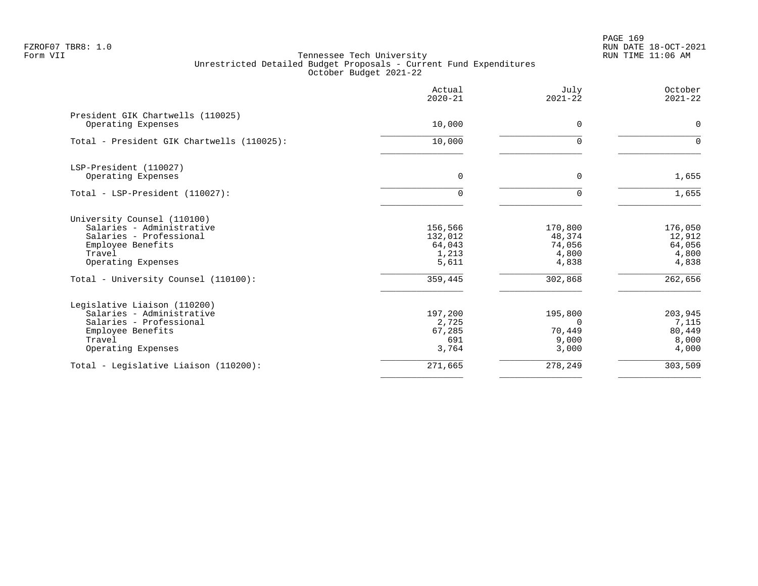Tennessee Tech University
Unrestricted Detailed Budget Proposals - Current Fund Expenditures
October Budget 2021-22

| | Actual 2020-21 | July 2021-22 | October 2021-22 |
|---|---|---|---|
| **President GIK Chartwells (110025)** | | | |
| Operating Expenses | 10,000 | 0 | 0 |
| Total - President GIK Chartwells (110025): | 10,000 | 0 | 0 |
| **LSP-President (110027)** | | | |
| Operating Expenses | 0 | 0 | 1,655 |
| Total - LSP-President (110027): | 0 | 0 | 1,655 |
| **University Counsel (110100)** | | | |
| Salaries - Administrative | 156,566 | 170,800 | 176,050 |
| Salaries - Professional | 132,012 | 48,374 | 12,912 |
| Employee Benefits | 64,043 | 74,056 | 64,056 |
| Travel | 1,213 | 4,800 | 4,800 |
| Operating Expenses | 5,611 | 4,838 | 4,838 |
| Total - University Counsel (110100): | 359,445 | 302,868 | 262,656 |
| **Legislative Liaison (110200)** | | | |
| Salaries - Administrative | 197,200 | 195,800 | 203,945 |
| Salaries - Professional | 2,725 | 0 | 7,115 |
| Employee Benefits | 67,285 | 70,449 | 80,449 |
| Travel | 691 | 9,000 | 8,000 |
| Operating Expenses | 3,764 | 3,000 | 4,000 |
| Total - Legislative Liaison (110200): | 271,665 | 278,249 | 303,509 |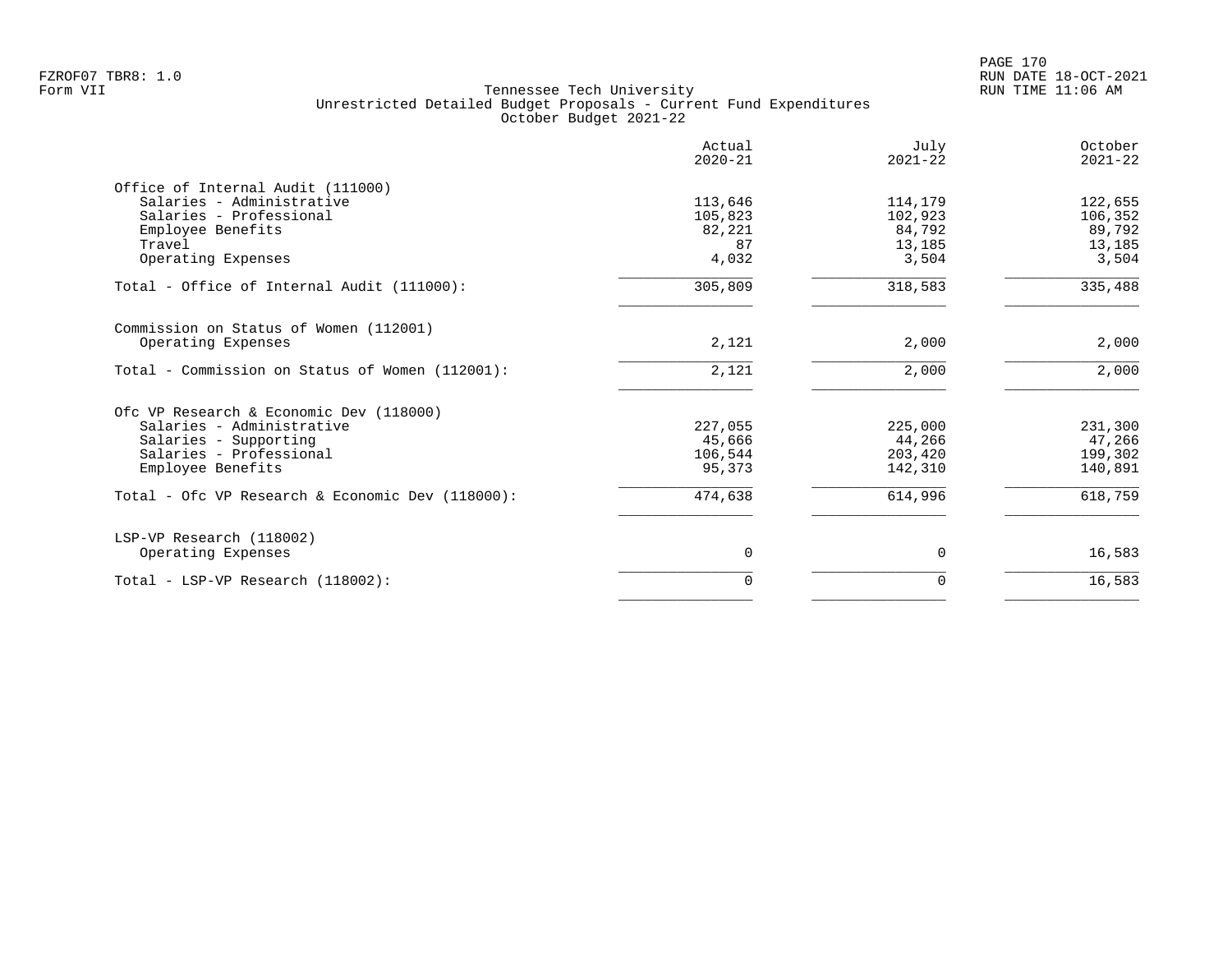Tennessee Tech University
Unrestricted Detailed Budget Proposals - Current Fund Expenditures
October Budget 2021-22

| | Actual 2020-21 | July 2021-22 | October 2021-22 |
|---|---|---|---|
| **Office of Internal Audit (111000)** | | | |
| Salaries - Administrative | 113,646 | 114,179 | 122,655 |
| Salaries - Professional | 105,823 | 102,923 | 106,352 |
| Employee Benefits | 82,221 | 84,792 | 89,792 |
| Travel | 87 | 13,185 | 13,185 |
| Operating Expenses | 4,032 | 3,504 | 3,504 |
| Total - Office of Internal Audit (111000): | 305,809 | 318,583 | 335,488 |
| **Commission on Status of Women (112001)** | | | |
| Operating Expenses | 2,121 | 2,000 | 2,000 |
| Total - Commission on Status of Women (112001): | 2,121 | 2,000 | 2,000 |
| **Ofc VP Research & Economic Dev (118000)** | | | |
| Salaries - Administrative | 227,055 | 225,000 | 231,300 |
| Salaries - Supporting | 45,666 | 44,266 | 47,266 |
| Salaries - Professional | 106,544 | 203,420 | 199,302 |
| Employee Benefits | 95,373 | 142,310 | 140,891 |
| Total - Ofc VP Research & Economic Dev (118000): | 474,638 | 614,996 | 618,759 |
| **LSP-VP Research (118002)** | | | |
| Operating Expenses | 0 | 0 | 16,583 |
| Total - LSP-VP Research (118002): | 0 | 0 | 16,583 |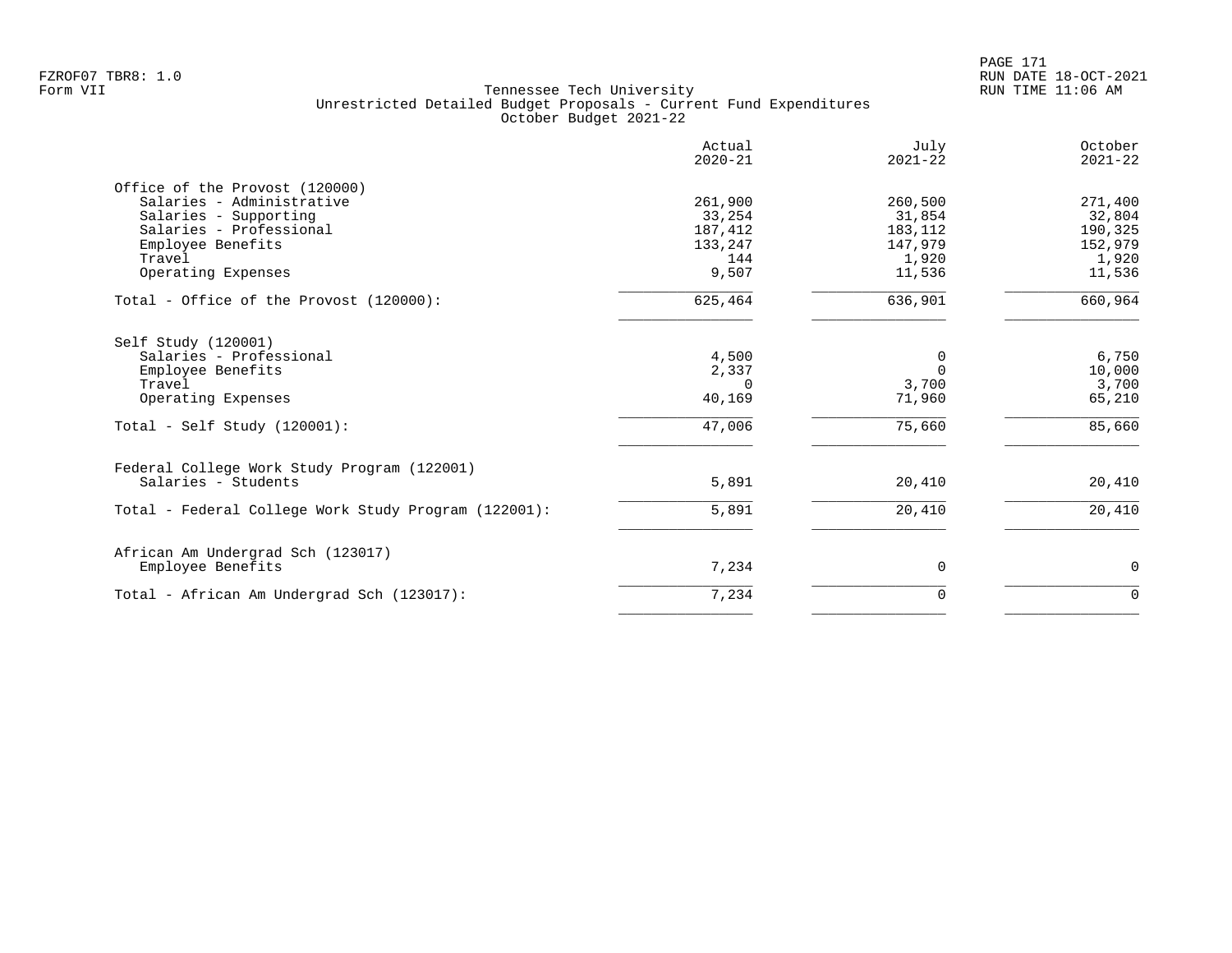FZROF07 TBR8: 1.0
Form VII

Tennessee Tech University
Unrestricted Detailed Budget Proposals - Current Fund Expenditures
October Budget 2021-22

RUN DATE 18-OCT-2021
RUN TIME 11:06 AM

| | Actual 2020-21 | July 2021-22 | October 2021-22 |
|---|---|---|---|
| **Office of the Provost (120000)** | | | |
| Salaries - Administrative | 261,900 | 260,500 | 271,400 |
| Salaries - Supporting | 33,254 | 31,854 | 32,804 |
| Salaries - Professional | 187,412 | 183,112 | 190,325 |
| Employee Benefits | 133,247 | 147,979 | 152,979 |
| Travel | 144 | 1,920 | 1,920 |
| Operating Expenses | 9,507 | 11,536 | 11,536 |
| Total - Office of the Provost (120000): | 625,464 | 636,901 | 660,964 |
| **Self Study (120001)** | | | |
| Salaries - Professional | 4,500 | 0 | 6,750 |
| Employee Benefits | 2,337 | 0 | 10,000 |
| Travel | 0 | 3,700 | 3,700 |
| Operating Expenses | 40,169 | 71,960 | 65,210 |
| Total - Self Study (120001): | 47,006 | 75,660 | 85,660 |
| **Federal College Work Study Program (122001)** | | | |
| Salaries - Students | 5,891 | 20,410 | 20,410 |
| Total - Federal College Work Study Program (122001): | 5,891 | 20,410 | 20,410 |
| **African Am Undergrad Sch (123017)** | | | |
| Employee Benefits | 7,234 | 0 | 0 |
| Total - African Am Undergrad Sch (123017): | 7,234 | 0 | 0 |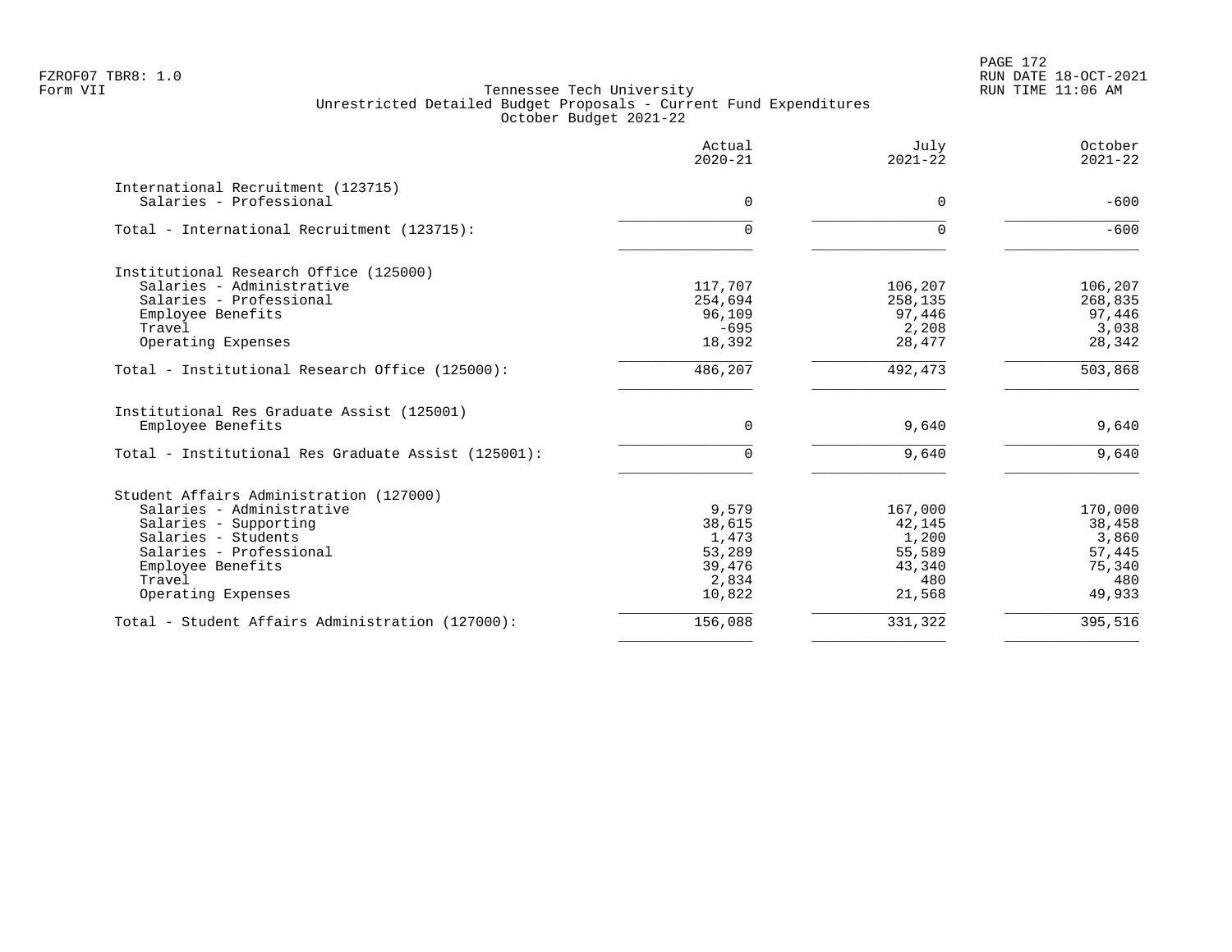Tennessee Tech University
Unrestricted Detailed Budget Proposals - Current Fund Expenditures
October Budget 2021-22

| | Actual 2020-21 | July 2021-22 | October 2021-22 |
|---|---:|---:|---:|
| **International Recruitment (123715)** | | | |
| Salaries - Professional | 0 | 0 | -600 |
| Total - International Recruitment (123715): | 0 | 0 | -600 |
| **Institutional Research Office (125000)** | | | |
| Salaries - Administrative | 117,707 | 106,207 | 106,207 |
| Salaries - Professional | 254,694 | 258,135 | 268,835 |
| Employee Benefits | 96,109 | 97,446 | 97,446 |
| Travel | -695 | 2,208 | 3,038 |
| Operating Expenses | 18,392 | 28,477 | 28,342 |
| Total - Institutional Research Office (125000): | 486,207 | 492,473 | 503,868 |
| **Institutional Res Graduate Assist (125001)** | | | |
| Employee Benefits | 0 | 9,640 | 9,640 |
| Total - Institutional Res Graduate Assist (125001): | 0 | 9,640 | 9,640 |
| **Student Affairs Administration (127000)** | | | |
| Salaries - Administrative | 9,579 | 167,000 | 170,000 |
| Salaries - Supporting | 38,615 | 42,145 | 38,458 |
| Salaries - Students | 1,473 | 1,200 | 3,860 |
| Salaries - Professional | 53,289 | 55,589 | 57,445 |
| Employee Benefits | 39,476 | 43,340 | 75,340 |
| Travel | 2,834 | 480 | 480 |
| Operating Expenses | 10,822 | 21,568 | 49,933 |
| Total - Student Affairs Administration (127000): | 156,088 | 331,322 | 395,516 |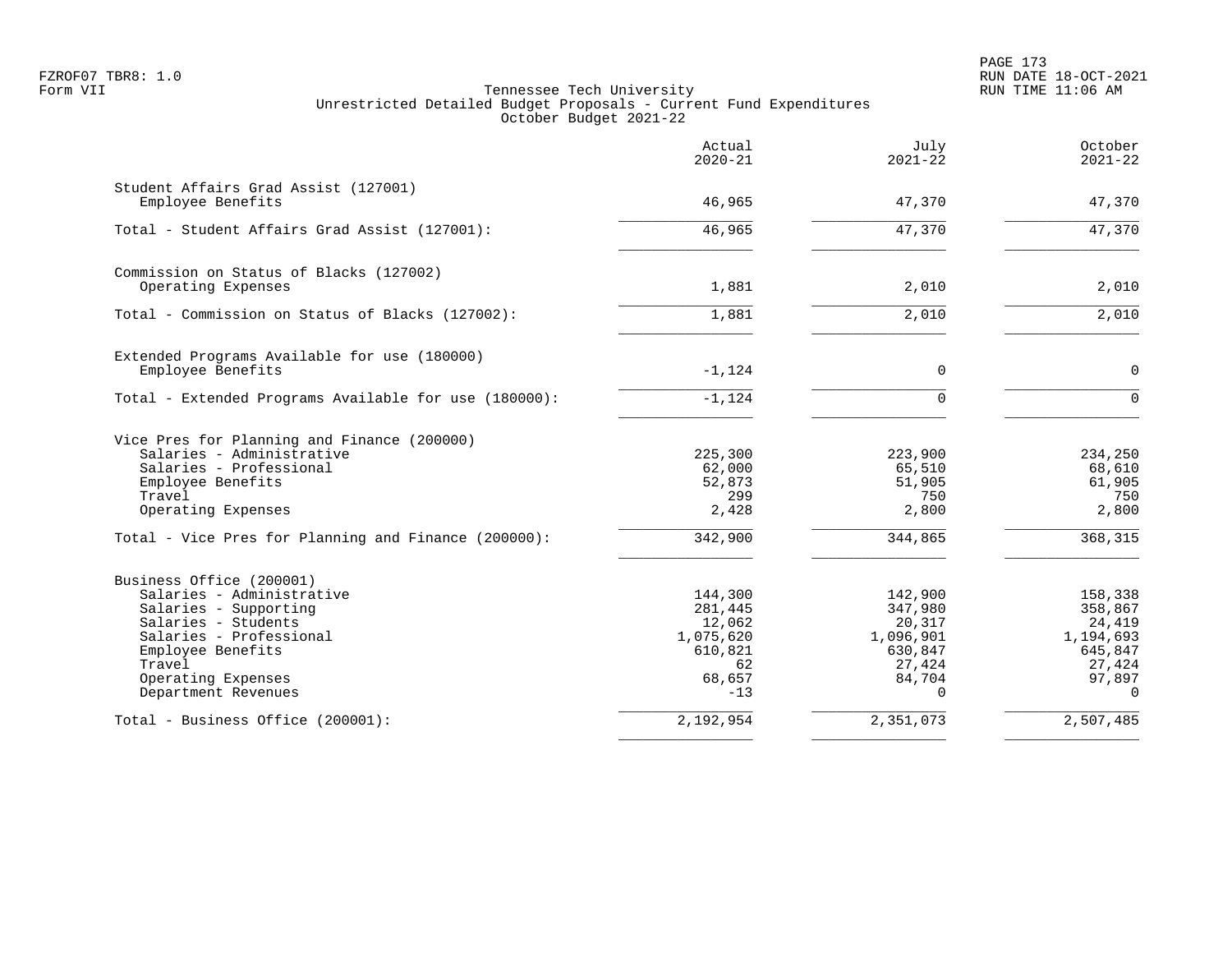Tennessee Tech University
Unrestricted Detailed Budget Proposals - Current Fund Expenditures
October Budget 2021-22

FZROF07 TBR8: 1.0
Form VII

RUN DATE 18-OCT-2021
RUN TIME 11:06 AM

| | Actual 2020-21 | July 2021-22 | October 2021-22 |
|---|---|---|---|
| **Student Affairs Grad Assist (127001)** | | | |
| Employee Benefits | 46,965 | 47,370 | 47,370 |
| Total - Student Affairs Grad Assist (127001): | 46,965 | 47,370 | 47,370 |
| **Commission on Status of Blacks (127002)** | | | |
| Operating Expenses | 1,881 | 2,010 | 2,010 |
| Total - Commission on Status of Blacks (127002): | 1,881 | 2,010 | 2,010 |
| **Extended Programs Available for use (180000)** | | | |
| Employee Benefits | -1,124 | 0 | 0 |
| Total - Extended Programs Available for use (180000): | -1,124 | 0 | 0 |
| **Vice Pres for Planning and Finance (200000)** | | | |
| Salaries - Administrative | 225,300 | 223,900 | 234,250 |
| Salaries - Professional | 62,000 | 65,510 | 68,610 |
| Employee Benefits | 52,873 | 51,905 | 61,905 |
| Travel | 299 | 750 | 750 |
| Operating Expenses | 2,428 | 2,800 | 2,800 |
| Total - Vice Pres for Planning and Finance (200000): | 342,900 | 344,865 | 368,315 |
| **Business Office (200001)** | | | |
| Salaries - Administrative | 144,300 | 142,900 | 158,338 |
| Salaries - Supporting | 281,445 | 347,980 | 358,867 |
| Salaries - Students | 12,062 | 20,317 | 24,419 |
| Salaries - Professional | 1,075,620 | 1,096,901 | 1,194,693 |
| Employee Benefits | 610,821 | 630,847 | 645,847 |
| Travel | 62 | 27,424 | 27,424 |
| Operating Expenses | 68,657 | 84,704 | 97,897 |
| Department Revenues | -13 | 0 | 0 |
| Total - Business Office (200001): | 2,192,954 | 2,351,073 | 2,507,485 |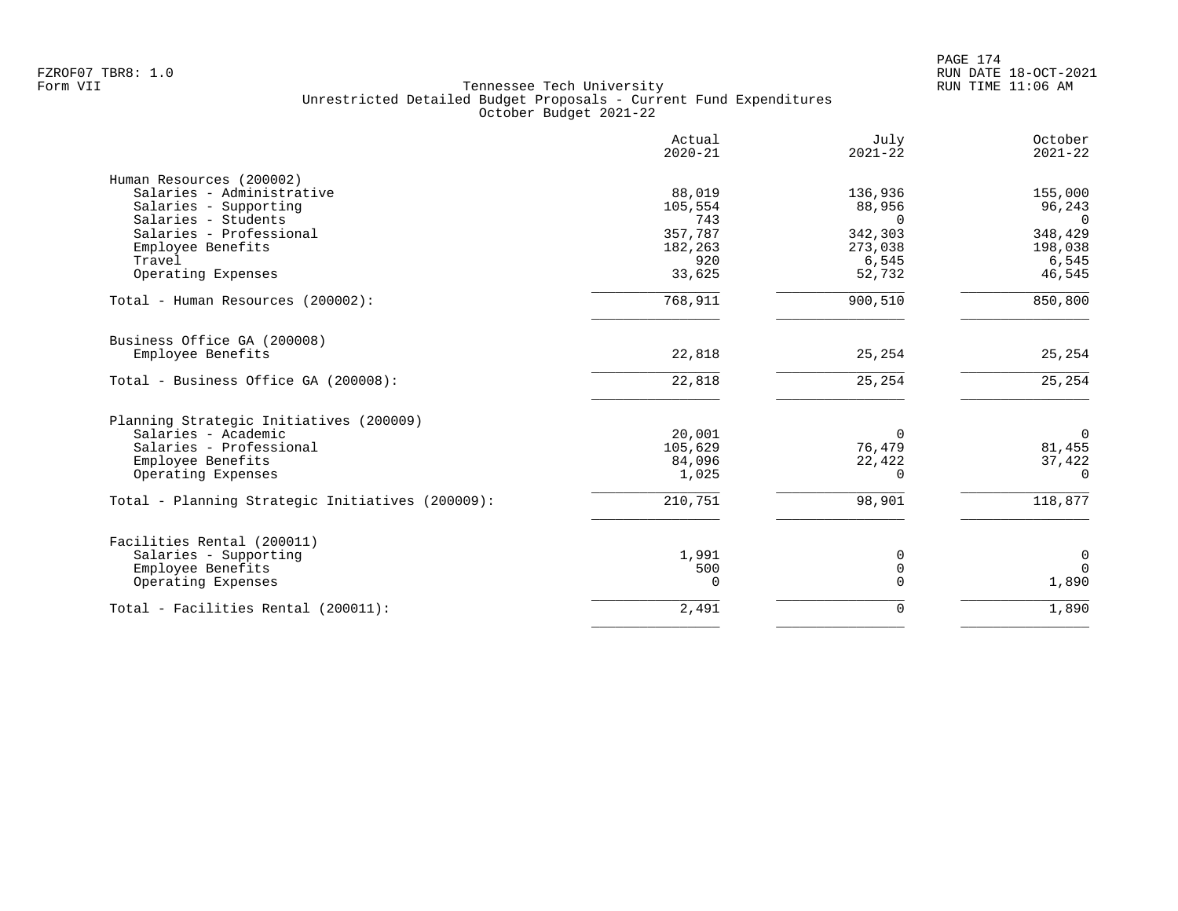FZROF07 TBR8: 1.0
Form VII

Tennessee Tech University
Unrestricted Detailed Budget Proposals - Current Fund Expenditures
October Budget 2021-22

RUN DATE 18-OCT-2021
RUN TIME 11:06 AM

| | Actual 2020-21 | July 2021-22 | October 2021-22 |
|---|---|---|---|
| **Human Resources (200002)** | | | |
| Salaries - Administrative | 88,019 | 136,936 | 155,000 |
| Salaries - Supporting | 105,554 | 88,956 | 96,243 |
| Salaries - Students | 743 | 0 | 0 |
| Salaries - Professional | 357,787 | 342,303 | 348,429 |
| Employee Benefits | 182,263 | 273,038 | 198,038 |
| Travel | 920 | 6,545 | 6,545 |
| Operating Expenses | 33,625 | 52,732 | 46,545 |
| Total - Human Resources (200002): | 768,911 | 900,510 | 850,800 |
| **Business Office GA (200008)** | | | |
| Employee Benefits | 22,818 | 25,254 | 25,254 |
| Total - Business Office GA (200008): | 22,818 | 25,254 | 25,254 |
| **Planning Strategic Initiatives (200009)** | | | |
| Salaries - Academic | 20,001 | 0 | 0 |
| Salaries - Professional | 105,629 | 76,479 | 81,455 |
| Employee Benefits | 84,096 | 22,422 | 37,422 |
| Operating Expenses | 1,025 | 0 | 0 |
| Total - Planning Strategic Initiatives (200009): | 210,751 | 98,901 | 118,877 |
| **Facilities Rental (200011)** | | | |
| Salaries - Supporting | 1,991 | 0 | 0 |
| Employee Benefits | 500 | 0 | 0 |
| Operating Expenses | 0 | 0 | 1,890 |
| Total - Facilities Rental (200011): | 2,491 | 0 | 1,890 |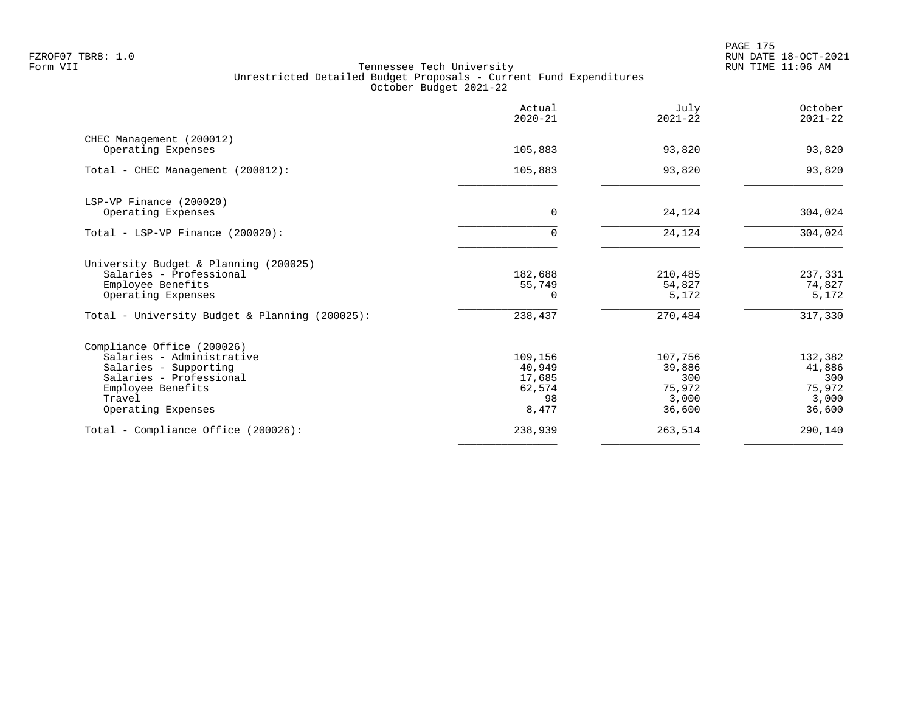FZROF07 TBR8: 1.0
Form VII

Tennessee Tech University
Unrestricted Detailed Budget Proposals - Current Fund Expenditures
October Budget 2021-22

RUN DATE 18-OCT-2021
RUN TIME 11:06 AM

| | Actual 2020-21 | July 2021-22 | October 2021-22 |
|---|---|---|---|
| **CHEC Management (200012)** | | | |
| Operating Expenses | 105,883 | 93,820 | 93,820 |
| Total - CHEC Management (200012): | 105,883 | 93,820 | 93,820 |
| **LSP-VP Finance (200020)** | | | |
| Operating Expenses | 0 | 24,124 | 304,024 |
| Total - LSP-VP Finance (200020): | 0 | 24,124 | 304,024 |
| **University Budget & Planning (200025)** | | | |
| Salaries - Professional | 182,688 | 210,485 | 237,331 |
| Employee Benefits | 55,749 | 54,827 | 74,827 |
| Operating Expenses | 0 | 5,172 | 5,172 |
| Total - University Budget & Planning (200025): | 238,437 | 270,484 | 317,330 |
| **Compliance Office (200026)** | | | |
| Salaries - Administrative | 109,156 | 107,756 | 132,382 |
| Salaries - Supporting | 40,949 | 39,886 | 41,886 |
| Salaries - Professional | 17,685 | 300 | 300 |
| Employee Benefits | 62,574 | 75,972 | 75,972 |
| Travel | 98 | 3,000 | 3,000 |
| Operating Expenses | 8,477 | 36,600 | 36,600 |
| Total - Compliance Office (200026): | 238,939 | 263,514 | 290,140 |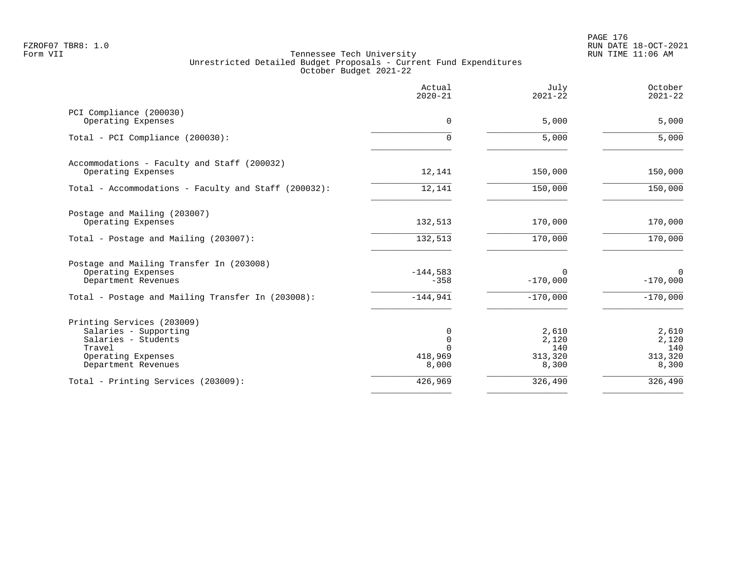FZROF07 TBR8: 1.0
Form VII

Tennessee Tech University
Unrestricted Detailed Budget Proposals - Current Fund Expenditures
October Budget 2021-22

RUN DATE 18-OCT-2021
RUN TIME 11:06 AM

| | Actual 2020-21 | July 2021-22 | October 2021-22 |
|---|---|---|---|
| PCI Compliance (200030) | | | |
| Operating Expenses | 0 | 5,000 | 5,000 |
| Total - PCI Compliance (200030): | 0 | 5,000 | 5,000 |
| Accommodations - Faculty and Staff (200032) | | | |
| Operating Expenses | 12,141 | 150,000 | 150,000 |
| Total - Accommodations - Faculty and Staff (200032): | 12,141 | 150,000 | 150,000 |
| Postage and Mailing (203007) | | | |
| Operating Expenses | 132,513 | 170,000 | 170,000 |
| Total - Postage and Mailing (203007): | 132,513 | 170,000 | 170,000 |
| Postage and Mailing Transfer In (203008) | | | |
| Operating Expenses | -144,583 | 0 | 0 |
| Department Revenues | -358 | -170,000 | -170,000 |
| Total - Postage and Mailing Transfer In (203008): | -144,941 | -170,000 | -170,000 |
| Printing Services (203009) | | | |
| Salaries - Supporting | 0 | 2,610 | 2,610 |
| Salaries - Students | 0 | 2,120 | 2,120 |
| Travel | 0 | 140 | 140 |
| Operating Expenses | 418,969 | 313,320 | 313,320 |
| Department Revenues | 8,000 | 8,300 | 8,300 |
| Total - Printing Services (203009): | 426,969 | 326,490 | 326,490 |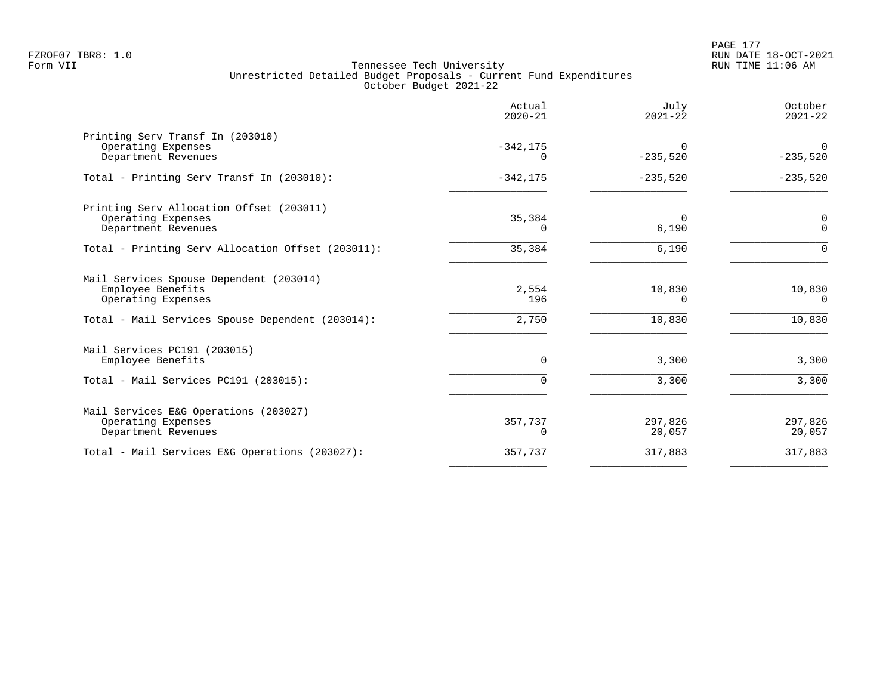FZROF07 TBR8: 1.0
Form VII

Tennessee Tech University
Unrestricted Detailed Budget Proposals - Current Fund Expenditures
October Budget 2021-22

RUN DATE 18-OCT-2021
RUN TIME 11:06 AM

| | Actual 2020-21 | July 2021-22 | October 2021-22 |
|---|---|---|---|
| **Printing Serv Transf In (203010)** | | | |
| Operating Expenses | -342,175 | 0 | 0 |
| Department Revenues | 0 | -235,520 | -235,520 |
| Total - Printing Serv Transf In (203010): | -342,175 | -235,520 | -235,520 |
| **Printing Serv Allocation Offset (203011)** | | | |
| Operating Expenses | 35,384 | 0 | 0 |
| Department Revenues | 0 | 6,190 | 0 |
| Total - Printing Serv Allocation Offset (203011): | 35,384 | 6,190 | 0 |
| **Mail Services Spouse Dependent (203014)** | | | |
| Employee Benefits | 2,554 | 10,830 | 10,830 |
| Operating Expenses | 196 | 0 | 0 |
| Total - Mail Services Spouse Dependent (203014): | 2,750 | 10,830 | 10,830 |
| **Mail Services PC191 (203015)** | | | |
| Employee Benefits | 0 | 3,300 | 3,300 |
| Total - Mail Services PC191 (203015): | 0 | 3,300 | 3,300 |
| **Mail Services E&G Operations (203027)** | | | |
| Operating Expenses | 357,737 | 297,826 | 297,826 |
| Department Revenues | 0 | 20,057 | 20,057 |
| Total - Mail Services E&G Operations (203027): | 357,737 | 317,883 | 317,883 |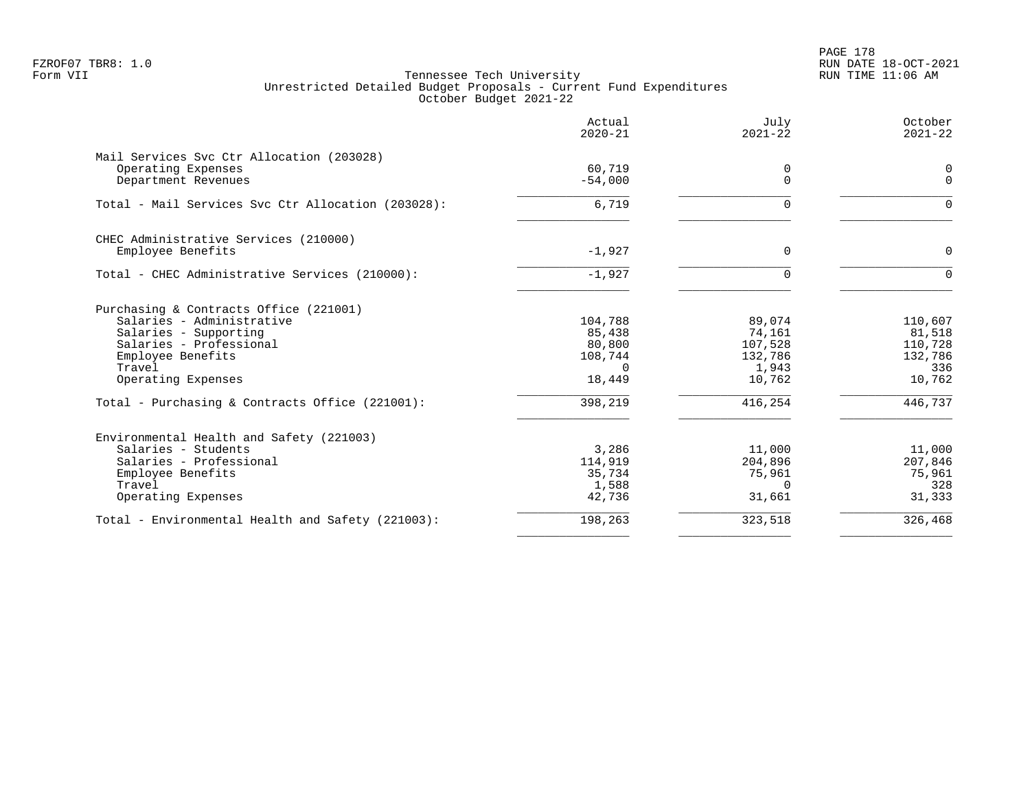FZROF07 TBR8: 1.0
Form VII

# Tennessee Tech University
## Unrestricted Detailed Budget Proposals - Current Fund Expenditures
### October Budget 2021-22

RUN DATE 18-OCT-2021
RUN TIME 11:06 AM

| | Actual 2020-21 | July 2021-22 | October 2021-22 |
|---|---|---|---|
| **Mail Services Svc Ctr Allocation (203028)** | | | |
| Operating Expenses | 60,719 | 0 | 0 |
| Department Revenues | -54,000 | 0 | 0 |
| Total - Mail Services Svc Ctr Allocation (203028): | 6,719 | 0 | 0 |
| **CHEC Administrative Services (210000)** | | | |
| Employee Benefits | -1,927 | 0 | 0 |
| Total - CHEC Administrative Services (210000): | -1,927 | 0 | 0 |
| **Purchasing & Contracts Office (221001)** | | | |
| Salaries - Administrative | 104,788 | 89,074 | 110,607 |
| Salaries - Supporting | 85,438 | 74,161 | 81,518 |
| Salaries - Professional | 80,800 | 107,528 | 110,728 |
| Employee Benefits | 108,744 | 132,786 | 132,786 |
| Travel | 0 | 1,943 | 336 |
| Operating Expenses | 18,449 | 10,762 | 10,762 |
| Total - Purchasing & Contracts Office (221001): | 398,219 | 416,254 | 446,737 |
| **Environmental Health and Safety (221003)** | | | |
| Salaries - Students | 3,286 | 11,000 | 11,000 |
| Salaries - Professional | 114,919 | 204,896 | 207,846 |
| Employee Benefits | 35,734 | 75,961 | 75,961 |
| Travel | 1,588 | 0 | 328 |
| Operating Expenses | 42,736 | 31,661 | 31,333 |
| Total - Environmental Health and Safety (221003): | 198,263 | 323,518 | 326,468 |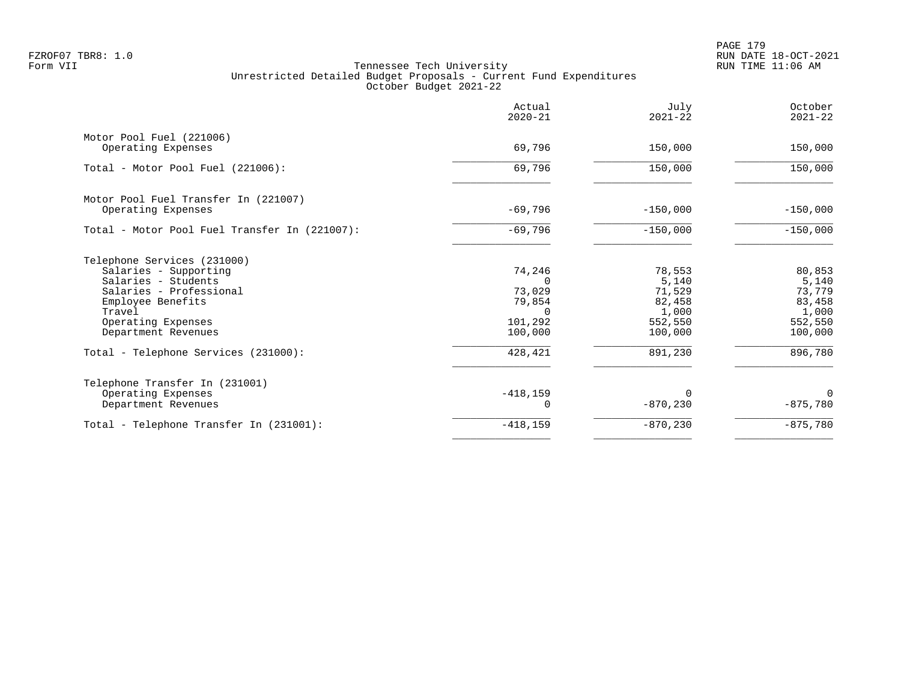FZROF07 TBR8: 1.0
Form VII

Tennessee Tech University
Unrestricted Detailed Budget Proposals - Current Fund Expenditures
October Budget 2021-22

RUN DATE 18-OCT-2021
RUN TIME 11:06 AM

| | Actual 2020-21 | July 2021-22 | October 2021-22 |
|---|---|---|---|
| **Motor Pool Fuel (221006)** | | | |
| Operating Expenses | 69,796 | 150,000 | 150,000 |
| Total - Motor Pool Fuel (221006): | 69,796 | 150,000 | 150,000 |
| **Motor Pool Fuel Transfer In (221007)** | | | |
| Operating Expenses | -69,796 | -150,000 | -150,000 |
| Total - Motor Pool Fuel Transfer In (221007): | -69,796 | -150,000 | -150,000 |
| **Telephone Services (231000)** | | | |
| Salaries - Supporting | 74,246 | 78,553 | 80,853 |
| Salaries - Students | 0 | 5,140 | 5,140 |
| Salaries - Professional | 73,029 | 71,529 | 73,779 |
| Employee Benefits | 79,854 | 82,458 | 83,458 |
| Travel | 0 | 1,000 | 1,000 |
| Operating Expenses | 101,292 | 552,550 | 552,550 |
| Department Revenues | 100,000 | 100,000 | 100,000 |
| Total - Telephone Services (231000): | 428,421 | 891,230 | 896,780 |
| **Telephone Transfer In (231001)** | | | |
| Operating Expenses | -418,159 | 0 | 0 |
| Department Revenues | 0 | -870,230 | -875,780 |
| Total - Telephone Transfer In (231001): | -418,159 | -870,230 | -875,780 |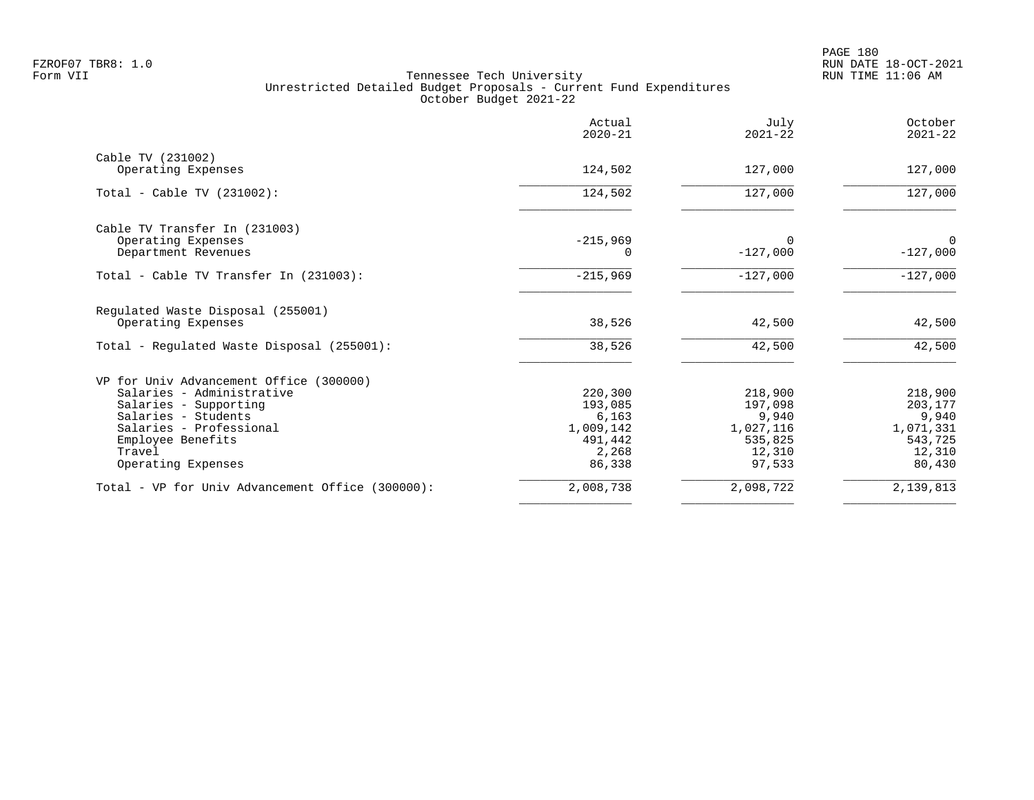Tennessee Tech University
Unrestricted Detailed Budget Proposals - Current Fund Expenditures
October Budget 2021-22

| | Actual 2020-21 | July 2021-22 | October 2021-22 |
|---|---|---|---|
| **Cable TV (231002)** | | | |
| Operating Expenses | 124,502 | 127,000 | 127,000 |
| Total - Cable TV (231002): | 124,502 | 127,000 | 127,000 |
| **Cable TV Transfer In (231003)** | | | |
| Operating Expenses | -215,969 | 0 | 0 |
| Department Revenues | 0 | -127,000 | -127,000 |
| Total - Cable TV Transfer In (231003): | -215,969 | -127,000 | -127,000 |
| **Regulated Waste Disposal (255001)** | | | |
| Operating Expenses | 38,526 | 42,500 | 42,500 |
| Total - Regulated Waste Disposal (255001): | 38,526 | 42,500 | 42,500 |
| **VP for Univ Advancement Office (300000)** | | | |
| Salaries - Administrative | 220,300 | 218,900 | 218,900 |
| Salaries - Supporting | 193,085 | 197,098 | 203,177 |
| Salaries - Students | 6,163 | 9,940 | 9,940 |
| Salaries - Professional | 1,009,142 | 1,027,116 | 1,071,331 |
| Employee Benefits | 491,442 | 535,825 | 543,725 |
| Travel | 2,268 | 12,310 | 12,310 |
| Operating Expenses | 86,338 | 97,533 | 80,430 |
| Total - VP for Univ Advancement Office (300000): | 2,008,738 | 2,098,722 | 2,139,813 |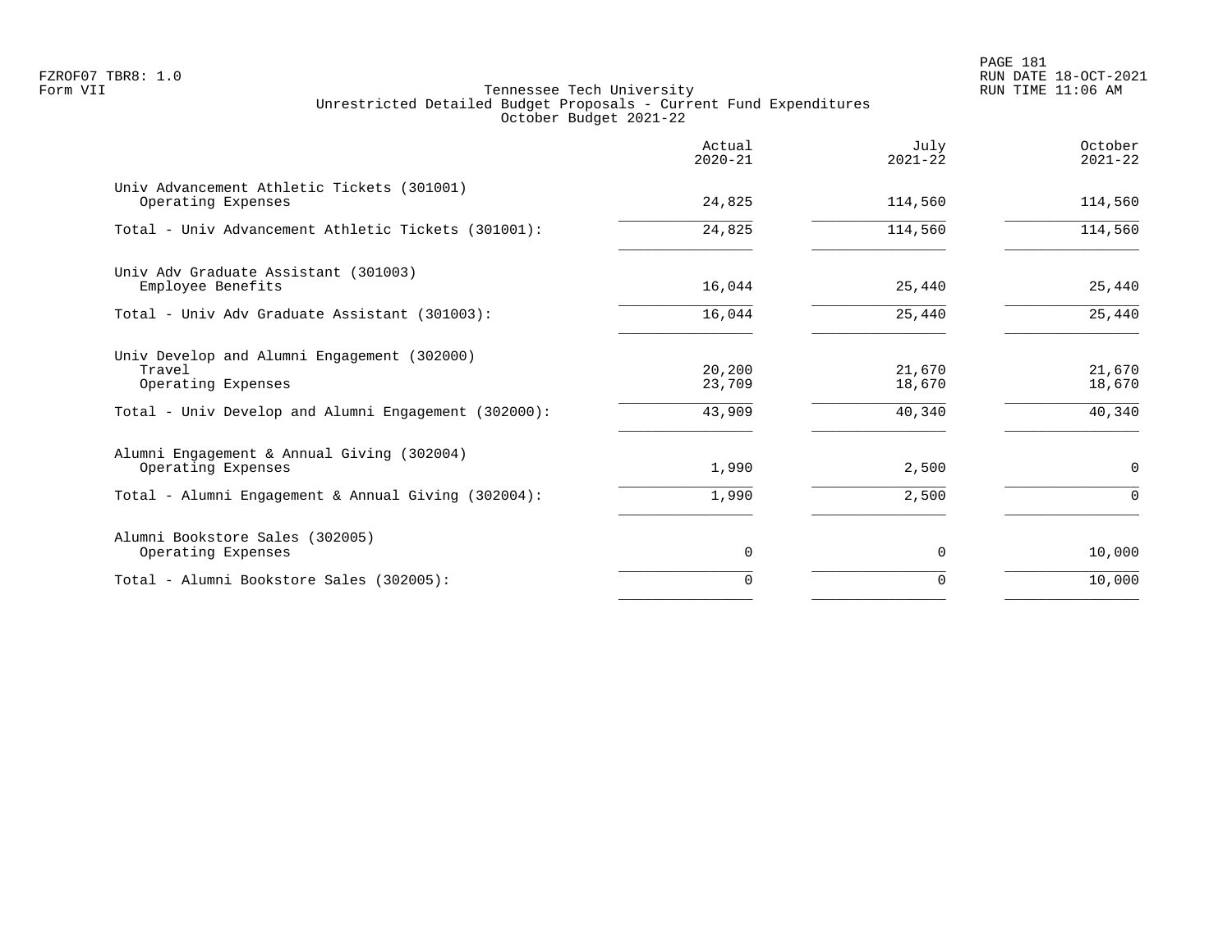Tennessee Tech University
Unrestricted Detailed Budget Proposals - Current Fund Expenditures
October Budget 2021-22

| | Actual 2020-21 | July 2021-22 | October 2021-22 |
|---|---|---|---|
| Univ Advancement Athletic Tickets (301001) | | | |
| Operating Expenses | 24,825 | 114,560 | 114,560 |
| Total - Univ Advancement Athletic Tickets (301001): | 24,825 | 114,560 | 114,560 |
| Univ Adv Graduate Assistant (301003) | | | |
| Employee Benefits | 16,044 | 25,440 | 25,440 |
| Total - Univ Adv Graduate Assistant (301003): | 16,044 | 25,440 | 25,440 |
| Univ Develop and Alumni Engagement (302000) | | | |
| Travel | 20,200 | 21,670 | 21,670 |
| Operating Expenses | 23,709 | 18,670 | 18,670 |
| Total - Univ Develop and Alumni Engagement (302000): | 43,909 | 40,340 | 40,340 |
| Alumni Engagement & Annual Giving (302004) | | | |
| Operating Expenses | 1,990 | 2,500 | 0 |
| Total - Alumni Engagement & Annual Giving (302004): | 1,990 | 2,500 | 0 |
| Alumni Bookstore Sales (302005) | | | |
| Operating Expenses | 0 | 0 | 10,000 |
| Total - Alumni Bookstore Sales (302005): | 0 | 0 | 10,000 |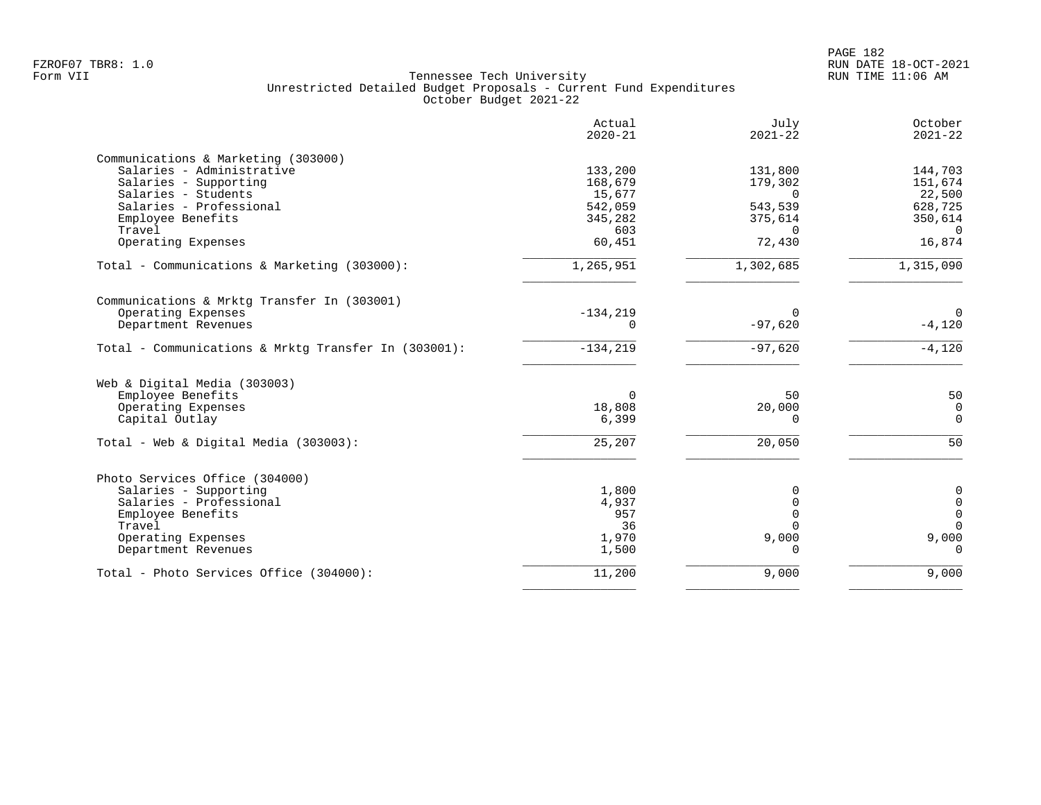Tennessee Tech University
Unrestricted Detailed Budget Proposals - Current Fund Expenditures
October Budget 2021-22

| | Actual 2020-21 | July 2021-22 | October 2021-22 |
|---|---|---|---|
| **Communications & Marketing (303000)** | | | |
| Salaries - Administrative | 133,200 | 131,800 | 144,703 |
| Salaries - Supporting | 168,679 | 179,302 | 151,674 |
| Salaries - Students | 15,677 | 0 | 22,500 |
| Salaries - Professional | 542,059 | 543,539 | 628,725 |
| Employee Benefits | 345,282 | 375,614 | 350,614 |
| Travel | 603 | 0 | 0 |
| Operating Expenses | 60,451 | 72,430 | 16,874 |
| Total - Communications & Marketing (303000): | 1,265,951 | 1,302,685 | 1,315,090 |
| **Communications & Mrktg Transfer In (303001)** | | | |
| Operating Expenses | -134,219 | 0 | 0 |
| Department Revenues | 0 | -97,620 | -4,120 |
| Total - Communications & Mrktg Transfer In (303001): | -134,219 | -97,620 | -4,120 |
| **Web & Digital Media (303003)** | | | |
| Employee Benefits | 0 | 50 | 50 |
| Operating Expenses | 18,808 | 20,000 | 0 |
| Capital Outlay | 6,399 | 0 | 0 |
| Total - Web & Digital Media (303003): | 25,207 | 20,050 | 50 |
| **Photo Services Office (304000)** | | | |
| Salaries - Supporting | 1,800 | 0 | 0 |
| Salaries - Professional | 4,937 | 0 | 0 |
| Employee Benefits | 957 | 0 | 0 |
| Travel | 36 | 0 | 0 |
| Operating Expenses | 1,970 | 9,000 | 9,000 |
| Department Revenues | 1,500 | 0 | 0 |
| Total - Photo Services Office (304000): | 11,200 | 9,000 | 9,000 |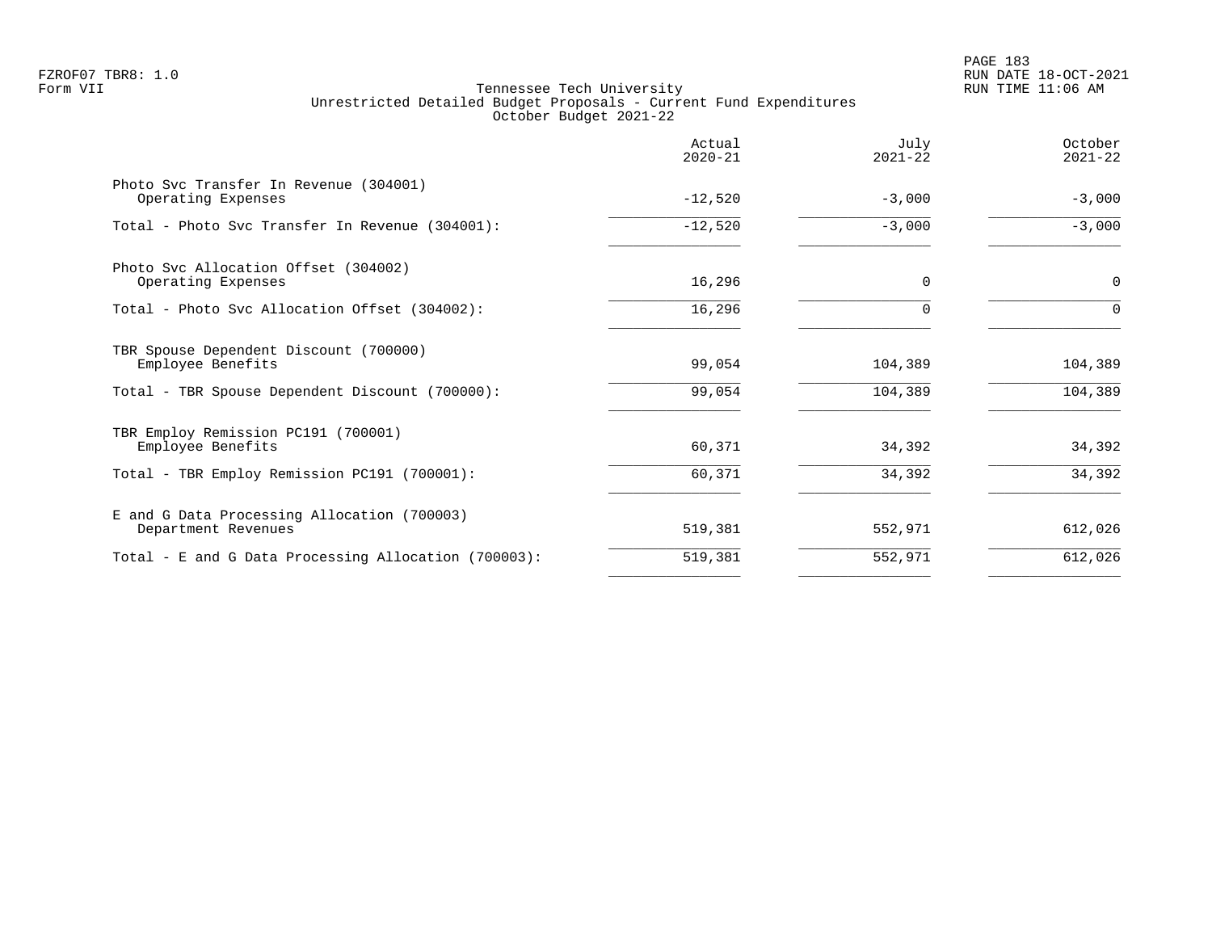Tennessee Tech University
Unrestricted Detailed Budget Proposals - Current Fund Expenditures
October Budget 2021-22

| | Actual 2020-21 | July 2021-22 | October 2021-22 |
|---|---|---|---|
| Photo Svc Transfer In Revenue (304001) | | | |
| Operating Expenses | -12,520 | -3,000 | -3,000 |
| Total - Photo Svc Transfer In Revenue (304001): | -12,520 | -3,000 | -3,000 |
| Photo Svc Allocation Offset (304002) | | | |
| Operating Expenses | 16,296 | 0 | 0 |
| Total - Photo Svc Allocation Offset (304002): | 16,296 | 0 | 0 |
| TBR Spouse Dependent Discount (700000) | | | |
| Employee Benefits | 99,054 | 104,389 | 104,389 |
| Total - TBR Spouse Dependent Discount (700000): | 99,054 | 104,389 | 104,389 |
| TBR Employ Remission PC191 (700001) | | | |
| Employee Benefits | 60,371 | 34,392 | 34,392 |
| Total - TBR Employ Remission PC191 (700001): | 60,371 | 34,392 | 34,392 |
| E and G Data Processing Allocation (700003) | | | |
| Department Revenues | 519,381 | 552,971 | 612,026 |
| Total - E and G Data Processing Allocation (700003): | 519,381 | 552,971 | 612,026 |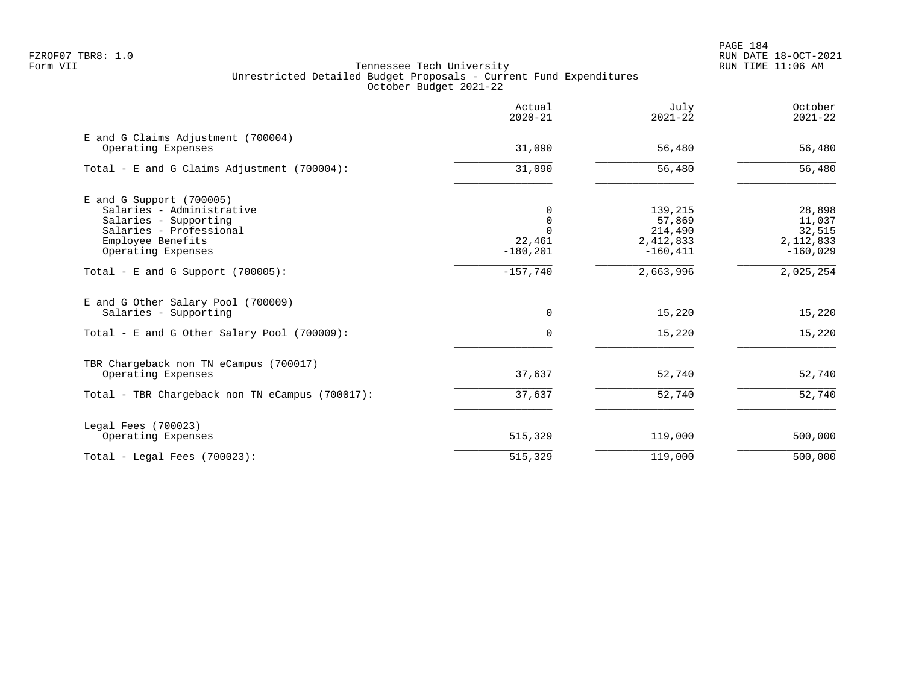FZROF07 TBR8: 1.0
Form VII

Tennessee Tech University
Unrestricted Detailed Budget Proposals - Current Fund Expenditures
October Budget 2021-22

RUN DATE 18-OCT-2021
RUN TIME 11:06 AM

| | Actual 2020-21 | July 2021-22 | October 2021-22 |
|---|---|---|---|
| **E and G Claims Adjustment (700004)** | | | |
| Operating Expenses | 31,090 | 56,480 | 56,480 |
| Total - E and G Claims Adjustment (700004): | 31,090 | 56,480 | 56,480 |
| **E and G Support (700005)** | | | |
| Salaries - Administrative | 0 | 139,215 | 28,898 |
| Salaries - Supporting | 0 | 57,869 | 11,037 |
| Salaries - Professional | 0 | 214,490 | 32,515 |
| Employee Benefits | 22,461 | 2,412,833 | 2,112,833 |
| Operating Expenses | -180,201 | -160,411 | -160,029 |
| Total - E and G Support (700005): | -157,740 | 2,663,996 | 2,025,254 |
| **E and G Other Salary Pool (700009)** | | | |
| Salaries - Supporting | 0 | 15,220 | 15,220 |
| Total - E and G Other Salary Pool (700009): | 0 | 15,220 | 15,220 |
| **TBR Chargeback non TN eCampus (700017)** | | | |
| Operating Expenses | 37,637 | 52,740 | 52,740 |
| Total - TBR Chargeback non TN eCampus (700017): | 37,637 | 52,740 | 52,740 |
| **Legal Fees (700023)** | | | |
| Operating Expenses | 515,329 | 119,000 | 500,000 |
| Total - Legal Fees (700023): | 515,329 | 119,000 | 500,000 |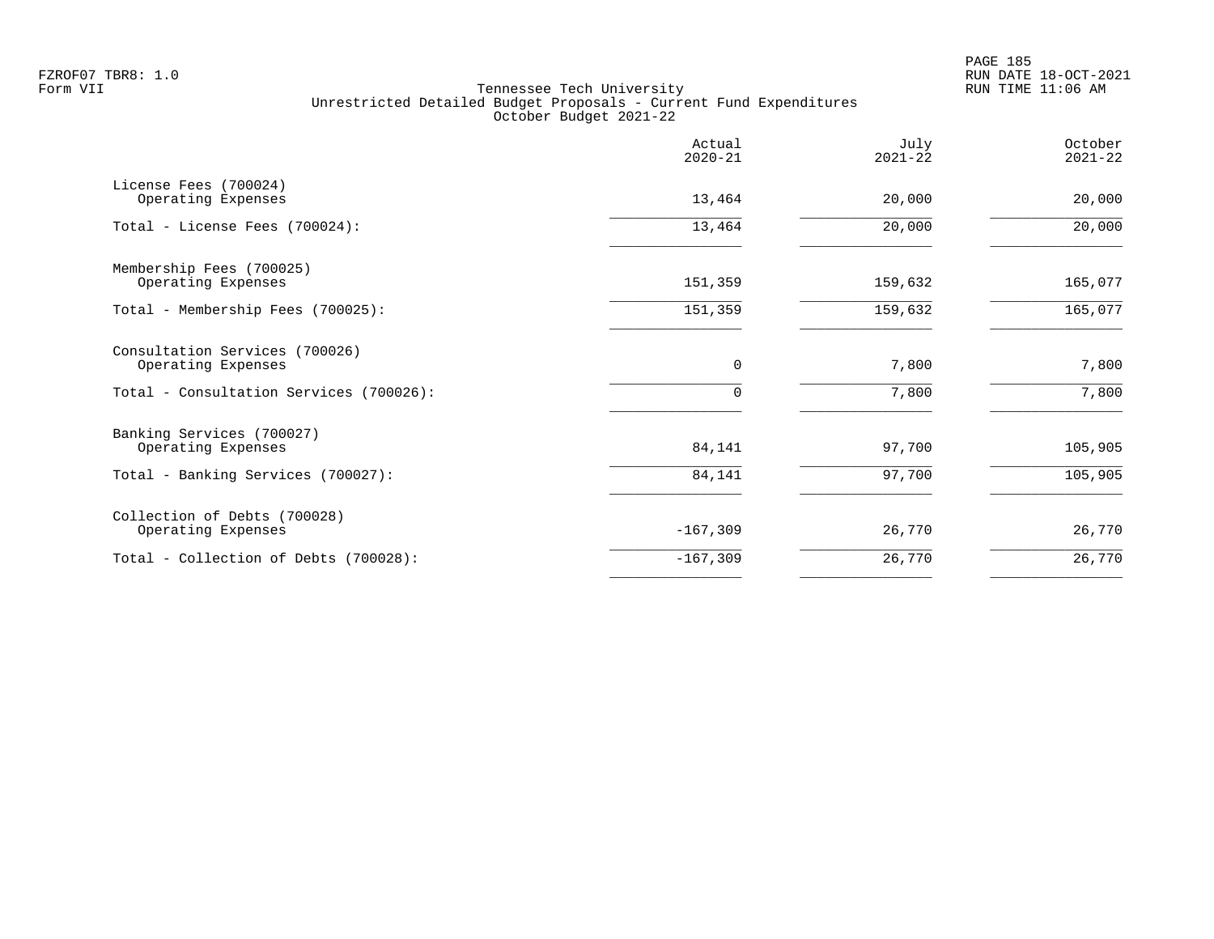FZROF07 TBR8: 1.0
Form VII

Tennessee Tech University
Unrestricted Detailed Budget Proposals - Current Fund Expenditures
October Budget 2021-22

RUN DATE 18-OCT-2021
RUN TIME 11:06 AM

| | Actual 2020-21 | July 2021-22 | October 2021-22 |
|---|---|---|---|
| License Fees (700024) | | | |
| Operating Expenses | 13,464 | 20,000 | 20,000 |
| Total - License Fees (700024): | 13,464 | 20,000 | 20,000 |
| Membership Fees (700025) | | | |
| Operating Expenses | 151,359 | 159,632 | 165,077 |
| Total - Membership Fees (700025): | 151,359 | 159,632 | 165,077 |
| Consultation Services (700026) | | | |
| Operating Expenses | 0 | 7,800 | 7,800 |
| Total - Consultation Services (700026): | 0 | 7,800 | 7,800 |
| Banking Services (700027) | | | |
| Operating Expenses | 84,141 | 97,700 | 105,905 |
| Total - Banking Services (700027): | 84,141 | 97,700 | 105,905 |
| Collection of Debts (700028) | | | |
| Operating Expenses | -167,309 | 26,770 | 26,770 |
| Total - Collection of Debts (700028): | -167,309 | 26,770 | 26,770 |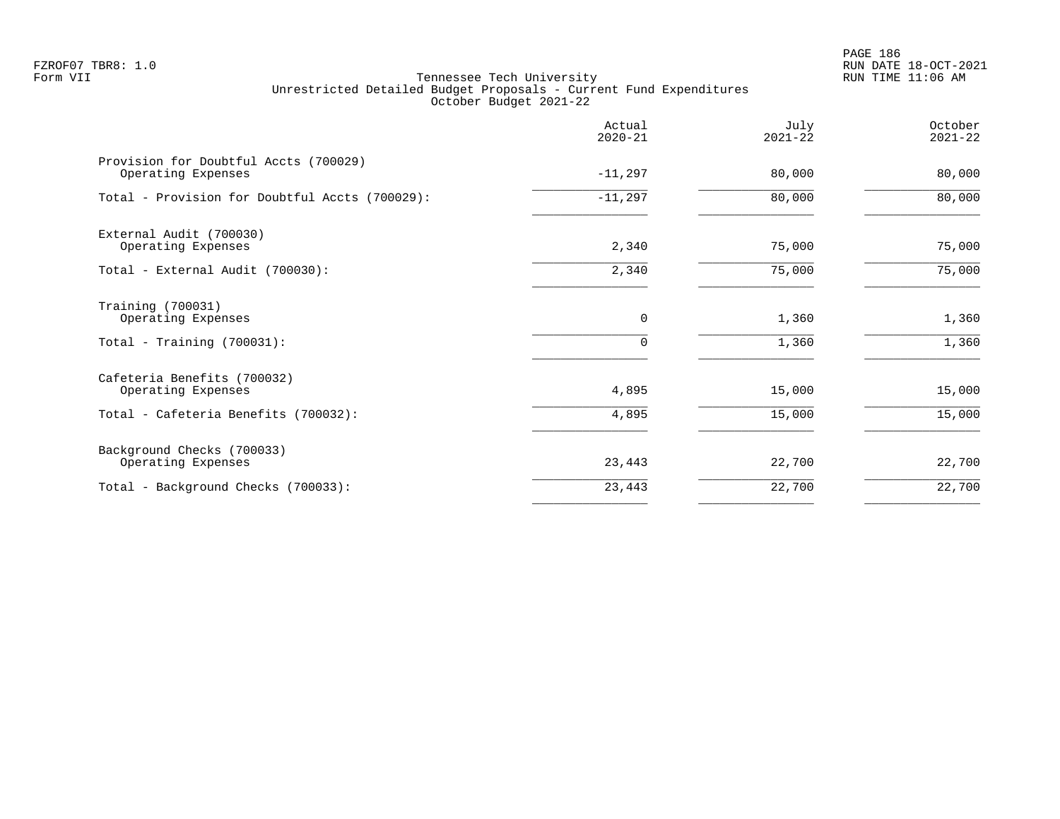Tennessee Tech University
Unrestricted Detailed Budget Proposals - Current Fund Expenditures
October Budget 2021-22

| | Actual 2020-21 | July 2021-22 | October 2021-22 |
|---|---|---|---|
| Provision for Doubtful Accts (700029) | | | |
| Operating Expenses | -11,297 | 80,000 | 80,000 |
| Total - Provision for Doubtful Accts (700029): | -11,297 | 80,000 | 80,000 |
| External Audit (700030) | | | |
| Operating Expenses | 2,340 | 75,000 | 75,000 |
| Total - External Audit (700030): | 2,340 | 75,000 | 75,000 |
| Training (700031) | | | |
| Operating Expenses | 0 | 1,360 | 1,360 |
| Total - Training (700031): | 0 | 1,360 | 1,360 |
| Cafeteria Benefits (700032) | | | |
| Operating Expenses | 4,895 | 15,000 | 15,000 |
| Total - Cafeteria Benefits (700032): | 4,895 | 15,000 | 15,000 |
| Background Checks (700033) | | | |
| Operating Expenses | 23,443 | 22,700 | 22,700 |
| Total - Background Checks (700033): | 23,443 | 22,700 | 22,700 |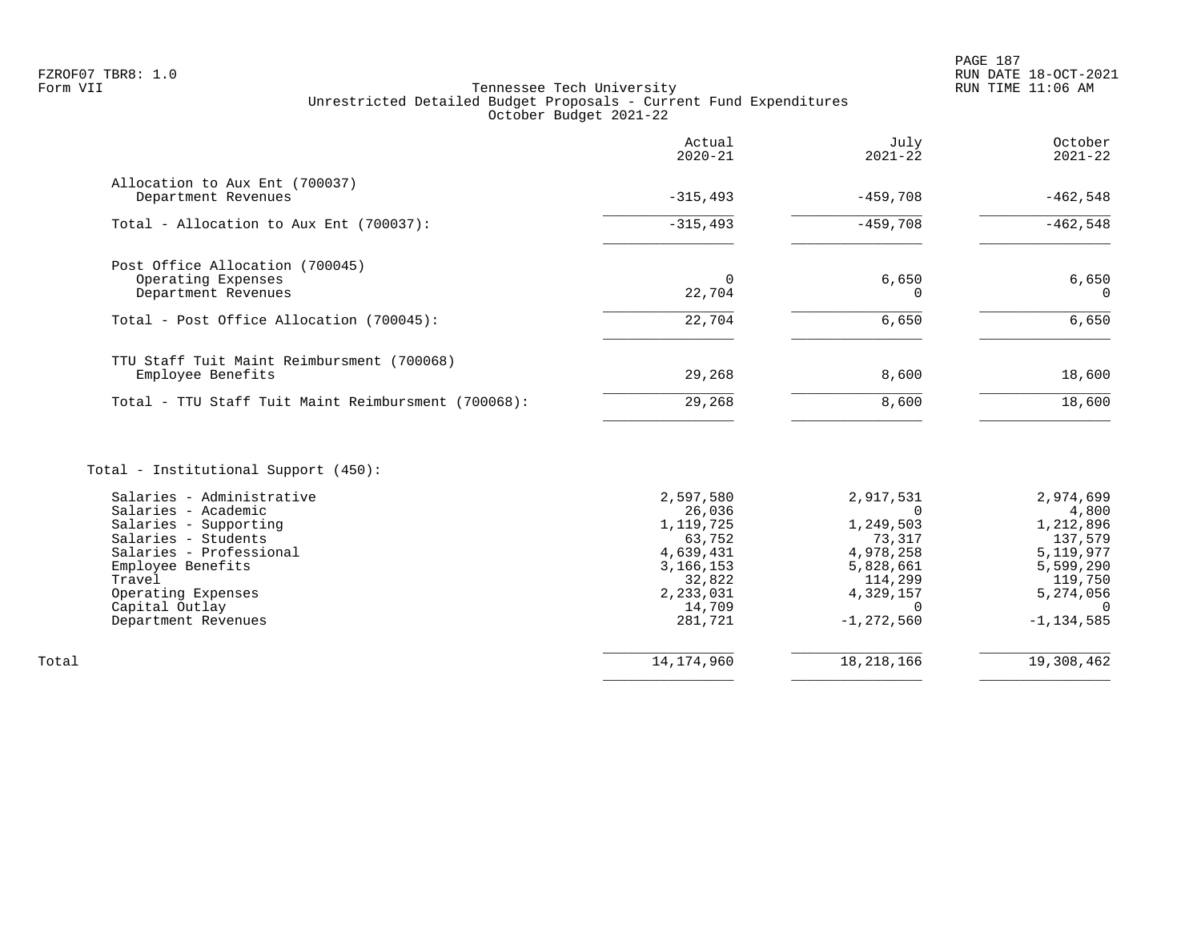Tennessee Tech University
Unrestricted Detailed Budget Proposals - Current Fund Expenditures
October Budget 2021-22

| | Actual 2020-21 | July 2021-22 | October 2021-22 |
|---|---:|---:|---:|
| **Allocation to Aux Ent (700037)** | | | |
| Department Revenues | -315,493 | -459,708 | -462,548 |
| Total - Allocation to Aux Ent (700037): | -315,493 | -459,708 | -462,548 |
| **Post Office Allocation (700045)** | | | |
| Operating Expenses | 0 | 6,650 | 6,650 |
| Department Revenues | 22,704 | 0 | 0 |
| Total - Post Office Allocation (700045): | 22,704 | 6,650 | 6,650 |
| **TTU Staff Tuit Maint Reimbursment (700068)** | | | |
| Employee Benefits | 29,268 | 8,600 | 18,600 |
| Total - TTU Staff Tuit Maint Reimbursment (700068): | 29,268 | 8,600 | 18,600 |
| **Total - Institutional Support (450):** | | | |
| Salaries - Administrative | 2,597,580 | 2,917,531 | 2,974,699 |
| Salaries - Academic | 26,036 | 0 | 4,800 |
| Salaries - Supporting | 1,119,725 | 1,249,503 | 1,212,896 |
| Salaries - Students | 63,752 | 73,317 | 137,579 |
| Salaries - Professional | 4,639,431 | 4,978,258 | 5,119,977 |
| Employee Benefits | 3,166,153 | 5,828,661 | 5,599,290 |
| Travel | 32,822 | 114,299 | 119,750 |
| Operating Expenses | 2,233,031 | 4,329,157 | 5,274,056 |
| Capital Outlay | 14,709 | 0 | 0 |
| Department Revenues | 281,721 | -1,272,560 | -1,134,585 |
| **Total** | 14,174,960 | 18,218,166 | 19,308,462 |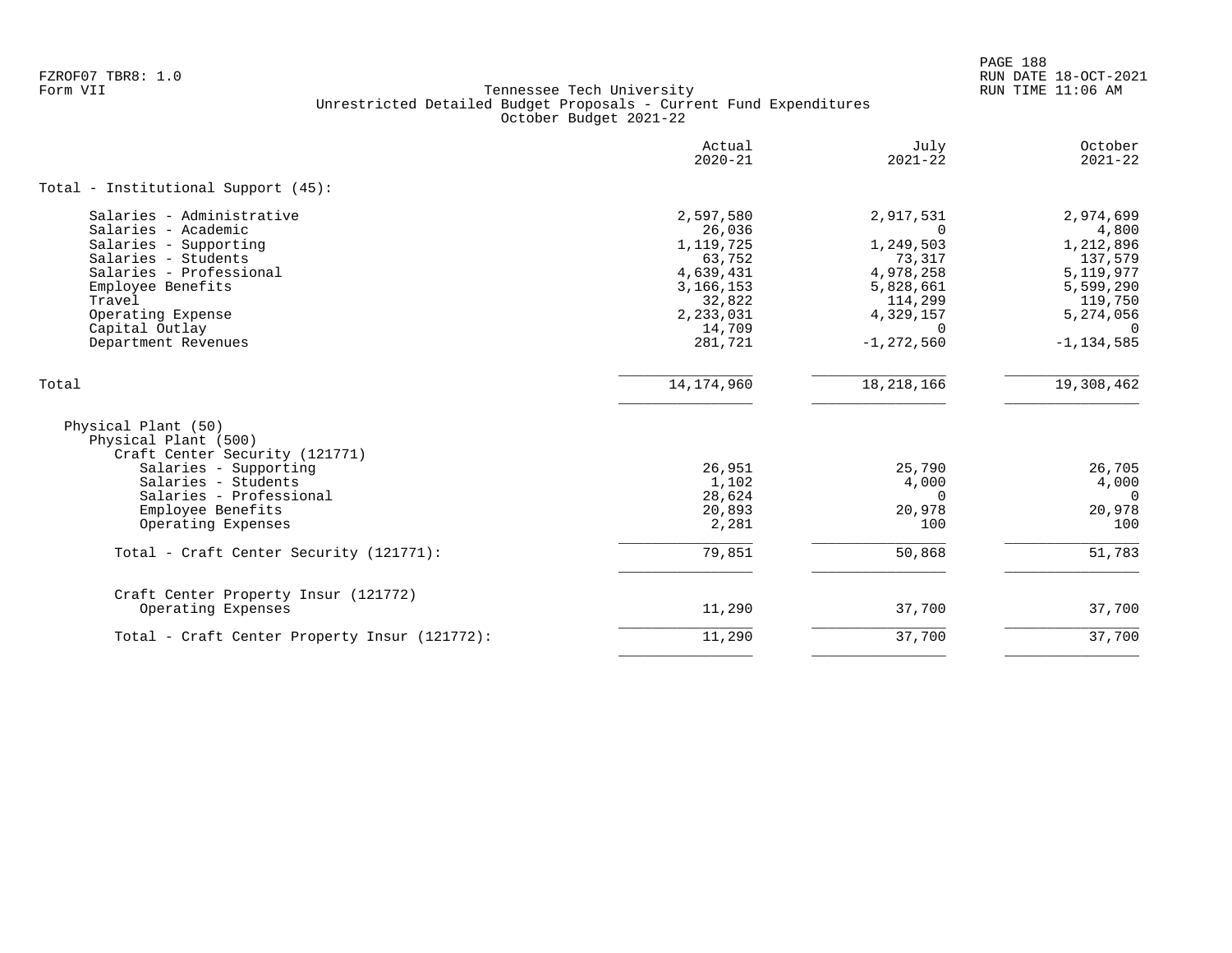Tennessee Tech University
Unrestricted Detailed Budget Proposals - Current Fund Expenditures
October Budget 2021-22

| | Actual 2020-21 | July 2021-22 | October 2021-22 |
|---|---|---|---|
| Total - Institutional Support (45): | | | |
| Salaries - Administrative | 2,597,580 | 2,917,531 | 2,974,699 |
| Salaries - Academic | 26,036 | 0 | 4,800 |
| Salaries - Supporting | 1,119,725 | 1,249,503 | 1,212,896 |
| Salaries - Students | 63,752 | 73,317 | 137,579 |
| Salaries - Professional | 4,639,431 | 4,978,258 | 5,119,977 |
| Employee Benefits | 3,166,153 | 5,828,661 | 5,599,290 |
| Travel | 32,822 | 114,299 | 119,750 |
| Operating Expense | 2,233,031 | 4,329,157 | 5,274,056 |
| Capital Outlay | 14,709 | 0 | 0 |
| Department Revenues | 281,721 | -1,272,560 | -1,134,585 |
| Total | 14,174,960 | 18,218,166 | 19,308,462 |
| Physical Plant (50) | | | |
| Physical Plant (500) | | | |
| Craft Center Security (121771) | | | |
| Salaries - Supporting | 26,951 | 25,790 | 26,705 |
| Salaries - Students | 1,102 | 4,000 | 4,000 |
| Salaries - Professional | 28,624 | 0 | 0 |
| Employee Benefits | 20,893 | 20,978 | 20,978 |
| Operating Expenses | 2,281 | 100 | 100 |
| Total - Craft Center Security (121771): | 79,851 | 50,868 | 51,783 |
| Craft Center Property Insur (121772) | | | |
| Operating Expenses | 11,290 | 37,700 | 37,700 |
| Total - Craft Center Property Insur (121772): | 11,290 | 37,700 | 37,700 |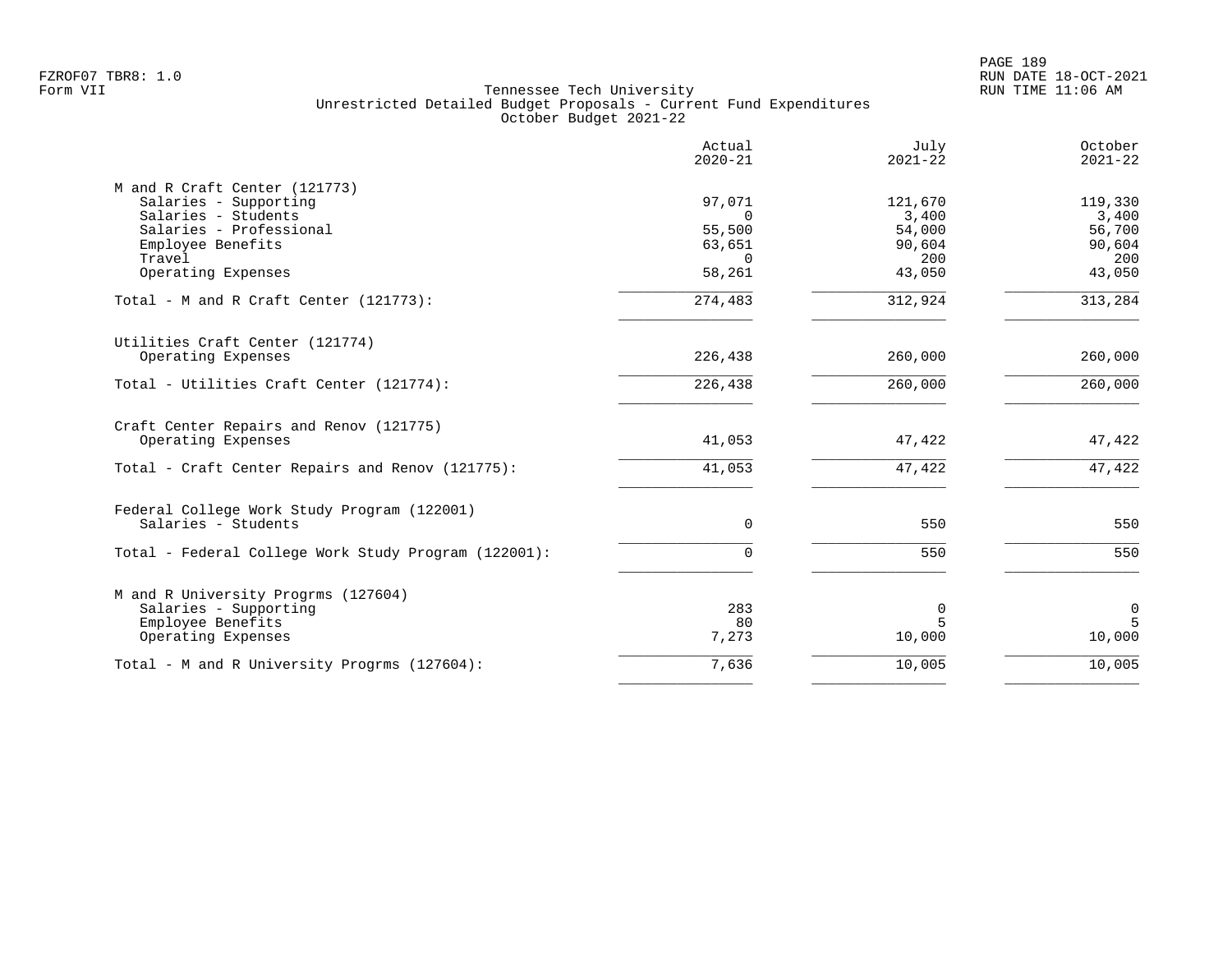Tennessee Tech University
Unrestricted Detailed Budget Proposals - Current Fund Expenditures
October Budget 2021-22

| | Actual 2020-21 | July 2021-22 | October 2021-22 |
|---|---:|---:|---:|
| **M and R Craft Center (121773)** | | | |
| Salaries - Supporting | 97,071 | 121,670 | 119,330 |
| Salaries - Students | 0 | 3,400 | 3,400 |
| Salaries - Professional | 55,500 | 54,000 | 56,700 |
| Employee Benefits | 63,651 | 90,604 | 90,604 |
| Travel | 0 | 200 | 200 |
| Operating Expenses | 58,261 | 43,050 | 43,050 |
| Total - M and R Craft Center (121773): | 274,483 | 312,924 | 313,284 |
| **Utilities Craft Center (121774)** | | | |
| Operating Expenses | 226,438 | 260,000 | 260,000 |
| Total - Utilities Craft Center (121774): | 226,438 | 260,000 | 260,000 |
| **Craft Center Repairs and Renov (121775)** | | | |
| Operating Expenses | 41,053 | 47,422 | 47,422 |
| Total - Craft Center Repairs and Renov (121775): | 41,053 | 47,422 | 47,422 |
| **Federal College Work Study Program (122001)** | | | |
| Salaries - Students | 0 | 550 | 550 |
| Total - Federal College Work Study Program (122001): | 0 | 550 | 550 |
| **M and R University Progrms (127604)** | | | |
| Salaries - Supporting | 283 | 0 | 0 |
| Employee Benefits | 80 | 5 | 5 |
| Operating Expenses | 7,273 | 10,000 | 10,000 |
| Total - M and R University Progrms (127604): | 7,636 | 10,005 | 10,005 |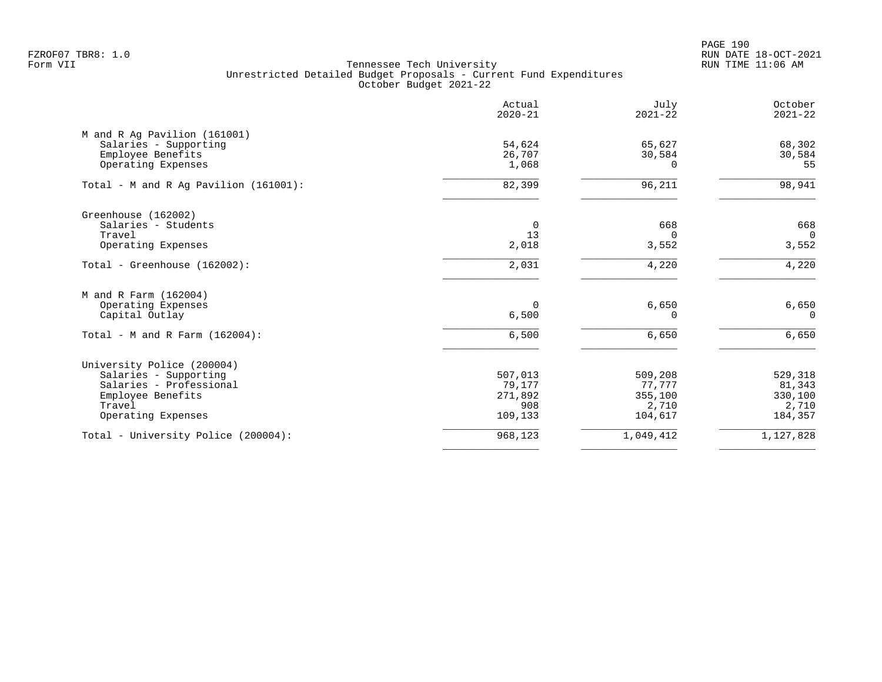Tennessee Tech University
Unrestricted Detailed Budget Proposals - Current Fund Expenditures
October Budget 2021-22

| | Actual 2020-21 | July 2021-22 | October 2021-22 |
|---|---|---|---|
| **M and R Ag Pavilion (161001)** | | | |
| Salaries - Supporting | 54,624 | 65,627 | 68,302 |
| Employee Benefits | 26,707 | 30,584 | 30,584 |
| Operating Expenses | 1,068 | 0 | 55 |
| Total - M and R Ag Pavilion (161001): | 82,399 | 96,211 | 98,941 |
| **Greenhouse (162002)** | | | |
| Salaries - Students | 0 | 668 | 668 |
| Travel | 13 | 0 | 0 |
| Operating Expenses | 2,018 | 3,552 | 3,552 |
| Total - Greenhouse (162002): | 2,031 | 4,220 | 4,220 |
| **M and R Farm (162004)** | | | |
| Operating Expenses | 0 | 6,650 | 6,650 |
| Capital Outlay | 6,500 | 0 | 0 |
| Total - M and R Farm (162004): | 6,500 | 6,650 | 6,650 |
| **University Police (200004)** | | | |
| Salaries - Supporting | 507,013 | 509,208 | 529,318 |
| Salaries - Professional | 79,177 | 77,777 | 81,343 |
| Employee Benefits | 271,892 | 355,100 | 330,100 |
| Travel | 908 | 2,710 | 2,710 |
| Operating Expenses | 109,133 | 104,617 | 184,357 |
| Total - University Police (200004): | 968,123 | 1,049,412 | 1,127,828 |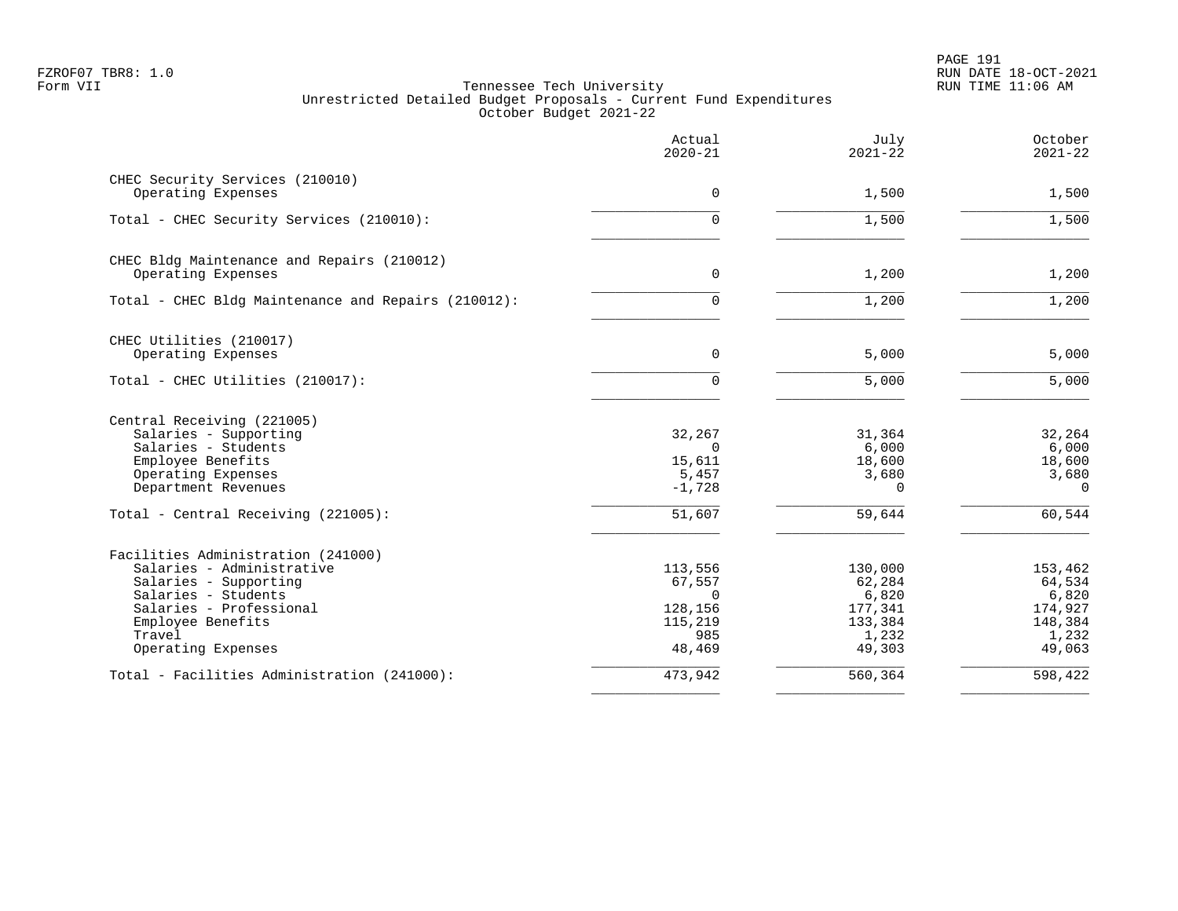FZROF07 TBR8: 1.0
Form VII

Tennessee Tech University
Unrestricted Detailed Budget Proposals - Current Fund Expenditures
October Budget 2021-22

RUN DATE 18-OCT-2021
RUN TIME 11:06 AM

| | Actual 2020-21 | July 2021-22 | October 2021-22 |
|---|---|---|---|
| **CHEC Security Services (210010)** | | | |
| Operating Expenses | 0 | 1,500 | 1,500 |
| Total - CHEC Security Services (210010): | 0 | 1,500 | 1,500 |
| **CHEC Bldg Maintenance and Repairs (210012)** | | | |
| Operating Expenses | 0 | 1,200 | 1,200 |
| Total - CHEC Bldg Maintenance and Repairs (210012): | 0 | 1,200 | 1,200 |
| **CHEC Utilities (210017)** | | | |
| Operating Expenses | 0 | 5,000 | 5,000 |
| Total - CHEC Utilities (210017): | 0 | 5,000 | 5,000 |
| **Central Receiving (221005)** | | | |
| Salaries - Supporting | 32,267 | 31,364 | 32,264 |
| Salaries - Students | 0 | 6,000 | 6,000 |
| Employee Benefits | 15,611 | 18,600 | 18,600 |
| Operating Expenses | 5,457 | 3,680 | 3,680 |
| Department Revenues | -1,728 | 0 | 0 |
| Total - Central Receiving (221005): | 51,607 | 59,644 | 60,544 |
| **Facilities Administration (241000)** | | | |
| Salaries - Administrative | 113,556 | 130,000 | 153,462 |
| Salaries - Supporting | 67,557 | 62,284 | 64,534 |
| Salaries - Students | 0 | 6,820 | 6,820 |
| Salaries - Professional | 128,156 | 177,341 | 174,927 |
| Employee Benefits | 115,219 | 133,384 | 148,384 |
| Travel | 985 | 1,232 | 1,232 |
| Operating Expenses | 48,469 | 49,303 | 49,063 |
| Total - Facilities Administration (241000): | 473,942 | 560,364 | 598,422 |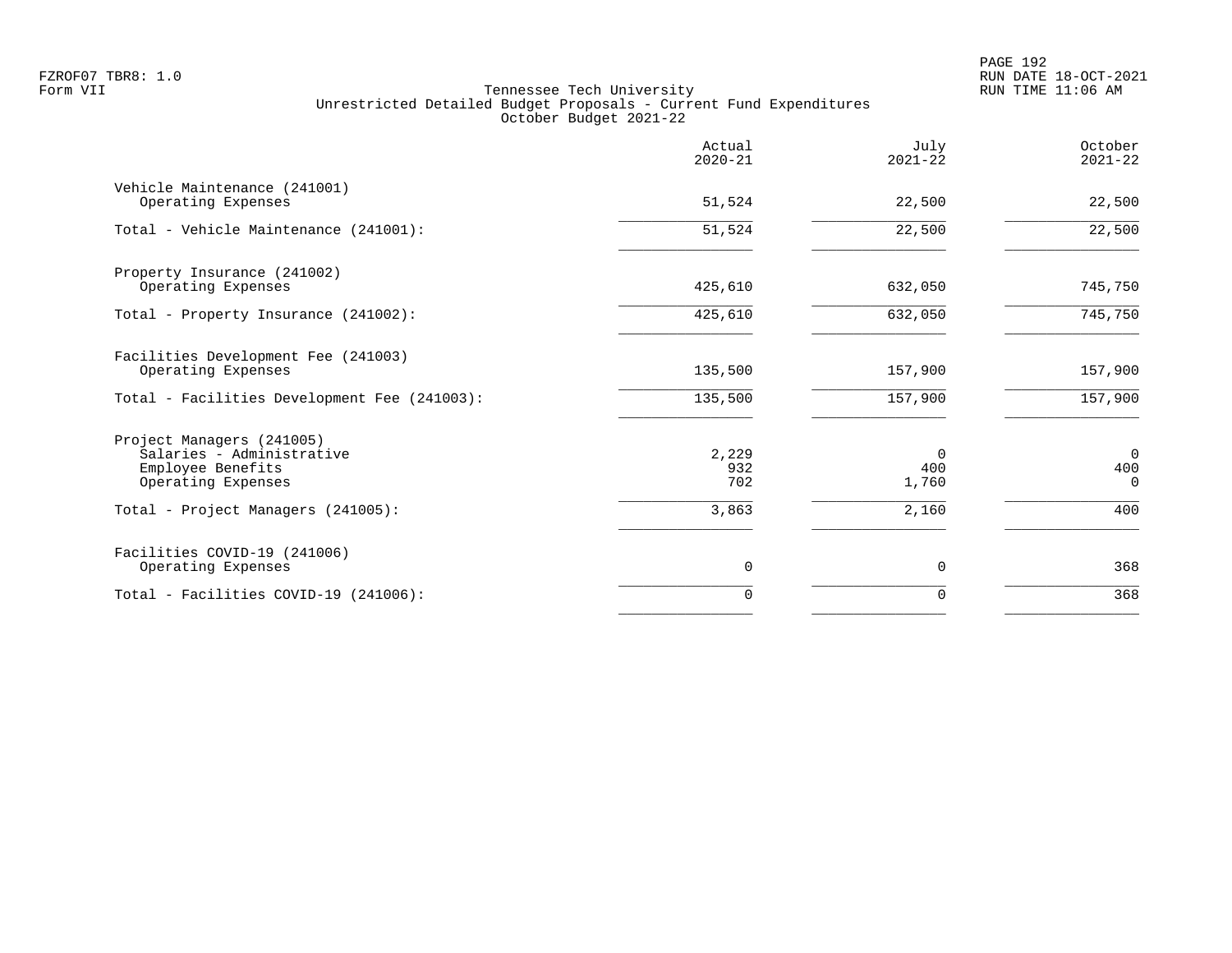Tennessee Tech University
Unrestricted Detailed Budget Proposals - Current Fund Expenditures
October Budget 2021-22

| | Actual 2020-21 | July 2021-22 | October 2021-22 |
|---|---|---|---|
| Vehicle Maintenance (241001) | | | |
| Operating Expenses | 51,524 | 22,500 | 22,500 |
| Total - Vehicle Maintenance (241001): | 51,524 | 22,500 | 22,500 |
| Property Insurance (241002) | | | |
| Operating Expenses | 425,610 | 632,050 | 745,750 |
| Total - Property Insurance (241002): | 425,610 | 632,050 | 745,750 |
| Facilities Development Fee (241003) | | | |
| Operating Expenses | 135,500 | 157,900 | 157,900 |
| Total - Facilities Development Fee (241003): | 135,500 | 157,900 | 157,900 |
| Project Managers (241005) | | | |
| Salaries - Administrative | 2,229 | 0 | 0 |
| Employee Benefits | 932 | 400 | 400 |
| Operating Expenses | 702 | 1,760 | 0 |
| Total - Project Managers (241005): | 3,863 | 2,160 | 400 |
| Facilities COVID-19 (241006) | | | |
| Operating Expenses | 0 | 0 | 368 |
| Total - Facilities COVID-19 (241006): | 0 | 0 | 368 |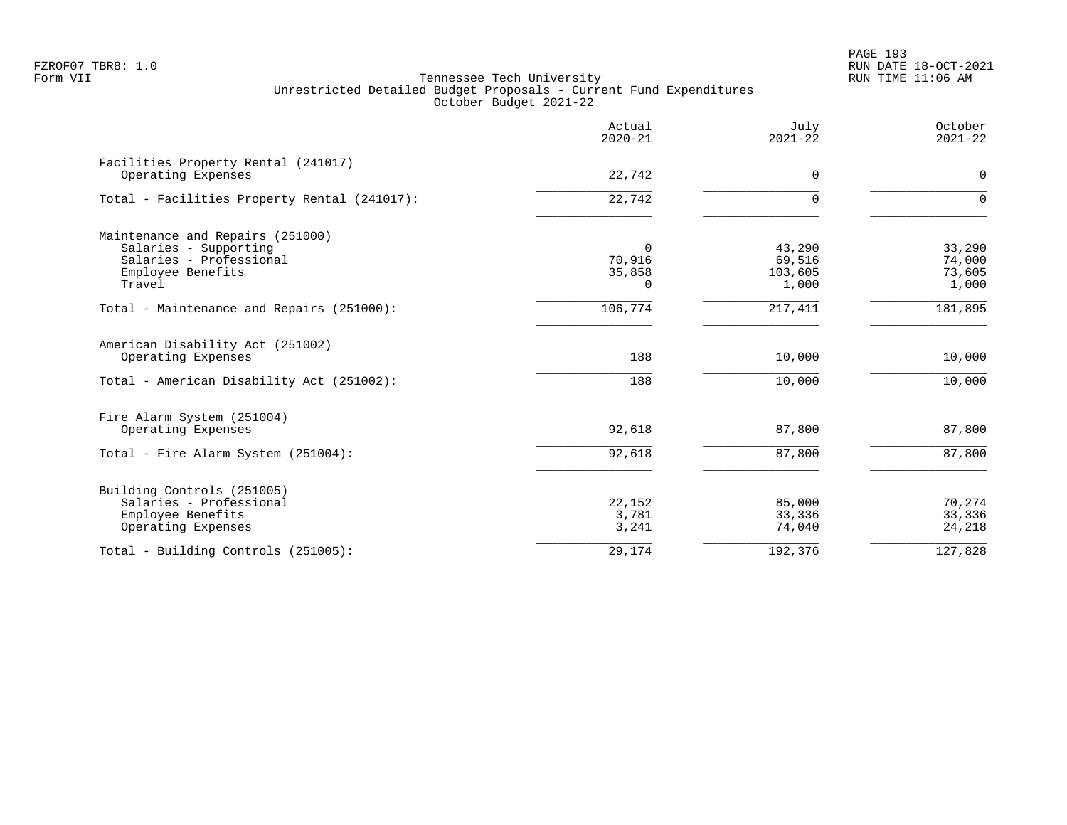FZROF07 TBR8: 1.0
Form VII

Tennessee Tech University
Unrestricted Detailed Budget Proposals - Current Fund Expenditures
October Budget 2021-22

RUN DATE 18-OCT-2021
RUN TIME 11:06 AM

| | Actual 2020-21 | July 2021-22 | October 2021-22 |
|---|---|---|---|
| **Facilities Property Rental (241017)** | | | |
| Operating Expenses | 22,742 | 0 | 0 |
| Total - Facilities Property Rental (241017): | 22,742 | 0 | 0 |
| **Maintenance and Repairs (251000)** | | | |
| Salaries - Supporting | 0 | 43,290 | 33,290 |
| Salaries - Professional | 70,916 | 69,516 | 74,000 |
| Employee Benefits | 35,858 | 103,605 | 73,605 |
| Travel | 0 | 1,000 | 1,000 |
| Total - Maintenance and Repairs (251000): | 106,774 | 217,411 | 181,895 |
| **American Disability Act (251002)** | | | |
| Operating Expenses | 188 | 10,000 | 10,000 |
| Total - American Disability Act (251002): | 188 | 10,000 | 10,000 |
| **Fire Alarm System (251004)** | | | |
| Operating Expenses | 92,618 | 87,800 | 87,800 |
| Total - Fire Alarm System (251004): | 92,618 | 87,800 | 87,800 |
| **Building Controls (251005)** | | | |
| Salaries - Professional | 22,152 | 85,000 | 70,274 |
| Employee Benefits | 3,781 | 33,336 | 33,336 |
| Operating Expenses | 3,241 | 74,040 | 24,218 |
| Total - Building Controls (251005): | 29,174 | 192,376 | 127,828 |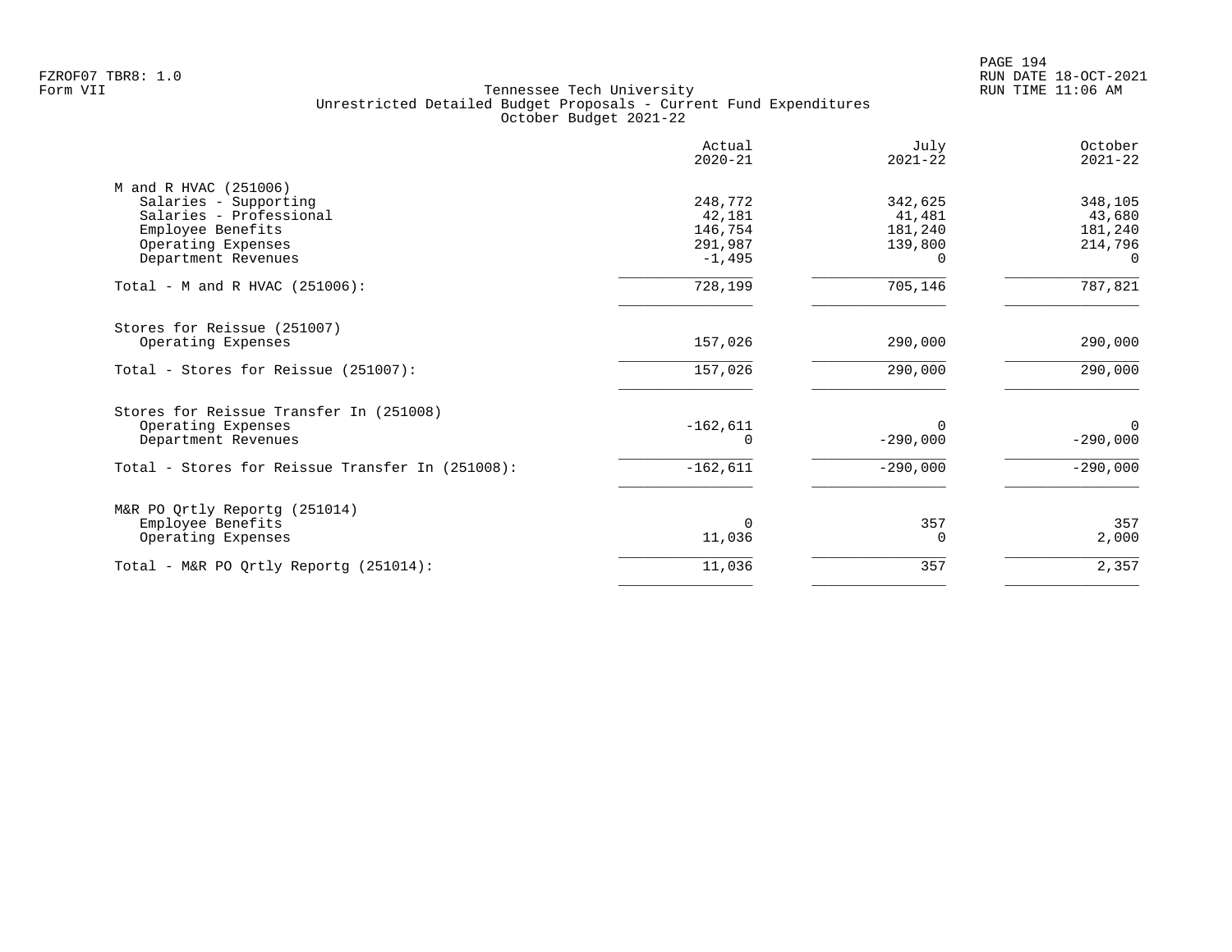Tennessee Tech University
Unrestricted Detailed Budget Proposals - Current Fund Expenditures
October Budget 2021-22

| | Actual 2020-21 | July 2021-22 | October 2021-22 |
|---|---:|---:|---:|
| **M and R HVAC (251006)** | | | |
| Salaries - Supporting | 248,772 | 342,625 | 348,105 |
| Salaries - Professional | 42,181 | 41,481 | 43,680 |
| Employee Benefits | 146,754 | 181,240 | 181,240 |
| Operating Expenses | 291,987 | 139,800 | 214,796 |
| Department Revenues | -1,495 | 0 | 0 |
| Total - M and R HVAC (251006): | 728,199 | 705,146 | 787,821 |
| **Stores for Reissue (251007)** | | | |
| Operating Expenses | 157,026 | 290,000 | 290,000 |
| Total - Stores for Reissue (251007): | 157,026 | 290,000 | 290,000 |
| **Stores for Reissue Transfer In (251008)** | | | |
| Operating Expenses | -162,611 | 0 | 0 |
| Department Revenues | 0 | -290,000 | -290,000 |
| Total - Stores for Reissue Transfer In (251008): | -162,611 | -290,000 | -290,000 |
| **M&R PO Qrtly Reportg (251014)** | | | |
| Employee Benefits | 0 | 357 | 357 |
| Operating Expenses | 11,036 | 0 | 2,000 |
| Total - M&R PO Qrtly Reportg (251014): | 11,036 | 357 | 2,357 |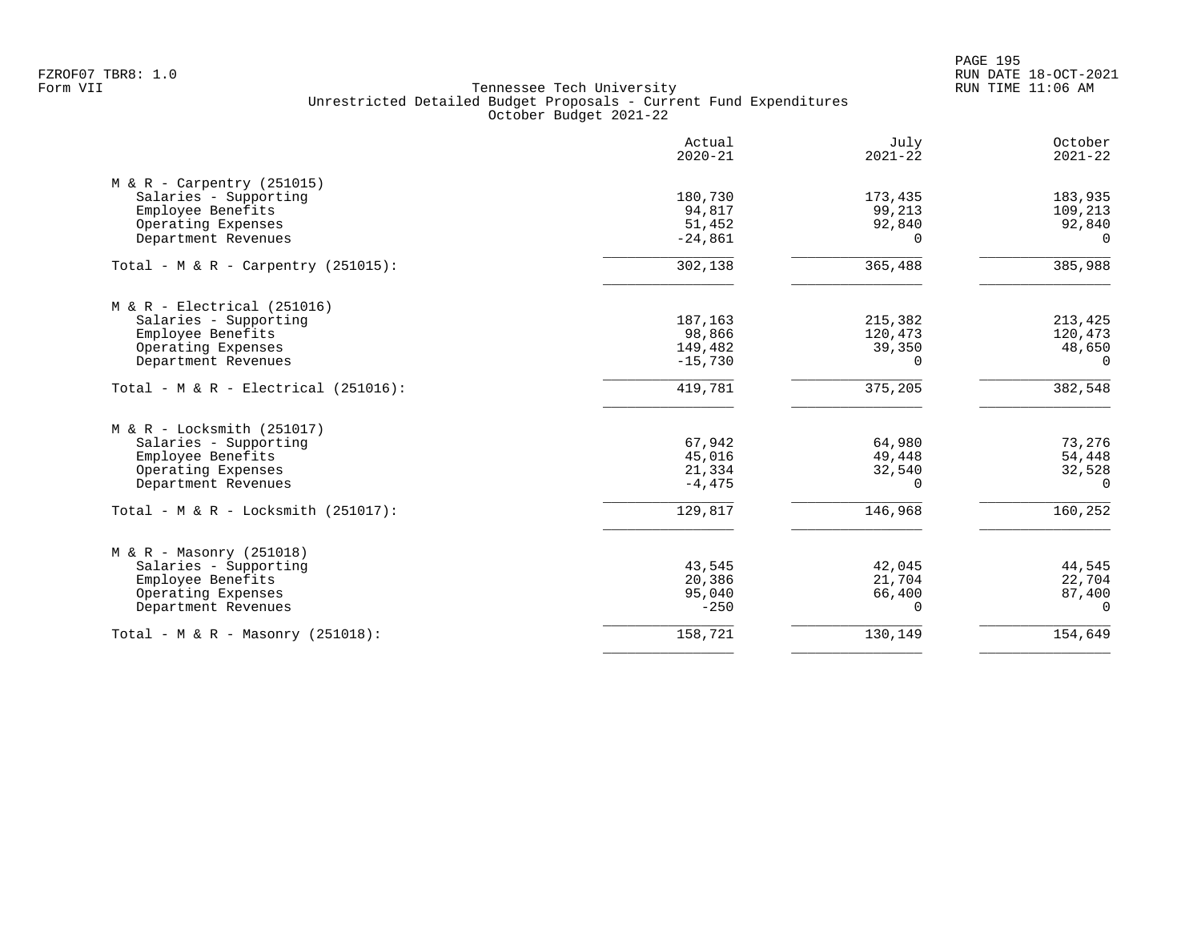Tennessee Tech University
Unrestricted Detailed Budget Proposals - Current Fund Expenditures
October Budget 2021-22

| | Actual 2020-21 | July 2021-22 | October 2021-22 |
|---|---|---|---|
| **M & R - Carpentry (251015)** | | | |
| Salaries - Supporting | 180,730 | 173,435 | 183,935 |
| Employee Benefits | 94,817 | 99,213 | 109,213 |
| Operating Expenses | 51,452 | 92,840 | 92,840 |
| Department Revenues | -24,861 | 0 | 0 |
| Total - M & R - Carpentry (251015): | 302,138 | 365,488 | 385,988 |
| **M & R - Electrical (251016)** | | | |
| Salaries - Supporting | 187,163 | 215,382 | 213,425 |
| Employee Benefits | 98,866 | 120,473 | 120,473 |
| Operating Expenses | 149,482 | 39,350 | 48,650 |
| Department Revenues | -15,730 | 0 | 0 |
| Total - M & R - Electrical (251016): | 419,781 | 375,205 | 382,548 |
| **M & R - Locksmith (251017)** | | | |
| Salaries - Supporting | 67,942 | 64,980 | 73,276 |
| Employee Benefits | 45,016 | 49,448 | 54,448 |
| Operating Expenses | 21,334 | 32,540 | 32,528 |
| Department Revenues | -4,475 | 0 | 0 |
| Total - M & R - Locksmith (251017): | 129,817 | 146,968 | 160,252 |
| **M & R - Masonry (251018)** | | | |
| Salaries - Supporting | 43,545 | 42,045 | 44,545 |
| Employee Benefits | 20,386 | 21,704 | 22,704 |
| Operating Expenses | 95,040 | 66,400 | 87,400 |
| Department Revenues | -250 | 0 | 0 |
| Total - M & R - Masonry (251018): | 158,721 | 130,149 | 154,649 |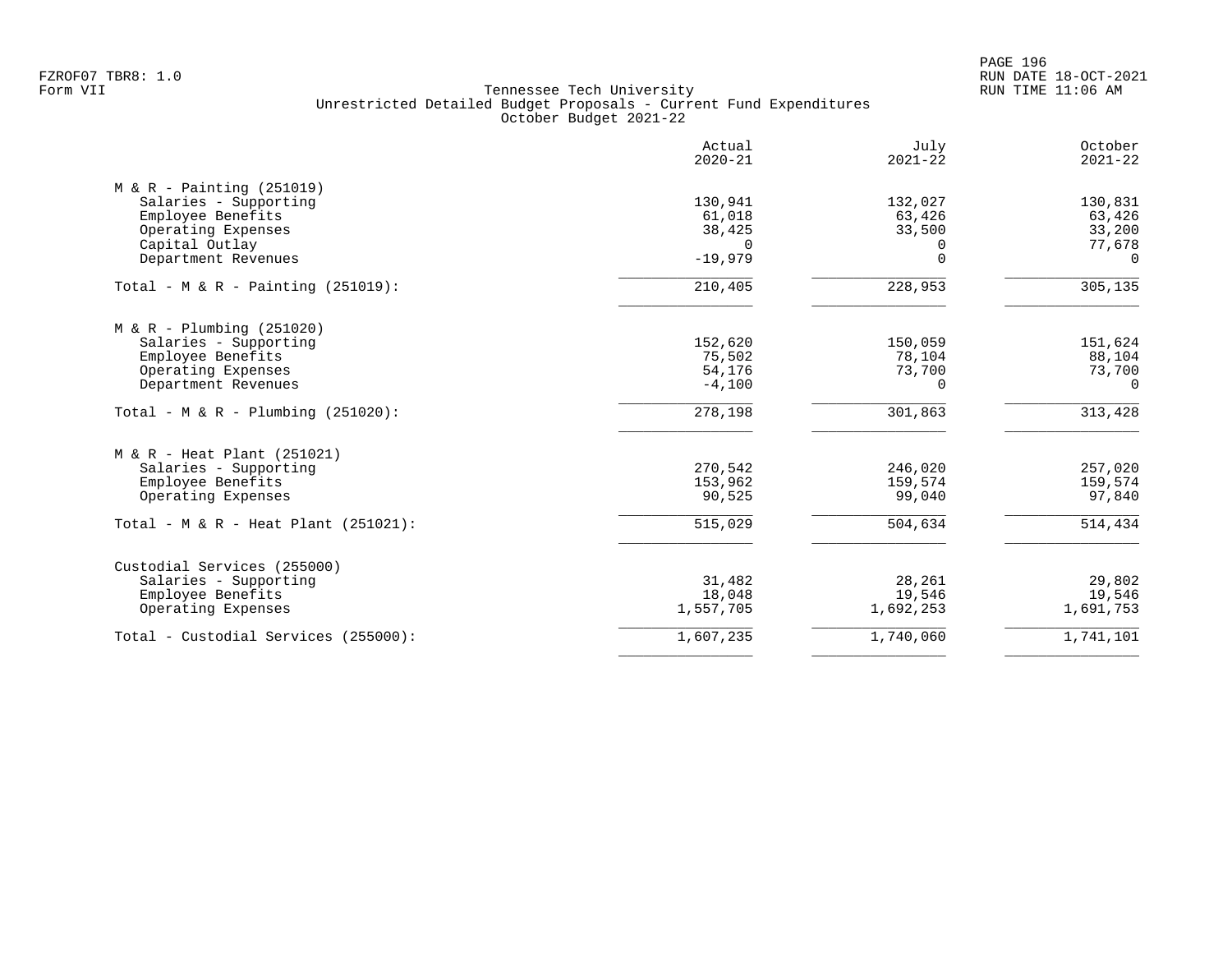FZROF07 TBR8: 1.0
Form VII

Tennessee Tech University
Unrestricted Detailed Budget Proposals - Current Fund Expenditures
October Budget 2021-22

RUN DATE 18-OCT-2021
RUN TIME 11:06 AM

| | Actual 2020-21 | July 2021-22 | October 2021-22 |
|---|---|---|---|
| **M & R - Painting (251019)** | | | |
| Salaries - Supporting | 130,941 | 132,027 | 130,831 |
| Employee Benefits | 61,018 | 63,426 | 63,426 |
| Operating Expenses | 38,425 | 33,500 | 33,200 |
| Capital Outlay | 0 | 0 | 77,678 |
| Department Revenues | -19,979 | 0 | 0 |
| Total - M & R - Painting (251019): | 210,405 | 228,953 | 305,135 |
| **M & R - Plumbing (251020)** | | | |
| Salaries - Supporting | 152,620 | 150,059 | 151,624 |
| Employee Benefits | 75,502 | 78,104 | 88,104 |
| Operating Expenses | 54,176 | 73,700 | 73,700 |
| Department Revenues | -4,100 | 0 | 0 |
| Total - M & R - Plumbing (251020): | 278,198 | 301,863 | 313,428 |
| **M & R - Heat Plant (251021)** | | | |
| Salaries - Supporting | 270,542 | 246,020 | 257,020 |
| Employee Benefits | 153,962 | 159,574 | 159,574 |
| Operating Expenses | 90,525 | 99,040 | 97,840 |
| Total - M & R - Heat Plant (251021): | 515,029 | 504,634 | 514,434 |
| **Custodial Services (255000)** | | | |
| Salaries - Supporting | 31,482 | 28,261 | 29,802 |
| Employee Benefits | 18,048 | 19,546 | 19,546 |
| Operating Expenses | 1,557,705 | 1,692,253 | 1,691,753 |
| Total - Custodial Services (255000): | 1,607,235 | 1,740,060 | 1,741,101 |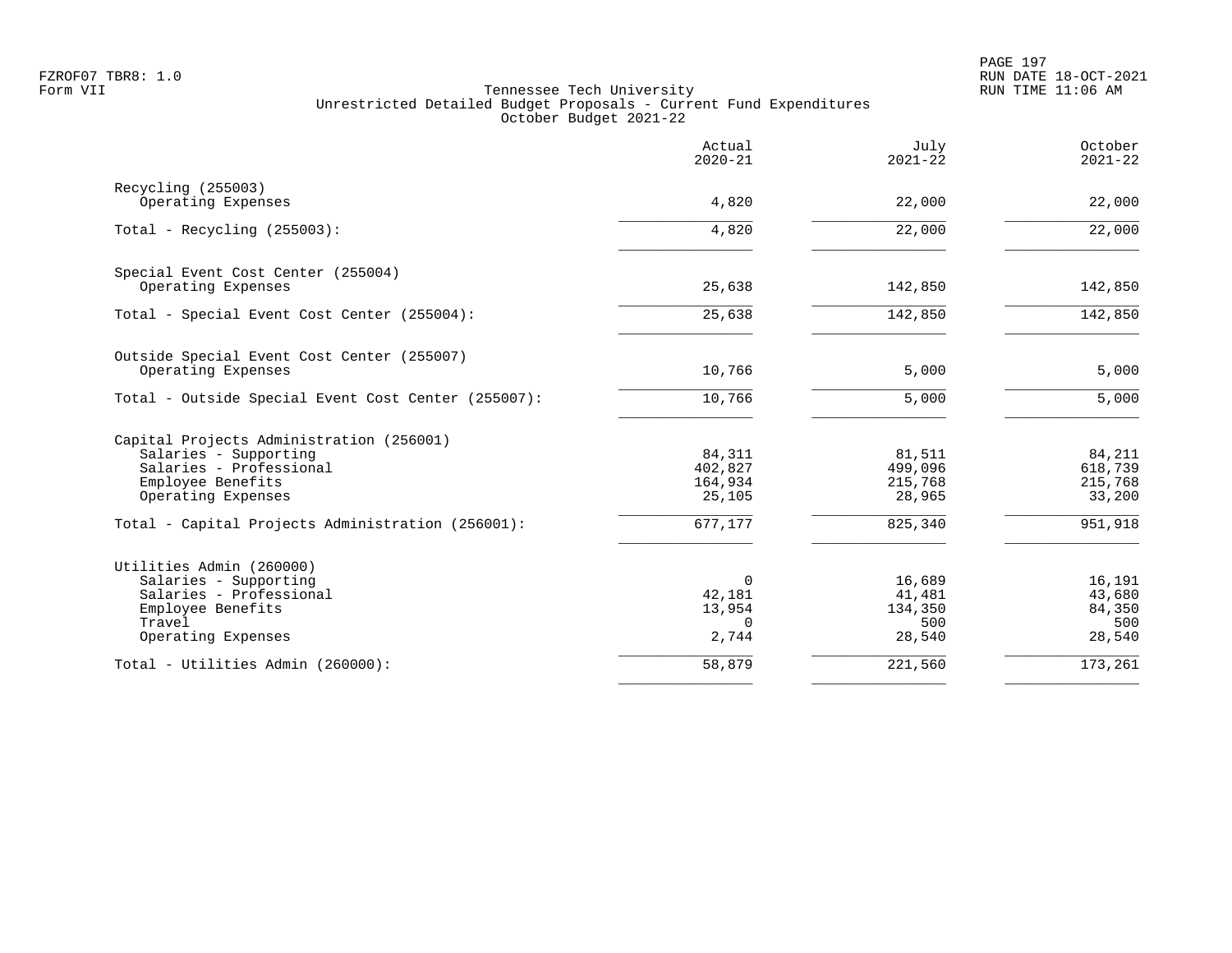Tennessee Tech University
Unrestricted Detailed Budget Proposals - Current Fund Expenditures
October Budget 2021-22

| | Actual 2020-21 | July 2021-22 | October 2021-22 |
|---|---|---|---|
| **Recycling (255003)** | | | |
| Operating Expenses | 4,820 | 22,000 | 22,000 |
| Total - Recycling (255003): | 4,820 | 22,000 | 22,000 |
| **Special Event Cost Center (255004)** | | | |
| Operating Expenses | 25,638 | 142,850 | 142,850 |
| Total - Special Event Cost Center (255004): | 25,638 | 142,850 | 142,850 |
| **Outside Special Event Cost Center (255007)** | | | |
| Operating Expenses | 10,766 | 5,000 | 5,000 |
| Total - Outside Special Event Cost Center (255007): | 10,766 | 5,000 | 5,000 |
| **Capital Projects Administration (256001)** | | | |
| Salaries - Supporting | 84,311 | 81,511 | 84,211 |
| Salaries - Professional | 402,827 | 499,096 | 618,739 |
| Employee Benefits | 164,934 | 215,768 | 215,768 |
| Operating Expenses | 25,105 | 28,965 | 33,200 |
| Total - Capital Projects Administration (256001): | 677,177 | 825,340 | 951,918 |
| **Utilities Admin (260000)** | | | |
| Salaries - Supporting | 0 | 16,689 | 16,191 |
| Salaries - Professional | 42,181 | 41,481 | 43,680 |
| Employee Benefits | 13,954 | 134,350 | 84,350 |
| Travel | 0 | 500 | 500 |
| Operating Expenses | 2,744 | 28,540 | 28,540 |
| Total - Utilities Admin (260000): | 58,879 | 221,560 | 173,261 |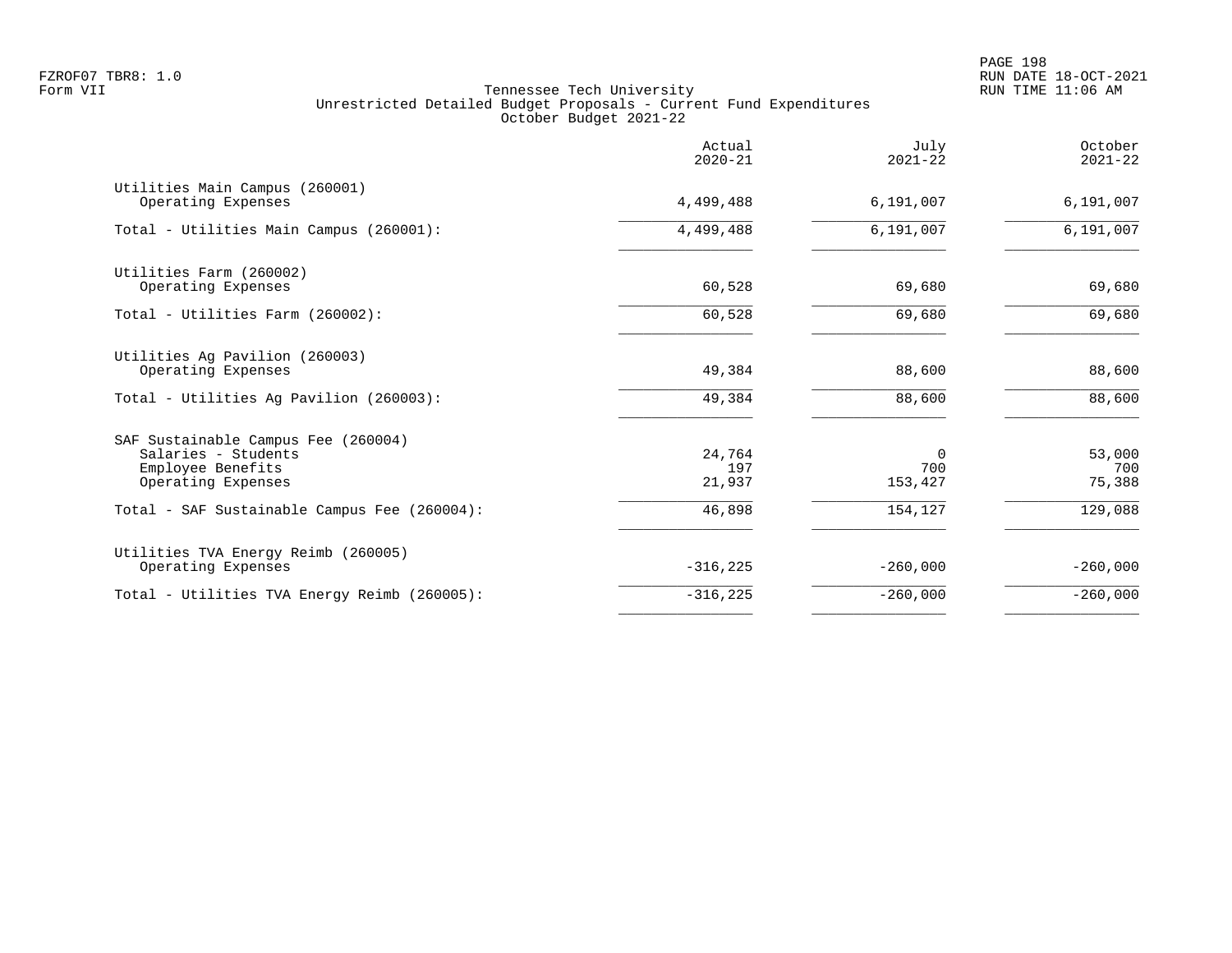Tennessee Tech University
Unrestricted Detailed Budget Proposals - Current Fund Expenditures
October Budget 2021-22

| | Actual 2020-21 | July 2021-22 | October 2021-22 |
|---|---|---|---|
| Utilities Main Campus (260001) | | | |
| Operating Expenses | 4,499,488 | 6,191,007 | 6,191,007 |
| Total - Utilities Main Campus (260001): | 4,499,488 | 6,191,007 | 6,191,007 |
| Utilities Farm (260002) | | | |
| Operating Expenses | 60,528 | 69,680 | 69,680 |
| Total - Utilities Farm (260002): | 60,528 | 69,680 | 69,680 |
| Utilities Ag Pavilion (260003) | | | |
| Operating Expenses | 49,384 | 88,600 | 88,600 |
| Total - Utilities Ag Pavilion (260003): | 49,384 | 88,600 | 88,600 |
| SAF Sustainable Campus Fee (260004) | | | |
| Salaries - Students | 24,764 | 0 | 53,000 |
| Employee Benefits | 197 | 700 | 700 |
| Operating Expenses | 21,937 | 153,427 | 75,388 |
| Total - SAF Sustainable Campus Fee (260004): | 46,898 | 154,127 | 129,088 |
| Utilities TVA Energy Reimb (260005) | | | |
| Operating Expenses | -316,225 | -260,000 | -260,000 |
| Total - Utilities TVA Energy Reimb (260005): | -316,225 | -260,000 | -260,000 |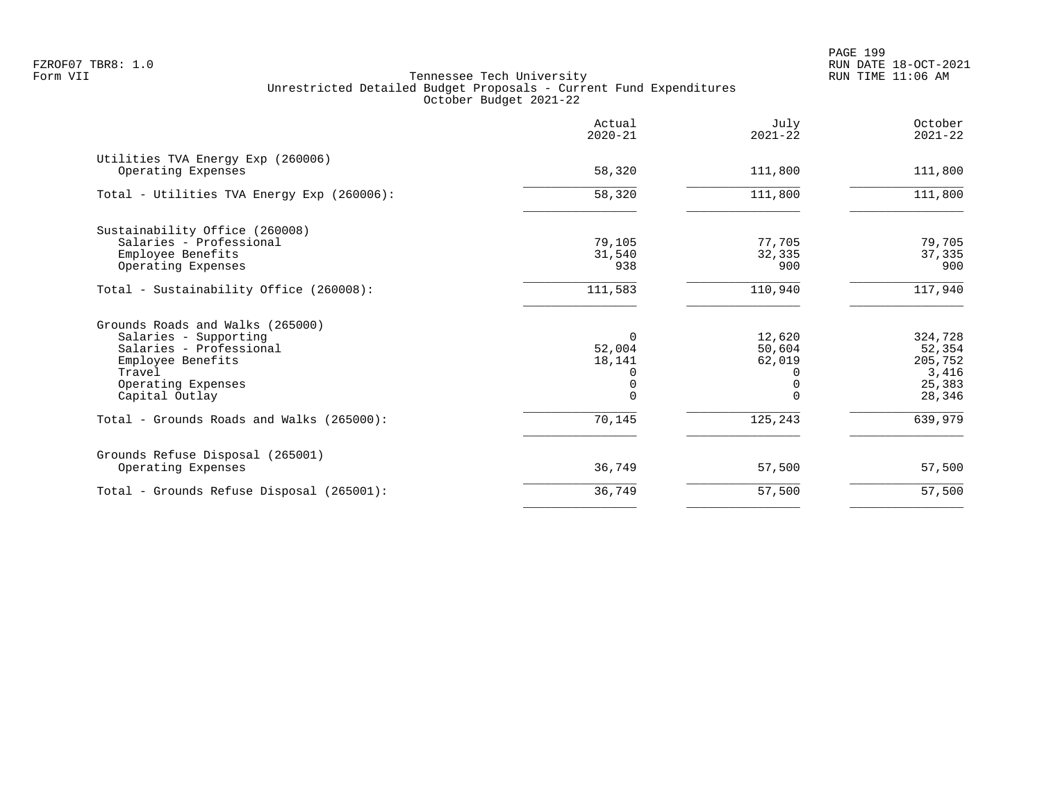Tennessee Tech University
Unrestricted Detailed Budget Proposals - Current Fund Expenditures
October Budget 2021-22

| | Actual 2020-21 | July 2021-22 | October 2021-22 |
|---|---|---|---|
| **Utilities TVA Energy Exp (260006)** | | | |
| Operating Expenses | 58,320 | 111,800 | 111,800 |
| Total - Utilities TVA Energy Exp (260006): | 58,320 | 111,800 | 111,800 |
| **Sustainability Office (260008)** | | | |
| Salaries - Professional | 79,105 | 77,705 | 79,705 |
| Employee Benefits | 31,540 | 32,335 | 37,335 |
| Operating Expenses | 938 | 900 | 900 |
| Total - Sustainability Office (260008): | 111,583 | 110,940 | 117,940 |
| **Grounds Roads and Walks (265000)** | | | |
| Salaries - Supporting | 0 | 12,620 | 324,728 |
| Salaries - Professional | 52,004 | 50,604 | 52,354 |
| Employee Benefits | 18,141 | 62,019 | 205,752 |
| Travel | 0 | 0 | 3,416 |
| Operating Expenses | 0 | 0 | 25,383 |
| Capital Outlay | 0 | 0 | 28,346 |
| Total - Grounds Roads and Walks (265000): | 70,145 | 125,243 | 639,979 |
| **Grounds Refuse Disposal (265001)** | | | |
| Operating Expenses | 36,749 | 57,500 | 57,500 |
| Total - Grounds Refuse Disposal (265001): | 36,749 | 57,500 | 57,500 |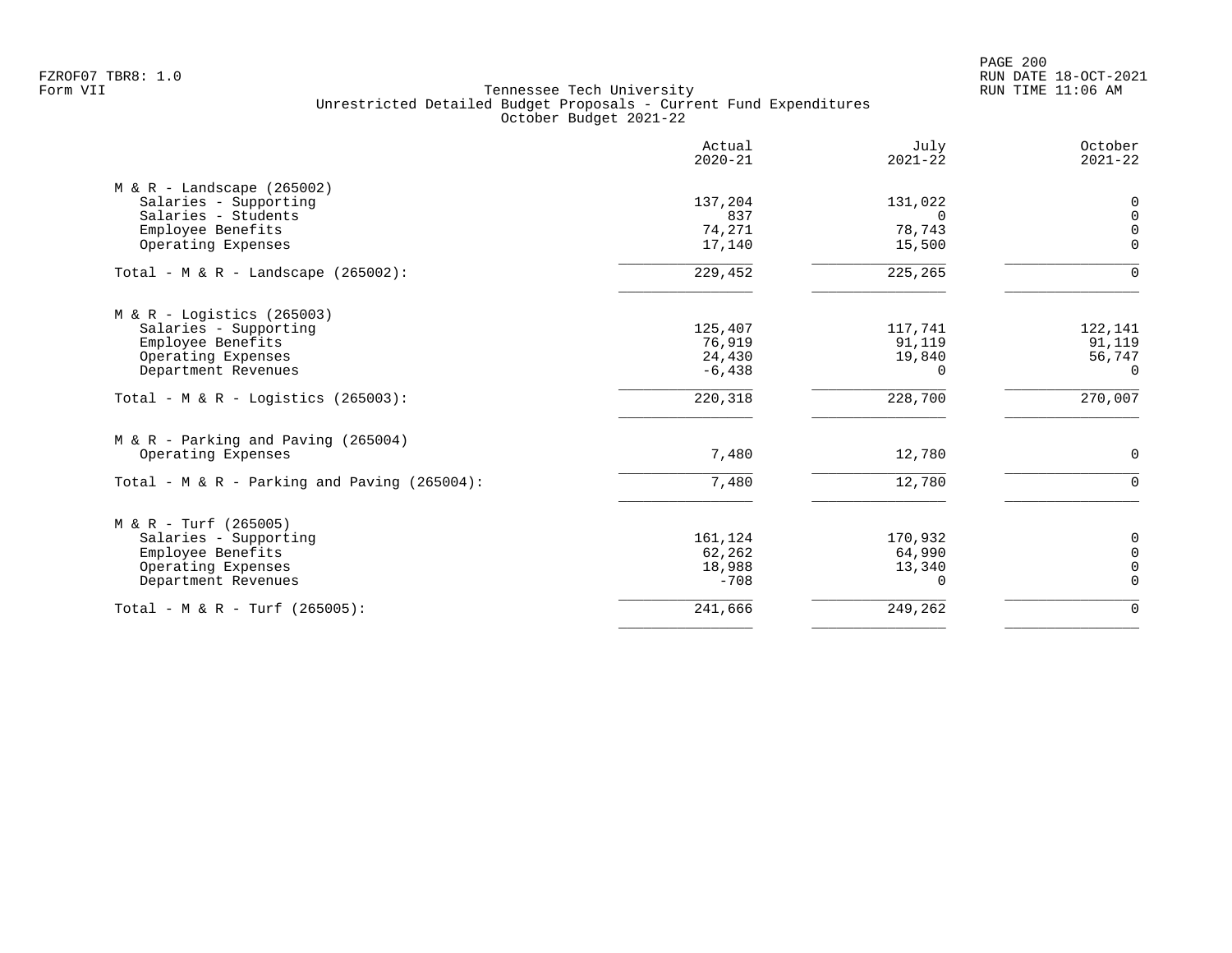Tennessee Tech University
Unrestricted Detailed Budget Proposals - Current Fund Expenditures
October Budget 2021-22

| | Actual 2020-21 | July 2021-22 | October 2021-22 |
|---|---|---|---|
| **M & R - Landscape (265002)** | | | |
| Salaries - Supporting | 137,204 | 131,022 | 0 |
| Salaries - Students | 837 | 0 | 0 |
| Employee Benefits | 74,271 | 78,743 | 0 |
| Operating Expenses | 17,140 | 15,500 | 0 |
| Total - M & R - Landscape (265002): | 229,452 | 225,265 | 0 |
| **M & R - Logistics (265003)** | | | |
| Salaries - Supporting | 125,407 | 117,741 | 122,141 |
| Employee Benefits | 76,919 | 91,119 | 91,119 |
| Operating Expenses | 24,430 | 19,840 | 56,747 |
| Department Revenues | -6,438 | 0 | 0 |
| Total - M & R - Logistics (265003): | 220,318 | 228,700 | 270,007 |
| **M & R - Parking and Paving (265004)** | | | |
| Operating Expenses | 7,480 | 12,780 | 0 |
| Total - M & R - Parking and Paving (265004): | 7,480 | 12,780 | 0 |
| **M & R - Turf (265005)** | | | |
| Salaries - Supporting | 161,124 | 170,932 | 0 |
| Employee Benefits | 62,262 | 64,990 | 0 |
| Operating Expenses | 18,988 | 13,340 | 0 |
| Department Revenues | -708 | 0 | 0 |
| Total - M & R - Turf (265005): | 241,666 | 249,262 | 0 |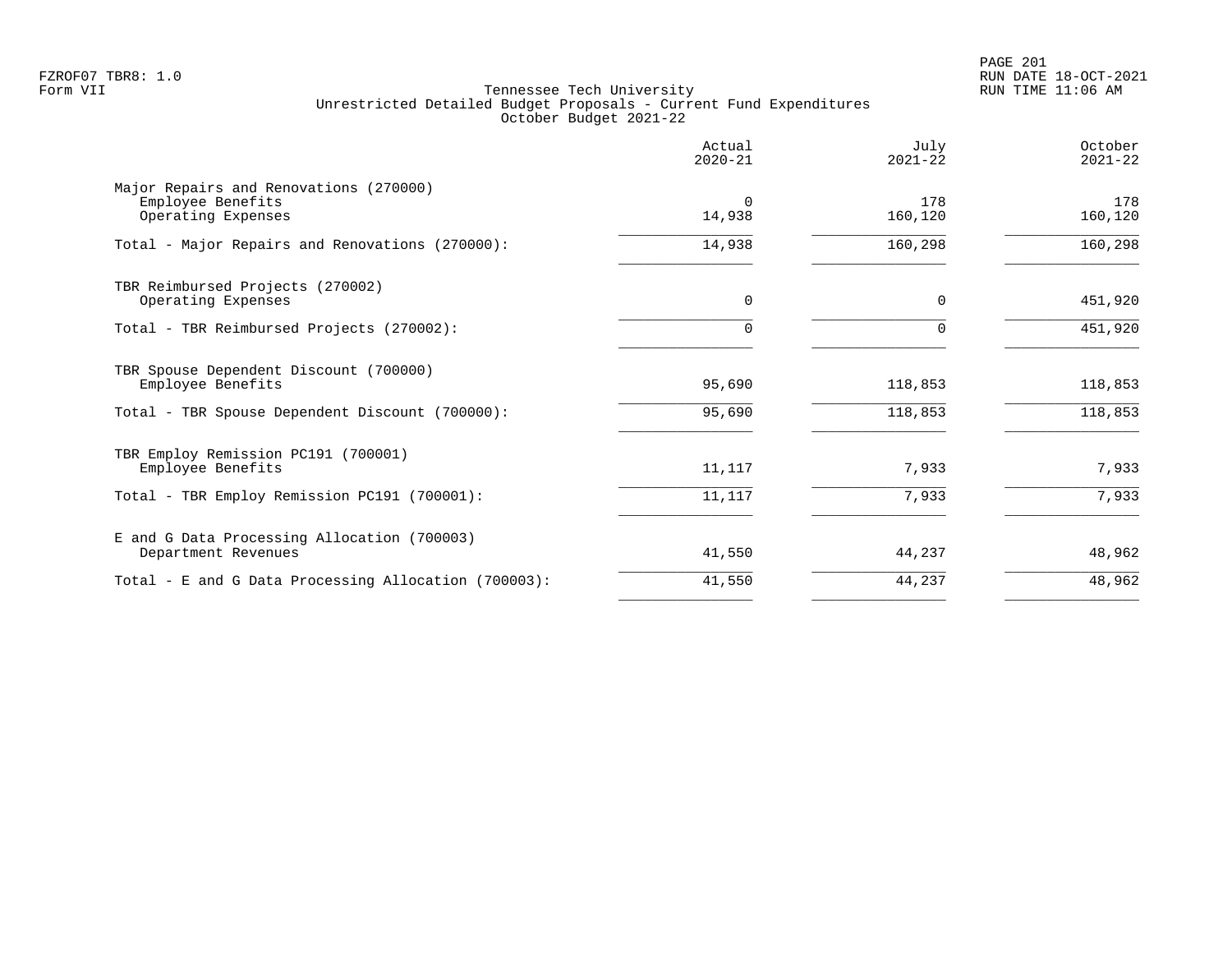# Tennessee Tech University

## Unrestricted Detailed Budget Proposals - Current Fund Expenditures

### October Budget 2021-22

| | Actual 2020-21 | July 2021-22 | October 2021-22 |
|---|---|---|---|
| **Major Repairs and Renovations (270000)** | | | |
| Employee Benefits | 0 | 178 | 178 |
| Operating Expenses | 14,938 | 160,120 | 160,120 |
| Total - Major Repairs and Renovations (270000): | 14,938 | 160,298 | 160,298 |
| **TBR Reimbursed Projects (270002)** | | | |
| Operating Expenses | 0 | 0 | 451,920 |
| Total - TBR Reimbursed Projects (270002): | 0 | 0 | 451,920 |
| **TBR Spouse Dependent Discount (700000)** | | | |
| Employee Benefits | 95,690 | 118,853 | 118,853 |
| Total - TBR Spouse Dependent Discount (700000): | 95,690 | 118,853 | 118,853 |
| **TBR Employ Remission PC191 (700001)** | | | |
| Employee Benefits | 11,117 | 7,933 | 7,933 |
| Total - TBR Employ Remission PC191 (700001): | 11,117 | 7,933 | 7,933 |
| **E and G Data Processing Allocation (700003)** | | | |
| Department Revenues | 41,550 | 44,237 | 48,962 |
| Total - E and G Data Processing Allocation (700003): | 41,550 | 44,237 | 48,962 |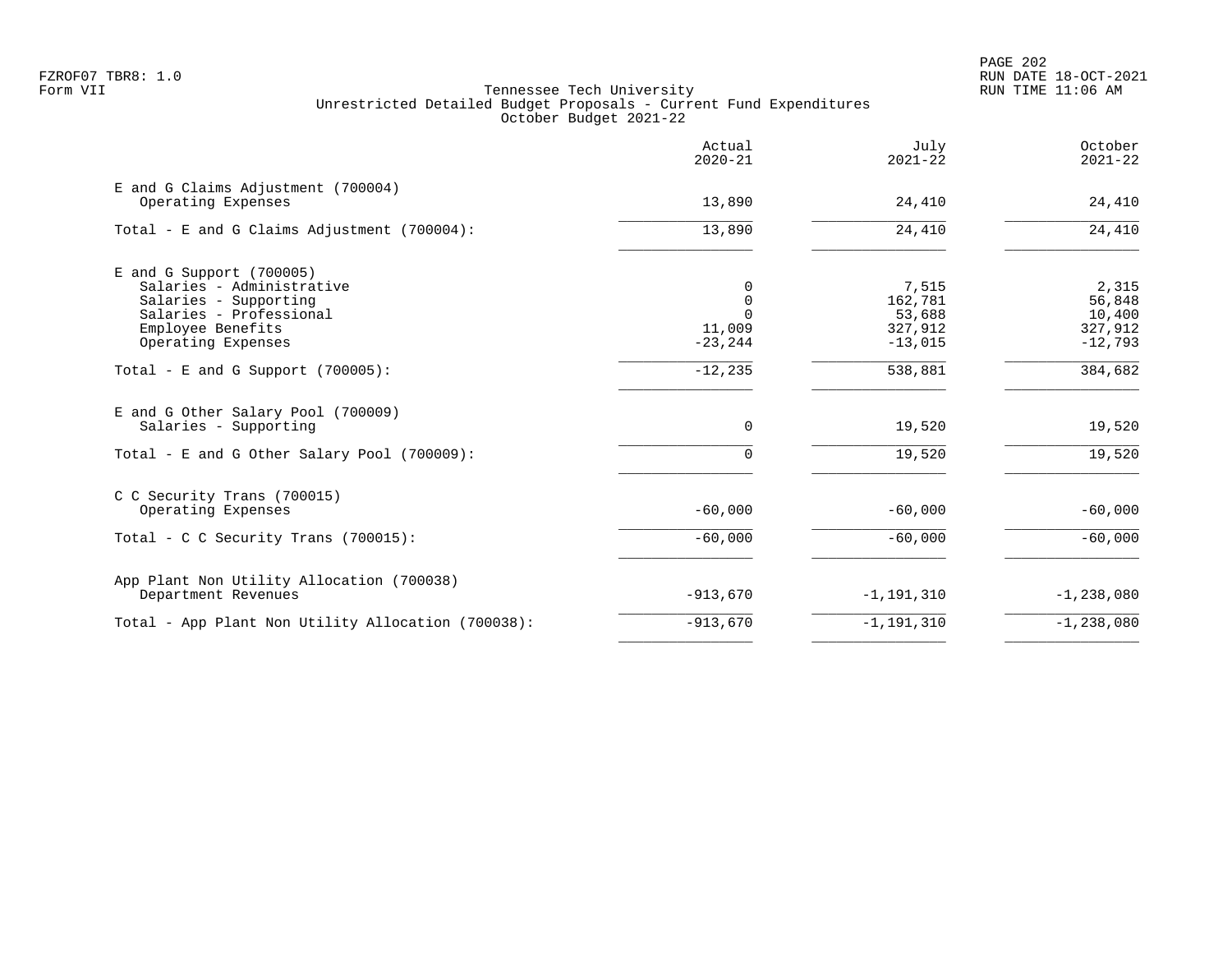Tennessee Tech University
Unrestricted Detailed Budget Proposals - Current Fund Expenditures
October Budget 2021-22

| | Actual 2020-21 | July 2021-22 | October 2021-22 |
|---|---|---|---|
| E and G Claims Adjustment (700004) | | | |
| Operating Expenses | 13,890 | 24,410 | 24,410 |
| Total - E and G Claims Adjustment (700004): | 13,890 | 24,410 | 24,410 |
| E and G Support (700005) | | | |
| Salaries - Administrative | 0 | 7,515 | 2,315 |
| Salaries - Supporting | 0 | 162,781 | 56,848 |
| Salaries - Professional | 0 | 53,688 | 10,400 |
| Employee Benefits | 11,009 | 327,912 | 327,912 |
| Operating Expenses | -23,244 | -13,015 | -12,793 |
| Total - E and G Support (700005): | -12,235 | 538,881 | 384,682 |
| E and G Other Salary Pool (700009) | | | |
| Salaries - Supporting | 0 | 19,520 | 19,520 |
| Total - E and G Other Salary Pool (700009): | 0 | 19,520 | 19,520 |
| C C Security Trans (700015) | | | |
| Operating Expenses | -60,000 | -60,000 | -60,000 |
| Total - C C Security Trans (700015): | -60,000 | -60,000 | -60,000 |
| App Plant Non Utility Allocation (700038) | | | |
| Department Revenues | -913,670 | -1,191,310 | -1,238,080 |
| Total - App Plant Non Utility Allocation (700038): | -913,670 | -1,191,310 | -1,238,080 |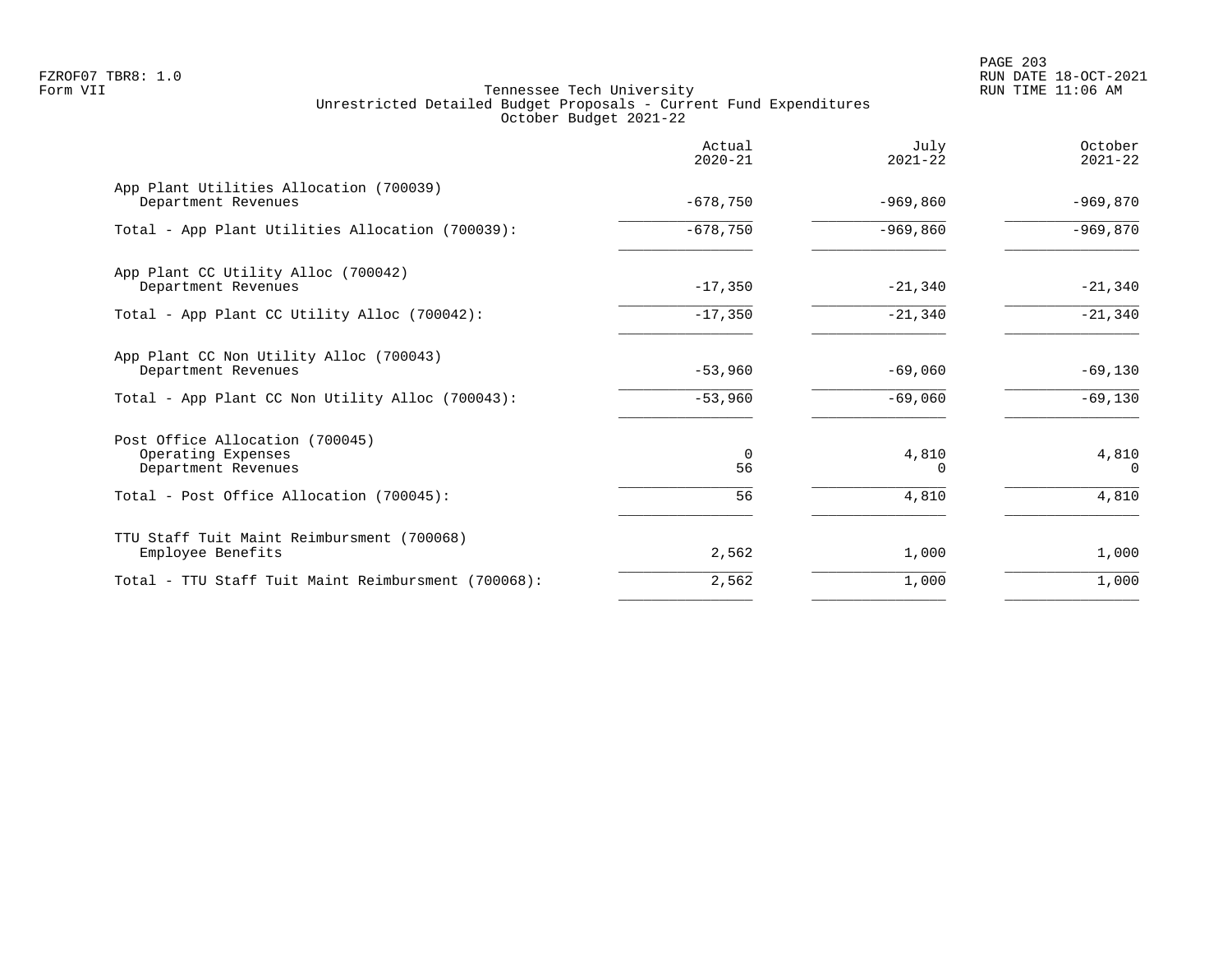Tennessee Tech University
Unrestricted Detailed Budget Proposals - Current Fund Expenditures
October Budget 2021-22

| | Actual 2020-21 | July 2021-22 | October 2021-22 |
|---|---|---|---|
| **App Plant Utilities Allocation (700039)** | | | |
| Department Revenues | -678,750 | -969,860 | -969,870 |
| Total - App Plant Utilities Allocation (700039): | -678,750 | -969,860 | -969,870 |
| **App Plant CC Utility Alloc (700042)** | | | |
| Department Revenues | -17,350 | -21,340 | -21,340 |
| Total - App Plant CC Utility Alloc (700042): | -17,350 | -21,340 | -21,340 |
| **App Plant CC Non Utility Alloc (700043)** | | | |
| Department Revenues | -53,960 | -69,060 | -69,130 |
| Total - App Plant CC Non Utility Alloc (700043): | -53,960 | -69,060 | -69,130 |
| **Post Office Allocation (700045)** | | | |
| Operating Expenses | 0 | 4,810 | 4,810 |
| Department Revenues | 56 | 0 | 0 |
| Total - Post Office Allocation (700045): | 56 | 4,810 | 4,810 |
| **TTU Staff Tuit Maint Reimbursment (700068)** | | | |
| Employee Benefits | 2,562 | 1,000 | 1,000 |
| Total - TTU Staff Tuit Maint Reimbursment (700068): | 2,562 | 1,000 | 1,000 |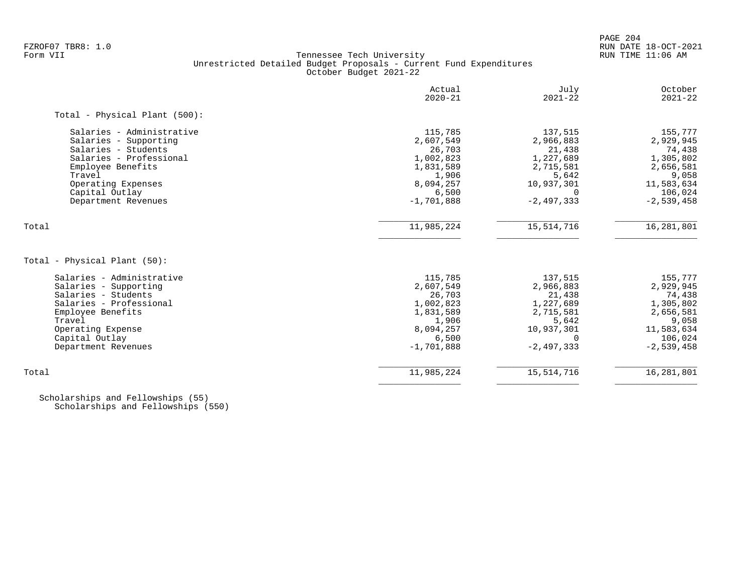FZROF07 TBR8: 1.0
Form VII

# Tennessee Tech University
## Unrestricted Detailed Budget Proposals - Current Fund Expenditures
### October Budget 2021-22

RUN DATE 18-OCT-2021
RUN TIME 11:06 AM

| | Actual 2020-21 | July 2021-22 | October 2021-22 |
|---|---|---|---|
| **Total - Physical Plant (500):** | | | |
| Salaries - Administrative | 115,785 | 137,515 | 155,777 |
| Salaries - Supporting | 2,607,549 | 2,966,883 | 2,929,945 |
| Salaries - Students | 26,703 | 21,438 | 74,438 |
| Salaries - Professional | 1,002,823 | 1,227,689 | 1,305,802 |
| Employee Benefits | 1,831,589 | 2,715,581 | 2,656,581 |
| Travel | 1,906 | 5,642 | 9,058 |
| Operating Expenses | 8,094,257 | 10,937,301 | 11,583,634 |
| Capital Outlay | 6,500 | 0 | 106,024 |
| Department Revenues | -1,701,888 | -2,497,333 | -2,539,458 |
| Total | 11,985,224 | 15,514,716 | 16,281,801 |
| **Total - Physical Plant (50):** | | | |
| Salaries - Administrative | 115,785 | 137,515 | 155,777 |
| Salaries - Supporting | 2,607,549 | 2,966,883 | 2,929,945 |
| Salaries - Students | 26,703 | 21,438 | 74,438 |
| Salaries - Professional | 1,002,823 | 1,227,689 | 1,305,802 |
| Employee Benefits | 1,831,589 | 2,715,581 | 2,656,581 |
| Travel | 1,906 | 5,642 | 9,058 |
| Operating Expense | 8,094,257 | 10,937,301 | 11,583,634 |
| Capital Outlay | 6,500 | 0 | 106,024 |
| Department Revenues | -1,701,888 | -2,497,333 | -2,539,458 |
| Total | 11,985,224 | 15,514,716 | 16,281,801 |

Scholarships and Fellowships (55)
Scholarships and Fellowships (550)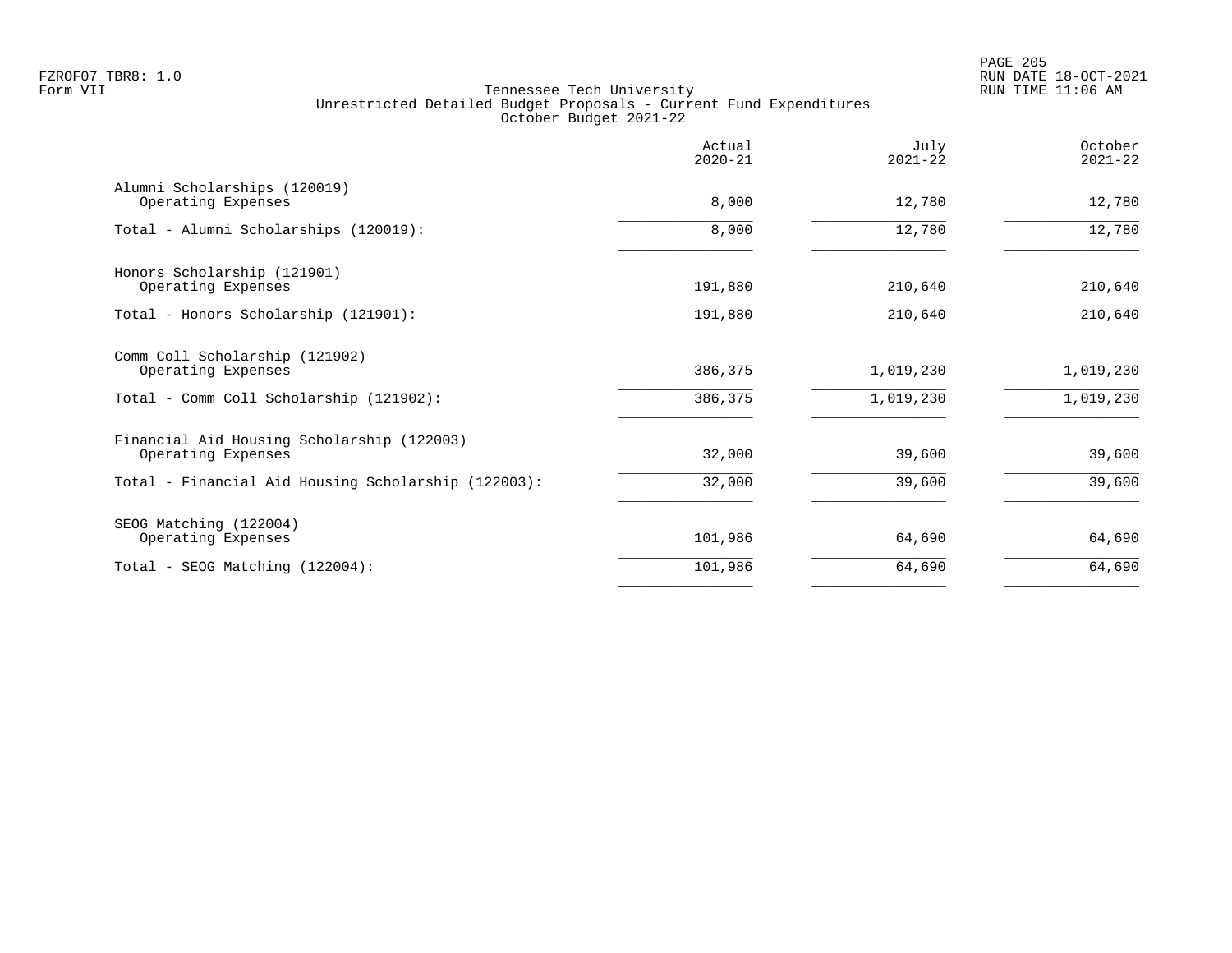# Tennessee Tech University
## Unrestricted Detailed Budget Proposals - Current Fund Expenditures
### October Budget 2021-22

| | Actual 2020-21 | July 2021-22 | October 2021-22 |
|---|---|---|---|
| **Alumni Scholarships (120019)** | | | |
| Operating Expenses | 8,000 | 12,780 | 12,780 |
| Total - Alumni Scholarships (120019): | 8,000 | 12,780 | 12,780 |
| **Honors Scholarship (121901)** | | | |
| Operating Expenses | 191,880 | 210,640 | 210,640 |
| Total - Honors Scholarship (121901): | 191,880 | 210,640 | 210,640 |
| **Comm Coll Scholarship (121902)** | | | |
| Operating Expenses | 386,375 | 1,019,230 | 1,019,230 |
| Total - Comm Coll Scholarship (121902): | 386,375 | 1,019,230 | 1,019,230 |
| **Financial Aid Housing Scholarship (122003)** | | | |
| Operating Expenses | 32,000 | 39,600 | 39,600 |
| Total - Financial Aid Housing Scholarship (122003): | 32,000 | 39,600 | 39,600 |
| **SEOG Matching (122004)** | | | |
| Operating Expenses | 101,986 | 64,690 | 64,690 |
| Total - SEOG Matching (122004): | 101,986 | 64,690 | 64,690 |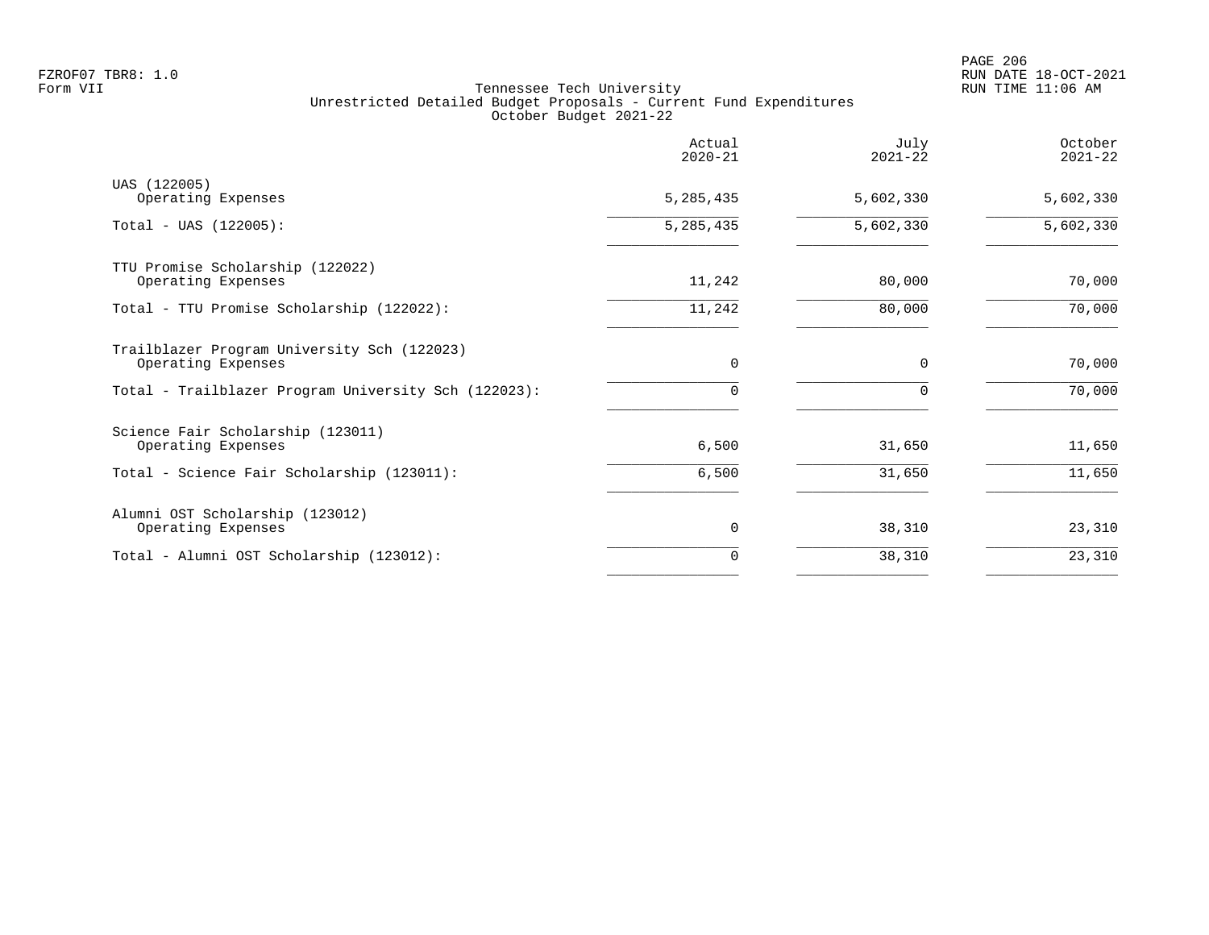Tennessee Tech University
Unrestricted Detailed Budget Proposals - Current Fund Expenditures
October Budget 2021-22

| | Actual 2020-21 | July 2021-22 | October 2021-22 |
|---|---|---|---|
| UAS (122005) | | | |
| Operating Expenses | 5,285,435 | 5,602,330 | 5,602,330 |
| Total - UAS (122005): | 5,285,435 | 5,602,330 | 5,602,330 |
| TTU Promise Scholarship (122022) | | | |
| Operating Expenses | 11,242 | 80,000 | 70,000 |
| Total - TTU Promise Scholarship (122022): | 11,242 | 80,000 | 70,000 |
| Trailblazer Program University Sch (122023) | | | |
| Operating Expenses | 0 | 0 | 70,000 |
| Total - Trailblazer Program University Sch (122023): | 0 | 0 | 70,000 |
| Science Fair Scholarship (123011) | | | |
| Operating Expenses | 6,500 | 31,650 | 11,650 |
| Total - Science Fair Scholarship (123011): | 6,500 | 31,650 | 11,650 |
| Alumni OST Scholarship (123012) | | | |
| Operating Expenses | 0 | 38,310 | 23,310 |
| Total - Alumni OST Scholarship (123012): | 0 | 38,310 | 23,310 |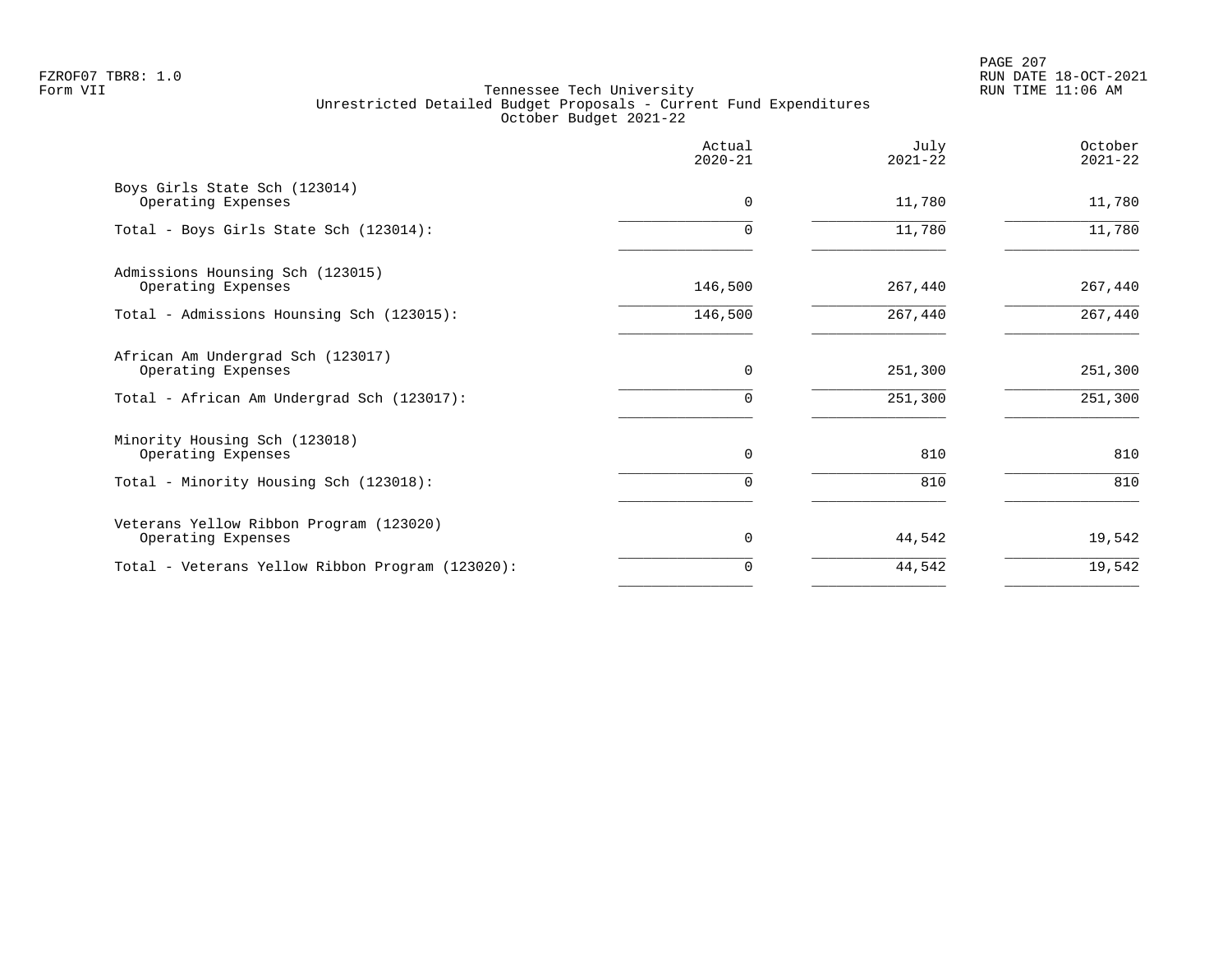Tennessee Tech University
Unrestricted Detailed Budget Proposals - Current Fund Expenditures
October Budget 2021-22

|  | Actual 2020-21 | July 2021-22 | October 2021-22 |
|---|---|---|---|
| Boys Girls State Sch (123014) |  |  |  |
| Operating Expenses | 0 | 11,780 | 11,780 |
| Total - Boys Girls State Sch (123014): | 0 | 11,780 | 11,780 |
| Admissions Hounsing Sch (123015) |  |  |  |
| Operating Expenses | 146,500 | 267,440 | 267,440 |
| Total - Admissions Hounsing Sch (123015): | 146,500 | 267,440 | 267,440 |
| African Am Undergrad Sch (123017) |  |  |  |
| Operating Expenses | 0 | 251,300 | 251,300 |
| Total - African Am Undergrad Sch (123017): | 0 | 251,300 | 251,300 |
| Minority Housing Sch (123018) |  |  |  |
| Operating Expenses | 0 | 810 | 810 |
| Total - Minority Housing Sch (123018): | 0 | 810 | 810 |
| Veterans Yellow Ribbon Program (123020) |  |  |  |
| Operating Expenses | 0 | 44,542 | 19,542 |
| Total - Veterans Yellow Ribbon Program (123020): | 0 | 44,542 | 19,542 |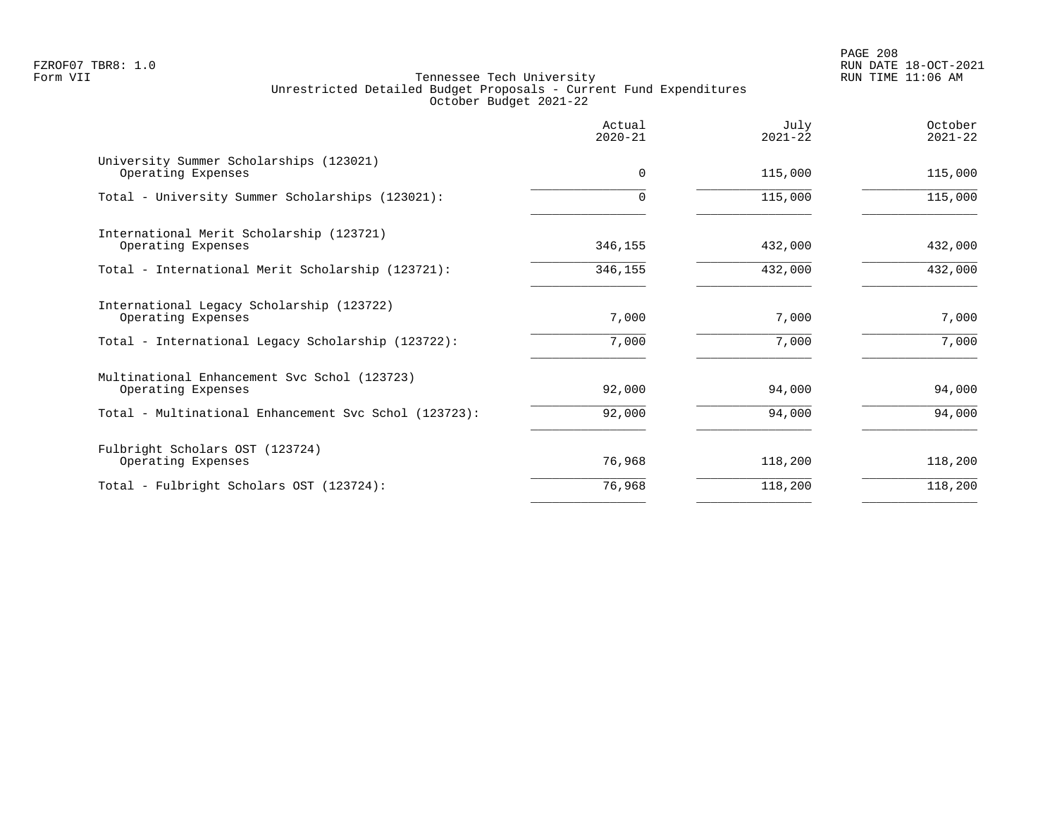Tennessee Tech University
Unrestricted Detailed Budget Proposals - Current Fund Expenditures
October Budget 2021-22

| | Actual 2020-21 | July 2021-22 | October 2021-22 |
|---|---|---|---|
| University Summer Scholarships (123021) | | | |
| Operating Expenses | 0 | 115,000 | 115,000 |
| Total - University Summer Scholarships (123021): | 0 | 115,000 | 115,000 |
| International Merit Scholarship (123721) | | | |
| Operating Expenses | 346,155 | 432,000 | 432,000 |
| Total - International Merit Scholarship (123721): | 346,155 | 432,000 | 432,000 |
| International Legacy Scholarship (123722) | | | |
| Operating Expenses | 7,000 | 7,000 | 7,000 |
| Total - International Legacy Scholarship (123722): | 7,000 | 7,000 | 7,000 |
| Multinational Enhancement Svc Schol (123723) | | | |
| Operating Expenses | 92,000 | 94,000 | 94,000 |
| Total - Multinational Enhancement Svc Schol (123723): | 92,000 | 94,000 | 94,000 |
| Fulbright Scholars OST (123724) | | | |
| Operating Expenses | 76,968 | 118,200 | 118,200 |
| Total - Fulbright Scholars OST (123724): | 76,968 | 118,200 | 118,200 |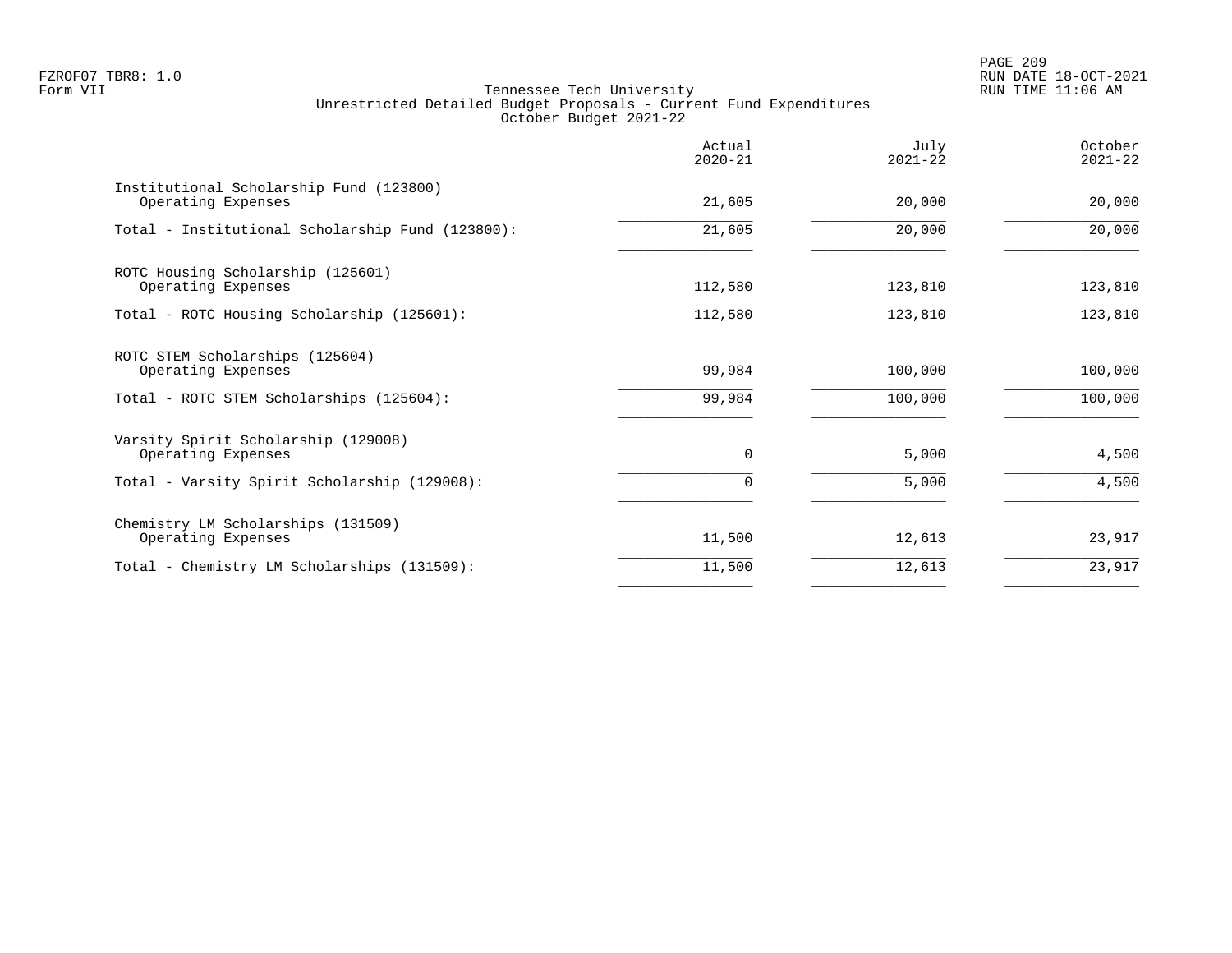Tennessee Tech University
Unrestricted Detailed Budget Proposals - Current Fund Expenditures
October Budget 2021-22

| | Actual 2020-21 | July 2021-22 | October 2021-22 |
|---|---|---|---|
| Institutional Scholarship Fund (123800) | | | |
| Operating Expenses | 21,605 | 20,000 | 20,000 |
| Total - Institutional Scholarship Fund (123800): | 21,605 | 20,000 | 20,000 |
| ROTC Housing Scholarship (125601) | | | |
| Operating Expenses | 112,580 | 123,810 | 123,810 |
| Total - ROTC Housing Scholarship (125601): | 112,580 | 123,810 | 123,810 |
| ROTC STEM Scholarships (125604) | | | |
| Operating Expenses | 99,984 | 100,000 | 100,000 |
| Total - ROTC STEM Scholarships (125604): | 99,984 | 100,000 | 100,000 |
| Varsity Spirit Scholarship (129008) | | | |
| Operating Expenses | 0 | 5,000 | 4,500 |
| Total - Varsity Spirit Scholarship (129008): | 0 | 5,000 | 4,500 |
| Chemistry LM Scholarships (131509) | | | |
| Operating Expenses | 11,500 | 12,613 | 23,917 |
| Total - Chemistry LM Scholarships (131509): | 11,500 | 12,613 | 23,917 |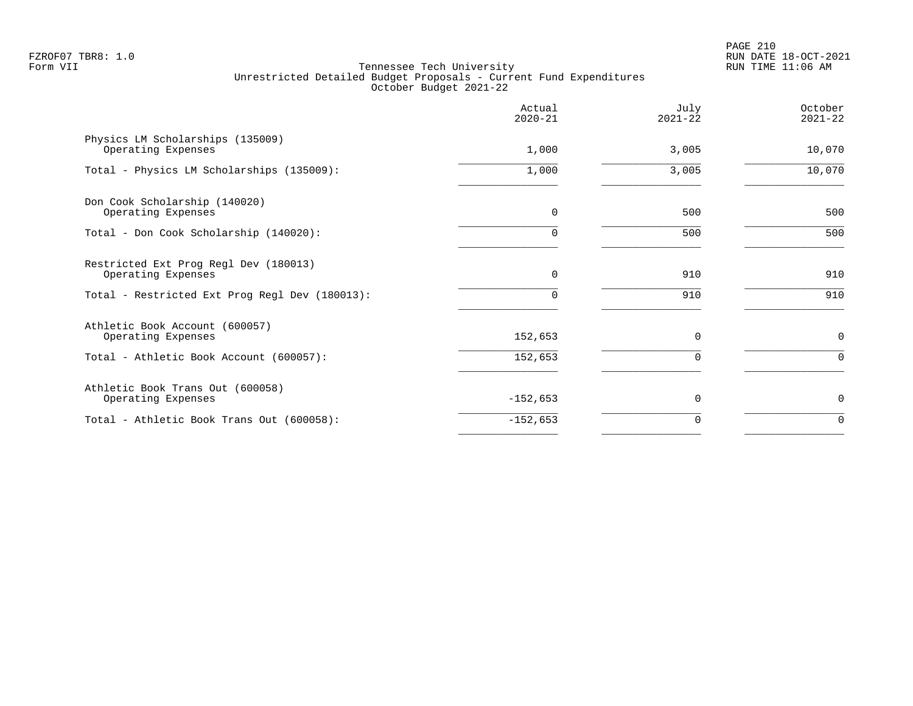Tennessee Tech University
Unrestricted Detailed Budget Proposals - Current Fund Expenditures
October Budget 2021-22

| | Actual 2020-21 | July 2021-22 | October 2021-22 |
|---|---:|---:|---:|
| Physics LM Scholarships (135009) | | | |
| Operating Expenses | 1,000 | 3,005 | 10,070 |
| Total - Physics LM Scholarships (135009): | 1,000 | 3,005 | 10,070 |
| Don Cook Scholarship (140020) | | | |
| Operating Expenses | 0 | 500 | 500 |
| Total - Don Cook Scholarship (140020): | 0 | 500 | 500 |
| Restricted Ext Prog Regl Dev (180013) | | | |
| Operating Expenses | 0 | 910 | 910 |
| Total - Restricted Ext Prog Regl Dev (180013): | 0 | 910 | 910 |
| Athletic Book Account (600057) | | | |
| Operating Expenses | 152,653 | 0 | 0 |
| Total - Athletic Book Account (600057): | 152,653 | 0 | 0 |
| Athletic Book Trans Out (600058) | | | |
| Operating Expenses | -152,653 | 0 | 0 |
| Total - Athletic Book Trans Out (600058): | -152,653 | 0 | 0 |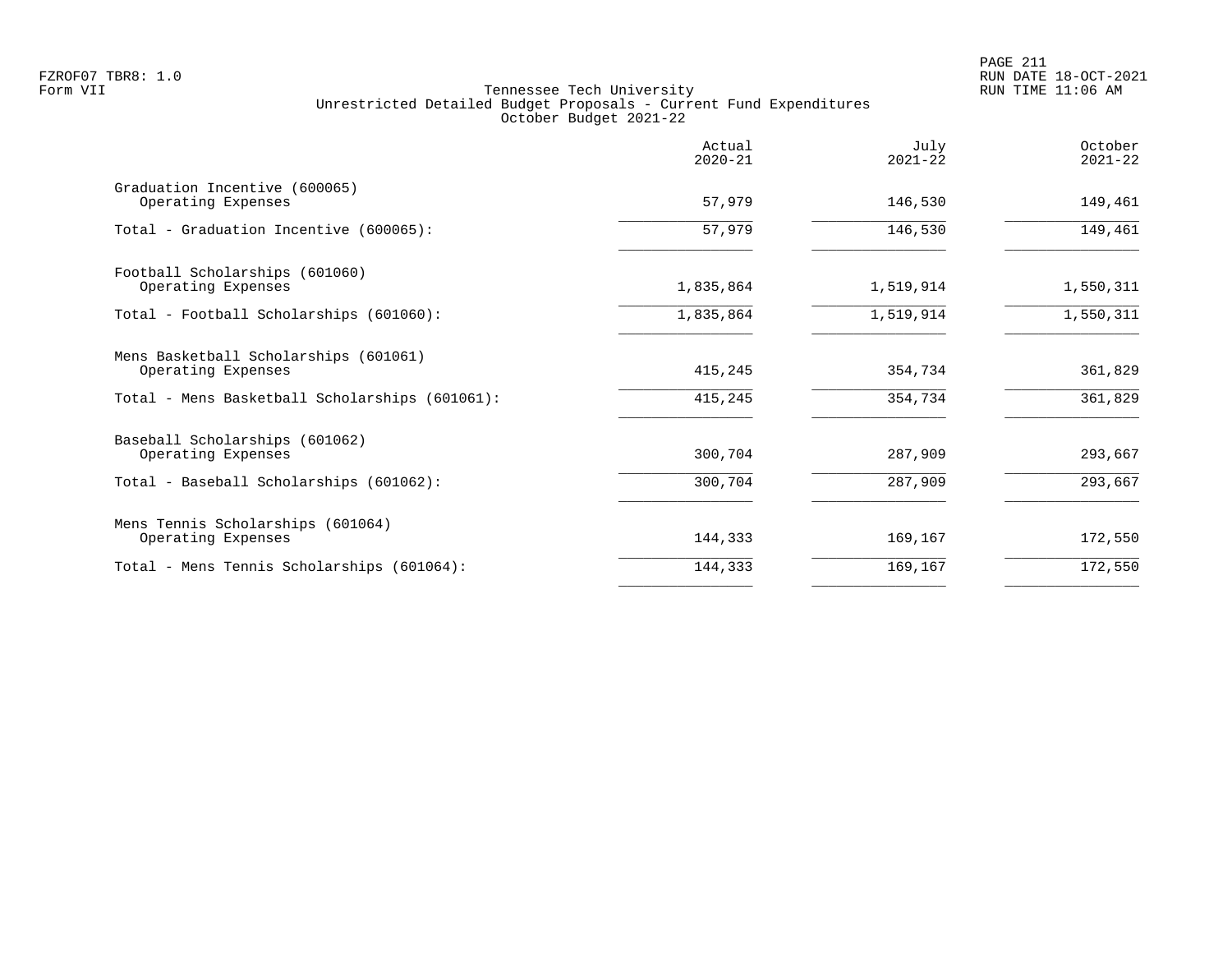FZROF07 TBR8: 1.0
Form VII

Tennessee Tech University
Unrestricted Detailed Budget Proposals - Current Fund Expenditures
October Budget 2021-22

RUN DATE 18-OCT-2021
RUN TIME 11:06 AM

| | Actual 2020-21 | July 2021-22 | October 2021-22 |
|---|---|---|---|
| Graduation Incentive (600065) | | | |
| Operating Expenses | 57,979 | 146,530 | 149,461 |
| Total - Graduation Incentive (600065): | 57,979 | 146,530 | 149,461 |
| Football Scholarships (601060) | | | |
| Operating Expenses | 1,835,864 | 1,519,914 | 1,550,311 |
| Total - Football Scholarships (601060): | 1,835,864 | 1,519,914 | 1,550,311 |
| Mens Basketball Scholarships (601061) | | | |
| Operating Expenses | 415,245 | 354,734 | 361,829 |
| Total - Mens Basketball Scholarships (601061): | 415,245 | 354,734 | 361,829 |
| Baseball Scholarships (601062) | | | |
| Operating Expenses | 300,704 | 287,909 | 293,667 |
| Total - Baseball Scholarships (601062): | 300,704 | 287,909 | 293,667 |
| Mens Tennis Scholarships (601064) | | | |
| Operating Expenses | 144,333 | 169,167 | 172,550 |
| Total - Mens Tennis Scholarships (601064): | 144,333 | 169,167 | 172,550 |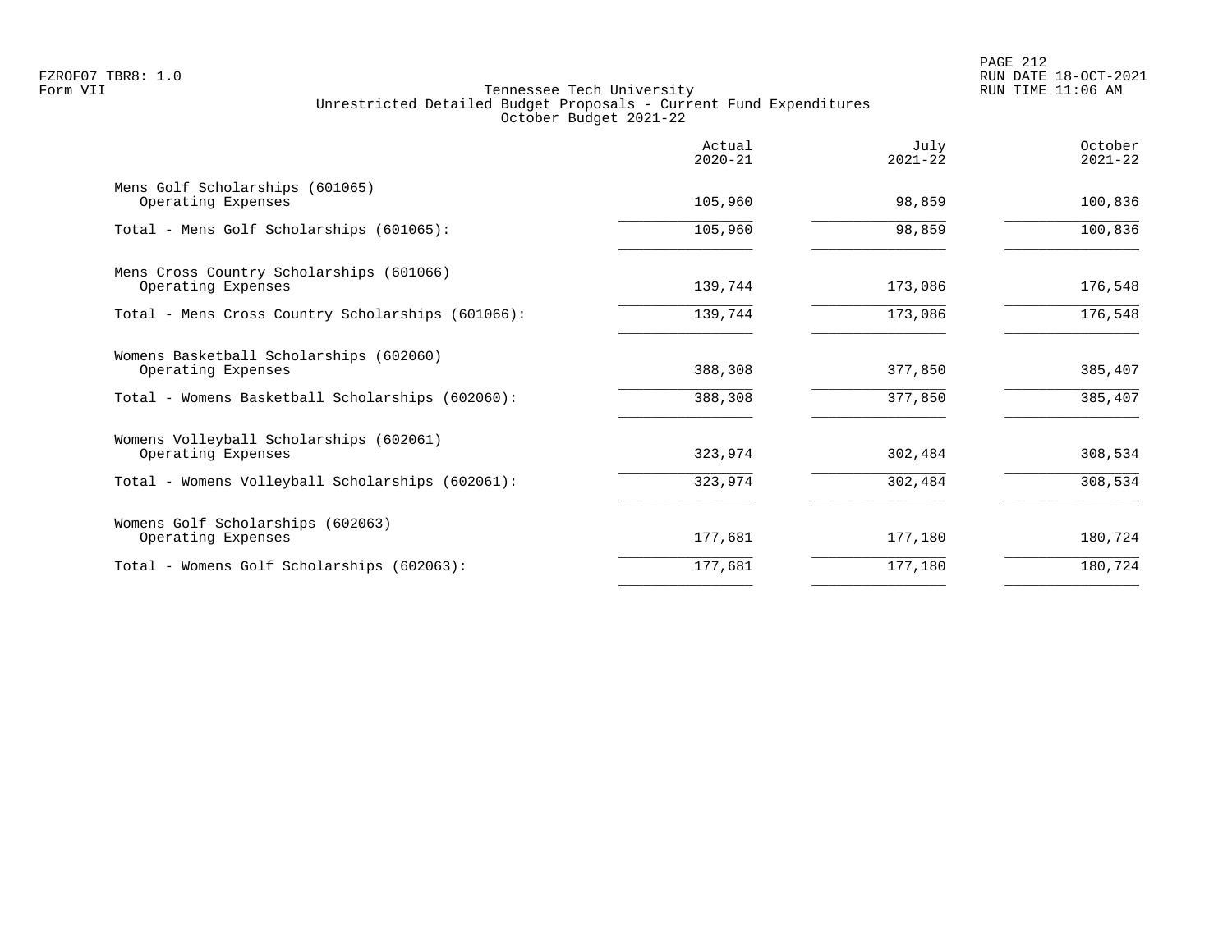Tennessee Tech University
Unrestricted Detailed Budget Proposals - Current Fund Expenditures
October Budget 2021-22

| | Actual 2020-21 | July 2021-22 | October 2021-22 |
|---|---|---|---|
| Mens Golf Scholarships (601065) | | | |
| Operating Expenses | 105,960 | 98,859 | 100,836 |
| Total - Mens Golf Scholarships (601065): | 105,960 | 98,859 | 100,836 |
| Mens Cross Country Scholarships (601066) | | | |
| Operating Expenses | 139,744 | 173,086 | 176,548 |
| Total - Mens Cross Country Scholarships (601066): | 139,744 | 173,086 | 176,548 |
| Womens Basketball Scholarships (602060) | | | |
| Operating Expenses | 388,308 | 377,850 | 385,407 |
| Total - Womens Basketball Scholarships (602060): | 388,308 | 377,850 | 385,407 |
| Womens Volleyball Scholarships (602061) | | | |
| Operating Expenses | 323,974 | 302,484 | 308,534 |
| Total - Womens Volleyball Scholarships (602061): | 323,974 | 302,484 | 308,534 |
| Womens Golf Scholarships (602063) | | | |
| Operating Expenses | 177,681 | 177,180 | 180,724 |
| Total - Womens Golf Scholarships (602063): | 177,681 | 177,180 | 180,724 |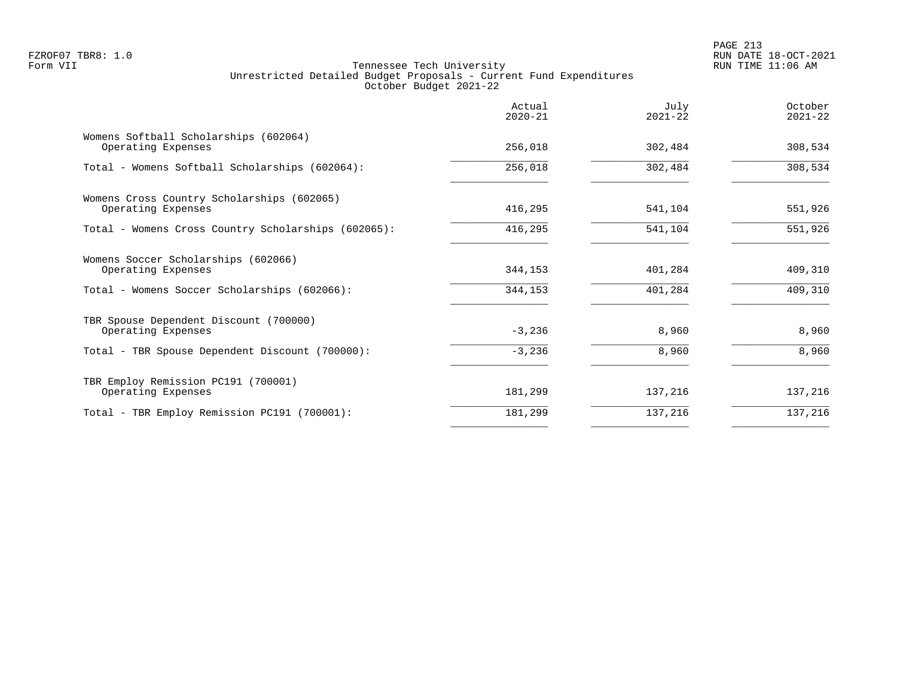FZROF07 TBR8: 1.0
Form VII

Tennessee Tech University
Unrestricted Detailed Budget Proposals - Current Fund Expenditures
October Budget 2021-22

RUN DATE 18-OCT-2021
RUN TIME 11:06 AM

| | Actual 2020-21 | July 2021-22 | October 2021-22 |
|---|---|---|---|
| Womens Softball Scholarships (602064) | | | |
| Operating Expenses | 256,018 | 302,484 | 308,534 |
| Total - Womens Softball Scholarships (602064): | 256,018 | 302,484 | 308,534 |
| Womens Cross Country Scholarships (602065) | | | |
| Operating Expenses | 416,295 | 541,104 | 551,926 |
| Total - Womens Cross Country Scholarships (602065): | 416,295 | 541,104 | 551,926 |
| Womens Soccer Scholarships (602066) | | | |
| Operating Expenses | 344,153 | 401,284 | 409,310 |
| Total - Womens Soccer Scholarships (602066): | 344,153 | 401,284 | 409,310 |
| TBR Spouse Dependent Discount (700000) | | | |
| Operating Expenses | -3,236 | 8,960 | 8,960 |
| Total - TBR Spouse Dependent Discount (700000): | -3,236 | 8,960 | 8,960 |
| TBR Employ Remission PC191 (700001) | | | |
| Operating Expenses | 181,299 | 137,216 | 137,216 |
| Total - TBR Employ Remission PC191 (700001): | 181,299 | 137,216 | 137,216 |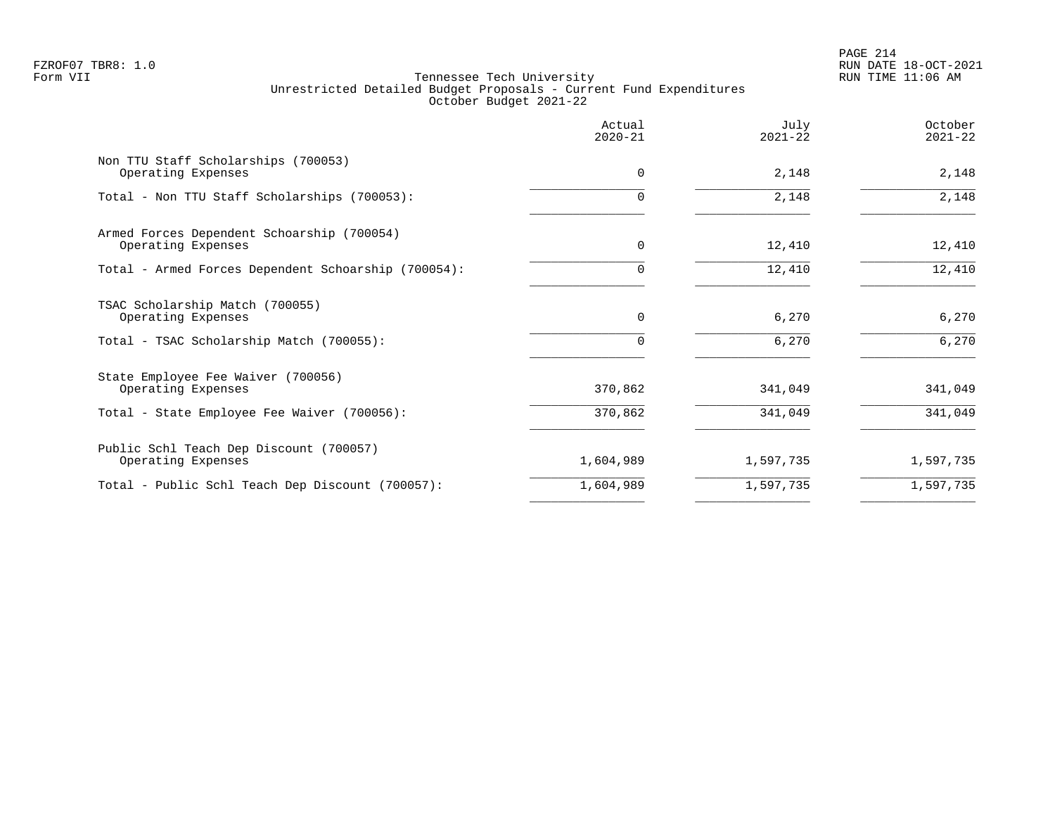Tennessee Tech University
Unrestricted Detailed Budget Proposals - Current Fund Expenditures
October Budget 2021-22

| | Actual 2020-21 | July 2021-22 | October 2021-22 |
|---|---|---|---|
| Non TTU Staff Scholarships (700053) | | | |
| Operating Expenses | 0 | 2,148 | 2,148 |
| Total - Non TTU Staff Scholarships (700053): | 0 | 2,148 | 2,148 |
| Armed Forces Dependent Schoarship (700054) | | | |
| Operating Expenses | 0 | 12,410 | 12,410 |
| Total - Armed Forces Dependent Schoarship (700054): | 0 | 12,410 | 12,410 |
| TSAC Scholarship Match (700055) | | | |
| Operating Expenses | 0 | 6,270 | 6,270 |
| Total - TSAC Scholarship Match (700055): | 0 | 6,270 | 6,270 |
| State Employee Fee Waiver (700056) | | | |
| Operating Expenses | 370,862 | 341,049 | 341,049 |
| Total - State Employee Fee Waiver (700056): | 370,862 | 341,049 | 341,049 |
| Public Schl Teach Dep Discount (700057) | | | |
| Operating Expenses | 1,604,989 | 1,597,735 | 1,597,735 |
| Total - Public Schl Teach Dep Discount (700057): | 1,604,989 | 1,597,735 | 1,597,735 |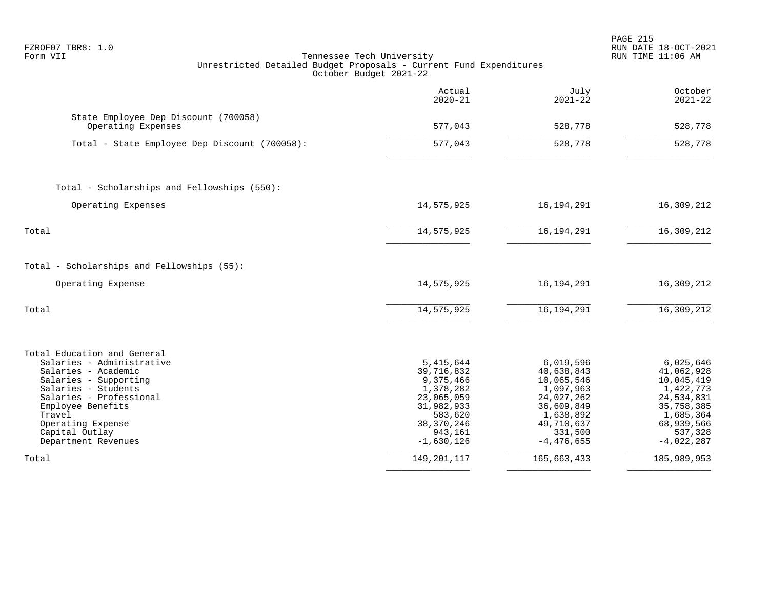FZROF07 TBR8: 1.0
Form VII

Tennessee Tech University
Unrestricted Detailed Budget Proposals - Current Fund Expenditures
October Budget 2021-22

RUN DATE 18-OCT-2021
RUN TIME 11:06 AM

| | Actual 2020-21 | July 2021-22 | October 2021-22 |
|---|---|---|---|
| State Employee Dep Discount (700058) | | | |
| Operating Expenses | 577,043 | 528,778 | 528,778 |
| Total - State Employee Dep Discount (700058): | 577,043 | 528,778 | 528,778 |
| Total - Scholarships and Fellowships (550): | | | |
| Operating Expenses | 14,575,925 | 16,194,291 | 16,309,212 |
| Total | 14,575,925 | 16,194,291 | 16,309,212 |
| Total - Scholarships and Fellowships (55): | | | |
| Operating Expense | 14,575,925 | 16,194,291 | 16,309,212 |
| Total | 14,575,925 | 16,194,291 | 16,309,212 |
| Total Education and General | | | |
| Salaries - Administrative | 5,415,644 | 6,019,596 | 6,025,646 |
| Salaries - Academic | 39,716,832 | 40,638,843 | 41,062,928 |
| Salaries - Supporting | 9,375,466 | 10,065,546 | 10,045,419 |
| Salaries - Students | 1,378,282 | 1,097,963 | 1,422,773 |
| Salaries - Professional | 23,065,059 | 24,027,262 | 24,534,831 |
| Employee Benefits | 31,982,933 | 36,609,849 | 35,758,385 |
| Travel | 583,620 | 1,638,892 | 1,685,364 |
| Operating Expense | 38,370,246 | 49,710,637 | 68,939,566 |
| Capital Outlay | 943,161 | 331,500 | 537,328 |
| Department Revenues | -1,630,126 | -4,476,655 | -4,022,287 |
| Total | 149,201,117 | 165,663,433 | 185,989,953 |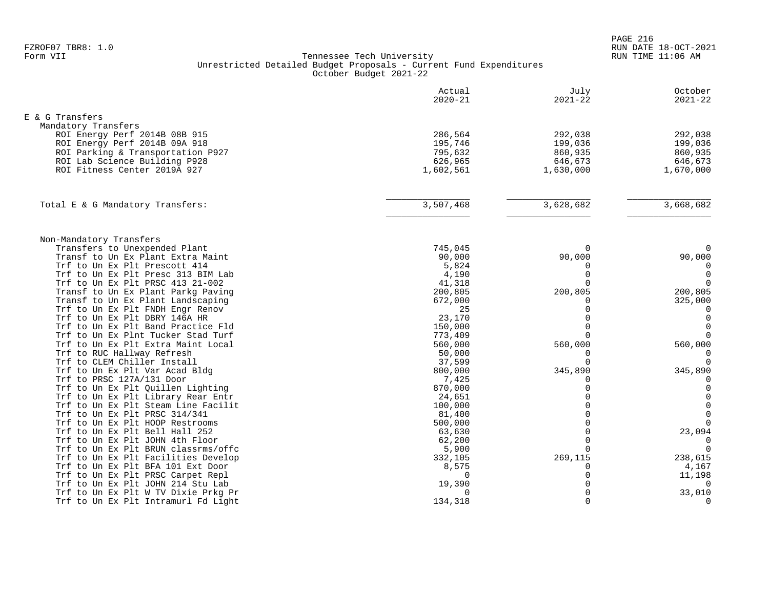FZROF07 TBR8: 1.0
Form VII

Tennessee Tech University
Unrestricted Detailed Budget Proposals - Current Fund Expenditures
October Budget 2021-22

RUN DATE 18-OCT-2021
RUN TIME 11:06 AM

| | Actual 2020-21 | July 2021-22 | October 2021-22 |
|---|---|---|---|
| **E & G Transfers** | | | |
| Mandatory Transfers | | | |
| ROI Energy Perf 2014B 08B 915 | 286,564 | 292,038 | 292,038 |
| ROI Energy Perf 2014B 09A 918 | 195,746 | 199,036 | 199,036 |
| ROI Parking & Transportation P927 | 795,632 | 860,935 | 860,935 |
| ROI Lab Science Building P928 | 626,965 | 646,673 | 646,673 |
| ROI Fitness Center 2019A 927 | 1,602,561 | 1,630,000 | 1,670,000 |
| Total E & G Mandatory Transfers: | 3,507,468 | 3,628,682 | 3,668,682 |
| Non-Mandatory Transfers | | | |
| Transfers to Unexpended Plant | 745,045 | 0 | 0 |
| Transf to Un Ex Plant Extra Maint | 90,000 | 90,000 | 90,000 |
| Trf to Un Ex Plt Prescott 414 | 5,824 | 0 | 0 |
| Trf to Un Ex Plt Presc 313 BIM Lab | 4,190 | 0 | 0 |
| Trf to Un Ex Plt PRSC 413 21-002 | 41,318 | 0 | 0 |
| Transf to Un Ex Plant Parkg Paving | 200,805 | 200,805 | 200,805 |
| Transf to Un Ex Plant Landscaping | 672,000 | 0 | 325,000 |
| Trf to Un Ex Plt FNDH Engr Renov | 25 | 0 | 0 |
| Trf to Un Ex Plt DBRY 146A HR | 23,170 | 0 | 0 |
| Trf to Un Ex Plt Band Practice Fld | 150,000 | 0 | 0 |
| Trf to Un Ex Plnt Tucker Stad Turf | 773,409 | 0 | 0 |
| Trf to Un Ex Plt Extra Maint Local | 560,000 | 560,000 | 560,000 |
| Trf to RUC Hallway Refresh | 50,000 | 0 | 0 |
| Trf to CLEM Chiller Install | 37,599 | 0 | 0 |
| Trf to Un Ex Plt Var Acad Bldg | 800,000 | 345,890 | 345,890 |
| Trf to PRSC 127A/131 Door | 7,425 | 0 | 0 |
| Trf to Un Ex Plt Quillen Lighting | 870,000 | 0 | 0 |
| Trf to Un Ex Plt Library Rear Entr | 24,651 | 0 | 0 |
| Trf to Un Ex Plt Steam Line Facilit | 100,000 | 0 | 0 |
| Trf to Un Ex Plt PRSC 314/341 | 81,400 | 0 | 0 |
| Trf to Un Ex Plt HOOP Restrooms | 500,000 | 0 | 0 |
| Trf to Un Ex Plt Bell Hall 252 | 63,630 | 0 | 23,094 |
| Trf to Un Ex Plt JOHN 4th Floor | 62,200 | 0 | 0 |
| Trf to Un Ex Plt BRUN classrms/offc | 5,900 | 0 | 0 |
| Trf to Un Ex Plt Facilities Develop | 332,105 | 269,115 | 238,615 |
| Trf to Un Ex Plt BFA 101 Ext Door | 8,575 | 0 | 4,167 |
| Trf to Un Ex Plt PRSC Carpet Repl | 0 | 0 | 11,198 |
| Trf to Un Ex Plt JOHN 214 Stu Lab | 19,390 | 0 | 0 |
| Trf to Un Ex Plt W TV Dixie Prkg Pr | 0 | 0 | 33,010 |
| Trf to Un Ex Plt Intramurl Fd Light | 134,318 | 0 | 0 |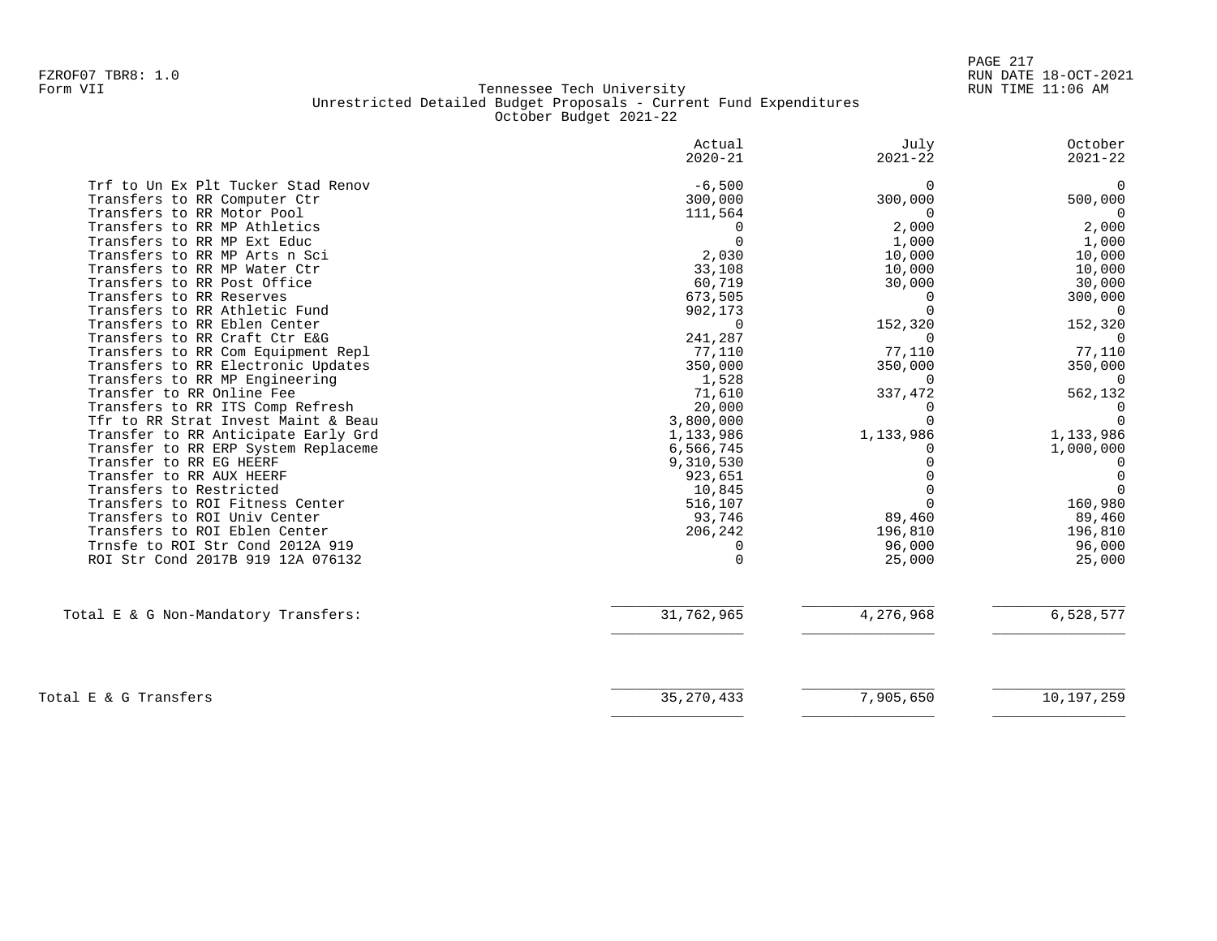FZROF07 TBR8: 1.0
Form VII

Tennessee Tech University
Unrestricted Detailed Budget Proposals - Current Fund Expenditures
October Budget 2021-22

| | Actual 2020-21 | July 2021-22 | October 2021-22 |
|---|---|---|---|
| Trf to Un Ex Plt Tucker Stad Renov | -6,500 | 0 | 0 |
| Transfers to RR Computer Ctr | 300,000 | 300,000 | 500,000 |
| Transfers to RR Motor Pool | 111,564 | 0 | 0 |
| Transfers to RR MP Athletics | 0 | 2,000 | 2,000 |
| Transfers to RR MP Ext Educ | 0 | 1,000 | 1,000 |
| Transfers to RR MP Arts n Sci | 2,030 | 10,000 | 10,000 |
| Transfers to RR MP Water Ctr | 33,108 | 10,000 | 10,000 |
| Transfers to RR Post Office | 60,719 | 30,000 | 30,000 |
| Transfers to RR Reserves | 673,505 | 0 | 300,000 |
| Transfers to RR Athletic Fund | 902,173 | 0 | 0 |
| Transfers to RR Eblen Center | 0 | 152,320 | 152,320 |
| Transfers to RR Craft Ctr E&G | 241,287 | 0 | 0 |
| Transfers to RR Com Equipment Repl | 77,110 | 77,110 | 77,110 |
| Transfers to RR Electronic Updates | 350,000 | 350,000 | 350,000 |
| Transfers to RR MP Engineering | 1,528 | 0 | 0 |
| Transfer to RR Online Fee | 71,610 | 337,472 | 562,132 |
| Transfers to RR ITS Comp Refresh | 20,000 | 0 | 0 |
| Tfr to RR Strat Invest Maint & Beau | 3,800,000 | 0 | 0 |
| Transfer to RR Anticipate Early Grd | 1,133,986 | 1,133,986 | 1,133,986 |
| Transfer to RR ERP System Replaceme | 6,566,745 | 0 | 1,000,000 |
| Transfer to RR EG HEERF | 9,310,530 | 0 | 0 |
| Transfer to RR AUX HEERF | 923,651 | 0 | 0 |
| Transfers to Restricted | 10,845 | 0 | 0 |
| Transfers to ROI Fitness Center | 516,107 | 0 | 160,980 |
| Transfers to ROI Univ Center | 93,746 | 89,460 | 89,460 |
| Transfers to ROI Eblen Center | 206,242 | 196,810 | 196,810 |
| Trnsfe to ROI Str Cond 2012A 919 | 0 | 96,000 | 96,000 |
| ROI Str Cond 2017B 919 12A 076132 | 0 | 25,000 | 25,000 |
| Total E & G Non-Mandatory Transfers: | 31,762,965 | 4,276,968 | 6,528,577 |
| Total E & G Transfers | 35,270,433 | 7,905,650 | 10,197,259 |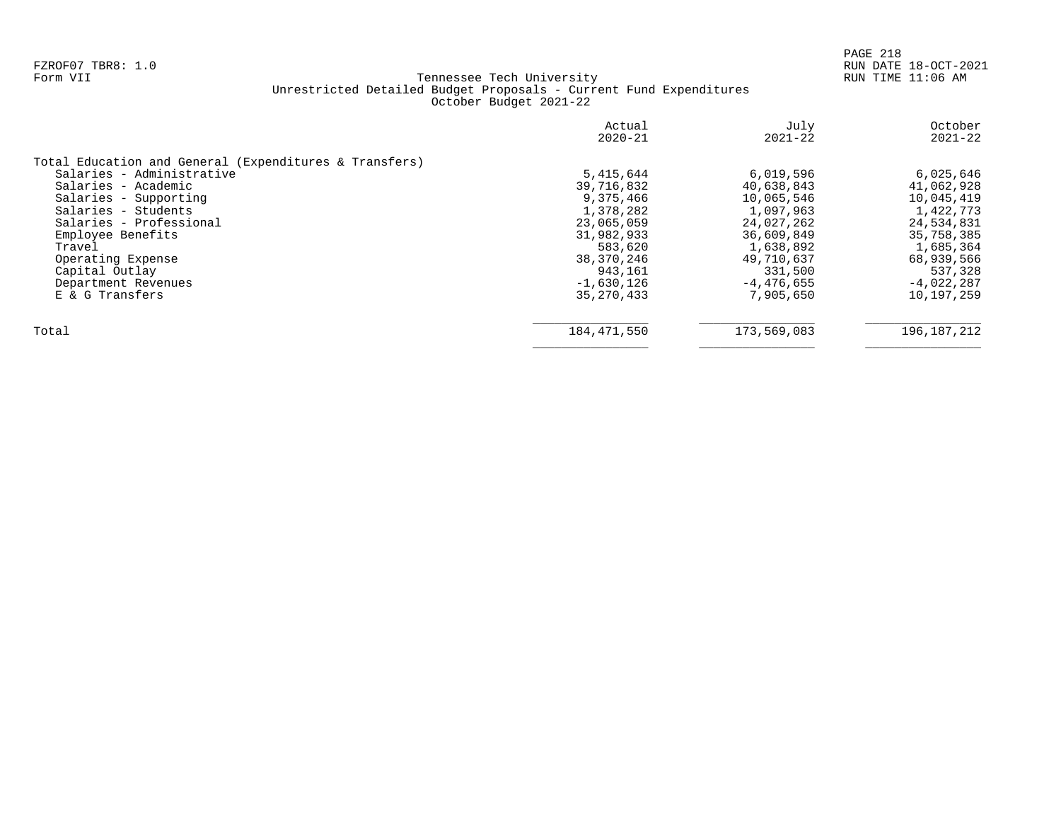FZROF07 TBR8: 1.0
Form VII

Tennessee Tech University
Unrestricted Detailed Budget Proposals - Current Fund Expenditures
October Budget 2021-22

RUN DATE 18-OCT-2021
RUN TIME 11:06 AM

| | Actual 2020-21 | July 2021-22 | October 2021-22 |
|---|---|---|---|
| Total Education and General (Expenditures & Transfers) | | | |
| Salaries - Administrative | 5,415,644 | 6,019,596 | 6,025,646 |
| Salaries - Academic | 39,716,832 | 40,638,843 | 41,062,928 |
| Salaries - Supporting | 9,375,466 | 10,065,546 | 10,045,419 |
| Salaries - Students | 1,378,282 | 1,097,963 | 1,422,773 |
| Salaries - Professional | 23,065,059 | 24,027,262 | 24,534,831 |
| Employee Benefits | 31,982,933 | 36,609,849 | 35,758,385 |
| Travel | 583,620 | 1,638,892 | 1,685,364 |
| Operating Expense | 38,370,246 | 49,710,637 | 68,939,566 |
| Capital Outlay | 943,161 | 331,500 | 537,328 |
| Department Revenues | -1,630,126 | -4,476,655 | -4,022,287 |
| E & G Transfers | 35,270,433 | 7,905,650 | 10,197,259 |
| Total | 184,471,550 | 173,569,083 | 196,187,212 |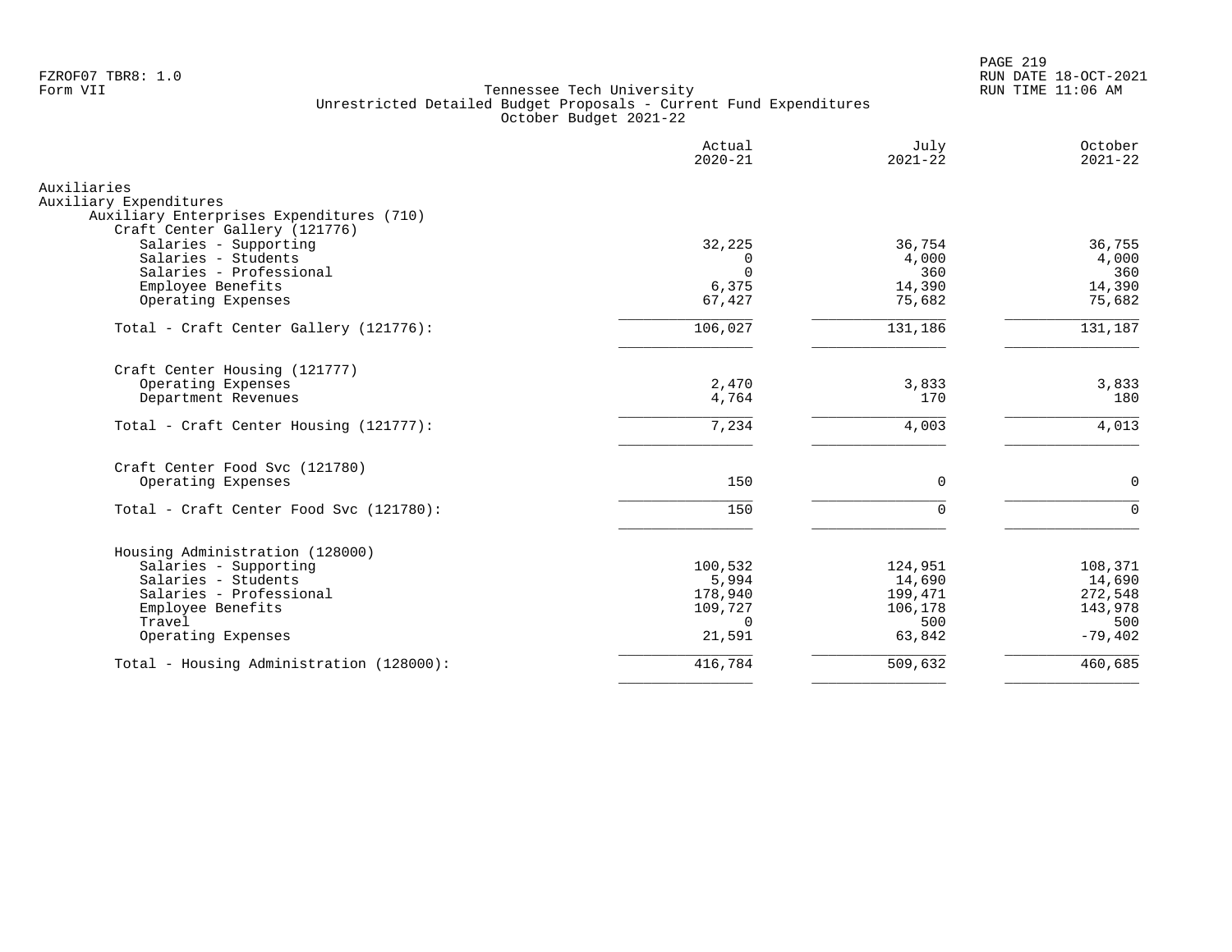FZROF07 TBR8: 1.0
Form VII

Tennessee Tech University
Unrestricted Detailed Budget Proposals - Current Fund Expenditures
October Budget 2021-22

RUN DATE 18-OCT-2021
RUN TIME 11:06 AM

| | Actual 2020-21 | July 2021-22 | October 2021-22 |
|---|---|---|---|
| **Auxiliaries** | | | |
| **Auxiliary Expenditures** | | | |
| **Auxiliary Enterprises Expenditures (710)** | | | |
| **Craft Center Gallery (121776)** | | | |
| Salaries - Supporting | 32,225 | 36,754 | 36,755 |
| Salaries - Students | 0 | 4,000 | 4,000 |
| Salaries - Professional | 0 | 360 | 360 |
| Employee Benefits | 6,375 | 14,390 | 14,390 |
| Operating Expenses | 67,427 | 75,682 | 75,682 |
| Total - Craft Center Gallery (121776): | 106,027 | 131,186 | 131,187 |
| **Craft Center Housing (121777)** | | | |
| Operating Expenses | 2,470 | 3,833 | 3,833 |
| Department Revenues | 4,764 | 170 | 180 |
| Total - Craft Center Housing (121777): | 7,234 | 4,003 | 4,013 |
| **Craft Center Food Svc (121780)** | | | |
| Operating Expenses | 150 | 0 | 0 |
| Total - Craft Center Food Svc (121780): | 150 | 0 | 0 |
| **Housing Administration (128000)** | | | |
| Salaries - Supporting | 100,532 | 124,951 | 108,371 |
| Salaries - Students | 5,994 | 14,690 | 14,690 |
| Salaries - Professional | 178,940 | 199,471 | 272,548 |
| Employee Benefits | 109,727 | 106,178 | 143,978 |
| Travel | 0 | 500 | 500 |
| Operating Expenses | 21,591 | 63,842 | -79,402 |
| Total - Housing Administration (128000): | 416,784 | 509,632 | 460,685 |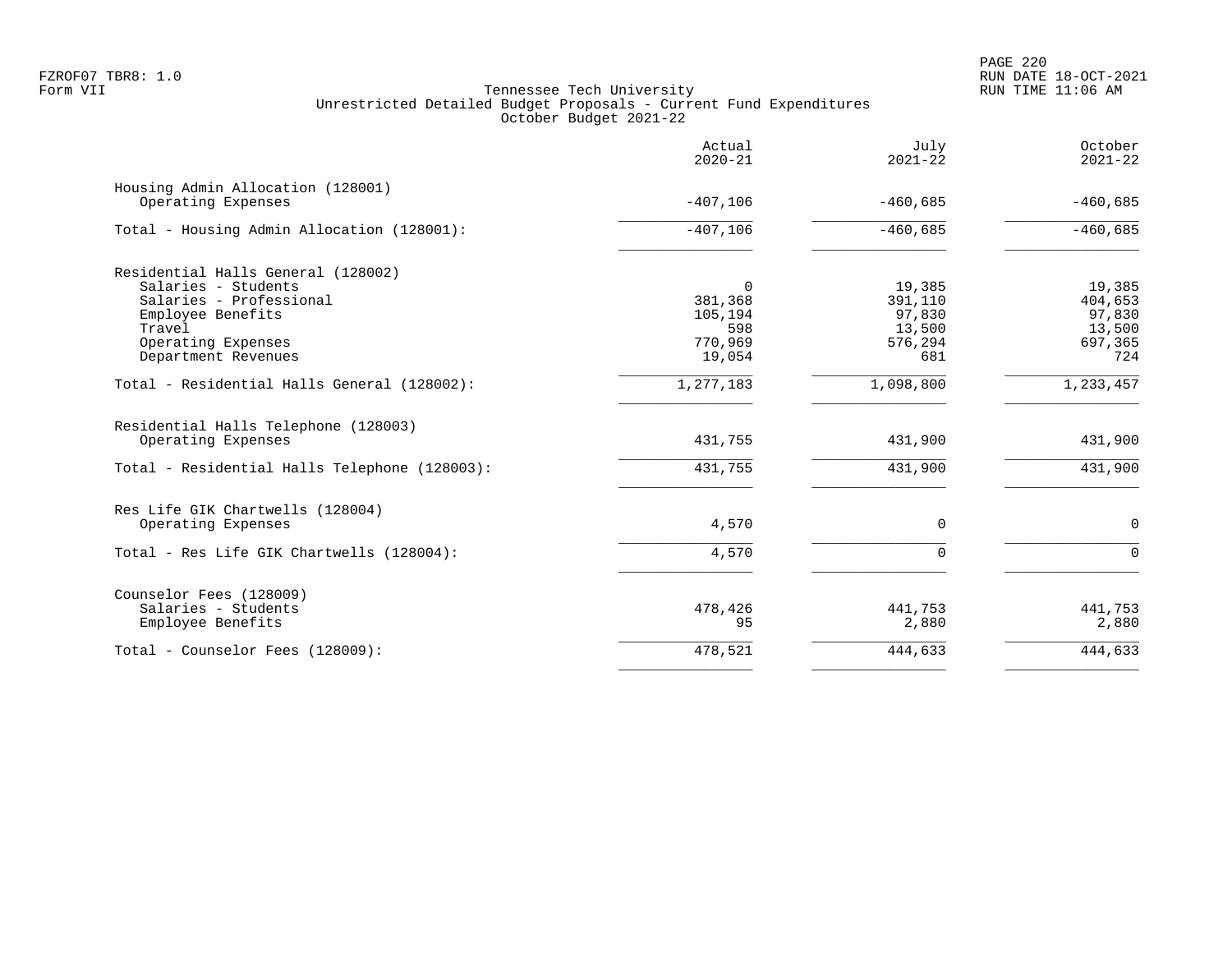Tennessee Tech University
Unrestricted Detailed Budget Proposals - Current Fund Expenditures
October Budget 2021-22

| | Actual 2020-21 | July 2021-22 | October 2021-22 |
|---|---|---|---|
| **Housing Admin Allocation (128001)** | | | |
| Operating Expenses | -407,106 | -460,685 | -460,685 |
| Total - Housing Admin Allocation (128001): | -407,106 | -460,685 | -460,685 |
| **Residential Halls General (128002)** | | | |
| Salaries - Students | 0 | 19,385 | 19,385 |
| Salaries - Professional | 381,368 | 391,110 | 404,653 |
| Employee Benefits | 105,194 | 97,830 | 97,830 |
| Travel | 598 | 13,500 | 13,500 |
| Operating Expenses | 770,969 | 576,294 | 697,365 |
| Department Revenues | 19,054 | 681 | 724 |
| Total - Residential Halls General (128002): | 1,277,183 | 1,098,800 | 1,233,457 |
| **Residential Halls Telephone (128003)** | | | |
| Operating Expenses | 431,755 | 431,900 | 431,900 |
| Total - Residential Halls Telephone (128003): | 431,755 | 431,900 | 431,900 |
| **Res Life GIK Chartwells (128004)** | | | |
| Operating Expenses | 4,570 | 0 | 0 |
| Total - Res Life GIK Chartwells (128004): | 4,570 | 0 | 0 |
| **Counselor Fees (128009)** | | | |
| Salaries - Students | 478,426 | 441,753 | 441,753 |
| Employee Benefits | 95 | 2,880 | 2,880 |
| Total - Counselor Fees (128009): | 478,521 | 444,633 | 444,633 |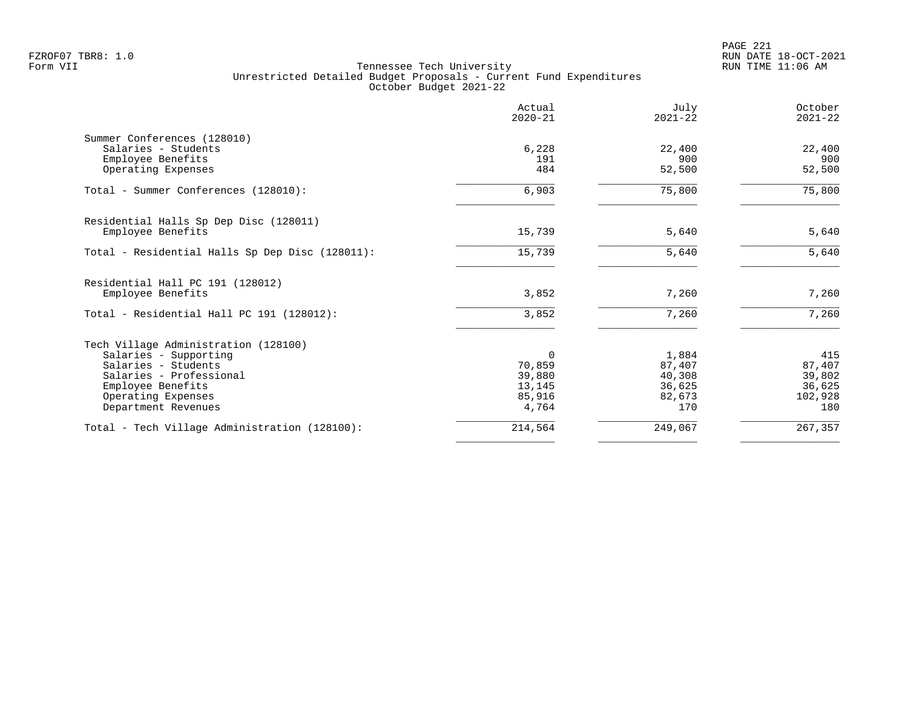FZROF07 TBR8: 1.0
Form VII

Tennessee Tech University
Unrestricted Detailed Budget Proposals - Current Fund Expenditures
October Budget 2021-22

RUN DATE 18-OCT-2021
RUN TIME 11:06 AM

| | Actual 2020-21 | July 2021-22 | October 2021-22 |
|---|---|---|---|
| **Summer Conferences (128010)** | | | |
| Salaries - Students | 6,228 | 22,400 | 22,400 |
| Employee Benefits | 191 | 900 | 900 |
| Operating Expenses | 484 | 52,500 | 52,500 |
| Total - Summer Conferences (128010): | 6,903 | 75,800 | 75,800 |
| **Residential Halls Sp Dep Disc (128011)** | | | |
| Employee Benefits | 15,739 | 5,640 | 5,640 |
| Total - Residential Halls Sp Dep Disc (128011): | 15,739 | 5,640 | 5,640 |
| **Residential Hall PC 191 (128012)** | | | |
| Employee Benefits | 3,852 | 7,260 | 7,260 |
| Total - Residential Hall PC 191 (128012): | 3,852 | 7,260 | 7,260 |
| **Tech Village Administration (128100)** | | | |
| Salaries - Supporting | 0 | 1,884 | 415 |
| Salaries - Students | 70,859 | 87,407 | 87,407 |
| Salaries - Professional | 39,880 | 40,308 | 39,802 |
| Employee Benefits | 13,145 | 36,625 | 36,625 |
| Operating Expenses | 85,916 | 82,673 | 102,928 |
| Department Revenues | 4,764 | 170 | 180 |
| Total - Tech Village Administration (128100): | 214,564 | 249,067 | 267,357 |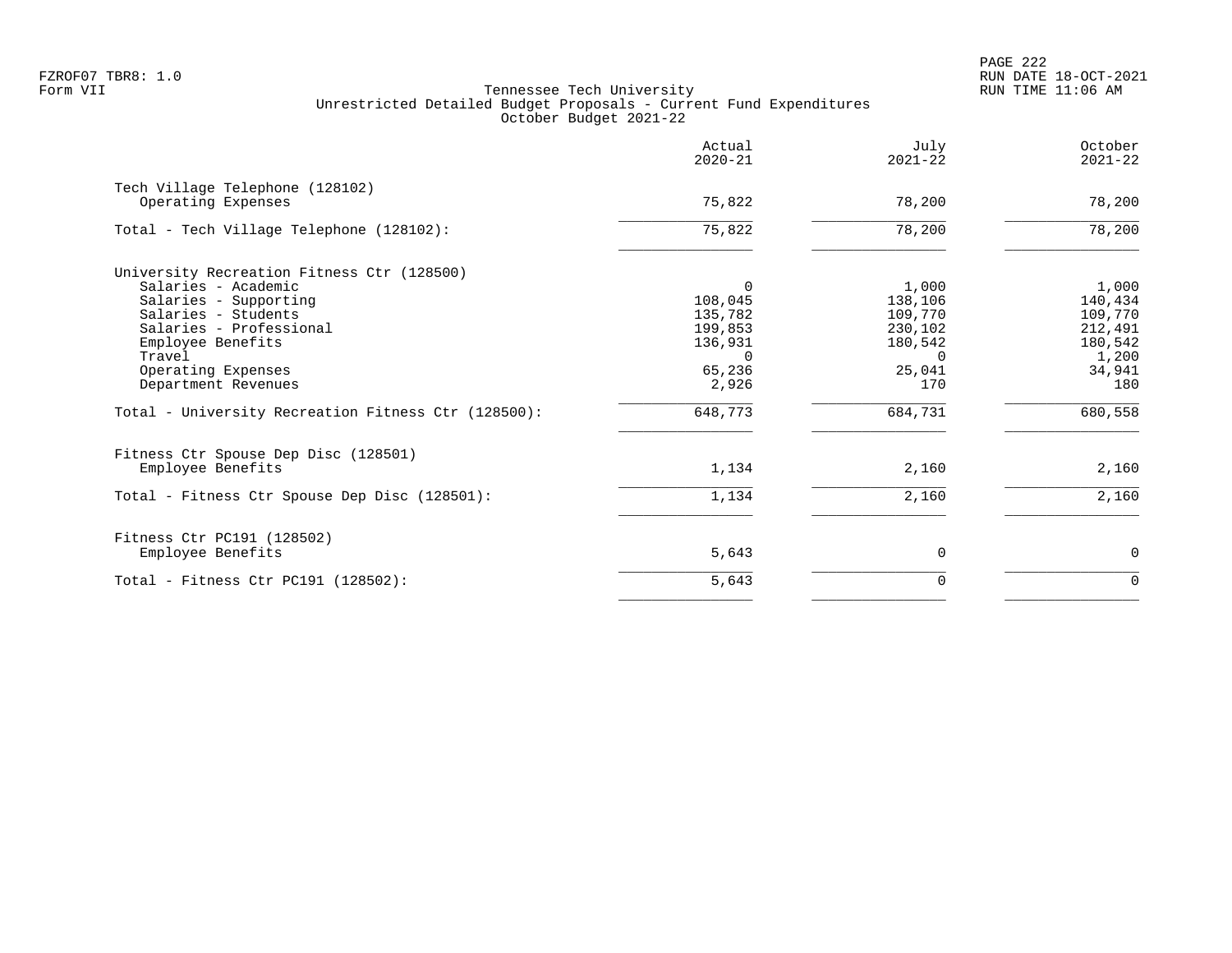FZROF07 TBR8: 1.0
Form VII

Tennessee Tech University
Unrestricted Detailed Budget Proposals - Current Fund Expenditures
October Budget 2021-22

RUN DATE 18-OCT-2021
RUN TIME 11:06 AM

| | Actual 2020-21 | July 2021-22 | October 2021-22 |
|---|---|---|---|
| **Tech Village Telephone (128102)** | | | |
| Operating Expenses | 75,822 | 78,200 | 78,200 |
| Total - Tech Village Telephone (128102): | 75,822 | 78,200 | 78,200 |
| **University Recreation Fitness Ctr (128500)** | | | |
| Salaries - Academic | 0 | 1,000 | 1,000 |
| Salaries - Supporting | 108,045 | 138,106 | 140,434 |
| Salaries - Students | 135,782 | 109,770 | 109,770 |
| Salaries - Professional | 199,853 | 230,102 | 212,491 |
| Employee Benefits | 136,931 | 180,542 | 180,542 |
| Travel | 0 | 0 | 1,200 |
| Operating Expenses | 65,236 | 25,041 | 34,941 |
| Department Revenues | 2,926 | 170 | 180 |
| Total - University Recreation Fitness Ctr (128500): | 648,773 | 684,731 | 680,558 |
| **Fitness Ctr Spouse Dep Disc (128501)** | | | |
| Employee Benefits | 1,134 | 2,160 | 2,160 |
| Total - Fitness Ctr Spouse Dep Disc (128501): | 1,134 | 2,160 | 2,160 |
| **Fitness Ctr PC191 (128502)** | | | |
| Employee Benefits | 5,643 | 0 | 0 |
| Total - Fitness Ctr PC191 (128502): | 5,643 | 0 | 0 |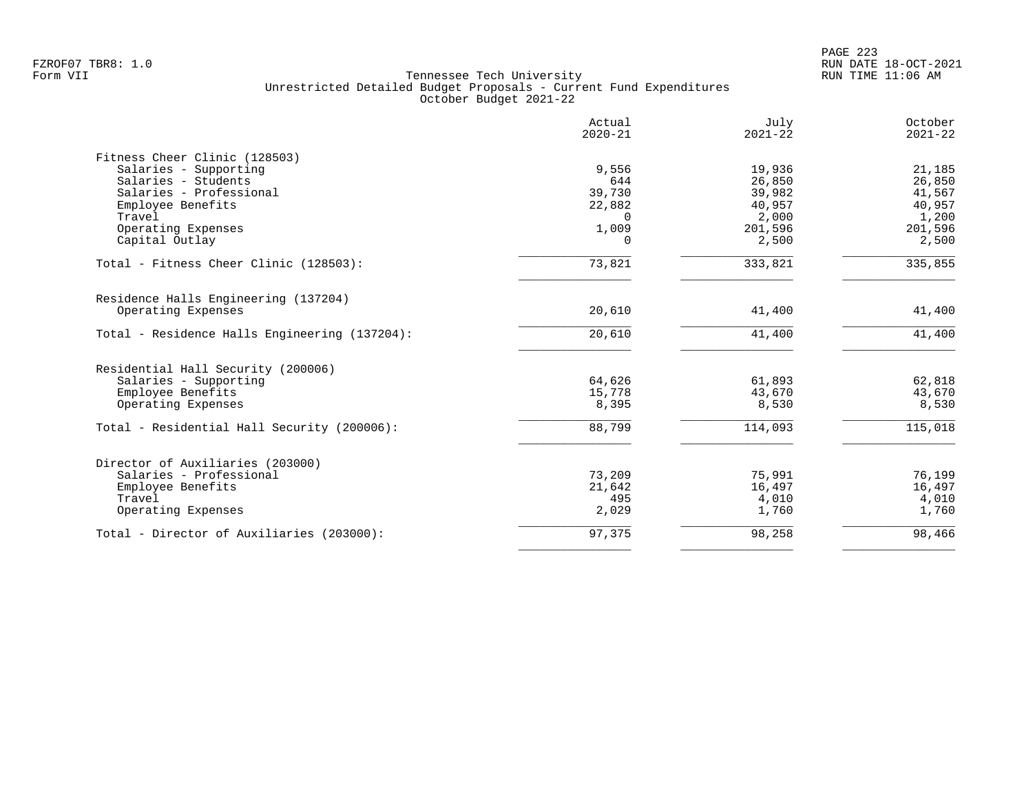FZROF07 TBR8: 1.0
Form VII

Tennessee Tech University
Unrestricted Detailed Budget Proposals - Current Fund Expenditures
October Budget 2021-22

RUN DATE 18-OCT-2021
RUN TIME 11:06 AM

| | Actual 2020-21 | July 2021-22 | October 2021-22 |
|---|---|---|---|
| **Fitness Cheer Clinic (128503)** | | | |
| Salaries - Supporting | 9,556 | 19,936 | 21,185 |
| Salaries - Students | 644 | 26,850 | 26,850 |
| Salaries - Professional | 39,730 | 39,982 | 41,567 |
| Employee Benefits | 22,882 | 40,957 | 40,957 |
| Travel | 0 | 2,000 | 1,200 |
| Operating Expenses | 1,009 | 201,596 | 201,596 |
| Capital Outlay | 0 | 2,500 | 2,500 |
| Total - Fitness Cheer Clinic (128503): | 73,821 | 333,821 | 335,855 |
| **Residence Halls Engineering (137204)** | | | |
| Operating Expenses | 20,610 | 41,400 | 41,400 |
| Total - Residence Halls Engineering (137204): | 20,610 | 41,400 | 41,400 |
| **Residential Hall Security (200006)** | | | |
| Salaries - Supporting | 64,626 | 61,893 | 62,818 |
| Employee Benefits | 15,778 | 43,670 | 43,670 |
| Operating Expenses | 8,395 | 8,530 | 8,530 |
| Total - Residential Hall Security (200006): | 88,799 | 114,093 | 115,018 |
| **Director of Auxiliaries (203000)** | | | |
| Salaries - Professional | 73,209 | 75,991 | 76,199 |
| Employee Benefits | 21,642 | 16,497 | 16,497 |
| Travel | 495 | 4,010 | 4,010 |
| Operating Expenses | 2,029 | 1,760 | 1,760 |
| Total - Director of Auxiliaries (203000): | 97,375 | 98,258 | 98,466 |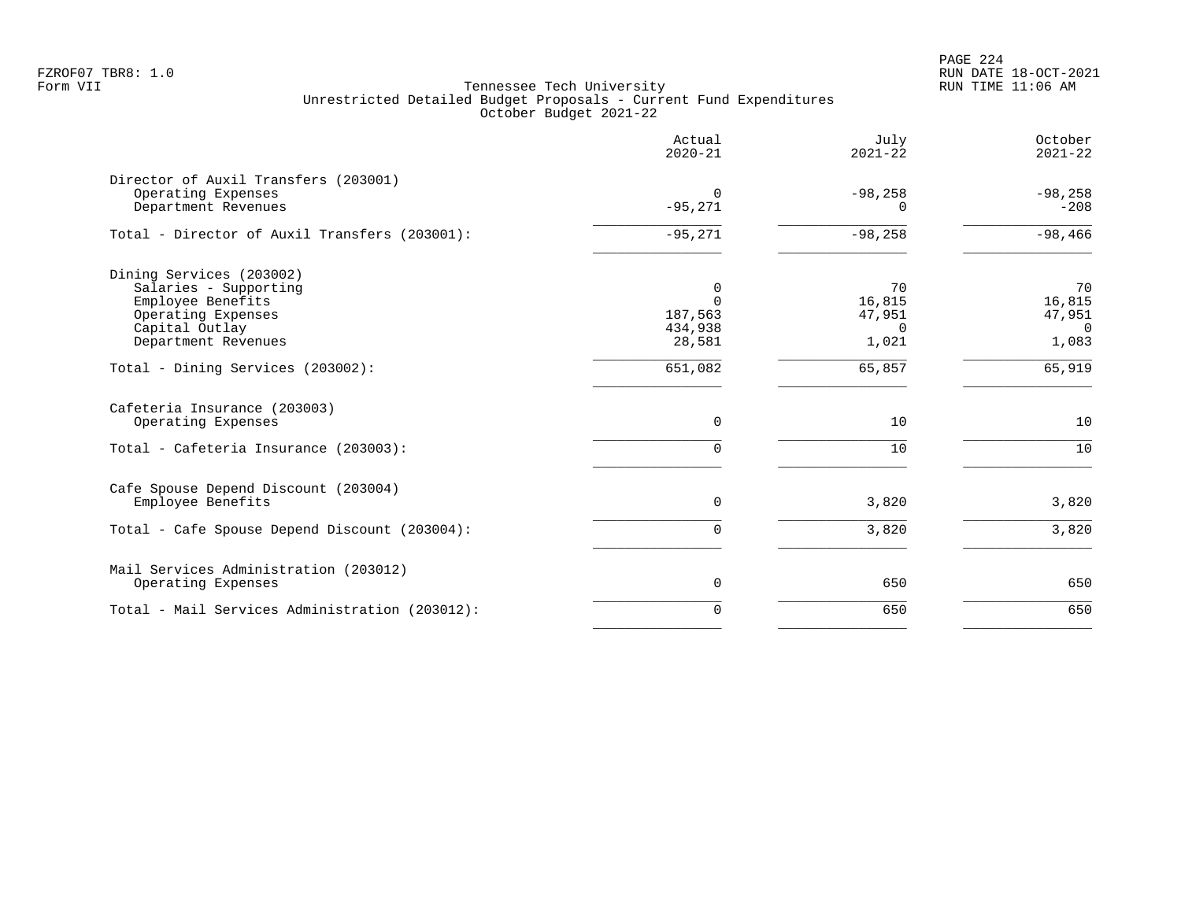Tennessee Tech University
Unrestricted Detailed Budget Proposals - Current Fund Expenditures
October Budget 2021-22

| | Actual 2020-21 | July 2021-22 | October 2021-22 |
|---|---|---|---|
| **Director of Auxil Transfers (203001)** | | | |
| Operating Expenses | 0 | -98,258 | -98,258 |
| Department Revenues | -95,271 | 0 | -208 |
| Total - Director of Auxil Transfers (203001): | -95,271 | -98,258 | -98,466 |
| **Dining Services (203002)** | | | |
| Salaries - Supporting | 0 | 70 | 70 |
| Employee Benefits | 0 | 16,815 | 16,815 |
| Operating Expenses | 187,563 | 47,951 | 47,951 |
| Capital Outlay | 434,938 | 0 | 0 |
| Department Revenues | 28,581 | 1,021 | 1,083 |
| Total - Dining Services (203002): | 651,082 | 65,857 | 65,919 |
| **Cafeteria Insurance (203003)** | | | |
| Operating Expenses | 0 | 10 | 10 |
| Total - Cafeteria Insurance (203003): | 0 | 10 | 10 |
| **Cafe Spouse Depend Discount (203004)** | | | |
| Employee Benefits | 0 | 3,820 | 3,820 |
| Total - Cafe Spouse Depend Discount (203004): | 0 | 3,820 | 3,820 |
| **Mail Services Administration (203012)** | | | |
| Operating Expenses | 0 | 650 | 650 |
| Total - Mail Services Administration (203012): | 0 | 650 | 650 |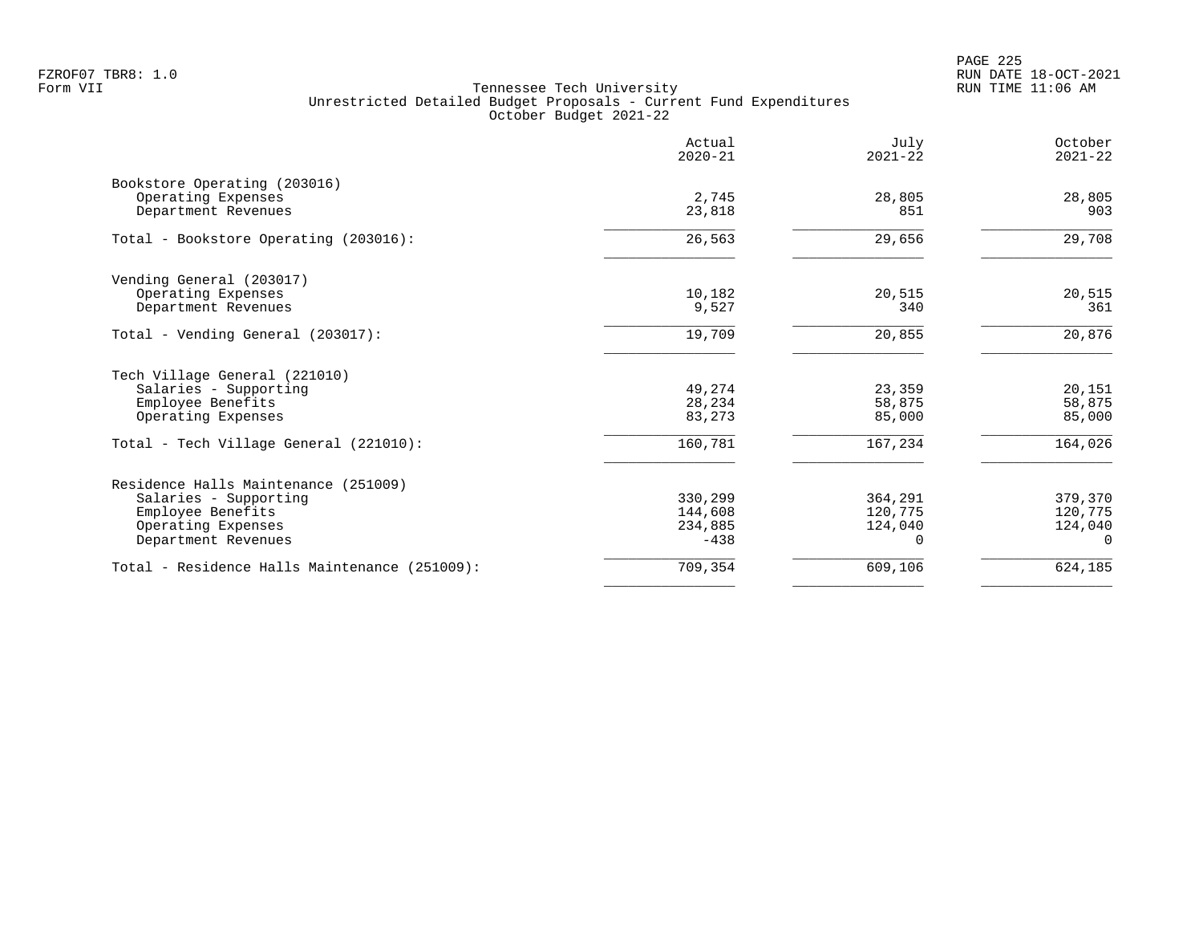Tennessee Tech University
Unrestricted Detailed Budget Proposals - Current Fund Expenditures
October Budget 2021-22

FZROF07 TBR8: 1.0
Form VII

RUN DATE 18-OCT-2021
RUN TIME 11:06 AM

| | Actual 2020-21 | July 2021-22 | October 2021-22 |
|---|---|---|---|
| **Bookstore Operating (203016)** | | | |
| Operating Expenses | 2,745 | 28,805 | 28,805 |
| Department Revenues | 23,818 | 851 | 903 |
| Total - Bookstore Operating (203016): | 26,563 | 29,656 | 29,708 |
| **Vending General (203017)** | | | |
| Operating Expenses | 10,182 | 20,515 | 20,515 |
| Department Revenues | 9,527 | 340 | 361 |
| Total - Vending General (203017): | 19,709 | 20,855 | 20,876 |
| **Tech Village General (221010)** | | | |
| Salaries - Supporting | 49,274 | 23,359 | 20,151 |
| Employee Benefits | 28,234 | 58,875 | 58,875 |
| Operating Expenses | 83,273 | 85,000 | 85,000 |
| Total - Tech Village General (221010): | 160,781 | 167,234 | 164,026 |
| **Residence Halls Maintenance (251009)** | | | |
| Salaries - Supporting | 330,299 | 364,291 | 379,370 |
| Employee Benefits | 144,608 | 120,775 | 120,775 |
| Operating Expenses | 234,885 | 124,040 | 124,040 |
| Department Revenues | -438 | 0 | 0 |
| Total - Residence Halls Maintenance (251009): | 709,354 | 609,106 | 624,185 |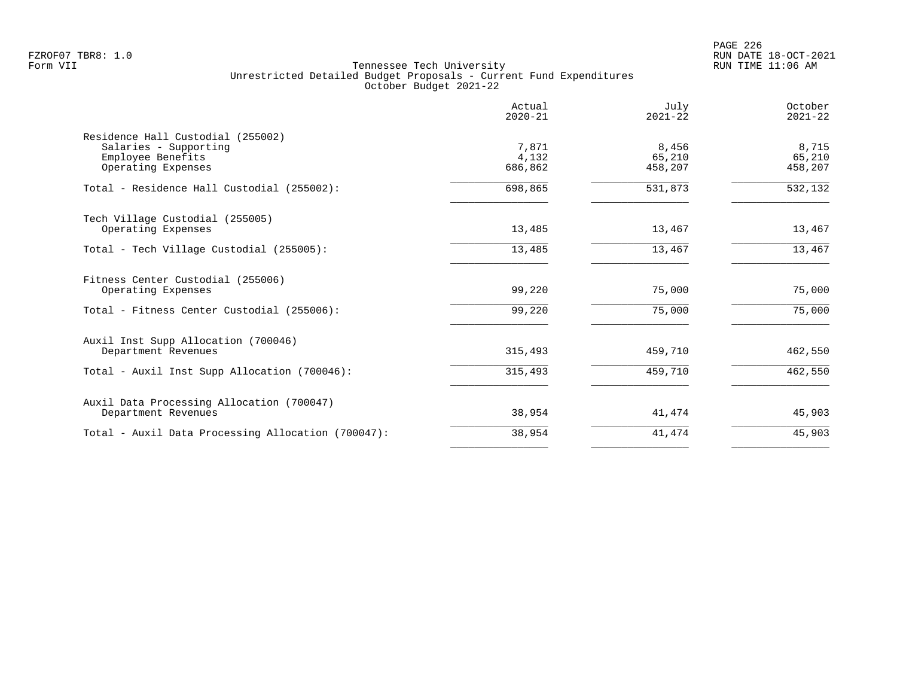Tennessee Tech University
Unrestricted Detailed Budget Proposals - Current Fund Expenditures
October Budget 2021-22

| | Actual 2020-21 | July 2021-22 | October 2021-22 |
|---|---|---|---|
| **Residence Hall Custodial (255002)** | | | |
| Salaries - Supporting | 7,871 | 8,456 | 8,715 |
| Employee Benefits | 4,132 | 65,210 | 65,210 |
| Operating Expenses | 686,862 | 458,207 | 458,207 |
| Total - Residence Hall Custodial (255002): | 698,865 | 531,873 | 532,132 |
| **Tech Village Custodial (255005)** | | | |
| Operating Expenses | 13,485 | 13,467 | 13,467 |
| Total - Tech Village Custodial (255005): | 13,485 | 13,467 | 13,467 |
| **Fitness Center Custodial (255006)** | | | |
| Operating Expenses | 99,220 | 75,000 | 75,000 |
| Total - Fitness Center Custodial (255006): | 99,220 | 75,000 | 75,000 |
| **Auxil Inst Supp Allocation (700046)** | | | |
| Department Revenues | 315,493 | 459,710 | 462,550 |
| Total - Auxil Inst Supp Allocation (700046): | 315,493 | 459,710 | 462,550 |
| **Auxil Data Processing Allocation (700047)** | | | |
| Department Revenues | 38,954 | 41,474 | 45,903 |
| Total - Auxil Data Processing Allocation (700047): | 38,954 | 41,474 | 45,903 |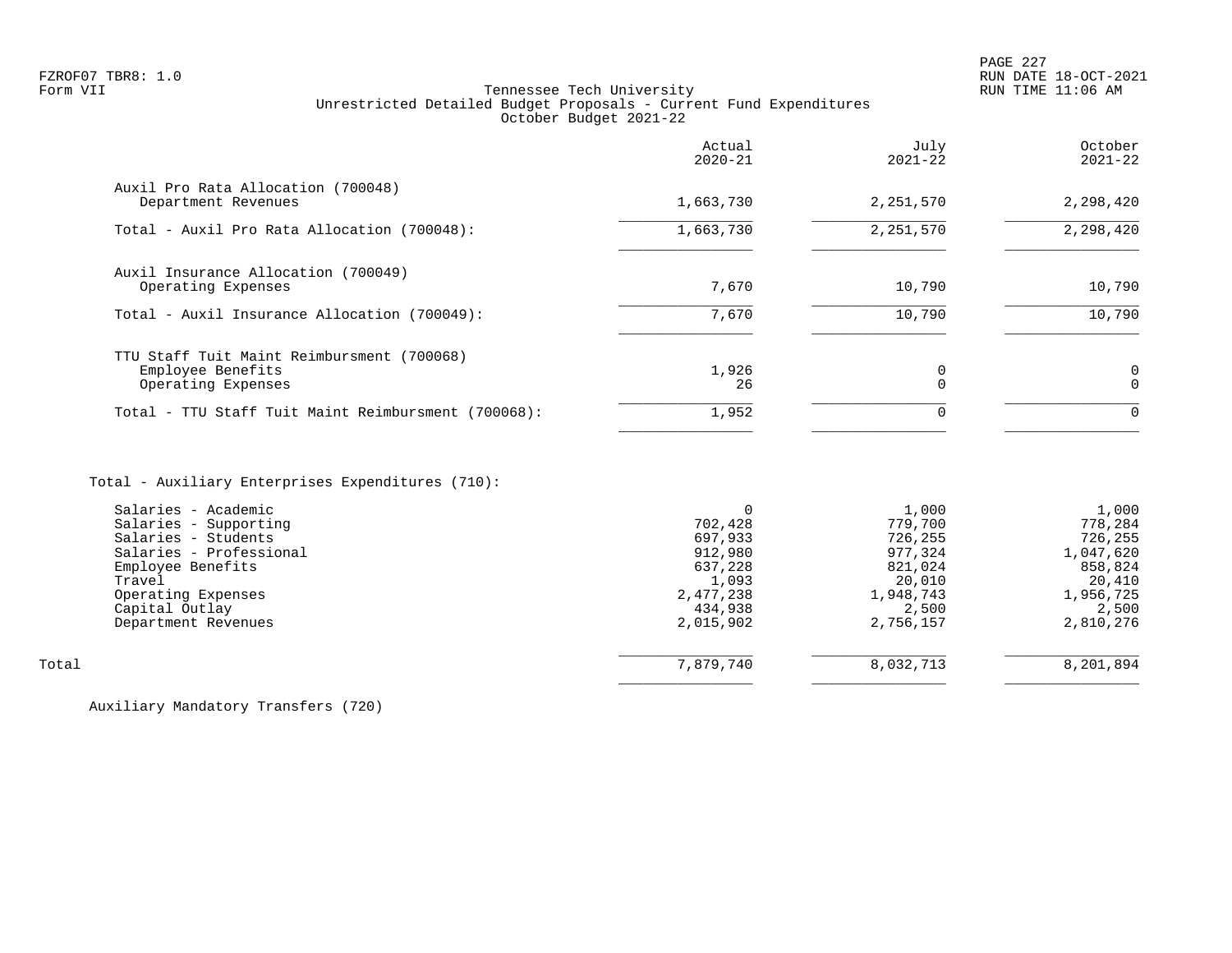FZROF07 TBR8: 1.0
Form VII

Tennessee Tech University
Unrestricted Detailed Budget Proposals - Current Fund Expenditures
October Budget 2021-22

RUN DATE 18-OCT-2021
RUN TIME 11:06 AM

| | Actual 2020-21 | July 2021-22 | October 2021-22 |
|---|---|---|---|
| **Auxil Pro Rata Allocation (700048)** | | | |
| Department Revenues | 1,663,730 | 2,251,570 | 2,298,420 |
| Total - Auxil Pro Rata Allocation (700048): | 1,663,730 | 2,251,570 | 2,298,420 |
| **Auxil Insurance Allocation (700049)** | | | |
| Operating Expenses | 7,670 | 10,790 | 10,790 |
| Total - Auxil Insurance Allocation (700049): | 7,670 | 10,790 | 10,790 |
| **TTU Staff Tuit Maint Reimbursment (700068)** | | | |
| Employee Benefits | 1,926 | 0 | 0 |
| Operating Expenses | 26 | 0 | 0 |
| Total - TTU Staff Tuit Maint Reimbursment (700068): | 1,952 | 0 | 0 |
| **Total - Auxiliary Enterprises Expenditures (710):** | | | |
| Salaries - Academic | 0 | 1,000 | 1,000 |
| Salaries - Supporting | 702,428 | 779,700 | 778,284 |
| Salaries - Students | 697,933 | 726,255 | 726,255 |
| Salaries - Professional | 912,980 | 977,324 | 1,047,620 |
| Employee Benefits | 637,228 | 821,024 | 858,824 |
| Travel | 1,093 | 20,010 | 20,410 |
| Operating Expenses | 2,477,238 | 1,948,743 | 1,956,725 |
| Capital Outlay | 434,938 | 2,500 | 2,500 |
| Department Revenues | 2,015,902 | 2,756,157 | 2,810,276 |
| Total | 7,879,740 | 8,032,713 | 8,201,894 |

Auxiliary Mandatory Transfers (720)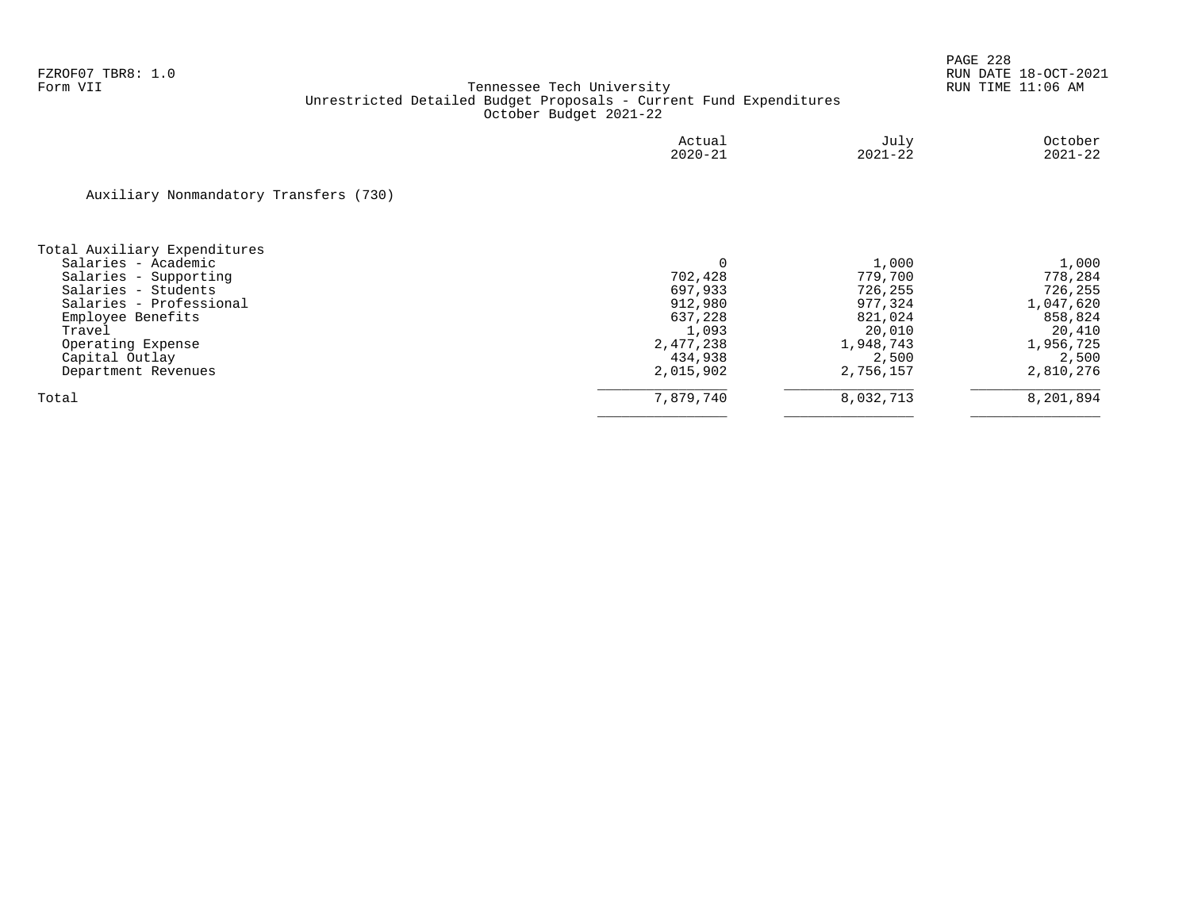Tennessee Tech University
Unrestricted Detailed Budget Proposals - Current Fund Expenditures
October Budget 2021-22

FZROF07 TBR8: 1.0
Form VII

RUN DATE 18-OCT-2021
RUN TIME 11:06 AM

| | Actual 2020-21 | July 2021-22 | October 2021-22 |
|---|---:|---:|---:|
| Auxiliary Nonmandatory Transfers (730) | | | |
| **Total Auxiliary Expenditures** | | | |
| Salaries - Academic | 0 | 1,000 | 1,000 |
| Salaries - Supporting | 702,428 | 779,700 | 778,284 |
| Salaries - Students | 697,933 | 726,255 | 726,255 |
| Salaries - Professional | 912,980 | 977,324 | 1,047,620 |
| Employee Benefits | 637,228 | 821,024 | 858,824 |
| Travel | 1,093 | 20,010 | 20,410 |
| Operating Expense | 2,477,238 | 1,948,743 | 1,956,725 |
| Capital Outlay | 434,938 | 2,500 | 2,500 |
| Department Revenues | 2,015,902 | 2,756,157 | 2,810,276 |
| Total | 7,879,740 | 8,032,713 | 8,201,894 |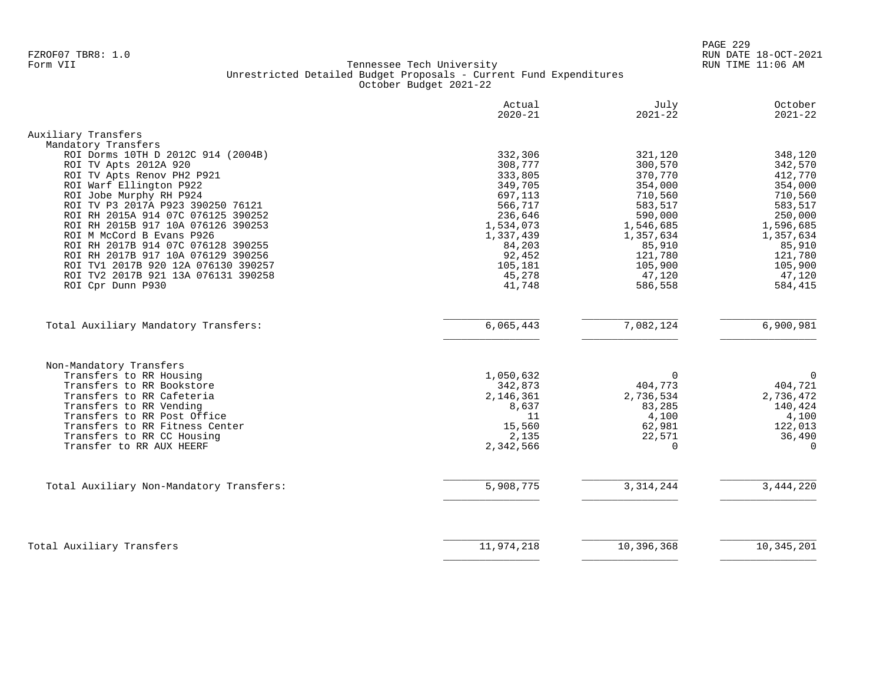FZROF07 TBR8: 1.0
Form VII

Tennessee Tech University
Unrestricted Detailed Budget Proposals - Current Fund Expenditures
October Budget 2021-22

RUN DATE 18-OCT-2021
RUN TIME 11:06 AM

| | Actual 2020-21 | July 2021-22 | October 2021-22 |
|---|---|---|---|
| **Auxiliary Transfers** | | | |
| Mandatory Transfers | | | |
| ROI Dorms 10TH D 2012C 914 (2004B) | 332,306 | 321,120 | 348,120 |
| ROI TV Apts 2012A 920 | 308,777 | 300,570 | 342,570 |
| ROI TV Apts Renov PH2 P921 | 333,805 | 370,770 | 412,770 |
| ROI Warf Ellington P922 | 349,705 | 354,000 | 354,000 |
| ROI Jobe Murphy RH P924 | 697,113 | 710,560 | 710,560 |
| ROI TV P3 2017A P923 390250 76121 | 566,717 | 583,517 | 583,517 |
| ROI RH 2015A 914 07C 076125 390252 | 236,646 | 590,000 | 250,000 |
| ROI RH 2015B 917 10A 076126 390253 | 1,534,073 | 1,546,685 | 1,596,685 |
| ROI M McCord B Evans P926 | 1,337,439 | 1,357,634 | 1,357,634 |
| ROI RH 2017B 914 07C 076128 390255 | 84,203 | 85,910 | 85,910 |
| ROI RH 2017B 917 10A 076129 390256 | 92,452 | 121,780 | 121,780 |
| ROI TV1 2017B 920 12A 076130 390257 | 105,181 | 105,900 | 105,900 |
| ROI TV2 2017B 921 13A 076131 390258 | 45,278 | 47,120 | 47,120 |
| ROI Cpr Dunn P930 | 41,748 | 586,558 | 584,415 |
| Total Auxiliary Mandatory Transfers: | 6,065,443 | 7,082,124 | 6,900,981 |
| Non-Mandatory Transfers | | | |
| Transfers to RR Housing | 1,050,632 | 0 | 0 |
| Transfers to RR Bookstore | 342,873 | 404,773 | 404,721 |
| Transfers to RR Cafeteria | 2,146,361 | 2,736,534 | 2,736,472 |
| Transfers to RR Vending | 8,637 | 83,285 | 140,424 |
| Transfers to RR Post Office | 11 | 4,100 | 4,100 |
| Transfers to RR Fitness Center | 15,560 | 62,981 | 122,013 |
| Transfers to RR CC Housing | 2,135 | 22,571 | 36,490 |
| Transfer to RR AUX HEERF | 2,342,566 | 0 | 0 |
| Total Auxiliary Non-Mandatory Transfers: | 5,908,775 | 3,314,244 | 3,444,220 |
| **Total Auxiliary Transfers** | 11,974,218 | 10,396,368 | 10,345,201 |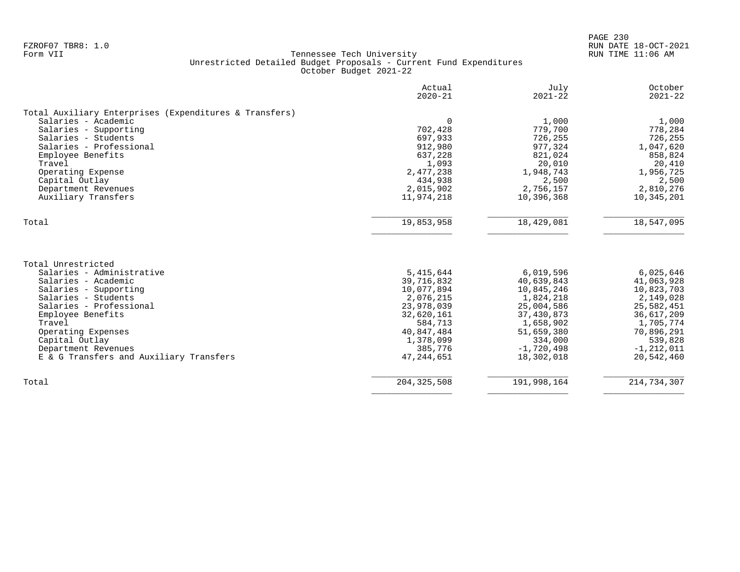FZROF07 TBR8: 1.0
Form VII

Tennessee Tech University
Unrestricted Detailed Budget Proposals - Current Fund Expenditures
October Budget 2021-22

RUN DATE 18-OCT-2021
RUN TIME 11:06 AM

| | Actual 2020-21 | July 2021-22 | October 2021-22 |
|---|---|---|---|
| **Total Auxiliary Enterprises (Expenditures & Transfers)** | | | |
| Salaries - Academic | 0 | 1,000 | 1,000 |
| Salaries - Supporting | 702,428 | 779,700 | 778,284 |
| Salaries - Students | 697,933 | 726,255 | 726,255 |
| Salaries - Professional | 912,980 | 977,324 | 1,047,620 |
| Employee Benefits | 637,228 | 821,024 | 858,824 |
| Travel | 1,093 | 20,010 | 20,410 |
| Operating Expense | 2,477,238 | 1,948,743 | 1,956,725 |
| Capital Outlay | 434,938 | 2,500 | 2,500 |
| Department Revenues | 2,015,902 | 2,756,157 | 2,810,276 |
| Auxiliary Transfers | 11,974,218 | 10,396,368 | 10,345,201 |
| Total | 19,853,958 | 18,429,081 | 18,547,095 |

| | Actual 2020-21 | July 2021-22 | October 2021-22 |
|---|---|---|---|
| **Total Unrestricted** | | | |
| Salaries - Administrative | 5,415,644 | 6,019,596 | 6,025,646 |
| Salaries - Academic | 39,716,832 | 40,639,843 | 41,063,928 |
| Salaries - Supporting | 10,077,894 | 10,845,246 | 10,823,703 |
| Salaries - Students | 2,076,215 | 1,824,218 | 2,149,028 |
| Salaries - Professional | 23,978,039 | 25,004,586 | 25,582,451 |
| Employee Benefits | 32,620,161 | 37,430,873 | 36,617,209 |
| Travel | 584,713 | 1,658,902 | 1,705,774 |
| Operating Expenses | 40,847,484 | 51,659,380 | 70,896,291 |
| Capital Outlay | 1,378,099 | 334,000 | 539,828 |
| Department Revenues | 385,776 | -1,720,498 | -1,212,011 |
| E & G Transfers and Auxiliary Transfers | 47,244,651 | 18,302,018 | 20,542,460 |
| Total | 204,325,508 | 191,998,164 | 214,734,307 |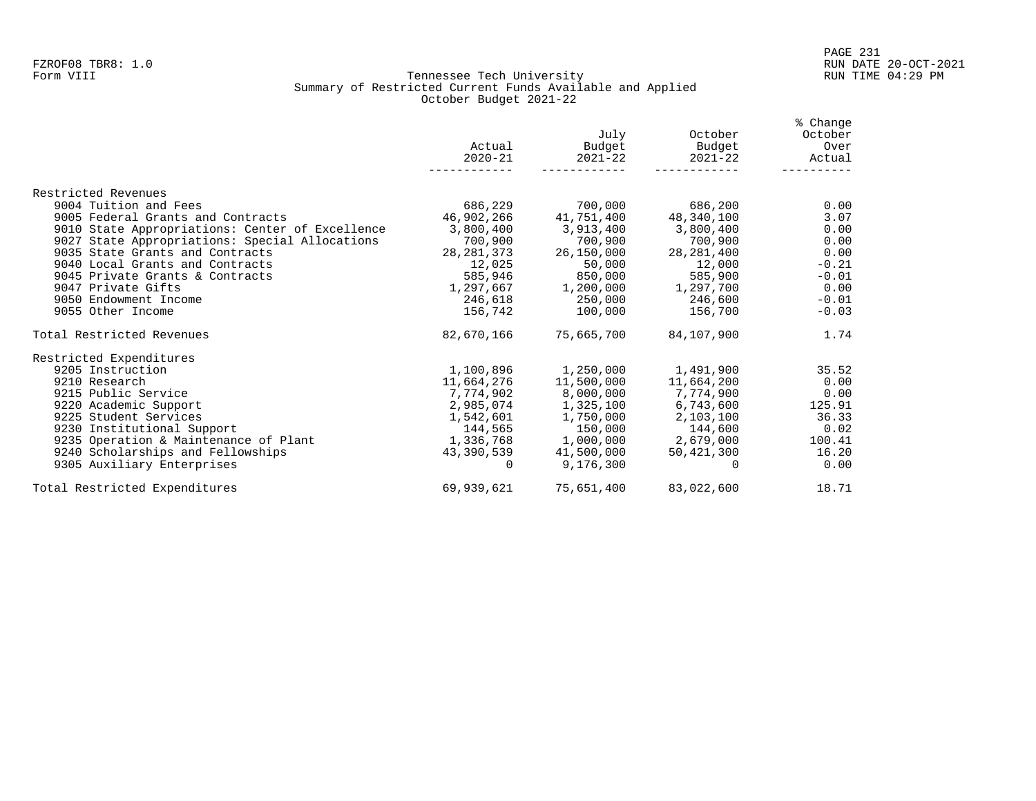FZROF08 TBR8: 1.0
Form VIII

# Tennessee Tech University
## Summary of Restricted Current Funds Available and Applied
### October Budget 2021-22

| | Actual 2020-21 | July Budget 2021-22 | October Budget 2021-22 | % Change October Over Actual |
|---|---|---|---|---|
| **Restricted Revenues** | | | | |
| 9004 Tuition and Fees | 686,229 | 700,000 | 686,200 | 0.00 |
| 9005 Federal Grants and Contracts | 46,902,266 | 41,751,400 | 48,340,100 | 3.07 |
| 9010 State Appropriations: Center of Excellence | 3,800,400 | 3,913,400 | 3,800,400 | 0.00 |
| 9027 State Appropriations: Special Allocations | 700,900 | 700,900 | 700,900 | 0.00 |
| 9035 State Grants and Contracts | 28,281,373 | 26,150,000 | 28,281,400 | 0.00 |
| 9040 Local Grants and Contracts | 12,025 | 50,000 | 12,000 | -0.21 |
| 9045 Private Grants & Contracts | 585,946 | 850,000 | 585,900 | -0.01 |
| 9047 Private Gifts | 1,297,667 | 1,200,000 | 1,297,700 | 0.00 |
| 9050 Endowment Income | 246,618 | 250,000 | 246,600 | -0.01 |
| 9055 Other Income | 156,742 | 100,000 | 156,700 | -0.03 |
| Total Restricted Revenues | 82,670,166 | 75,665,700 | 84,107,900 | 1.74 |
| **Restricted Expenditures** | | | | |
| 9205 Instruction | 1,100,896 | 1,250,000 | 1,491,900 | 35.52 |
| 9210 Research | 11,664,276 | 11,500,000 | 11,664,200 | 0.00 |
| 9215 Public Service | 7,774,902 | 8,000,000 | 7,774,900 | 0.00 |
| 9220 Academic Support | 2,985,074 | 1,325,100 | 6,743,600 | 125.91 |
| 9225 Student Services | 1,542,601 | 1,750,000 | 2,103,100 | 36.33 |
| 9230 Institutional Support | 144,565 | 150,000 | 144,600 | 0.02 |
| 9235 Operation & Maintenance of Plant | 1,336,768 | 1,000,000 | 2,679,000 | 100.41 |
| 9240 Scholarships and Fellowships | 43,390,539 | 41,500,000 | 50,421,300 | 16.20 |
| 9305 Auxiliary Enterprises | 0 | 9,176,300 | 0 | 0.00 |
| Total Restricted Expenditures | 69,939,621 | 75,651,400 | 83,022,600 | 18.71 |